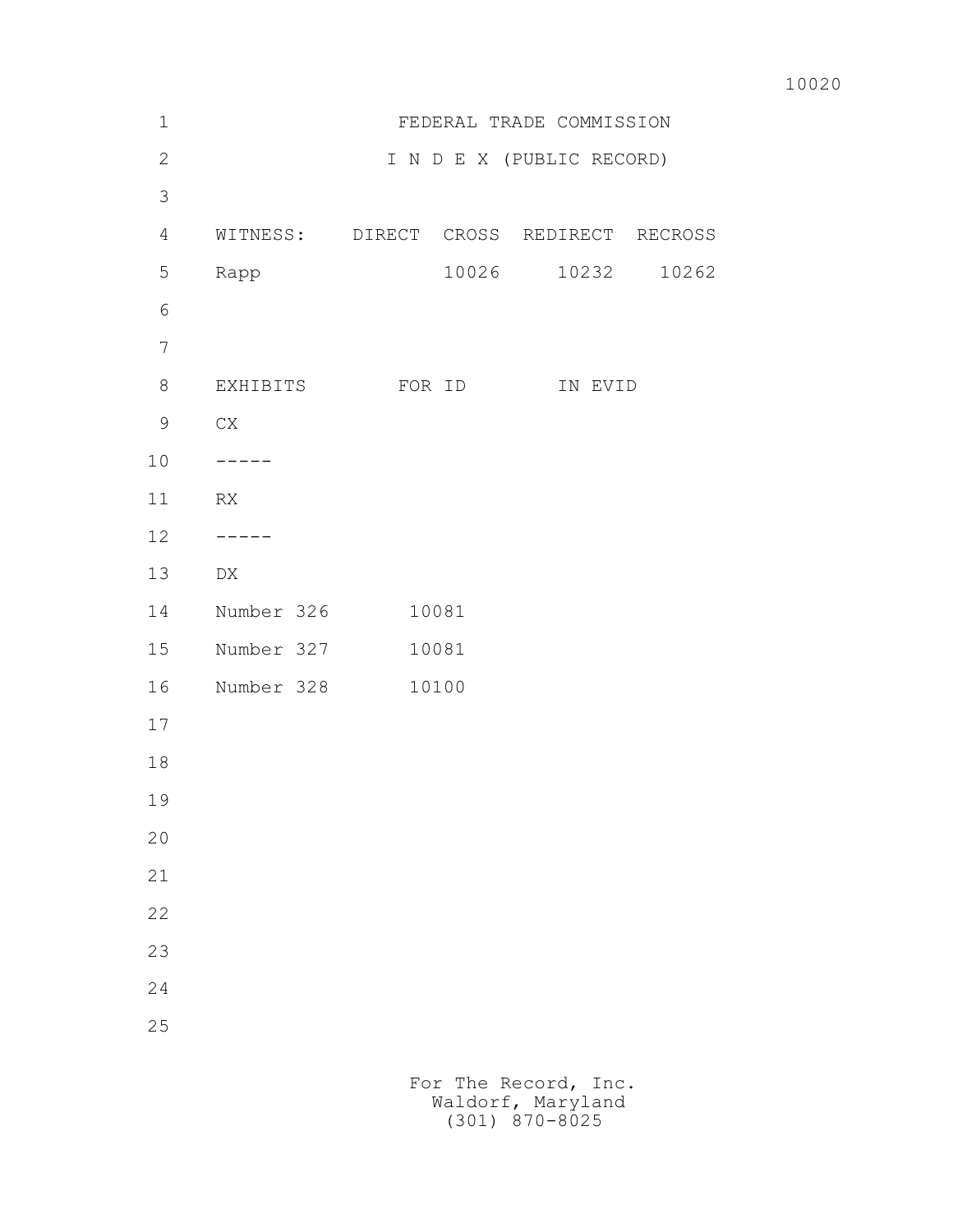# FEDERAL TRADE COMMISSION

## I N D E X (PUBLIC RECORD)

| WITNESS: | DIRECT | CROSS | REDIRECT | RECROSS |
| --- | --- | --- | --- | --- |
| Rapp | | 10026 | 10232 | 10262 |

| EXHIBITS | FOR ID | IN EVID |
| --- | --- | --- |
| CX | | |
| ----- | | |
| RX | | |
| ----- | | |
| DX | | |
| Number 326 | 10081 | |
| Number 327 | 10081 | |
| Number 328 | 10100 | |

For The Record, Inc.
Waldorf, Maryland
(301) 870-8025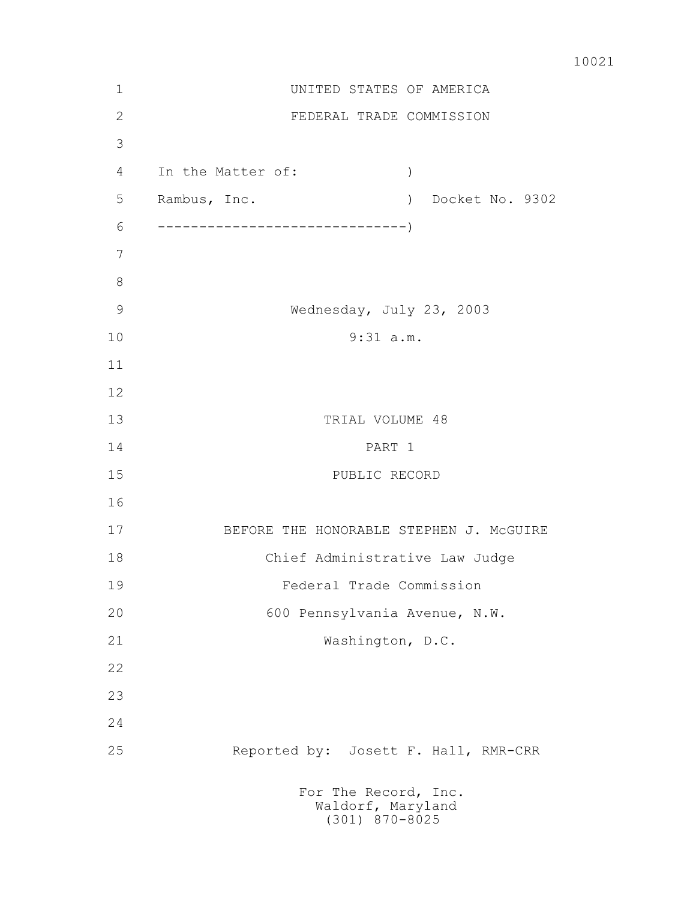UNITED STATES OF AMERICA

FEDERAL TRADE COMMISSION

In the Matter of: )

Rambus, Inc. ) Docket No. 9302

------------------------------)

Wednesday, July 23, 2003

9:31 a.m.

TRIAL VOLUME 48

PART 1

PUBLIC RECORD

BEFORE THE HONORABLE STEPHEN J. McGUIRE

Chief Administrative Law Judge

Federal Trade Commission

600 Pennsylvania Avenue, N.W.

Washington, D.C.

Reported by: Josett F. Hall, RMR-CRR

For The Record, Inc.
Waldorf, Maryland
(301) 870-8025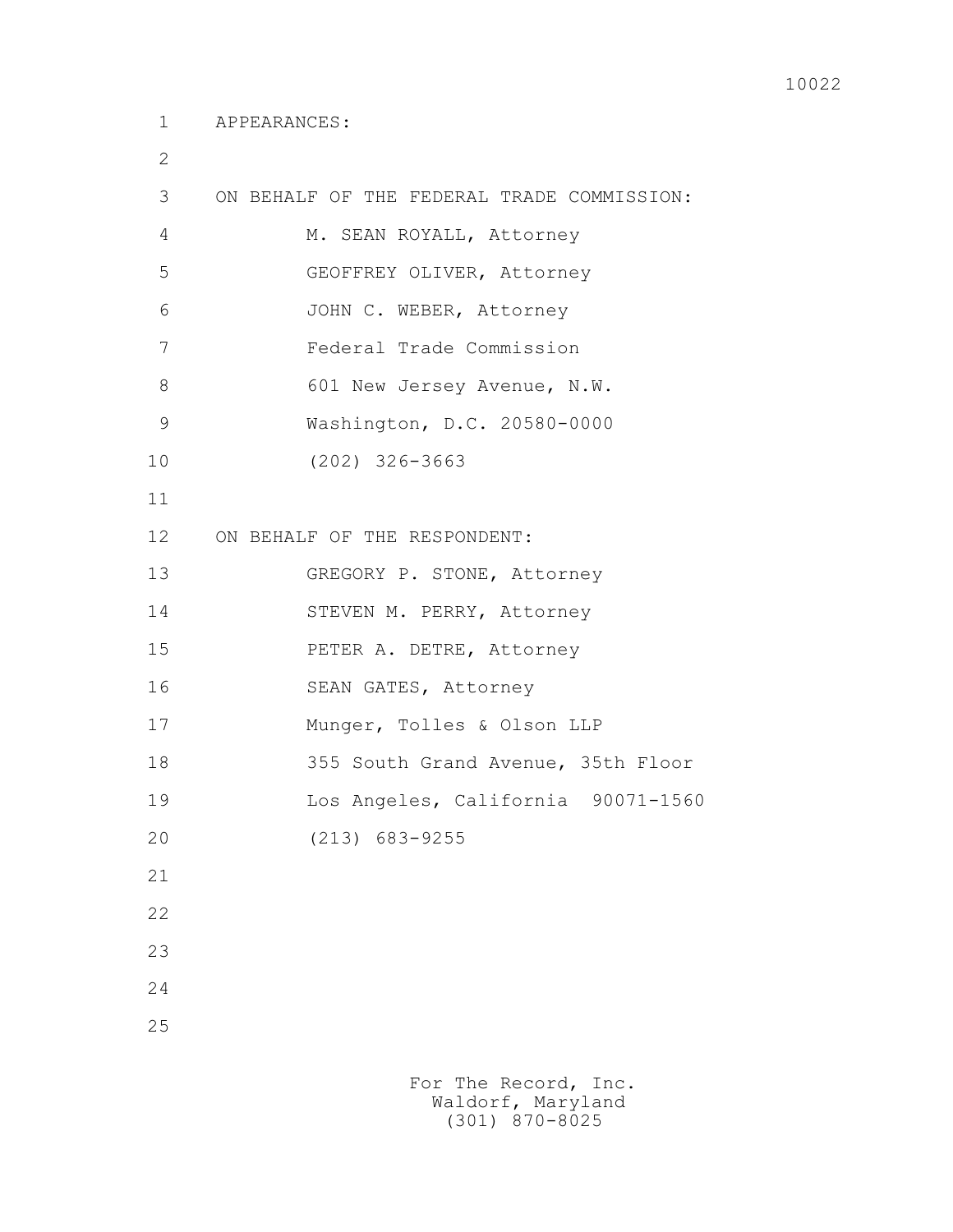APPEARANCES:

ON BEHALF OF THE FEDERAL TRADE COMMISSION:

M. SEAN ROYALL, Attorney
GEOFFREY OLIVER, Attorney
JOHN C. WEBER, Attorney
Federal Trade Commission
601 New Jersey Avenue, N.W.
Washington, D.C. 20580-0000
(202) 326-3663

ON BEHALF OF THE RESPONDENT:

GREGORY P. STONE, Attorney
STEVEN M. PERRY, Attorney
PETER A. DETRE, Attorney
SEAN GATES, Attorney
Munger, Tolles & Olson LLP
355 South Grand Avenue, 35th Floor
Los Angeles, California 90071-1560
(213) 683-9255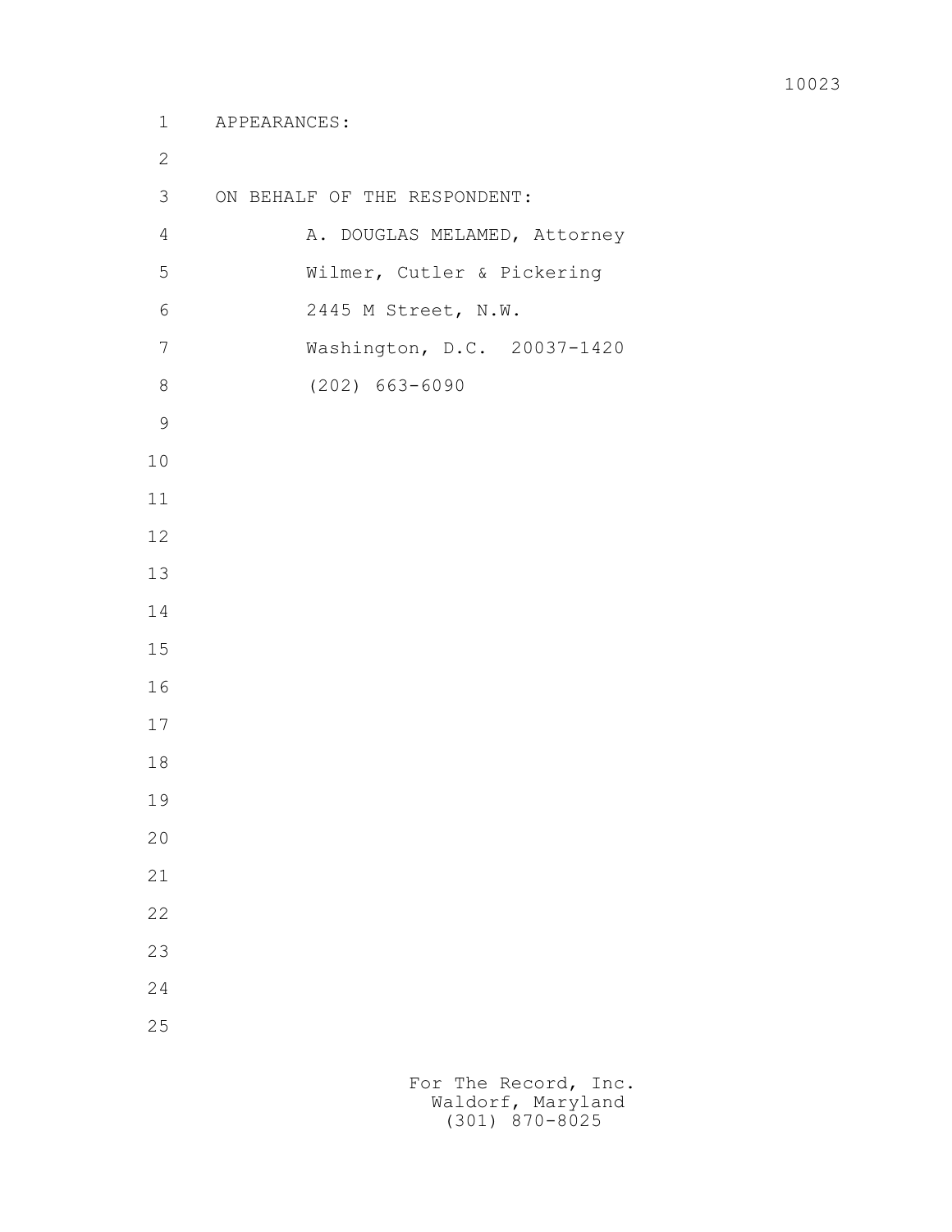APPEARANCES:

ON BEHALF OF THE RESPONDENT:

A. DOUGLAS MELAMED, Attorney
Wilmer, Cutler & Pickering
2445 M Street, N.W.
Washington, D.C.  20037-1420
(202) 663-6090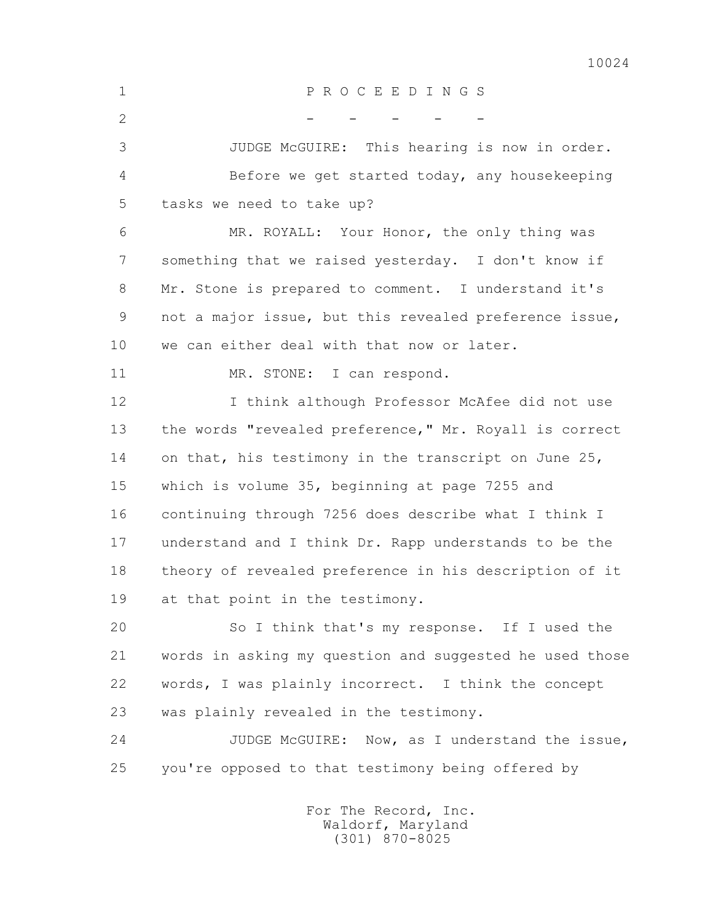P R O C E E D I N G S

- - - - -

JUDGE McGUIRE: This hearing is now in order.

Before we get started today, any housekeeping tasks we need to take up?

MR. ROYALL: Your Honor, the only thing was something that we raised yesterday. I don't know if Mr. Stone is prepared to comment. I understand it's not a major issue, but this revealed preference issue, we can either deal with that now or later.

MR. STONE: I can respond.

I think although Professor McAfee did not use the words "revealed preference," Mr. Royall is correct on that, his testimony in the transcript on June 25, which is volume 35, beginning at page 7255 and continuing through 7256 does describe what I think I understand and I think Dr. Rapp understands to be the theory of revealed preference in his description of it at that point in the testimony.

So I think that's my response. If I used the words in asking my question and suggested he used those words, I was plainly incorrect. I think the concept was plainly revealed in the testimony.

JUDGE McGUIRE: Now, as I understand the issue, you're opposed to that testimony being offered by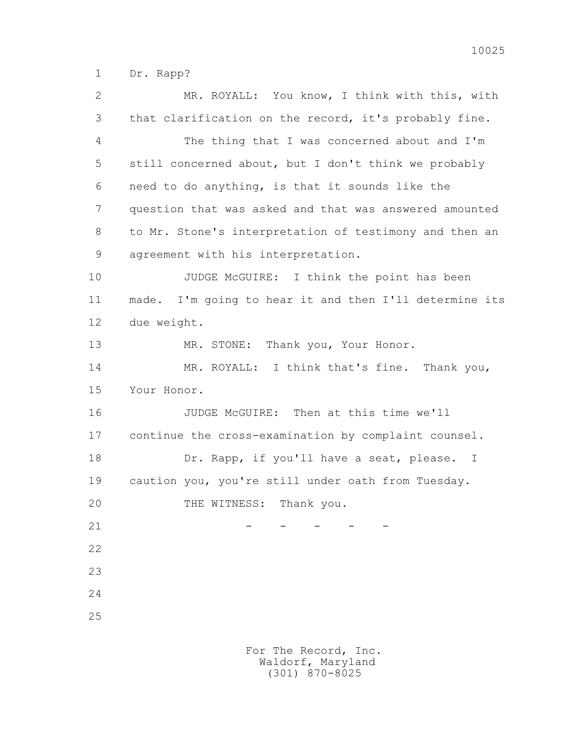1 Dr. Rapp?

2 MR. ROYALL: You know, I think with this, with

3 that clarification on the record, it's probably fine.

4 The thing that I was concerned about and I'm

5 still concerned about, but I don't think we probably

6 need to do anything, is that it sounds like the

7 question that was asked and that was answered amounted

8 to Mr. Stone's interpretation of testimony and then an

9 agreement with his interpretation.

10 JUDGE McGUIRE: I think the point has been

11 made. I'm going to hear it and then I'll determine its

12 due weight.

13 MR. STONE: Thank you, Your Honor.

14 MR. ROYALL: I think that's fine. Thank you,

15 Your Honor.

16 JUDGE McGUIRE: Then at this time we'll

17 continue the cross-examination by complaint counsel.

18 Dr. Rapp, if you'll have a seat, please. I

19 caution you, you're still under oath from Tuesday.

20 THE WITNESS: Thank you.

21 - - - - -

22

23

24

25

For The Record, Inc.
Waldorf, Maryland
(301) 870-8025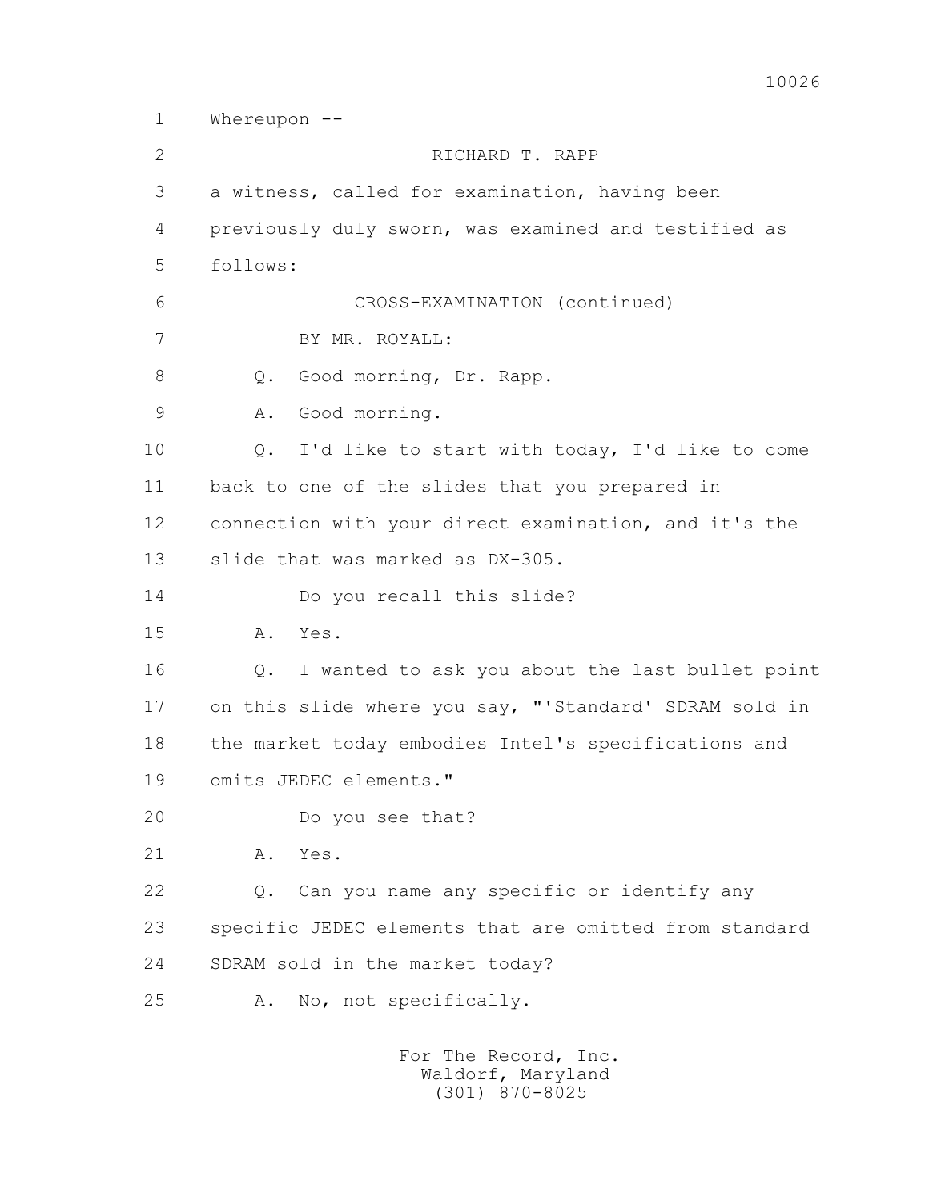1 Whereupon --

2 RICHARD T. RAPP

3 a witness, called for examination, having been

4 previously duly sworn, was examined and testified as

5 follows:

6 CROSS-EXAMINATION (continued)

7 BY MR. ROYALL:

8 Q. Good morning, Dr. Rapp.

9 A. Good morning.

10 Q. I'd like to start with today, I'd like to come

11 back to one of the slides that you prepared in

12 connection with your direct examination, and it's the

13 slide that was marked as DX-305.

14 Do you recall this slide?

15 A. Yes.

16 Q. I wanted to ask you about the last bullet point

17 on this slide where you say, "'Standard' SDRAM sold in

18 the market today embodies Intel's specifications and

19 omits JEDEC elements."

20 Do you see that?

21 A. Yes.

22 Q. Can you name any specific or identify any

23 specific JEDEC elements that are omitted from standard

24 SDRAM sold in the market today?

25 A. No, not specifically.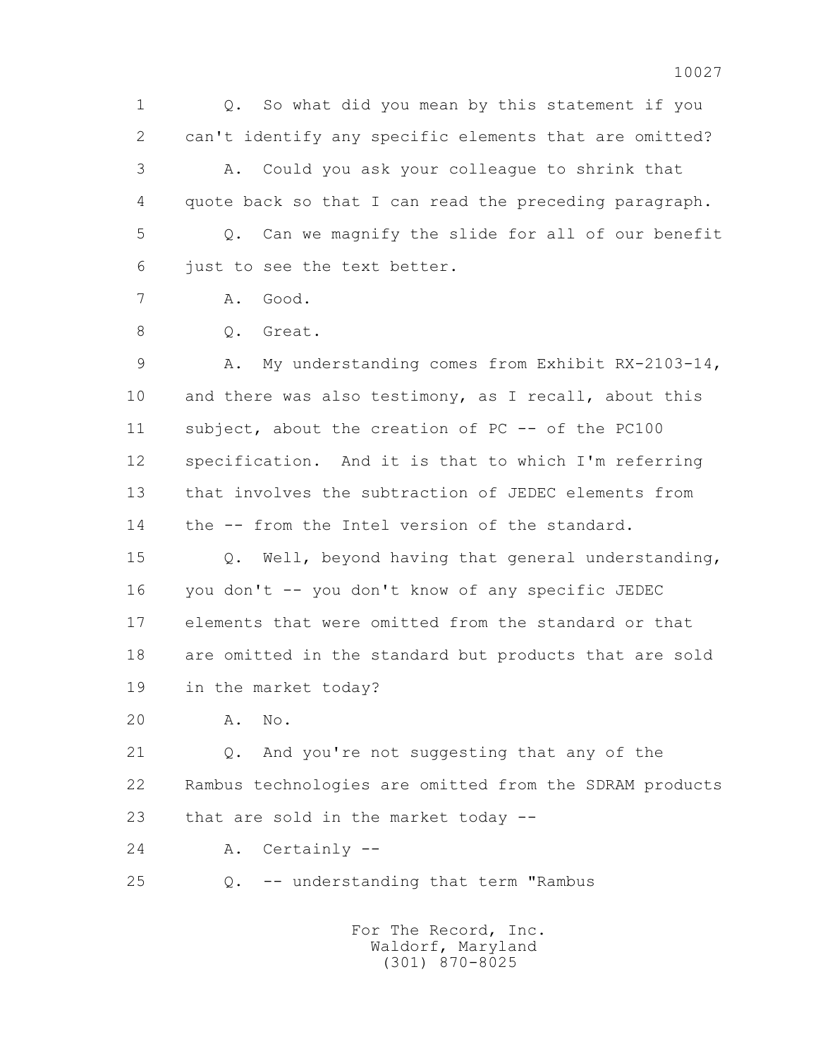1 Q. So what did you mean by this statement if you
2 can't identify any specific elements that are omitted?
3 A. Could you ask your colleague to shrink that
4 quote back so that I can read the preceding paragraph.
5 Q. Can we magnify the slide for all of our benefit
6 just to see the text better.
7 A. Good.
8 Q. Great.
9 A. My understanding comes from Exhibit RX-2103-14,
10 and there was also testimony, as I recall, about this
11 subject, about the creation of PC -- of the PC100
12 specification. And it is that to which I'm referring
13 that involves the subtraction of JEDEC elements from
14 the -- from the Intel version of the standard.
15 Q. Well, beyond having that general understanding,
16 you don't -- you don't know of any specific JEDEC
17 elements that were omitted from the standard or that
18 are omitted in the standard but products that are sold
19 in the market today?
20 A. No.
21 Q. And you're not suggesting that any of the
22 Rambus technologies are omitted from the SDRAM products
23 that are sold in the market today --
24 A. Certainly --
25 Q. -- understanding that term "Rambus

For The Record, Inc.
Waldorf, Maryland
(301) 870-8025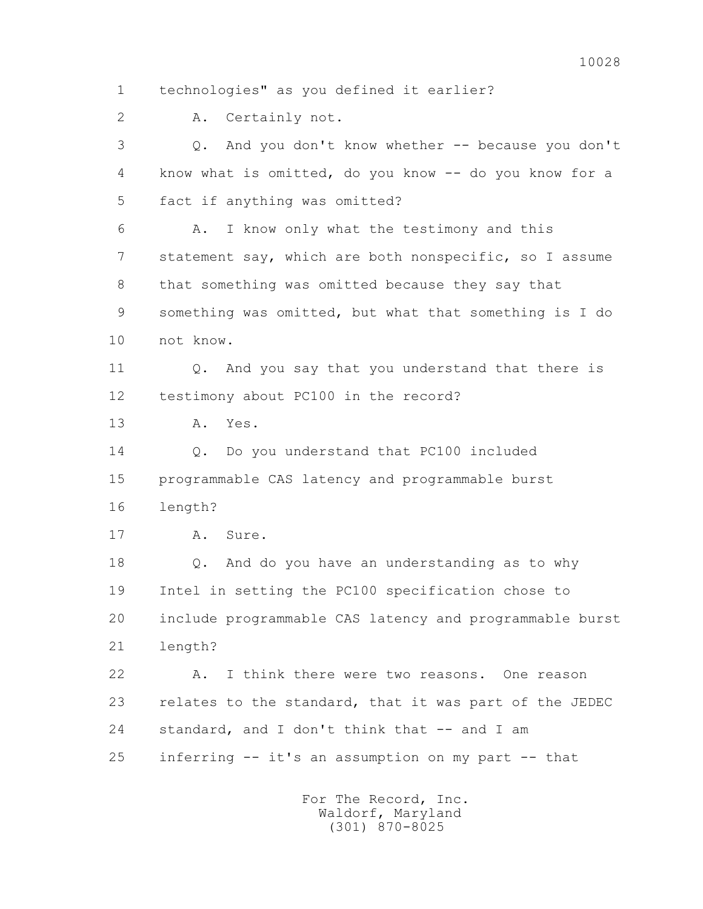1 technologies" as you defined it earlier?

2 A. Certainly not.

3 Q. And you don't know whether -- because you don't

4 know what is omitted, do you know -- do you know for a

5 fact if anything was omitted?

6 A. I know only what the testimony and this

7 statement say, which are both nonspecific, so I assume

8 that something was omitted because they say that

9 something was omitted, but what that something is I do

10 not know.

11 Q. And you say that you understand that there is

12 testimony about PC100 in the record?

13 A. Yes.

14 Q. Do you understand that PC100 included

15 programmable CAS latency and programmable burst

16 length?

17 A. Sure.

18 Q. And do you have an understanding as to why

19 Intel in setting the PC100 specification chose to

20 include programmable CAS latency and programmable burst

21 length?

22 A. I think there were two reasons. One reason

23 relates to the standard, that it was part of the JEDEC

24 standard, and I don't think that -- and I am

25 inferring -- it's an assumption on my part -- that

For The Record, Inc.
Waldorf, Maryland
(301) 870-8025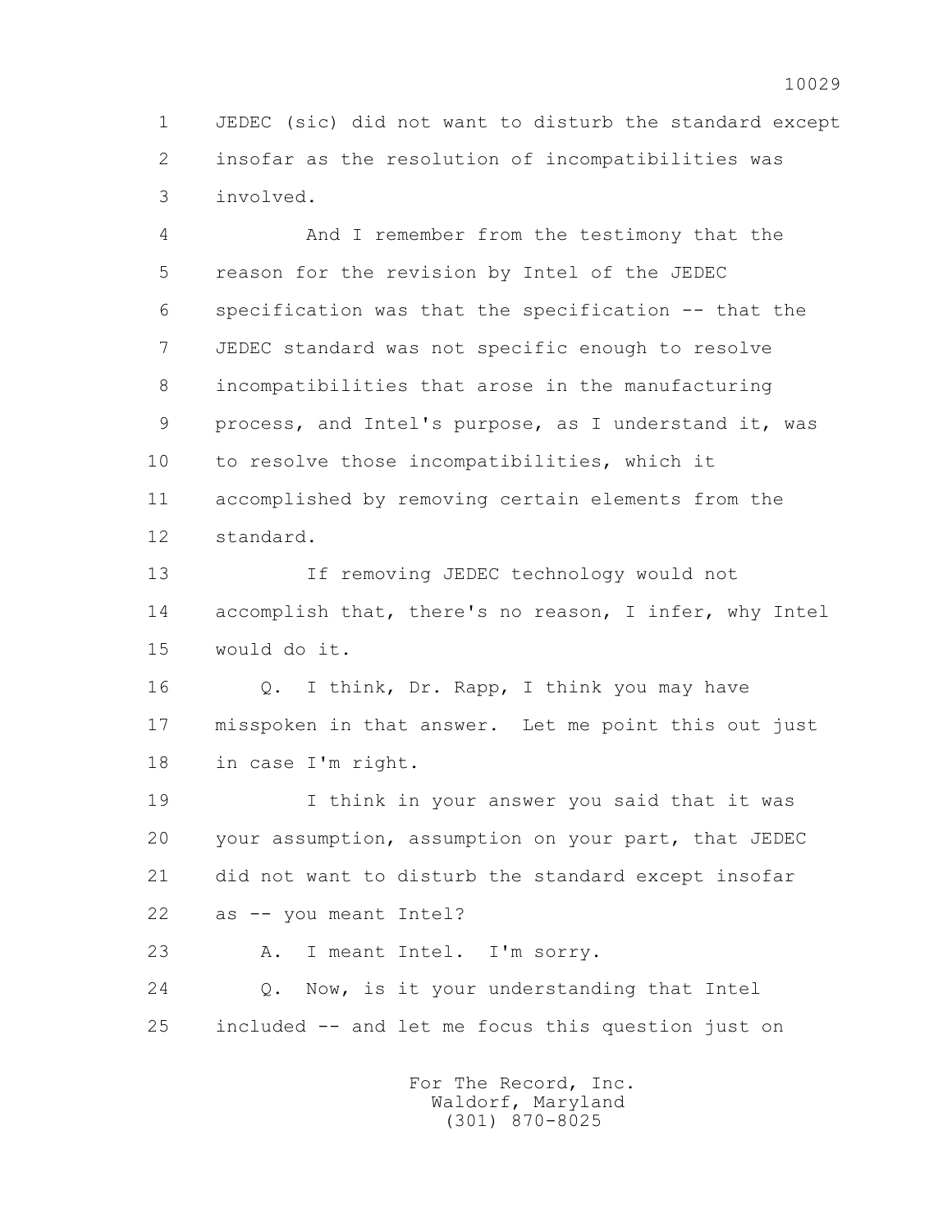1 JEDEC (sic) did not want to disturb the standard except
2 insofar as the resolution of incompatibilities was
3 involved.

4 And I remember from the testimony that the
5 reason for the revision by Intel of the JEDEC
6 specification was that the specification -- that the
7 JEDEC standard was not specific enough to resolve
8 incompatibilities that arose in the manufacturing
9 process, and Intel's purpose, as I understand it, was
10 to resolve those incompatibilities, which it
11 accomplished by removing certain elements from the
12 standard.

13 If removing JEDEC technology would not
14 accomplish that, there's no reason, I infer, why Intel
15 would do it.

16 Q. I think, Dr. Rapp, I think you may have
17 misspoken in that answer. Let me point this out just
18 in case I'm right.

19 I think in your answer you said that it was
20 your assumption, assumption on your part, that JEDEC
21 did not want to disturb the standard except insofar
22 as -- you meant Intel?

23 A. I meant Intel. I'm sorry.

24 Q. Now, is it your understanding that Intel
25 included -- and let me focus this question just on

For The Record, Inc.
Waldorf, Maryland
(301) 870-8025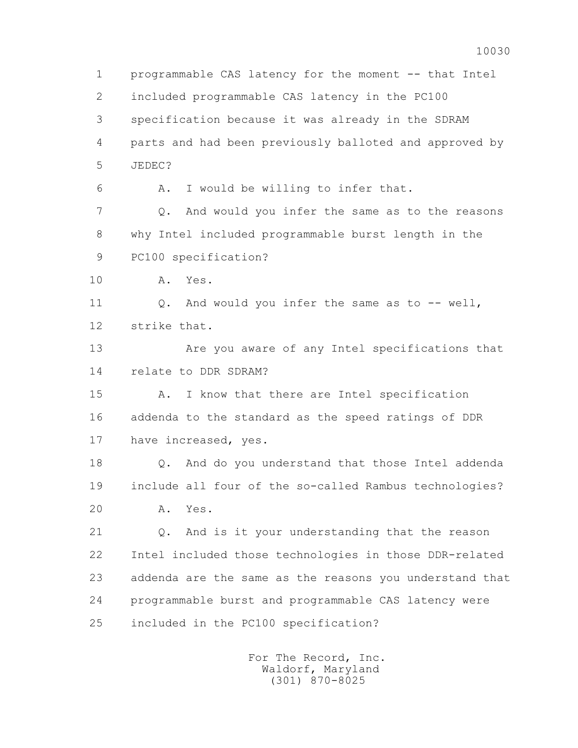1 programmable CAS latency for the moment -- that Intel
2 included programmable CAS latency in the PC100
3 specification because it was already in the SDRAM
4 parts and had been previously balloted and approved by
5 JEDEC?

6 A. I would be willing to infer that.

7 Q. And would you infer the same as to the reasons
8 why Intel included programmable burst length in the
9 PC100 specification?

10 A. Yes.

11 Q. And would you infer the same as to -- well,
12 strike that.

13 Are you aware of any Intel specifications that
14 relate to DDR SDRAM?

15 A. I know that there are Intel specification
16 addenda to the standard as the speed ratings of DDR
17 have increased, yes.

18 Q. And do you understand that those Intel addenda
19 include all four of the so-called Rambus technologies?

20 A. Yes.

21 Q. And is it your understanding that the reason
22 Intel included those technologies in those DDR-related
23 addenda are the same as the reasons you understand that
24 programmable burst and programmable CAS latency were
25 included in the PC100 specification?

For The Record, Inc.
Waldorf, Maryland
(301) 870-8025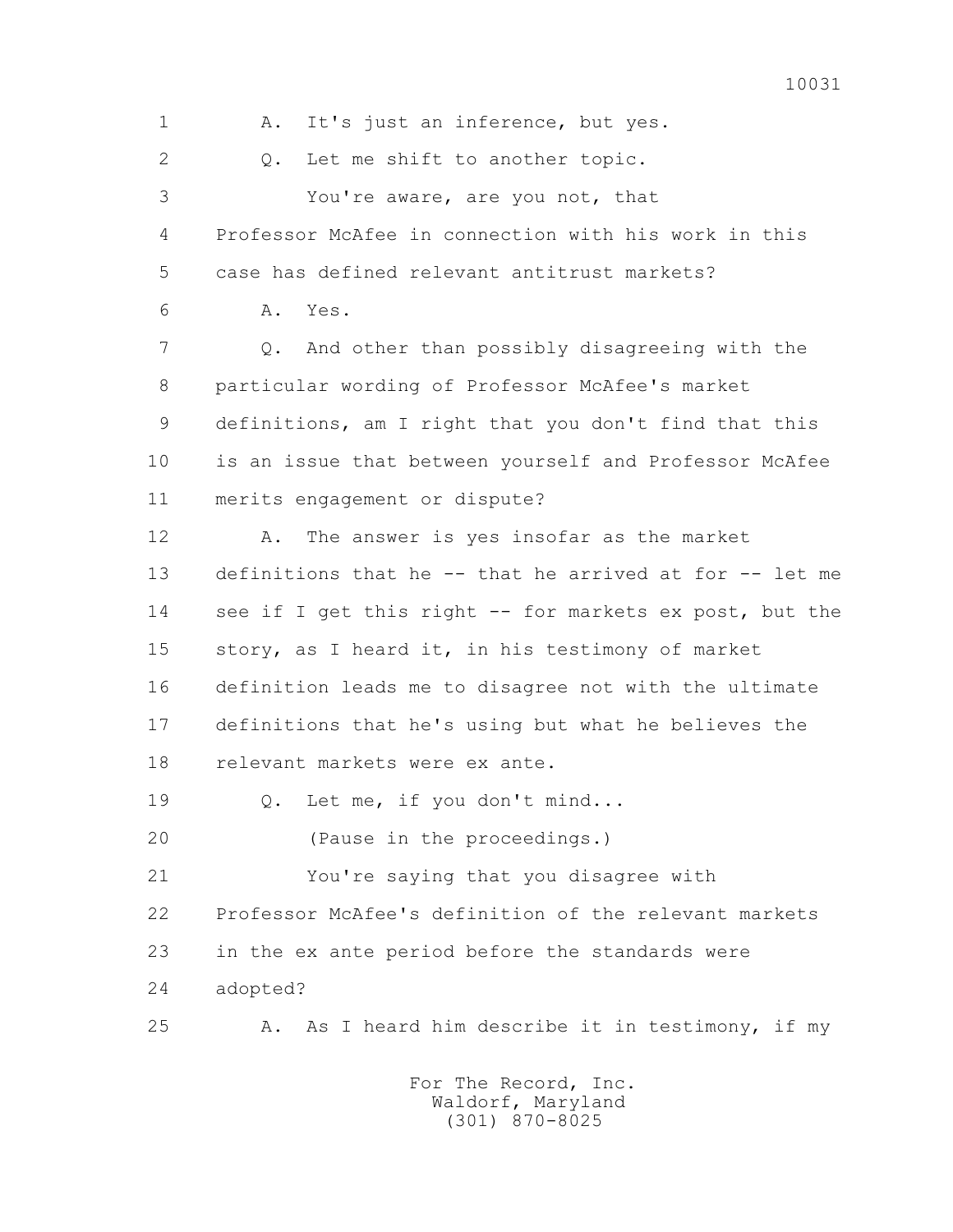1 A. It's just an inference, but yes.

2 Q. Let me shift to another topic.

3 You're aware, are you not, that

4 Professor McAfee in connection with his work in this

5 case has defined relevant antitrust markets?

6 A. Yes.

7 Q. And other than possibly disagreeing with the

8 particular wording of Professor McAfee's market

9 definitions, am I right that you don't find that this

10 is an issue that between yourself and Professor McAfee

11 merits engagement or dispute?

12 A. The answer is yes insofar as the market

13 definitions that he -- that he arrived at for -- let me

14 see if I get this right -- for markets ex post, but the

15 story, as I heard it, in his testimony of market

16 definition leads me to disagree not with the ultimate

17 definitions that he's using but what he believes the

18 relevant markets were ex ante.

19 Q. Let me, if you don't mind...

20 (Pause in the proceedings.)

21 You're saying that you disagree with

22 Professor McAfee's definition of the relevant markets

23 in the ex ante period before the standards were

24 adopted?

25 A. As I heard him describe it in testimony, if my

For The Record, Inc.
Waldorf, Maryland
(301) 870-8025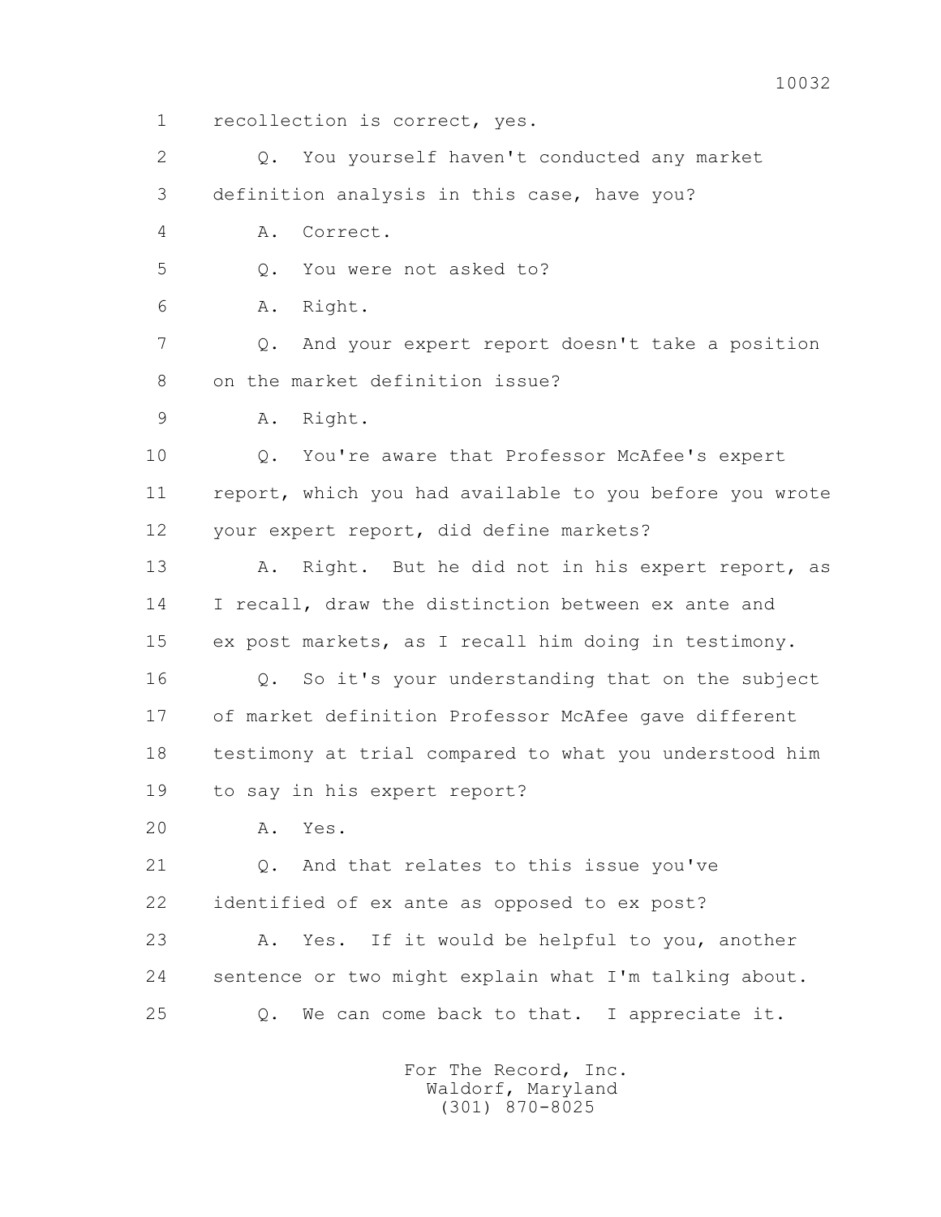1 recollection is correct, yes.

2 Q. You yourself haven't conducted any market

3 definition analysis in this case, have you?

4 A. Correct.

5 Q. You were not asked to?

6 A. Right.

7 Q. And your expert report doesn't take a position

8 on the market definition issue?

9 A. Right.

10 Q. You're aware that Professor McAfee's expert

11 report, which you had available to you before you wrote

12 your expert report, did define markets?

13 A. Right. But he did not in his expert report, as

14 I recall, draw the distinction between ex ante and

15 ex post markets, as I recall him doing in testimony.

16 Q. So it's your understanding that on the subject

17 of market definition Professor McAfee gave different

18 testimony at trial compared to what you understood him

19 to say in his expert report?

20 A. Yes.

21 Q. And that relates to this issue you've

22 identified of ex ante as opposed to ex post?

23 A. Yes. If it would be helpful to you, another

24 sentence or two might explain what I'm talking about.

25 Q. We can come back to that. I appreciate it.

For The Record, Inc.
Waldorf, Maryland
(301) 870-8025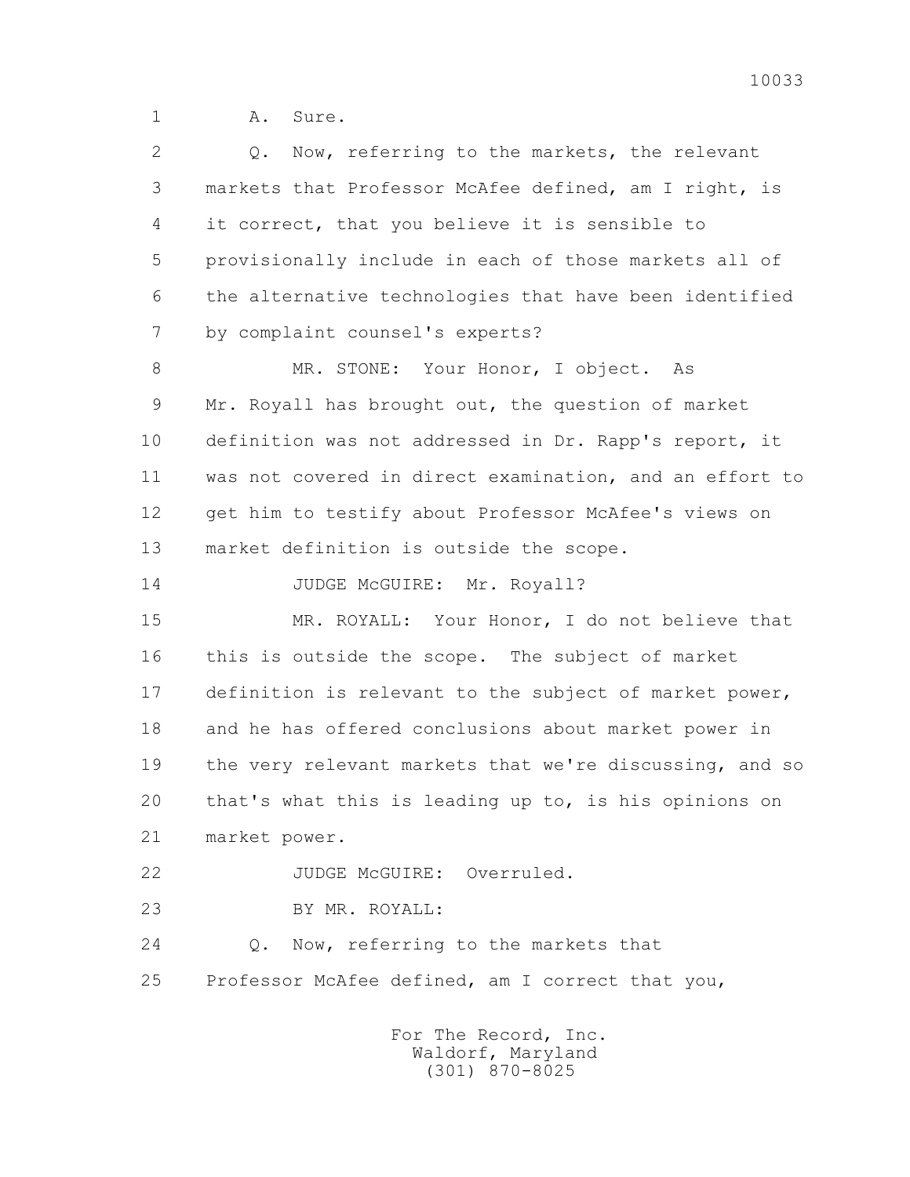1 A. Sure.

2 Q. Now, referring to the markets, the relevant

3 markets that Professor McAfee defined, am I right, is

4 it correct, that you believe it is sensible to

5 provisionally include in each of those markets all of

6 the alternative technologies that have been identified

7 by complaint counsel's experts?

8 MR. STONE: Your Honor, I object. As

9 Mr. Royall has brought out, the question of market

10 definition was not addressed in Dr. Rapp's report, it

11 was not covered in direct examination, and an effort to

12 get him to testify about Professor McAfee's views on

13 market definition is outside the scope.

14 JUDGE McGUIRE: Mr. Royall?

15 MR. ROYALL: Your Honor, I do not believe that

16 this is outside the scope. The subject of market

17 definition is relevant to the subject of market power,

18 and he has offered conclusions about market power in

19 the very relevant markets that we're discussing, and so

20 that's what this is leading up to, is his opinions on

21 market power.

22 JUDGE McGUIRE: Overruled.

23 BY MR. ROYALL:

24 Q. Now, referring to the markets that

25 Professor McAfee defined, am I correct that you,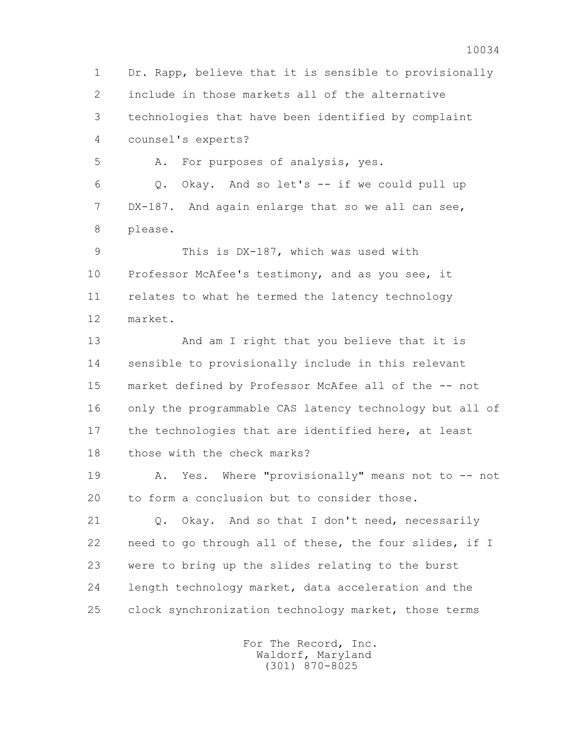1 Dr. Rapp, believe that it is sensible to provisionally
2 include in those markets all of the alternative
3 technologies that have been identified by complaint
4 counsel's experts?

5 A. For purposes of analysis, yes.

6 Q. Okay. And so let's -- if we could pull up
7 DX-187. And again enlarge that so we all can see,
8 please.

9 This is DX-187, which was used with
10 Professor McAfee's testimony, and as you see, it
11 relates to what he termed the latency technology
12 market.

13 And am I right that you believe that it is
14 sensible to provisionally include in this relevant
15 market defined by Professor McAfee all of the -- not
16 only the programmable CAS latency technology but all of
17 the technologies that are identified here, at least
18 those with the check marks?

19 A. Yes. Where "provisionally" means not to -- not
20 to form a conclusion but to consider those.

21 Q. Okay. And so that I don't need, necessarily
22 need to go through all of these, the four slides, if I
23 were to bring up the slides relating to the burst
24 length technology market, data acceleration and the
25 clock synchronization technology market, those terms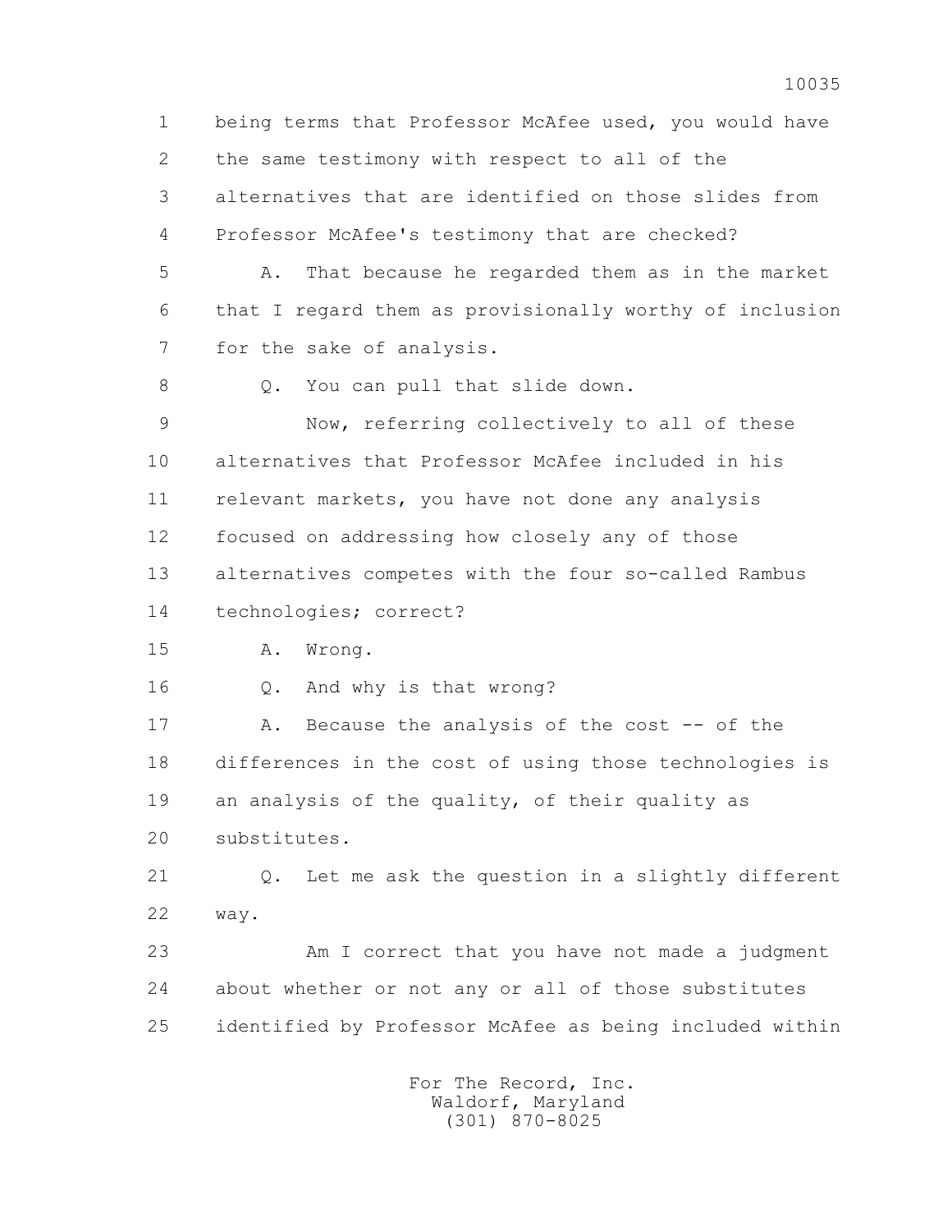1 being terms that Professor McAfee used, you would have

2 the same testimony with respect to all of the

3 alternatives that are identified on those slides from

4 Professor McAfee's testimony that are checked?

5 A. That because he regarded them as in the market

6 that I regard them as provisionally worthy of inclusion

7 for the sake of analysis.

8 Q. You can pull that slide down.

9 Now, referring collectively to all of these

10 alternatives that Professor McAfee included in his

11 relevant markets, you have not done any analysis

12 focused on addressing how closely any of those

13 alternatives competes with the four so-called Rambus

14 technologies; correct?

15 A. Wrong.

16 Q. And why is that wrong?

17 A. Because the analysis of the cost -- of the

18 differences in the cost of using those technologies is

19 an analysis of the quality, of their quality as

20 substitutes.

21 Q. Let me ask the question in a slightly different

22 way.

23 Am I correct that you have not made a judgment

24 about whether or not any or all of those substitutes

25 identified by Professor McAfee as being included within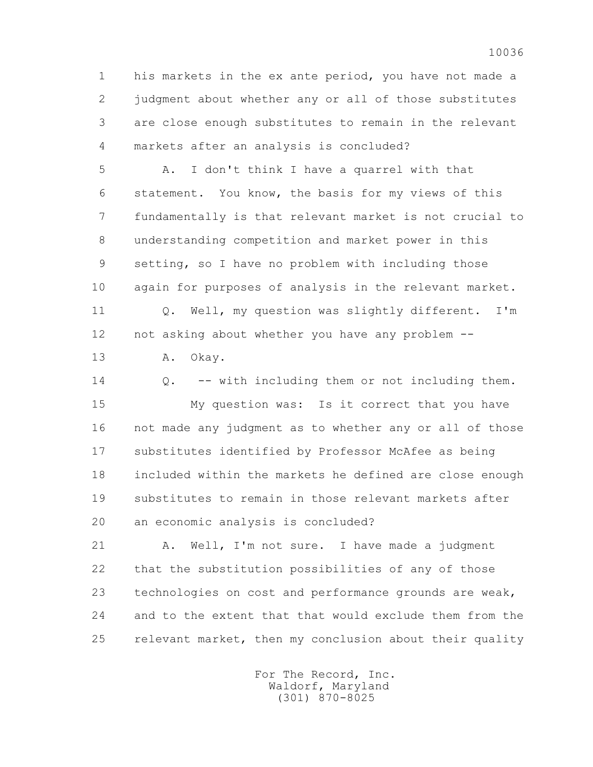1 his markets in the ex ante period, you have not made a
2 judgment about whether any or all of those substitutes
3 are close enough substitutes to remain in the relevant
4 markets after an analysis is concluded?

5 A. I don't think I have a quarrel with that
6 statement. You know, the basis for my views of this
7 fundamentally is that relevant market is not crucial to
8 understanding competition and market power in this
9 setting, so I have no problem with including those
10 again for purposes of analysis in the relevant market.

11 Q. Well, my question was slightly different. I'm
12 not asking about whether you have any problem --

13 A. Okay.

14 Q. -- with including them or not including them.

15 My question was: Is it correct that you have
16 not made any judgment as to whether any or all of those
17 substitutes identified by Professor McAfee as being
18 included within the markets he defined are close enough
19 substitutes to remain in those relevant markets after
20 an economic analysis is concluded?

21 A. Well, I'm not sure. I have made a judgment
22 that the substitution possibilities of any of those
23 technologies on cost and performance grounds are weak,
24 and to the extent that that would exclude them from the
25 relevant market, then my conclusion about their quality

For The Record, Inc.
Waldorf, Maryland
(301) 870-8025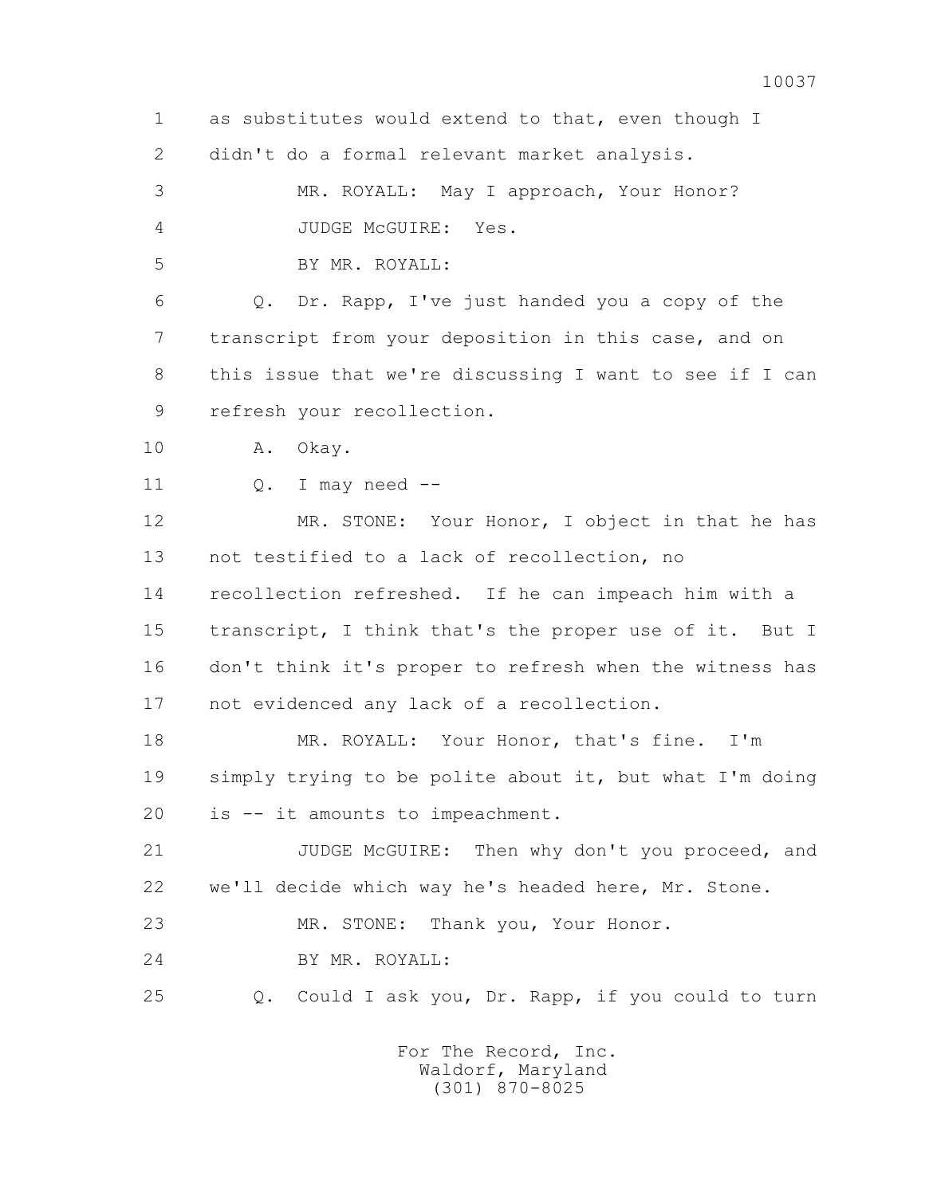as substitutes would extend to that, even though I didn't do a formal relevant market analysis.

MR. ROYALL: May I approach, Your Honor?

JUDGE McGUIRE: Yes.

BY MR. ROYALL:

Q. Dr. Rapp, I've just handed you a copy of the transcript from your deposition in this case, and on this issue that we're discussing I want to see if I can refresh your recollection.

A. Okay.

Q. I may need --

MR. STONE: Your Honor, I object in that he has not testified to a lack of recollection, no recollection refreshed. If he can impeach him with a transcript, I think that's the proper use of it. But I don't think it's proper to refresh when the witness has not evidenced any lack of a recollection.

MR. ROYALL: Your Honor, that's fine. I'm simply trying to be polite about it, but what I'm doing is -- it amounts to impeachment.

JUDGE McGUIRE: Then why don't you proceed, and we'll decide which way he's headed here, Mr. Stone.

MR. STONE: Thank you, Your Honor.

BY MR. ROYALL:

Q. Could I ask you, Dr. Rapp, if you could to turn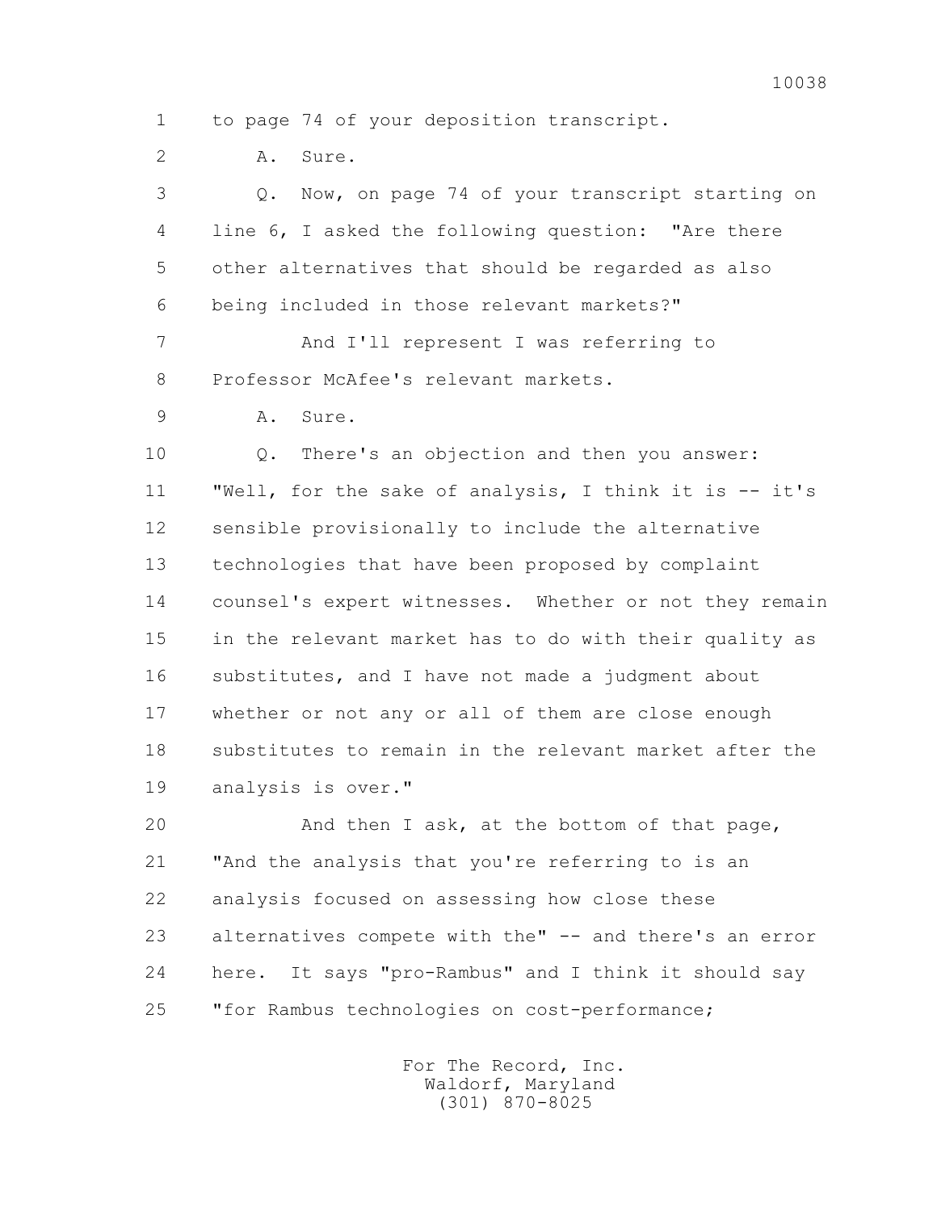1 to page 74 of your deposition transcript.

2 A. Sure.

3 Q. Now, on page 74 of your transcript starting on

4 line 6, I asked the following question: "Are there

5 other alternatives that should be regarded as also

6 being included in those relevant markets?"

7 And I'll represent I was referring to

8 Professor McAfee's relevant markets.

9 A. Sure.

10 Q. There's an objection and then you answer:

11 "Well, for the sake of analysis, I think it is -- it's

12 sensible provisionally to include the alternative

13 technologies that have been proposed by complaint

14 counsel's expert witnesses. Whether or not they remain

15 in the relevant market has to do with their quality as

16 substitutes, and I have not made a judgment about

17 whether or not any or all of them are close enough

18 substitutes to remain in the relevant market after the

19 analysis is over."

20 And then I ask, at the bottom of that page,

21 "And the analysis that you're referring to is an

22 analysis focused on assessing how close these

23 alternatives compete with the" -- and there's an error

24 here. It says "pro-Rambus" and I think it should say

25 "for Rambus technologies on cost-performance;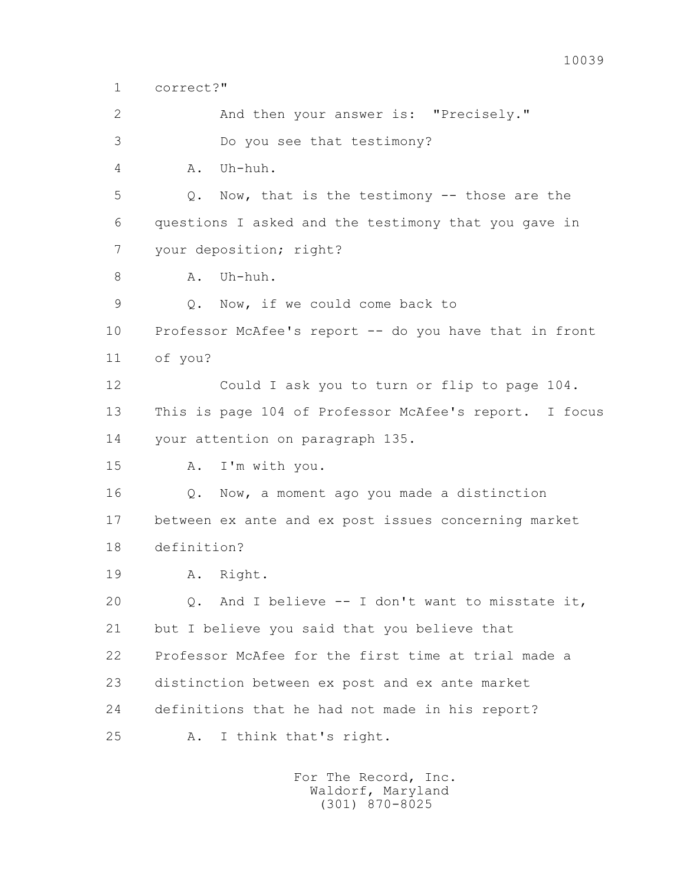1 correct?"

2 And then your answer is: "Precisely."

3 Do you see that testimony?

4 A. Uh-huh.

5 Q. Now, that is the testimony -- those are the

6 questions I asked and the testimony that you gave in

7 your deposition; right?

8 A. Uh-huh.

9 Q. Now, if we could come back to

10 Professor McAfee's report -- do you have that in front

11 of you?

12 Could I ask you to turn or flip to page 104.

13 This is page 104 of Professor McAfee's report. I focus

14 your attention on paragraph 135.

15 A. I'm with you.

16 Q. Now, a moment ago you made a distinction

17 between ex ante and ex post issues concerning market

18 definition?

19 A. Right.

20 Q. And I believe -- I don't want to misstate it,

21 but I believe you said that you believe that

22 Professor McAfee for the first time at trial made a

23 distinction between ex post and ex ante market

24 definitions that he had not made in his report?

25 A. I think that's right.

For The Record, Inc.
Waldorf, Maryland
(301) 870-8025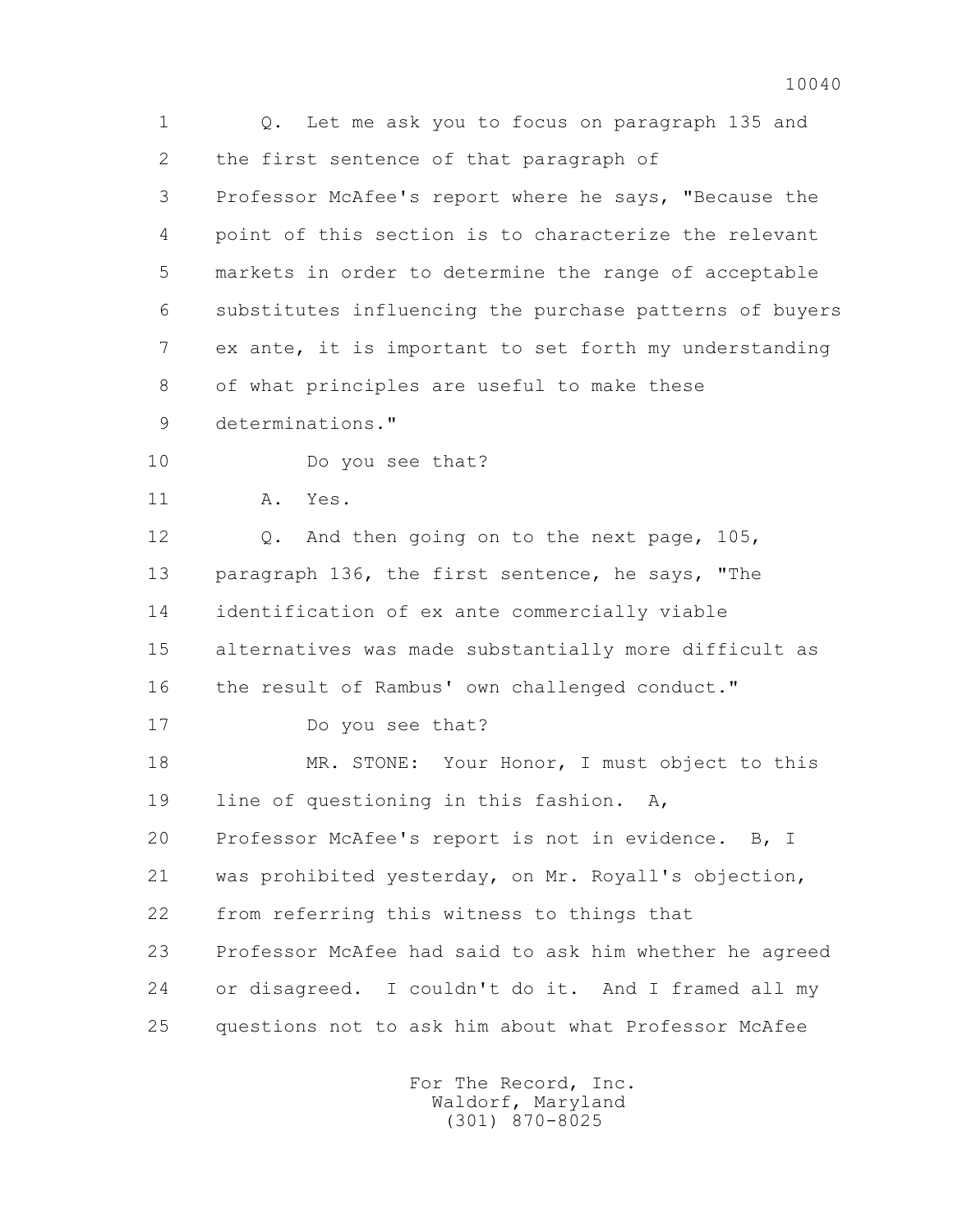1 Q. Let me ask you to focus on paragraph 135 and
2 the first sentence of that paragraph of
3 Professor McAfee's report where he says, "Because the
4 point of this section is to characterize the relevant
5 markets in order to determine the range of acceptable
6 substitutes influencing the purchase patterns of buyers
7 ex ante, it is important to set forth my understanding
8 of what principles are useful to make these
9 determinations."
10 Do you see that?
11 A. Yes.
12 Q. And then going on to the next page, 105,
13 paragraph 136, the first sentence, he says, "The
14 identification of ex ante commercially viable
15 alternatives was made substantially more difficult as
16 the result of Rambus' own challenged conduct."
17 Do you see that?
18 MR. STONE: Your Honor, I must object to this
19 line of questioning in this fashion. A,
20 Professor McAfee's report is not in evidence. B, I
21 was prohibited yesterday, on Mr. Royall's objection,
22 from referring this witness to things that
23 Professor McAfee had said to ask him whether he agreed
24 or disagreed. I couldn't do it. And I framed all my
25 questions not to ask him about what Professor McAfee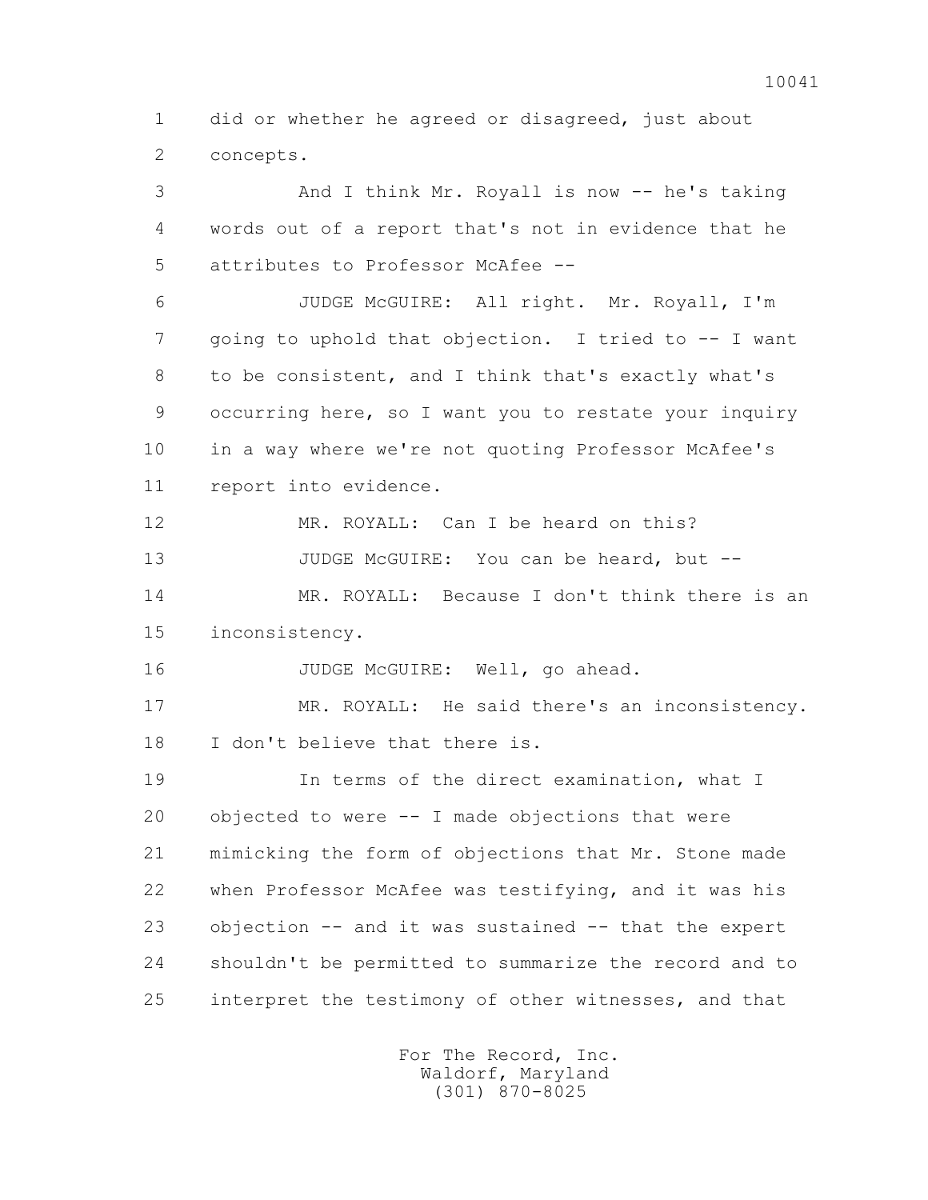did or whether he agreed or disagreed, just about concepts.

And I think Mr. Royall is now -- he's taking words out of a report that's not in evidence that he attributes to Professor McAfee --

JUDGE McGUIRE: All right. Mr. Royall, I'm going to uphold that objection. I tried to -- I want to be consistent, and I think that's exactly what's occurring here, so I want you to restate your inquiry in a way where we're not quoting Professor McAfee's report into evidence.

MR. ROYALL: Can I be heard on this?

JUDGE McGUIRE: You can be heard, but --

MR. ROYALL: Because I don't think there is an inconsistency.

JUDGE McGUIRE: Well, go ahead.

MR. ROYALL: He said there's an inconsistency. I don't believe that there is.

In terms of the direct examination, what I objected to were -- I made objections that were mimicking the form of objections that Mr. Stone made when Professor McAfee was testifying, and it was his objection -- and it was sustained -- that the expert shouldn't be permitted to summarize the record and to interpret the testimony of other witnesses, and that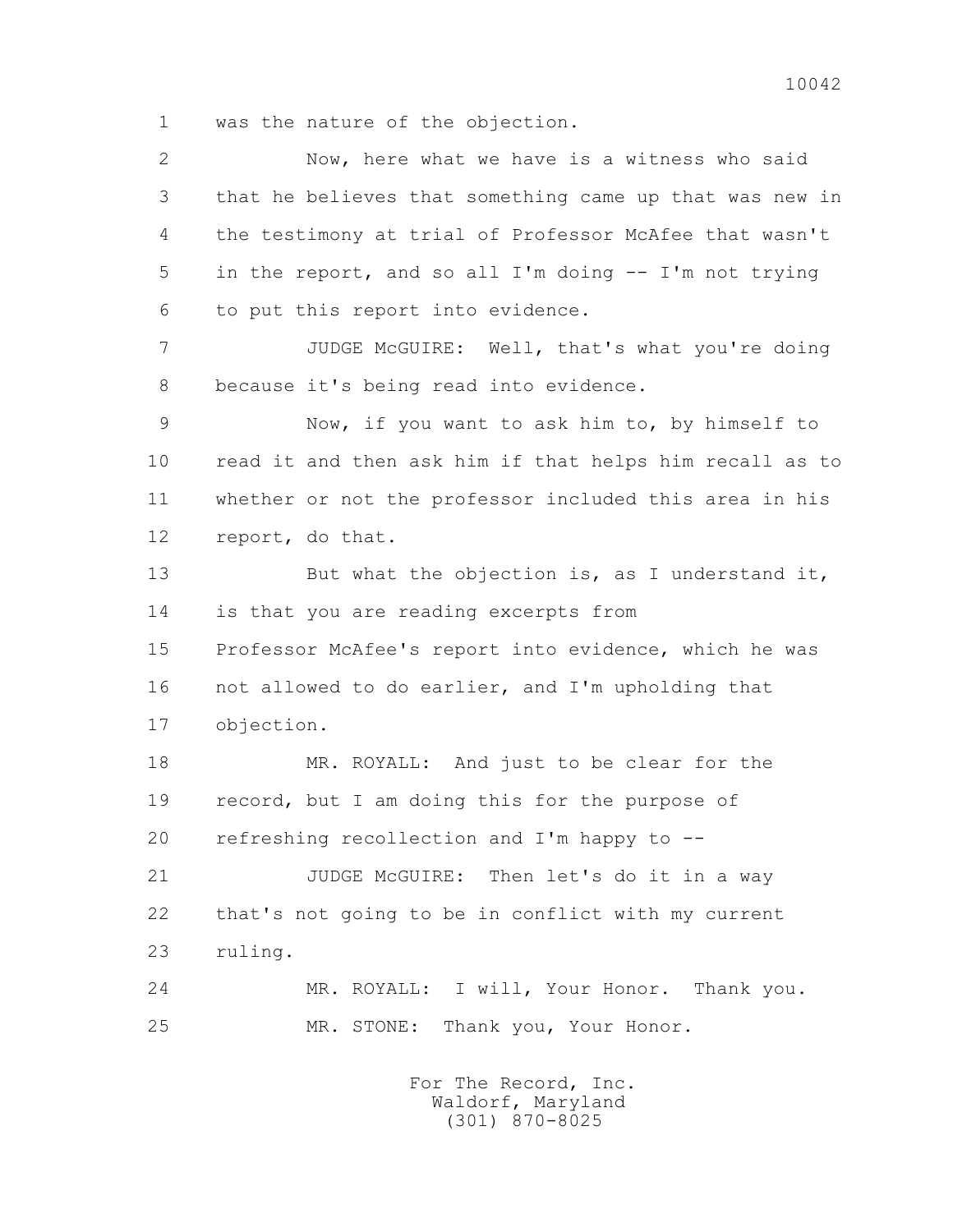was the nature of the objection.

Now, here what we have is a witness who said that he believes that something came up that was new in the testimony at trial of Professor McAfee that wasn't in the report, and so all I'm doing -- I'm not trying to put this report into evidence.

JUDGE McGUIRE: Well, that's what you're doing because it's being read into evidence.

Now, if you want to ask him to, by himself to read it and then ask him if that helps him recall as to whether or not the professor included this area in his report, do that.

But what the objection is, as I understand it, is that you are reading excerpts from Professor McAfee's report into evidence, which he was not allowed to do earlier, and I'm upholding that objection.

MR. ROYALL: And just to be clear for the record, but I am doing this for the purpose of refreshing recollection and I'm happy to --

JUDGE McGUIRE: Then let's do it in a way that's not going to be in conflict with my current ruling.

MR. ROYALL: I will, Your Honor. Thank you.

MR. STONE: Thank you, Your Honor.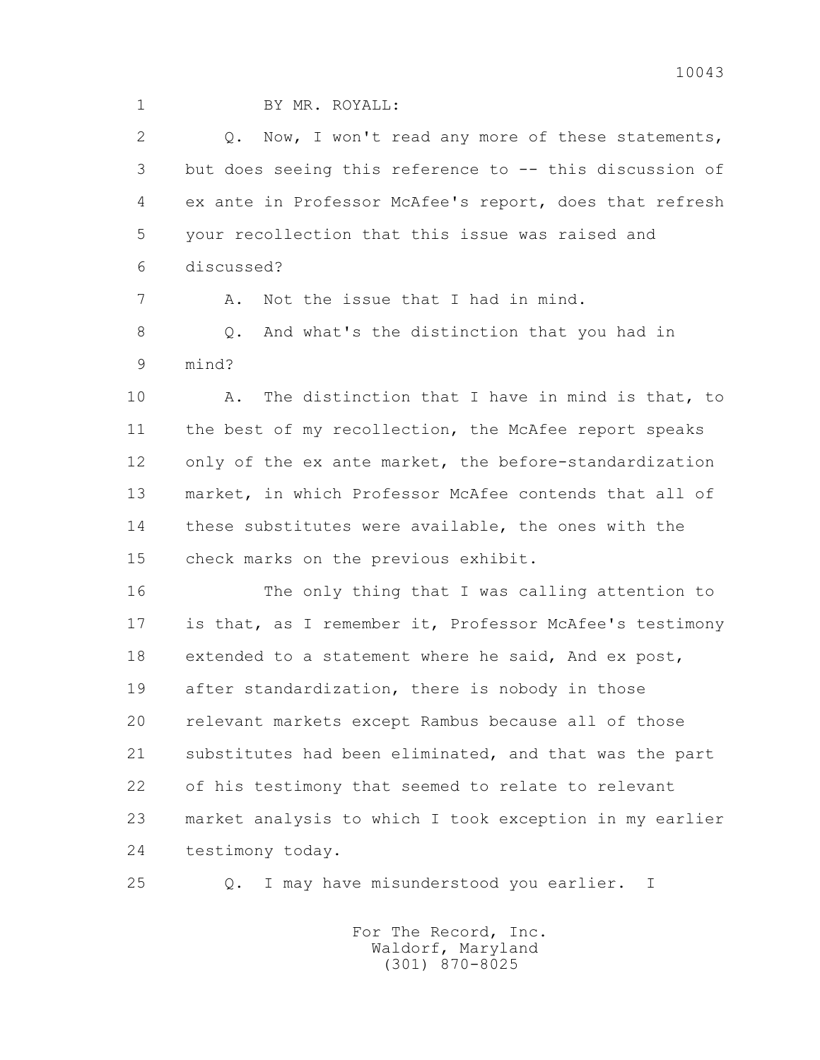BY MR. ROYALL:

Q. Now, I won't read any more of these statements, but does seeing this reference to -- this discussion of ex ante in Professor McAfee's report, does that refresh your recollection that this issue was raised and discussed?

A. Not the issue that I had in mind.

Q. And what's the distinction that you had in mind?

A. The distinction that I have in mind is that, to the best of my recollection, the McAfee report speaks only of the ex ante market, the before-standardization market, in which Professor McAfee contends that all of these substitutes were available, the ones with the check marks on the previous exhibit.

The only thing that I was calling attention to is that, as I remember it, Professor McAfee's testimony extended to a statement where he said, And ex post, after standardization, there is nobody in those relevant markets except Rambus because all of those substitutes had been eliminated, and that was the part of his testimony that seemed to relate to relevant market analysis to which I took exception in my earlier testimony today.

Q. I may have misunderstood you earlier. I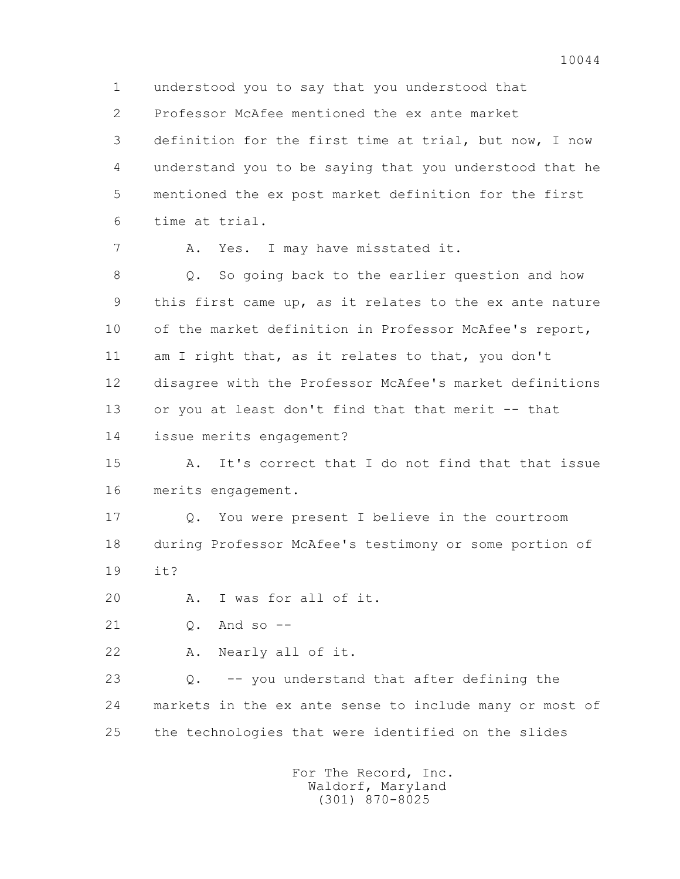1 understood you to say that you understood that
2 Professor McAfee mentioned the ex ante market
3 definition for the first time at trial, but now, I now
4 understand you to be saying that you understood that he
5 mentioned the ex post market definition for the first
6 time at trial.

7 A. Yes. I may have misstated it.

8 Q. So going back to the earlier question and how
9 this first came up, as it relates to the ex ante nature
10 of the market definition in Professor McAfee's report,
11 am I right that, as it relates to that, you don't
12 disagree with the Professor McAfee's market definitions
13 or you at least don't find that that merit -- that
14 issue merits engagement?

15 A. It's correct that I do not find that that issue
16 merits engagement.

17 Q. You were present I believe in the courtroom
18 during Professor McAfee's testimony or some portion of
19 it?

20 A. I was for all of it.

21 Q. And so --

22 A. Nearly all of it.

23 Q. -- you understand that after defining the
24 markets in the ex ante sense to include many or most of
25 the technologies that were identified on the slides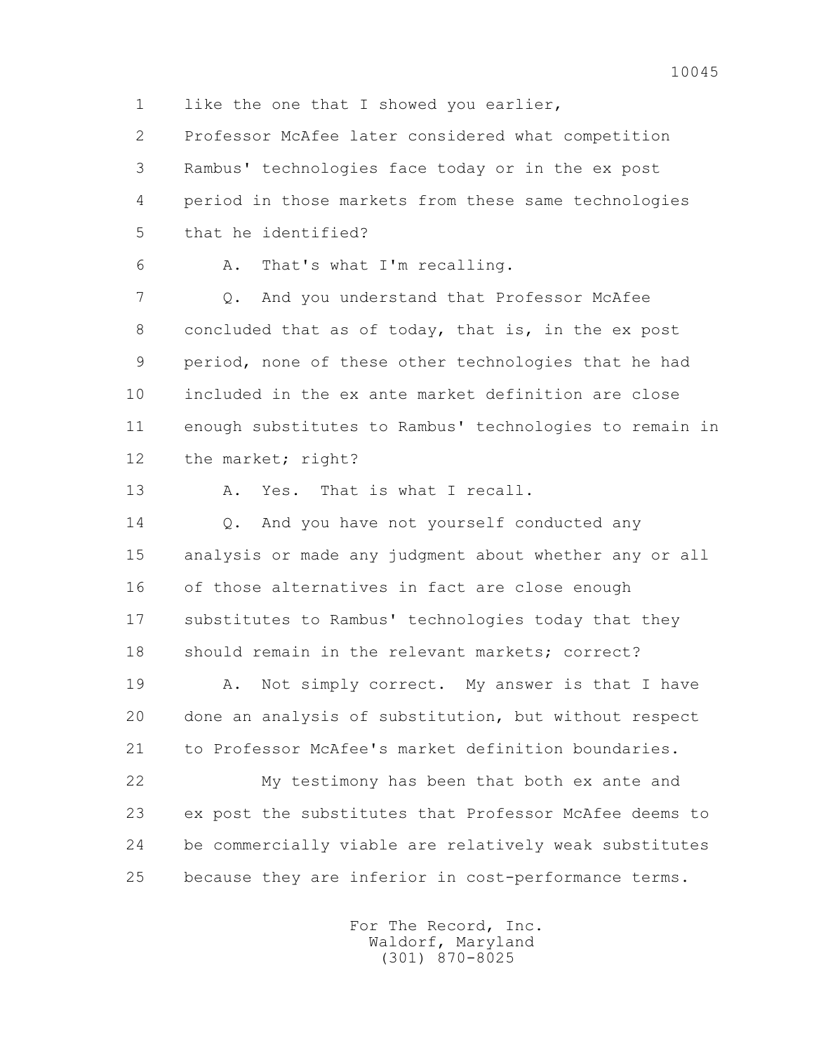1 like the one that I showed you earlier,

2 Professor McAfee later considered what competition

3 Rambus' technologies face today or in the ex post

4 period in those markets from these same technologies

5 that he identified?

6 A. That's what I'm recalling.

7 Q. And you understand that Professor McAfee

8 concluded that as of today, that is, in the ex post

9 period, none of these other technologies that he had

10 included in the ex ante market definition are close

11 enough substitutes to Rambus' technologies to remain in

12 the market; right?

13 A. Yes. That is what I recall.

14 Q. And you have not yourself conducted any

15 analysis or made any judgment about whether any or all

16 of those alternatives in fact are close enough

17 substitutes to Rambus' technologies today that they

18 should remain in the relevant markets; correct?

19 A. Not simply correct. My answer is that I have

20 done an analysis of substitution, but without respect

21 to Professor McAfee's market definition boundaries.

22 My testimony has been that both ex ante and

23 ex post the substitutes that Professor McAfee deems to

24 be commercially viable are relatively weak substitutes

25 because they are inferior in cost-performance terms.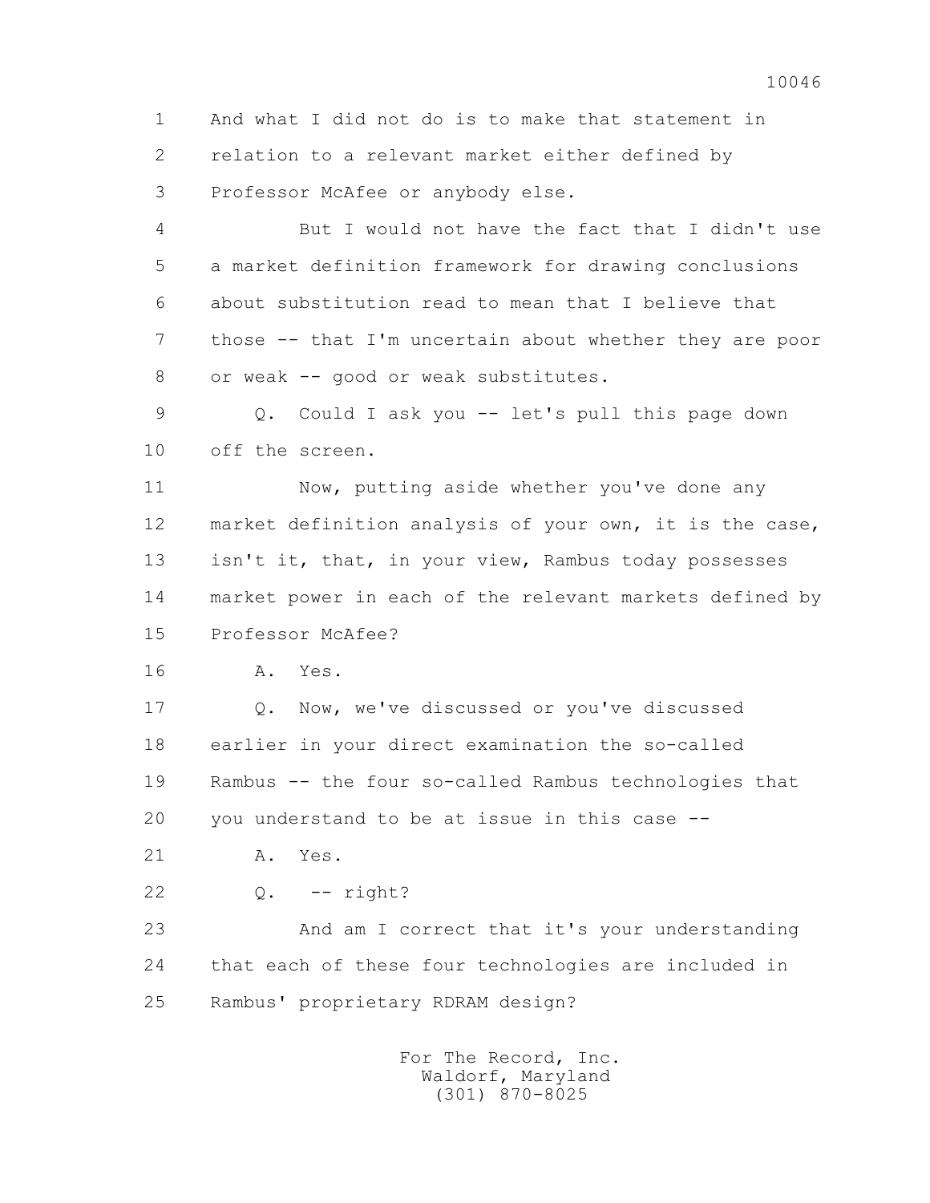1 And what I did not do is to make that statement in
2 relation to a relevant market either defined by
3 Professor McAfee or anybody else.
4 But I would not have the fact that I didn't use
5 a market definition framework for drawing conclusions
6 about substitution read to mean that I believe that
7 those -- that I'm uncertain about whether they are poor
8 or weak -- good or weak substitutes.
9 Q. Could I ask you -- let's pull this page down
10 off the screen.
11 Now, putting aside whether you've done any
12 market definition analysis of your own, it is the case,
13 isn't it, that, in your view, Rambus today possesses
14 market power in each of the relevant markets defined by
15 Professor McAfee?
16 A. Yes.
17 Q. Now, we've discussed or you've discussed
18 earlier in your direct examination the so-called
19 Rambus -- the four so-called Rambus technologies that
20 you understand to be at issue in this case --
21 A. Yes.
22 Q. -- right?
23 And am I correct that it's your understanding
24 that each of these four technologies are included in
25 Rambus' proprietary RDRAM design?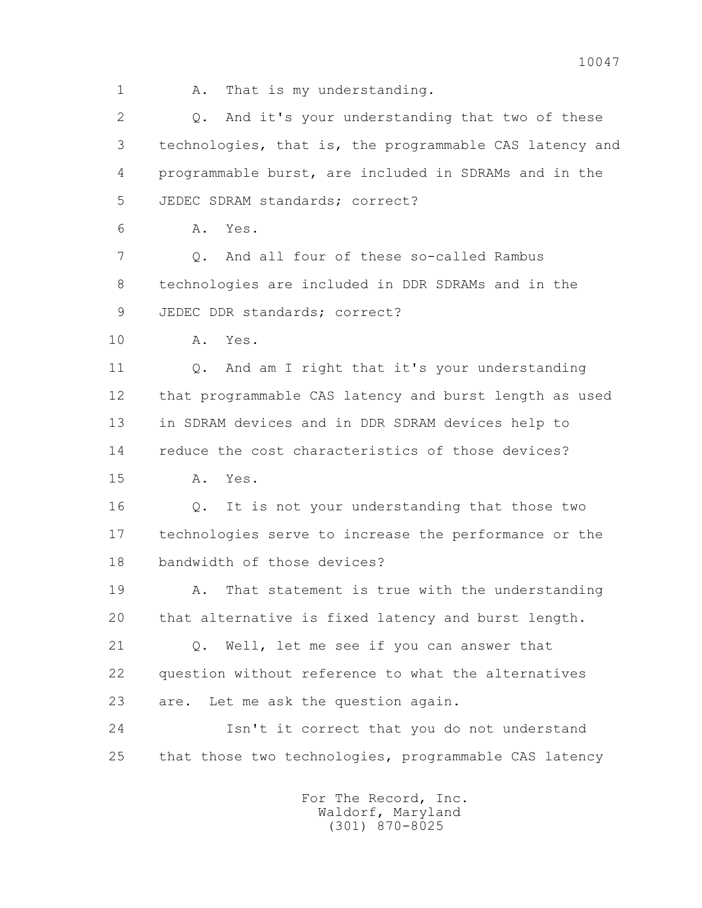1 A. That is my understanding.

2 Q. And it's your understanding that two of these
3 technologies, that is, the programmable CAS latency and
4 programmable burst, are included in SDRAMs and in the
5 JEDEC SDRAM standards; correct?

6 A. Yes.

7 Q. And all four of these so-called Rambus
8 technologies are included in DDR SDRAMs and in the
9 JEDEC DDR standards; correct?

10 A. Yes.

11 Q. And am I right that it's your understanding
12 that programmable CAS latency and burst length as used
13 in SDRAM devices and in DDR SDRAM devices help to
14 reduce the cost characteristics of those devices?

15 A. Yes.

16 Q. It is not your understanding that those two
17 technologies serve to increase the performance or the
18 bandwidth of those devices?

19 A. That statement is true with the understanding
20 that alternative is fixed latency and burst length.

21 Q. Well, let me see if you can answer that
22 question without reference to what the alternatives
23 are. Let me ask the question again.

24 Isn't it correct that you do not understand
25 that those two technologies, programmable CAS latency

For The Record, Inc.
Waldorf, Maryland
(301) 870-8025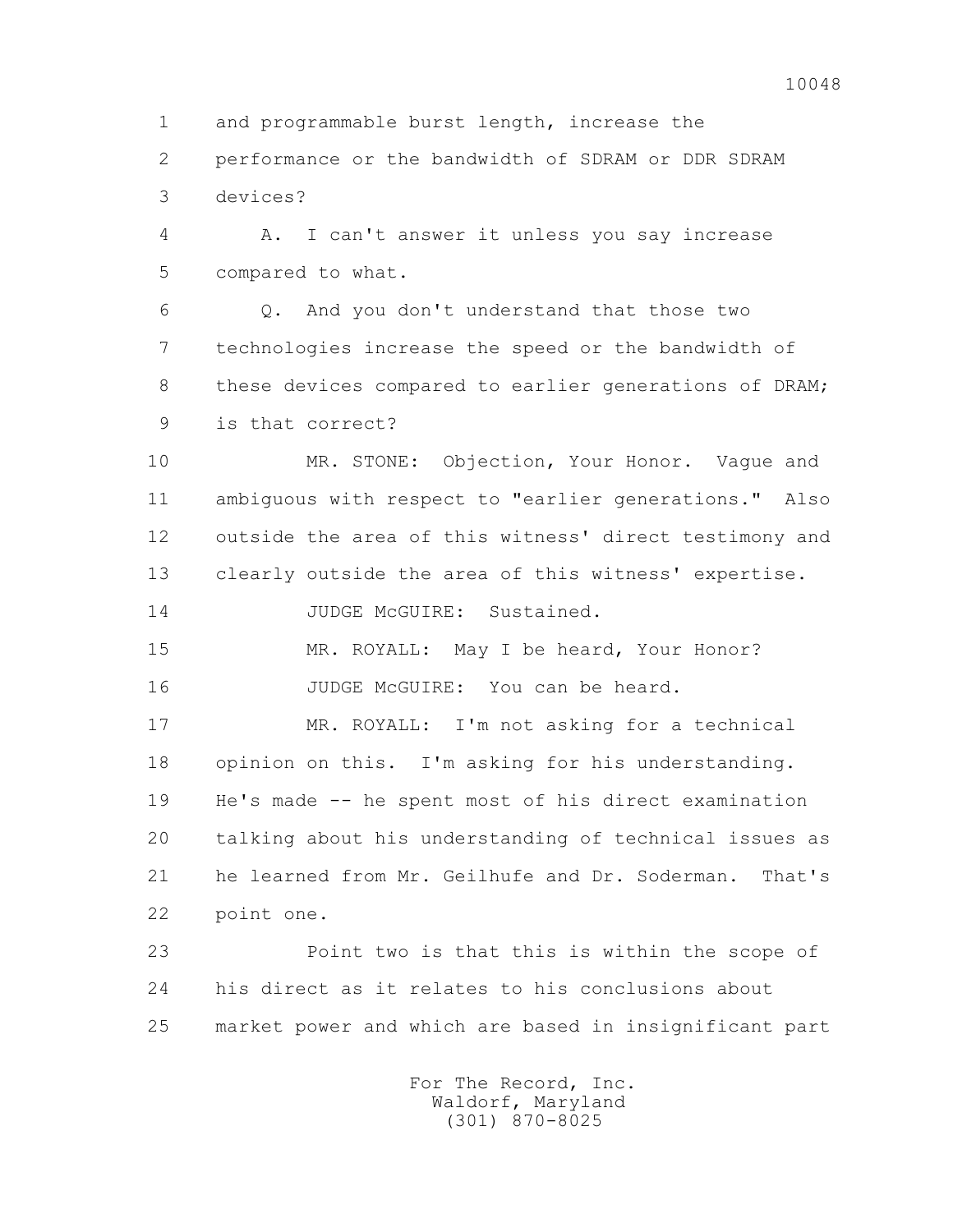1 and programmable burst length, increase the
2 performance or the bandwidth of SDRAM or DDR SDRAM
3 devices?

4 A. I can't answer it unless you say increase
5 compared to what.

6 Q. And you don't understand that those two
7 technologies increase the speed or the bandwidth of
8 these devices compared to earlier generations of DRAM;
9 is that correct?

10 MR. STONE: Objection, Your Honor. Vague and
11 ambiguous with respect to "earlier generations." Also
12 outside the area of this witness' direct testimony and
13 clearly outside the area of this witness' expertise.

14 JUDGE McGUIRE: Sustained.

15 MR. ROYALL: May I be heard, Your Honor?

16 JUDGE McGUIRE: You can be heard.

17 MR. ROYALL: I'm not asking for a technical
18 opinion on this. I'm asking for his understanding.
19 He's made -- he spent most of his direct examination
20 talking about his understanding of technical issues as
21 he learned from Mr. Geilhufe and Dr. Soderman. That's
22 point one.

23 Point two is that this is within the scope of
24 his direct as it relates to his conclusions about
25 market power and which are based in insignificant part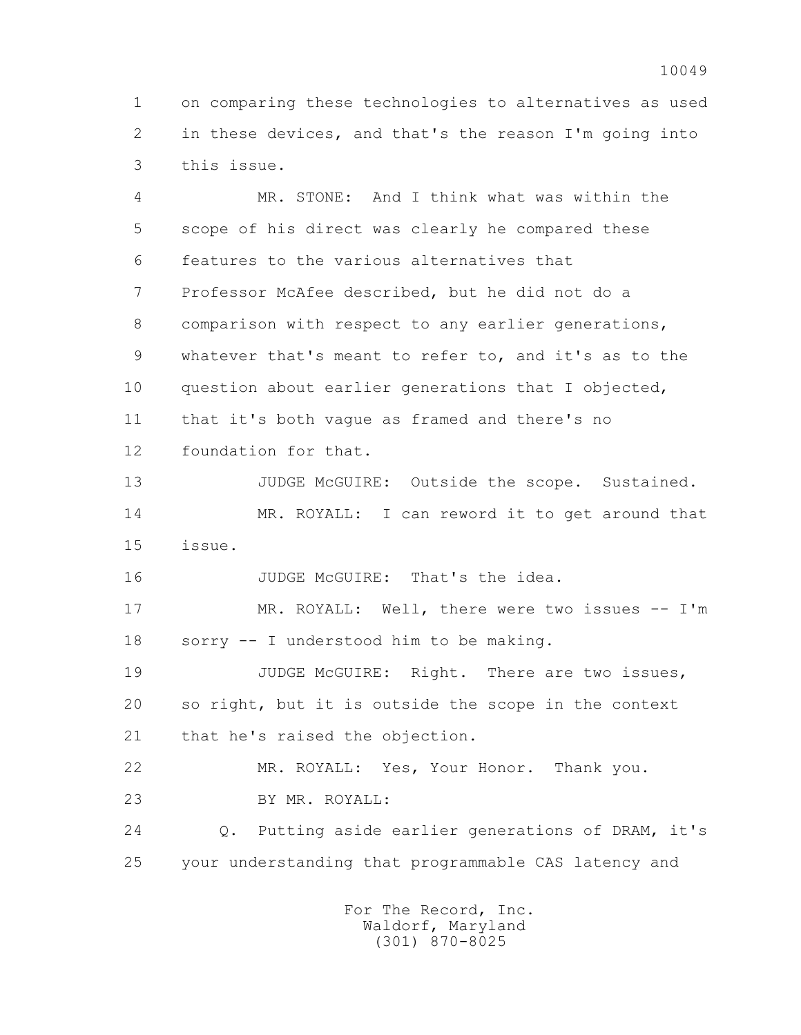1 on comparing these technologies to alternatives as used
2 in these devices, and that's the reason I'm going into
3 this issue.

4 MR. STONE: And I think what was within the
5 scope of his direct was clearly he compared these
6 features to the various alternatives that
7 Professor McAfee described, but he did not do a
8 comparison with respect to any earlier generations,
9 whatever that's meant to refer to, and it's as to the
10 question about earlier generations that I objected,
11 that it's both vague as framed and there's no
12 foundation for that.

13 JUDGE McGUIRE: Outside the scope. Sustained.

14 MR. ROYALL: I can reword it to get around that
15 issue.

16 JUDGE McGUIRE: That's the idea.

17 MR. ROYALL: Well, there were two issues -- I'm
18 sorry -- I understood him to be making.

19 JUDGE McGUIRE: Right. There are two issues,
20 so right, but it is outside the scope in the context
21 that he's raised the objection.

22 MR. ROYALL: Yes, Your Honor. Thank you.

23 BY MR. ROYALL:

24 Q. Putting aside earlier generations of DRAM, it's
25 your understanding that programmable CAS latency and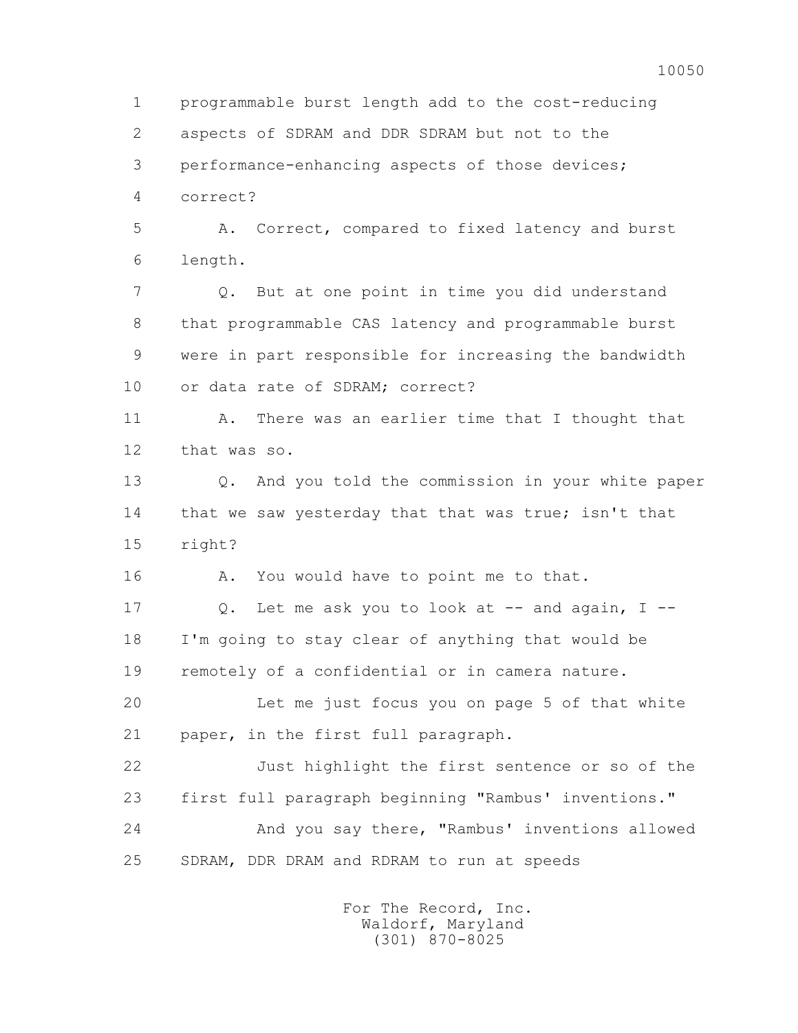1 programmable burst length add to the cost-reducing
2 aspects of SDRAM and DDR SDRAM but not to the
3 performance-enhancing aspects of those devices;
4 correct?

5 A. Correct, compared to fixed latency and burst
6 length.

7 Q. But at one point in time you did understand
8 that programmable CAS latency and programmable burst
9 were in part responsible for increasing the bandwidth
10 or data rate of SDRAM; correct?

11 A. There was an earlier time that I thought that
12 that was so.

13 Q. And you told the commission in your white paper
14 that we saw yesterday that that was true; isn't that
15 right?

16 A. You would have to point me to that.

17 Q. Let me ask you to look at -- and again, I --
18 I'm going to stay clear of anything that would be
19 remotely of a confidential or in camera nature.

20 Let me just focus you on page 5 of that white
21 paper, in the first full paragraph.

22 Just highlight the first sentence or so of the
23 first full paragraph beginning "Rambus' inventions."

24 And you say there, "Rambus' inventions allowed
25 SDRAM, DDR DRAM and RDRAM to run at speeds

For The Record, Inc.
Waldorf, Maryland
(301) 870-8025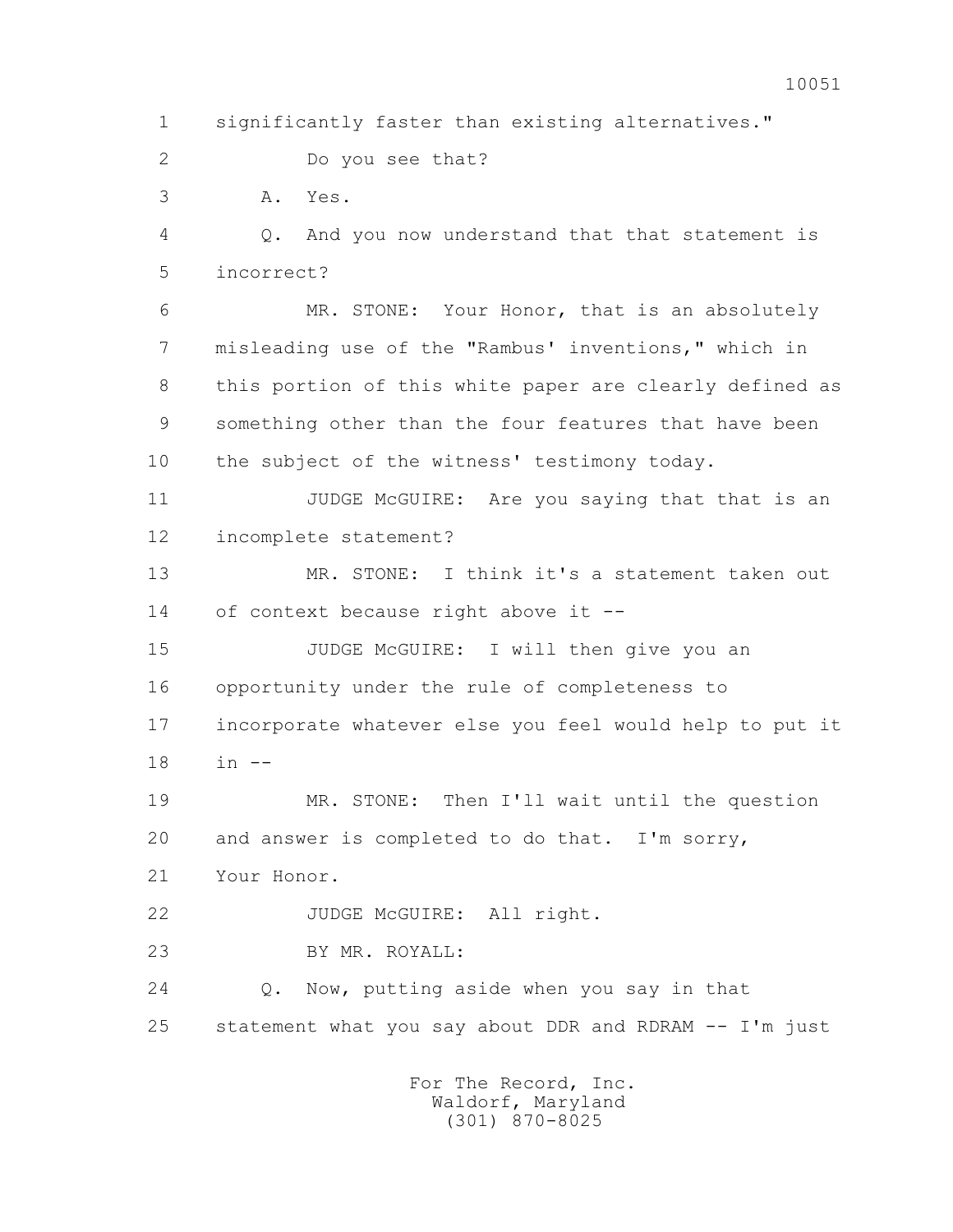1 significantly faster than existing alternatives."

2 Do you see that?

3 A. Yes.

4 Q. And you now understand that that statement is

5 incorrect?

6 MR. STONE: Your Honor, that is an absolutely

7 misleading use of the "Rambus' inventions," which in

8 this portion of this white paper are clearly defined as

9 something other than the four features that have been

10 the subject of the witness' testimony today.

11 JUDGE McGUIRE: Are you saying that that is an

12 incomplete statement?

13 MR. STONE: I think it's a statement taken out

14 of context because right above it --

15 JUDGE McGUIRE: I will then give you an

16 opportunity under the rule of completeness to

17 incorporate whatever else you feel would help to put it

18 in --

19 MR. STONE: Then I'll wait until the question

20 and answer is completed to do that. I'm sorry,

21 Your Honor.

22 JUDGE McGUIRE: All right.

23 BY MR. ROYALL:

24 Q. Now, putting aside when you say in that

25 statement what you say about DDR and RDRAM -- I'm just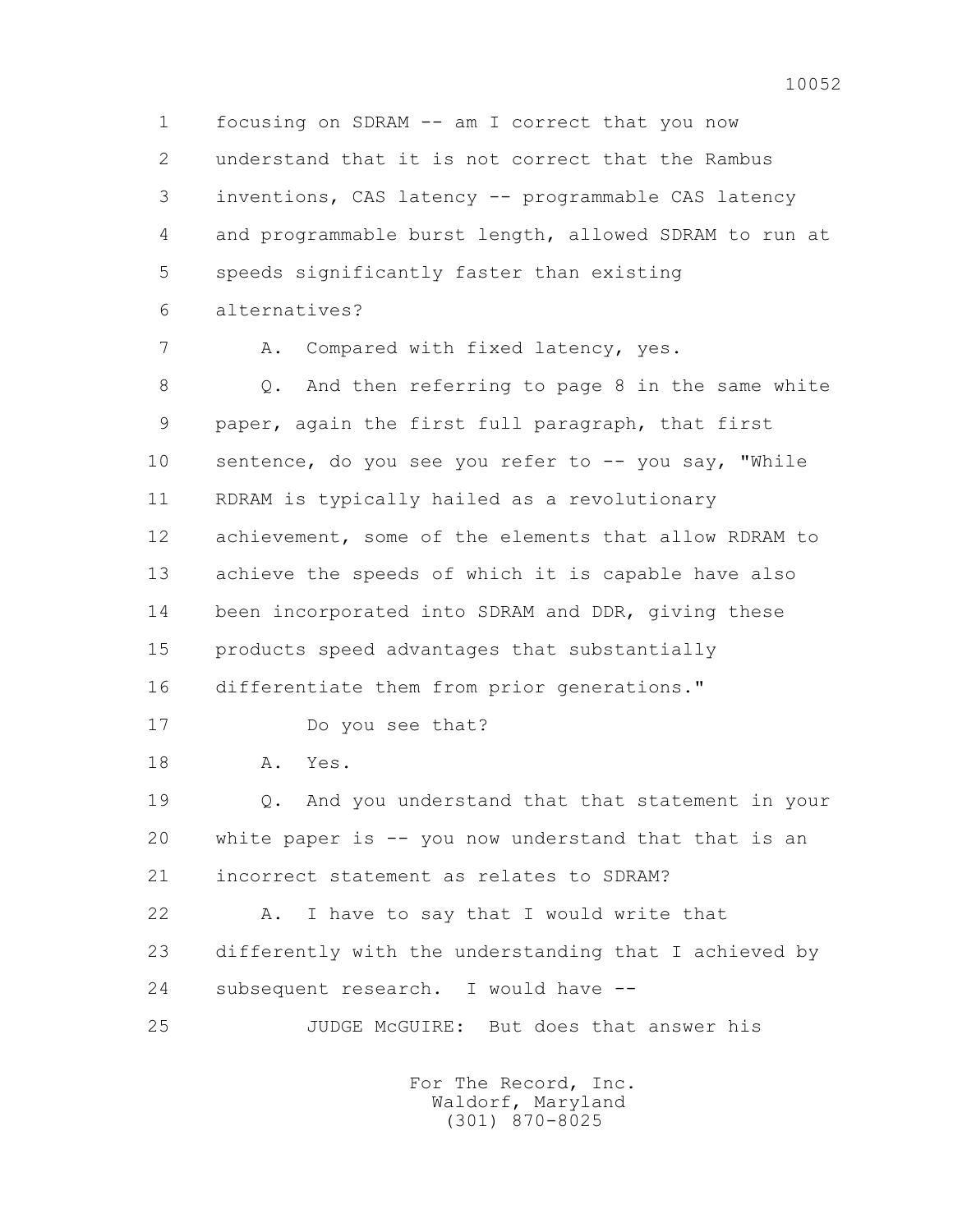focusing on SDRAM -- am I correct that you now understand that it is not correct that the Rambus inventions, CAS latency -- programmable CAS latency and programmable burst length, allowed SDRAM to run at speeds significantly faster than existing alternatives?

A. Compared with fixed latency, yes.

Q. And then referring to page 8 in the same white paper, again the first full paragraph, that first sentence, do you see you refer to -- you say, "While RDRAM is typically hailed as a revolutionary achievement, some of the elements that allow RDRAM to achieve the speeds of which it is capable have also been incorporated into SDRAM and DDR, giving these products speed advantages that substantially differentiate them from prior generations."

Do you see that?

A. Yes.

Q. And you understand that that statement in your white paper is -- you now understand that that is an incorrect statement as relates to SDRAM?

A. I have to say that I would write that differently with the understanding that I achieved by subsequent research. I would have --

JUDGE McGUIRE: But does that answer his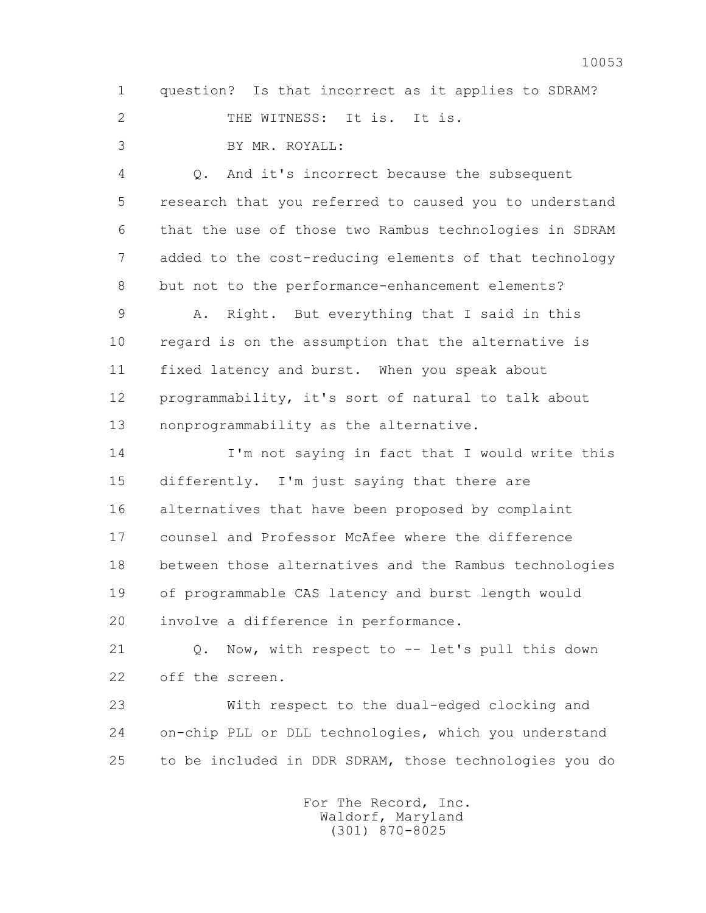1 question? Is that incorrect as it applies to SDRAM?

2 THE WITNESS: It is. It is.

3 BY MR. ROYALL:

4 Q. And it's incorrect because the subsequent

5 research that you referred to caused you to understand

6 that the use of those two Rambus technologies in SDRAM

7 added to the cost-reducing elements of that technology

8 but not to the performance-enhancement elements?

9 A. Right. But everything that I said in this

10 regard is on the assumption that the alternative is

11 fixed latency and burst. When you speak about

12 programmability, it's sort of natural to talk about

13 nonprogrammability as the alternative.

14 I'm not saying in fact that I would write this

15 differently. I'm just saying that there are

16 alternatives that have been proposed by complaint

17 counsel and Professor McAfee where the difference

18 between those alternatives and the Rambus technologies

19 of programmable CAS latency and burst length would

20 involve a difference in performance.

21 Q. Now, with respect to -- let's pull this down

22 off the screen.

23 With respect to the dual-edged clocking and

24 on-chip PLL or DLL technologies, which you understand

25 to be included in DDR SDRAM, those technologies you do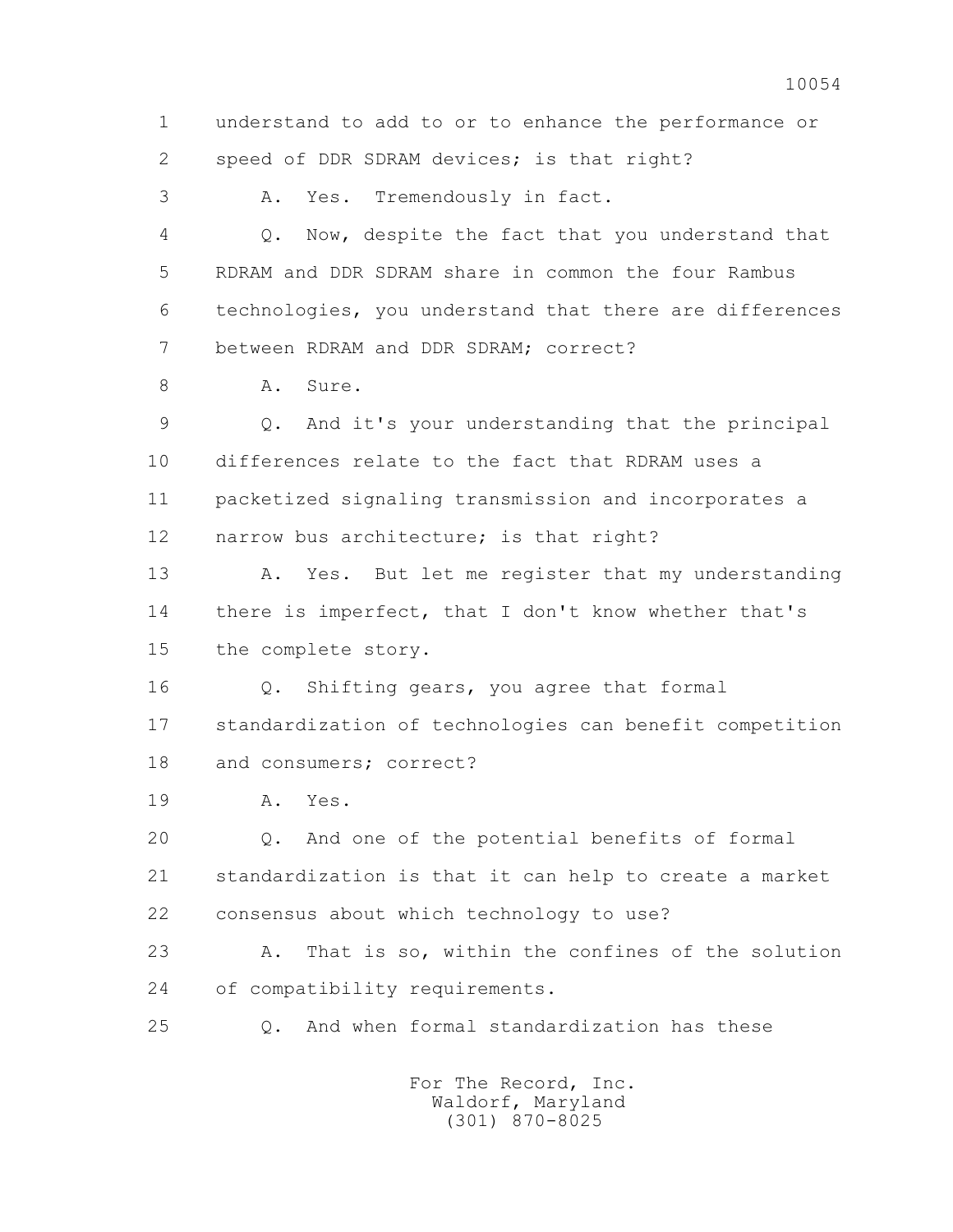1 understand to add to or to enhance the performance or
2 speed of DDR SDRAM devices; is that right?
3 A. Yes. Tremendously in fact.
4 Q. Now, despite the fact that you understand that
5 RDRAM and DDR SDRAM share in common the four Rambus
6 technologies, you understand that there are differences
7 between RDRAM and DDR SDRAM; correct?
8 A. Sure.
9 Q. And it's your understanding that the principal
10 differences relate to the fact that RDRAM uses a
11 packetized signaling transmission and incorporates a
12 narrow bus architecture; is that right?
13 A. Yes. But let me register that my understanding
14 there is imperfect, that I don't know whether that's
15 the complete story.
16 Q. Shifting gears, you agree that formal
17 standardization of technologies can benefit competition
18 and consumers; correct?
19 A. Yes.
20 Q. And one of the potential benefits of formal
21 standardization is that it can help to create a market
22 consensus about which technology to use?
23 A. That is so, within the confines of the solution
24 of compatibility requirements.
25 Q. And when formal standardization has these

For The Record, Inc.
Waldorf, Maryland
(301) 870-8025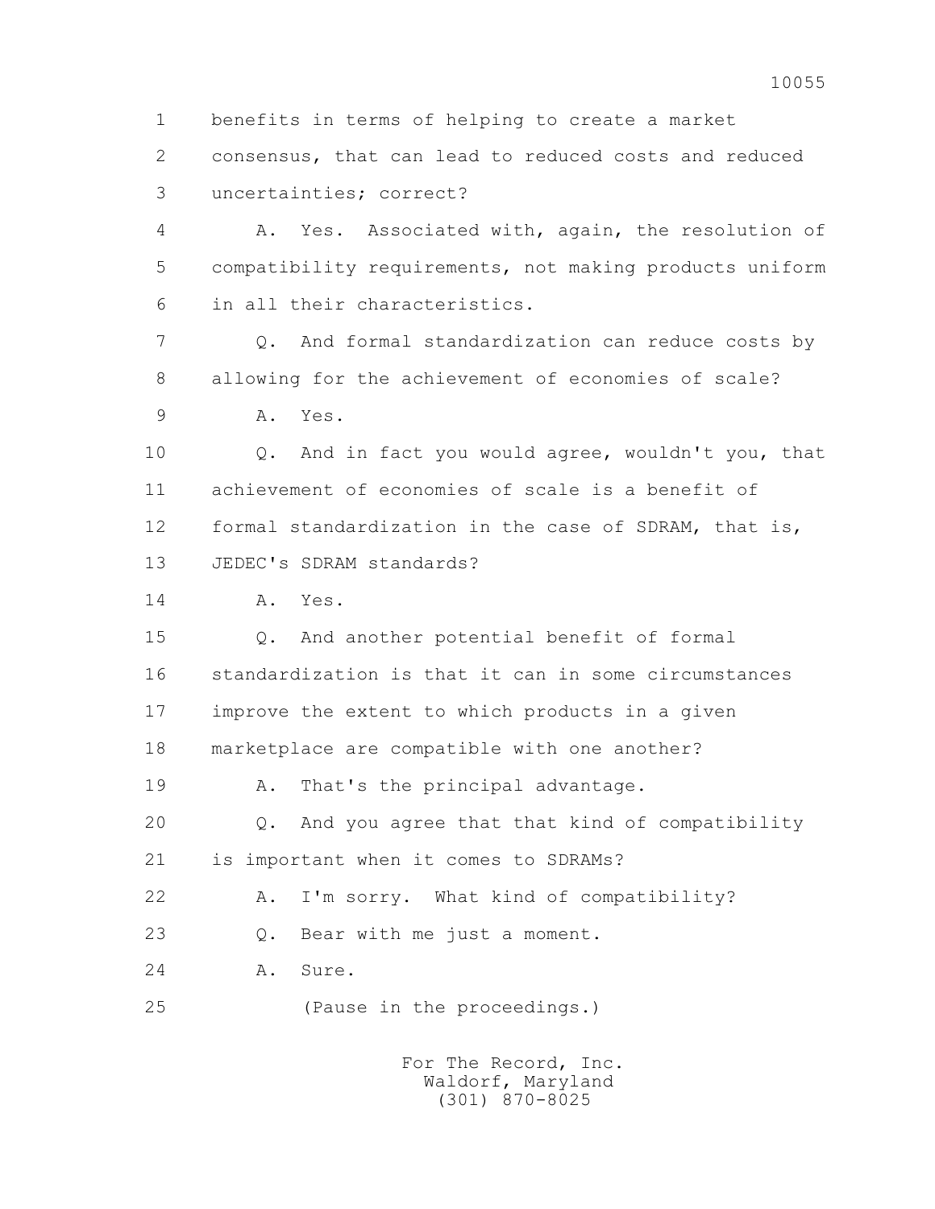1 benefits in terms of helping to create a market
2 consensus, that can lead to reduced costs and reduced
3 uncertainties; correct?

4 A. Yes. Associated with, again, the resolution of
5 compatibility requirements, not making products uniform
6 in all their characteristics.

7 Q. And formal standardization can reduce costs by
8 allowing for the achievement of economies of scale?

9 A. Yes.

10 Q. And in fact you would agree, wouldn't you, that
11 achievement of economies of scale is a benefit of
12 formal standardization in the case of SDRAM, that is,
13 JEDEC's SDRAM standards?

14 A. Yes.

15 Q. And another potential benefit of formal
16 standardization is that it can in some circumstances
17 improve the extent to which products in a given
18 marketplace are compatible with one another?

19 A. That's the principal advantage.

20 Q. And you agree that that kind of compatibility
21 is important when it comes to SDRAMs?

22 A. I'm sorry. What kind of compatibility?

23 Q. Bear with me just a moment.

24 A. Sure.

25 (Pause in the proceedings.)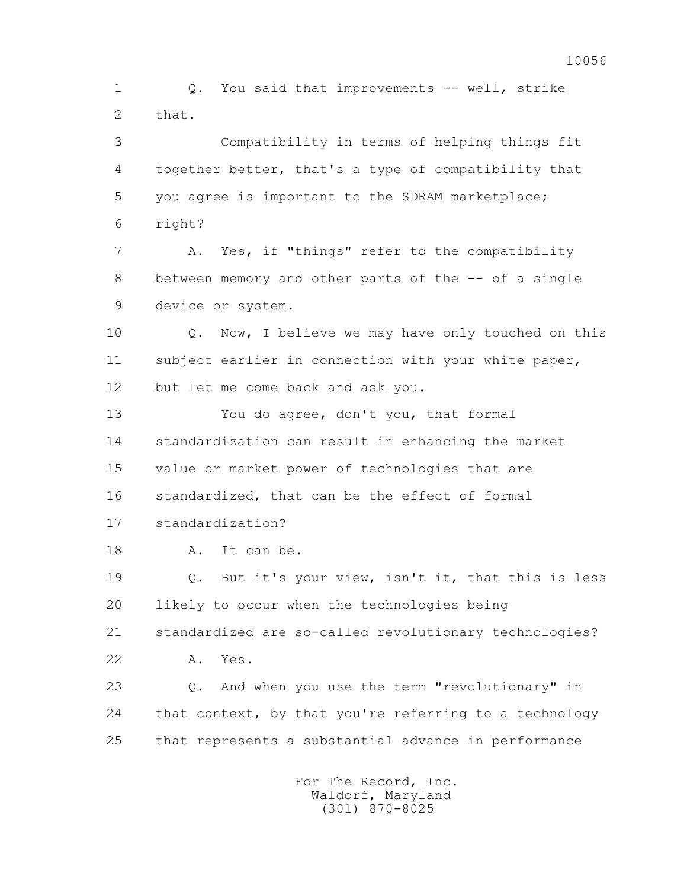1 Q. You said that improvements -- well, strike
2 that.
3 Compatibility in terms of helping things fit
4 together better, that's a type of compatibility that
5 you agree is important to the SDRAM marketplace;
6 right?
7 A. Yes, if "things" refer to the compatibility
8 between memory and other parts of the -- of a single
9 device or system.
10 Q. Now, I believe we may have only touched on this
11 subject earlier in connection with your white paper,
12 but let me come back and ask you.
13 You do agree, don't you, that formal
14 standardization can result in enhancing the market
15 value or market power of technologies that are
16 standardized, that can be the effect of formal
17 standardization?
18 A. It can be.
19 Q. But it's your view, isn't it, that this is less
20 likely to occur when the technologies being
21 standardized are so-called revolutionary technologies?
22 A. Yes.
23 Q. And when you use the term "revolutionary" in
24 that context, by that you're referring to a technology
25 that represents a substantial advance in performance

For The Record, Inc.
Waldorf, Maryland
(301) 870-8025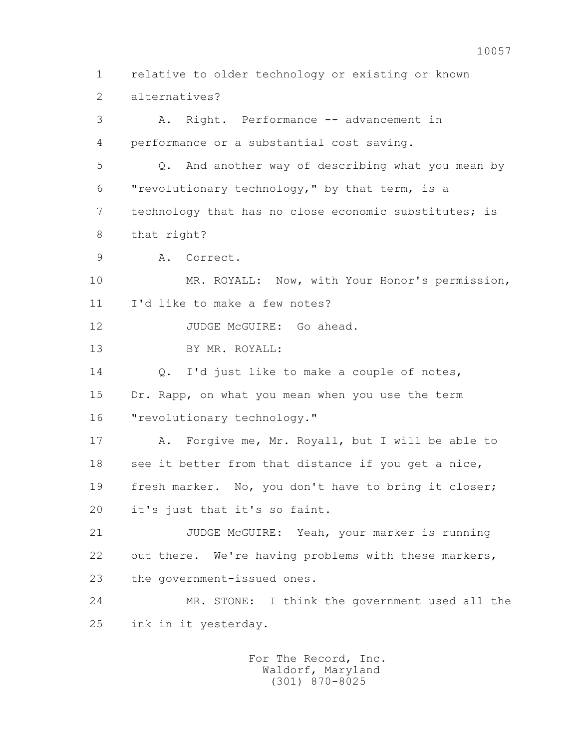1 relative to older technology or existing or known
2 alternatives?

3 A. Right. Performance -- advancement in
4 performance or a substantial cost saving.

5 Q. And another way of describing what you mean by
6 "revolutionary technology," by that term, is a
7 technology that has no close economic substitutes; is
8 that right?

9 A. Correct.

10 MR. ROYALL: Now, with Your Honor's permission,
11 I'd like to make a few notes?

12 JUDGE McGUIRE: Go ahead.

13 BY MR. ROYALL:

14 Q. I'd just like to make a couple of notes,
15 Dr. Rapp, on what you mean when you use the term
16 "revolutionary technology."

17 A. Forgive me, Mr. Royall, but I will be able to
18 see it better from that distance if you get a nice,
19 fresh marker. No, you don't have to bring it closer;
20 it's just that it's so faint.

21 JUDGE McGUIRE: Yeah, your marker is running
22 out there. We're having problems with these markers,
23 the government-issued ones.

24 MR. STONE: I think the government used all the
25 ink in it yesterday.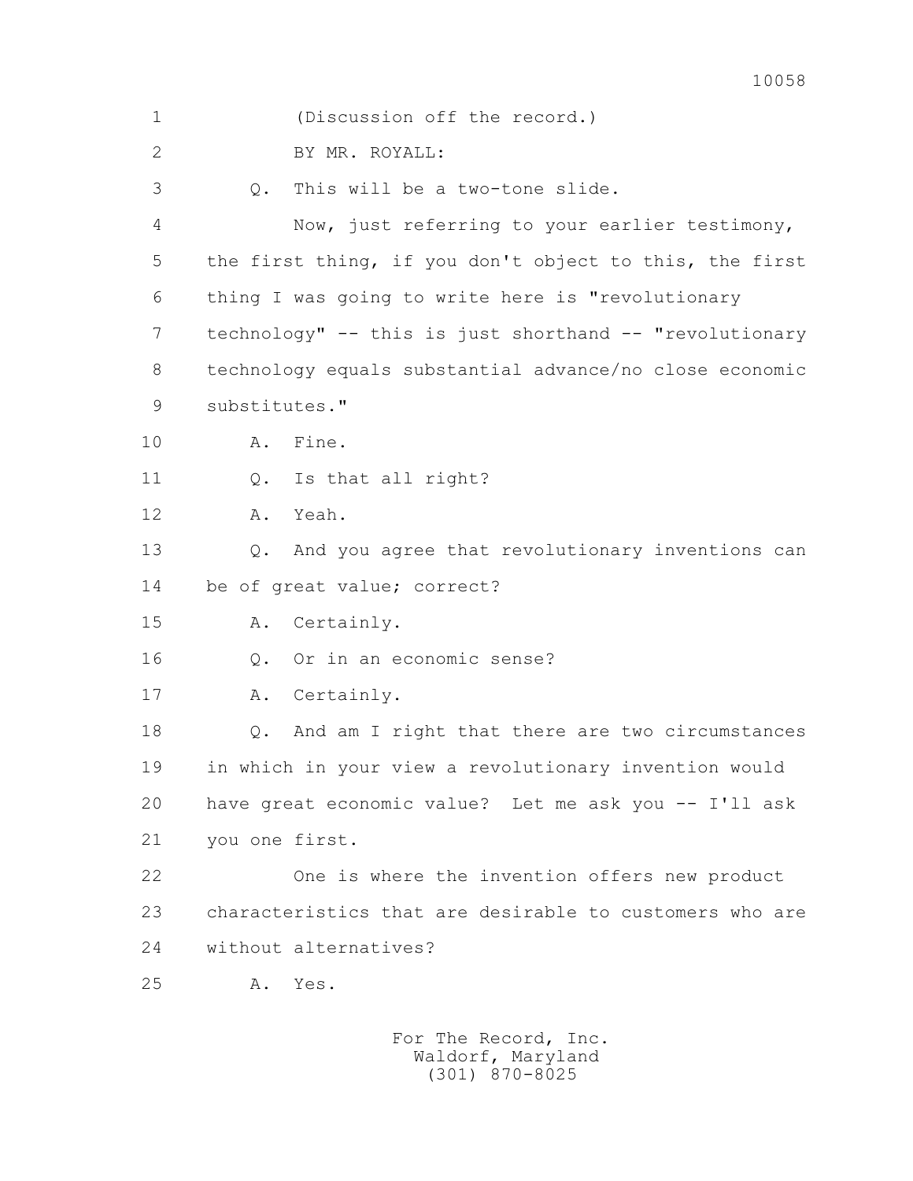1 (Discussion off the record.)

2 BY MR. ROYALL:

3 Q. This will be a two-tone slide.

4 Now, just referring to your earlier testimony,

5 the first thing, if you don't object to this, the first

6 thing I was going to write here is "revolutionary

7 technology" -- this is just shorthand -- "revolutionary

8 technology equals substantial advance/no close economic

9 substitutes."

10 A. Fine.

11 Q. Is that all right?

12 A. Yeah.

13 Q. And you agree that revolutionary inventions can

14 be of great value; correct?

15 A. Certainly.

16 Q. Or in an economic sense?

17 A. Certainly.

18 Q. And am I right that there are two circumstances

19 in which in your view a revolutionary invention would

20 have great economic value? Let me ask you -- I'll ask

21 you one first.

22 One is where the invention offers new product

23 characteristics that are desirable to customers who are

24 without alternatives?

25 A. Yes.

For The Record, Inc.
Waldorf, Maryland
(301) 870-8025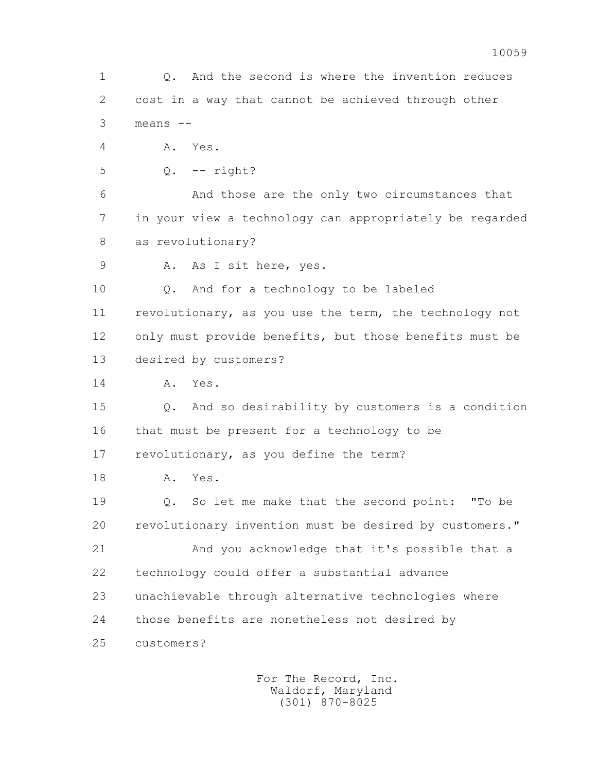1 Q. And the second is where the invention reduces
2 cost in a way that cannot be achieved through other
3 means --
4 A. Yes.
5 Q. -- right?
6 And those are the only two circumstances that
7 in your view a technology can appropriately be regarded
8 as revolutionary?
9 A. As I sit here, yes.
10 Q. And for a technology to be labeled
11 revolutionary, as you use the term, the technology not
12 only must provide benefits, but those benefits must be
13 desired by customers?
14 A. Yes.
15 Q. And so desirability by customers is a condition
16 that must be present for a technology to be
17 revolutionary, as you define the term?
18 A. Yes.
19 Q. So let me make that the second point: "To be
20 revolutionary invention must be desired by customers."
21 And you acknowledge that it's possible that a
22 technology could offer a substantial advance
23 unachievable through alternative technologies where
24 those benefits are nonetheless not desired by
25 customers?

For The Record, Inc.
Waldorf, Maryland
(301) 870-8025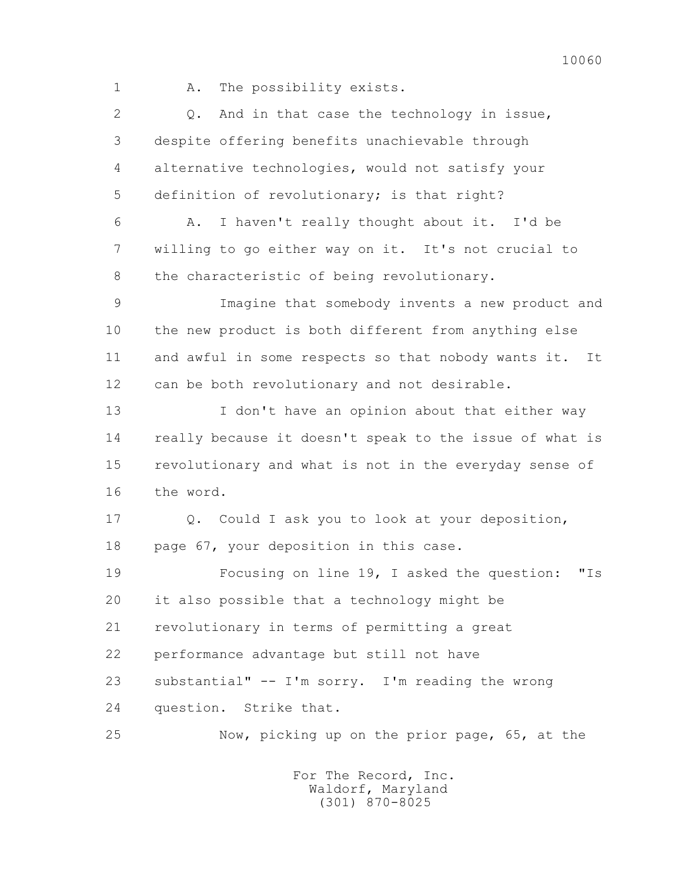1 A. The possibility exists.

2 Q. And in that case the technology in issue,

3 despite offering benefits unachievable through

4 alternative technologies, would not satisfy your

5 definition of revolutionary; is that right?

6 A. I haven't really thought about it. I'd be

7 willing to go either way on it. It's not crucial to

8 the characteristic of being revolutionary.

9 Imagine that somebody invents a new product and

10 the new product is both different from anything else

11 and awful in some respects so that nobody wants it. It

12 can be both revolutionary and not desirable.

13 I don't have an opinion about that either way

14 really because it doesn't speak to the issue of what is

15 revolutionary and what is not in the everyday sense of

16 the word.

17 Q. Could I ask you to look at your deposition,

18 page 67, your deposition in this case.

19 Focusing on line 19, I asked the question: "Is

20 it also possible that a technology might be

21 revolutionary in terms of permitting a great

22 performance advantage but still not have

23 substantial" -- I'm sorry. I'm reading the wrong

24 question. Strike that.

25 Now, picking up on the prior page, 65, at the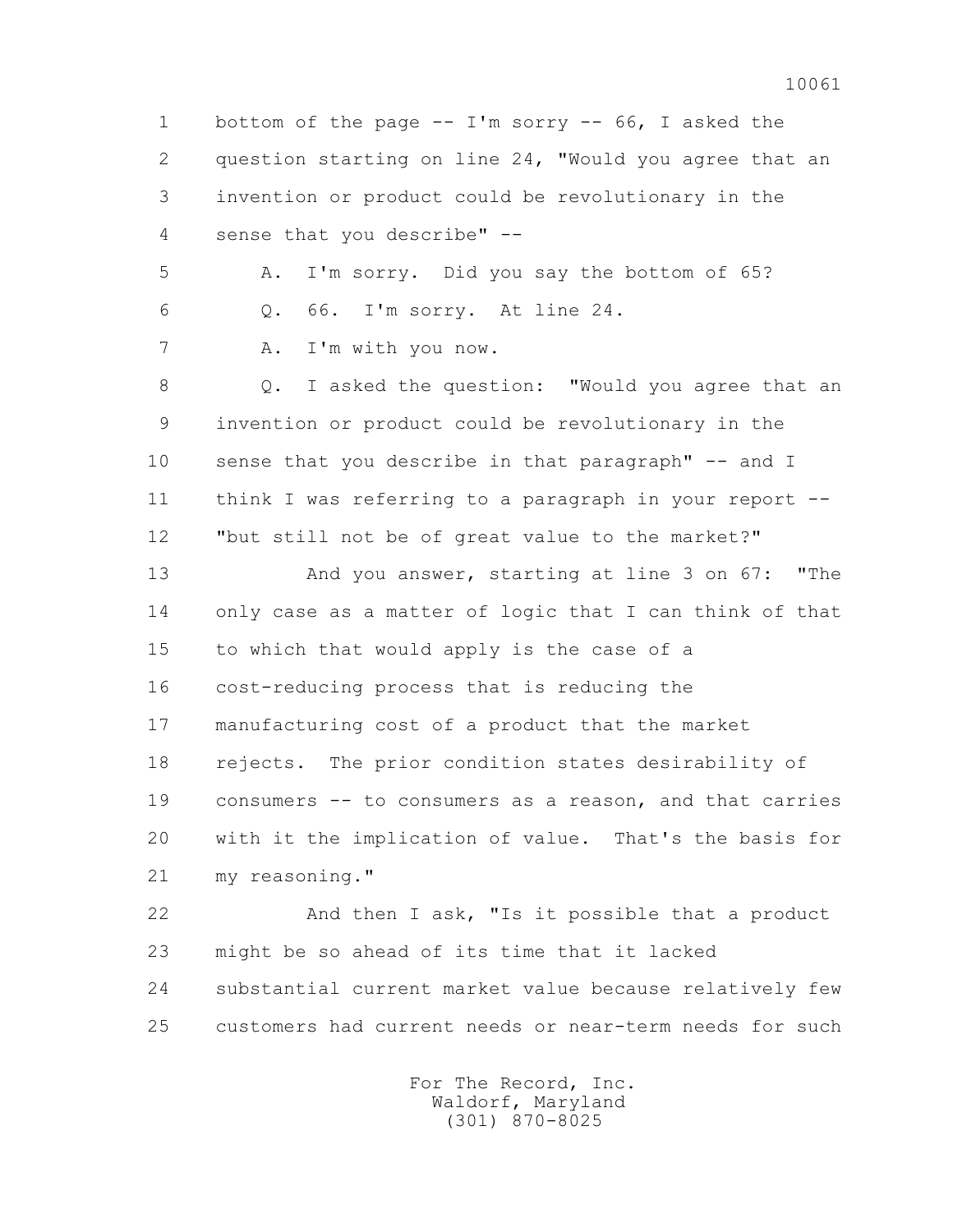1 bottom of the page -- I'm sorry -- 66, I asked the
2 question starting on line 24, "Would you agree that an
3 invention or product could be revolutionary in the
4 sense that you describe" --

5 A. I'm sorry. Did you say the bottom of 65?

6 Q. 66. I'm sorry. At line 24.

7 A. I'm with you now.

8 Q. I asked the question: "Would you agree that an
9 invention or product could be revolutionary in the
10 sense that you describe in that paragraph" -- and I
11 think I was referring to a paragraph in your report --
12 "but still not be of great value to the market?"

13 And you answer, starting at line 3 on 67: "The
14 only case as a matter of logic that I can think of that
15 to which that would apply is the case of a
16 cost-reducing process that is reducing the
17 manufacturing cost of a product that the market
18 rejects. The prior condition states desirability of
19 consumers -- to consumers as a reason, and that carries
20 with it the implication of value. That's the basis for
21 my reasoning."

22 And then I ask, "Is it possible that a product
23 might be so ahead of its time that it lacked
24 substantial current market value because relatively few
25 customers had current needs or near-term needs for such

For The Record, Inc.
Waldorf, Maryland
(301) 870-8025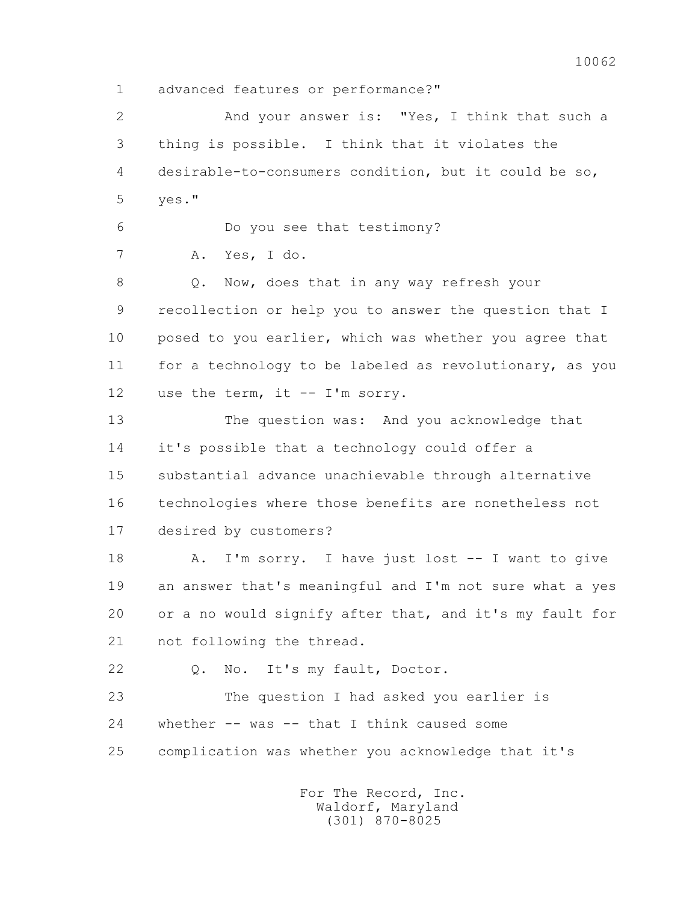advanced features or performance?"

And your answer is: "Yes, I think that such a thing is possible. I think that it violates the desirable-to-consumers condition, but it could be so, yes."

Do you see that testimony?

A. Yes, I do.

Q. Now, does that in any way refresh your recollection or help you to answer the question that I posed to you earlier, which was whether you agree that for a technology to be labeled as revolutionary, as you use the term, it -- I'm sorry.

The question was: And you acknowledge that it's possible that a technology could offer a substantial advance unachievable through alternative technologies where those benefits are nonetheless not desired by customers?

A. I'm sorry. I have just lost -- I want to give an answer that's meaningful and I'm not sure what a yes or a no would signify after that, and it's my fault for not following the thread.

Q. No. It's my fault, Doctor.

The question I had asked you earlier is whether -- was -- that I think caused some complication was whether you acknowledge that it's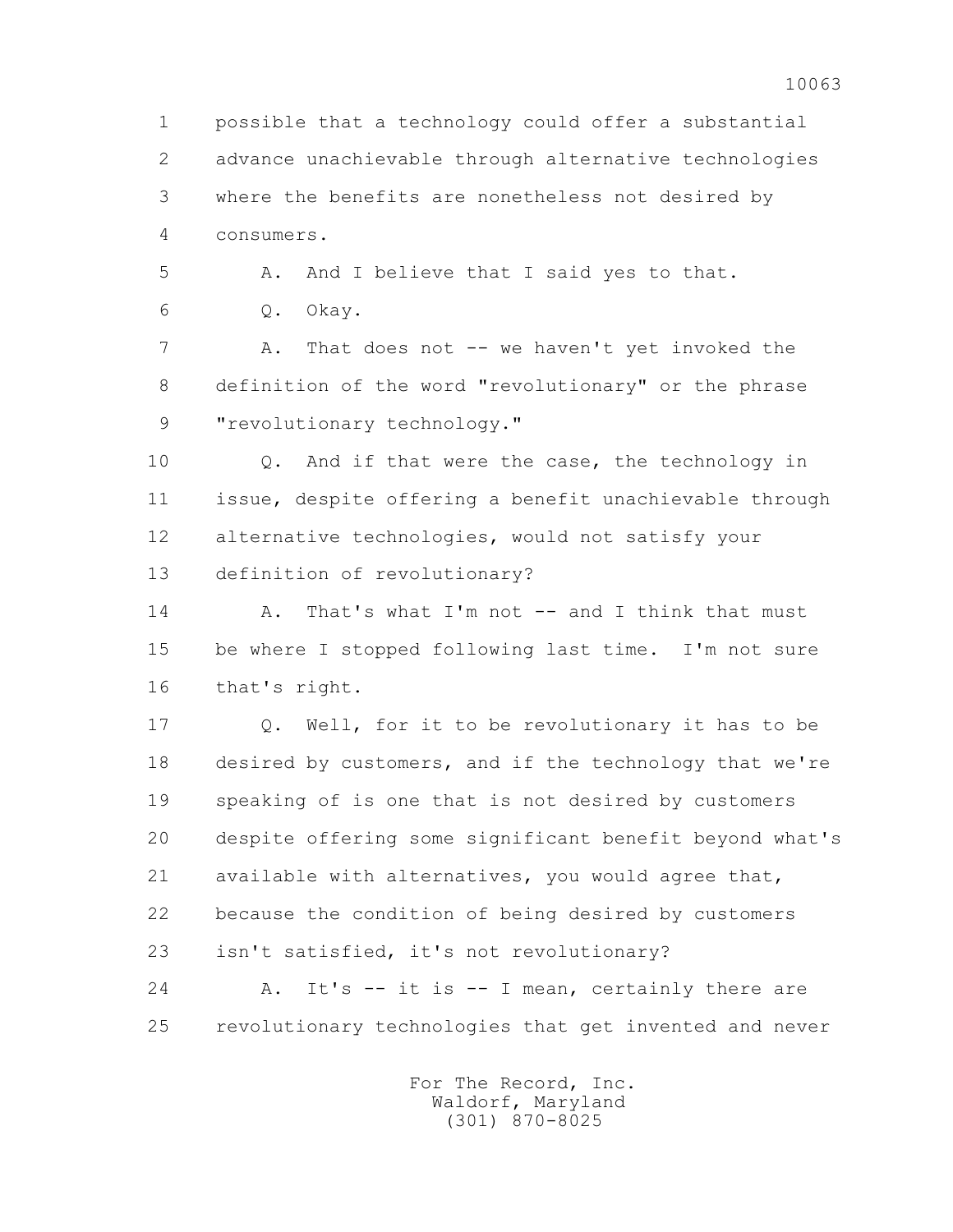possible that a technology could offer a substantial advance unachievable through alternative technologies where the benefits are nonetheless not desired by consumers.

A. And I believe that I said yes to that.

Q. Okay.

A. That does not -- we haven't yet invoked the definition of the word "revolutionary" or the phrase "revolutionary technology."

Q. And if that were the case, the technology in issue, despite offering a benefit unachievable through alternative technologies, would not satisfy your definition of revolutionary?

A. That's what I'm not -- and I think that must be where I stopped following last time. I'm not sure that's right.

Q. Well, for it to be revolutionary it has to be desired by customers, and if the technology that we're speaking of is one that is not desired by customers despite offering some significant benefit beyond what's available with alternatives, you would agree that, because the condition of being desired by customers isn't satisfied, it's not revolutionary?

A. It's -- it is -- I mean, certainly there are revolutionary technologies that get invented and never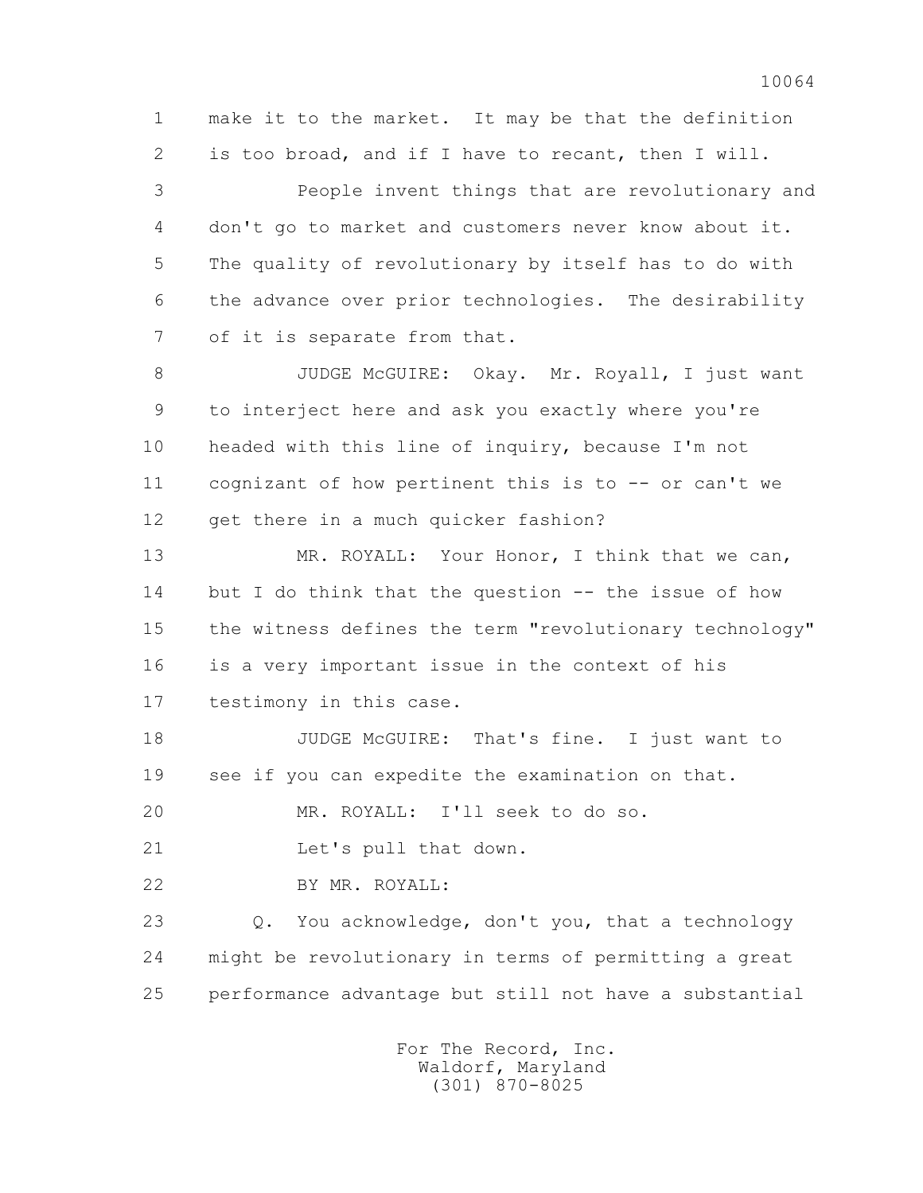make it to the market. It may be that the definition is too broad, and if I have to recant, then I will.

People invent things that are revolutionary and don't go to market and customers never know about it. The quality of revolutionary by itself has to do with the advance over prior technologies. The desirability of it is separate from that.

JUDGE McGUIRE: Okay. Mr. Royall, I just want to interject here and ask you exactly where you're headed with this line of inquiry, because I'm not cognizant of how pertinent this is to -- or can't we get there in a much quicker fashion?

MR. ROYALL: Your Honor, I think that we can, but I do think that the question -- the issue of how the witness defines the term "revolutionary technology" is a very important issue in the context of his testimony in this case.

JUDGE McGUIRE: That's fine. I just want to see if you can expedite the examination on that.

MR. ROYALL: I'll seek to do so.

Let's pull that down.

BY MR. ROYALL:

Q. You acknowledge, don't you, that a technology might be revolutionary in terms of permitting a great performance advantage but still not have a substantial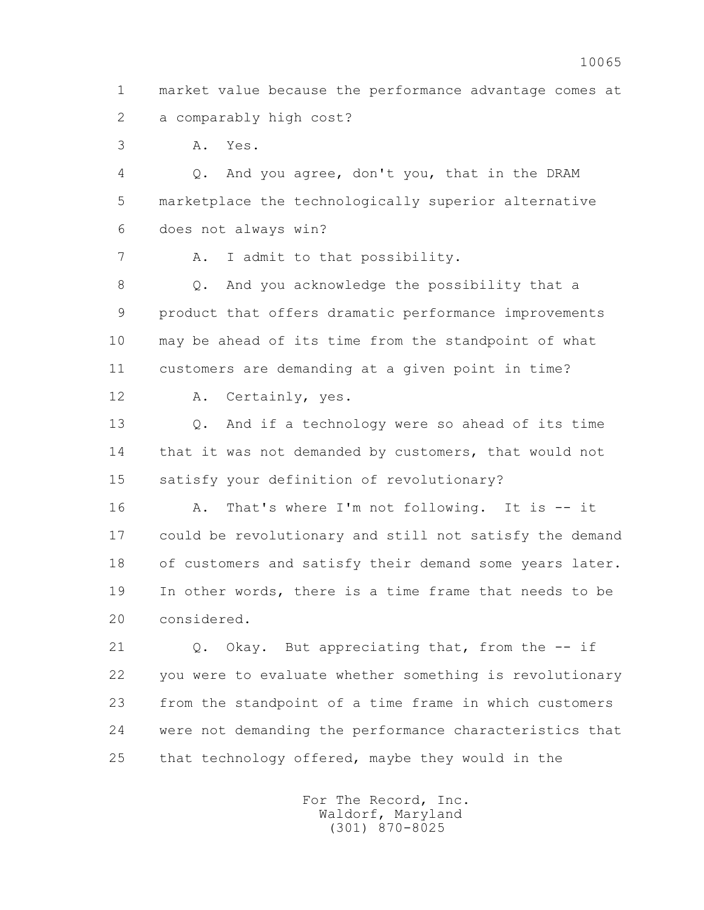1 market value because the performance advantage comes at
2 a comparably high cost?

3 A. Yes.

4 Q. And you agree, don't you, that in the DRAM
5 marketplace the technologically superior alternative
6 does not always win?

7 A. I admit to that possibility.

8 Q. And you acknowledge the possibility that a
9 product that offers dramatic performance improvements
10 may be ahead of its time from the standpoint of what
11 customers are demanding at a given point in time?

12 A. Certainly, yes.

13 Q. And if a technology were so ahead of its time
14 that it was not demanded by customers, that would not
15 satisfy your definition of revolutionary?

16 A. That's where I'm not following. It is -- it
17 could be revolutionary and still not satisfy the demand
18 of customers and satisfy their demand some years later.
19 In other words, there is a time frame that needs to be
20 considered.

21 Q. Okay. But appreciating that, from the -- if
22 you were to evaluate whether something is revolutionary
23 from the standpoint of a time frame in which customers
24 were not demanding the performance characteristics that
25 that technology offered, maybe they would in the

For The Record, Inc.
Waldorf, Maryland
(301) 870-8025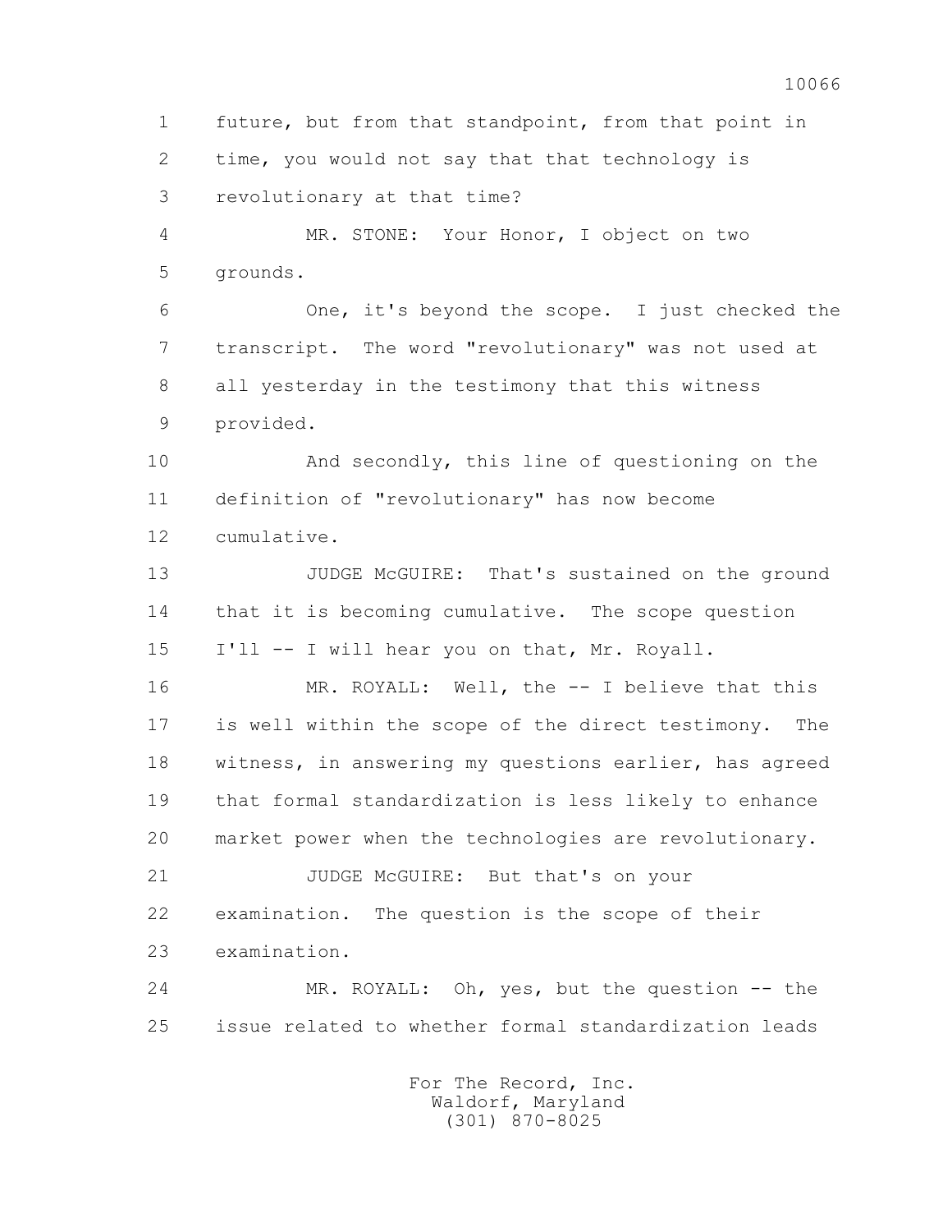future, but from that standpoint, from that point in time, you would not say that that technology is revolutionary at that time?

MR. STONE: Your Honor, I object on two grounds.

One, it's beyond the scope. I just checked the transcript. The word "revolutionary" was not used at all yesterday in the testimony that this witness provided.

And secondly, this line of questioning on the definition of "revolutionary" has now become cumulative.

JUDGE McGUIRE: That's sustained on the ground that it is becoming cumulative. The scope question I'll -- I will hear you on that, Mr. Royall.

MR. ROYALL: Well, the -- I believe that this is well within the scope of the direct testimony. The witness, in answering my questions earlier, has agreed that formal standardization is less likely to enhance market power when the technologies are revolutionary.

JUDGE McGUIRE: But that's on your examination. The question is the scope of their examination.

MR. ROYALL: Oh, yes, but the question -- the issue related to whether formal standardization leads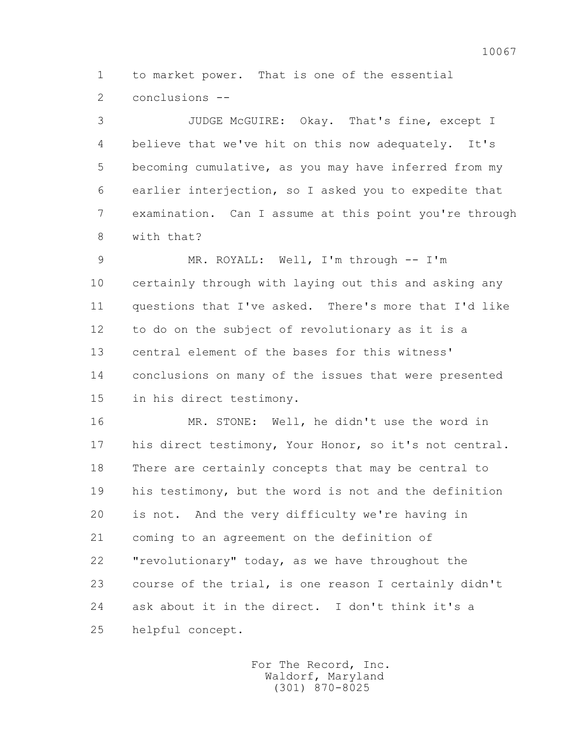1 to market power. That is one of the essential
2 conclusions --

3 JUDGE McGUIRE: Okay. That's fine, except I
4 believe that we've hit on this now adequately. It's
5 becoming cumulative, as you may have inferred from my
6 earlier interjection, so I asked you to expedite that
7 examination. Can I assume at this point you're through
8 with that?

9 MR. ROYALL: Well, I'm through -- I'm
10 certainly through with laying out this and asking any
11 questions that I've asked. There's more that I'd like
12 to do on the subject of revolutionary as it is a
13 central element of the bases for this witness'
14 conclusions on many of the issues that were presented
15 in his direct testimony.

16 MR. STONE: Well, he didn't use the word in
17 his direct testimony, Your Honor, so it's not central.
18 There are certainly concepts that may be central to
19 his testimony, but the word is not and the definition
20 is not. And the very difficulty we're having in
21 coming to an agreement on the definition of
22 "revolutionary" today, as we have throughout the
23 course of the trial, is one reason I certainly didn't
24 ask about it in the direct. I don't think it's a
25 helpful concept.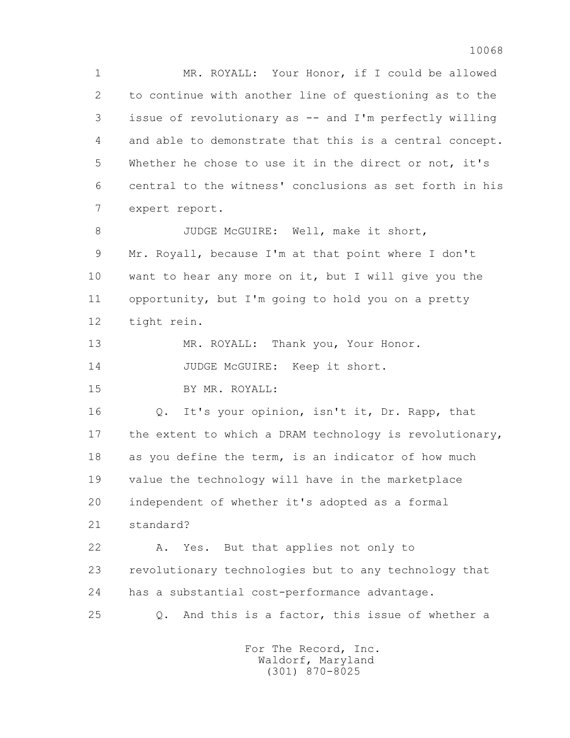MR. ROYALL: Your Honor, if I could be allowed to continue with another line of questioning as to the issue of revolutionary as -- and I'm perfectly willing and able to demonstrate that this is a central concept. Whether he chose to use it in the direct or not, it's central to the witness' conclusions as set forth in his expert report.

JUDGE McGUIRE: Well, make it short, Mr. Royall, because I'm at that point where I don't want to hear any more on it, but I will give you the opportunity, but I'm going to hold you on a pretty tight rein.

MR. ROYALL: Thank you, Your Honor.

JUDGE McGUIRE: Keep it short.

BY MR. ROYALL:

Q. It's your opinion, isn't it, Dr. Rapp, that the extent to which a DRAM technology is revolutionary, as you define the term, is an indicator of how much value the technology will have in the marketplace independent of whether it's adopted as a formal standard?

A. Yes. But that applies not only to revolutionary technologies but to any technology that has a substantial cost-performance advantage.

Q. And this is a factor, this issue of whether a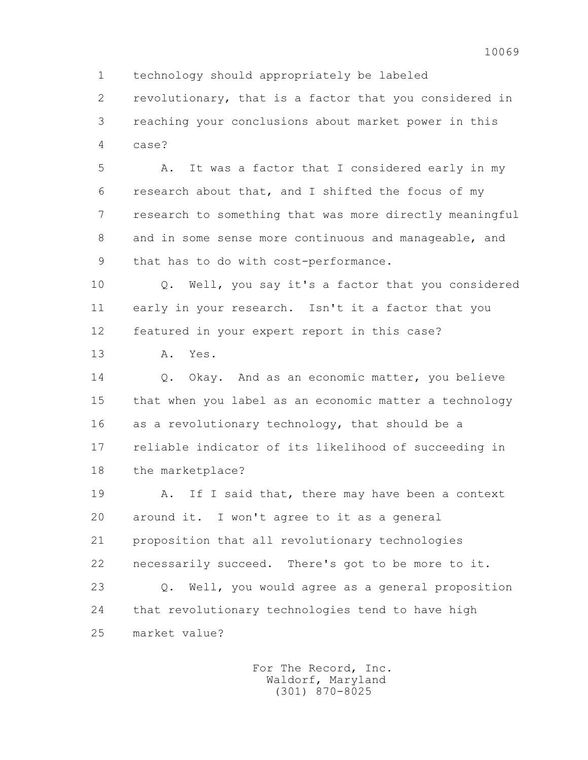1 technology should appropriately be labeled
2 revolutionary, that is a factor that you considered in
3 reaching your conclusions about market power in this
4 case?

5 A. It was a factor that I considered early in my
6 research about that, and I shifted the focus of my
7 research to something that was more directly meaningful
8 and in some sense more continuous and manageable, and
9 that has to do with cost-performance.

10 Q. Well, you say it's a factor that you considered
11 early in your research. Isn't it a factor that you
12 featured in your expert report in this case?

13 A. Yes.

14 Q. Okay. And as an economic matter, you believe
15 that when you label as an economic matter a technology
16 as a revolutionary technology, that should be a
17 reliable indicator of its likelihood of succeeding in
18 the marketplace?

19 A. If I said that, there may have been a context
20 around it. I won't agree to it as a general
21 proposition that all revolutionary technologies
22 necessarily succeed. There's got to be more to it.

23 Q. Well, you would agree as a general proposition
24 that revolutionary technologies tend to have high
25 market value?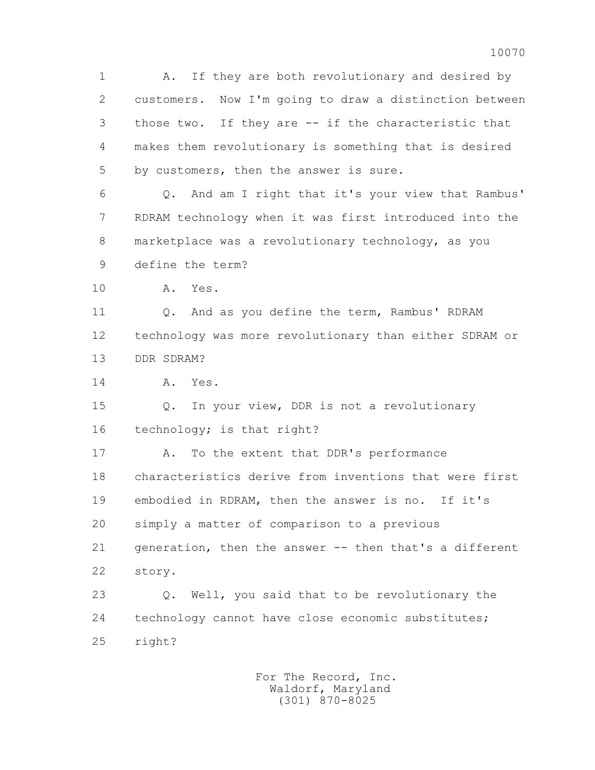1 A. If they are both revolutionary and desired by
2 customers. Now I'm going to draw a distinction between
3 those two. If they are -- if the characteristic that
4 makes them revolutionary is something that is desired
5 by customers, then the answer is sure.

6 Q. And am I right that it's your view that Rambus'
7 RDRAM technology when it was first introduced into the
8 marketplace was a revolutionary technology, as you
9 define the term?

10 A. Yes.

11 Q. And as you define the term, Rambus' RDRAM
12 technology was more revolutionary than either SDRAM or
13 DDR SDRAM?

14 A. Yes.

15 Q. In your view, DDR is not a revolutionary
16 technology; is that right?

17 A. To the extent that DDR's performance
18 characteristics derive from inventions that were first
19 embodied in RDRAM, then the answer is no. If it's
20 simply a matter of comparison to a previous
21 generation, then the answer -- then that's a different
22 story.

23 Q. Well, you said that to be revolutionary the
24 technology cannot have close economic substitutes;
25 right?

For The Record, Inc.
Waldorf, Maryland
(301) 870-8025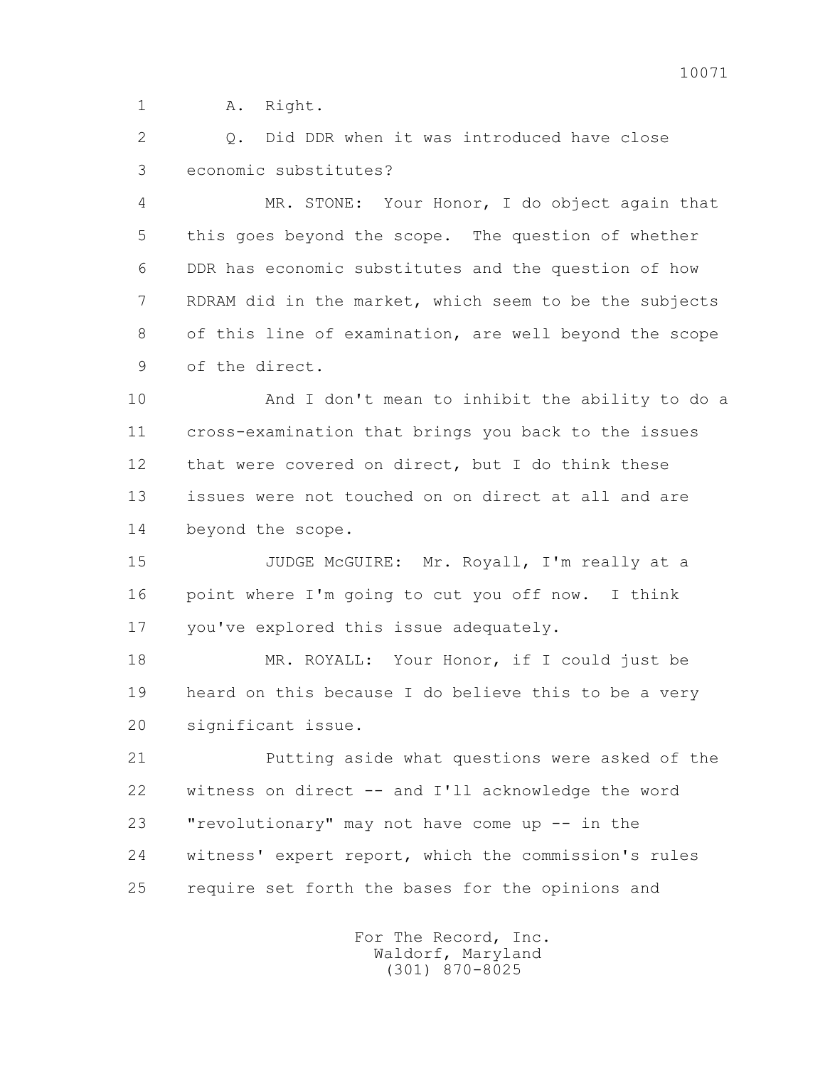1 A. Right.

2 Q. Did DDR when it was introduced have close

3 economic substitutes?

4 MR. STONE: Your Honor, I do object again that

5 this goes beyond the scope. The question of whether

6 DDR has economic substitutes and the question of how

7 RDRAM did in the market, which seem to be the subjects

8 of this line of examination, are well beyond the scope

9 of the direct.

10 And I don't mean to inhibit the ability to do a

11 cross-examination that brings you back to the issues

12 that were covered on direct, but I do think these

13 issues were not touched on on direct at all and are

14 beyond the scope.

15 JUDGE McGUIRE: Mr. Royall, I'm really at a

16 point where I'm going to cut you off now. I think

17 you've explored this issue adequately.

18 MR. ROYALL: Your Honor, if I could just be

19 heard on this because I do believe this to be a very

20 significant issue.

21 Putting aside what questions were asked of the

22 witness on direct -- and I'll acknowledge the word

23 "revolutionary" may not have come up -- in the

24 witness' expert report, which the commission's rules

25 require set forth the bases for the opinions and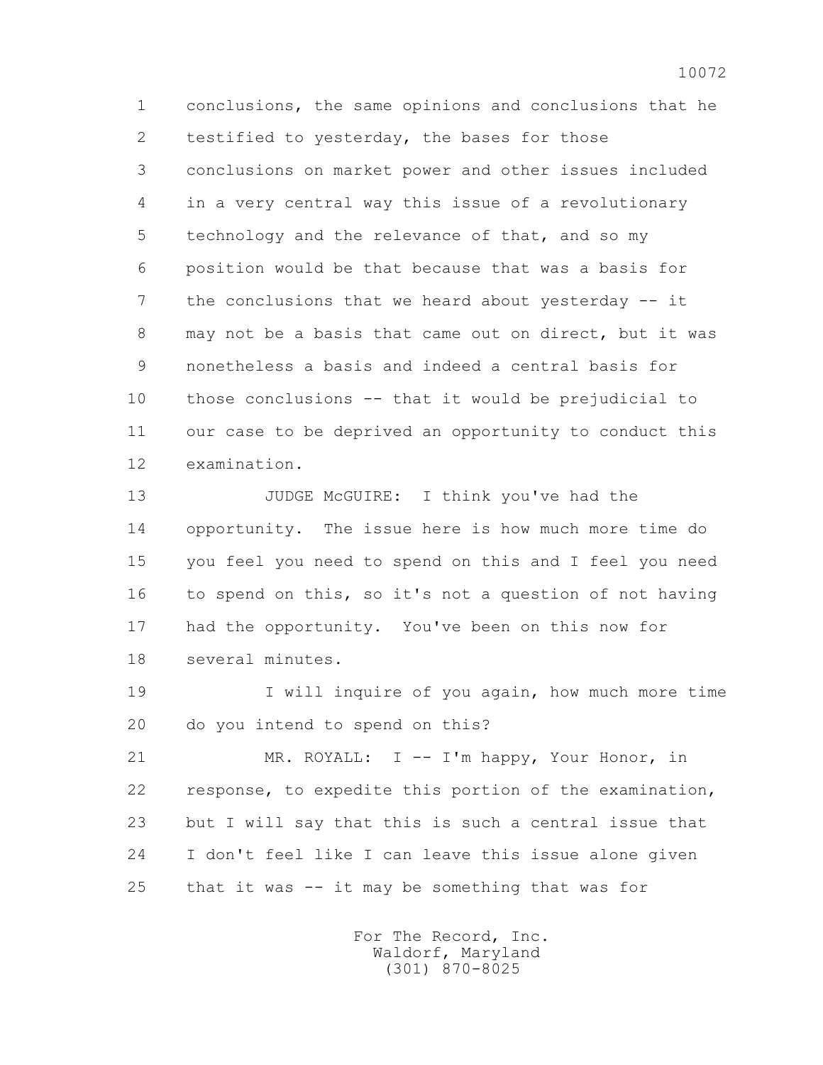1 conclusions, the same opinions and conclusions that he
2 testified to yesterday, the bases for those
3 conclusions on market power and other issues included
4 in a very central way this issue of a revolutionary
5 technology and the relevance of that, and so my
6 position would be that because that was a basis for
7 the conclusions that we heard about yesterday -- it
8 may not be a basis that came out on direct, but it was
9 nonetheless a basis and indeed a central basis for
10 those conclusions -- that it would be prejudicial to
11 our case to be deprived an opportunity to conduct this
12 examination.

13 JUDGE McGUIRE: I think you've had the
14 opportunity. The issue here is how much more time do
15 you feel you need to spend on this and I feel you need
16 to spend on this, so it's not a question of not having
17 had the opportunity. You've been on this now for
18 several minutes.

19 I will inquire of you again, how much more time
20 do you intend to spend on this?

21 MR. ROYALL: I -- I'm happy, Your Honor, in
22 response, to expedite this portion of the examination,
23 but I will say that this is such a central issue that
24 I don't feel like I can leave this issue alone given
25 that it was -- it may be something that was for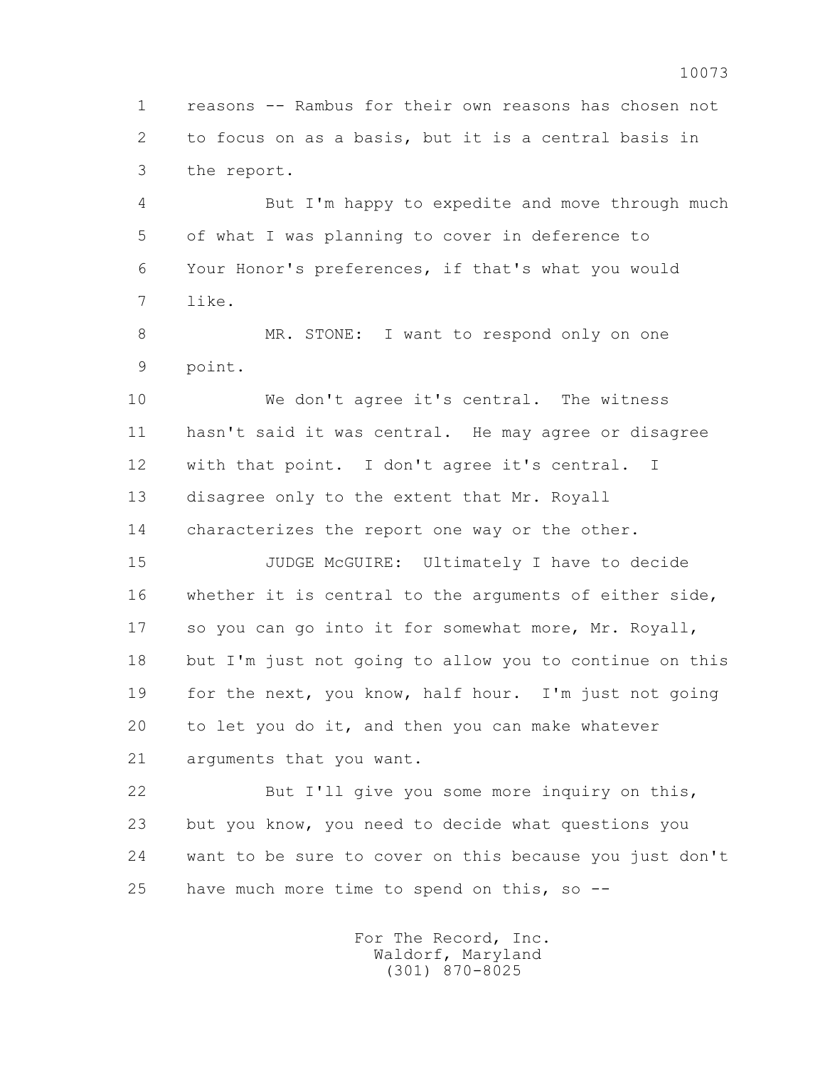reasons -- Rambus for their own reasons has chosen not to focus on as a basis, but it is a central basis in the report.

But I'm happy to expedite and move through much of what I was planning to cover in deference to Your Honor's preferences, if that's what you would like.

MR. STONE: I want to respond only on one point.

We don't agree it's central. The witness hasn't said it was central. He may agree or disagree with that point. I don't agree it's central. I disagree only to the extent that Mr. Royall characterizes the report one way or the other.

JUDGE McGUIRE: Ultimately I have to decide whether it is central to the arguments of either side, so you can go into it for somewhat more, Mr. Royall, but I'm just not going to allow you to continue on this for the next, you know, half hour. I'm just not going to let you do it, and then you can make whatever arguments that you want.

But I'll give you some more inquiry on this, but you know, you need to decide what questions you want to be sure to cover on this because you just don't have much more time to spend on this, so --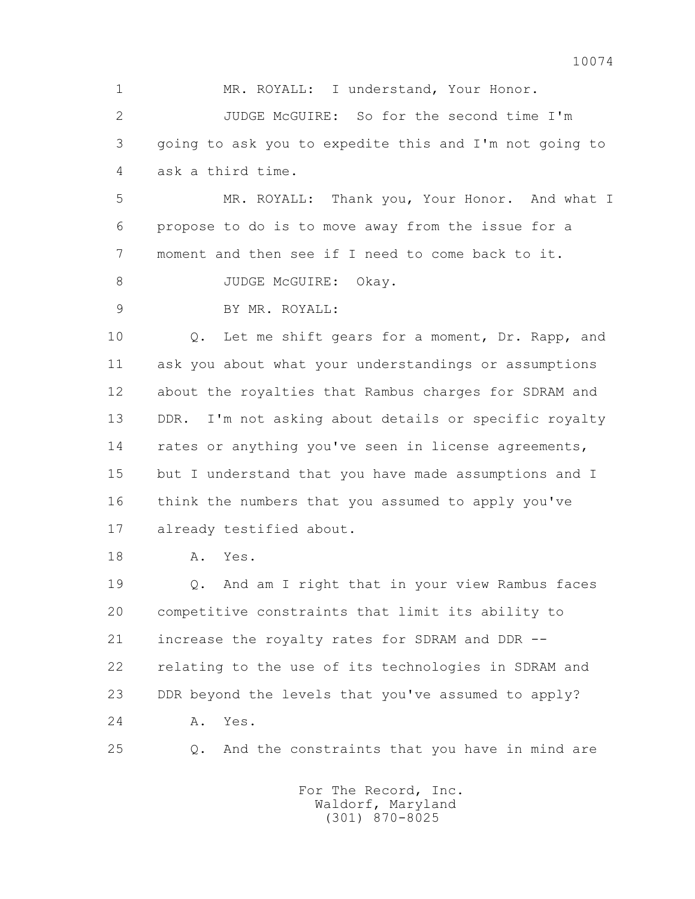MR. ROYALL: I understand, Your Honor.

JUDGE McGUIRE: So for the second time I'm going to ask you to expedite this and I'm not going to ask a third time.

MR. ROYALL: Thank you, Your Honor. And what I propose to do is to move away from the issue for a moment and then see if I need to come back to it.

JUDGE McGUIRE: Okay.

BY MR. ROYALL:

Q. Let me shift gears for a moment, Dr. Rapp, and ask you about what your understandings or assumptions about the royalties that Rambus charges for SDRAM and DDR. I'm not asking about details or specific royalty rates or anything you've seen in license agreements, but I understand that you have made assumptions and I think the numbers that you assumed to apply you've already testified about.

A. Yes.

Q. And am I right that in your view Rambus faces competitive constraints that limit its ability to increase the royalty rates for SDRAM and DDR -- relating to the use of its technologies in SDRAM and DDR beyond the levels that you've assumed to apply?

A. Yes.

Q. And the constraints that you have in mind are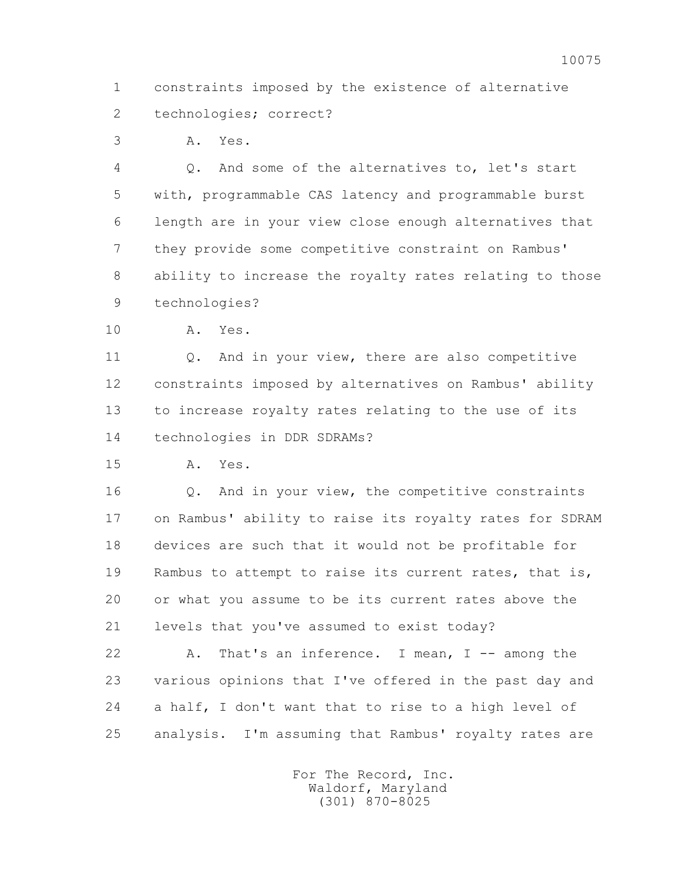1 constraints imposed by the existence of alternative
2 technologies; correct?
3 A. Yes.
4 Q. And some of the alternatives to, let's start
5 with, programmable CAS latency and programmable burst
6 length are in your view close enough alternatives that
7 they provide some competitive constraint on Rambus'
8 ability to increase the royalty rates relating to those
9 technologies?
10 A. Yes.
11 Q. And in your view, there are also competitive
12 constraints imposed by alternatives on Rambus' ability
13 to increase royalty rates relating to the use of its
14 technologies in DDR SDRAMs?
15 A. Yes.
16 Q. And in your view, the competitive constraints
17 on Rambus' ability to raise its royalty rates for SDRAM
18 devices are such that it would not be profitable for
19 Rambus to attempt to raise its current rates, that is,
20 or what you assume to be its current rates above the
21 levels that you've assumed to exist today?
22 A. That's an inference. I mean, I -- among the
23 various opinions that I've offered in the past day and
24 a half, I don't want that to rise to a high level of
25 analysis. I'm assuming that Rambus' royalty rates are

For The Record, Inc.
Waldorf, Maryland
(301) 870-8025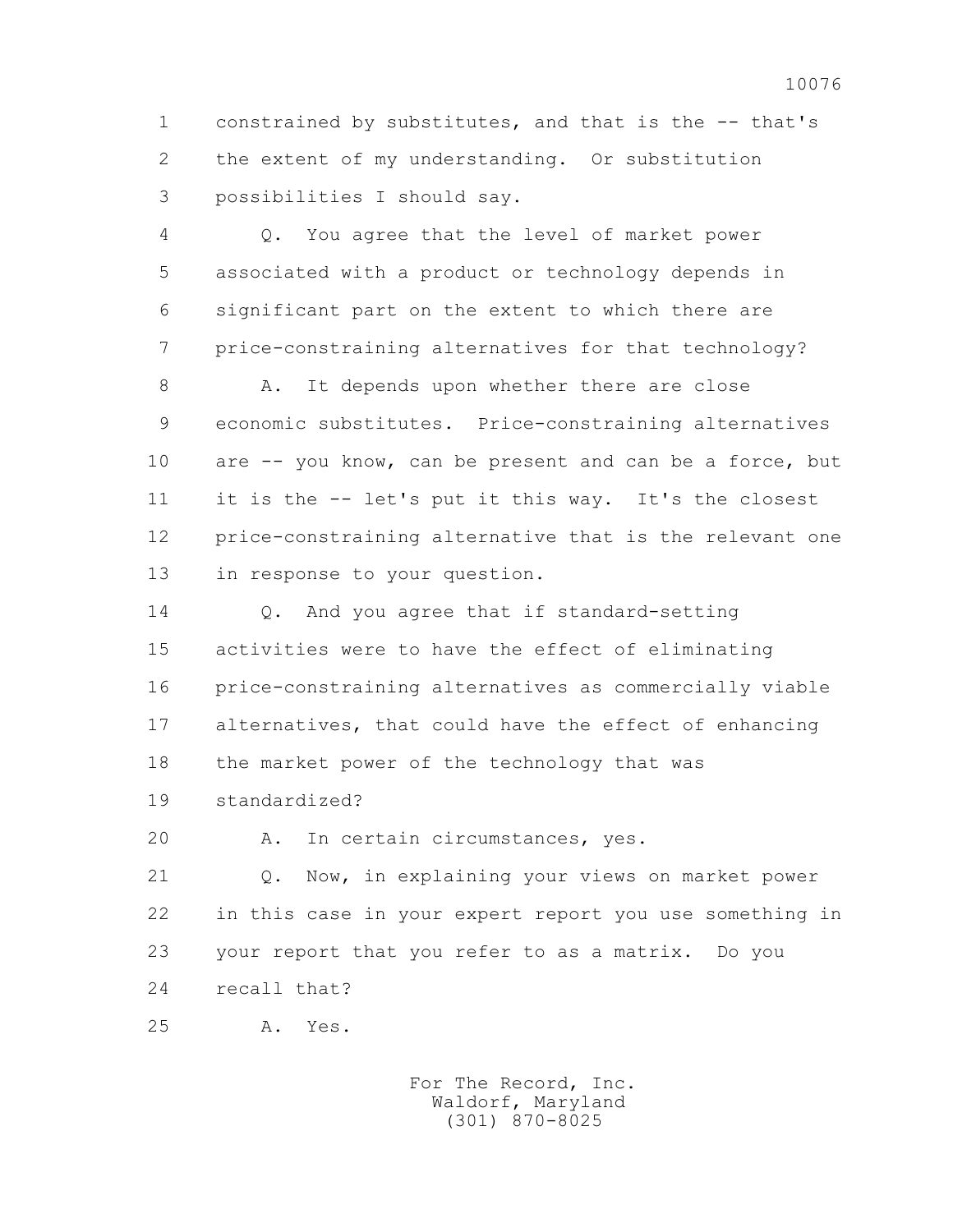1 constrained by substitutes, and that is the -- that's
2 the extent of my understanding. Or substitution
3 possibilities I should say.

4 Q. You agree that the level of market power
5 associated with a product or technology depends in
6 significant part on the extent to which there are
7 price-constraining alternatives for that technology?

8 A. It depends upon whether there are close
9 economic substitutes. Price-constraining alternatives
10 are -- you know, can be present and can be a force, but
11 it is the -- let's put it this way. It's the closest
12 price-constraining alternative that is the relevant one
13 in response to your question.

14 Q. And you agree that if standard-setting
15 activities were to have the effect of eliminating
16 price-constraining alternatives as commercially viable
17 alternatives, that could have the effect of enhancing
18 the market power of the technology that was
19 standardized?

20 A. In certain circumstances, yes.

21 Q. Now, in explaining your views on market power
22 in this case in your expert report you use something in
23 your report that you refer to as a matrix. Do you
24 recall that?

25 A. Yes.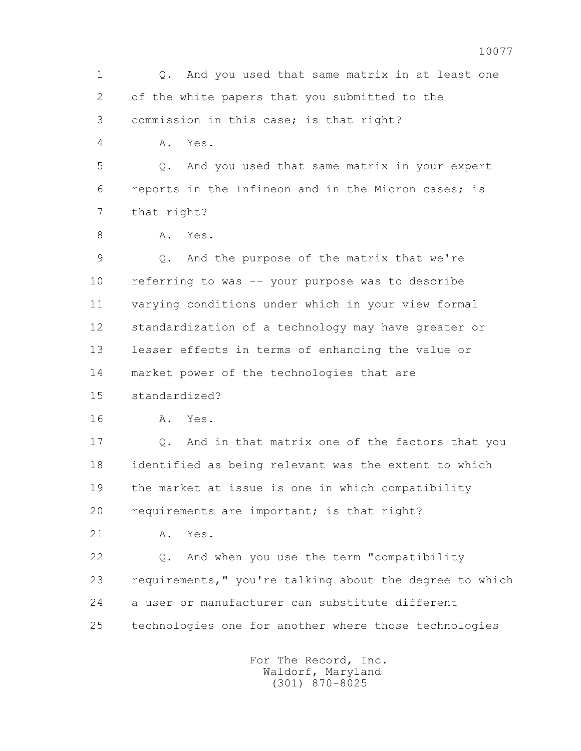1 Q. And you used that same matrix in at least one
2 of the white papers that you submitted to the
3 commission in this case; is that right?
4 A. Yes.
5 Q. And you used that same matrix in your expert
6 reports in the Infineon and in the Micron cases; is
7 that right?
8 A. Yes.
9 Q. And the purpose of the matrix that we're
10 referring to was -- your purpose was to describe
11 varying conditions under which in your view formal
12 standardization of a technology may have greater or
13 lesser effects in terms of enhancing the value or
14 market power of the technologies that are
15 standardized?
16 A. Yes.
17 Q. And in that matrix one of the factors that you
18 identified as being relevant was the extent to which
19 the market at issue is one in which compatibility
20 requirements are important; is that right?
21 A. Yes.
22 Q. And when you use the term "compatibility
23 requirements," you're talking about the degree to which
24 a user or manufacturer can substitute different
25 technologies one for another where those technologies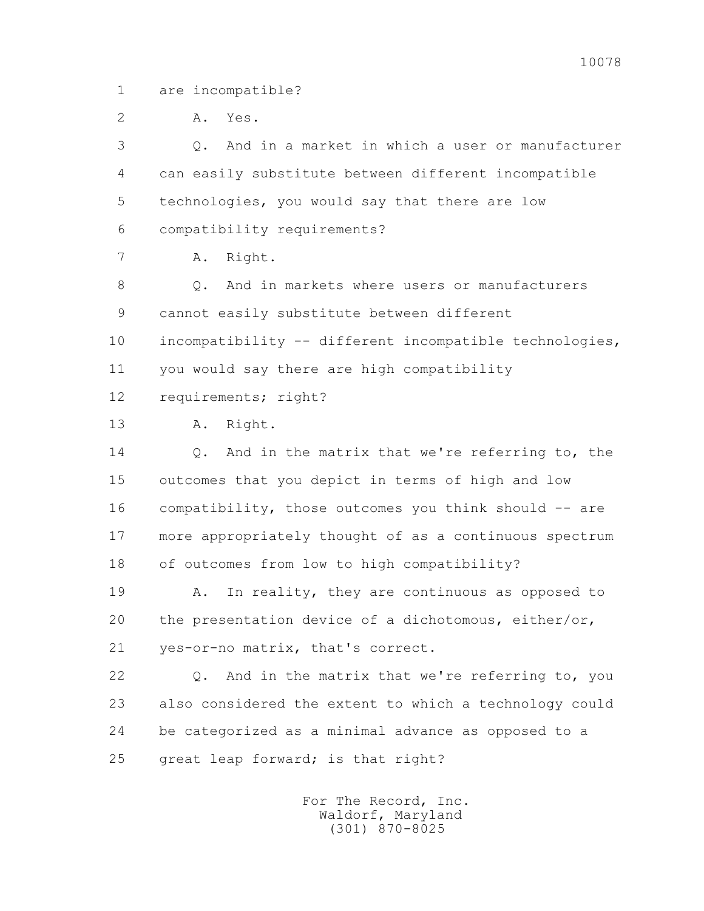1 are incompatible?

2 A. Yes.

3 Q. And in a market in which a user or manufacturer

4 can easily substitute between different incompatible

5 technologies, you would say that there are low

6 compatibility requirements?

7 A. Right.

8 Q. And in markets where users or manufacturers

9 cannot easily substitute between different

10 incompatibility -- different incompatible technologies,

11 you would say there are high compatibility

12 requirements; right?

13 A. Right.

14 Q. And in the matrix that we're referring to, the

15 outcomes that you depict in terms of high and low

16 compatibility, those outcomes you think should -- are

17 more appropriately thought of as a continuous spectrum

18 of outcomes from low to high compatibility?

19 A. In reality, they are continuous as opposed to

20 the presentation device of a dichotomous, either/or,

21 yes-or-no matrix, that's correct.

22 Q. And in the matrix that we're referring to, you

23 also considered the extent to which a technology could

24 be categorized as a minimal advance as opposed to a

25 great leap forward; is that right?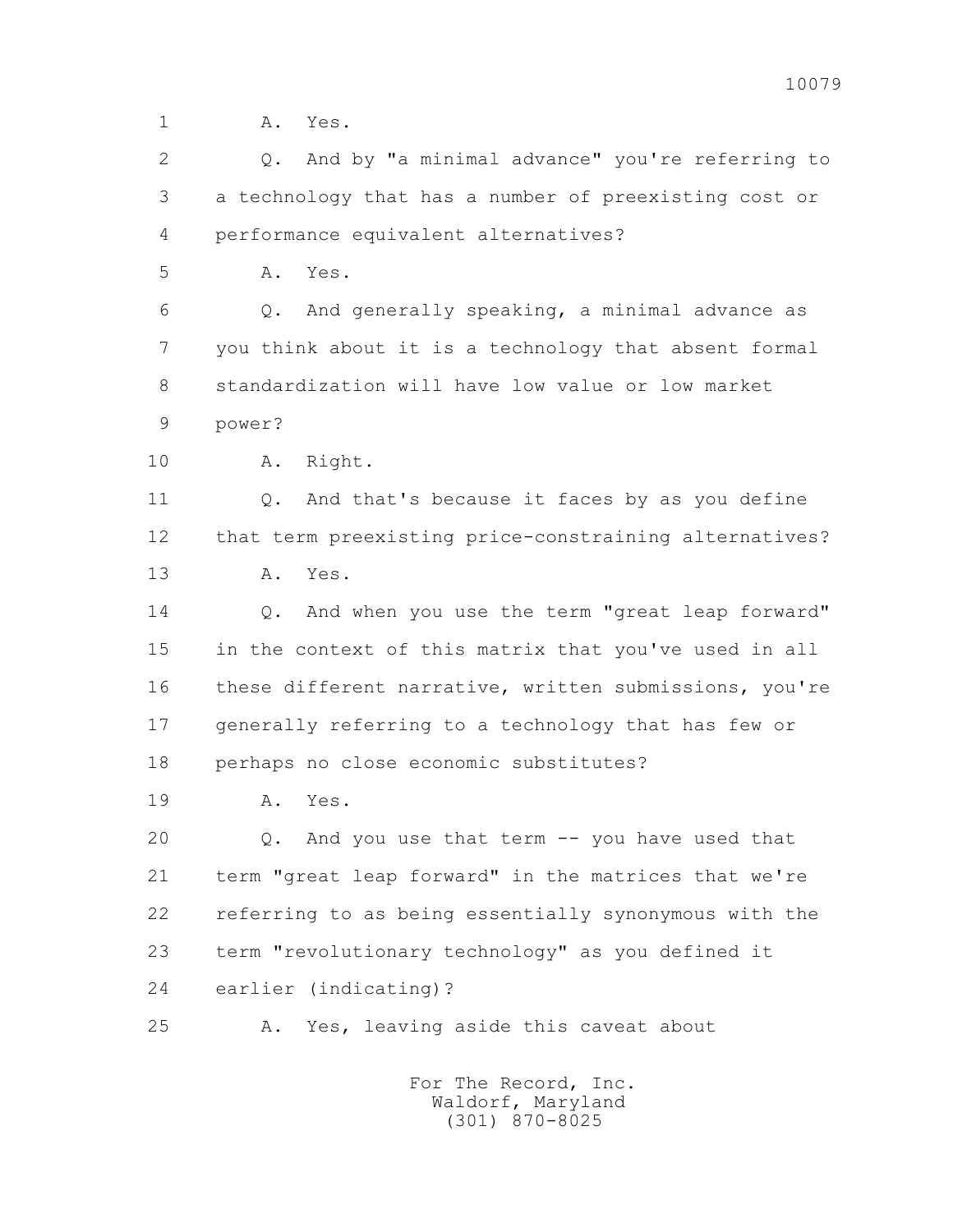1 A. Yes.

2 Q. And by "a minimal advance" you're referring to

3 a technology that has a number of preexisting cost or

4 performance equivalent alternatives?

5 A. Yes.

6 Q. And generally speaking, a minimal advance as

7 you think about it is a technology that absent formal

8 standardization will have low value or low market

9 power?

10 A. Right.

11 Q. And that's because it faces by as you define

12 that term preexisting price-constraining alternatives?

13 A. Yes.

14 Q. And when you use the term "great leap forward"

15 in the context of this matrix that you've used in all

16 these different narrative, written submissions, you're

17 generally referring to a technology that has few or

18 perhaps no close economic substitutes?

19 A. Yes.

20 Q. And you use that term -- you have used that

21 term "great leap forward" in the matrices that we're

22 referring to as being essentially synonymous with the

23 term "revolutionary technology" as you defined it

24 earlier (indicating)?

25 A. Yes, leaving aside this caveat about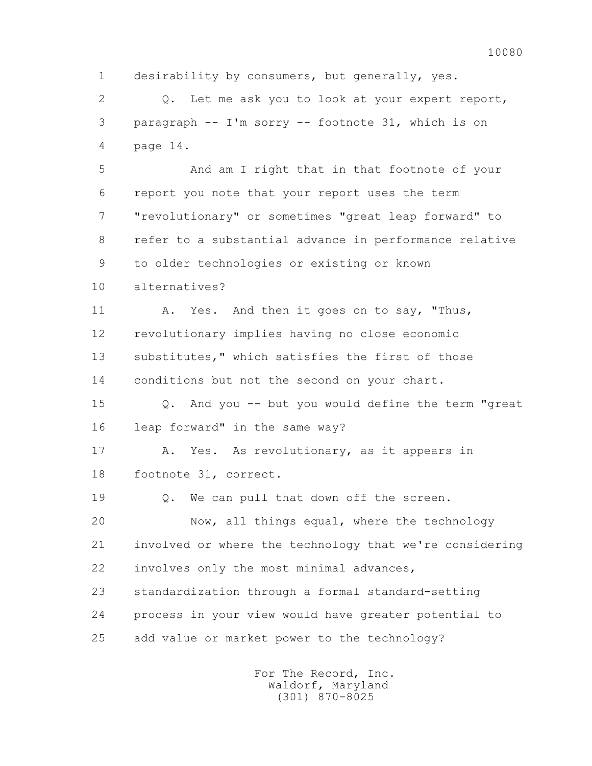1 desirability by consumers, but generally, yes.

2 Q. Let me ask you to look at your expert report,

3 paragraph -- I'm sorry -- footnote 31, which is on

4 page 14.

5 And am I right that in that footnote of your

6 report you note that your report uses the term

7 "revolutionary" or sometimes "great leap forward" to

8 refer to a substantial advance in performance relative

9 to older technologies or existing or known

10 alternatives?

11 A. Yes. And then it goes on to say, "Thus,

12 revolutionary implies having no close economic

13 substitutes," which satisfies the first of those

14 conditions but not the second on your chart.

15 Q. And you -- but you would define the term "great

16 leap forward" in the same way?

17 A. Yes. As revolutionary, as it appears in

18 footnote 31, correct.

19 Q. We can pull that down off the screen.

20 Now, all things equal, where the technology

21 involved or where the technology that we're considering

22 involves only the most minimal advances,

23 standardization through a formal standard-setting

24 process in your view would have greater potential to

25 add value or market power to the technology?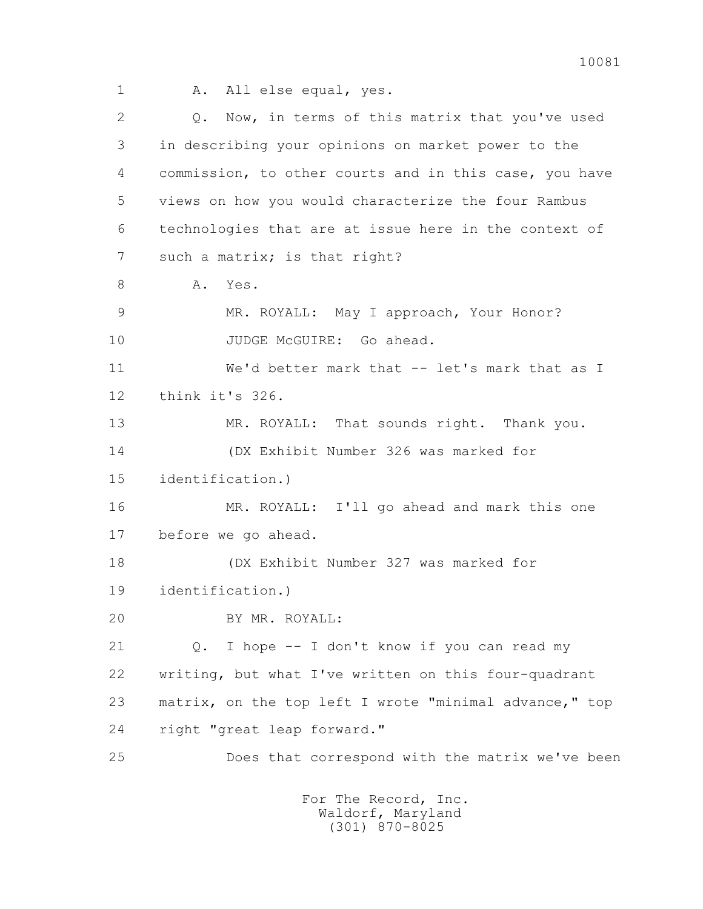1 A. All else equal, yes.

2 Q. Now, in terms of this matrix that you've used

3 in describing your opinions on market power to the

4 commission, to other courts and in this case, you have

5 views on how you would characterize the four Rambus

6 technologies that are at issue here in the context of

7 such a matrix; is that right?

8 A. Yes.

9 MR. ROYALL: May I approach, Your Honor?

10 JUDGE McGUIRE: Go ahead.

11 We'd better mark that -- let's mark that as I

12 think it's 326.

13 MR. ROYALL: That sounds right. Thank you.

14 (DX Exhibit Number 326 was marked for

15 identification.)

16 MR. ROYALL: I'll go ahead and mark this one

17 before we go ahead.

18 (DX Exhibit Number 327 was marked for

19 identification.)

20 BY MR. ROYALL:

21 Q. I hope -- I don't know if you can read my

22 writing, but what I've written on this four-quadrant

23 matrix, on the top left I wrote "minimal advance," top

24 right "great leap forward."

25 Does that correspond with the matrix we've been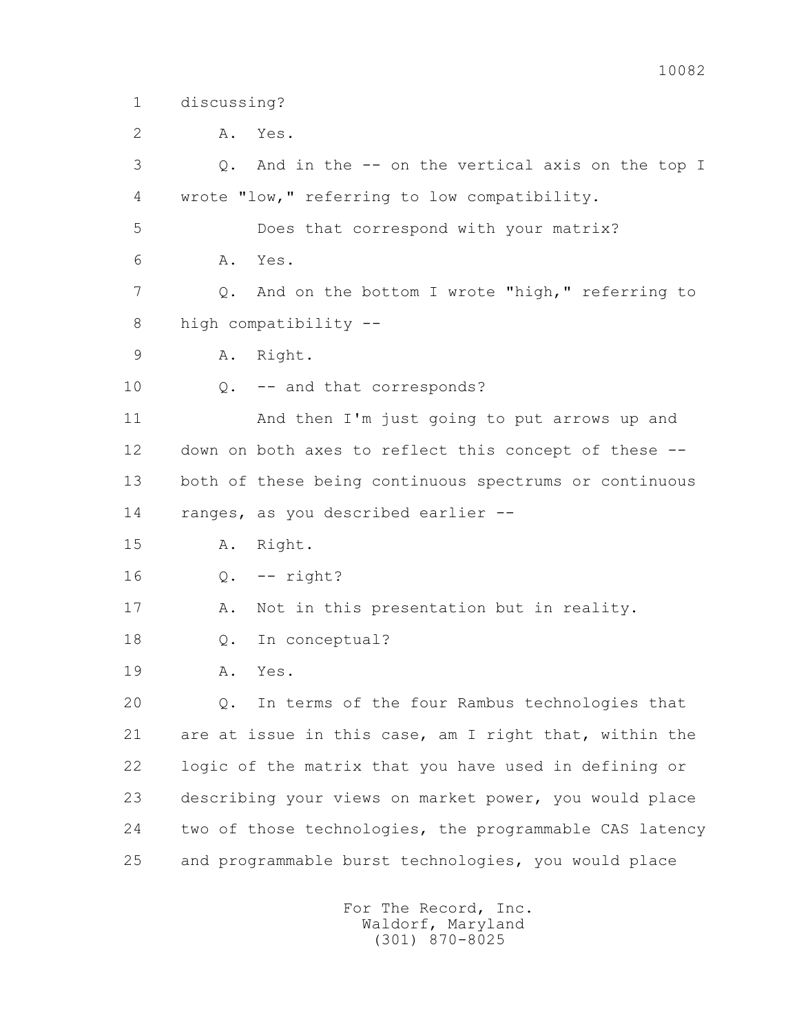1 discussing?

2 A. Yes.

3 Q. And in the -- on the vertical axis on the top I

4 wrote "low," referring to low compatibility.

5 Does that correspond with your matrix?

6 A. Yes.

7 Q. And on the bottom I wrote "high," referring to

8 high compatibility --

9 A. Right.

10 Q. -- and that corresponds?

11 And then I'm just going to put arrows up and

12 down on both axes to reflect this concept of these --

13 both of these being continuous spectrums or continuous

14 ranges, as you described earlier --

15 A. Right.

16 Q. -- right?

17 A. Not in this presentation but in reality.

18 Q. In conceptual?

19 A. Yes.

20 Q. In terms of the four Rambus technologies that

21 are at issue in this case, am I right that, within the

22 logic of the matrix that you have used in defining or

23 describing your views on market power, you would place

24 two of those technologies, the programmable CAS latency

25 and programmable burst technologies, you would place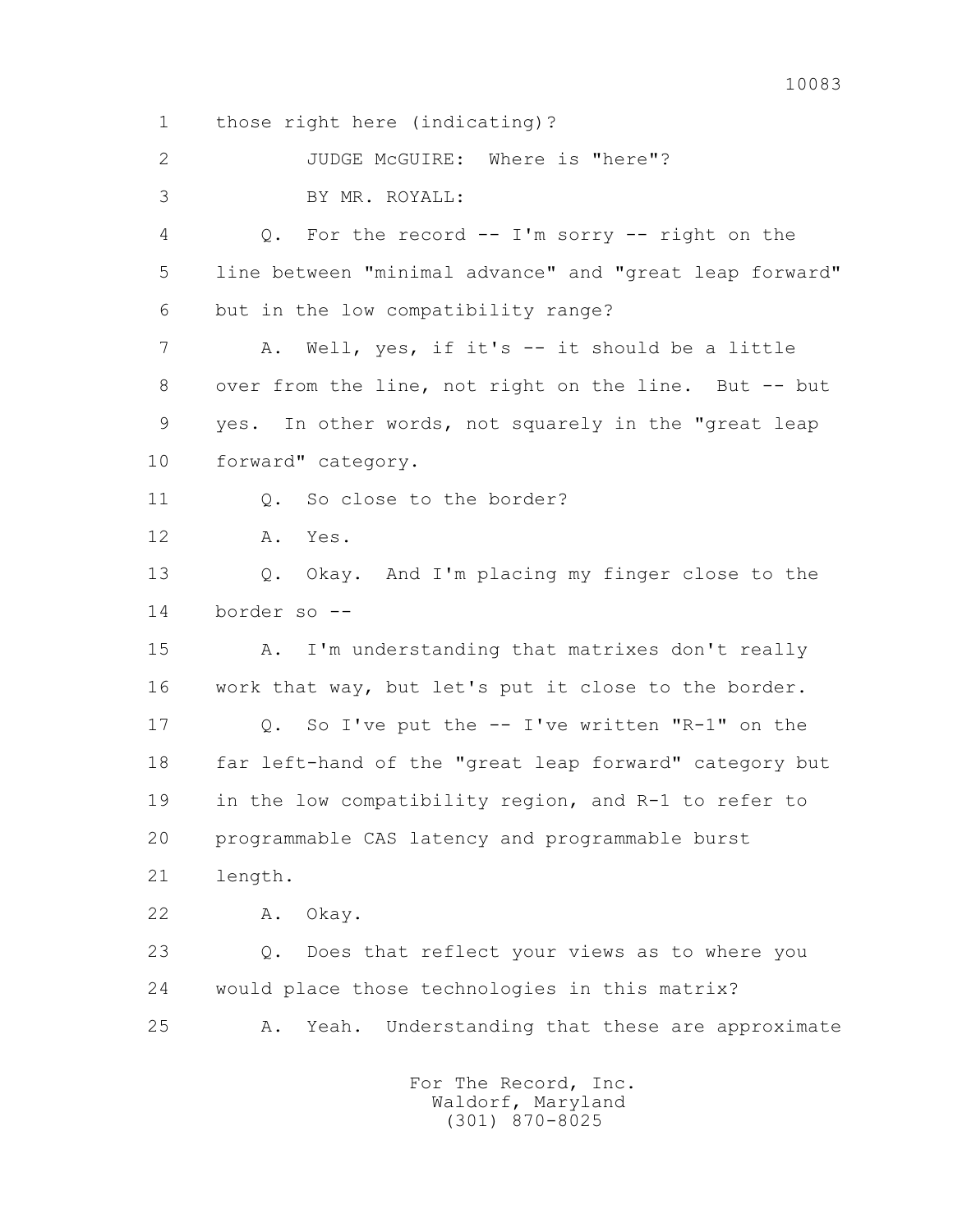1 those right here (indicating)?

2 JUDGE McGUIRE: Where is "here"?

3 BY MR. ROYALL:

4 Q. For the record -- I'm sorry -- right on the

5 line between "minimal advance" and "great leap forward"

6 but in the low compatibility range?

7 A. Well, yes, if it's -- it should be a little

8 over from the line, not right on the line. But -- but

9 yes. In other words, not squarely in the "great leap

10 forward" category.

11 Q. So close to the border?

12 A. Yes.

13 Q. Okay. And I'm placing my finger close to the

14 border so --

15 A. I'm understanding that matrixes don't really

16 work that way, but let's put it close to the border.

17 Q. So I've put the -- I've written "R-1" on the

18 far left-hand of the "great leap forward" category but

19 in the low compatibility region, and R-1 to refer to

20 programmable CAS latency and programmable burst

21 length.

22 A. Okay.

23 Q. Does that reflect your views as to where you

24 would place those technologies in this matrix?

25 A. Yeah. Understanding that these are approximate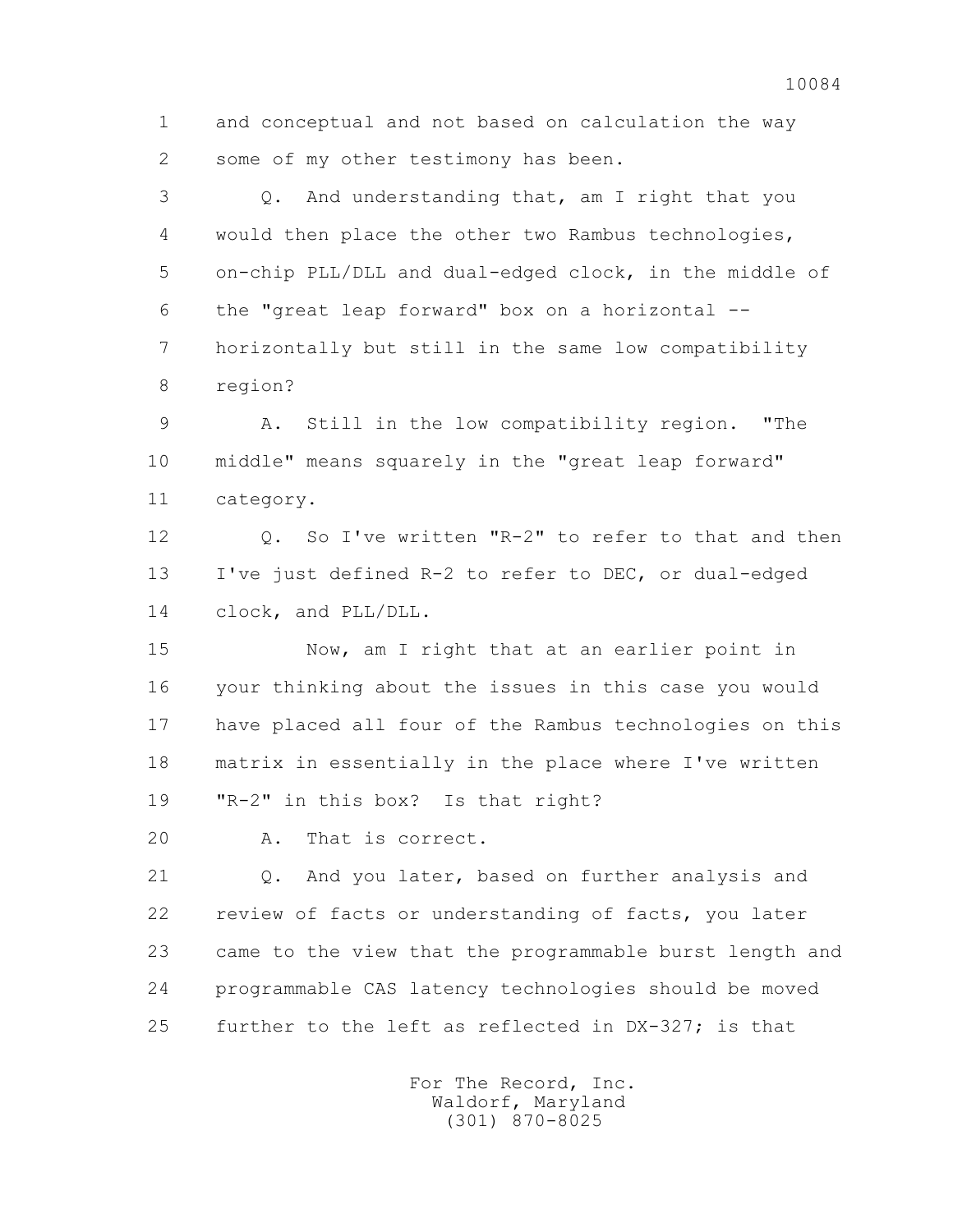1 and conceptual and not based on calculation the way
2 some of my other testimony has been.

3 Q. And understanding that, am I right that you
4 would then place the other two Rambus technologies,
5 on-chip PLL/DLL and dual-edged clock, in the middle of
6 the "great leap forward" box on a horizontal --
7 horizontally but still in the same low compatibility
8 region?

9 A. Still in the low compatibility region. "The
10 middle" means squarely in the "great leap forward"
11 category.

12 Q. So I've written "R-2" to refer to that and then
13 I've just defined R-2 to refer to DEC, or dual-edged
14 clock, and PLL/DLL.

15 Now, am I right that at an earlier point in
16 your thinking about the issues in this case you would
17 have placed all four of the Rambus technologies on this
18 matrix in essentially in the place where I've written
19 "R-2" in this box? Is that right?

20 A. That is correct.

21 Q. And you later, based on further analysis and
22 review of facts or understanding of facts, you later
23 came to the view that the programmable burst length and
24 programmable CAS latency technologies should be moved
25 further to the left as reflected in DX-327; is that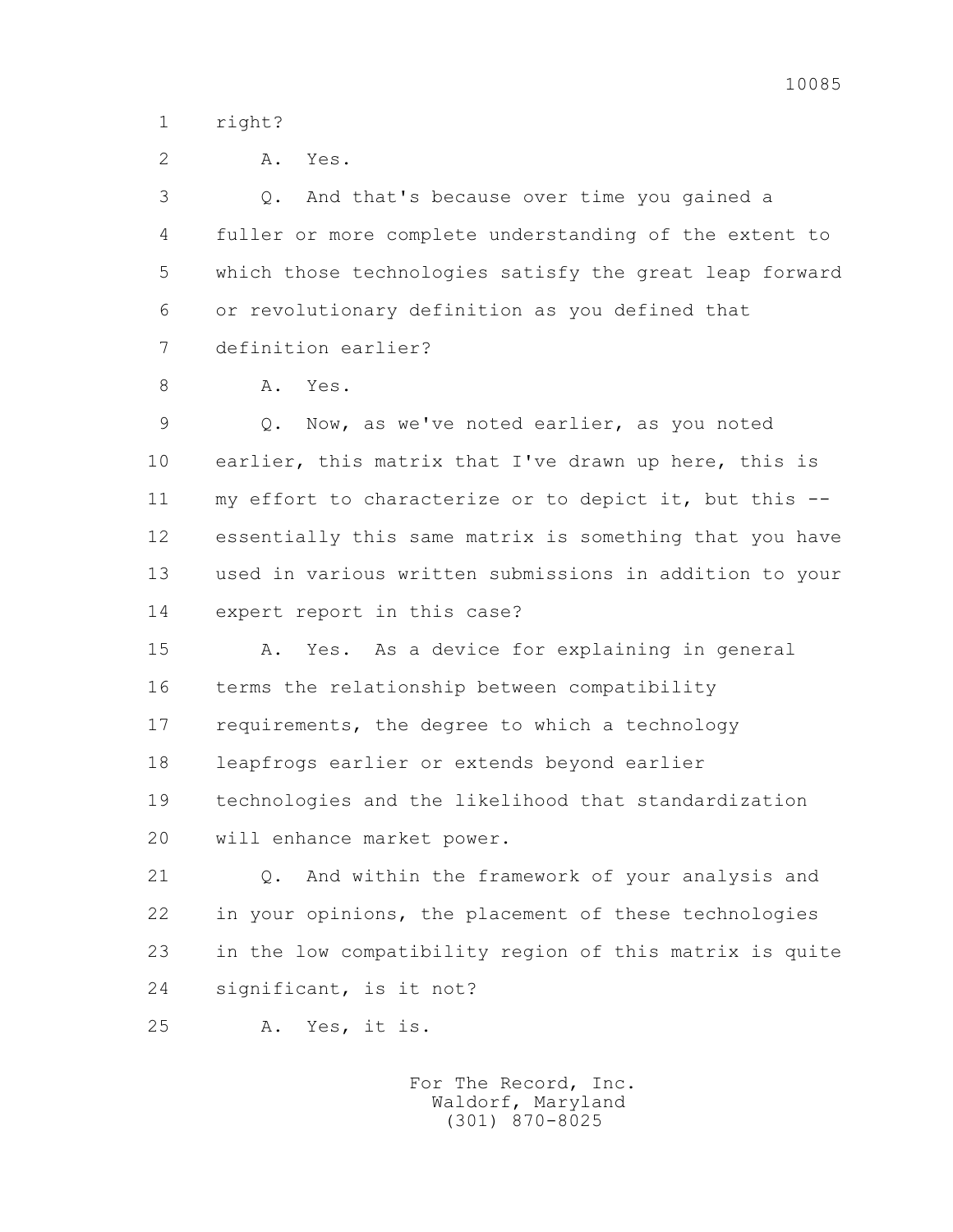1 right?

2 A. Yes.

3 Q. And that's because over time you gained a

4 fuller or more complete understanding of the extent to

5 which those technologies satisfy the great leap forward

6 or revolutionary definition as you defined that

7 definition earlier?

8 A. Yes.

9 Q. Now, as we've noted earlier, as you noted

10 earlier, this matrix that I've drawn up here, this is

11 my effort to characterize or to depict it, but this --

12 essentially this same matrix is something that you have

13 used in various written submissions in addition to your

14 expert report in this case?

15 A. Yes. As a device for explaining in general

16 terms the relationship between compatibility

17 requirements, the degree to which a technology

18 leapfrogs earlier or extends beyond earlier

19 technologies and the likelihood that standardization

20 will enhance market power.

21 Q. And within the framework of your analysis and

22 in your opinions, the placement of these technologies

23 in the low compatibility region of this matrix is quite

24 significant, is it not?

25 A. Yes, it is.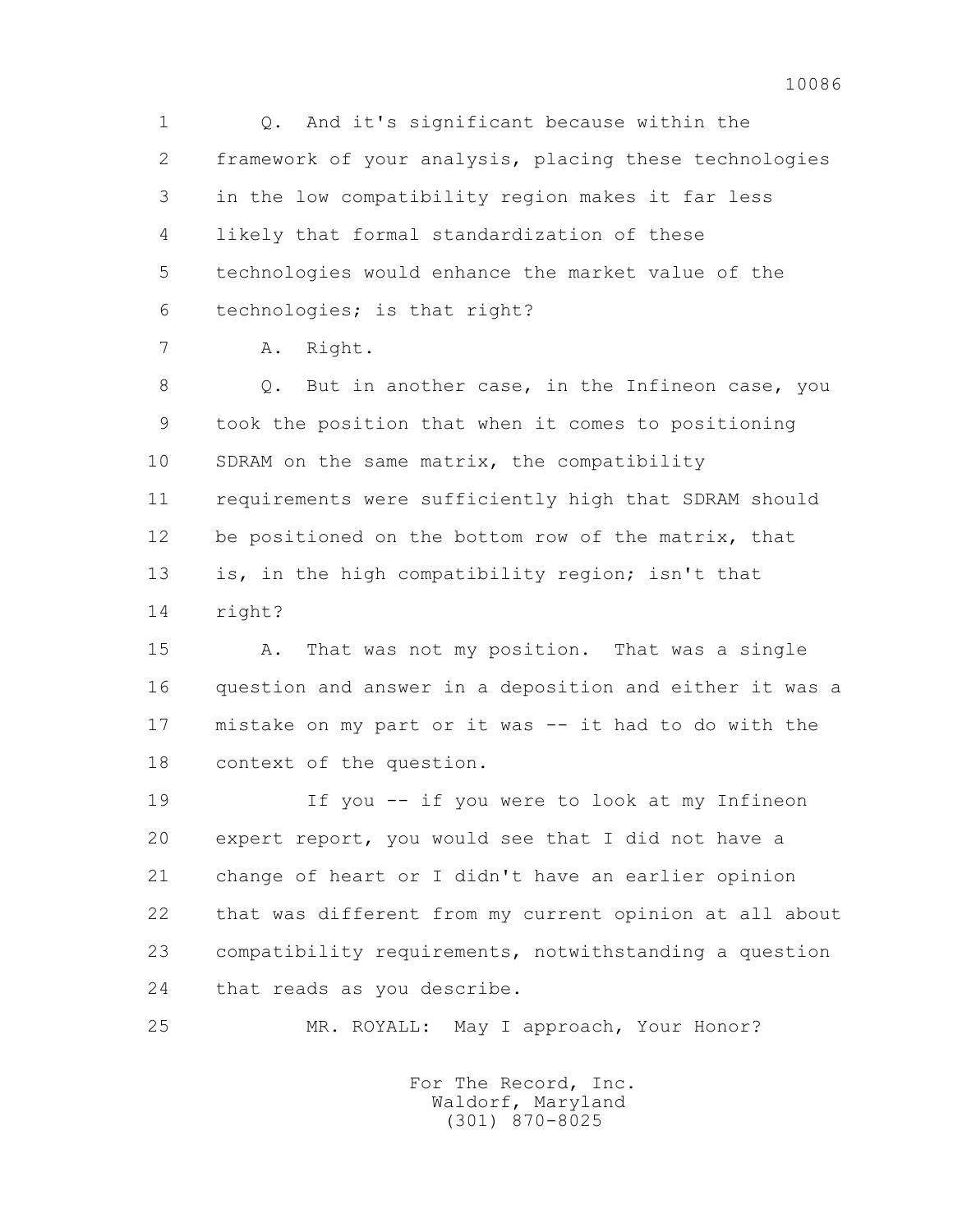Q. And it's significant because within the framework of your analysis, placing these technologies in the low compatibility region makes it far less likely that formal standardization of these technologies would enhance the market value of the technologies; is that right?

A. Right.

Q. But in another case, in the Infineon case, you took the position that when it comes to positioning SDRAM on the same matrix, the compatibility requirements were sufficiently high that SDRAM should be positioned on the bottom row of the matrix, that is, in the high compatibility region; isn't that right?

A. That was not my position. That was a single question and answer in a deposition and either it was a mistake on my part or it was -- it had to do with the context of the question.

If you -- if you were to look at my Infineon expert report, you would see that I did not have a change of heart or I didn't have an earlier opinion that was different from my current opinion at all about compatibility requirements, notwithstanding a question that reads as you describe.

MR. ROYALL: May I approach, Your Honor?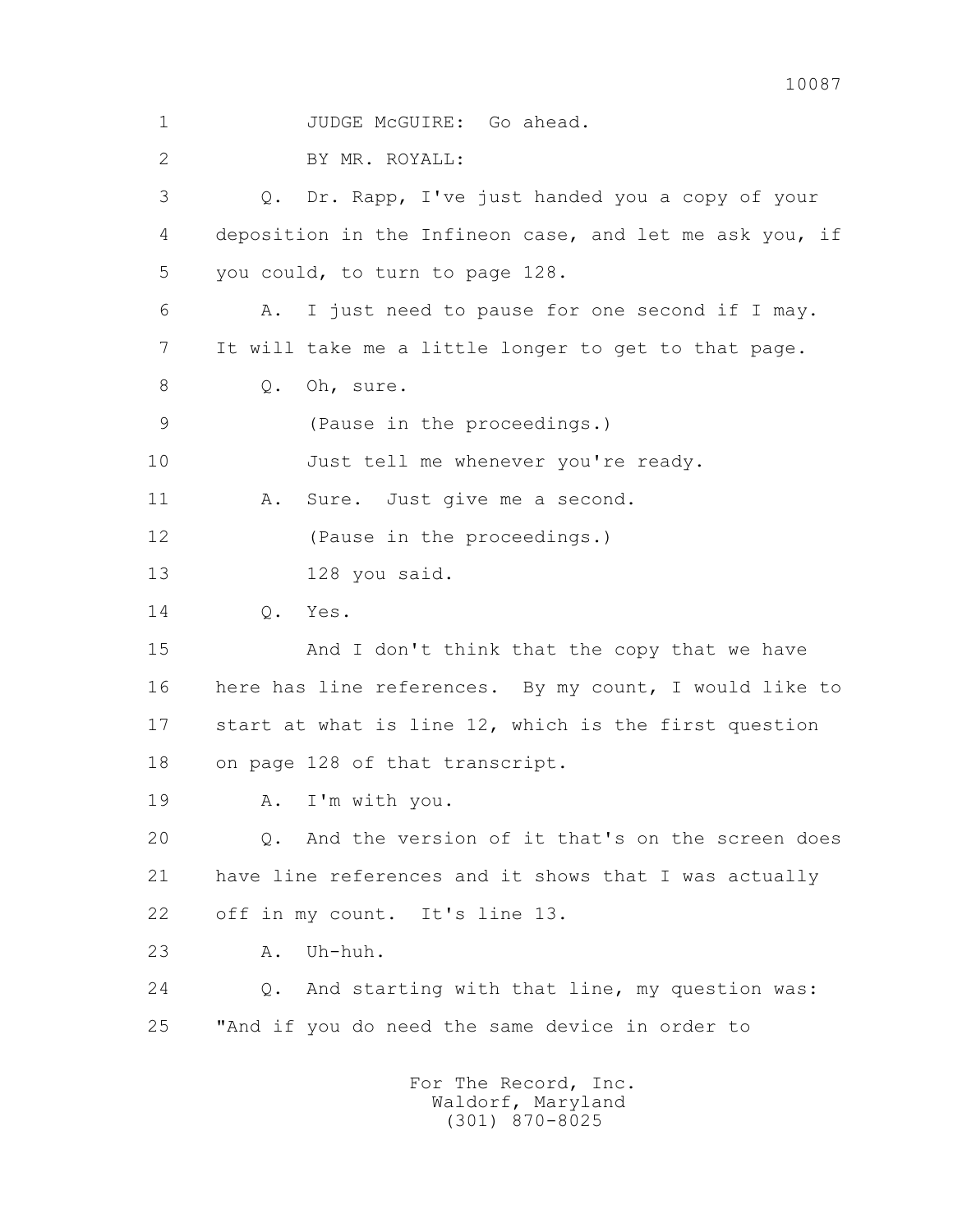1 JUDGE McGUIRE: Go ahead.

2 BY MR. ROYALL:

3 Q. Dr. Rapp, I've just handed you a copy of your

4 deposition in the Infineon case, and let me ask you, if

5 you could, to turn to page 128.

6 A. I just need to pause for one second if I may.

7 It will take me a little longer to get to that page.

8 Q. Oh, sure.

9 (Pause in the proceedings.)

10 Just tell me whenever you're ready.

11 A. Sure. Just give me a second.

12 (Pause in the proceedings.)

13 128 you said.

14 Q. Yes.

15 And I don't think that the copy that we have

16 here has line references. By my count, I would like to

17 start at what is line 12, which is the first question

18 on page 128 of that transcript.

19 A. I'm with you.

20 Q. And the version of it that's on the screen does

21 have line references and it shows that I was actually

22 off in my count. It's line 13.

23 A. Uh-huh.

24 Q. And starting with that line, my question was:

25 "And if you do need the same device in order to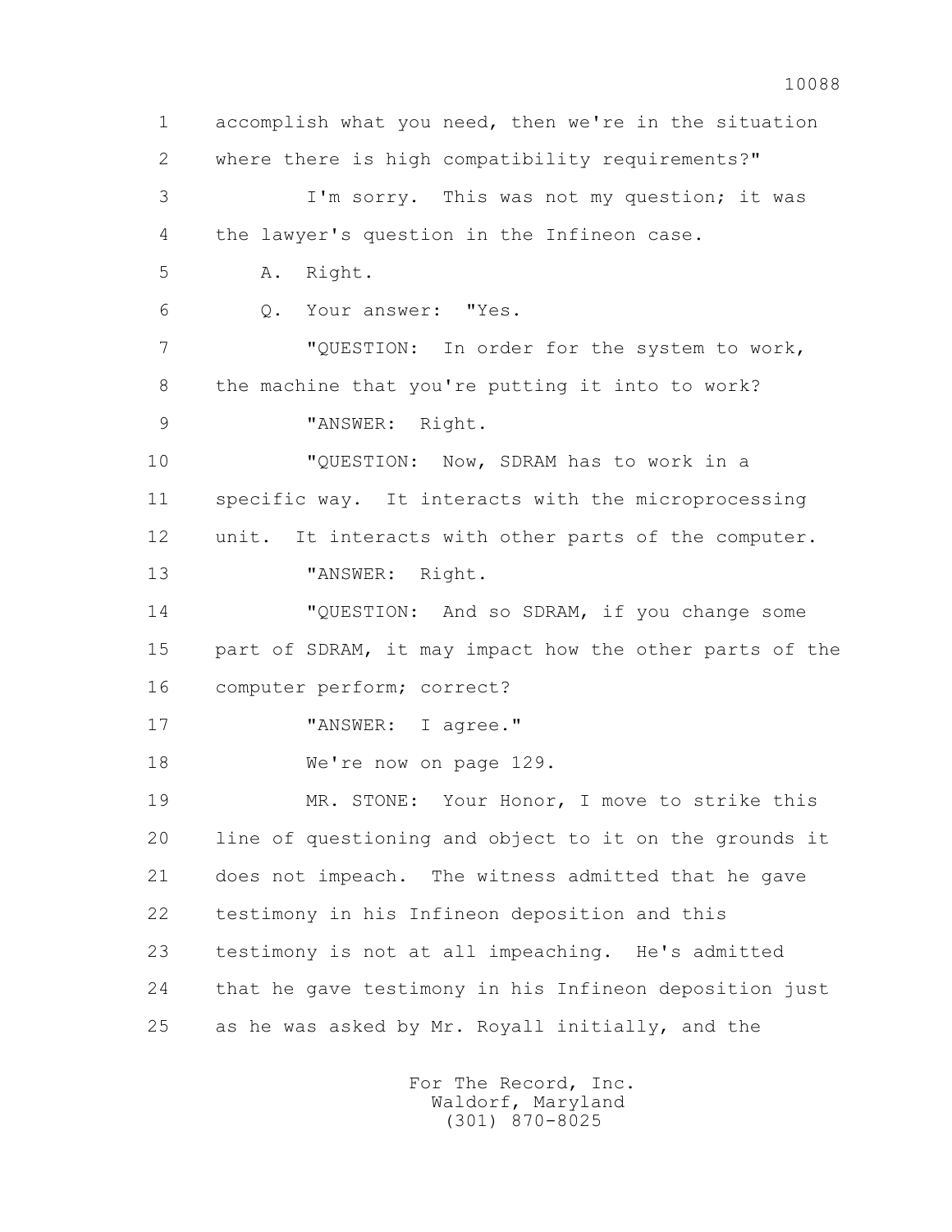1 accomplish what you need, then we're in the situation
2 where there is high compatibility requirements?"
3 I'm sorry. This was not my question; it was
4 the lawyer's question in the Infineon case.
5 A. Right.
6 Q. Your answer: "Yes.
7 "QUESTION: In order for the system to work,
8 the machine that you're putting it into to work?
9 "ANSWER: Right.
10 "QUESTION: Now, SDRAM has to work in a
11 specific way. It interacts with the microprocessing
12 unit. It interacts with other parts of the computer.
13 "ANSWER: Right.
14 "QUESTION: And so SDRAM, if you change some
15 part of SDRAM, it may impact how the other parts of the
16 computer perform; correct?
17 "ANSWER: I agree."
18 We're now on page 129.
19 MR. STONE: Your Honor, I move to strike this
20 line of questioning and object to it on the grounds it
21 does not impeach. The witness admitted that he gave
22 testimony in his Infineon deposition and this
23 testimony is not at all impeaching. He's admitted
24 that he gave testimony in his Infineon deposition just
25 as he was asked by Mr. Royall initially, and the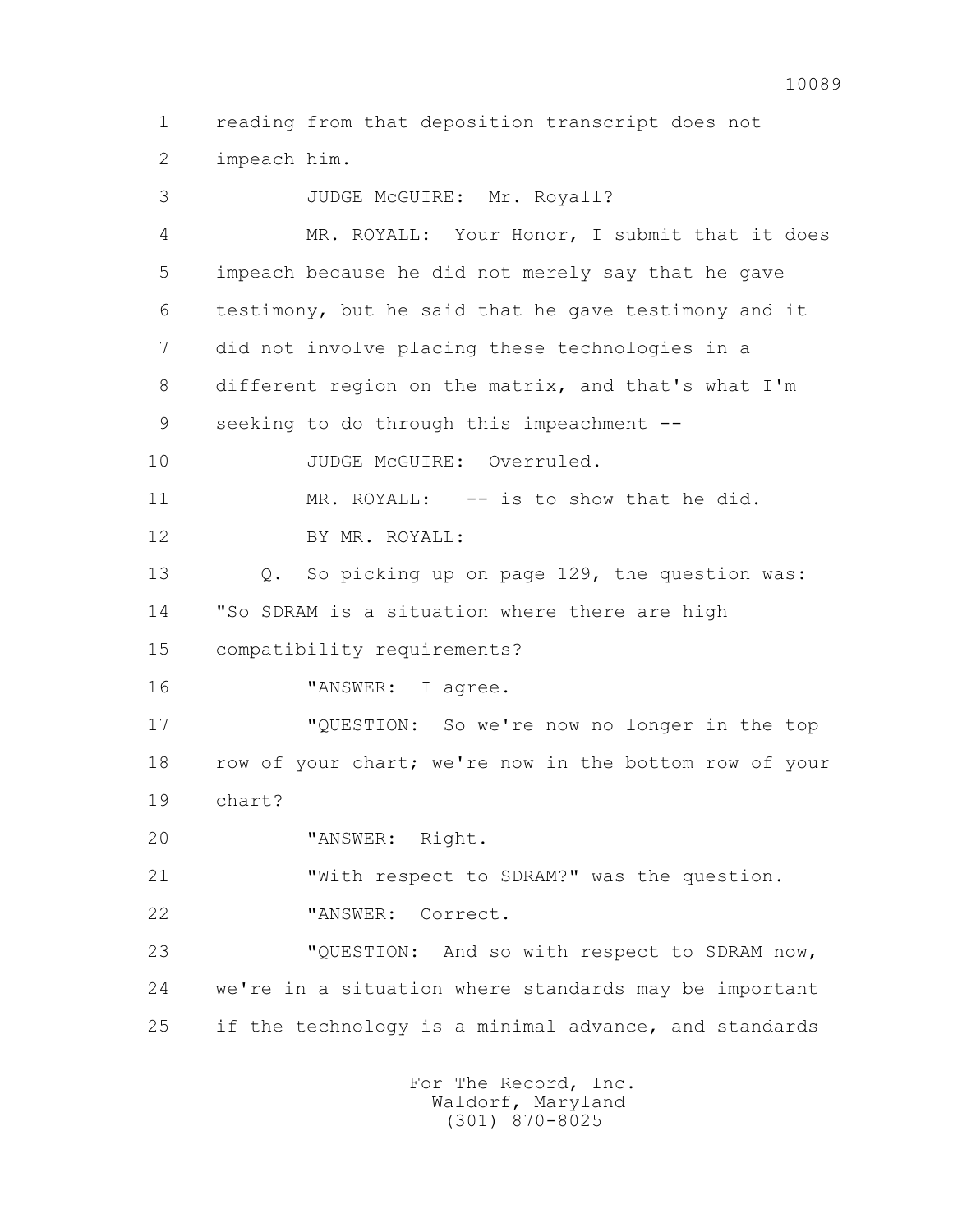1 reading from that deposition transcript does not
2 impeach him.
3 JUDGE McGUIRE: Mr. Royall?
4 MR. ROYALL: Your Honor, I submit that it does
5 impeach because he did not merely say that he gave
6 testimony, but he said that he gave testimony and it
7 did not involve placing these technologies in a
8 different region on the matrix, and that's what I'm
9 seeking to do through this impeachment --
10 JUDGE McGUIRE: Overruled.
11 MR. ROYALL: -- is to show that he did.
12 BY MR. ROYALL:
13 Q. So picking up on page 129, the question was:
14 "So SDRAM is a situation where there are high
15 compatibility requirements?
16 "ANSWER: I agree.
17 "QUESTION: So we're now no longer in the top
18 row of your chart; we're now in the bottom row of your
19 chart?
20 "ANSWER: Right.
21 "With respect to SDRAM?" was the question.
22 "ANSWER: Correct.
23 "QUESTION: And so with respect to SDRAM now,
24 we're in a situation where standards may be important
25 if the technology is a minimal advance, and standards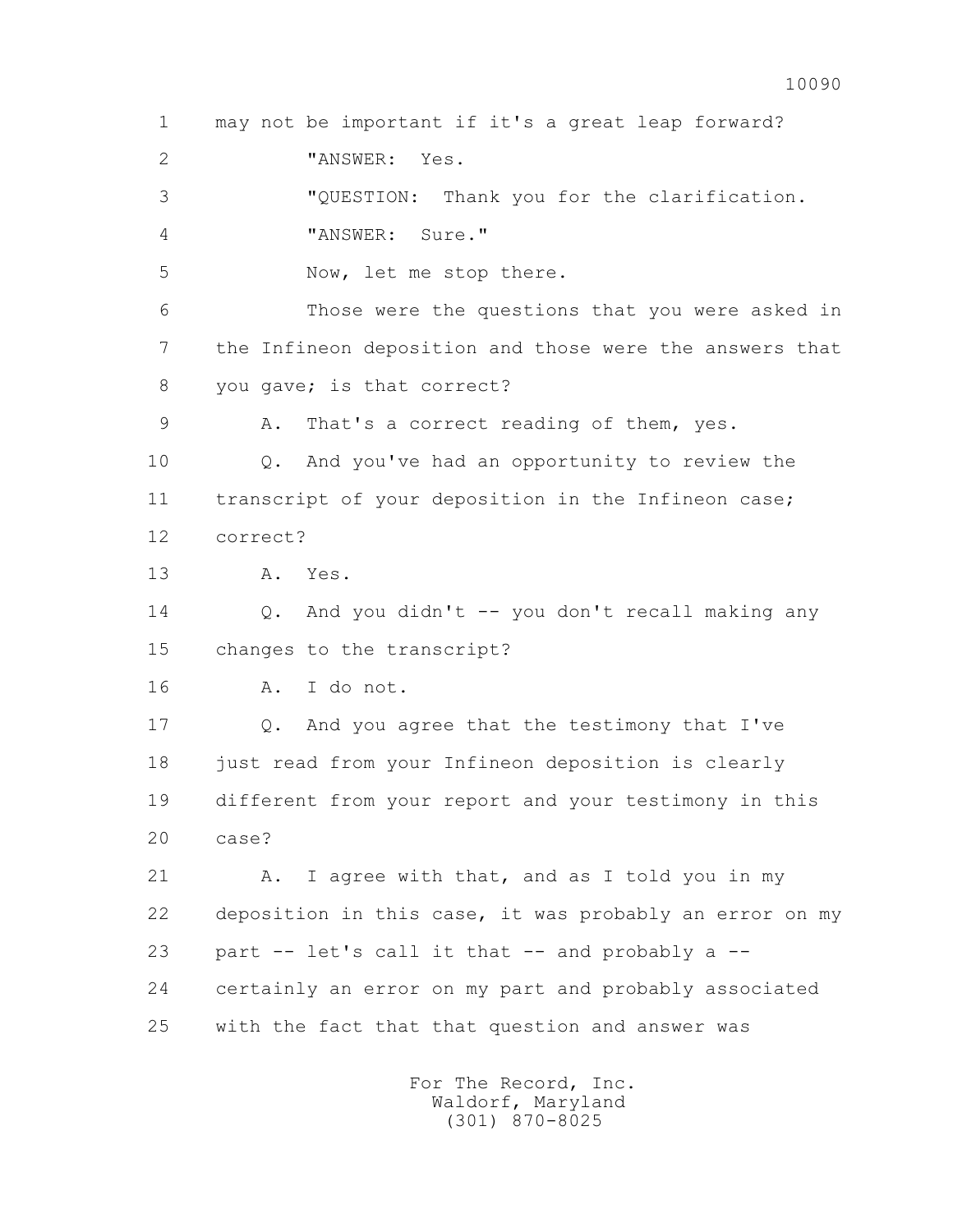1 may not be important if it's a great leap forward?

2 "ANSWER: Yes.

3 "QUESTION: Thank you for the clarification.

4 "ANSWER: Sure."

5 Now, let me stop there.

6 Those were the questions that you were asked in

7 the Infineon deposition and those were the answers that

8 you gave; is that correct?

9 A. That's a correct reading of them, yes.

10 Q. And you've had an opportunity to review the

11 transcript of your deposition in the Infineon case;

12 correct?

13 A. Yes.

14 Q. And you didn't -- you don't recall making any

15 changes to the transcript?

16 A. I do not.

17 Q. And you agree that the testimony that I've

18 just read from your Infineon deposition is clearly

19 different from your report and your testimony in this

20 case?

21 A. I agree with that, and as I told you in my

22 deposition in this case, it was probably an error on my

23 part -- let's call it that -- and probably a --

24 certainly an error on my part and probably associated

25 with the fact that that question and answer was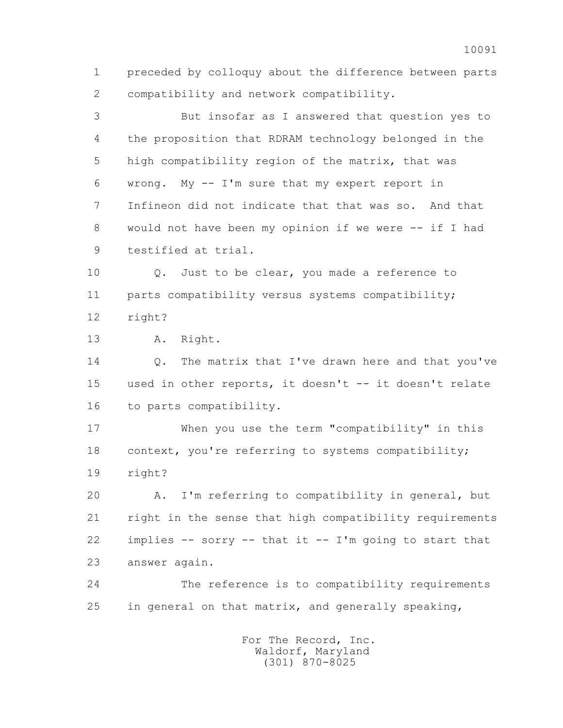preceded by colloquy about the difference between parts compatibility and network compatibility.

But insofar as I answered that question yes to the proposition that RDRAM technology belonged in the high compatibility region of the matrix, that was wrong. My -- I'm sure that my expert report in Infineon did not indicate that that was so. And that would not have been my opinion if we were -- if I had testified at trial.

Q. Just to be clear, you made a reference to parts compatibility versus systems compatibility; right?

A. Right.

Q. The matrix that I've drawn here and that you've used in other reports, it doesn't -- it doesn't relate to parts compatibility.

When you use the term "compatibility" in this context, you're referring to systems compatibility; right?

A. I'm referring to compatibility in general, but right in the sense that high compatibility requirements implies -- sorry -- that it -- I'm going to start that answer again.

The reference is to compatibility requirements in general on that matrix, and generally speaking,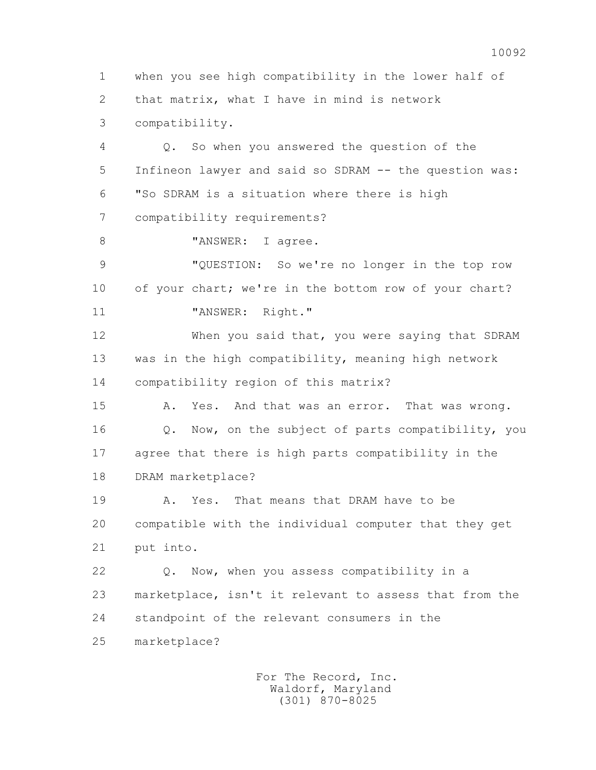1 when you see high compatibility in the lower half of
2 that matrix, what I have in mind is network
3 compatibility.

4 Q. So when you answered the question of the
5 Infineon lawyer and said so SDRAM -- the question was:
6 "So SDRAM is a situation where there is high
7 compatibility requirements?

8 "ANSWER: I agree.

9 "QUESTION: So we're no longer in the top row
10 of your chart; we're in the bottom row of your chart?

11 "ANSWER: Right."

12 When you said that, you were saying that SDRAM
13 was in the high compatibility, meaning high network
14 compatibility region of this matrix?

15 A. Yes. And that was an error. That was wrong.

16 Q. Now, on the subject of parts compatibility, you
17 agree that there is high parts compatibility in the
18 DRAM marketplace?

19 A. Yes. That means that DRAM have to be
20 compatible with the individual computer that they get
21 put into.

22 Q. Now, when you assess compatibility in a
23 marketplace, isn't it relevant to assess that from the
24 standpoint of the relevant consumers in the
25 marketplace?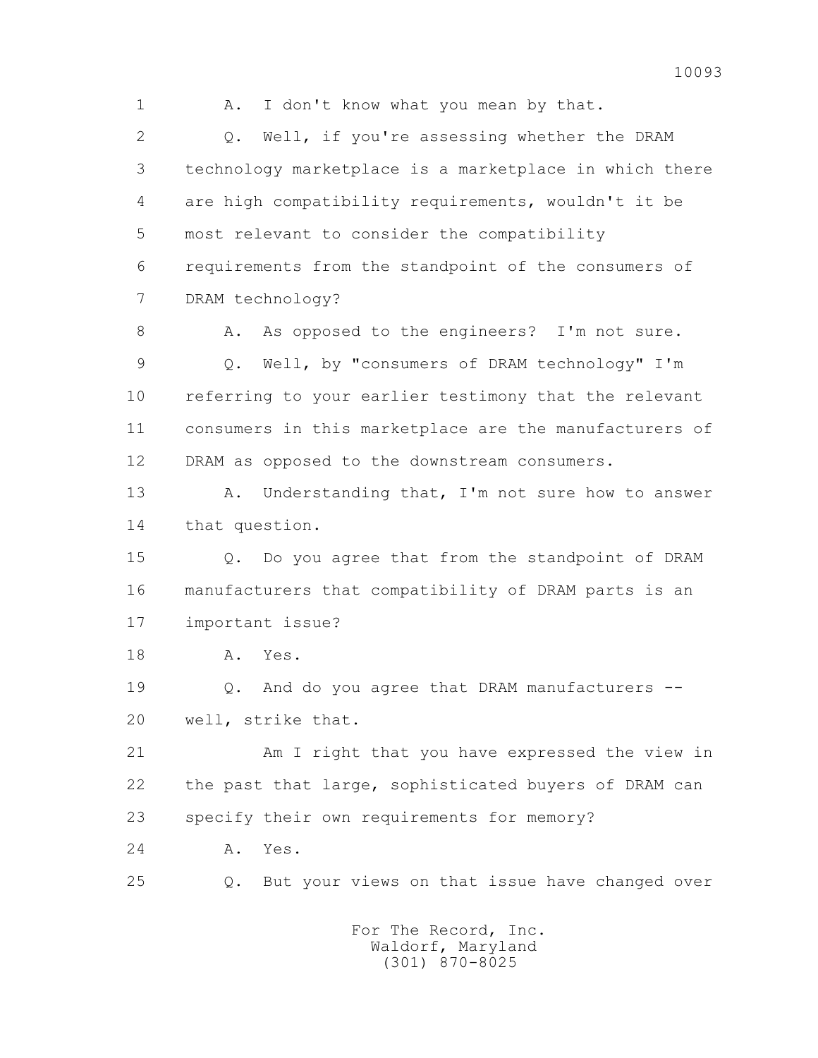1 A. I don't know what you mean by that.

2 Q. Well, if you're assessing whether the DRAM

3 technology marketplace is a marketplace in which there

4 are high compatibility requirements, wouldn't it be

5 most relevant to consider the compatibility

6 requirements from the standpoint of the consumers of

7 DRAM technology?

8 A. As opposed to the engineers? I'm not sure.

9 Q. Well, by "consumers of DRAM technology" I'm

10 referring to your earlier testimony that the relevant

11 consumers in this marketplace are the manufacturers of

12 DRAM as opposed to the downstream consumers.

13 A. Understanding that, I'm not sure how to answer

14 that question.

15 Q. Do you agree that from the standpoint of DRAM

16 manufacturers that compatibility of DRAM parts is an

17 important issue?

18 A. Yes.

19 Q. And do you agree that DRAM manufacturers --

20 well, strike that.

21 Am I right that you have expressed the view in

22 the past that large, sophisticated buyers of DRAM can

23 specify their own requirements for memory?

24 A. Yes.

25 Q. But your views on that issue have changed over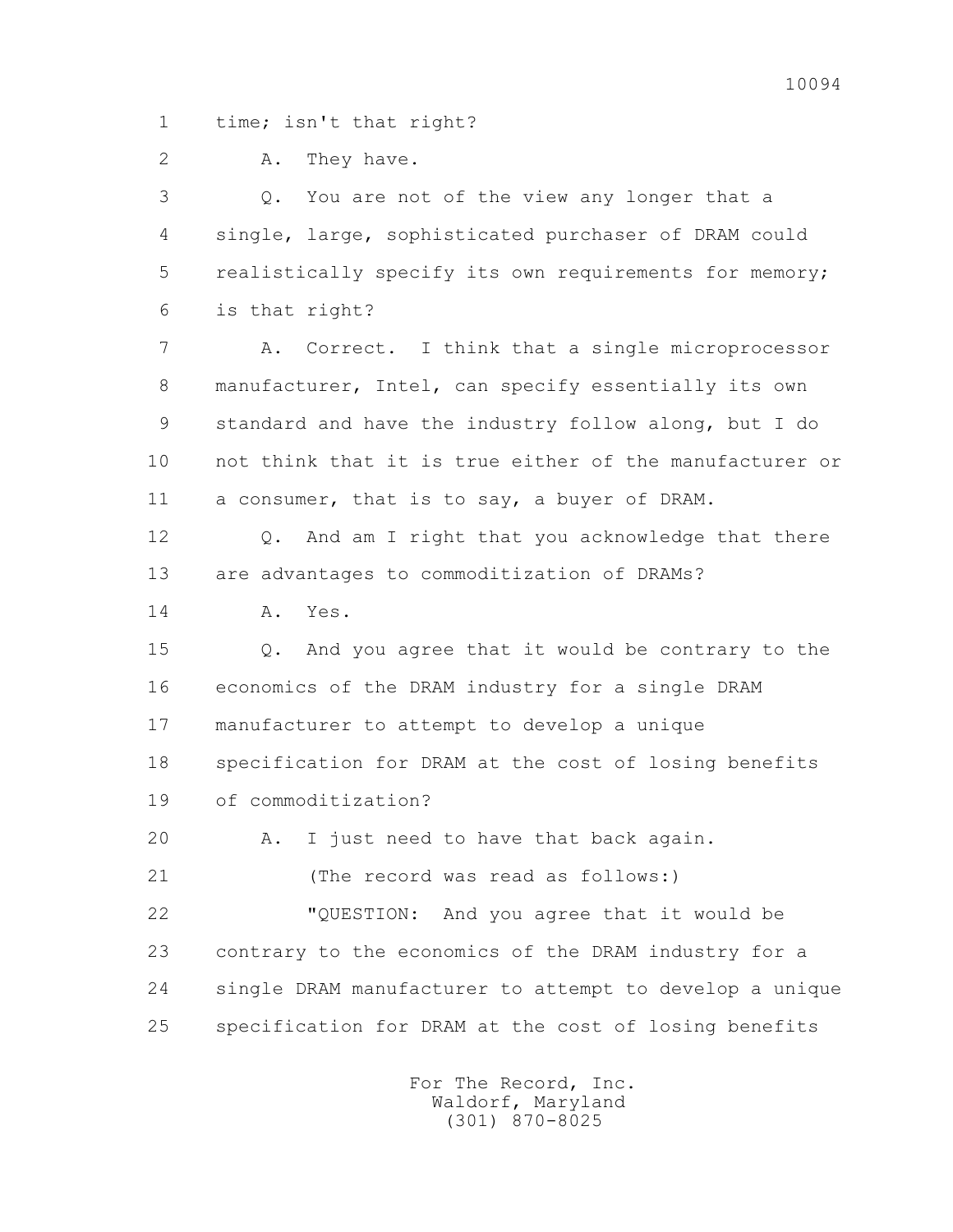1 time; isn't that right?

2 A. They have.

3 Q. You are not of the view any longer that a

4 single, large, sophisticated purchaser of DRAM could

5 realistically specify its own requirements for memory;

6 is that right?

7 A. Correct. I think that a single microprocessor

8 manufacturer, Intel, can specify essentially its own

9 standard and have the industry follow along, but I do

10 not think that it is true either of the manufacturer or

11 a consumer, that is to say, a buyer of DRAM.

12 Q. And am I right that you acknowledge that there

13 are advantages to commoditization of DRAMs?

14 A. Yes.

15 Q. And you agree that it would be contrary to the

16 economics of the DRAM industry for a single DRAM

17 manufacturer to attempt to develop a unique

18 specification for DRAM at the cost of losing benefits

19 of commoditization?

20 A. I just need to have that back again.

21 (The record was read as follows:)

22 "QUESTION: And you agree that it would be

23 contrary to the economics of the DRAM industry for a

24 single DRAM manufacturer to attempt to develop a unique

25 specification for DRAM at the cost of losing benefits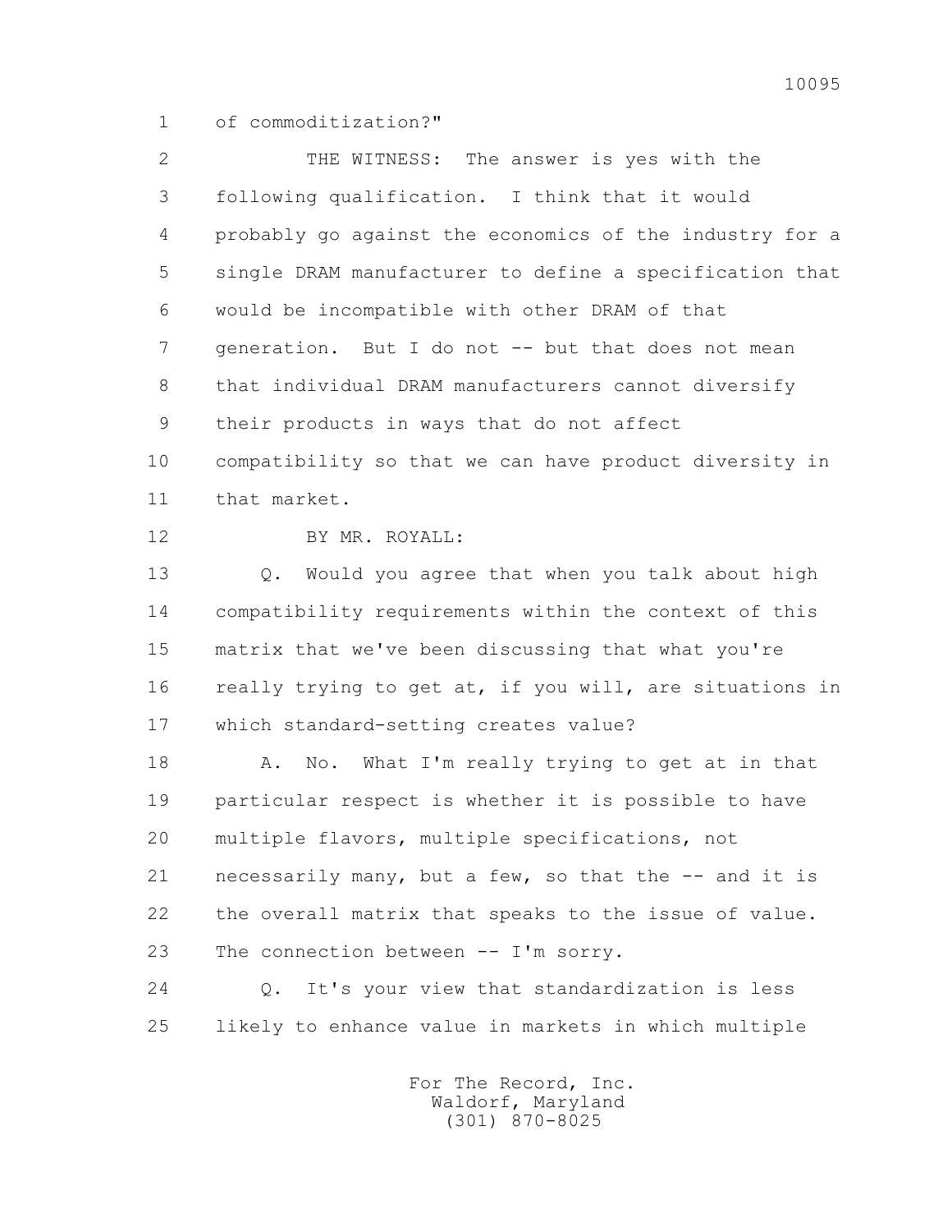of commoditization?"

THE WITNESS: The answer is yes with the following qualification. I think that it would probably go against the economics of the industry for a single DRAM manufacturer to define a specification that would be incompatible with other DRAM of that generation. But I do not -- but that does not mean that individual DRAM manufacturers cannot diversify their products in ways that do not affect compatibility so that we can have product diversity in that market.

BY MR. ROYALL:

Q. Would you agree that when you talk about high compatibility requirements within the context of this matrix that we've been discussing that what you're really trying to get at, if you will, are situations in which standard-setting creates value?

A. No. What I'm really trying to get at in that particular respect is whether it is possible to have multiple flavors, multiple specifications, not necessarily many, but a few, so that the -- and it is the overall matrix that speaks to the issue of value. The connection between -- I'm sorry.

Q. It's your view that standardization is less likely to enhance value in markets in which multiple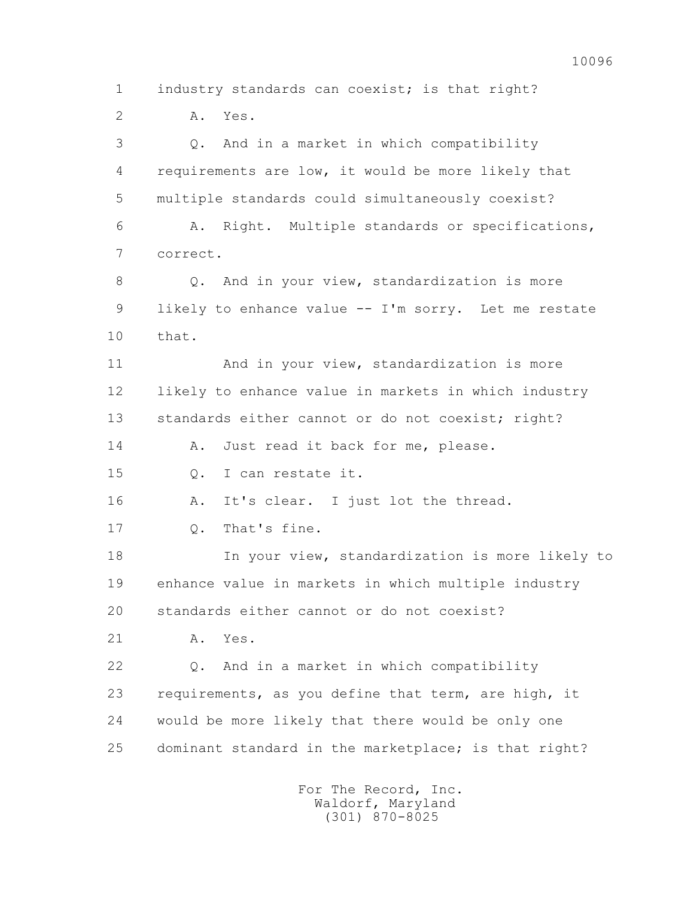1 industry standards can coexist; is that right?

2 A. Yes.

3 Q. And in a market in which compatibility

4 requirements are low, it would be more likely that

5 multiple standards could simultaneously coexist?

6 A. Right. Multiple standards or specifications,

7 correct.

8 Q. And in your view, standardization is more

9 likely to enhance value -- I'm sorry. Let me restate

10 that.

11 And in your view, standardization is more

12 likely to enhance value in markets in which industry

13 standards either cannot or do not coexist; right?

14 A. Just read it back for me, please.

15 Q. I can restate it.

16 A. It's clear. I just lot the thread.

17 Q. That's fine.

18 In your view, standardization is more likely to

19 enhance value in markets in which multiple industry

20 standards either cannot or do not coexist?

21 A. Yes.

22 Q. And in a market in which compatibility

23 requirements, as you define that term, are high, it

24 would be more likely that there would be only one

25 dominant standard in the marketplace; is that right?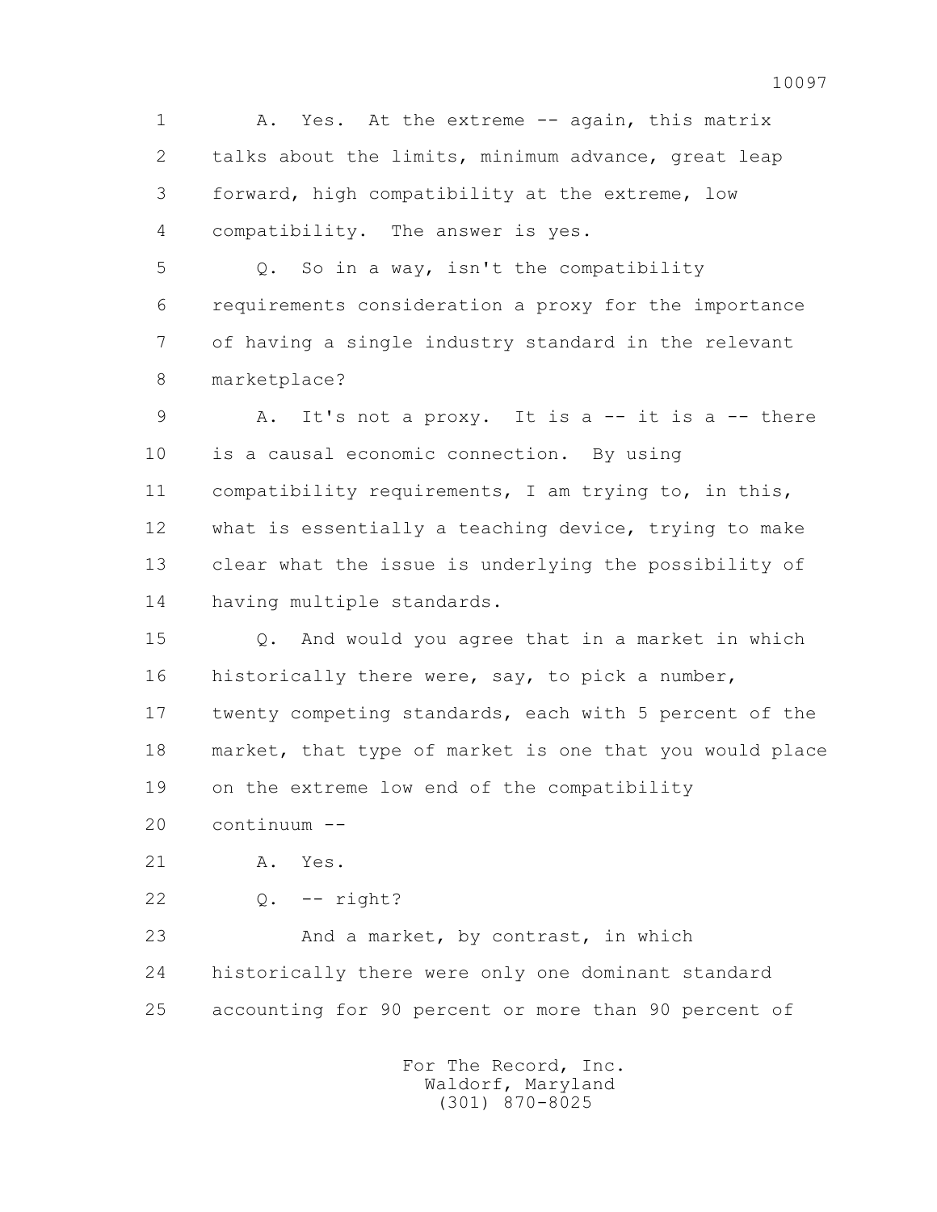1 A. Yes. At the extreme -- again, this matrix
2 talks about the limits, minimum advance, great leap
3 forward, high compatibility at the extreme, low
4 compatibility. The answer is yes.

5 Q. So in a way, isn't the compatibility
6 requirements consideration a proxy for the importance
7 of having a single industry standard in the relevant
8 marketplace?

9 A. It's not a proxy. It is a -- it is a -- there
10 is a causal economic connection. By using
11 compatibility requirements, I am trying to, in this,
12 what is essentially a teaching device, trying to make
13 clear what the issue is underlying the possibility of
14 having multiple standards.

15 Q. And would you agree that in a market in which
16 historically there were, say, to pick a number,
17 twenty competing standards, each with 5 percent of the
18 market, that type of market is one that you would place
19 on the extreme low end of the compatibility
20 continuum --

21 A. Yes.

22 Q. -- right?

23 And a market, by contrast, in which
24 historically there were only one dominant standard
25 accounting for 90 percent or more than 90 percent of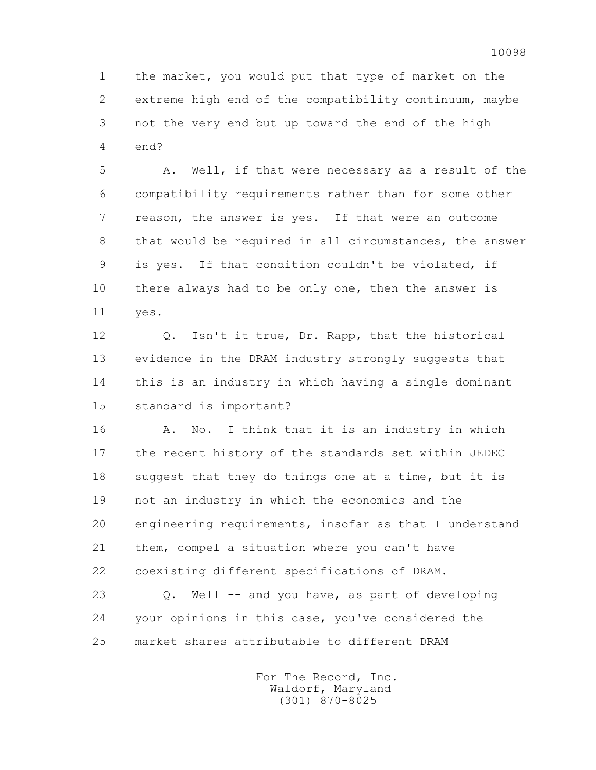the market, you would put that type of market on the extreme high end of the compatibility continuum, maybe not the very end but up toward the end of the high end?

A. Well, if that were necessary as a result of the compatibility requirements rather than for some other reason, the answer is yes. If that were an outcome that would be required in all circumstances, the answer is yes. If that condition couldn't be violated, if there always had to be only one, then the answer is yes.

Q. Isn't it true, Dr. Rapp, that the historical evidence in the DRAM industry strongly suggests that this is an industry in which having a single dominant standard is important?

A. No. I think that it is an industry in which the recent history of the standards set within JEDEC suggest that they do things one at a time, but it is not an industry in which the economics and the engineering requirements, insofar as that I understand them, compel a situation where you can't have coexisting different specifications of DRAM.

Q. Well -- and you have, as part of developing your opinions in this case, you've considered the market shares attributable to different DRAM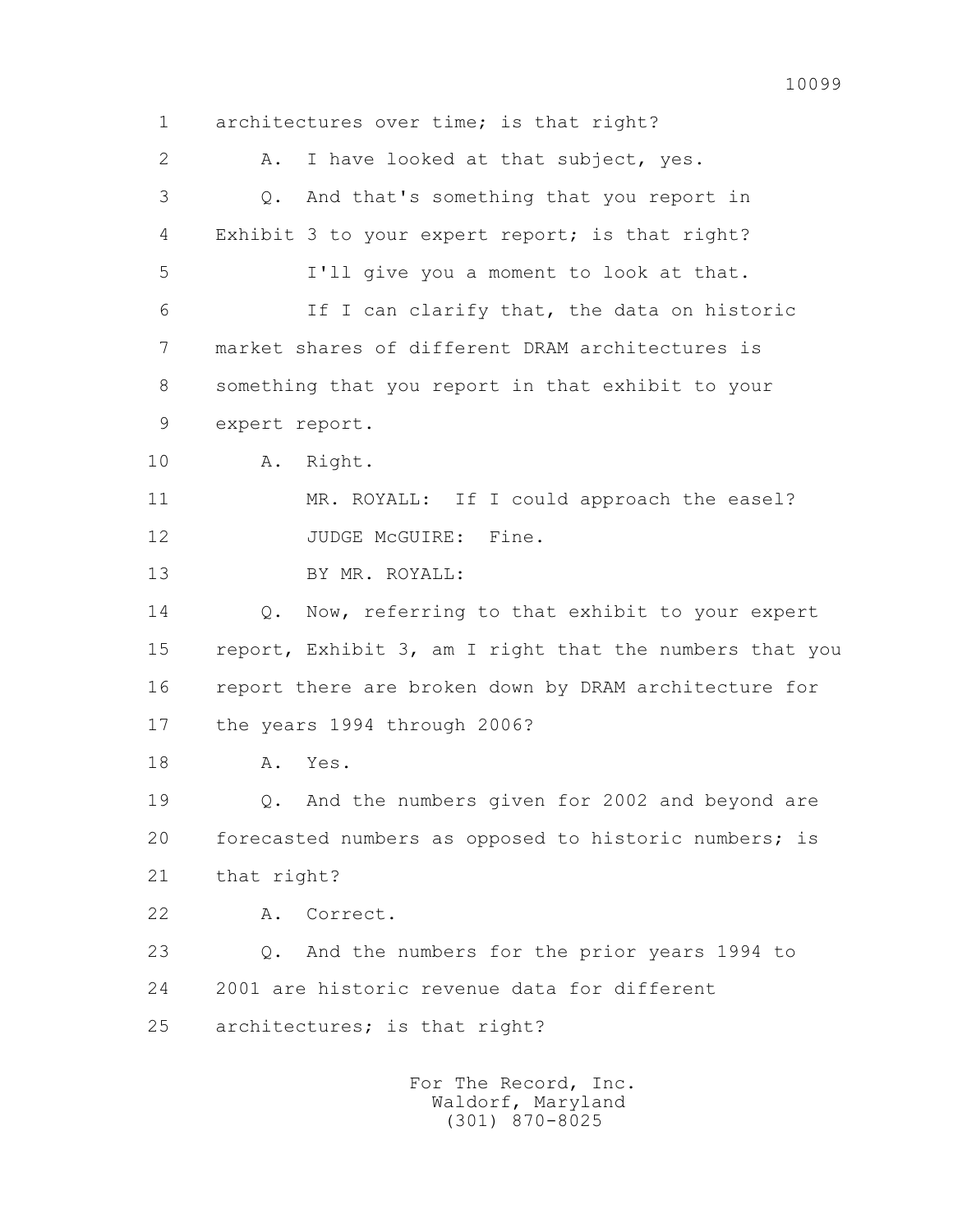1 architectures over time; is that right?

2 A. I have looked at that subject, yes.

3 Q. And that's something that you report in

4 Exhibit 3 to your expert report; is that right?

5 I'll give you a moment to look at that.

6 If I can clarify that, the data on historic

7 market shares of different DRAM architectures is

8 something that you report in that exhibit to your

9 expert report.

10 A. Right.

11 MR. ROYALL: If I could approach the easel?

12 JUDGE McGUIRE: Fine.

13 BY MR. ROYALL:

14 Q. Now, referring to that exhibit to your expert

15 report, Exhibit 3, am I right that the numbers that you

16 report there are broken down by DRAM architecture for

17 the years 1994 through 2006?

18 A. Yes.

19 Q. And the numbers given for 2002 and beyond are

20 forecasted numbers as opposed to historic numbers; is

21 that right?

22 A. Correct.

23 Q. And the numbers for the prior years 1994 to

24 2001 are historic revenue data for different

25 architectures; is that right?

For The Record, Inc.
Waldorf, Maryland
(301) 870-8025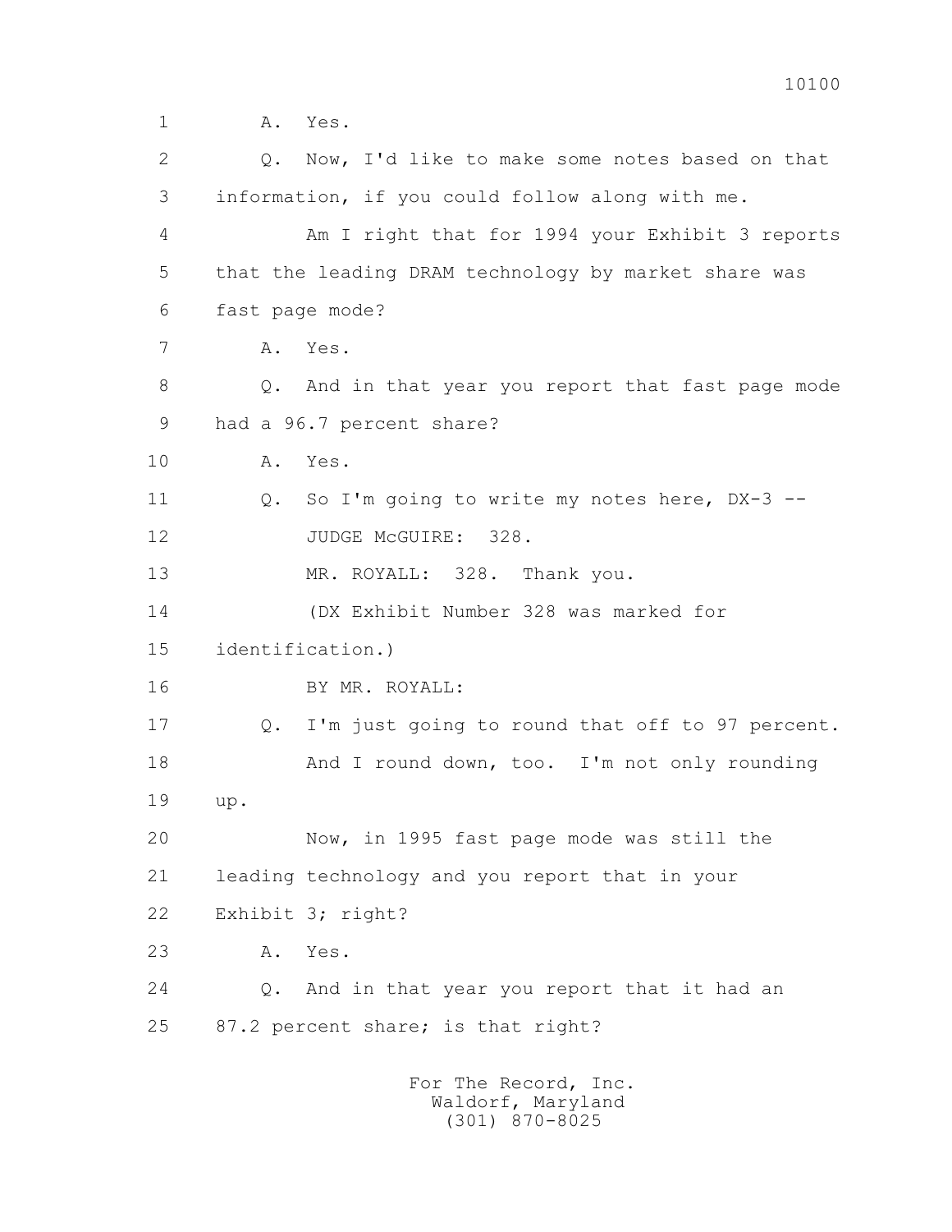1 A. Yes.

2 Q. Now, I'd like to make some notes based on that

3 information, if you could follow along with me.

4 Am I right that for 1994 your Exhibit 3 reports

5 that the leading DRAM technology by market share was

6 fast page mode?

7 A. Yes.

8 Q. And in that year you report that fast page mode

9 had a 96.7 percent share?

10 A. Yes.

11 Q. So I'm going to write my notes here, DX-3 --

12 JUDGE McGUIRE: 328.

13 MR. ROYALL: 328. Thank you.

14 (DX Exhibit Number 328 was marked for

15 identification.)

16 BY MR. ROYALL:

17 Q. I'm just going to round that off to 97 percent.

18 And I round down, too. I'm not only rounding

19 up.

20 Now, in 1995 fast page mode was still the

21 leading technology and you report that in your

22 Exhibit 3; right?

23 A. Yes.

24 Q. And in that year you report that it had an

25 87.2 percent share; is that right?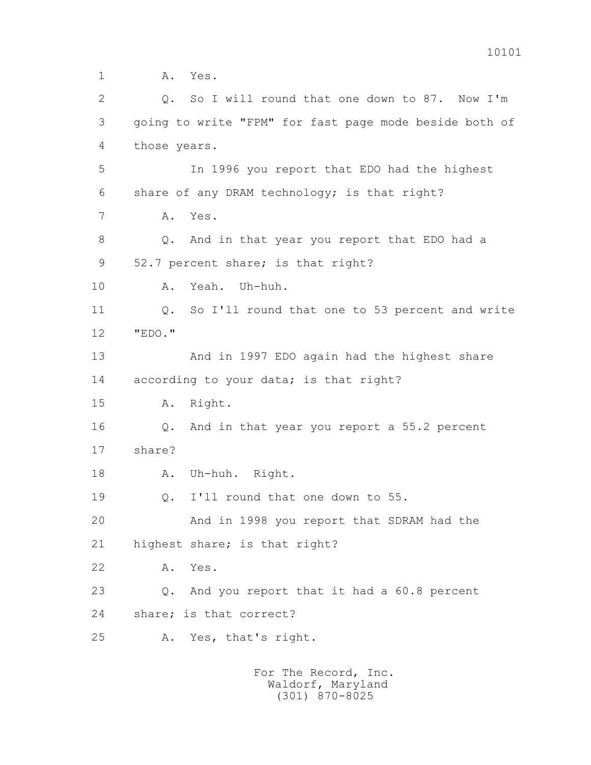1 A. Yes.

2 Q. So I will round that one down to 87. Now I'm

3 going to write "FPM" for fast page mode beside both of

4 those years.

5 In 1996 you report that EDO had the highest

6 share of any DRAM technology; is that right?

7 A. Yes.

8 Q. And in that year you report that EDO had a

9 52.7 percent share; is that right?

10 A. Yeah. Uh-huh.

11 Q. So I'll round that one to 53 percent and write

12 "EDO."

13 And in 1997 EDO again had the highest share

14 according to your data; is that right?

15 A. Right.

16 Q. And in that year you report a 55.2 percent

17 share?

18 A. Uh-huh. Right.

19 Q. I'll round that one down to 55.

20 And in 1998 you report that SDRAM had the

21 highest share; is that right?

22 A. Yes.

23 Q. And you report that it had a 60.8 percent

24 share; is that correct?

25 A. Yes, that's right.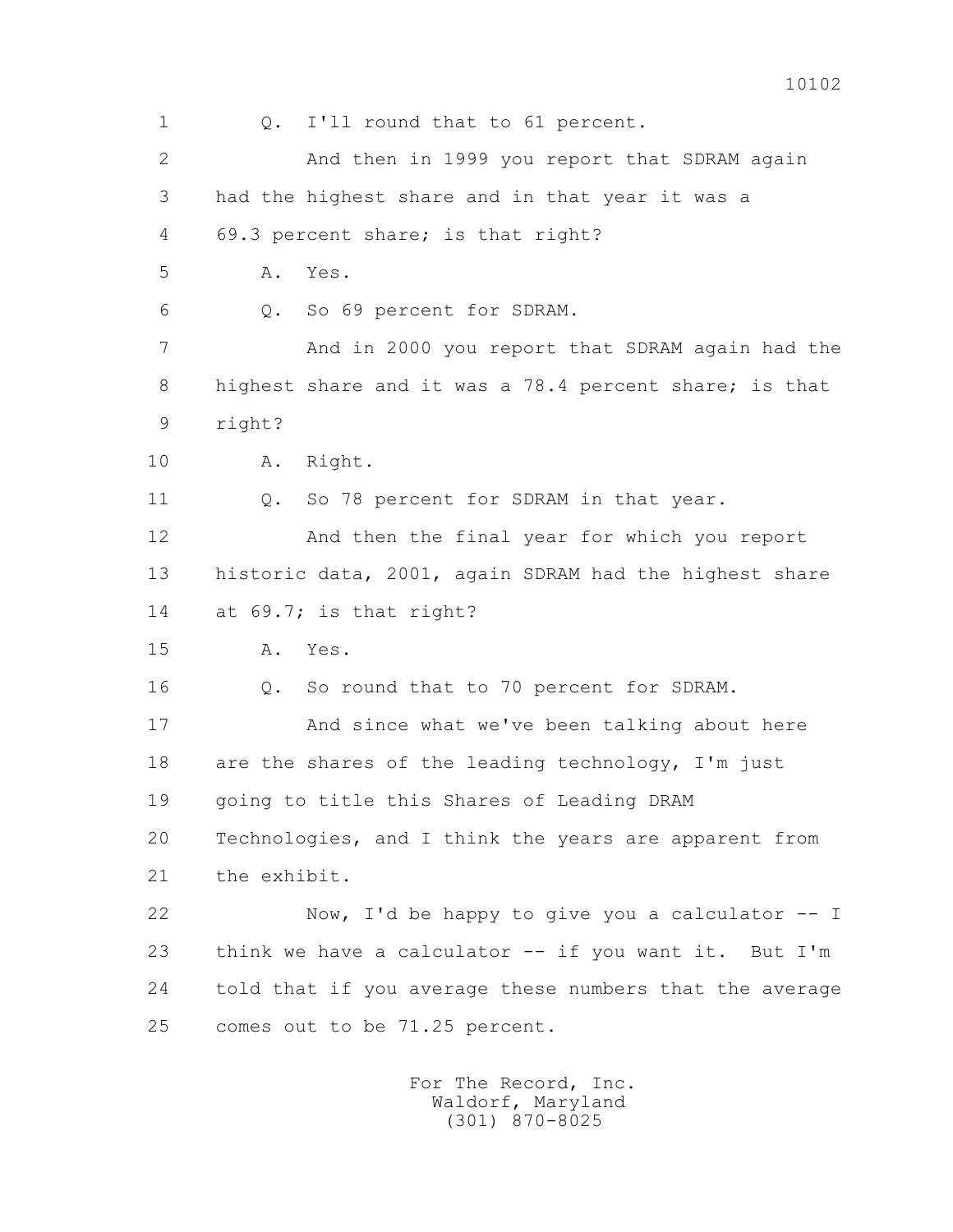1 Q. I'll round that to 61 percent.

2 And then in 1999 you report that SDRAM again

3 had the highest share and in that year it was a

4 69.3 percent share; is that right?

5 A. Yes.

6 Q. So 69 percent for SDRAM.

7 And in 2000 you report that SDRAM again had the

8 highest share and it was a 78.4 percent share; is that

9 right?

10 A. Right.

11 Q. So 78 percent for SDRAM in that year.

12 And then the final year for which you report

13 historic data, 2001, again SDRAM had the highest share

14 at 69.7; is that right?

15 A. Yes.

16 Q. So round that to 70 percent for SDRAM.

17 And since what we've been talking about here

18 are the shares of the leading technology, I'm just

19 going to title this Shares of Leading DRAM

20 Technologies, and I think the years are apparent from

21 the exhibit.

22 Now, I'd be happy to give you a calculator -- I

23 think we have a calculator -- if you want it. But I'm

24 told that if you average these numbers that the average

25 comes out to be 71.25 percent.

For The Record, Inc.
Waldorf, Maryland
(301) 870-8025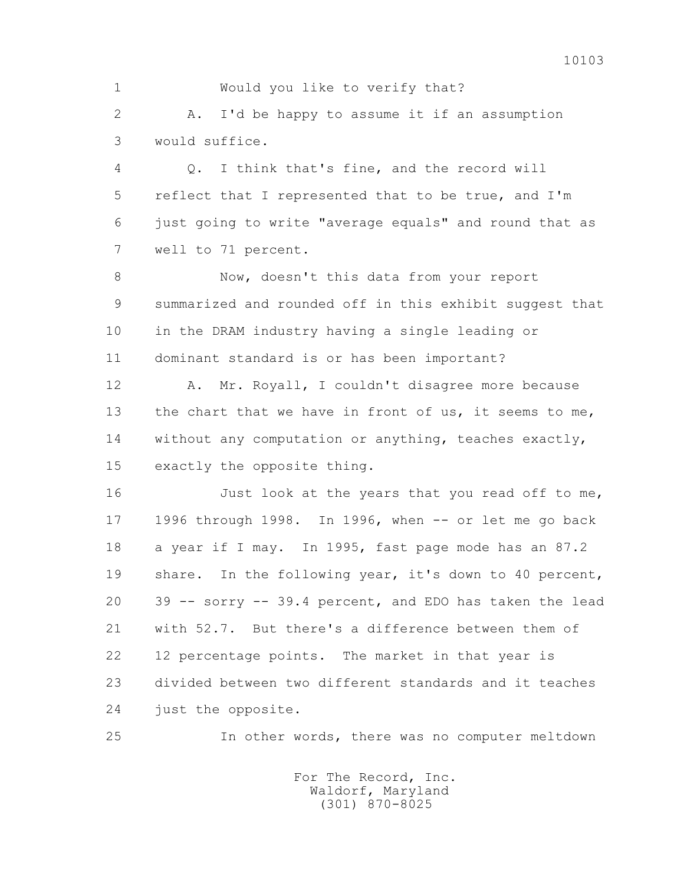1 Would you like to verify that?

2 A. I'd be happy to assume it if an assumption

3 would suffice.

4 Q. I think that's fine, and the record will

5 reflect that I represented that to be true, and I'm

6 just going to write "average equals" and round that as

7 well to 71 percent.

8 Now, doesn't this data from your report

9 summarized and rounded off in this exhibit suggest that

10 in the DRAM industry having a single leading or

11 dominant standard is or has been important?

12 A. Mr. Royall, I couldn't disagree more because

13 the chart that we have in front of us, it seems to me,

14 without any computation or anything, teaches exactly,

15 exactly the opposite thing.

16 Just look at the years that you read off to me,

17 1996 through 1998. In 1996, when -- or let me go back

18 a year if I may. In 1995, fast page mode has an 87.2

19 share. In the following year, it's down to 40 percent,

20 39 -- sorry -- 39.4 percent, and EDO has taken the lead

21 with 52.7. But there's a difference between them of

22 12 percentage points. The market in that year is

23 divided between two different standards and it teaches

24 just the opposite.

25 In other words, there was no computer meltdown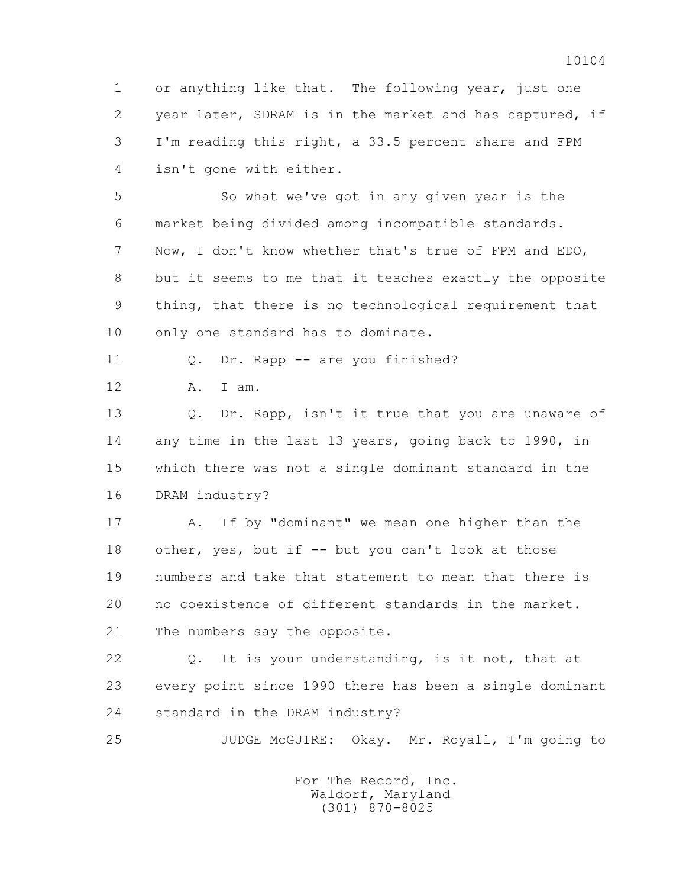1 or anything like that. The following year, just one
2 year later, SDRAM is in the market and has captured, if
3 I'm reading this right, a 33.5 percent share and FPM
4 isn't gone with either.

5 So what we've got in any given year is the
6 market being divided among incompatible standards.
7 Now, I don't know whether that's true of FPM and EDO,
8 but it seems to me that it teaches exactly the opposite
9 thing, that there is no technological requirement that
10 only one standard has to dominate.

11 Q. Dr. Rapp -- are you finished?

12 A. I am.

13 Q. Dr. Rapp, isn't it true that you are unaware of
14 any time in the last 13 years, going back to 1990, in
15 which there was not a single dominant standard in the
16 DRAM industry?

17 A. If by "dominant" we mean one higher than the
18 other, yes, but if -- but you can't look at those
19 numbers and take that statement to mean that there is
20 no coexistence of different standards in the market.
21 The numbers say the opposite.

22 Q. It is your understanding, is it not, that at
23 every point since 1990 there has been a single dominant
24 standard in the DRAM industry?

25 JUDGE McGUIRE: Okay. Mr. Royall, I'm going to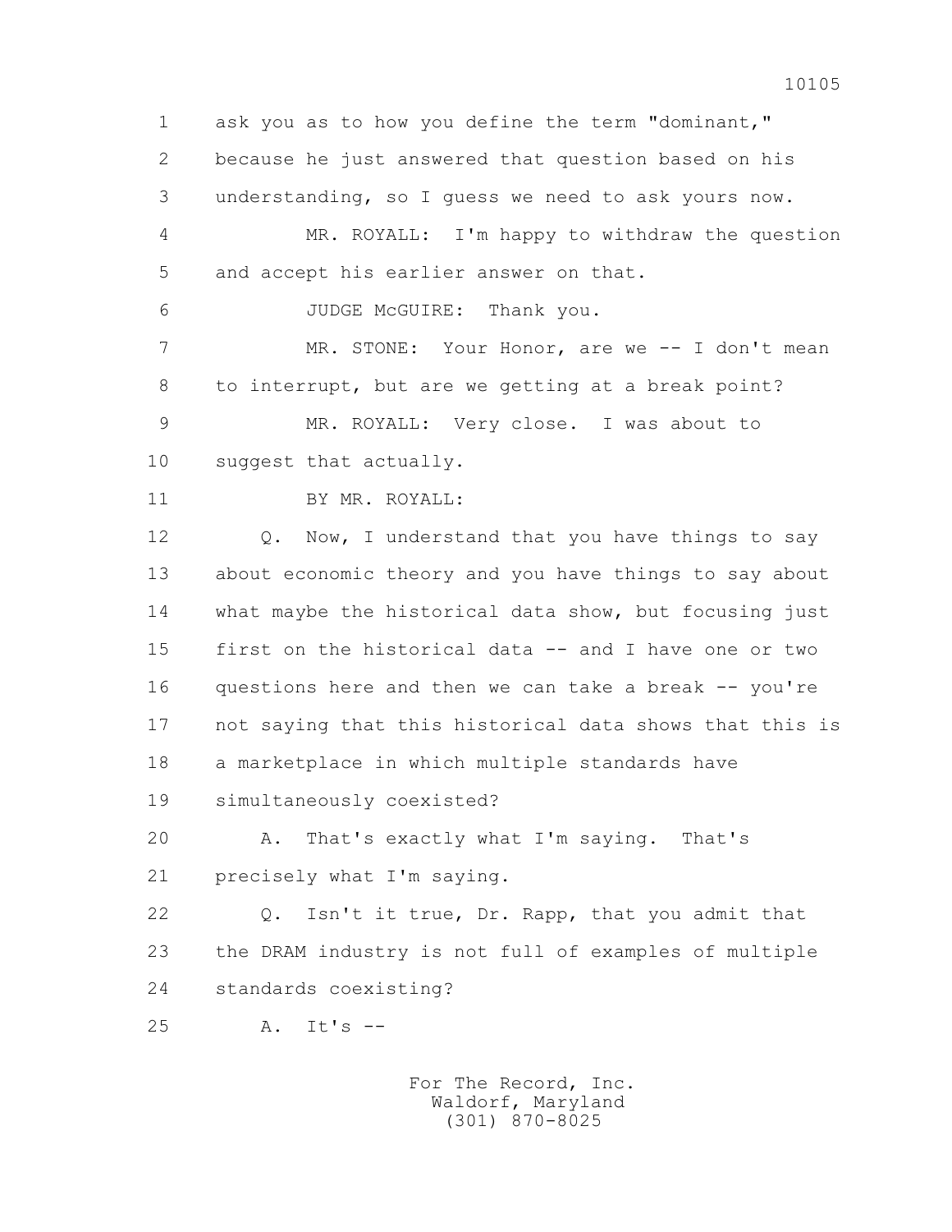1 ask you as to how you define the term "dominant,"
2 because he just answered that question based on his
3 understanding, so I guess we need to ask yours now.
4 MR. ROYALL: I'm happy to withdraw the question
5 and accept his earlier answer on that.
6 JUDGE McGUIRE: Thank you.
7 MR. STONE: Your Honor, are we -- I don't mean
8 to interrupt, but are we getting at a break point?
9 MR. ROYALL: Very close. I was about to
10 suggest that actually.
11 BY MR. ROYALL:
12 Q. Now, I understand that you have things to say
13 about economic theory and you have things to say about
14 what maybe the historical data show, but focusing just
15 first on the historical data -- and I have one or two
16 questions here and then we can take a break -- you're
17 not saying that this historical data shows that this is
18 a marketplace in which multiple standards have
19 simultaneously coexisted?
20 A. That's exactly what I'm saying. That's
21 precisely what I'm saying.
22 Q. Isn't it true, Dr. Rapp, that you admit that
23 the DRAM industry is not full of examples of multiple
24 standards coexisting?
25 A. It's --

For The Record, Inc.
Waldorf, Maryland
(301) 870-8025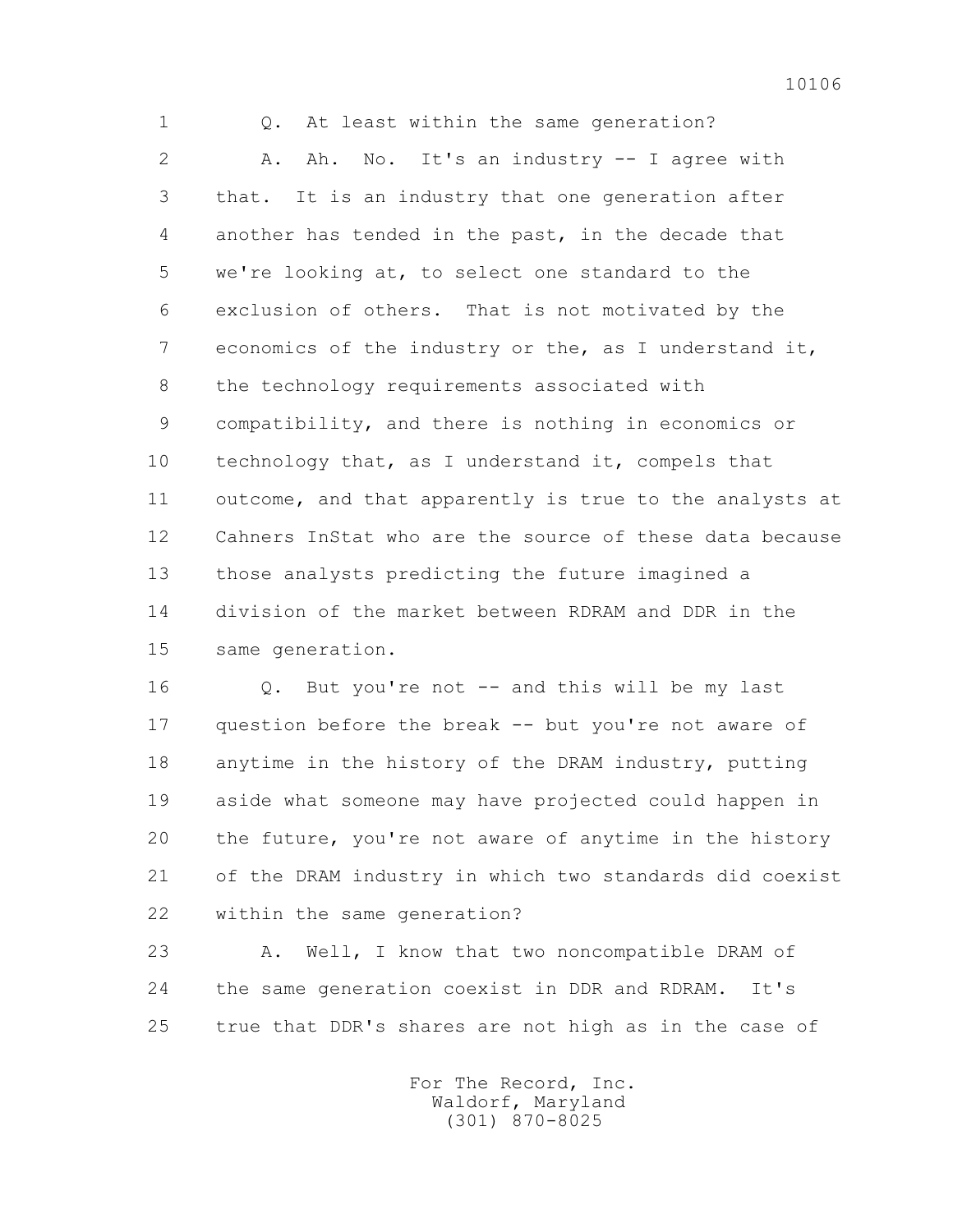1 Q. At least within the same generation?

2 A. Ah. No. It's an industry -- I agree with

3 that. It is an industry that one generation after

4 another has tended in the past, in the decade that

5 we're looking at, to select one standard to the

6 exclusion of others. That is not motivated by the

7 economics of the industry or the, as I understand it,

8 the technology requirements associated with

9 compatibility, and there is nothing in economics or

10 technology that, as I understand it, compels that

11 outcome, and that apparently is true to the analysts at

12 Cahners InStat who are the source of these data because

13 those analysts predicting the future imagined a

14 division of the market between RDRAM and DDR in the

15 same generation.

16 Q. But you're not -- and this will be my last

17 question before the break -- but you're not aware of

18 anytime in the history of the DRAM industry, putting

19 aside what someone may have projected could happen in

20 the future, you're not aware of anytime in the history

21 of the DRAM industry in which two standards did coexist

22 within the same generation?

23 A. Well, I know that two noncompatible DRAM of

24 the same generation coexist in DDR and RDRAM. It's

25 true that DDR's shares are not high as in the case of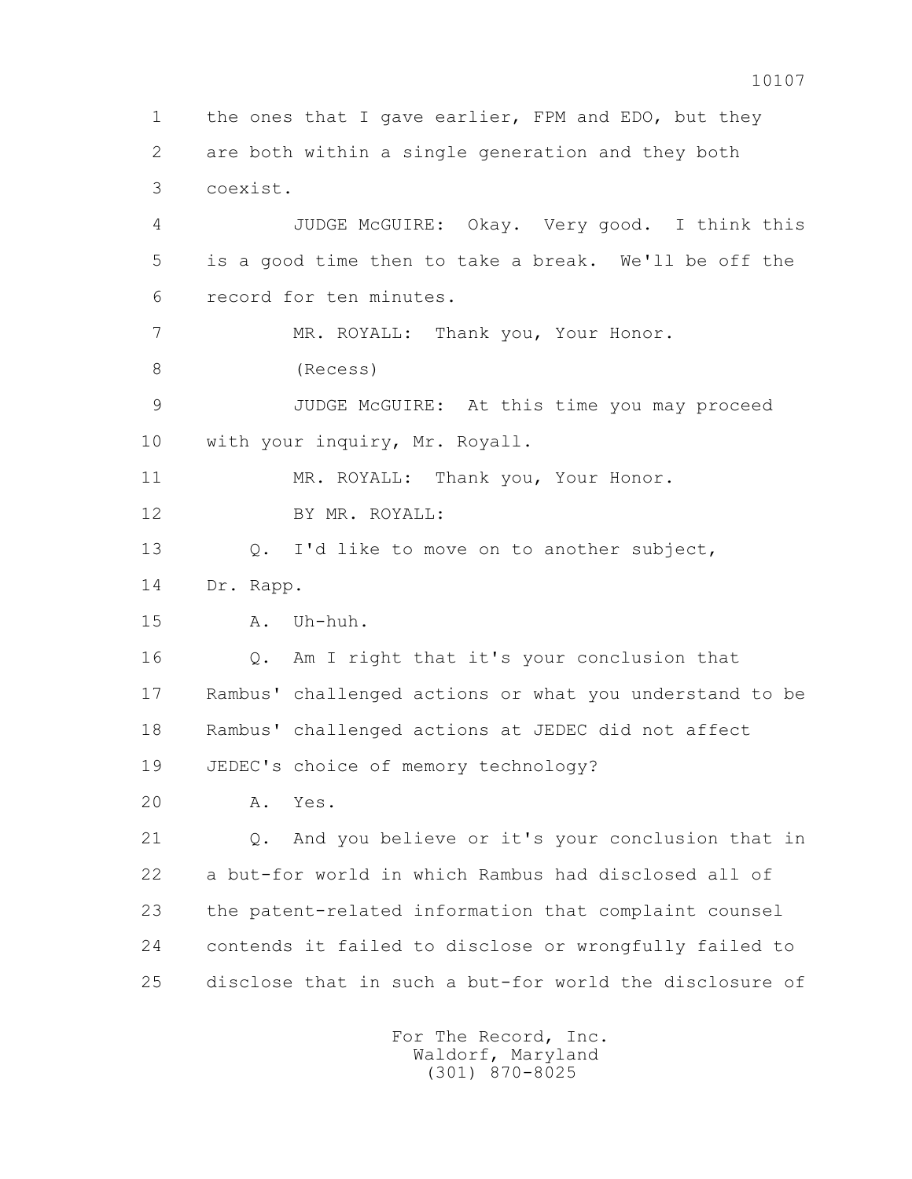1 the ones that I gave earlier, FPM and EDO, but they
2 are both within a single generation and they both
3 coexist.

4 JUDGE McGUIRE: Okay. Very good. I think this
5 is a good time then to take a break. We'll be off the
6 record for ten minutes.

7 MR. ROYALL: Thank you, Your Honor.

8 (Recess)

9 JUDGE McGUIRE: At this time you may proceed
10 with your inquiry, Mr. Royall.

11 MR. ROYALL: Thank you, Your Honor.

12 BY MR. ROYALL:

13 Q. I'd like to move on to another subject,
14 Dr. Rapp.

15 A. Uh-huh.

16 Q. Am I right that it's your conclusion that
17 Rambus' challenged actions or what you understand to be
18 Rambus' challenged actions at JEDEC did not affect
19 JEDEC's choice of memory technology?

20 A. Yes.

21 Q. And you believe or it's your conclusion that in
22 a but-for world in which Rambus had disclosed all of
23 the patent-related information that complaint counsel
24 contends it failed to disclose or wrongfully failed to
25 disclose that in such a but-for world the disclosure of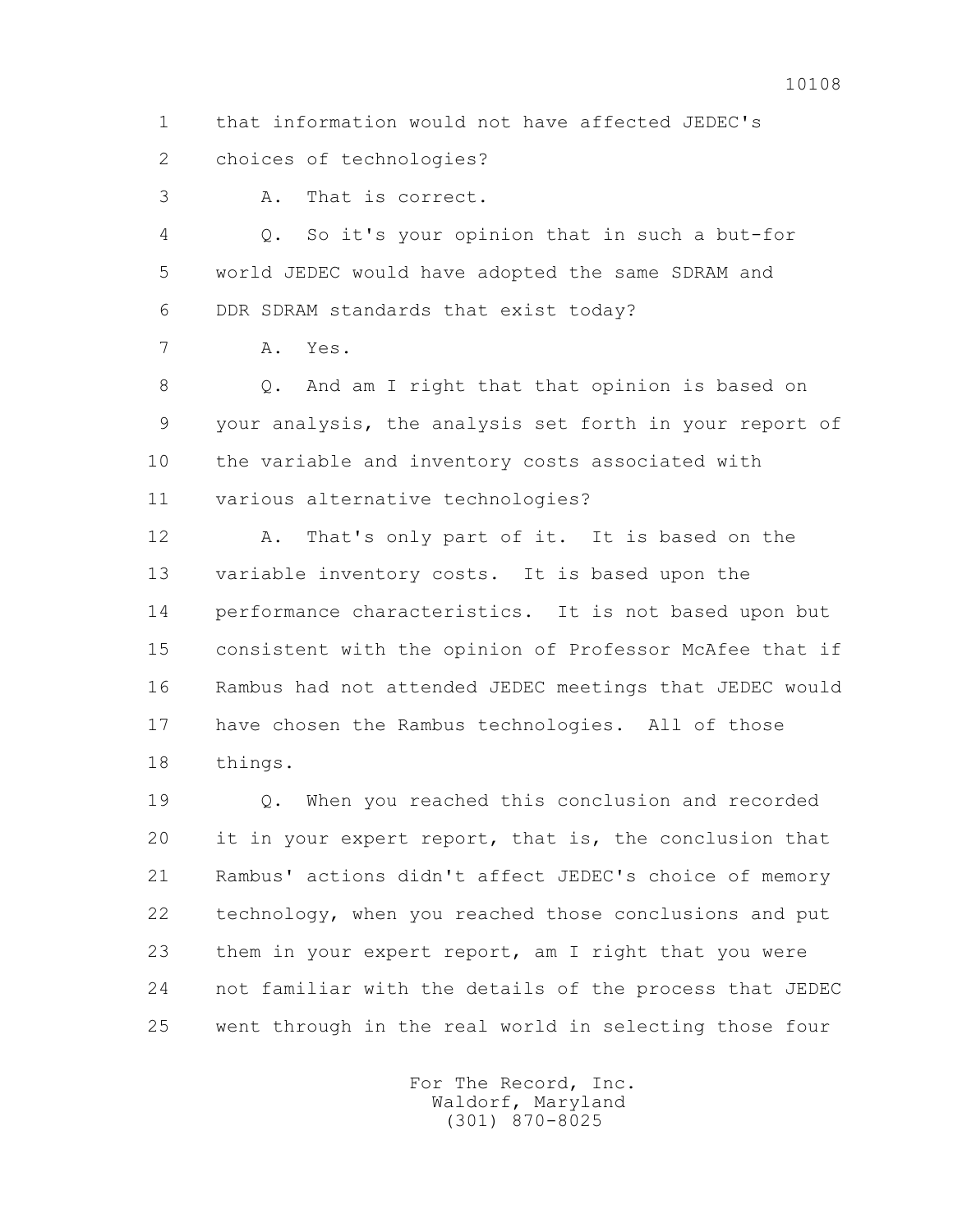1 that information would not have affected JEDEC's
2 choices of technologies?
3 A. That is correct.
4 Q. So it's your opinion that in such a but-for
5 world JEDEC would have adopted the same SDRAM and
6 DDR SDRAM standards that exist today?
7 A. Yes.
8 Q. And am I right that that opinion is based on
9 your analysis, the analysis set forth in your report of
10 the variable and inventory costs associated with
11 various alternative technologies?
12 A. That's only part of it. It is based on the
13 variable inventory costs. It is based upon the
14 performance characteristics. It is not based upon but
15 consistent with the opinion of Professor McAfee that if
16 Rambus had not attended JEDEC meetings that JEDEC would
17 have chosen the Rambus technologies. All of those
18 things.
19 Q. When you reached this conclusion and recorded
20 it in your expert report, that is, the conclusion that
21 Rambus' actions didn't affect JEDEC's choice of memory
22 technology, when you reached those conclusions and put
23 them in your expert report, am I right that you were
24 not familiar with the details of the process that JEDEC
25 went through in the real world in selecting those four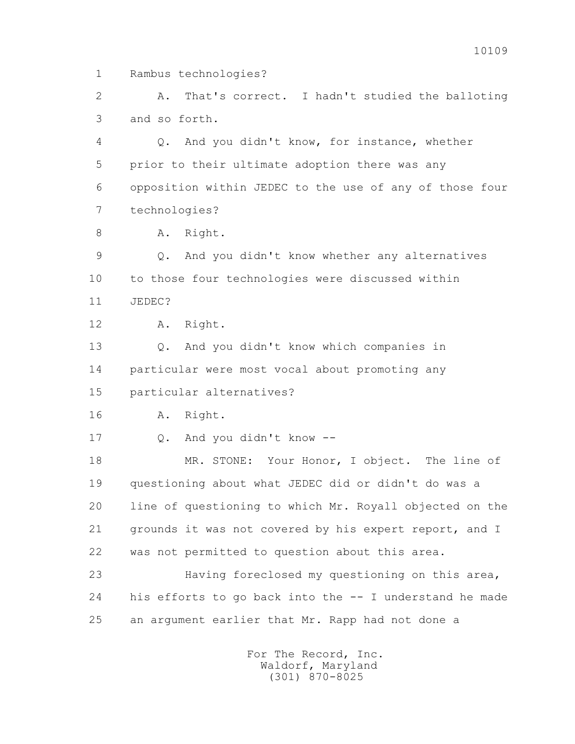1 Rambus technologies?

2 A. That's correct. I hadn't studied the balloting

3 and so forth.

4 Q. And you didn't know, for instance, whether

5 prior to their ultimate adoption there was any

6 opposition within JEDEC to the use of any of those four

7 technologies?

8 A. Right.

9 Q. And you didn't know whether any alternatives

10 to those four technologies were discussed within

11 JEDEC?

12 A. Right.

13 Q. And you didn't know which companies in

14 particular were most vocal about promoting any

15 particular alternatives?

16 A. Right.

17 Q. And you didn't know --

18 MR. STONE: Your Honor, I object. The line of

19 questioning about what JEDEC did or didn't do was a

20 line of questioning to which Mr. Royall objected on the

21 grounds it was not covered by his expert report, and I

22 was not permitted to question about this area.

23 Having foreclosed my questioning on this area,

24 his efforts to go back into the -- I understand he made

25 an argument earlier that Mr. Rapp had not done a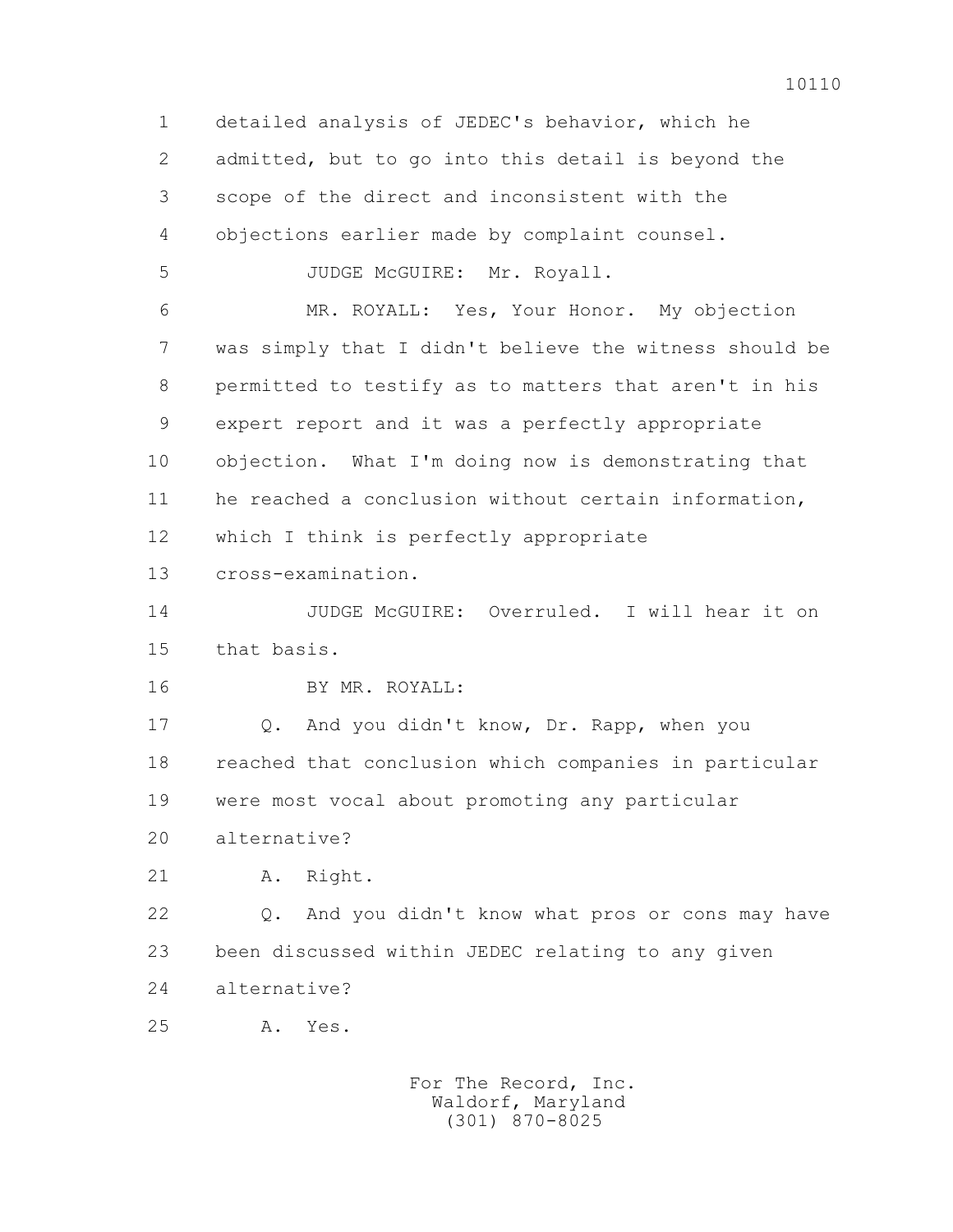1 detailed analysis of JEDEC's behavior, which he
2 admitted, but to go into this detail is beyond the
3 scope of the direct and inconsistent with the
4 objections earlier made by complaint counsel.
5 JUDGE McGUIRE: Mr. Royall.
6 MR. ROYALL: Yes, Your Honor. My objection
7 was simply that I didn't believe the witness should be
8 permitted to testify as to matters that aren't in his
9 expert report and it was a perfectly appropriate
10 objection. What I'm doing now is demonstrating that
11 he reached a conclusion without certain information,
12 which I think is perfectly appropriate
13 cross-examination.
14 JUDGE McGUIRE: Overruled. I will hear it on
15 that basis.
16 BY MR. ROYALL:
17 Q. And you didn't know, Dr. Rapp, when you
18 reached that conclusion which companies in particular
19 were most vocal about promoting any particular
20 alternative?
21 A. Right.
22 Q. And you didn't know what pros or cons may have
23 been discussed within JEDEC relating to any given
24 alternative?
25 A. Yes.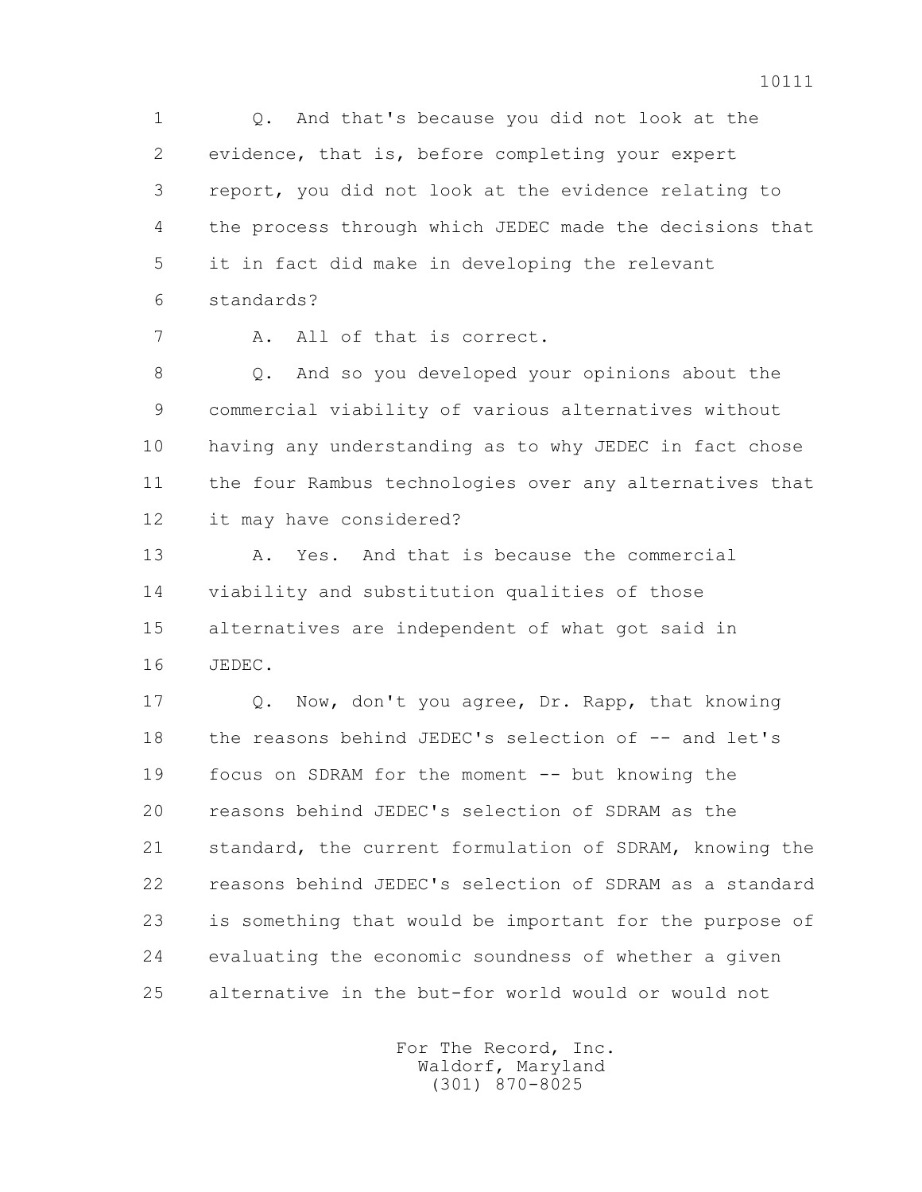1 Q. And that's because you did not look at the
2 evidence, that is, before completing your expert
3 report, you did not look at the evidence relating to
4 the process through which JEDEC made the decisions that
5 it in fact did make in developing the relevant
6 standards?

7 A. All of that is correct.

8 Q. And so you developed your opinions about the
9 commercial viability of various alternatives without
10 having any understanding as to why JEDEC in fact chose
11 the four Rambus technologies over any alternatives that
12 it may have considered?

13 A. Yes. And that is because the commercial
14 viability and substitution qualities of those
15 alternatives are independent of what got said in
16 JEDEC.

17 Q. Now, don't you agree, Dr. Rapp, that knowing
18 the reasons behind JEDEC's selection of -- and let's
19 focus on SDRAM for the moment -- but knowing the
20 reasons behind JEDEC's selection of SDRAM as the
21 standard, the current formulation of SDRAM, knowing the
22 reasons behind JEDEC's selection of SDRAM as a standard
23 is something that would be important for the purpose of
24 evaluating the economic soundness of whether a given
25 alternative in the but-for world would or would not

For The Record, Inc.
Waldorf, Maryland
(301) 870-8025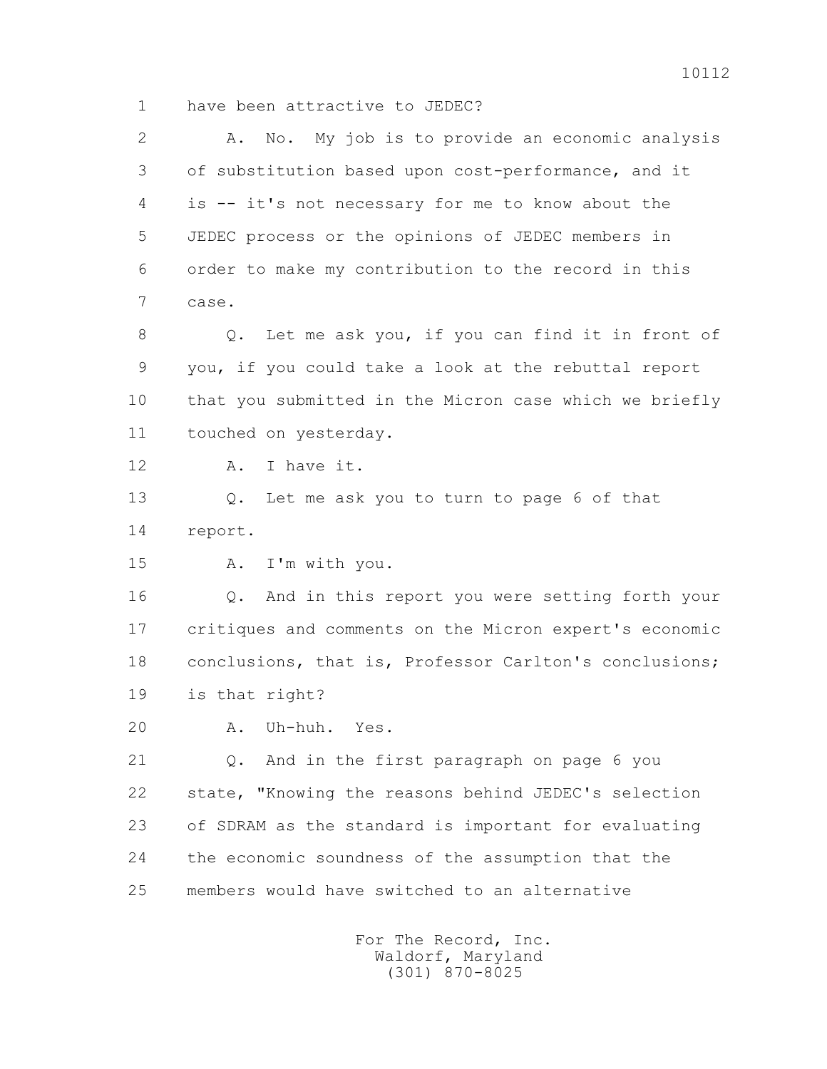1 have been attractive to JEDEC?

2 A. No. My job is to provide an economic analysis

3 of substitution based upon cost-performance, and it

4 is -- it's not necessary for me to know about the

5 JEDEC process or the opinions of JEDEC members in

6 order to make my contribution to the record in this

7 case.

8 Q. Let me ask you, if you can find it in front of

9 you, if you could take a look at the rebuttal report

10 that you submitted in the Micron case which we briefly

11 touched on yesterday.

12 A. I have it.

13 Q. Let me ask you to turn to page 6 of that

14 report.

15 A. I'm with you.

16 Q. And in this report you were setting forth your

17 critiques and comments on the Micron expert's economic

18 conclusions, that is, Professor Carlton's conclusions;

19 is that right?

20 A. Uh-huh. Yes.

21 Q. And in the first paragraph on page 6 you

22 state, "Knowing the reasons behind JEDEC's selection

23 of SDRAM as the standard is important for evaluating

24 the economic soundness of the assumption that the

25 members would have switched to an alternative

For The Record, Inc.
Waldorf, Maryland
(301) 870-8025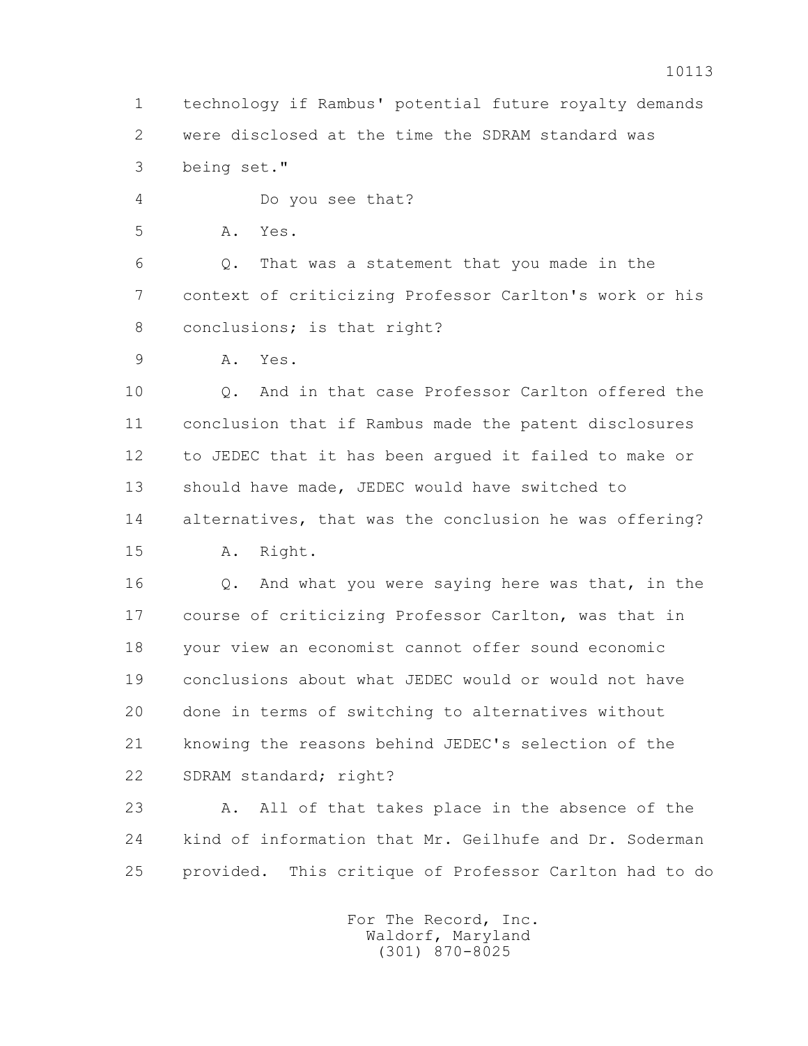1 technology if Rambus' potential future royalty demands
2 were disclosed at the time the SDRAM standard was
3 being set."

4 Do you see that?

5 A. Yes.

6 Q. That was a statement that you made in the
7 context of criticizing Professor Carlton's work or his
8 conclusions; is that right?

9 A. Yes.

10 Q. And in that case Professor Carlton offered the
11 conclusion that if Rambus made the patent disclosures
12 to JEDEC that it has been argued it failed to make or
13 should have made, JEDEC would have switched to
14 alternatives, that was the conclusion he was offering?

15 A. Right.

16 Q. And what you were saying here was that, in the
17 course of criticizing Professor Carlton, was that in
18 your view an economist cannot offer sound economic
19 conclusions about what JEDEC would or would not have
20 done in terms of switching to alternatives without
21 knowing the reasons behind JEDEC's selection of the
22 SDRAM standard; right?

23 A. All of that takes place in the absence of the
24 kind of information that Mr. Geilhufe and Dr. Soderman
25 provided. This critique of Professor Carlton had to do

For The Record, Inc.
Waldorf, Maryland
(301) 870-8025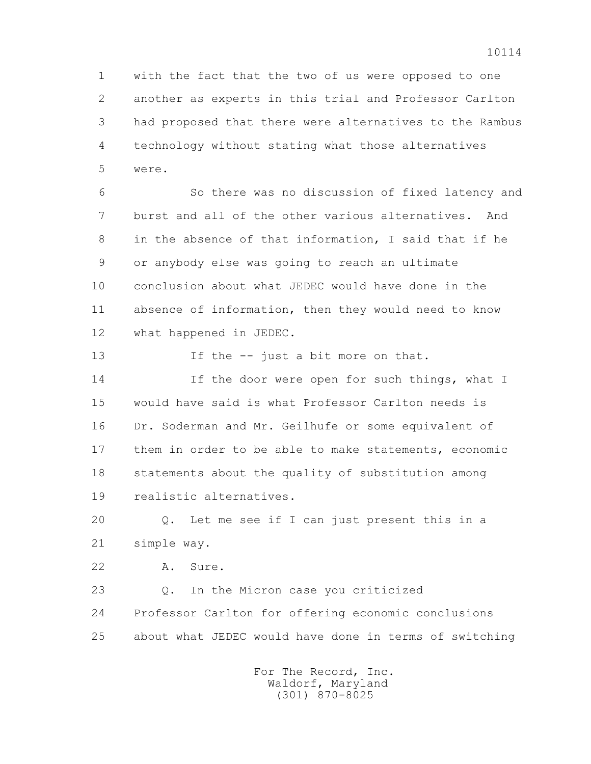1 with the fact that the two of us were opposed to one
2 another as experts in this trial and Professor Carlton
3 had proposed that there were alternatives to the Rambus
4 technology without stating what those alternatives
5 were.

6 So there was no discussion of fixed latency and
7 burst and all of the other various alternatives. And
8 in the absence of that information, I said that if he
9 or anybody else was going to reach an ultimate
10 conclusion about what JEDEC would have done in the
11 absence of information, then they would need to know
12 what happened in JEDEC.

13 If the -- just a bit more on that.

14 If the door were open for such things, what I
15 would have said is what Professor Carlton needs is
16 Dr. Soderman and Mr. Geilhufe or some equivalent of
17 them in order to be able to make statements, economic
18 statements about the quality of substitution among
19 realistic alternatives.

20 Q. Let me see if I can just present this in a
21 simple way.

22 A. Sure.

23 Q. In the Micron case you criticized
24 Professor Carlton for offering economic conclusions
25 about what JEDEC would have done in terms of switching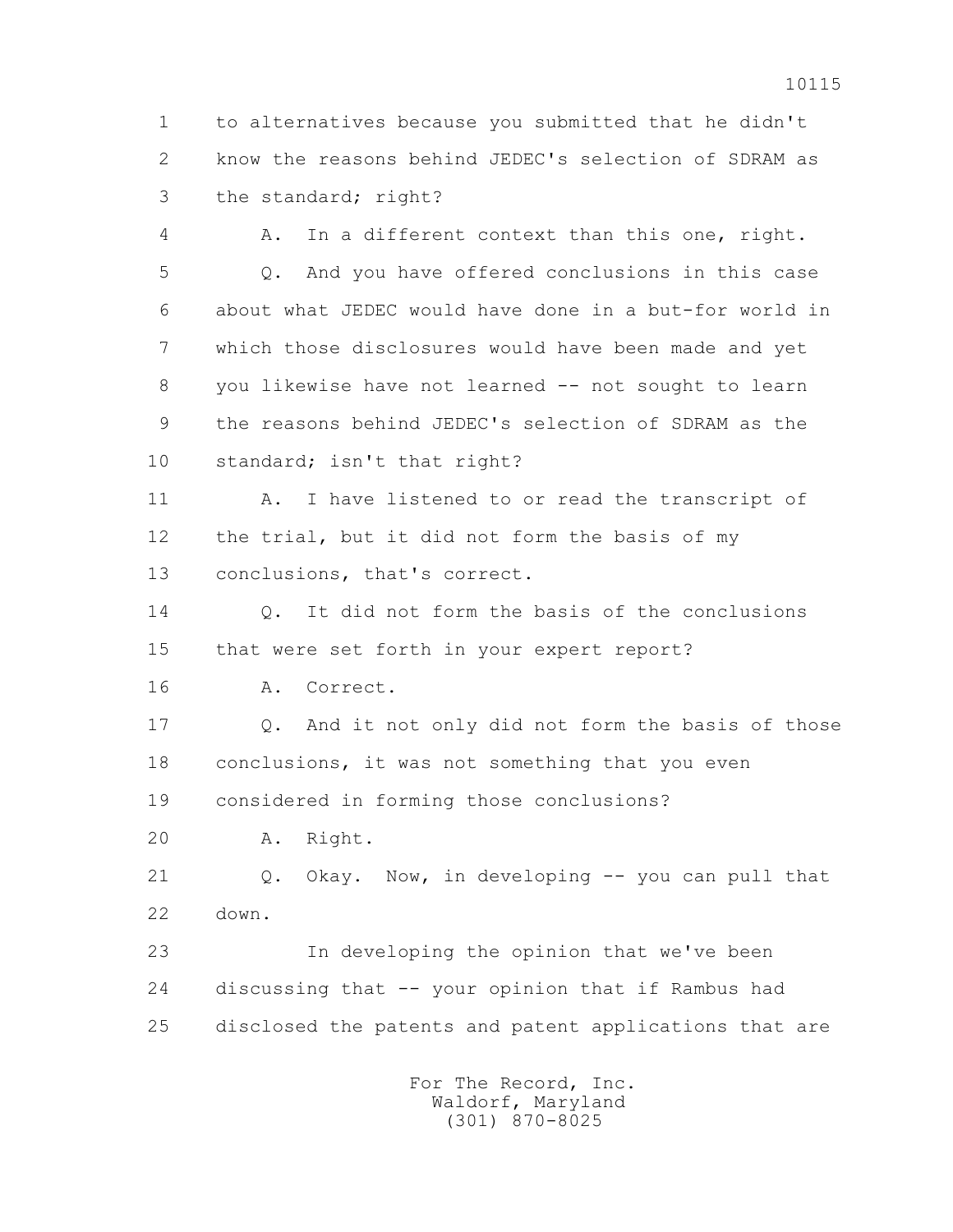1 to alternatives because you submitted that he didn't
2 know the reasons behind JEDEC's selection of SDRAM as
3 the standard; right?

4 A. In a different context than this one, right.

5 Q. And you have offered conclusions in this case
6 about what JEDEC would have done in a but-for world in
7 which those disclosures would have been made and yet
8 you likewise have not learned -- not sought to learn
9 the reasons behind JEDEC's selection of SDRAM as the
10 standard; isn't that right?

11 A. I have listened to or read the transcript of
12 the trial, but it did not form the basis of my
13 conclusions, that's correct.

14 Q. It did not form the basis of the conclusions
15 that were set forth in your expert report?

16 A. Correct.

17 Q. And it not only did not form the basis of those
18 conclusions, it was not something that you even
19 considered in forming those conclusions?

20 A. Right.

21 Q. Okay. Now, in developing -- you can pull that
22 down.

23 In developing the opinion that we've been
24 discussing that -- your opinion that if Rambus had
25 disclosed the patents and patent applications that are

For The Record, Inc.
Waldorf, Maryland
(301) 870-8025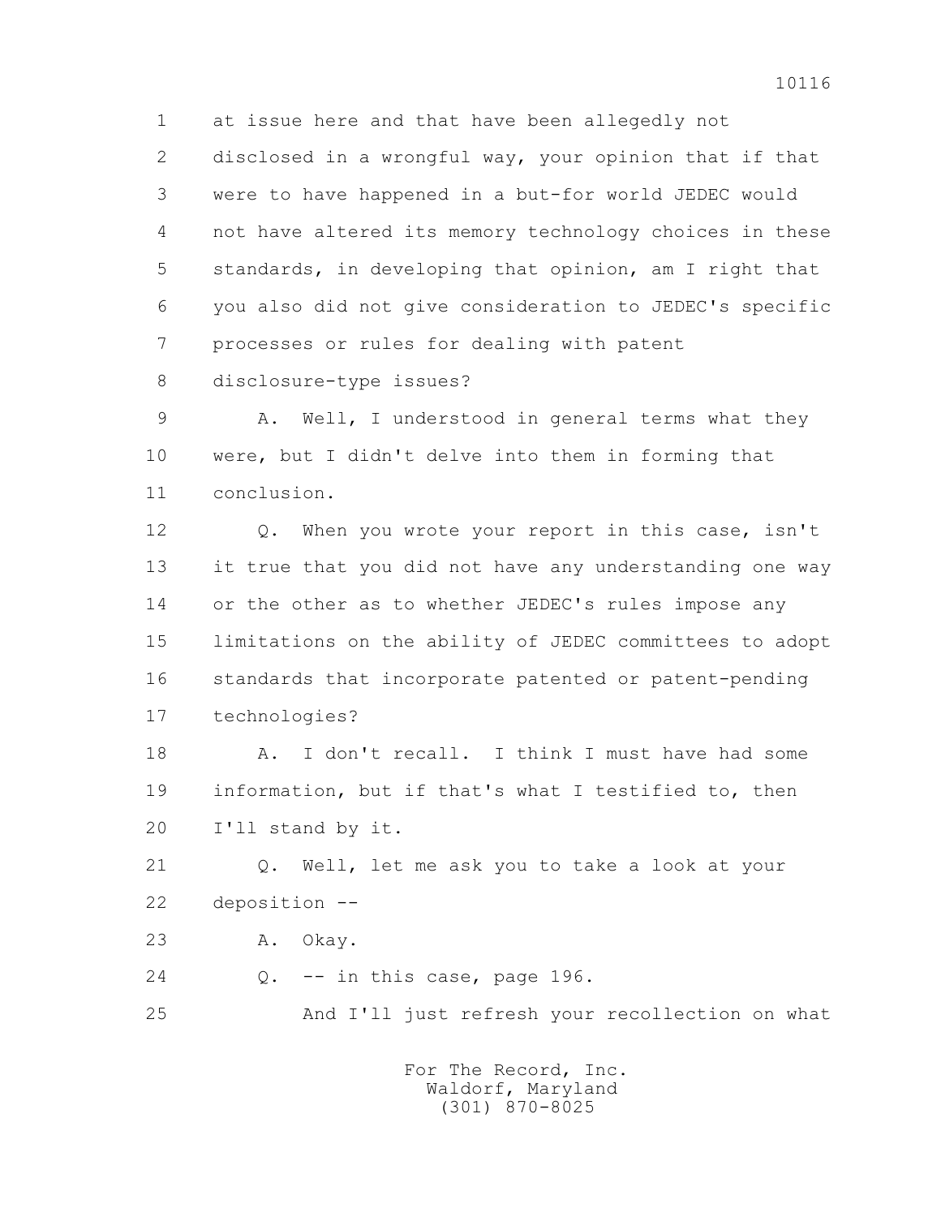1 at issue here and that have been allegedly not
2 disclosed in a wrongful way, your opinion that if that
3 were to have happened in a but-for world JEDEC would
4 not have altered its memory technology choices in these
5 standards, in developing that opinion, am I right that
6 you also did not give consideration to JEDEC's specific
7 processes or rules for dealing with patent
8 disclosure-type issues?

9 A. Well, I understood in general terms what they
10 were, but I didn't delve into them in forming that
11 conclusion.

12 Q. When you wrote your report in this case, isn't
13 it true that you did not have any understanding one way
14 or the other as to whether JEDEC's rules impose any
15 limitations on the ability of JEDEC committees to adopt
16 standards that incorporate patented or patent-pending
17 technologies?

18 A. I don't recall. I think I must have had some
19 information, but if that's what I testified to, then
20 I'll stand by it.

21 Q. Well, let me ask you to take a look at your
22 deposition --

23 A. Okay.

24 Q. -- in this case, page 196.

25 And I'll just refresh your recollection on what

For The Record, Inc.
Waldorf, Maryland
(301) 870-8025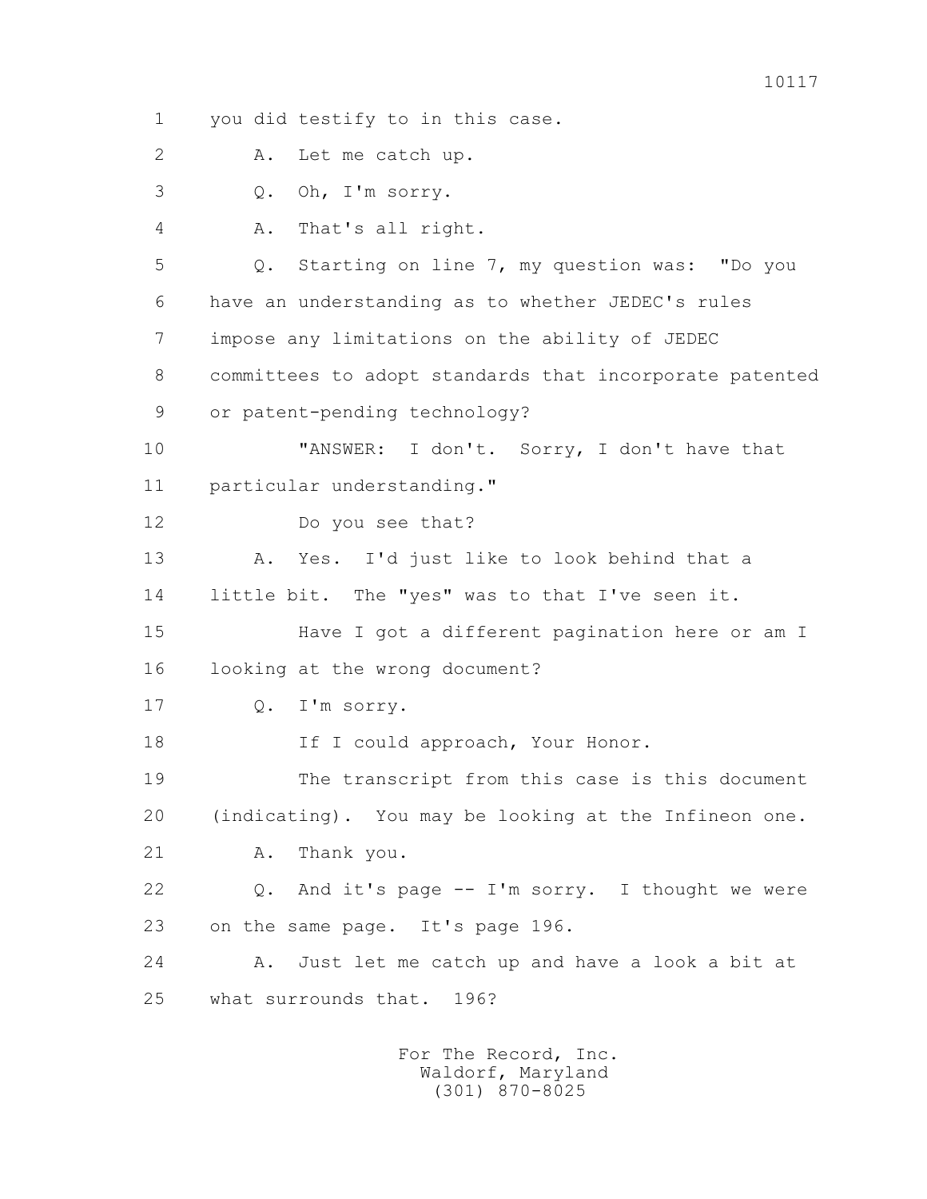1 you did testify to in this case.

2 A. Let me catch up.

3 Q. Oh, I'm sorry.

4 A. That's all right.

5 Q. Starting on line 7, my question was: "Do you

6 have an understanding as to whether JEDEC's rules

7 impose any limitations on the ability of JEDEC

8 committees to adopt standards that incorporate patented

9 or patent-pending technology?

10 "ANSWER: I don't. Sorry, I don't have that

11 particular understanding."

12 Do you see that?

13 A. Yes. I'd just like to look behind that a

14 little bit. The "yes" was to that I've seen it.

15 Have I got a different pagination here or am I

16 looking at the wrong document?

17 Q. I'm sorry.

18 If I could approach, Your Honor.

19 The transcript from this case is this document

20 (indicating). You may be looking at the Infineon one.

21 A. Thank you.

22 Q. And it's page -- I'm sorry. I thought we were

23 on the same page. It's page 196.

24 A. Just let me catch up and have a look a bit at

25 what surrounds that. 196?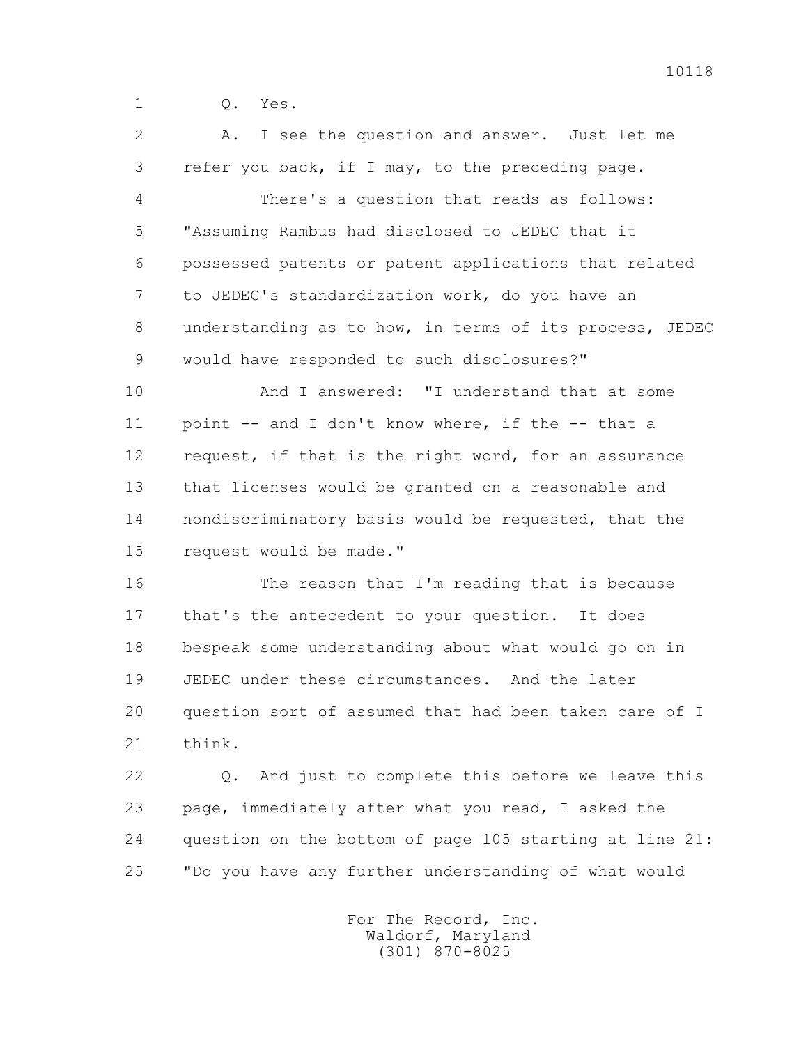1 Q. Yes.

2 A. I see the question and answer. Just let me

3 refer you back, if I may, to the preceding page.

4 There's a question that reads as follows:

5 "Assuming Rambus had disclosed to JEDEC that it

6 possessed patents or patent applications that related

7 to JEDEC's standardization work, do you have an

8 understanding as to how, in terms of its process, JEDEC

9 would have responded to such disclosures?"

10 And I answered: "I understand that at some

11 point -- and I don't know where, if the -- that a

12 request, if that is the right word, for an assurance

13 that licenses would be granted on a reasonable and

14 nondiscriminatory basis would be requested, that the

15 request would be made."

16 The reason that I'm reading that is because

17 that's the antecedent to your question. It does

18 bespeak some understanding about what would go on in

19 JEDEC under these circumstances. And the later

20 question sort of assumed that had been taken care of I

21 think.

22 Q. And just to complete this before we leave this

23 page, immediately after what you read, I asked the

24 question on the bottom of page 105 starting at line 21:

25 "Do you have any further understanding of what would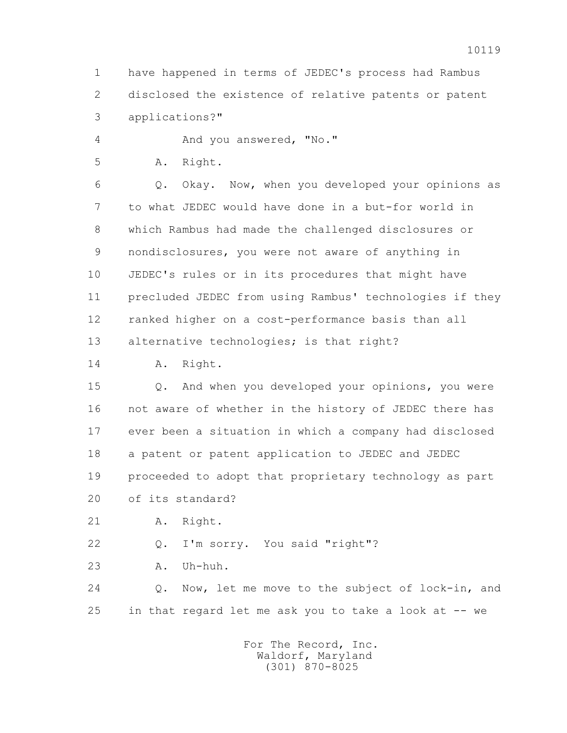1 have happened in terms of JEDEC's process had Rambus
2 disclosed the existence of relative patents or patent
3 applications?"

4 And you answered, "No."

5 A. Right.

6 Q. Okay. Now, when you developed your opinions as
7 to what JEDEC would have done in a but-for world in
8 which Rambus had made the challenged disclosures or
9 nondisclosures, you were not aware of anything in
10 JEDEC's rules or in its procedures that might have
11 precluded JEDEC from using Rambus' technologies if they
12 ranked higher on a cost-performance basis than all
13 alternative technologies; is that right?

14 A. Right.

15 Q. And when you developed your opinions, you were
16 not aware of whether in the history of JEDEC there has
17 ever been a situation in which a company had disclosed
18 a patent or patent application to JEDEC and JEDEC
19 proceeded to adopt that proprietary technology as part
20 of its standard?

21 A. Right.

22 Q. I'm sorry. You said "right"?

23 A. Uh-huh.

24 Q. Now, let me move to the subject of lock-in, and
25 in that regard let me ask you to take a look at -- we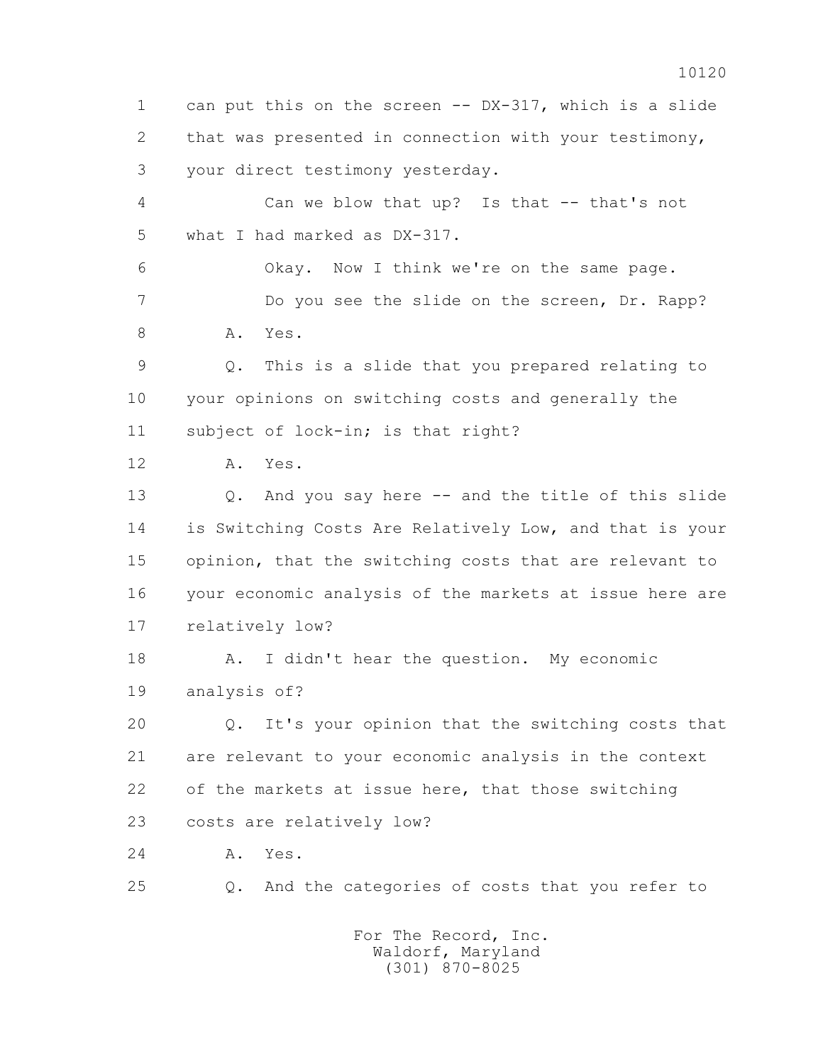1 can put this on the screen -- DX-317, which is a slide
2 that was presented in connection with your testimony,
3 your direct testimony yesterday.

4 Can we blow that up? Is that -- that's not
5 what I had marked as DX-317.

6 Okay. Now I think we're on the same page.

7 Do you see the slide on the screen, Dr. Rapp?

8 A. Yes.

9 Q. This is a slide that you prepared relating to
10 your opinions on switching costs and generally the
11 subject of lock-in; is that right?

12 A. Yes.

13 Q. And you say here -- and the title of this slide
14 is Switching Costs Are Relatively Low, and that is your
15 opinion, that the switching costs that are relevant to
16 your economic analysis of the markets at issue here are
17 relatively low?

18 A. I didn't hear the question. My economic
19 analysis of?

20 Q. It's your opinion that the switching costs that
21 are relevant to your economic analysis in the context
22 of the markets at issue here, that those switching
23 costs are relatively low?

24 A. Yes.

25 Q. And the categories of costs that you refer to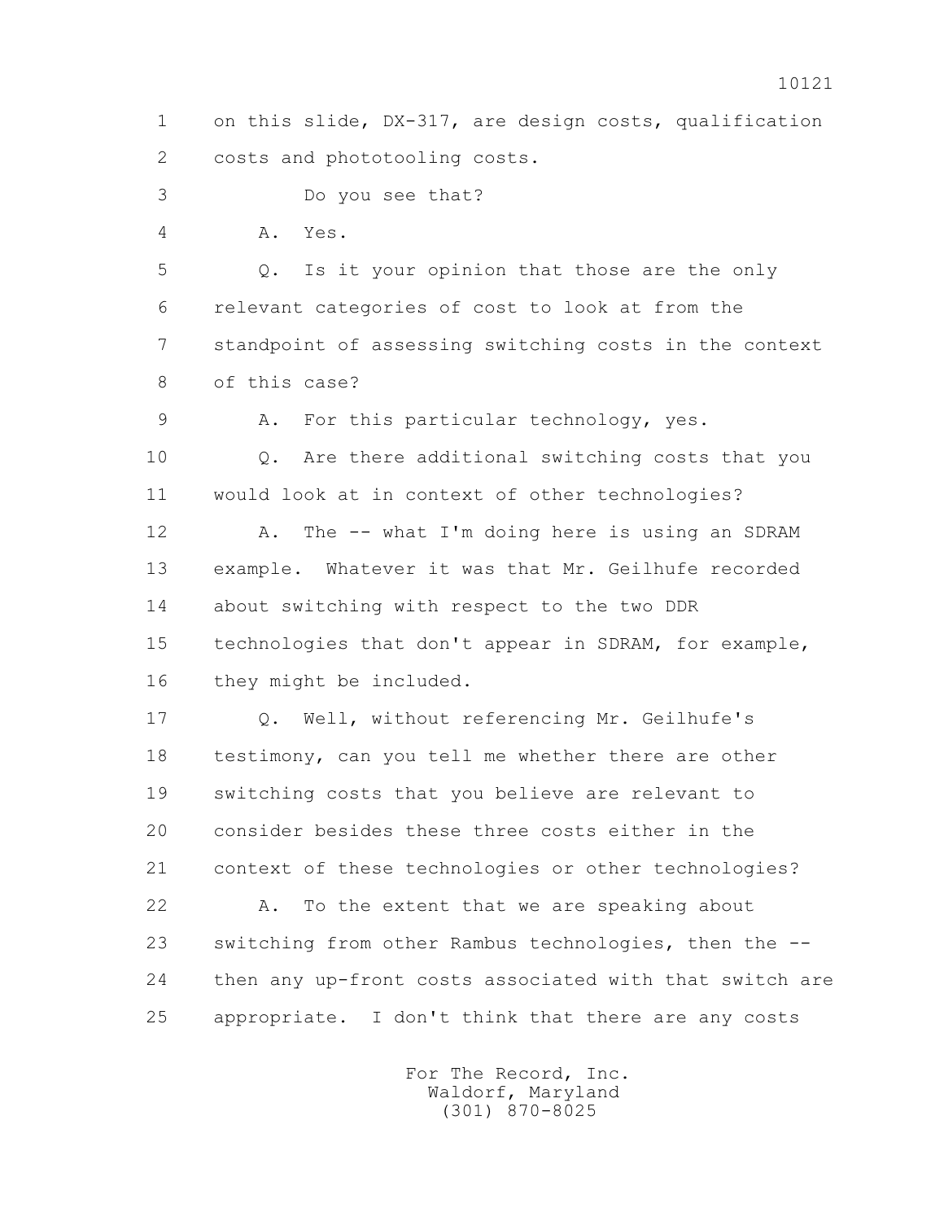1 on this slide, DX-317, are design costs, qualification
2 costs and phototooling costs.
3 Do you see that?
4 A. Yes.
5 Q. Is it your opinion that those are the only
6 relevant categories of cost to look at from the
7 standpoint of assessing switching costs in the context
8 of this case?
9 A. For this particular technology, yes.
10 Q. Are there additional switching costs that you
11 would look at in context of other technologies?
12 A. The -- what I'm doing here is using an SDRAM
13 example. Whatever it was that Mr. Geilhufe recorded
14 about switching with respect to the two DDR
15 technologies that don't appear in SDRAM, for example,
16 they might be included.
17 Q. Well, without referencing Mr. Geilhufe's
18 testimony, can you tell me whether there are other
19 switching costs that you believe are relevant to
20 consider besides these three costs either in the
21 context of these technologies or other technologies?
22 A. To the extent that we are speaking about
23 switching from other Rambus technologies, then the --
24 then any up-front costs associated with that switch are
25 appropriate. I don't think that there are any costs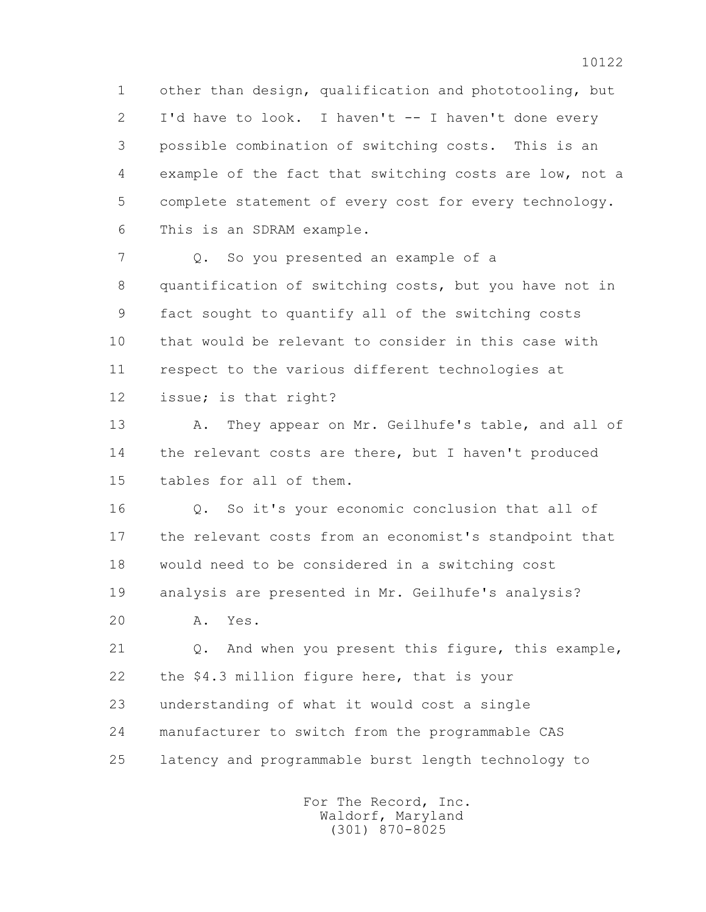other than design, qualification and phototooling, but I'd have to look. I haven't -- I haven't done every possible combination of switching costs. This is an example of the fact that switching costs are low, not a complete statement of every cost for every technology. This is an SDRAM example.

Q. So you presented an example of a quantification of switching costs, but you have not in fact sought to quantify all of the switching costs that would be relevant to consider in this case with respect to the various different technologies at issue; is that right?

A. They appear on Mr. Geilhufe's table, and all of the relevant costs are there, but I haven't produced tables for all of them.

Q. So it's your economic conclusion that all of the relevant costs from an economist's standpoint that would need to be considered in a switching cost analysis are presented in Mr. Geilhufe's analysis?

A. Yes.

Q. And when you present this figure, this example, the $4.3 million figure here, that is your understanding of what it would cost a single manufacturer to switch from the programmable CAS latency and programmable burst length technology to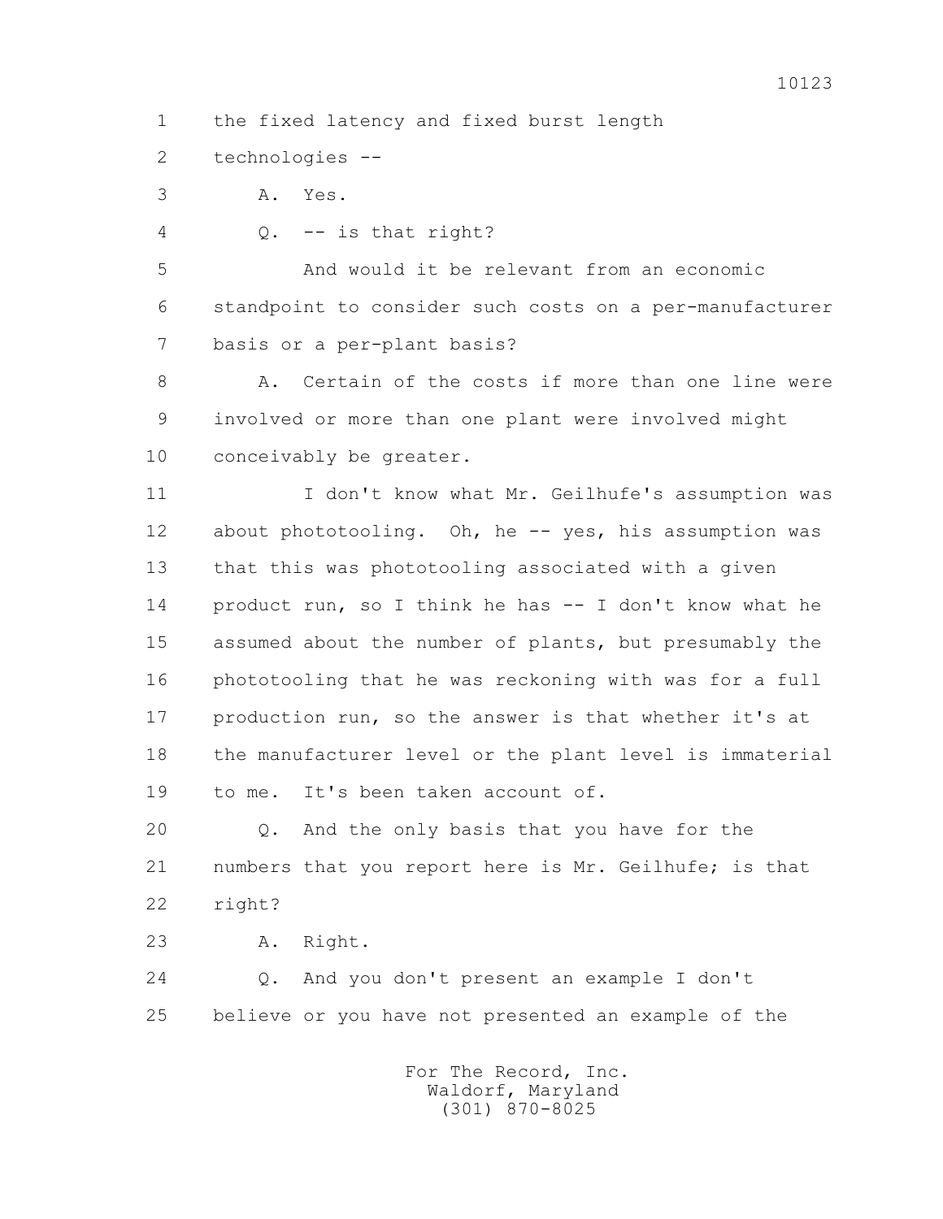1 the fixed latency and fixed burst length

2 technologies --

3 A. Yes.

4 Q. -- is that right?

5 And would it be relevant from an economic

6 standpoint to consider such costs on a per-manufacturer

7 basis or a per-plant basis?

8 A. Certain of the costs if more than one line were

9 involved or more than one plant were involved might

10 conceivably be greater.

11 I don't know what Mr. Geilhufe's assumption was

12 about phototooling. Oh, he -- yes, his assumption was

13 that this was phototooling associated with a given

14 product run, so I think he has -- I don't know what he

15 assumed about the number of plants, but presumably the

16 phototooling that he was reckoning with was for a full

17 production run, so the answer is that whether it's at

18 the manufacturer level or the plant level is immaterial

19 to me. It's been taken account of.

20 Q. And the only basis that you have for the

21 numbers that you report here is Mr. Geilhufe; is that

22 right?

23 A. Right.

24 Q. And you don't present an example I don't

25 believe or you have not presented an example of the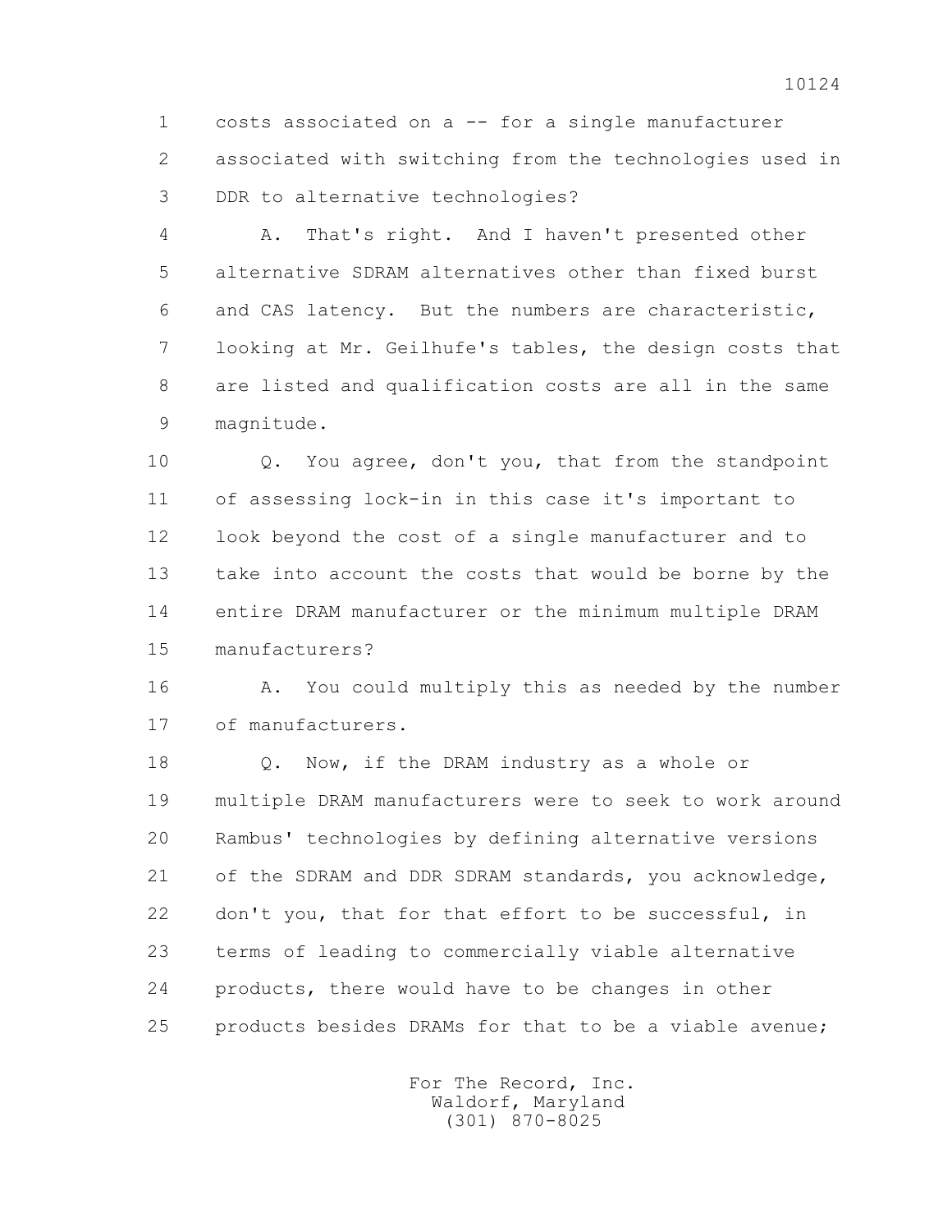1 costs associated on a -- for a single manufacturer
2 associated with switching from the technologies used in
3 DDR to alternative technologies?

4 A. That's right. And I haven't presented other
5 alternative SDRAM alternatives other than fixed burst
6 and CAS latency. But the numbers are characteristic,
7 looking at Mr. Geilhufe's tables, the design costs that
8 are listed and qualification costs are all in the same
9 magnitude.

10 Q. You agree, don't you, that from the standpoint
11 of assessing lock-in in this case it's important to
12 look beyond the cost of a single manufacturer and to
13 take into account the costs that would be borne by the
14 entire DRAM manufacturer or the minimum multiple DRAM
15 manufacturers?

16 A. You could multiply this as needed by the number
17 of manufacturers.

18 Q. Now, if the DRAM industry as a whole or
19 multiple DRAM manufacturers were to seek to work around
20 Rambus' technologies by defining alternative versions
21 of the SDRAM and DDR SDRAM standards, you acknowledge,
22 don't you, that for that effort to be successful, in
23 terms of leading to commercially viable alternative
24 products, there would have to be changes in other
25 products besides DRAMs for that to be a viable avenue;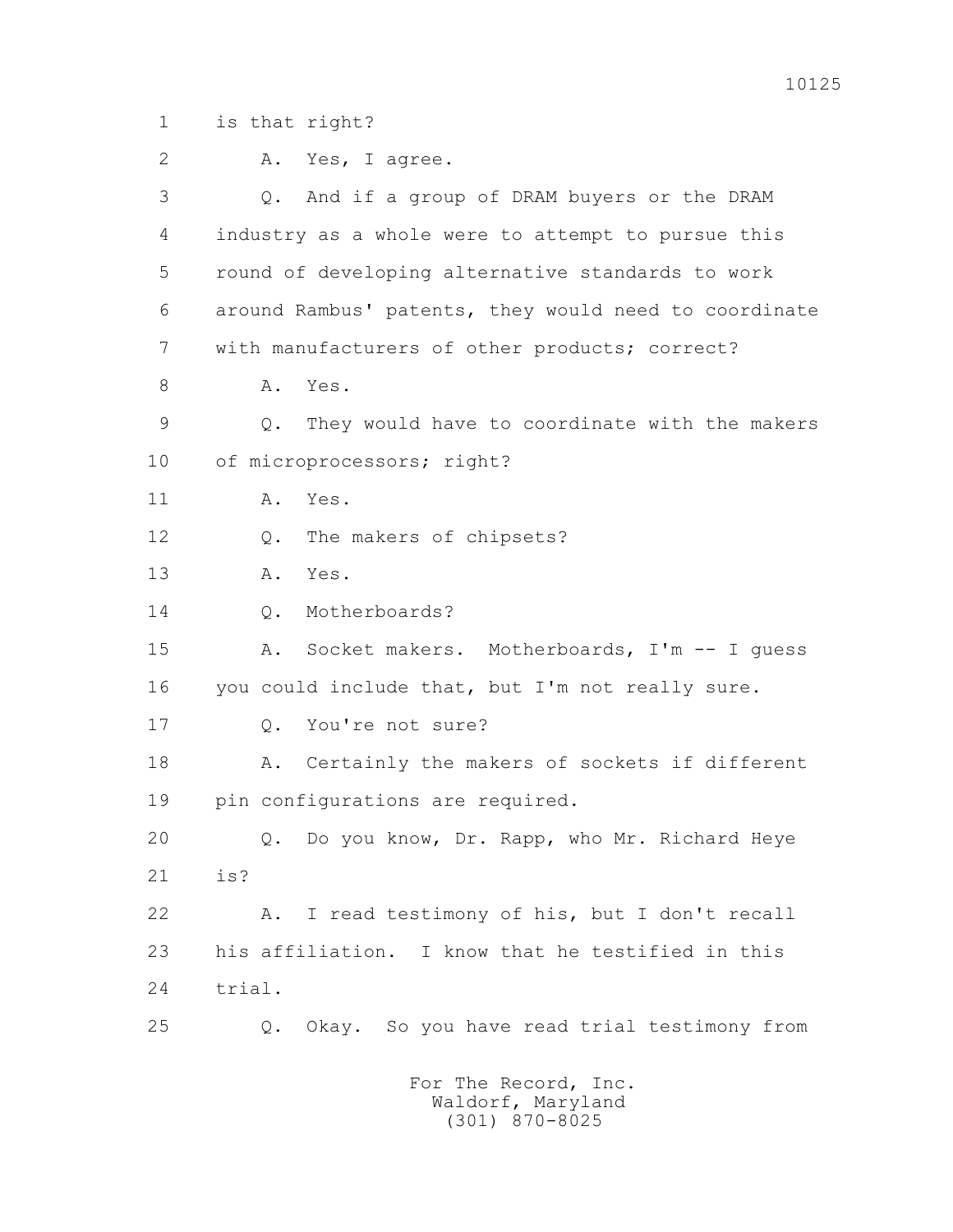1 is that right?

2 A. Yes, I agree.

3 Q. And if a group of DRAM buyers or the DRAM

4 industry as a whole were to attempt to pursue this

5 round of developing alternative standards to work

6 around Rambus' patents, they would need to coordinate

7 with manufacturers of other products; correct?

8 A. Yes.

9 Q. They would have to coordinate with the makers

10 of microprocessors; right?

11 A. Yes.

12 Q. The makers of chipsets?

13 A. Yes.

14 Q. Motherboards?

15 A. Socket makers. Motherboards, I'm -- I guess

16 you could include that, but I'm not really sure.

17 Q. You're not sure?

18 A. Certainly the makers of sockets if different

19 pin configurations are required.

20 Q. Do you know, Dr. Rapp, who Mr. Richard Heye

21 is?

22 A. I read testimony of his, but I don't recall

23 his affiliation. I know that he testified in this

24 trial.

25 Q. Okay. So you have read trial testimony from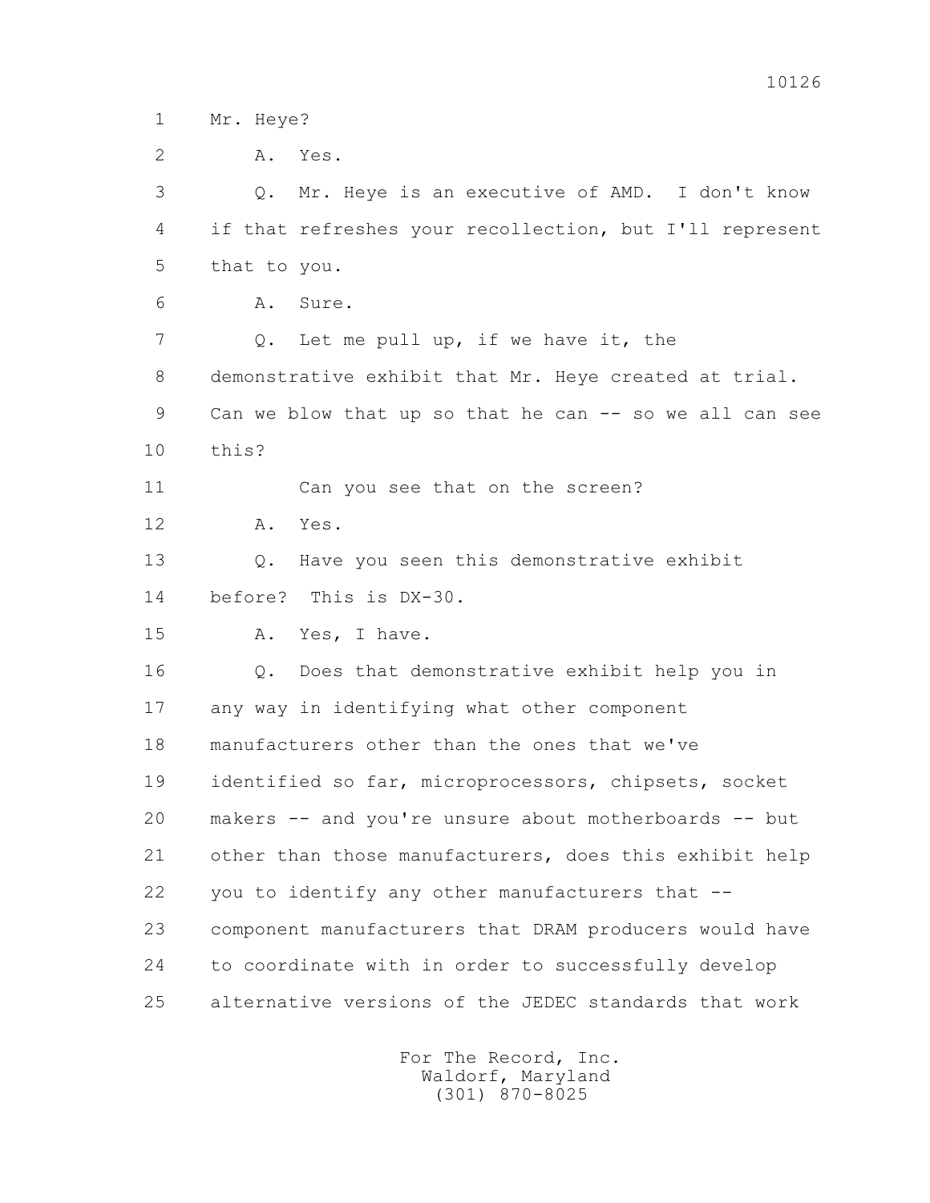1 Mr. Heye?

2 A. Yes.

3 Q. Mr. Heye is an executive of AMD. I don't know

4 if that refreshes your recollection, but I'll represent

5 that to you.

6 A. Sure.

7 Q. Let me pull up, if we have it, the

8 demonstrative exhibit that Mr. Heye created at trial.

9 Can we blow that up so that he can -- so we all can see

10 this?

11 Can you see that on the screen?

12 A. Yes.

13 Q. Have you seen this demonstrative exhibit

14 before? This is DX-30.

15 A. Yes, I have.

16 Q. Does that demonstrative exhibit help you in

17 any way in identifying what other component

18 manufacturers other than the ones that we've

19 identified so far, microprocessors, chipsets, socket

20 makers -- and you're unsure about motherboards -- but

21 other than those manufacturers, does this exhibit help

22 you to identify any other manufacturers that --

23 component manufacturers that DRAM producers would have

24 to coordinate with in order to successfully develop

25 alternative versions of the JEDEC standards that work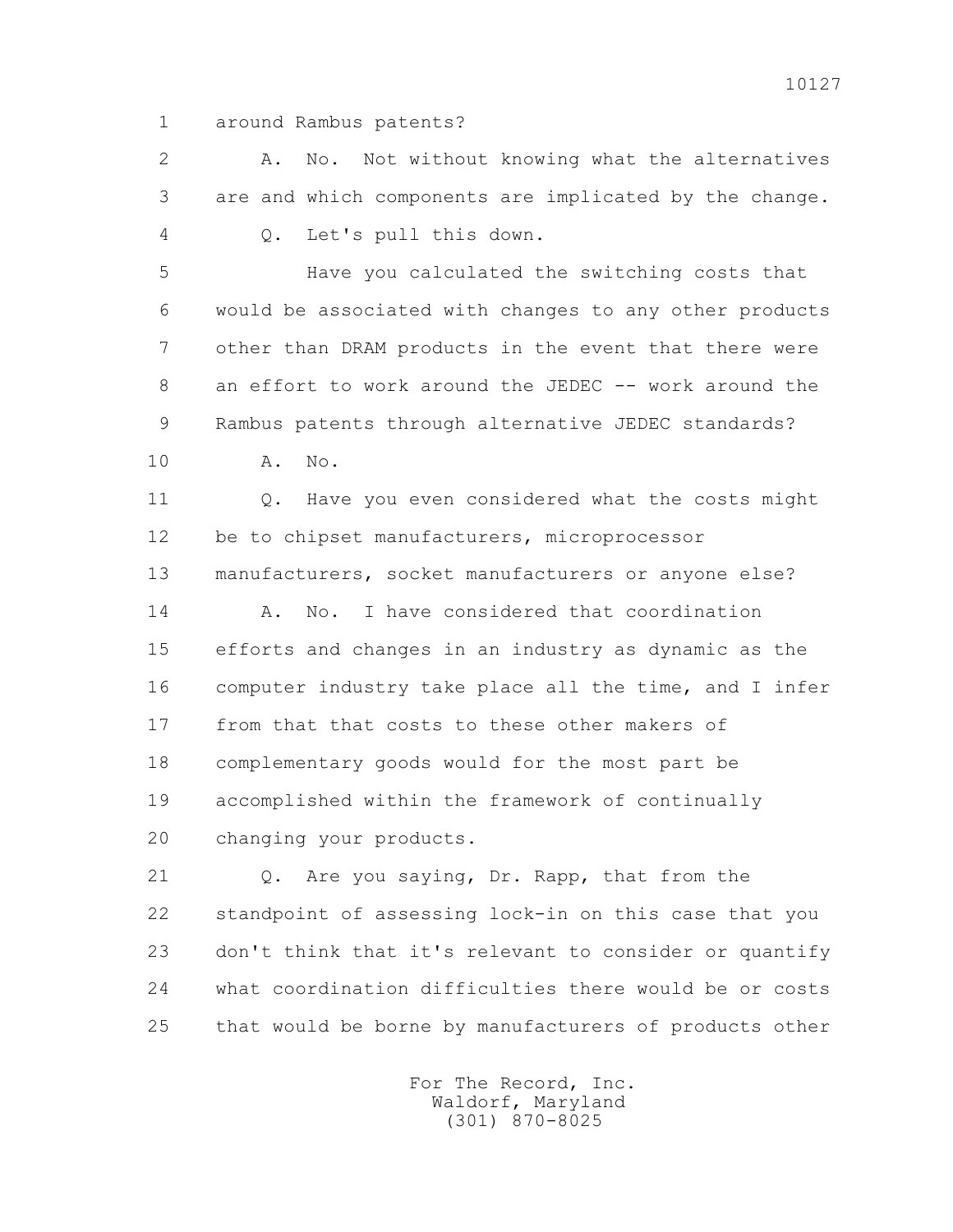1 around Rambus patents?

2 A. No. Not without knowing what the alternatives

3 are and which components are implicated by the change.

4 Q. Let's pull this down.

5 Have you calculated the switching costs that

6 would be associated with changes to any other products

7 other than DRAM products in the event that there were

8 an effort to work around the JEDEC -- work around the

9 Rambus patents through alternative JEDEC standards?

10 A. No.

11 Q. Have you even considered what the costs might

12 be to chipset manufacturers, microprocessor

13 manufacturers, socket manufacturers or anyone else?

14 A. No. I have considered that coordination

15 efforts and changes in an industry as dynamic as the

16 computer industry take place all the time, and I infer

17 from that that costs to these other makers of

18 complementary goods would for the most part be

19 accomplished within the framework of continually

20 changing your products.

21 Q. Are you saying, Dr. Rapp, that from the

22 standpoint of assessing lock-in on this case that you

23 don't think that it's relevant to consider or quantify

24 what coordination difficulties there would be or costs

25 that would be borne by manufacturers of products other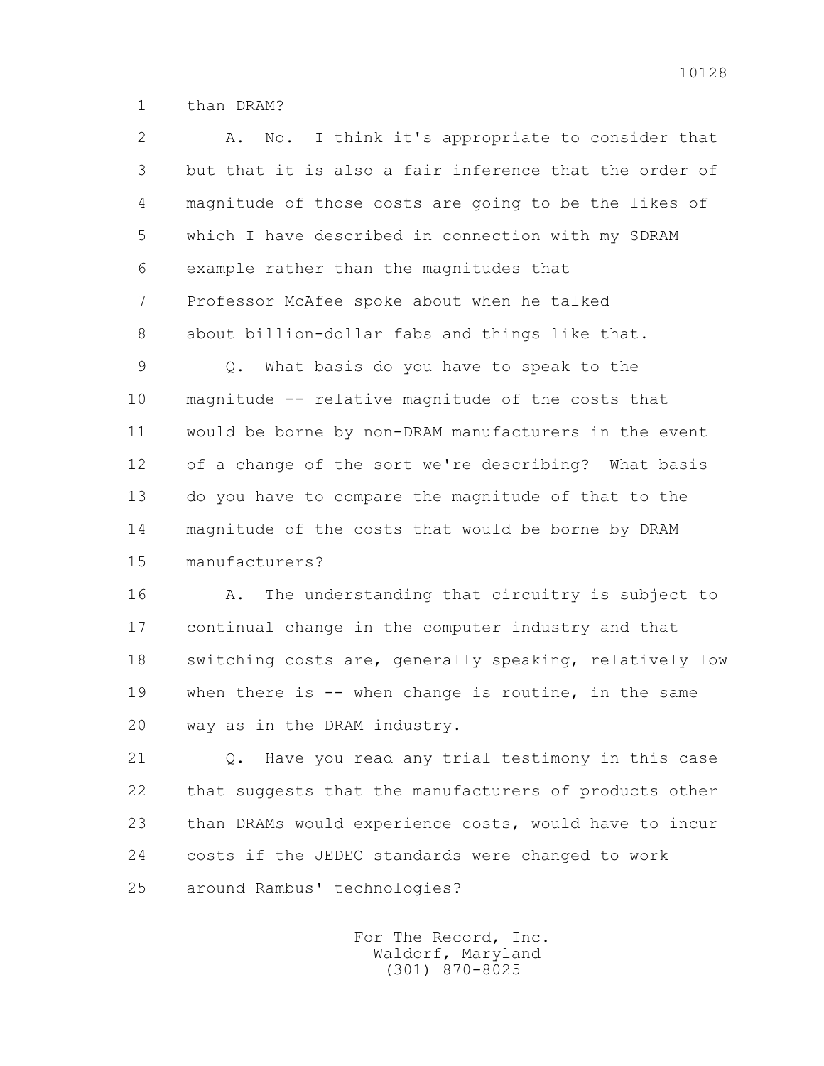1 than DRAM?

2 A. No. I think it's appropriate to consider that
3 but that it is also a fair inference that the order of
4 magnitude of those costs are going to be the likes of
5 which I have described in connection with my SDRAM
6 example rather than the magnitudes that
7 Professor McAfee spoke about when he talked
8 about billion-dollar fabs and things like that.

9 Q. What basis do you have to speak to the
10 magnitude -- relative magnitude of the costs that
11 would be borne by non-DRAM manufacturers in the event
12 of a change of the sort we're describing? What basis
13 do you have to compare the magnitude of that to the
14 magnitude of the costs that would be borne by DRAM
15 manufacturers?

16 A. The understanding that circuitry is subject to
17 continual change in the computer industry and that
18 switching costs are, generally speaking, relatively low
19 when there is -- when change is routine, in the same
20 way as in the DRAM industry.

21 Q. Have you read any trial testimony in this case
22 that suggests that the manufacturers of products other
23 than DRAMs would experience costs, would have to incur
24 costs if the JEDEC standards were changed to work
25 around Rambus' technologies?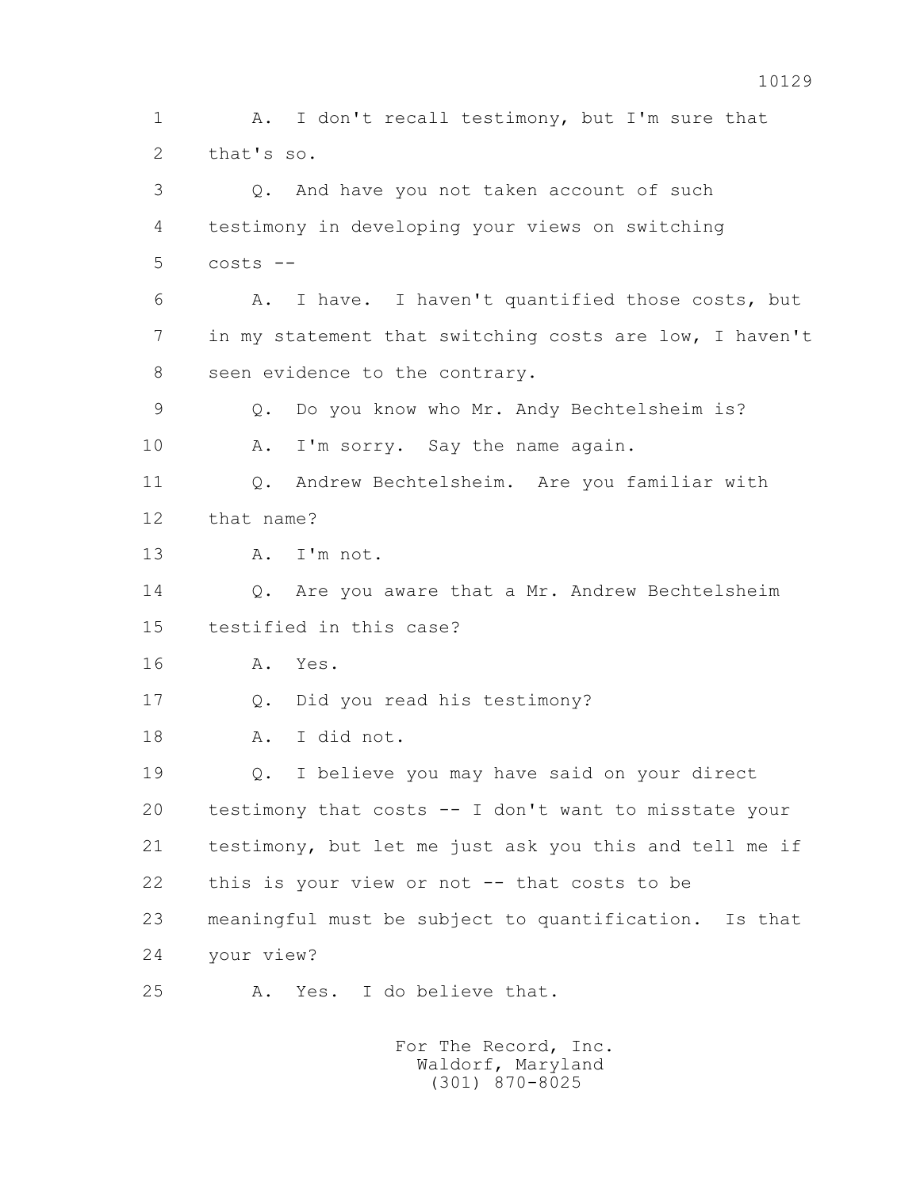1 A. I don't recall testimony, but I'm sure that
2 that's so.
3 Q. And have you not taken account of such
4 testimony in developing your views on switching
5 costs --
6 A. I have. I haven't quantified those costs, but
7 in my statement that switching costs are low, I haven't
8 seen evidence to the contrary.
9 Q. Do you know who Mr. Andy Bechtelsheim is?
10 A. I'm sorry. Say the name again.
11 Q. Andrew Bechtelsheim. Are you familiar with
12 that name?
13 A. I'm not.
14 Q. Are you aware that a Mr. Andrew Bechtelsheim
15 testified in this case?
16 A. Yes.
17 Q. Did you read his testimony?
18 A. I did not.
19 Q. I believe you may have said on your direct
20 testimony that costs -- I don't want to misstate your
21 testimony, but let me just ask you this and tell me if
22 this is your view or not -- that costs to be
23 meaningful must be subject to quantification. Is that
24 your view?
25 A. Yes. I do believe that.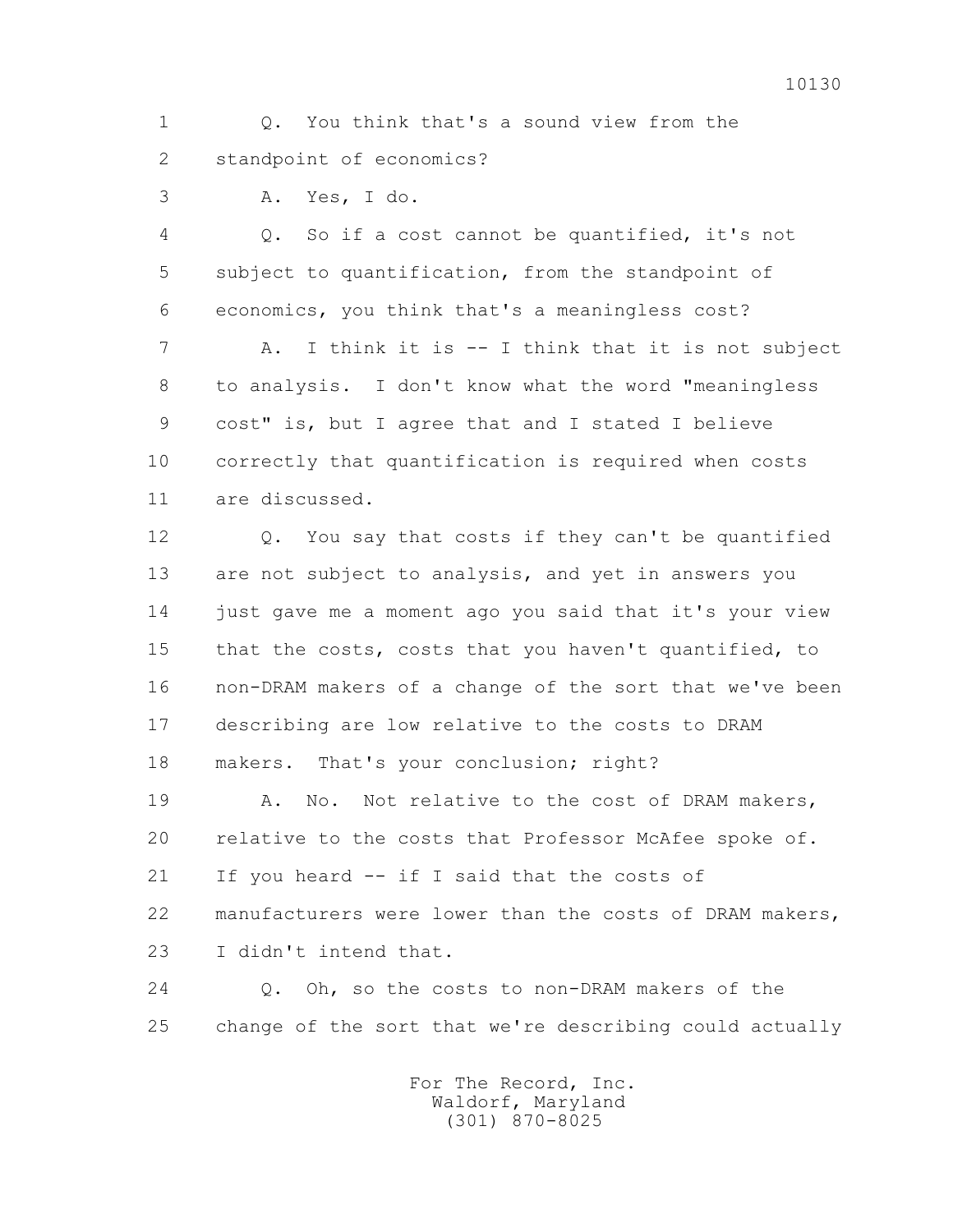1 Q. You think that's a sound view from the
2 standpoint of economics?
3 A. Yes, I do.
4 Q. So if a cost cannot be quantified, it's not
5 subject to quantification, from the standpoint of
6 economics, you think that's a meaningless cost?
7 A. I think it is -- I think that it is not subject
8 to analysis. I don't know what the word "meaningless
9 cost" is, but I agree that and I stated I believe
10 correctly that quantification is required when costs
11 are discussed.
12 Q. You say that costs if they can't be quantified
13 are not subject to analysis, and yet in answers you
14 just gave me a moment ago you said that it's your view
15 that the costs, costs that you haven't quantified, to
16 non-DRAM makers of a change of the sort that we've been
17 describing are low relative to the costs to DRAM
18 makers. That's your conclusion; right?
19 A. No. Not relative to the cost of DRAM makers,
20 relative to the costs that Professor McAfee spoke of.
21 If you heard -- if I said that the costs of
22 manufacturers were lower than the costs of DRAM makers,
23 I didn't intend that.
24 Q. Oh, so the costs to non-DRAM makers of the
25 change of the sort that we're describing could actually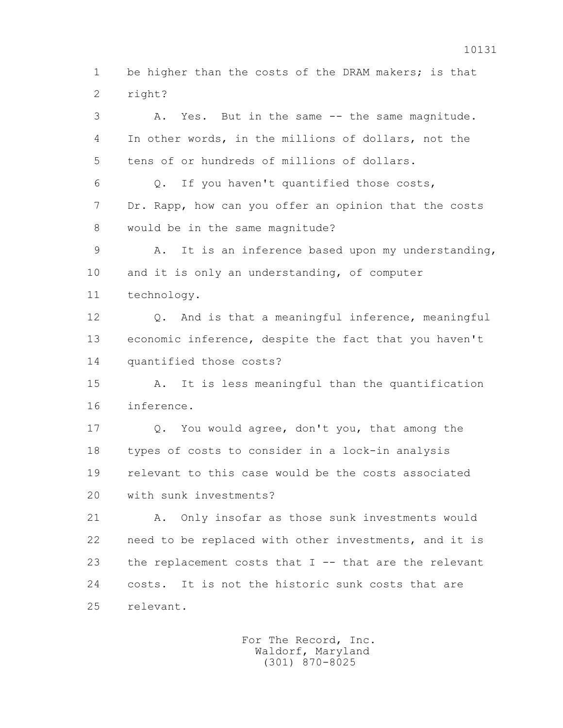be higher than the costs of the DRAM makers; is that right?

A. Yes. But in the same -- the same magnitude. In other words, in the millions of dollars, not the tens of or hundreds of millions of dollars.

Q. If you haven't quantified those costs, Dr. Rapp, how can you offer an opinion that the costs would be in the same magnitude?

A. It is an inference based upon my understanding, and it is only an understanding, of computer technology.

Q. And is that a meaningful inference, meaningful economic inference, despite the fact that you haven't quantified those costs?

A. It is less meaningful than the quantification inference.

Q. You would agree, don't you, that among the types of costs to consider in a lock-in analysis relevant to this case would be the costs associated with sunk investments?

A. Only insofar as those sunk investments would need to be replaced with other investments, and it is the replacement costs that I -- that are the relevant costs. It is not the historic sunk costs that are relevant.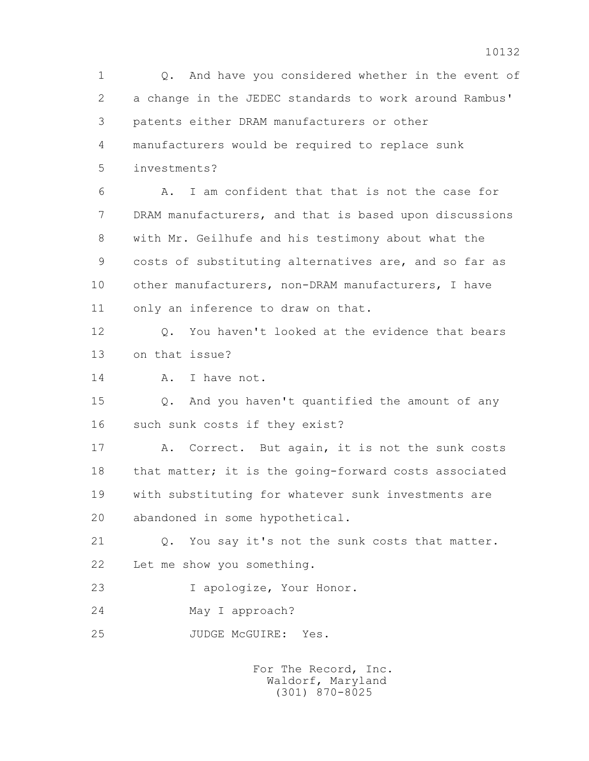1 Q. And have you considered whether in the event of
2 a change in the JEDEC standards to work around Rambus'
3 patents either DRAM manufacturers or other
4 manufacturers would be required to replace sunk
5 investments?

6 A. I am confident that that is not the case for
7 DRAM manufacturers, and that is based upon discussions
8 with Mr. Geilhufe and his testimony about what the
9 costs of substituting alternatives are, and so far as
10 other manufacturers, non-DRAM manufacturers, I have
11 only an inference to draw on that.

12 Q. You haven't looked at the evidence that bears
13 on that issue?

14 A. I have not.

15 Q. And you haven't quantified the amount of any
16 such sunk costs if they exist?

17 A. Correct. But again, it is not the sunk costs
18 that matter; it is the going-forward costs associated
19 with substituting for whatever sunk investments are
20 abandoned in some hypothetical.

21 Q. You say it's not the sunk costs that matter.
22 Let me show you something.

23 I apologize, Your Honor.

24 May I approach?

25 JUDGE McGUIRE: Yes.

For The Record, Inc.
Waldorf, Maryland
(301) 870-8025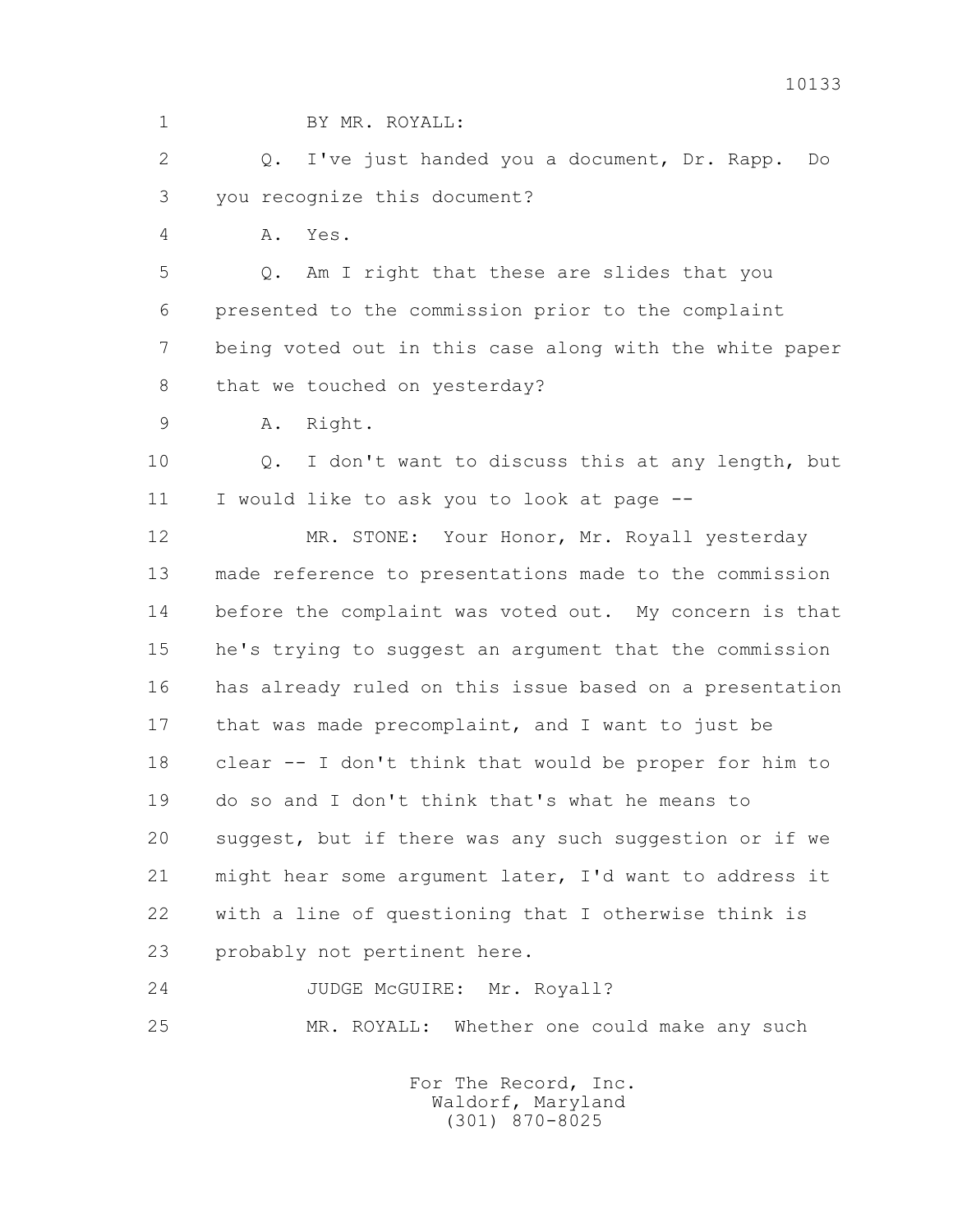1 BY MR. ROYALL:

2 Q. I've just handed you a document, Dr. Rapp. Do

3 you recognize this document?

4 A. Yes.

5 Q. Am I right that these are slides that you

6 presented to the commission prior to the complaint

7 being voted out in this case along with the white paper

8 that we touched on yesterday?

9 A. Right.

10 Q. I don't want to discuss this at any length, but

11 I would like to ask you to look at page --

12 MR. STONE: Your Honor, Mr. Royall yesterday

13 made reference to presentations made to the commission

14 before the complaint was voted out. My concern is that

15 he's trying to suggest an argument that the commission

16 has already ruled on this issue based on a presentation

17 that was made precomplaint, and I want to just be

18 clear -- I don't think that would be proper for him to

19 do so and I don't think that's what he means to

20 suggest, but if there was any such suggestion or if we

21 might hear some argument later, I'd want to address it

22 with a line of questioning that I otherwise think is

23 probably not pertinent here.

24 JUDGE McGUIRE: Mr. Royall?

25 MR. ROYALL: Whether one could make any such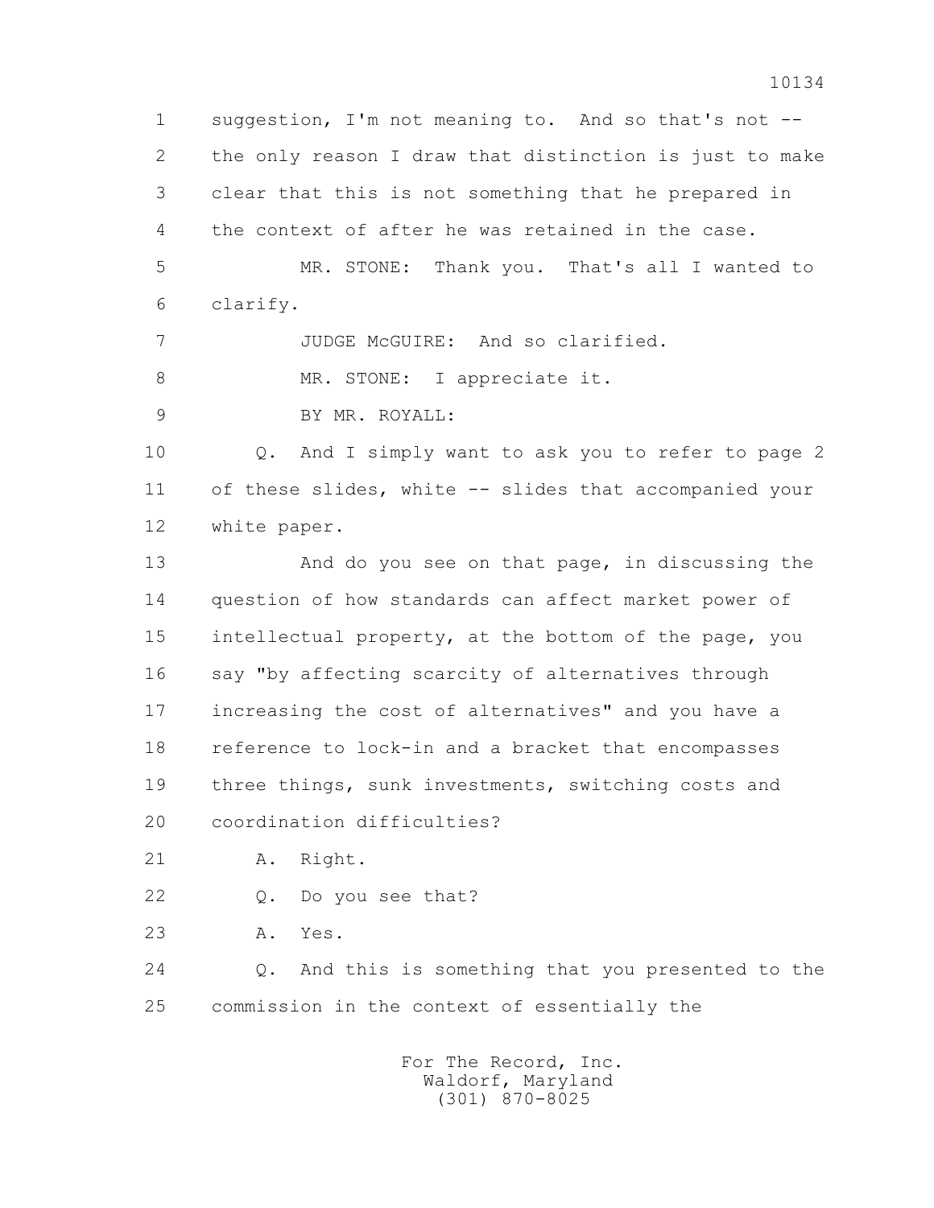1 suggestion, I'm not meaning to. And so that's not --
2 the only reason I draw that distinction is just to make
3 clear that this is not something that he prepared in
4 the context of after he was retained in the case.
5 MR. STONE: Thank you. That's all I wanted to
6 clarify.
7 JUDGE McGUIRE: And so clarified.
8 MR. STONE: I appreciate it.
9 BY MR. ROYALL:
10 Q. And I simply want to ask you to refer to page 2
11 of these slides, white -- slides that accompanied your
12 white paper.
13 And do you see on that page, in discussing the
14 question of how standards can affect market power of
15 intellectual property, at the bottom of the page, you
16 say "by affecting scarcity of alternatives through
17 increasing the cost of alternatives" and you have a
18 reference to lock-in and a bracket that encompasses
19 three things, sunk investments, switching costs and
20 coordination difficulties?
21 A. Right.
22 Q. Do you see that?
23 A. Yes.
24 Q. And this is something that you presented to the
25 commission in the context of essentially the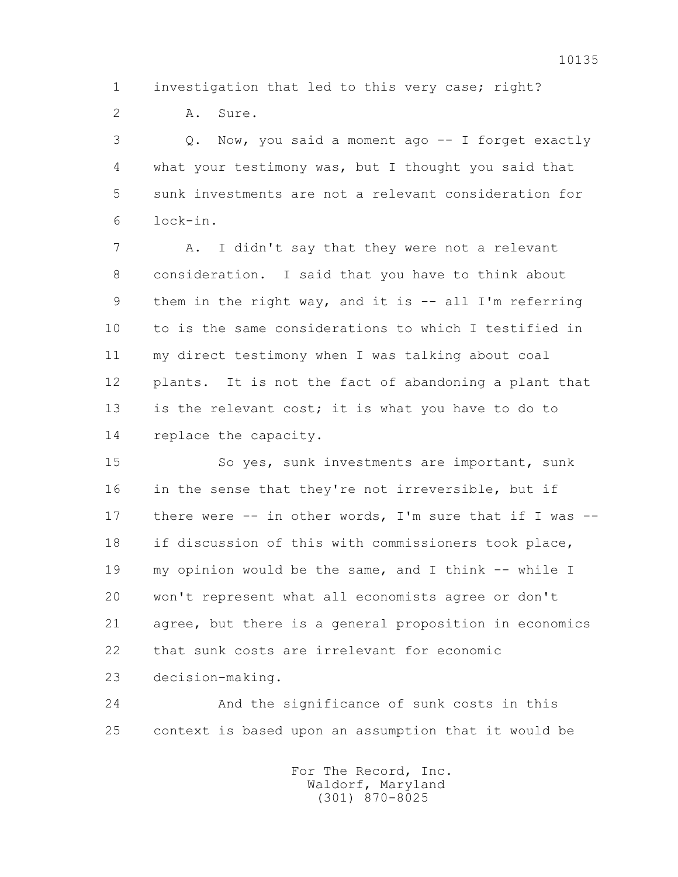investigation that led to this very case; right?

A. Sure.

Q. Now, you said a moment ago -- I forget exactly what your testimony was, but I thought you said that sunk investments are not a relevant consideration for lock-in.

A. I didn't say that they were not a relevant consideration. I said that you have to think about them in the right way, and it is -- all I'm referring to is the same considerations to which I testified in my direct testimony when I was talking about coal plants. It is not the fact of abandoning a plant that is the relevant cost; it is what you have to do to replace the capacity.

So yes, sunk investments are important, sunk in the sense that they're not irreversible, but if there were -- in other words, I'm sure that if I was -- if discussion of this with commissioners took place, my opinion would be the same, and I think -- while I won't represent what all economists agree or don't agree, but there is a general proposition in economics that sunk costs are irrelevant for economic decision-making.

And the significance of sunk costs in this context is based upon an assumption that it would be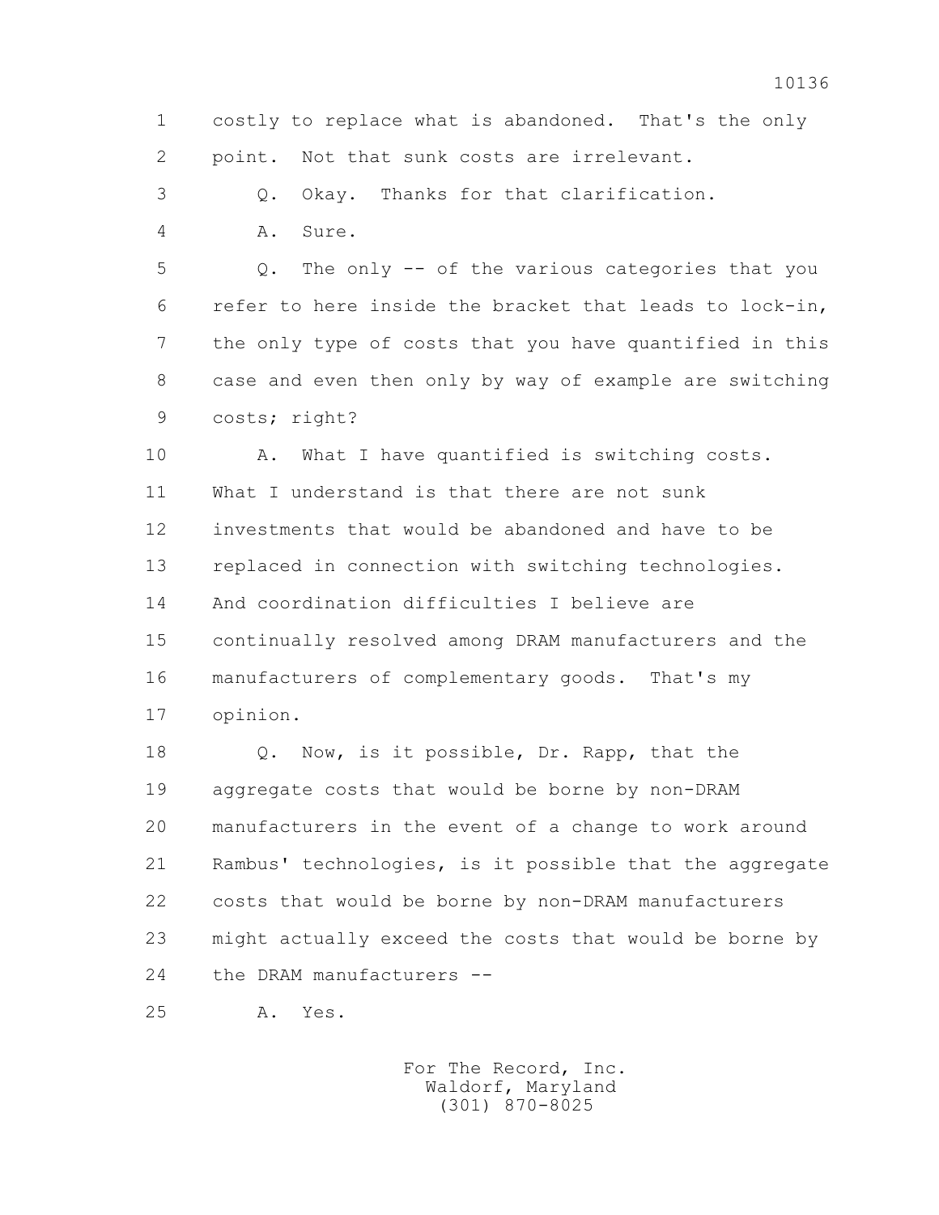1 costly to replace what is abandoned. That's the only
2 point. Not that sunk costs are irrelevant.
3 Q. Okay. Thanks for that clarification.
4 A. Sure.
5 Q. The only -- of the various categories that you
6 refer to here inside the bracket that leads to lock-in,
7 the only type of costs that you have quantified in this
8 case and even then only by way of example are switching
9 costs; right?
10 A. What I have quantified is switching costs.
11 What I understand is that there are not sunk
12 investments that would be abandoned and have to be
13 replaced in connection with switching technologies.
14 And coordination difficulties I believe are
15 continually resolved among DRAM manufacturers and the
16 manufacturers of complementary goods. That's my
17 opinion.
18 Q. Now, is it possible, Dr. Rapp, that the
19 aggregate costs that would be borne by non-DRAM
20 manufacturers in the event of a change to work around
21 Rambus' technologies, is it possible that the aggregate
22 costs that would be borne by non-DRAM manufacturers
23 might actually exceed the costs that would be borne by
24 the DRAM manufacturers --
25 A. Yes.

For The Record, Inc.
Waldorf, Maryland
(301) 870-8025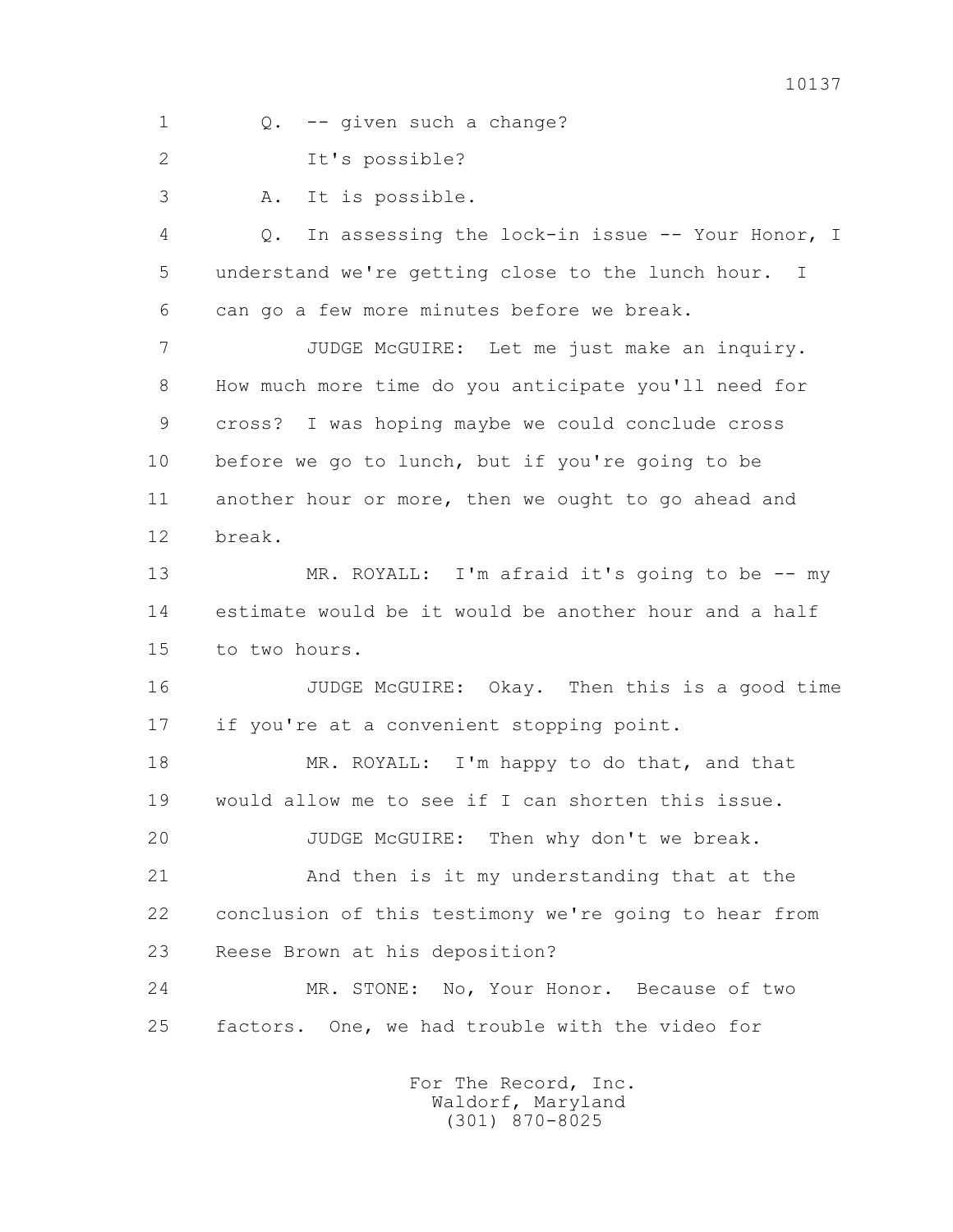1 Q. -- given such a change?

2 It's possible?

3 A. It is possible.

4 Q. In assessing the lock-in issue -- Your Honor, I

5 understand we're getting close to the lunch hour. I

6 can go a few more minutes before we break.

7 JUDGE McGUIRE: Let me just make an inquiry.

8 How much more time do you anticipate you'll need for

9 cross? I was hoping maybe we could conclude cross

10 before we go to lunch, but if you're going to be

11 another hour or more, then we ought to go ahead and

12 break.

13 MR. ROYALL: I'm afraid it's going to be -- my

14 estimate would be it would be another hour and a half

15 to two hours.

16 JUDGE McGUIRE: Okay. Then this is a good time

17 if you're at a convenient stopping point.

18 MR. ROYALL: I'm happy to do that, and that

19 would allow me to see if I can shorten this issue.

20 JUDGE McGUIRE: Then why don't we break.

21 And then is it my understanding that at the

22 conclusion of this testimony we're going to hear from

23 Reese Brown at his deposition?

24 MR. STONE: No, Your Honor. Because of two

25 factors. One, we had trouble with the video for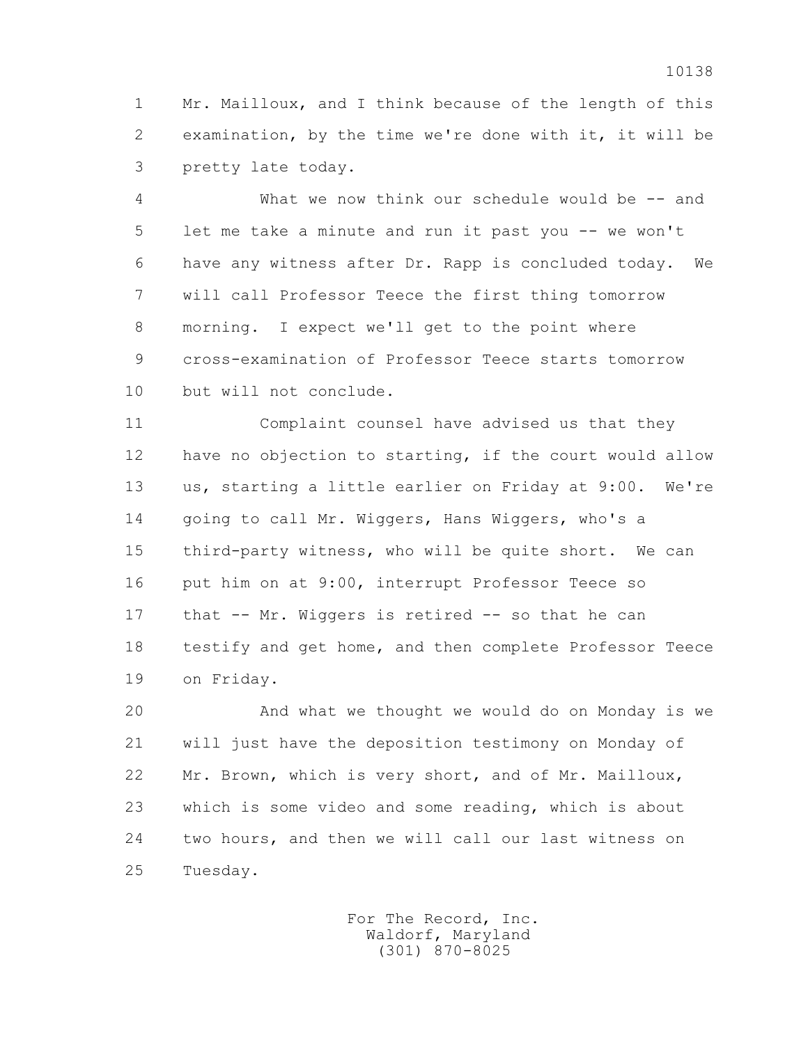1 Mr. Mailloux, and I think because of the length of this
2 examination, by the time we're done with it, it will be
3 pretty late today.

4 What we now think our schedule would be -- and
5 let me take a minute and run it past you -- we won't
6 have any witness after Dr. Rapp is concluded today. We
7 will call Professor Teece the first thing tomorrow
8 morning. I expect we'll get to the point where
9 cross-examination of Professor Teece starts tomorrow
10 but will not conclude.

11 Complaint counsel have advised us that they
12 have no objection to starting, if the court would allow
13 us, starting a little earlier on Friday at 9:00. We're
14 going to call Mr. Wiggers, Hans Wiggers, who's a
15 third-party witness, who will be quite short. We can
16 put him on at 9:00, interrupt Professor Teece so
17 that -- Mr. Wiggers is retired -- so that he can
18 testify and get home, and then complete Professor Teece
19 on Friday.

20 And what we thought we would do on Monday is we
21 will just have the deposition testimony on Monday of
22 Mr. Brown, which is very short, and of Mr. Mailloux,
23 which is some video and some reading, which is about
24 two hours, and then we will call our last witness on
25 Tuesday.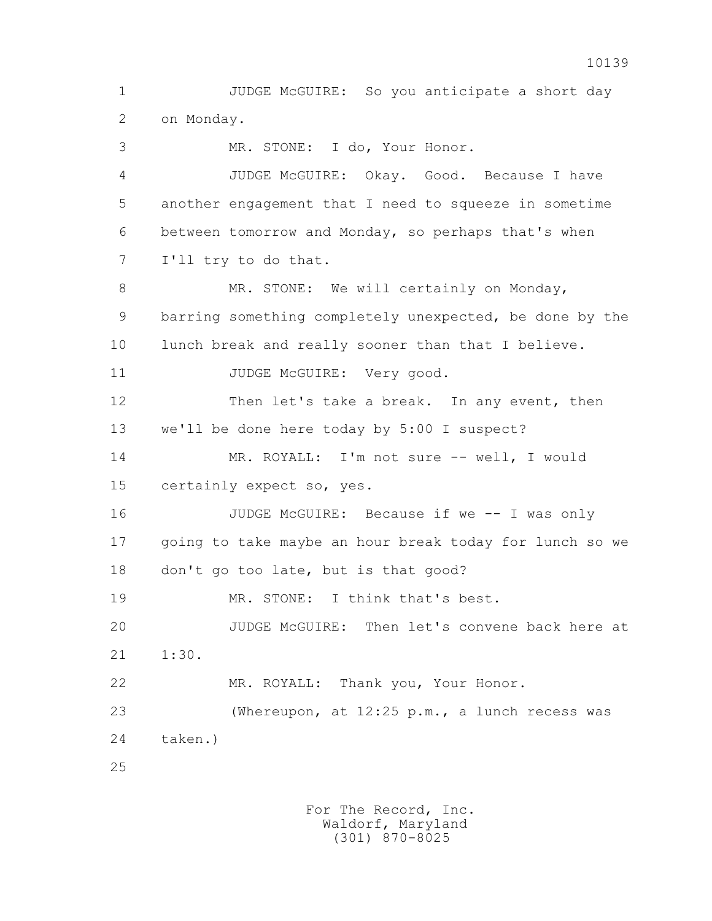JUDGE McGUIRE: So you anticipate a short day on Monday.

MR. STONE: I do, Your Honor.

JUDGE McGUIRE: Okay. Good. Because I have another engagement that I need to squeeze in sometime between tomorrow and Monday, so perhaps that's when I'll try to do that.

MR. STONE: We will certainly on Monday, barring something completely unexpected, be done by the lunch break and really sooner than that I believe.

JUDGE McGUIRE: Very good.

Then let's take a break. In any event, then we'll be done here today by 5:00 I suspect?

MR. ROYALL: I'm not sure -- well, I would certainly expect so, yes.

JUDGE McGUIRE: Because if we -- I was only going to take maybe an hour break today for lunch so we don't go too late, but is that good?

MR. STONE: I think that's best.

JUDGE McGUIRE: Then let's convene back here at 1:30.

MR. ROYALL: Thank you, Your Honor.

(Whereupon, at 12:25 p.m., a lunch recess was taken.)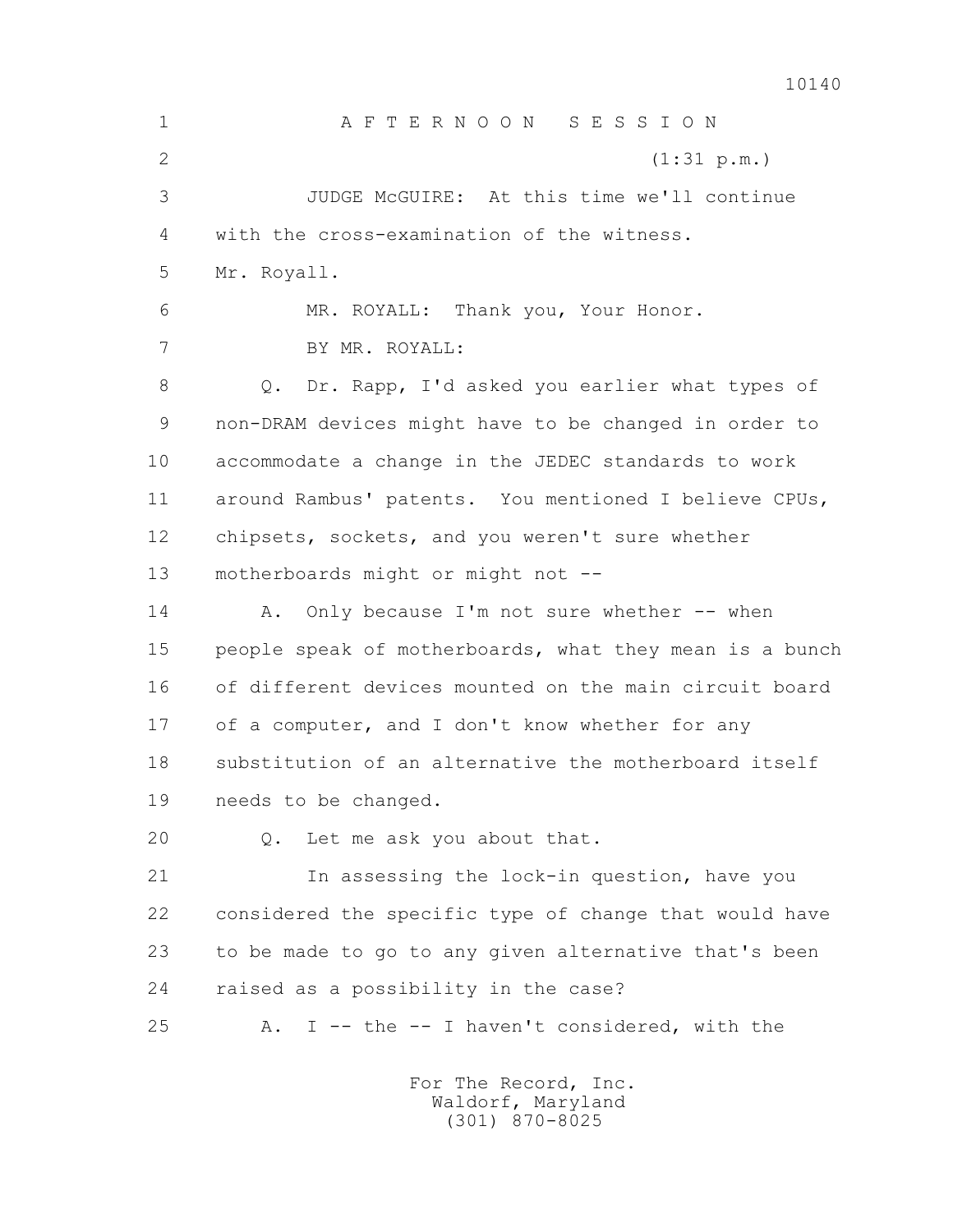AFTERNOON SESSION

(1:31 p.m.)

JUDGE McGUIRE: At this time we'll continue with the cross-examination of the witness. Mr. Royall.

MR. ROYALL: Thank you, Your Honor.

BY MR. ROYALL:

Q. Dr. Rapp, I'd asked you earlier what types of non-DRAM devices might have to be changed in order to accommodate a change in the JEDEC standards to work around Rambus' patents. You mentioned I believe CPUs, chipsets, sockets, and you weren't sure whether motherboards might or might not --

A. Only because I'm not sure whether -- when people speak of motherboards, what they mean is a bunch of different devices mounted on the main circuit board of a computer, and I don't know whether for any substitution of an alternative the motherboard itself needs to be changed.

Q. Let me ask you about that.

In assessing the lock-in question, have you considered the specific type of change that would have to be made to go to any given alternative that's been raised as a possibility in the case?

A. I -- the -- I haven't considered, with the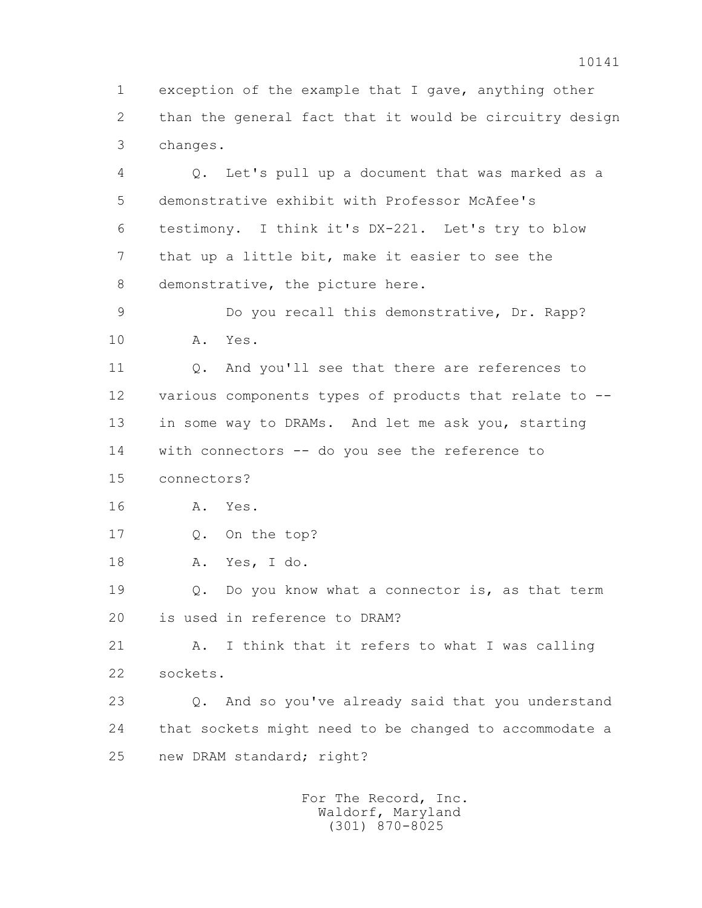exception of the example that I gave, anything other than the general fact that it would be circuitry design changes.

Q. Let's pull up a document that was marked as a demonstrative exhibit with Professor McAfee's testimony. I think it's DX-221. Let's try to blow that up a little bit, make it easier to see the demonstrative, the picture here.

Do you recall this demonstrative, Dr. Rapp?

A. Yes.

Q. And you'll see that there are references to various components types of products that relate to -- in some way to DRAMs. And let me ask you, starting with connectors -- do you see the reference to connectors?

A. Yes.

Q. On the top?

A. Yes, I do.

Q. Do you know what a connector is, as that term is used in reference to DRAM?

A. I think that it refers to what I was calling sockets.

Q. And so you've already said that you understand that sockets might need to be changed to accommodate a new DRAM standard; right?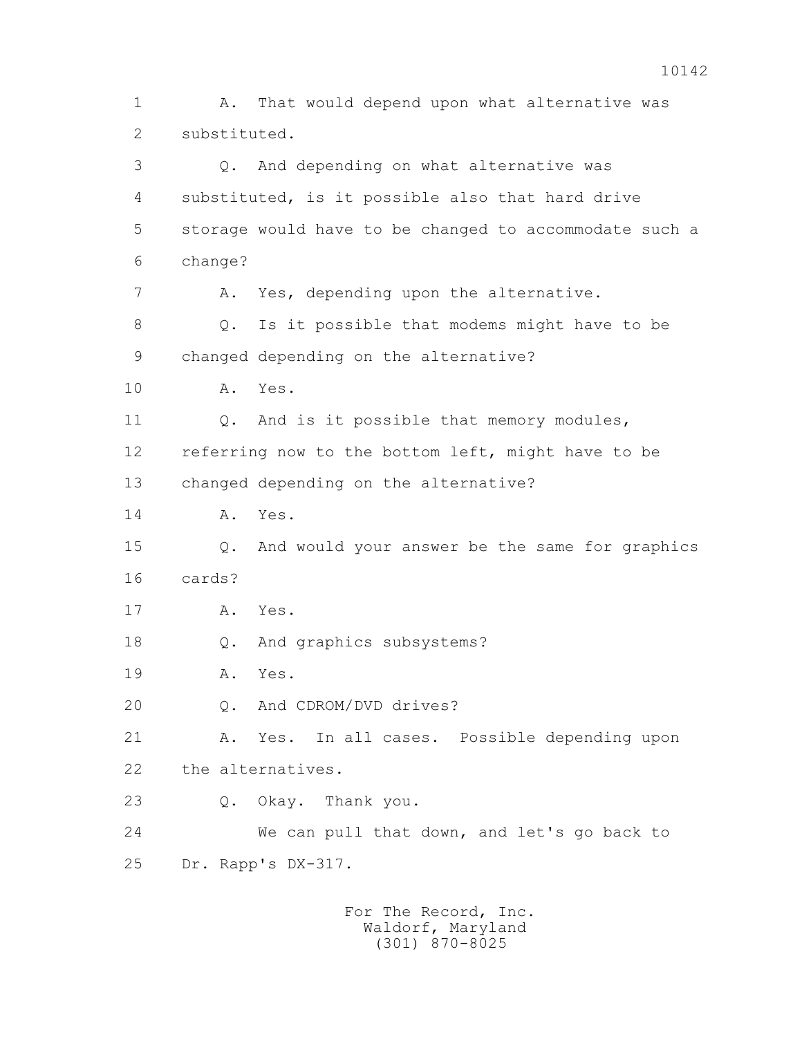1 A. That would depend upon what alternative was
2 substituted.
3 Q. And depending on what alternative was
4 substituted, is it possible also that hard drive
5 storage would have to be changed to accommodate such a
6 change?
7 A. Yes, depending upon the alternative.
8 Q. Is it possible that modems might have to be
9 changed depending on the alternative?
10 A. Yes.
11 Q. And is it possible that memory modules,
12 referring now to the bottom left, might have to be
13 changed depending on the alternative?
14 A. Yes.
15 Q. And would your answer be the same for graphics
16 cards?
17 A. Yes.
18 Q. And graphics subsystems?
19 A. Yes.
20 Q. And CDROM/DVD drives?
21 A. Yes. In all cases. Possible depending upon
22 the alternatives.
23 Q. Okay. Thank you.
24 We can pull that down, and let's go back to
25 Dr. Rapp's DX-317.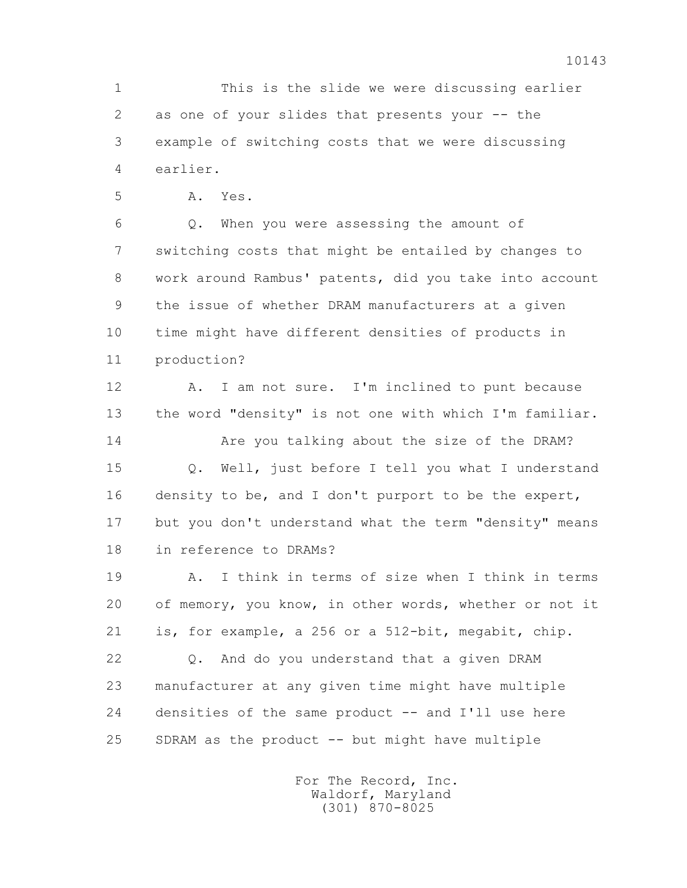1 This is the slide we were discussing earlier
2 as one of your slides that presents your -- the
3 example of switching costs that we were discussing
4 earlier.

5 A. Yes.

6 Q. When you were assessing the amount of
7 switching costs that might be entailed by changes to
8 work around Rambus' patents, did you take into account
9 the issue of whether DRAM manufacturers at a given
10 time might have different densities of products in
11 production?

12 A. I am not sure. I'm inclined to punt because
13 the word "density" is not one with which I'm familiar.

14 Are you talking about the size of the DRAM?

15 Q. Well, just before I tell you what I understand
16 density to be, and I don't purport to be the expert,
17 but you don't understand what the term "density" means
18 in reference to DRAMs?

19 A. I think in terms of size when I think in terms
20 of memory, you know, in other words, whether or not it
21 is, for example, a 256 or a 512-bit, megabit, chip.

22 Q. And do you understand that a given DRAM
23 manufacturer at any given time might have multiple
24 densities of the same product -- and I'll use here
25 SDRAM as the product -- but might have multiple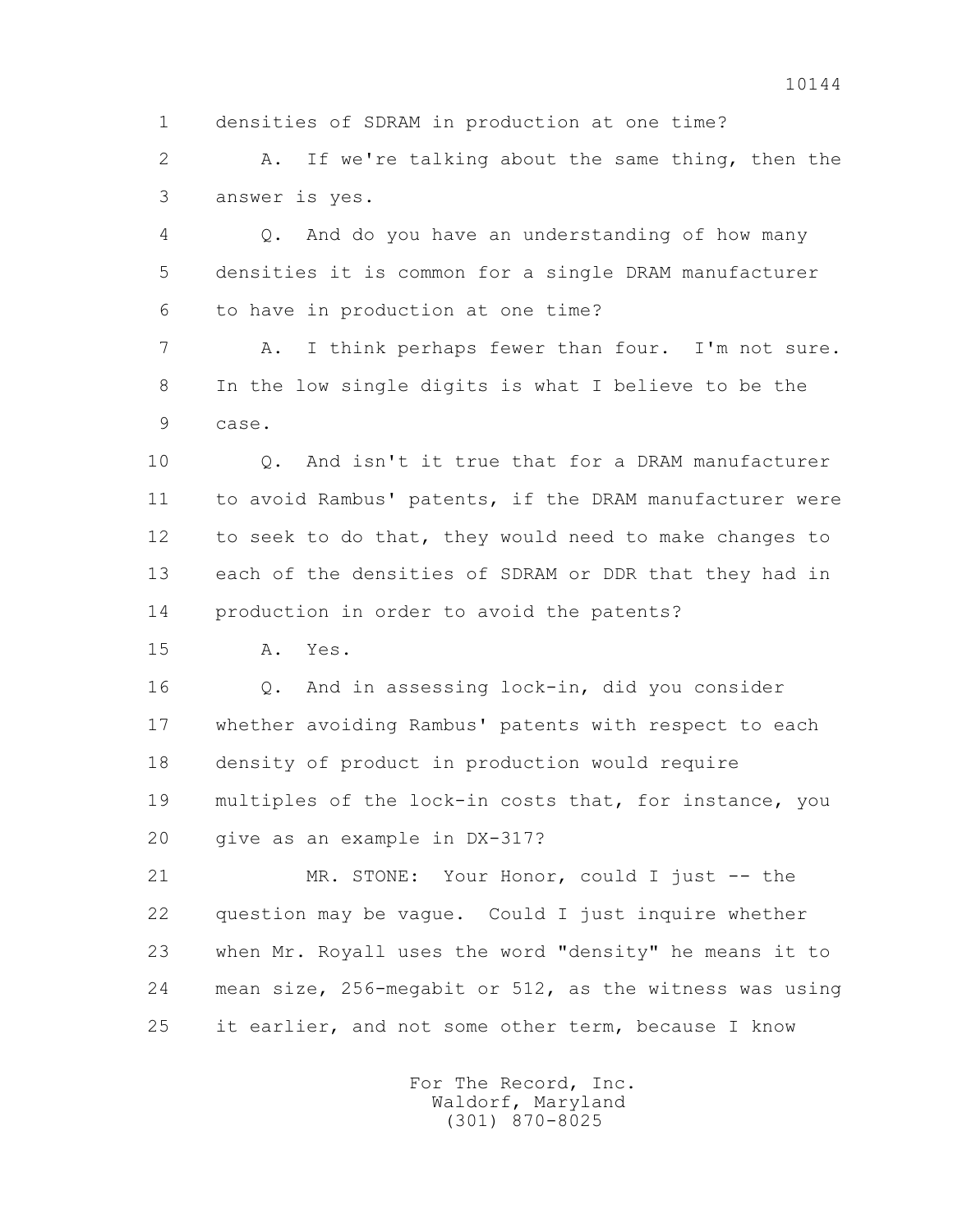1 densities of SDRAM in production at one time?

2 A. If we're talking about the same thing, then the

3 answer is yes.

4 Q. And do you have an understanding of how many

5 densities it is common for a single DRAM manufacturer

6 to have in production at one time?

7 A. I think perhaps fewer than four. I'm not sure.

8 In the low single digits is what I believe to be the

9 case.

10 Q. And isn't it true that for a DRAM manufacturer

11 to avoid Rambus' patents, if the DRAM manufacturer were

12 to seek to do that, they would need to make changes to

13 each of the densities of SDRAM or DDR that they had in

14 production in order to avoid the patents?

15 A. Yes.

16 Q. And in assessing lock-in, did you consider

17 whether avoiding Rambus' patents with respect to each

18 density of product in production would require

19 multiples of the lock-in costs that, for instance, you

20 give as an example in DX-317?

21 MR. STONE: Your Honor, could I just -- the

22 question may be vague. Could I just inquire whether

23 when Mr. Royall uses the word "density" he means it to

24 mean size, 256-megabit or 512, as the witness was using

25 it earlier, and not some other term, because I know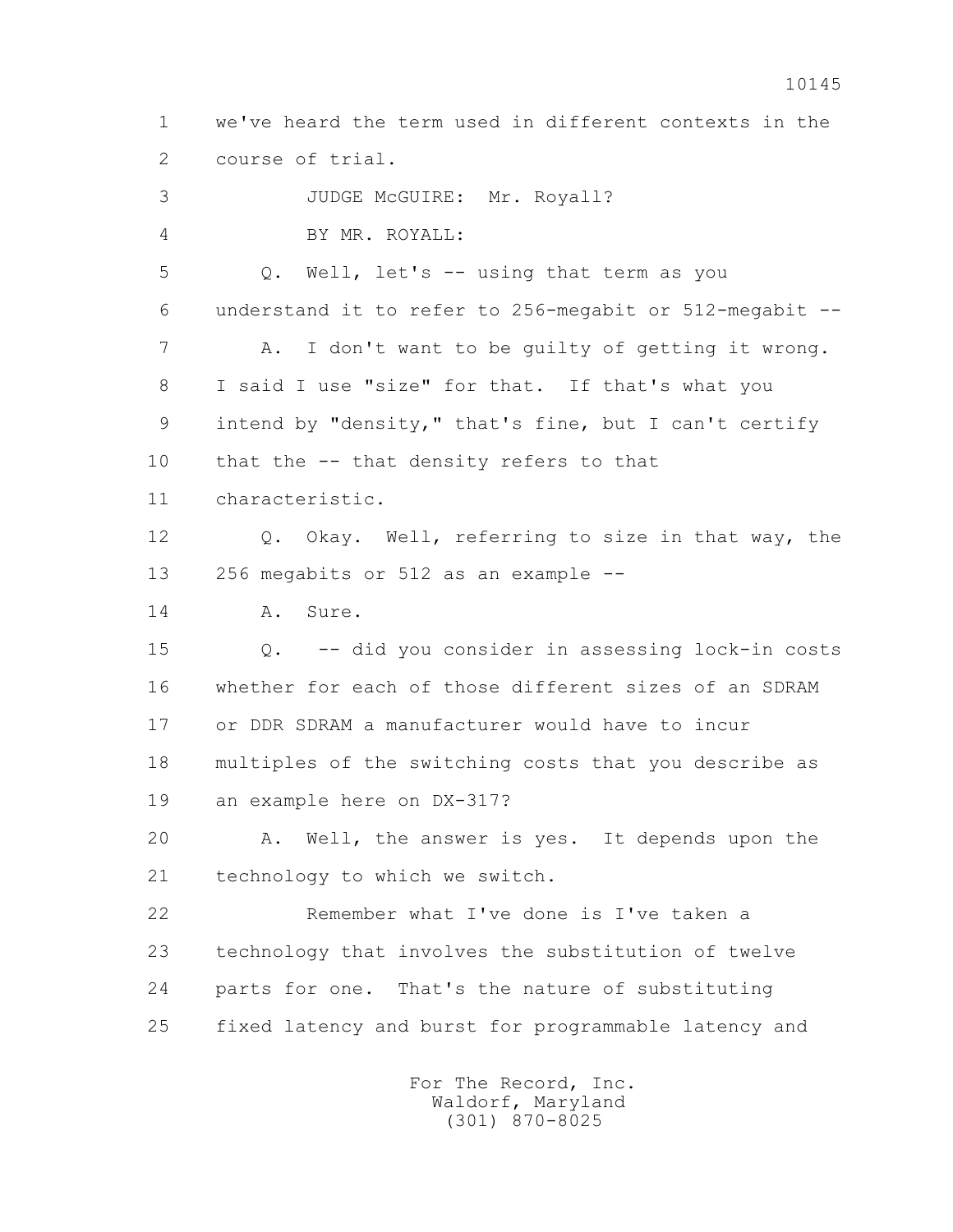1 we've heard the term used in different contexts in the
2 course of trial.

3 JUDGE McGUIRE: Mr. Royall?

4 BY MR. ROYALL:

5 Q. Well, let's -- using that term as you
6 understand it to refer to 256-megabit or 512-megabit --

7 A. I don't want to be guilty of getting it wrong.
8 I said I use "size" for that. If that's what you
9 intend by "density," that's fine, but I can't certify
10 that the -- that density refers to that
11 characteristic.

12 Q. Okay. Well, referring to size in that way, the
13 256 megabits or 512 as an example --

14 A. Sure.

15 Q. -- did you consider in assessing lock-in costs
16 whether for each of those different sizes of an SDRAM
17 or DDR SDRAM a manufacturer would have to incur
18 multiples of the switching costs that you describe as
19 an example here on DX-317?

20 A. Well, the answer is yes. It depends upon the
21 technology to which we switch.

22 Remember what I've done is I've taken a
23 technology that involves the substitution of twelve
24 parts for one. That's the nature of substituting
25 fixed latency and burst for programmable latency and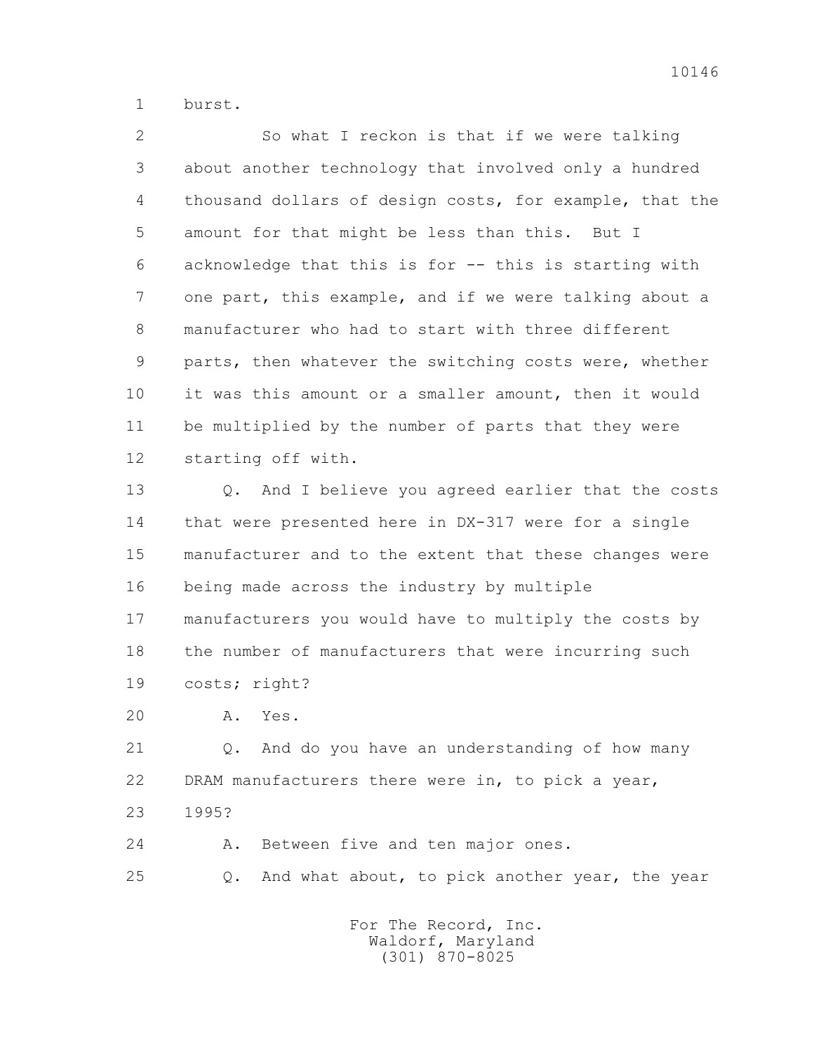1 burst.

2 So what I reckon is that if we were talking
3 about another technology that involved only a hundred
4 thousand dollars of design costs, for example, that the
5 amount for that might be less than this. But I
6 acknowledge that this is for -- this is starting with
7 one part, this example, and if we were talking about a
8 manufacturer who had to start with three different
9 parts, then whatever the switching costs were, whether
10 it was this amount or a smaller amount, then it would
11 be multiplied by the number of parts that they were
12 starting off with.

13 Q. And I believe you agreed earlier that the costs
14 that were presented here in DX-317 were for a single
15 manufacturer and to the extent that these changes were
16 being made across the industry by multiple
17 manufacturers you would have to multiply the costs by
18 the number of manufacturers that were incurring such
19 costs; right?

20 A. Yes.

21 Q. And do you have an understanding of how many
22 DRAM manufacturers there were in, to pick a year,
23 1995?

24 A. Between five and ten major ones.

25 Q. And what about, to pick another year, the year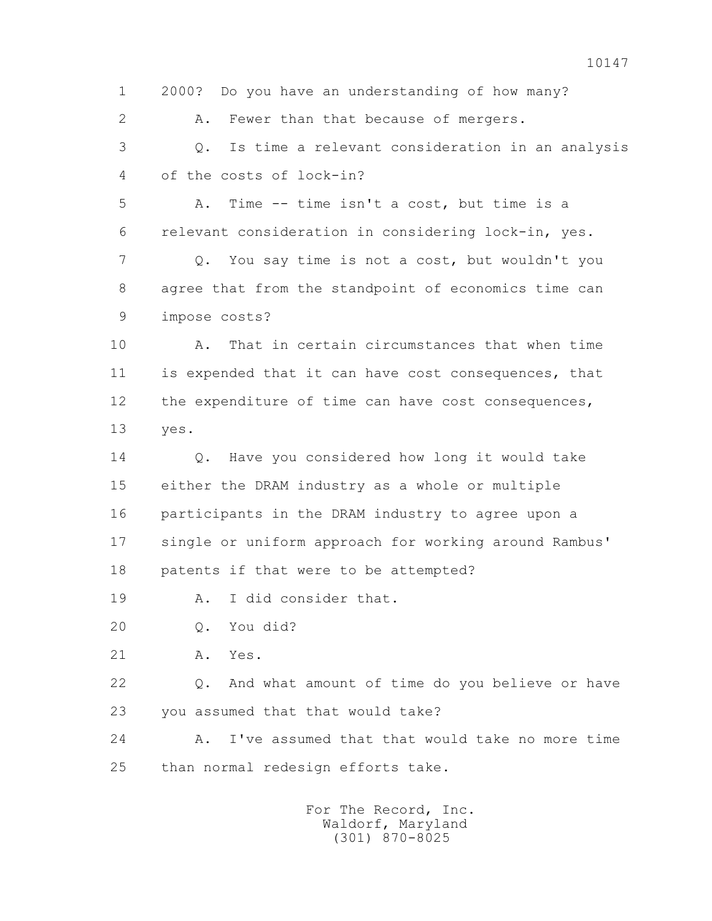1 2000? Do you have an understanding of how many?

2 A. Fewer than that because of mergers.

3 Q. Is time a relevant consideration in an analysis

4 of the costs of lock-in?

5 A. Time -- time isn't a cost, but time is a

6 relevant consideration in considering lock-in, yes.

7 Q. You say time is not a cost, but wouldn't you

8 agree that from the standpoint of economics time can

9 impose costs?

10 A. That in certain circumstances that when time

11 is expended that it can have cost consequences, that

12 the expenditure of time can have cost consequences,

13 yes.

14 Q. Have you considered how long it would take

15 either the DRAM industry as a whole or multiple

16 participants in the DRAM industry to agree upon a

17 single or uniform approach for working around Rambus'

18 patents if that were to be attempted?

19 A. I did consider that.

20 Q. You did?

21 A. Yes.

22 Q. And what amount of time do you believe or have

23 you assumed that that would take?

24 A. I've assumed that that would take no more time

25 than normal redesign efforts take.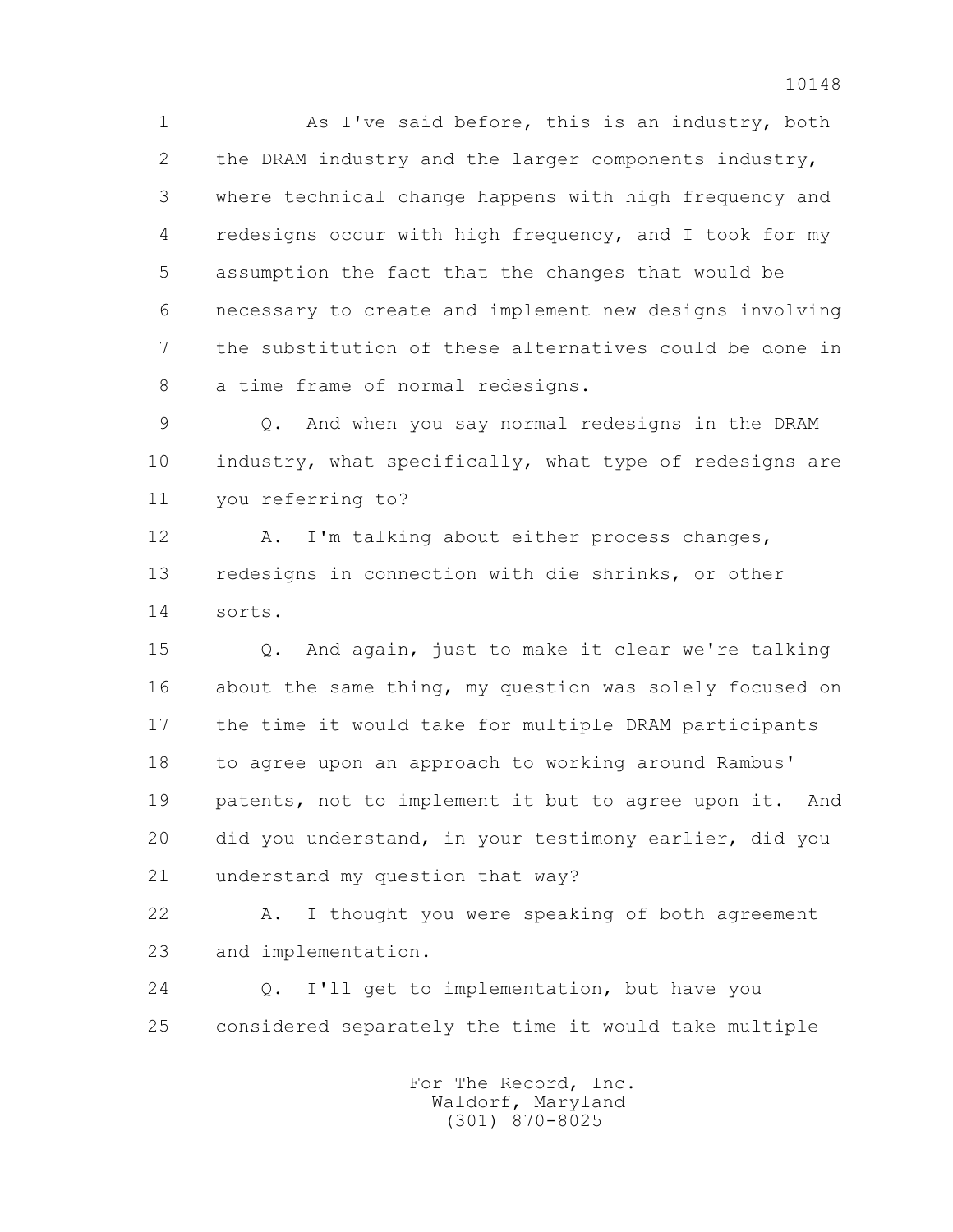As I've said before, this is an industry, both the DRAM industry and the larger components industry, where technical change happens with high frequency and redesigns occur with high frequency, and I took for my assumption the fact that the changes that would be necessary to create and implement new designs involving the substitution of these alternatives could be done in a time frame of normal redesigns.

Q. And when you say normal redesigns in the DRAM industry, what specifically, what type of redesigns are you referring to?

A. I'm talking about either process changes, redesigns in connection with die shrinks, or other sorts.

Q. And again, just to make it clear we're talking about the same thing, my question was solely focused on the time it would take for multiple DRAM participants to agree upon an approach to working around Rambus' patents, not to implement it but to agree upon it. And did you understand, in your testimony earlier, did you understand my question that way?

A. I thought you were speaking of both agreement and implementation.

Q. I'll get to implementation, but have you considered separately the time it would take multiple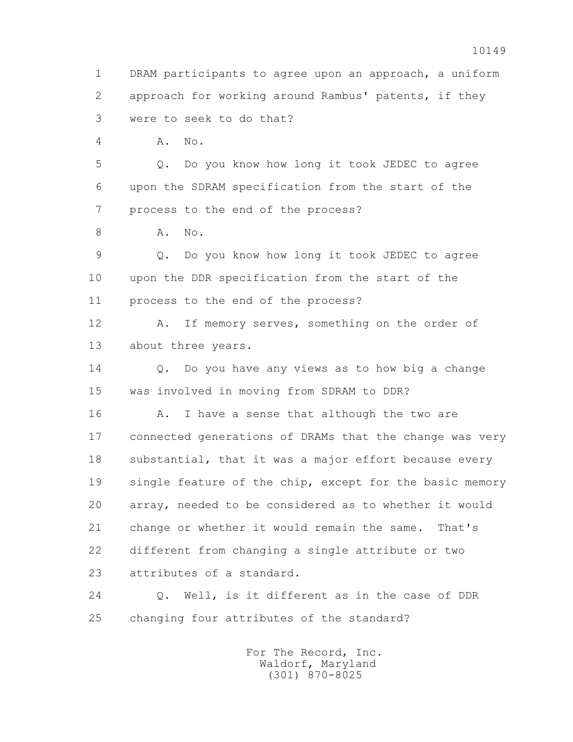1 DRAM participants to agree upon an approach, a uniform
2 approach for working around Rambus' patents, if they
3 were to seek to do that?

4 A. No.

5 Q. Do you know how long it took JEDEC to agree
6 upon the SDRAM specification from the start of the
7 process to the end of the process?

8 A. No.

9 Q. Do you know how long it took JEDEC to agree
10 upon the DDR specification from the start of the
11 process to the end of the process?

12 A. If memory serves, something on the order of
13 about three years.

14 Q. Do you have any views as to how big a change
15 was involved in moving from SDRAM to DDR?

16 A. I have a sense that although the two are
17 connected generations of DRAMs that the change was very
18 substantial, that it was a major effort because every
19 single feature of the chip, except for the basic memory
20 array, needed to be considered as to whether it would
21 change or whether it would remain the same. That's
22 different from changing a single attribute or two
23 attributes of a standard.

24 Q. Well, is it different as in the case of DDR
25 changing four attributes of the standard?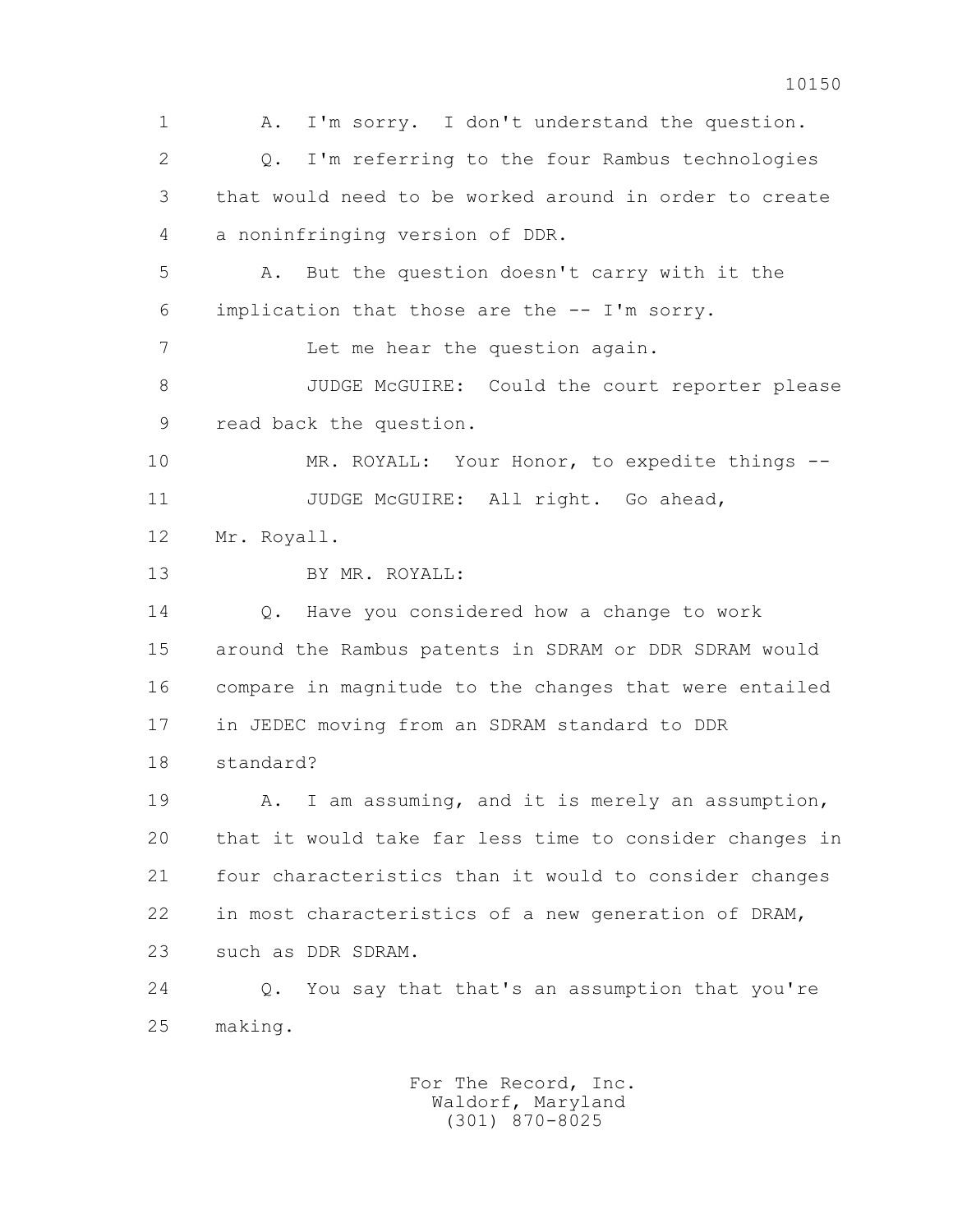1 A. I'm sorry. I don't understand the question.

2 Q. I'm referring to the four Rambus technologies

3 that would need to be worked around in order to create

4 a noninfringing version of DDR.

5 A. But the question doesn't carry with it the

6 implication that those are the -- I'm sorry.

7 Let me hear the question again.

8 JUDGE McGUIRE: Could the court reporter please

9 read back the question.

10 MR. ROYALL: Your Honor, to expedite things --

11 JUDGE McGUIRE: All right. Go ahead,

12 Mr. Royall.

13 BY MR. ROYALL:

14 Q. Have you considered how a change to work

15 around the Rambus patents in SDRAM or DDR SDRAM would

16 compare in magnitude to the changes that were entailed

17 in JEDEC moving from an SDRAM standard to DDR

18 standard?

19 A. I am assuming, and it is merely an assumption,

20 that it would take far less time to consider changes in

21 four characteristics than it would to consider changes

22 in most characteristics of a new generation of DRAM,

23 such as DDR SDRAM.

24 Q. You say that that's an assumption that you're

25 making.

For The Record, Inc.
Waldorf, Maryland
(301) 870-8025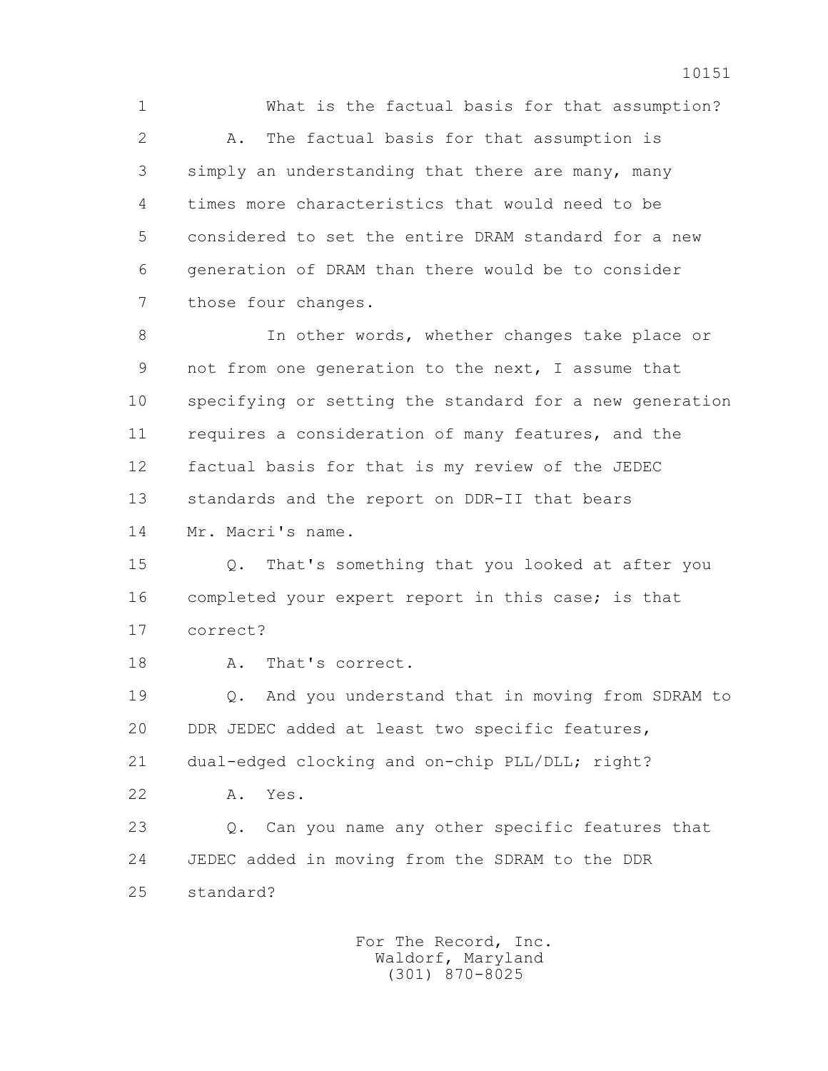1 What is the factual basis for that assumption?

2 A. The factual basis for that assumption is

3 simply an understanding that there are many, many

4 times more characteristics that would need to be

5 considered to set the entire DRAM standard for a new

6 generation of DRAM than there would be to consider

7 those four changes.

8 In other words, whether changes take place or

9 not from one generation to the next, I assume that

10 specifying or setting the standard for a new generation

11 requires a consideration of many features, and the

12 factual basis for that is my review of the JEDEC

13 standards and the report on DDR-II that bears

14 Mr. Macri's name.

15 Q. That's something that you looked at after you

16 completed your expert report in this case; is that

17 correct?

18 A. That's correct.

19 Q. And you understand that in moving from SDRAM to

20 DDR JEDEC added at least two specific features,

21 dual-edged clocking and on-chip PLL/DLL; right?

22 A. Yes.

23 Q. Can you name any other specific features that

24 JEDEC added in moving from the SDRAM to the DDR

25 standard?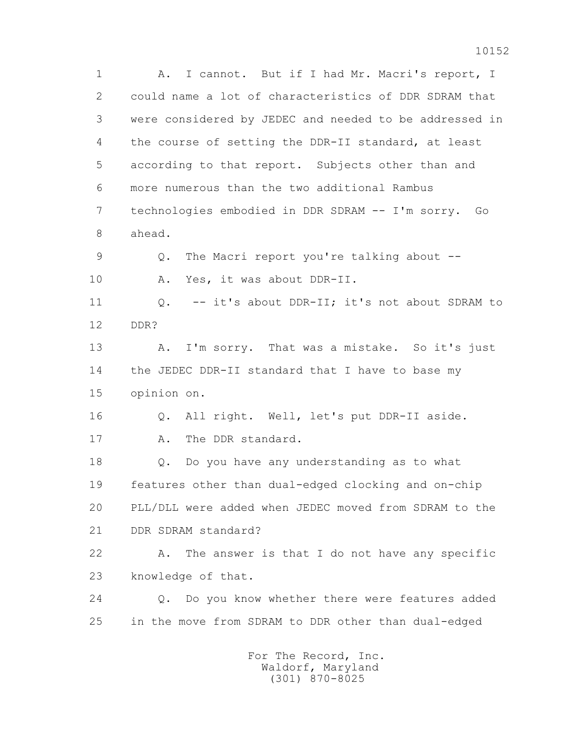A. I cannot. But if I had Mr. Macri's report, I could name a lot of characteristics of DDR SDRAM that were considered by JEDEC and needed to be addressed in the course of setting the DDR-II standard, at least according to that report. Subjects other than and more numerous than the two additional Rambus technologies embodied in DDR SDRAM -- I'm sorry. Go ahead.

Q. The Macri report you're talking about --

A. Yes, it was about DDR-II.

Q. -- it's about DDR-II; it's not about SDRAM to DDR?

A. I'm sorry. That was a mistake. So it's just the JEDEC DDR-II standard that I have to base my opinion on.

Q. All right. Well, let's put DDR-II aside.

A. The DDR standard.

Q. Do you have any understanding as to what features other than dual-edged clocking and on-chip PLL/DLL were added when JEDEC moved from SDRAM to the DDR SDRAM standard?

A. The answer is that I do not have any specific knowledge of that.

Q. Do you know whether there were features added in the move from SDRAM to DDR other than dual-edged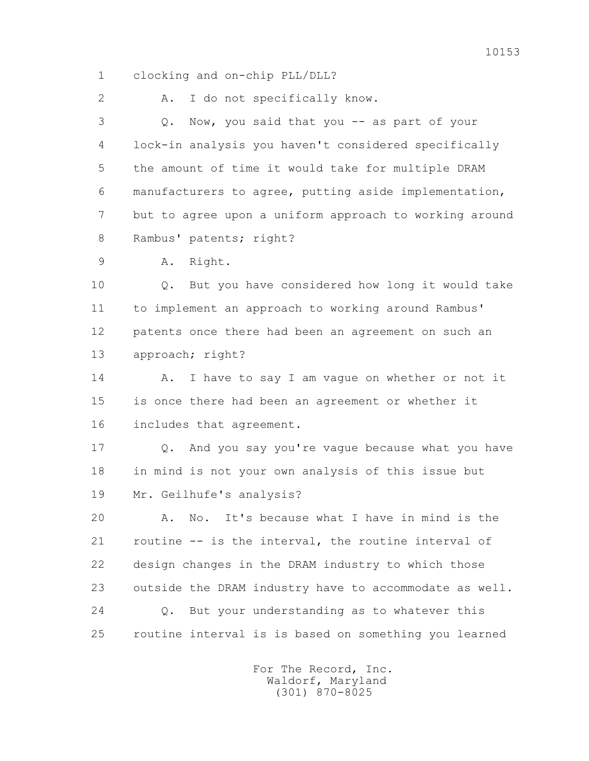1 clocking and on-chip PLL/DLL?

2 A. I do not specifically know.

3 Q. Now, you said that you -- as part of your

4 lock-in analysis you haven't considered specifically

5 the amount of time it would take for multiple DRAM

6 manufacturers to agree, putting aside implementation,

7 but to agree upon a uniform approach to working around

8 Rambus' patents; right?

9 A. Right.

10 Q. But you have considered how long it would take

11 to implement an approach to working around Rambus'

12 patents once there had been an agreement on such an

13 approach; right?

14 A. I have to say I am vague on whether or not it

15 is once there had been an agreement or whether it

16 includes that agreement.

17 Q. And you say you're vague because what you have

18 in mind is not your own analysis of this issue but

19 Mr. Geilhufe's analysis?

20 A. No. It's because what I have in mind is the

21 routine -- is the interval, the routine interval of

22 design changes in the DRAM industry to which those

23 outside the DRAM industry have to accommodate as well.

24 Q. But your understanding as to whatever this

25 routine interval is is based on something you learned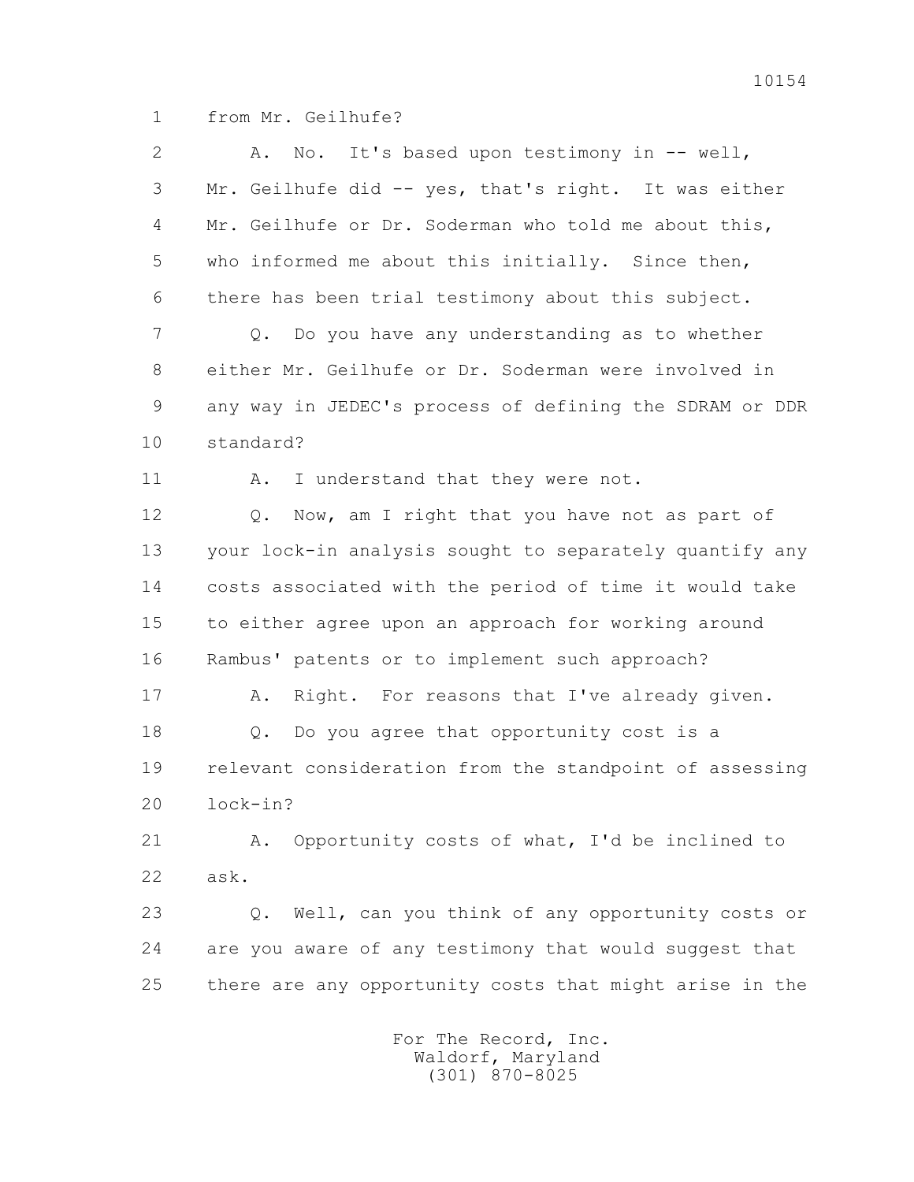1 from Mr. Geilhufe?

2 A. No. It's based upon testimony in -- well,

3 Mr. Geilhufe did -- yes, that's right. It was either

4 Mr. Geilhufe or Dr. Soderman who told me about this,

5 who informed me about this initially. Since then,

6 there has been trial testimony about this subject.

7 Q. Do you have any understanding as to whether

8 either Mr. Geilhufe or Dr. Soderman were involved in

9 any way in JEDEC's process of defining the SDRAM or DDR

10 standard?

11 A. I understand that they were not.

12 Q. Now, am I right that you have not as part of

13 your lock-in analysis sought to separately quantify any

14 costs associated with the period of time it would take

15 to either agree upon an approach for working around

16 Rambus' patents or to implement such approach?

17 A. Right. For reasons that I've already given.

18 Q. Do you agree that opportunity cost is a

19 relevant consideration from the standpoint of assessing

20 lock-in?

21 A. Opportunity costs of what, I'd be inclined to

22 ask.

23 Q. Well, can you think of any opportunity costs or

24 are you aware of any testimony that would suggest that

25 there are any opportunity costs that might arise in the

For The Record, Inc.
Waldorf, Maryland
(301) 870-8025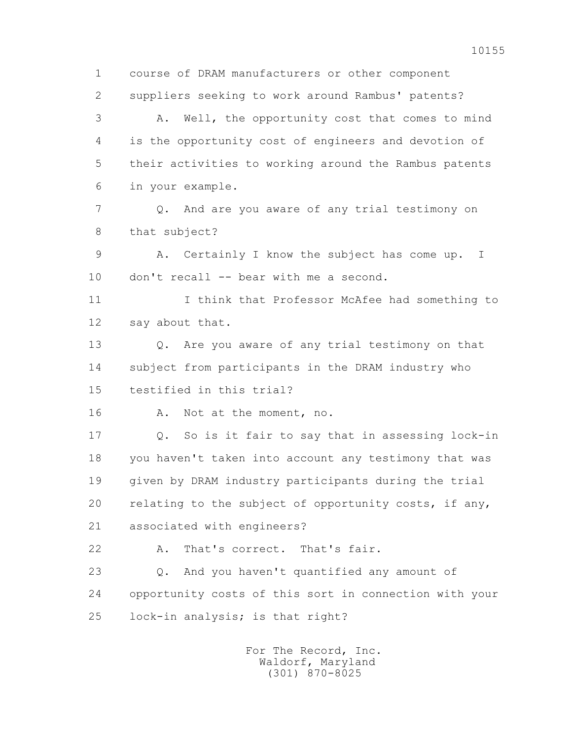1 course of DRAM manufacturers or other component

2 suppliers seeking to work around Rambus' patents?

3 A. Well, the opportunity cost that comes to mind

4 is the opportunity cost of engineers and devotion of

5 their activities to working around the Rambus patents

6 in your example.

7 Q. And are you aware of any trial testimony on

8 that subject?

9 A. Certainly I know the subject has come up. I

10 don't recall -- bear with me a second.

11 I think that Professor McAfee had something to

12 say about that.

13 Q. Are you aware of any trial testimony on that

14 subject from participants in the DRAM industry who

15 testified in this trial?

16 A. Not at the moment, no.

17 Q. So is it fair to say that in assessing lock-in

18 you haven't taken into account any testimony that was

19 given by DRAM industry participants during the trial

20 relating to the subject of opportunity costs, if any,

21 associated with engineers?

22 A. That's correct. That's fair.

23 Q. And you haven't quantified any amount of

24 opportunity costs of this sort in connection with your

25 lock-in analysis; is that right?

For The Record, Inc.
Waldorf, Maryland
(301) 870-8025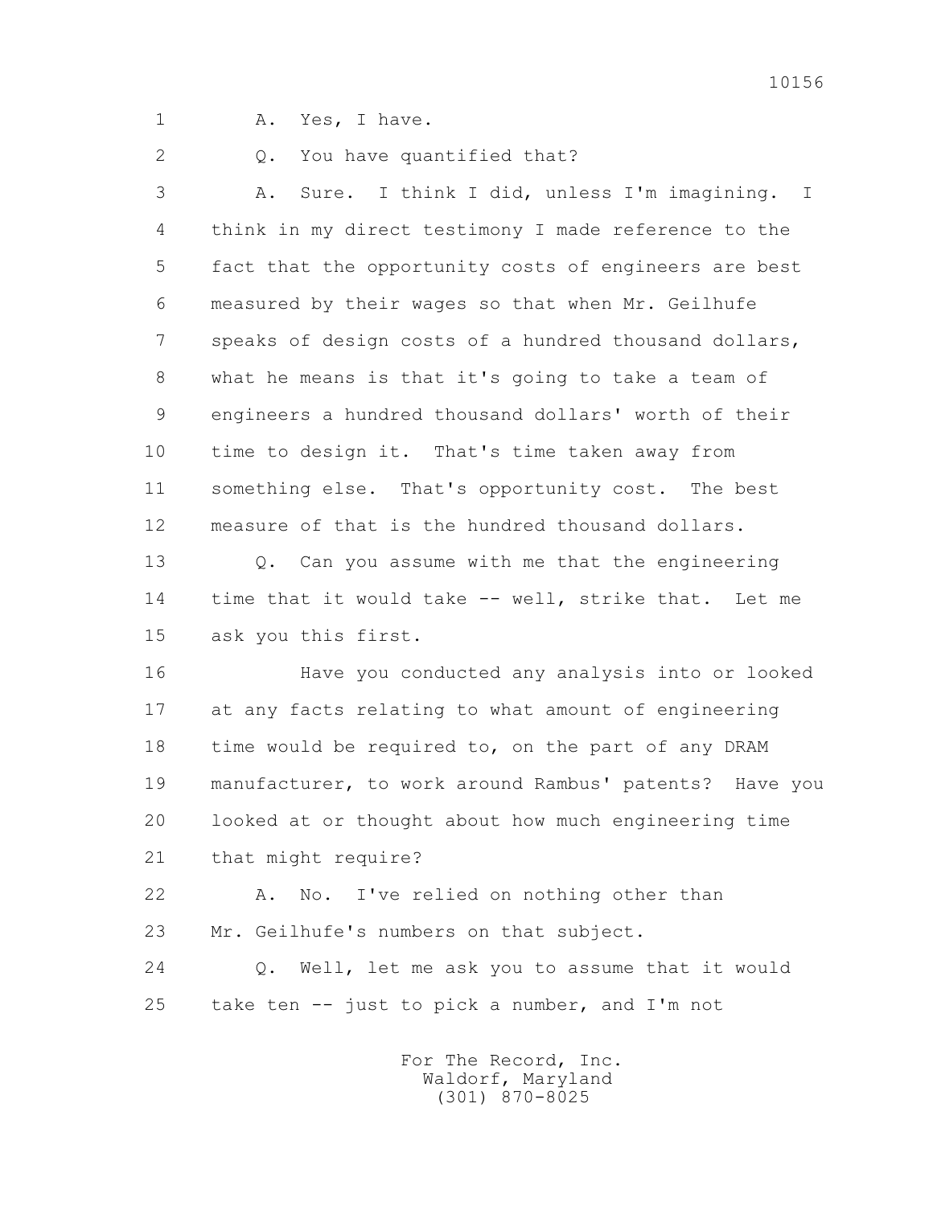1 A. Yes, I have.

2 Q. You have quantified that?

3 A. Sure. I think I did, unless I'm imagining. I

4 think in my direct testimony I made reference to the

5 fact that the opportunity costs of engineers are best

6 measured by their wages so that when Mr. Geilhufe

7 speaks of design costs of a hundred thousand dollars,

8 what he means is that it's going to take a team of

9 engineers a hundred thousand dollars' worth of their

10 time to design it. That's time taken away from

11 something else. That's opportunity cost. The best

12 measure of that is the hundred thousand dollars.

13 Q. Can you assume with me that the engineering

14 time that it would take -- well, strike that. Let me

15 ask you this first.

16 Have you conducted any analysis into or looked

17 at any facts relating to what amount of engineering

18 time would be required to, on the part of any DRAM

19 manufacturer, to work around Rambus' patents? Have you

20 looked at or thought about how much engineering time

21 that might require?

22 A. No. I've relied on nothing other than

23 Mr. Geilhufe's numbers on that subject.

24 Q. Well, let me ask you to assume that it would

25 take ten -- just to pick a number, and I'm not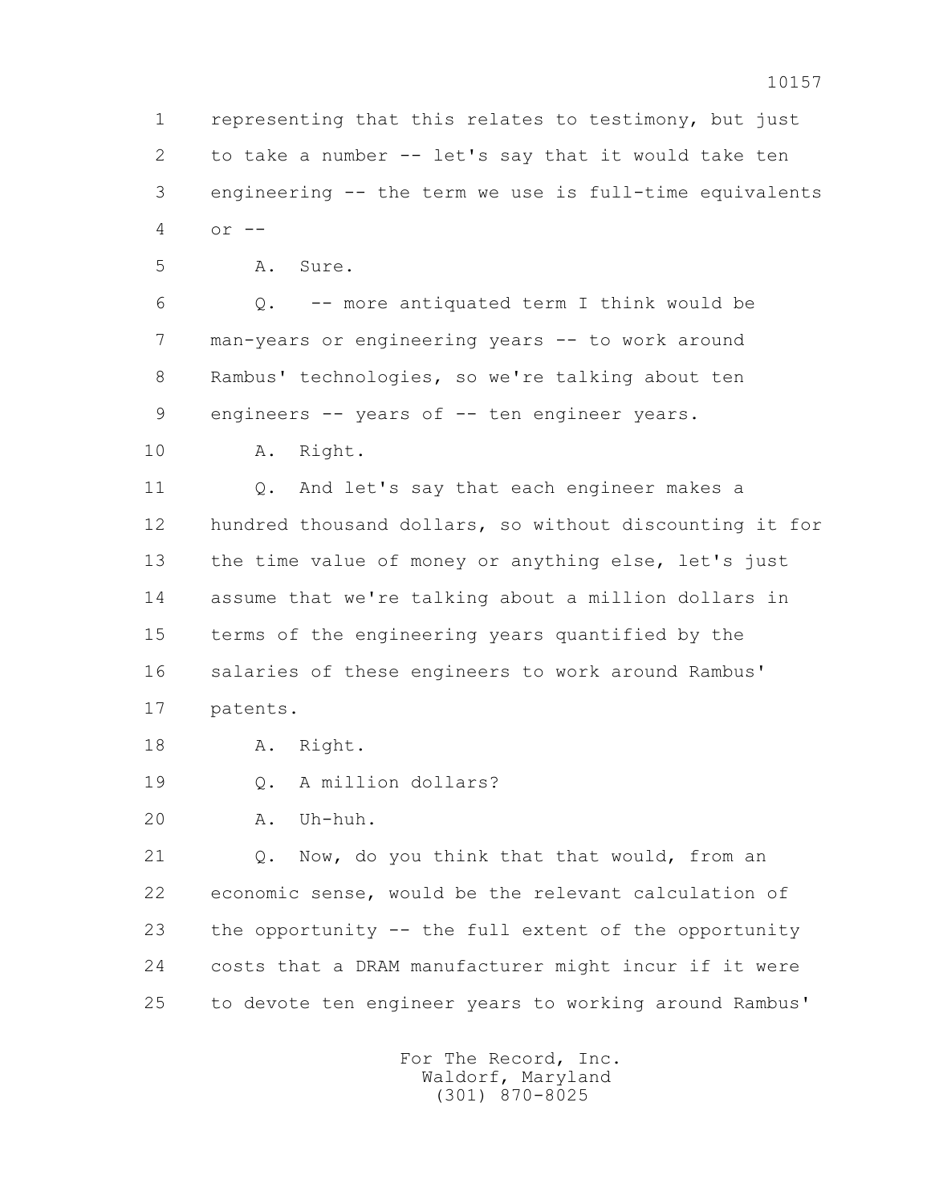1 representing that this relates to testimony, but just
2 to take a number -- let's say that it would take ten
3 engineering -- the term we use is full-time equivalents
4 or --

5 A. Sure.

6 Q. -- more antiquated term I think would be
7 man-years or engineering years -- to work around
8 Rambus' technologies, so we're talking about ten
9 engineers -- years of -- ten engineer years.

10 A. Right.

11 Q. And let's say that each engineer makes a
12 hundred thousand dollars, so without discounting it for
13 the time value of money or anything else, let's just
14 assume that we're talking about a million dollars in
15 terms of the engineering years quantified by the
16 salaries of these engineers to work around Rambus'
17 patents.

18 A. Right.

19 Q. A million dollars?

20 A. Uh-huh.

21 Q. Now, do you think that that would, from an
22 economic sense, would be the relevant calculation of
23 the opportunity -- the full extent of the opportunity
24 costs that a DRAM manufacturer might incur if it were
25 to devote ten engineer years to working around Rambus'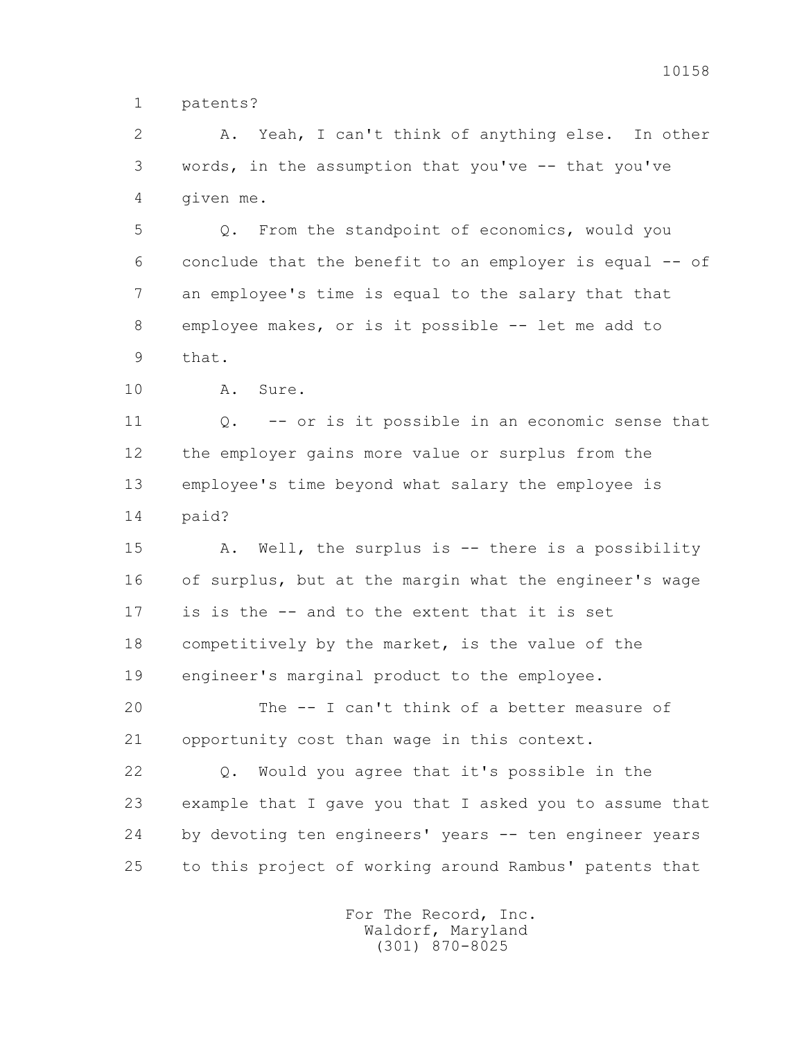1 patents?

2 A. Yeah, I can't think of anything else. In other
3 words, in the assumption that you've -- that you've
4 given me.

5 Q. From the standpoint of economics, would you
6 conclude that the benefit to an employer is equal -- of
7 an employee's time is equal to the salary that that
8 employee makes, or is it possible -- let me add to
9 that.

10 A. Sure.

11 Q. -- or is it possible in an economic sense that
12 the employer gains more value or surplus from the
13 employee's time beyond what salary the employee is
14 paid?

15 A. Well, the surplus is -- there is a possibility
16 of surplus, but at the margin what the engineer's wage
17 is is the -- and to the extent that it is set
18 competitively by the market, is the value of the
19 engineer's marginal product to the employee.

20 The -- I can't think of a better measure of
21 opportunity cost than wage in this context.

22 Q. Would you agree that it's possible in the
23 example that I gave you that I asked you to assume that
24 by devoting ten engineers' years -- ten engineer years
25 to this project of working around Rambus' patents that

For The Record, Inc.
Waldorf, Maryland
(301) 870-8025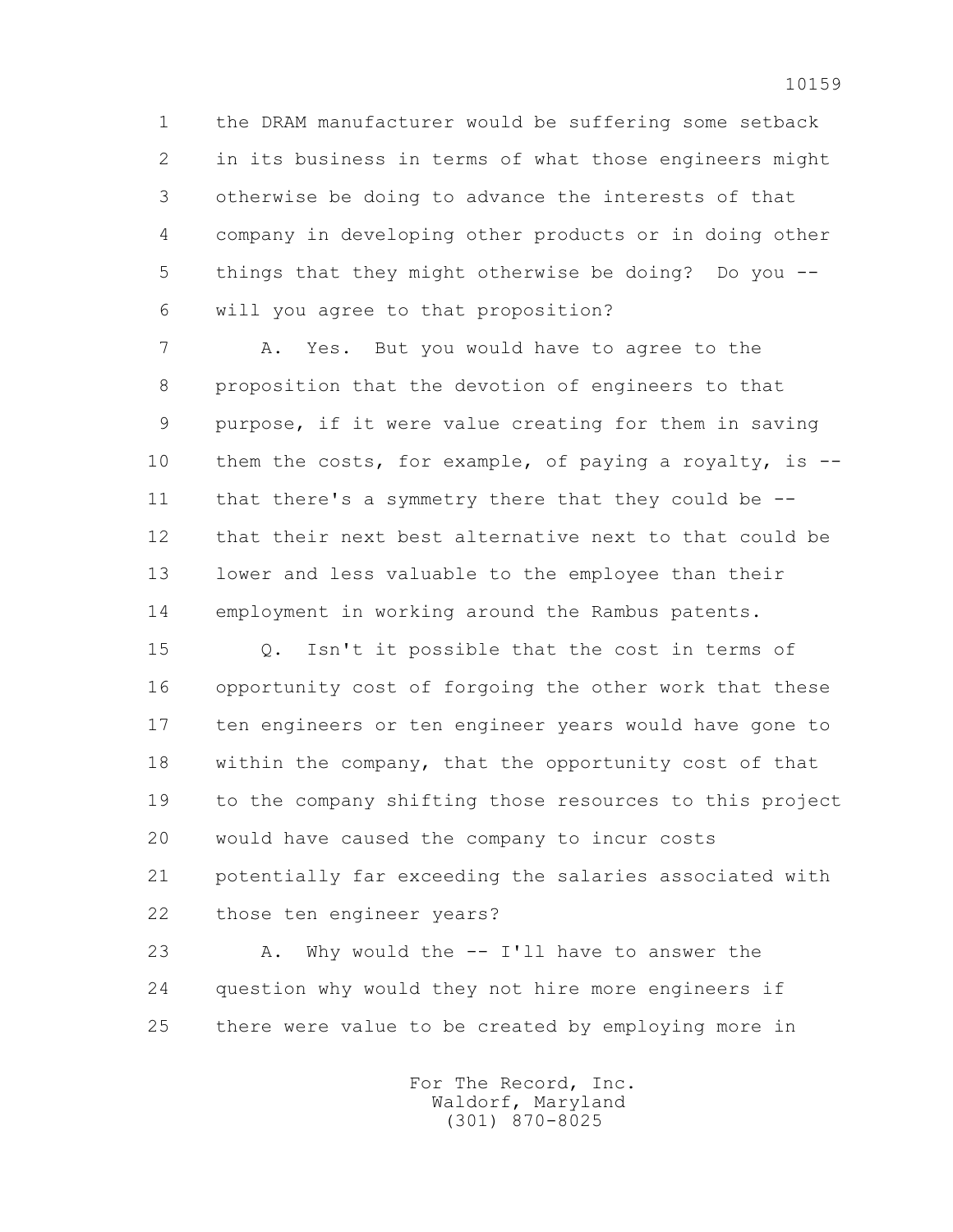1 the DRAM manufacturer would be suffering some setback
2 in its business in terms of what those engineers might
3 otherwise be doing to advance the interests of that
4 company in developing other products or in doing other
5 things that they might otherwise be doing? Do you --
6 will you agree to that proposition?

7 A. Yes. But you would have to agree to the
8 proposition that the devotion of engineers to that
9 purpose, if it were value creating for them in saving
10 them the costs, for example, of paying a royalty, is --
11 that there's a symmetry there that they could be --
12 that their next best alternative next to that could be
13 lower and less valuable to the employee than their
14 employment in working around the Rambus patents.

15 Q. Isn't it possible that the cost in terms of
16 opportunity cost of forgoing the other work that these
17 ten engineers or ten engineer years would have gone to
18 within the company, that the opportunity cost of that
19 to the company shifting those resources to this project
20 would have caused the company to incur costs
21 potentially far exceeding the salaries associated with
22 those ten engineer years?

23 A. Why would the -- I'll have to answer the
24 question why would they not hire more engineers if
25 there were value to be created by employing more in

For The Record, Inc.
Waldorf, Maryland
(301) 870-8025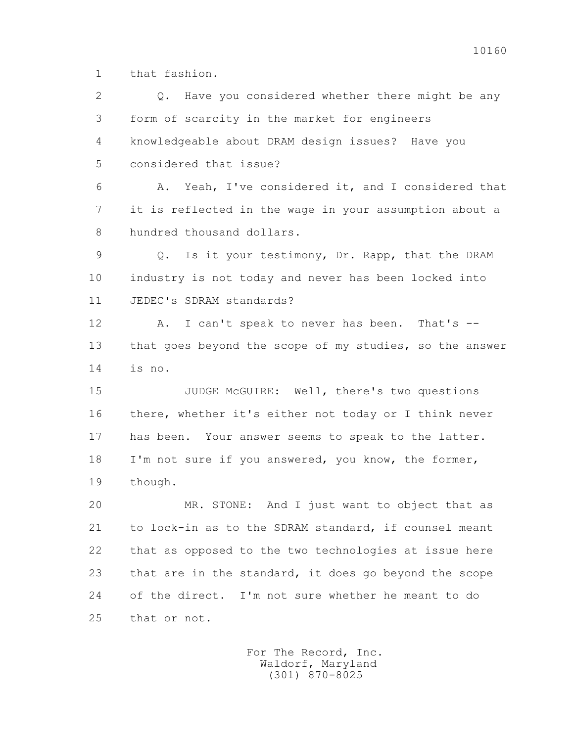1 that fashion.

2 Q. Have you considered whether there might be any

3 form of scarcity in the market for engineers

4 knowledgeable about DRAM design issues? Have you

5 considered that issue?

6 A. Yeah, I've considered it, and I considered that

7 it is reflected in the wage in your assumption about a

8 hundred thousand dollars.

9 Q. Is it your testimony, Dr. Rapp, that the DRAM

10 industry is not today and never has been locked into

11 JEDEC's SDRAM standards?

12 A. I can't speak to never has been. That's --

13 that goes beyond the scope of my studies, so the answer

14 is no.

15 JUDGE McGUIRE: Well, there's two questions

16 there, whether it's either not today or I think never

17 has been. Your answer seems to speak to the latter.

18 I'm not sure if you answered, you know, the former,

19 though.

20 MR. STONE: And I just want to object that as

21 to lock-in as to the SDRAM standard, if counsel meant

22 that as opposed to the two technologies at issue here

23 that are in the standard, it does go beyond the scope

24 of the direct. I'm not sure whether he meant to do

25 that or not.

For The Record, Inc.
Waldorf, Maryland
(301) 870-8025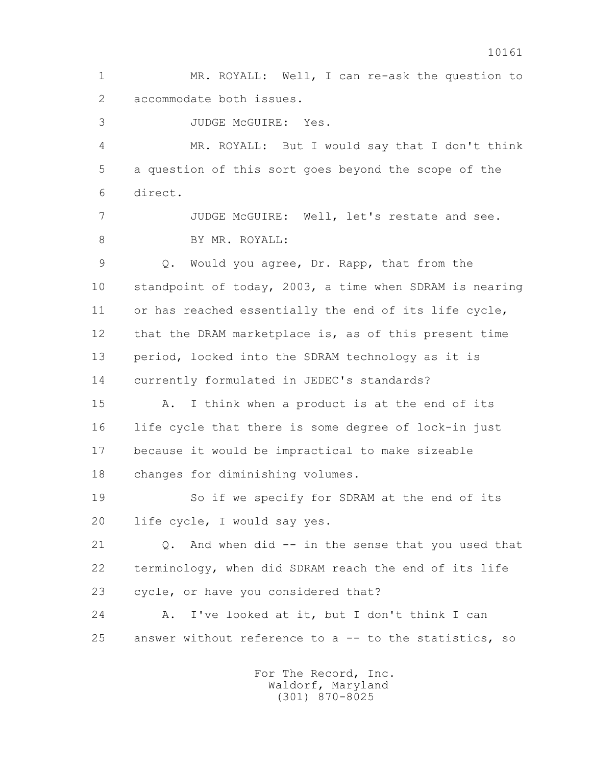MR. ROYALL: Well, I can re-ask the question to accommodate both issues.

JUDGE McGUIRE: Yes.

MR. ROYALL: But I would say that I don't think a question of this sort goes beyond the scope of the direct.

JUDGE McGUIRE: Well, let's restate and see.

BY MR. ROYALL:

Q. Would you agree, Dr. Rapp, that from the standpoint of today, 2003, a time when SDRAM is nearing or has reached essentially the end of its life cycle, that the DRAM marketplace is, as of this present time period, locked into the SDRAM technology as it is currently formulated in JEDEC's standards?

A. I think when a product is at the end of its life cycle that there is some degree of lock-in just because it would be impractical to make sizeable changes for diminishing volumes.

So if we specify for SDRAM at the end of its life cycle, I would say yes.

Q. And when did -- in the sense that you used that terminology, when did SDRAM reach the end of its life cycle, or have you considered that?

A. I've looked at it, but I don't think I can answer without reference to a -- to the statistics, so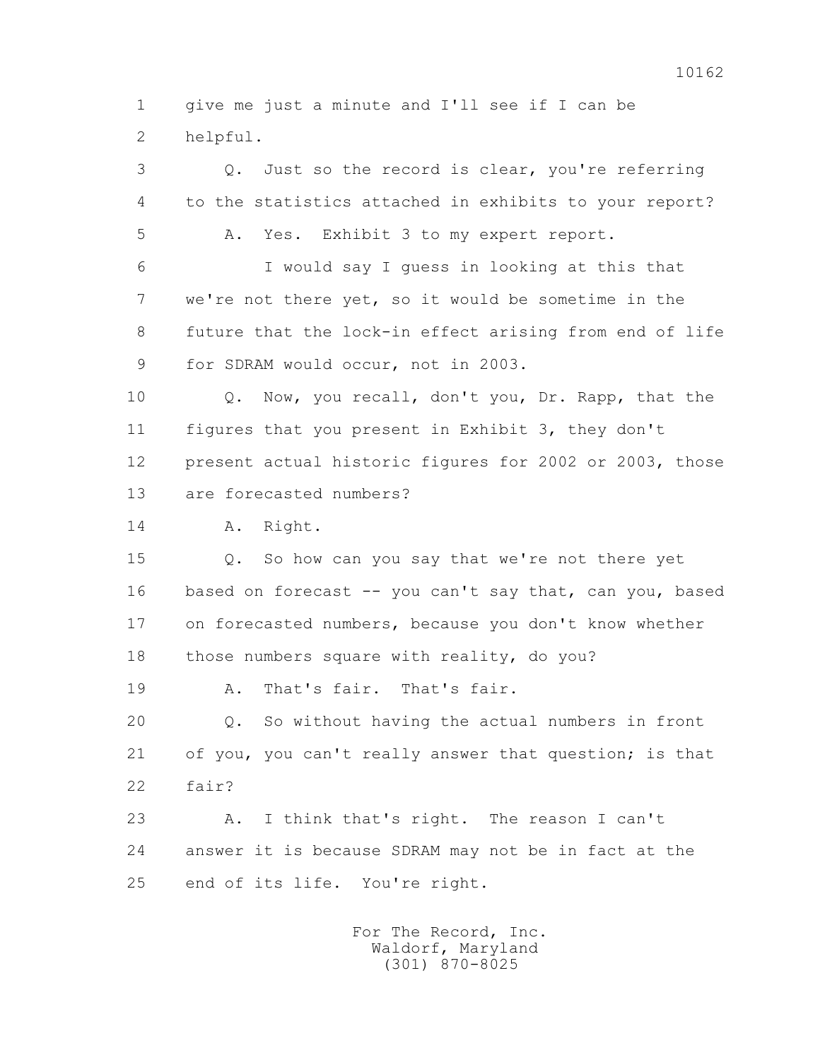1 give me just a minute and I'll see if I can be
2 helpful.

3 Q. Just so the record is clear, you're referring
4 to the statistics attached in exhibits to your report?

5 A. Yes. Exhibit 3 to my expert report.

6 I would say I guess in looking at this that
7 we're not there yet, so it would be sometime in the
8 future that the lock-in effect arising from end of life
9 for SDRAM would occur, not in 2003.

10 Q. Now, you recall, don't you, Dr. Rapp, that the
11 figures that you present in Exhibit 3, they don't
12 present actual historic figures for 2002 or 2003, those
13 are forecasted numbers?

14 A. Right.

15 Q. So how can you say that we're not there yet
16 based on forecast -- you can't say that, can you, based
17 on forecasted numbers, because you don't know whether
18 those numbers square with reality, do you?

19 A. That's fair. That's fair.

20 Q. So without having the actual numbers in front
21 of you, you can't really answer that question; is that
22 fair?

23 A. I think that's right. The reason I can't
24 answer it is because SDRAM may not be in fact at the
25 end of its life. You're right.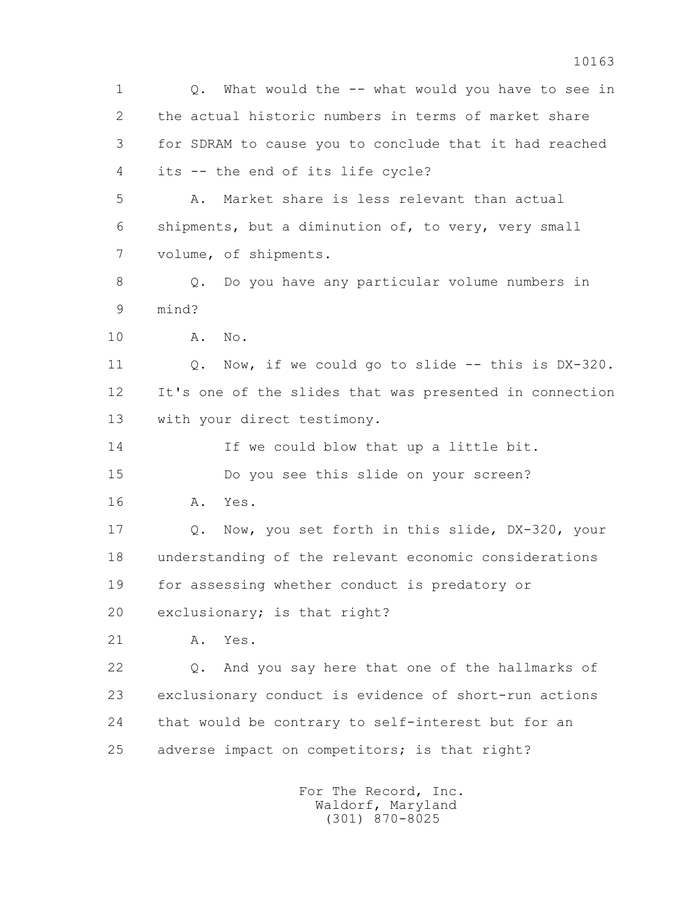Q. What would the -- what would you have to see in the actual historic numbers in terms of market share for SDRAM to cause you to conclude that it had reached its -- the end of its life cycle?

A. Market share is less relevant than actual shipments, but a diminution of, to very, very small volume, of shipments.

Q. Do you have any particular volume numbers in mind?

A. No.

Q. Now, if we could go to slide -- this is DX-320. It's one of the slides that was presented in connection with your direct testimony.

If we could blow that up a little bit.

Do you see this slide on your screen?

A. Yes.

Q. Now, you set forth in this slide, DX-320, your understanding of the relevant economic considerations for assessing whether conduct is predatory or exclusionary; is that right?

A. Yes.

Q. And you say here that one of the hallmarks of exclusionary conduct is evidence of short-run actions that would be contrary to self-interest but for an adverse impact on competitors; is that right?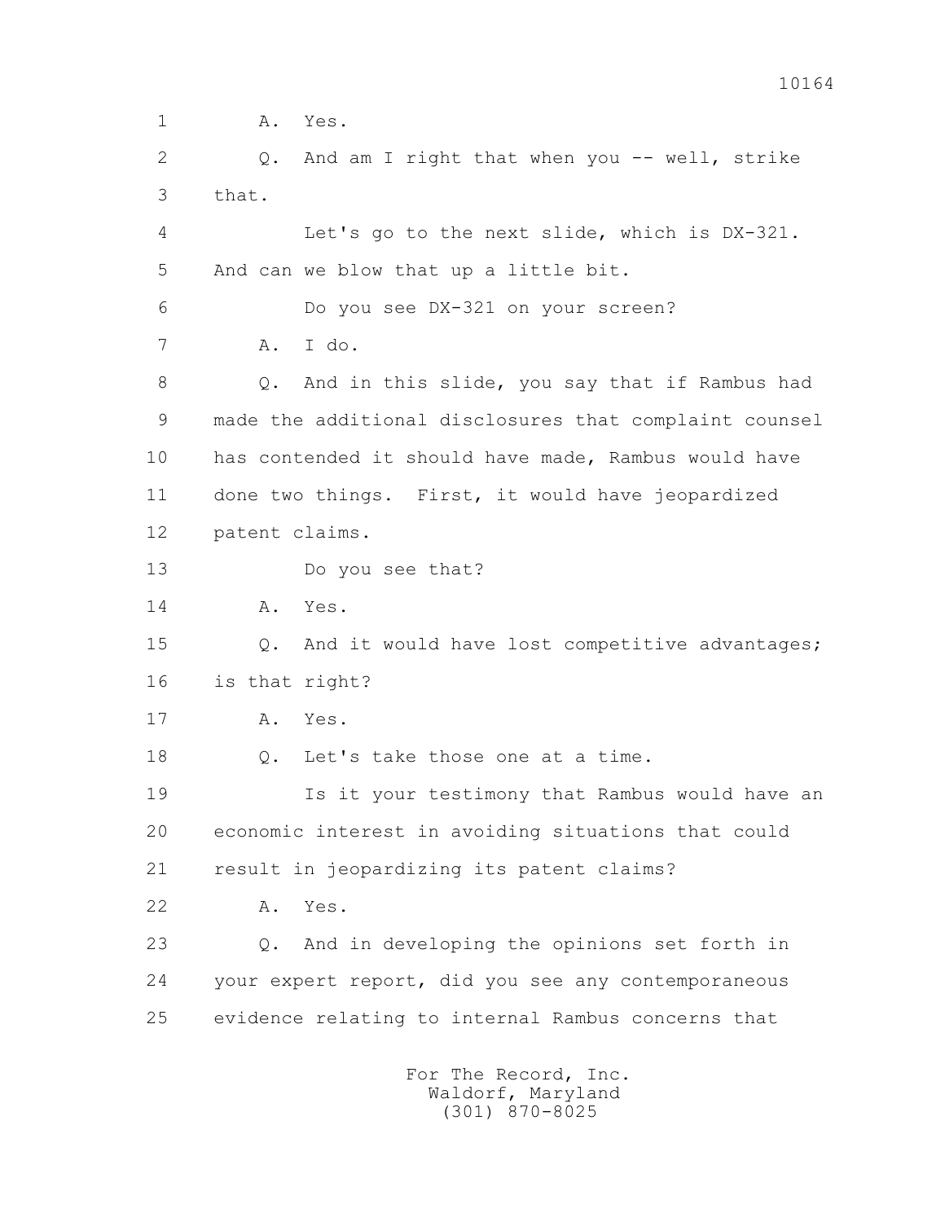1 A. Yes.

2 Q. And am I right that when you -- well, strike

3 that.

4 Let's go to the next slide, which is DX-321.

5 And can we blow that up a little bit.

6 Do you see DX-321 on your screen?

7 A. I do.

8 Q. And in this slide, you say that if Rambus had

9 made the additional disclosures that complaint counsel

10 has contended it should have made, Rambus would have

11 done two things. First, it would have jeopardized

12 patent claims.

13 Do you see that?

14 A. Yes.

15 Q. And it would have lost competitive advantages;

16 is that right?

17 A. Yes.

18 Q. Let's take those one at a time.

19 Is it your testimony that Rambus would have an

20 economic interest in avoiding situations that could

21 result in jeopardizing its patent claims?

22 A. Yes.

23 Q. And in developing the opinions set forth in

24 your expert report, did you see any contemporaneous

25 evidence relating to internal Rambus concerns that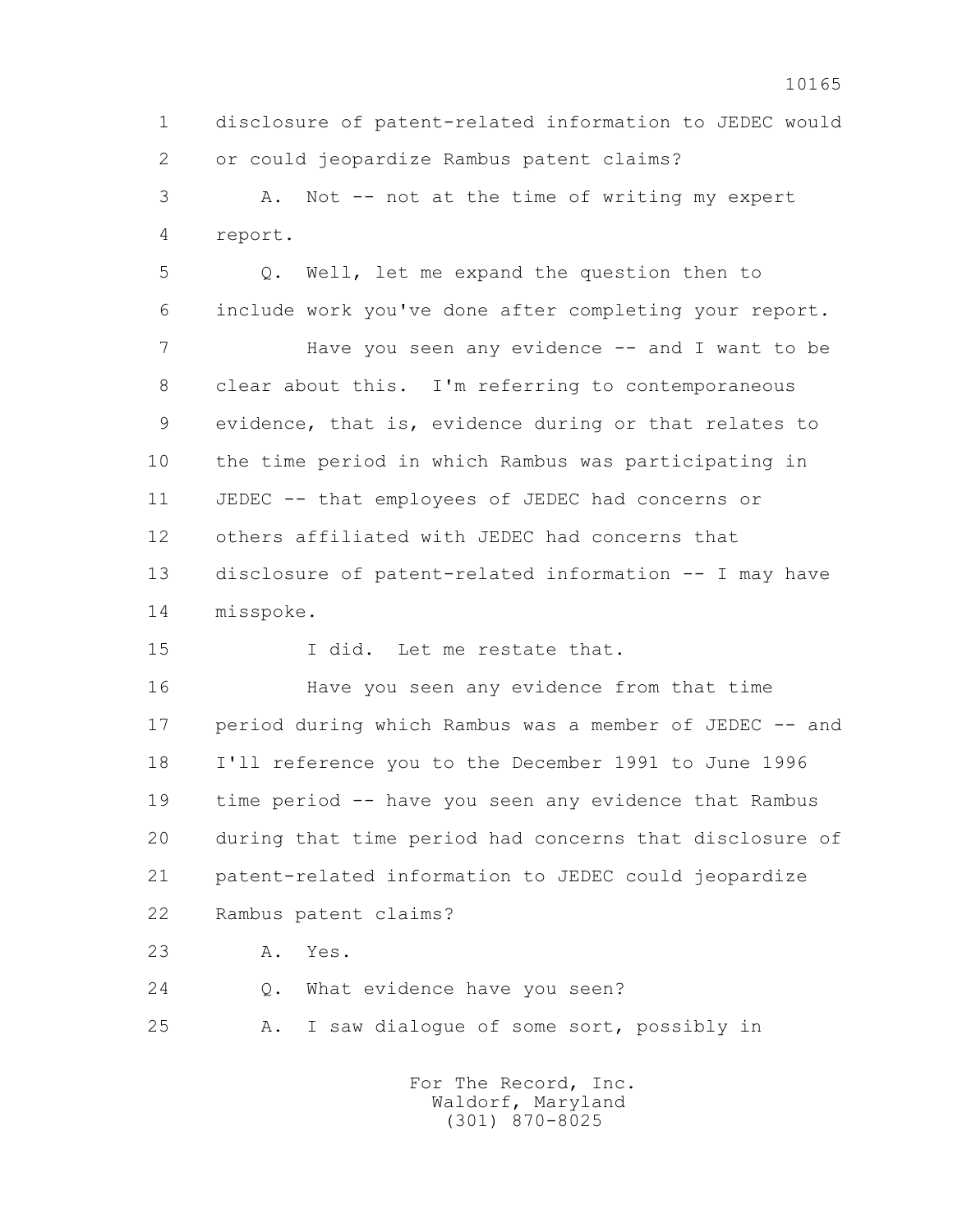1 disclosure of patent-related information to JEDEC would
2 or could jeopardize Rambus patent claims?

3 A. Not -- not at the time of writing my expert
4 report.

5 Q. Well, let me expand the question then to
6 include work you've done after completing your report.

7 Have you seen any evidence -- and I want to be
8 clear about this. I'm referring to contemporaneous
9 evidence, that is, evidence during or that relates to
10 the time period in which Rambus was participating in
11 JEDEC -- that employees of JEDEC had concerns or
12 others affiliated with JEDEC had concerns that
13 disclosure of patent-related information -- I may have
14 misspoke.

15 I did. Let me restate that.

16 Have you seen any evidence from that time
17 period during which Rambus was a member of JEDEC -- and
18 I'll reference you to the December 1991 to June 1996
19 time period -- have you seen any evidence that Rambus
20 during that time period had concerns that disclosure of
21 patent-related information to JEDEC could jeopardize
22 Rambus patent claims?

23 A. Yes.

24 Q. What evidence have you seen?

25 A. I saw dialogue of some sort, possibly in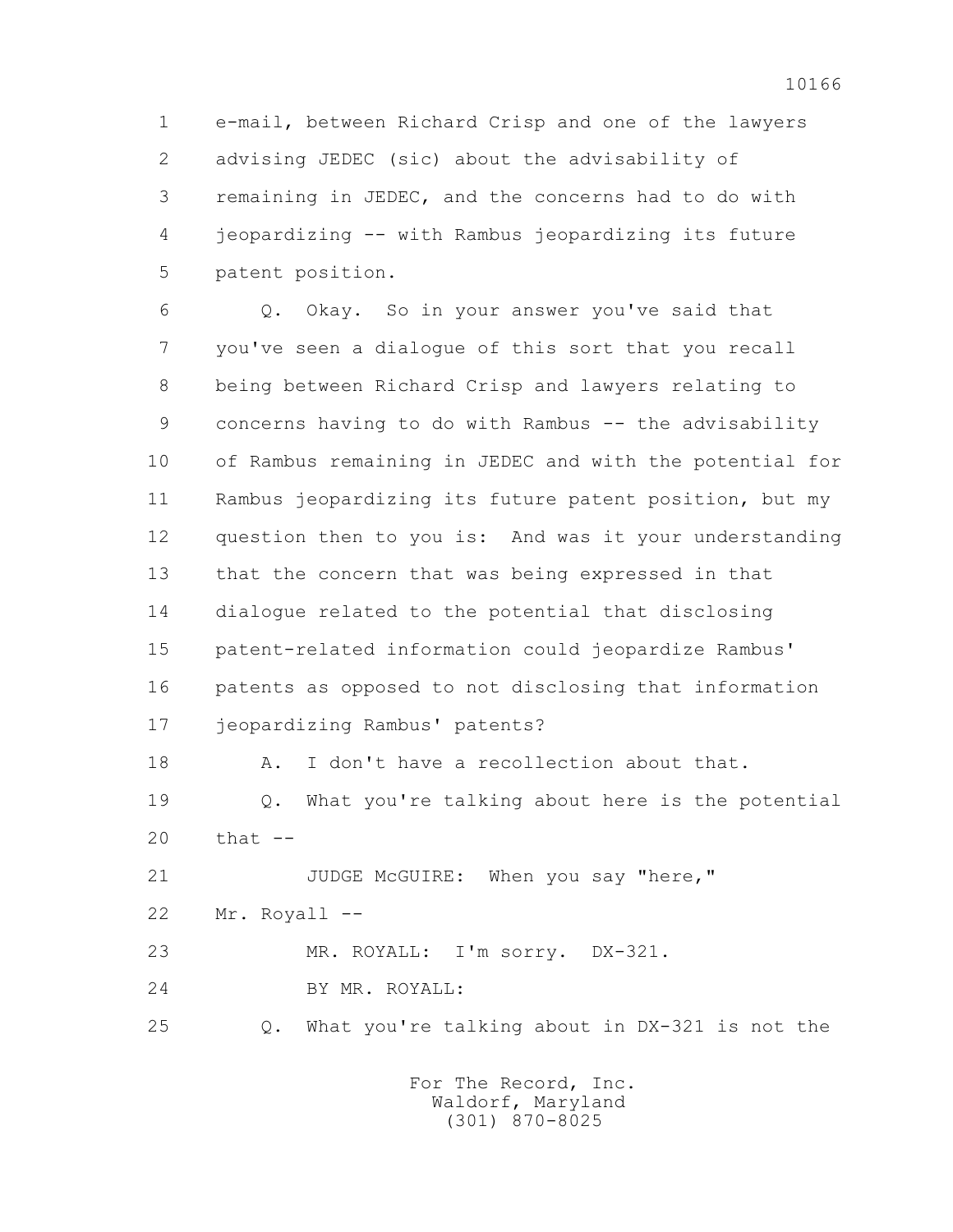e-mail, between Richard Crisp and one of the lawyers advising JEDEC (sic) about the advisability of remaining in JEDEC, and the concerns had to do with jeopardizing -- with Rambus jeopardizing its future patent position.

Q. Okay. So in your answer you've said that you've seen a dialogue of this sort that you recall being between Richard Crisp and lawyers relating to concerns having to do with Rambus -- the advisability of Rambus remaining in JEDEC and with the potential for Rambus jeopardizing its future patent position, but my question then to you is: And was it your understanding that the concern that was being expressed in that dialogue related to the potential that disclosing patent-related information could jeopardize Rambus' patents as opposed to not disclosing that information jeopardizing Rambus' patents?

A. I don't have a recollection about that.

Q. What you're talking about here is the potential that --

JUDGE McGUIRE: When you say "here," Mr. Royall --

MR. ROYALL: I'm sorry. DX-321.

BY MR. ROYALL:

Q. What you're talking about in DX-321 is not the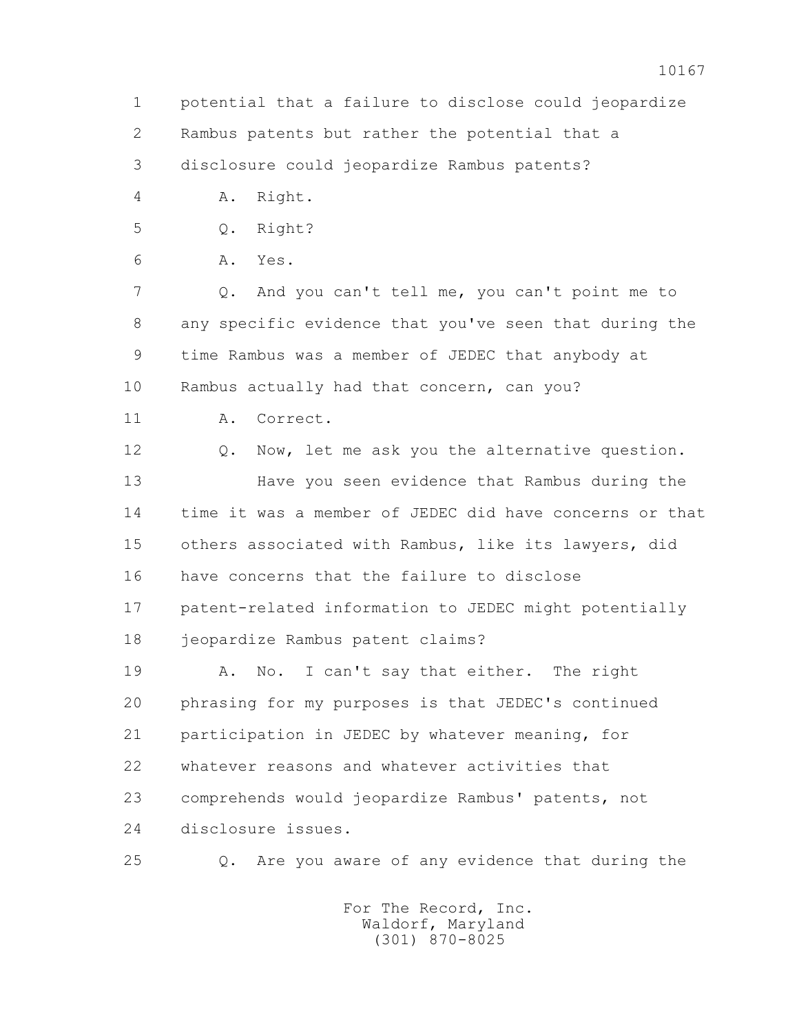1 potential that a failure to disclose could jeopardize
2 Rambus patents but rather the potential that a
3 disclosure could jeopardize Rambus patents?

4 A. Right.

5 Q. Right?

6 A. Yes.

7 Q. And you can't tell me, you can't point me to
8 any specific evidence that you've seen that during the
9 time Rambus was a member of JEDEC that anybody at
10 Rambus actually had that concern, can you?

11 A. Correct.

12 Q. Now, let me ask you the alternative question.

13 Have you seen evidence that Rambus during the
14 time it was a member of JEDEC did have concerns or that
15 others associated with Rambus, like its lawyers, did
16 have concerns that the failure to disclose
17 patent-related information to JEDEC might potentially
18 jeopardize Rambus patent claims?

19 A. No. I can't say that either. The right
20 phrasing for my purposes is that JEDEC's continued
21 participation in JEDEC by whatever meaning, for
22 whatever reasons and whatever activities that
23 comprehends would jeopardize Rambus' patents, not
24 disclosure issues.

25 Q. Are you aware of any evidence that during the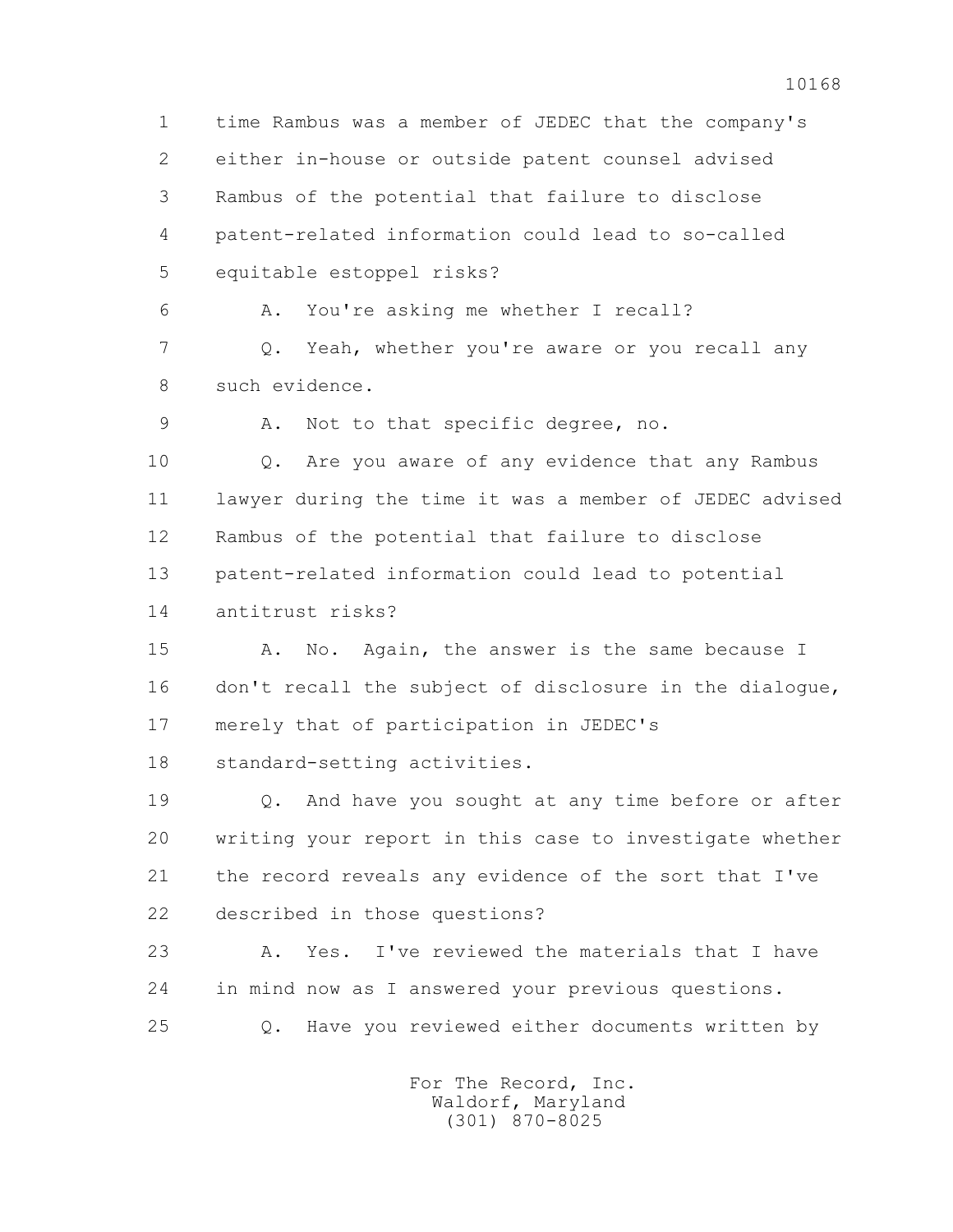1 time Rambus was a member of JEDEC that the company's
2 either in-house or outside patent counsel advised
3 Rambus of the potential that failure to disclose
4 patent-related information could lead to so-called
5 equitable estoppel risks?
6 A. You're asking me whether I recall?
7 Q. Yeah, whether you're aware or you recall any
8 such evidence.
9 A. Not to that specific degree, no.
10 Q. Are you aware of any evidence that any Rambus
11 lawyer during the time it was a member of JEDEC advised
12 Rambus of the potential that failure to disclose
13 patent-related information could lead to potential
14 antitrust risks?
15 A. No. Again, the answer is the same because I
16 don't recall the subject of disclosure in the dialogue,
17 merely that of participation in JEDEC's
18 standard-setting activities.
19 Q. And have you sought at any time before or after
20 writing your report in this case to investigate whether
21 the record reveals any evidence of the sort that I've
22 described in those questions?
23 A. Yes. I've reviewed the materials that I have
24 in mind now as I answered your previous questions.
25 Q. Have you reviewed either documents written by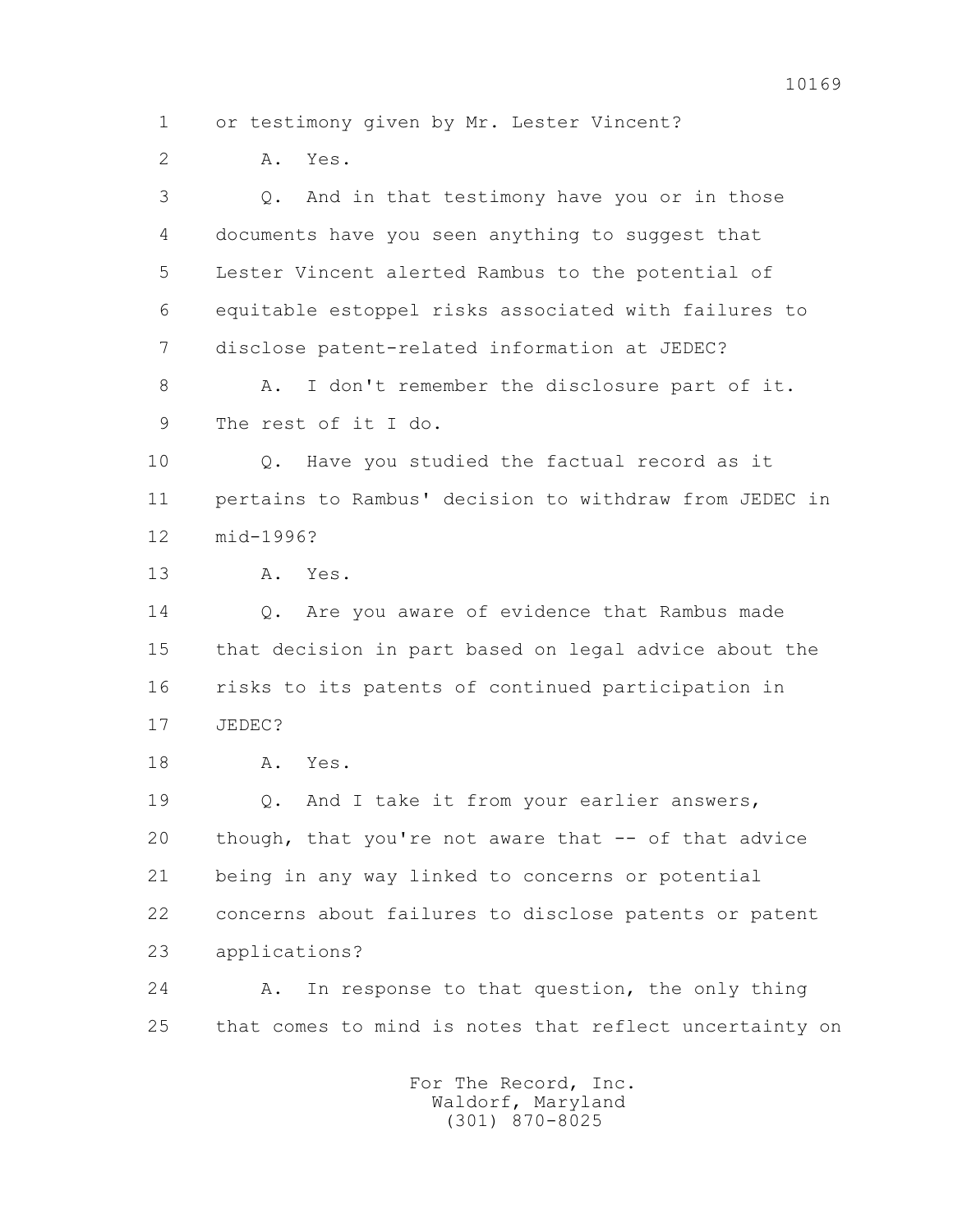1 or testimony given by Mr. Lester Vincent?

2 A. Yes.

3 Q. And in that testimony have you or in those

4 documents have you seen anything to suggest that

5 Lester Vincent alerted Rambus to the potential of

6 equitable estoppel risks associated with failures to

7 disclose patent-related information at JEDEC?

8 A. I don't remember the disclosure part of it.

9 The rest of it I do.

10 Q. Have you studied the factual record as it

11 pertains to Rambus' decision to withdraw from JEDEC in

12 mid-1996?

13 A. Yes.

14 Q. Are you aware of evidence that Rambus made

15 that decision in part based on legal advice about the

16 risks to its patents of continued participation in

17 JEDEC?

18 A. Yes.

19 Q. And I take it from your earlier answers,

20 though, that you're not aware that -- of that advice

21 being in any way linked to concerns or potential

22 concerns about failures to disclose patents or patent

23 applications?

24 A. In response to that question, the only thing

25 that comes to mind is notes that reflect uncertainty on

For The Record, Inc.
Waldorf, Maryland
(301) 870-8025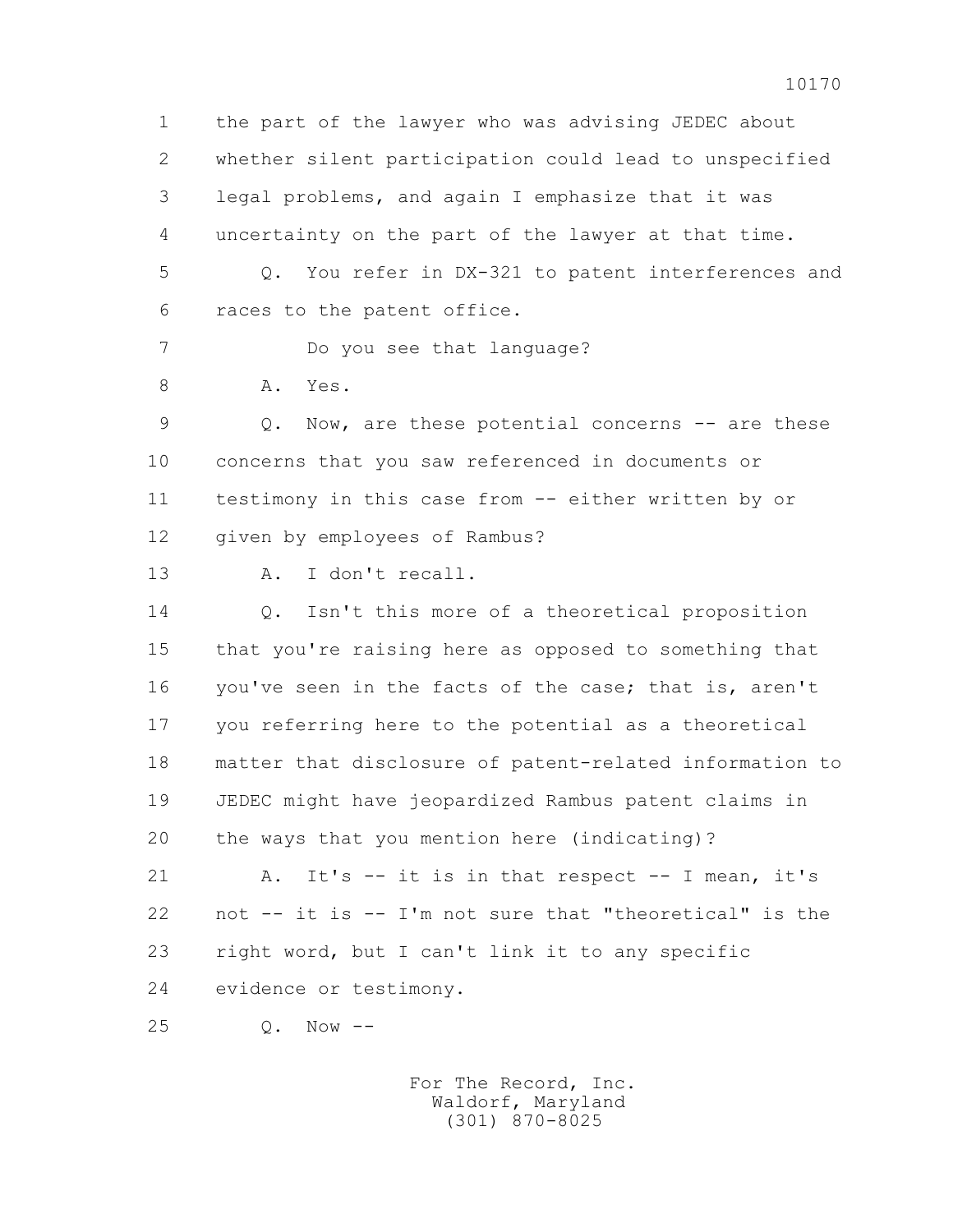1 the part of the lawyer who was advising JEDEC about
2 whether silent participation could lead to unspecified
3 legal problems, and again I emphasize that it was
4 uncertainty on the part of the lawyer at that time.
5 Q. You refer in DX-321 to patent interferences and
6 races to the patent office.
7 Do you see that language?
8 A. Yes.
9 Q. Now, are these potential concerns -- are these
10 concerns that you saw referenced in documents or
11 testimony in this case from -- either written by or
12 given by employees of Rambus?
13 A. I don't recall.
14 Q. Isn't this more of a theoretical proposition
15 that you're raising here as opposed to something that
16 you've seen in the facts of the case; that is, aren't
17 you referring here to the potential as a theoretical
18 matter that disclosure of patent-related information to
19 JEDEC might have jeopardized Rambus patent claims in
20 the ways that you mention here (indicating)?
21 A. It's -- it is in that respect -- I mean, it's
22 not -- it is -- I'm not sure that "theoretical" is the
23 right word, but I can't link it to any specific
24 evidence or testimony.
25 Q. Now --

For The Record, Inc.
Waldorf, Maryland
(301) 870-8025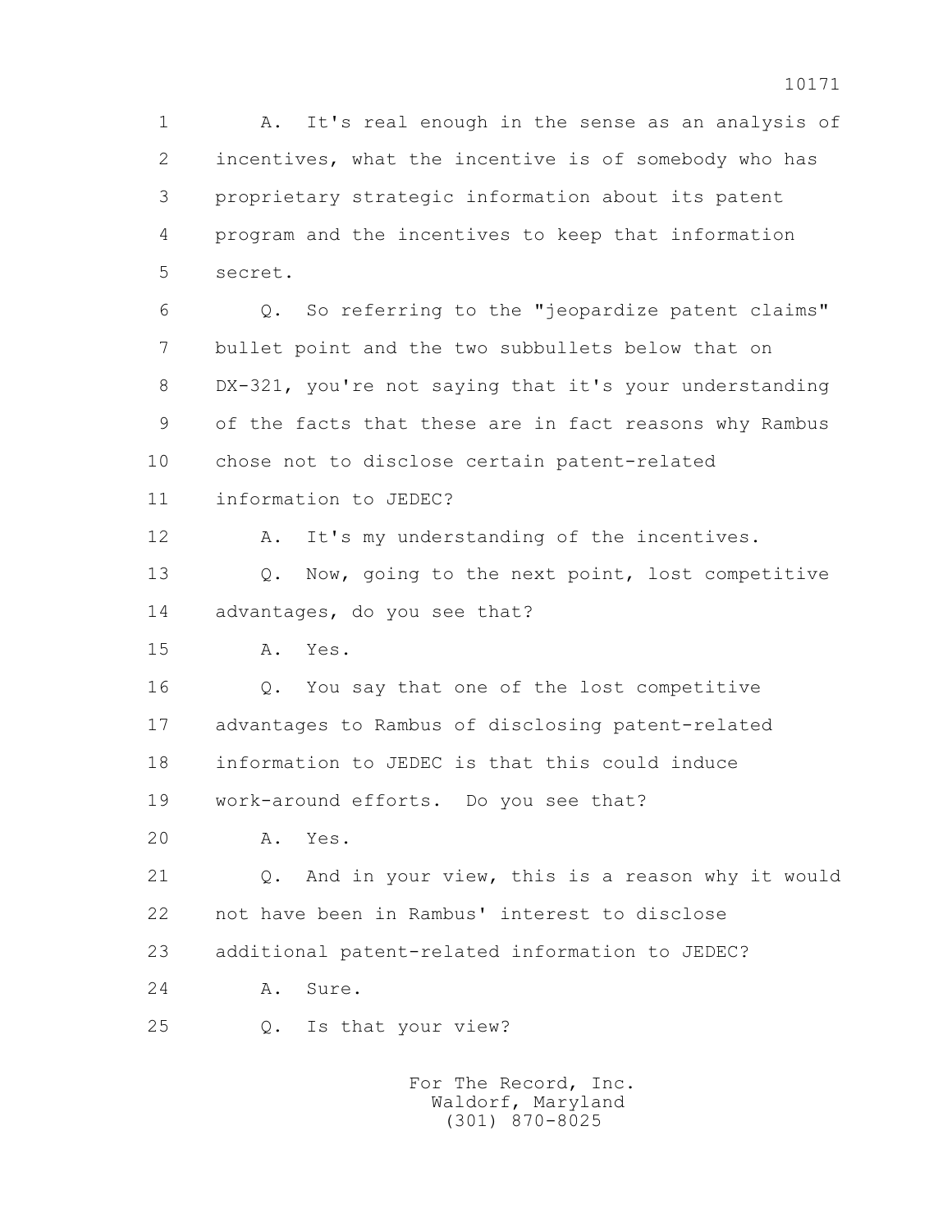1 A. It's real enough in the sense as an analysis of
2 incentives, what the incentive is of somebody who has
3 proprietary strategic information about its patent
4 program and the incentives to keep that information
5 secret.

6 Q. So referring to the "jeopardize patent claims"
7 bullet point and the two subbullets below that on
8 DX-321, you're not saying that it's your understanding
9 of the facts that these are in fact reasons why Rambus
10 chose not to disclose certain patent-related
11 information to JEDEC?

12 A. It's my understanding of the incentives.

13 Q. Now, going to the next point, lost competitive
14 advantages, do you see that?

15 A. Yes.

16 Q. You say that one of the lost competitive
17 advantages to Rambus of disclosing patent-related
18 information to JEDEC is that this could induce
19 work-around efforts. Do you see that?

20 A. Yes.

21 Q. And in your view, this is a reason why it would
22 not have been in Rambus' interest to disclose
23 additional patent-related information to JEDEC?

24 A. Sure.

25 Q. Is that your view?

For The Record, Inc.
Waldorf, Maryland
(301) 870-8025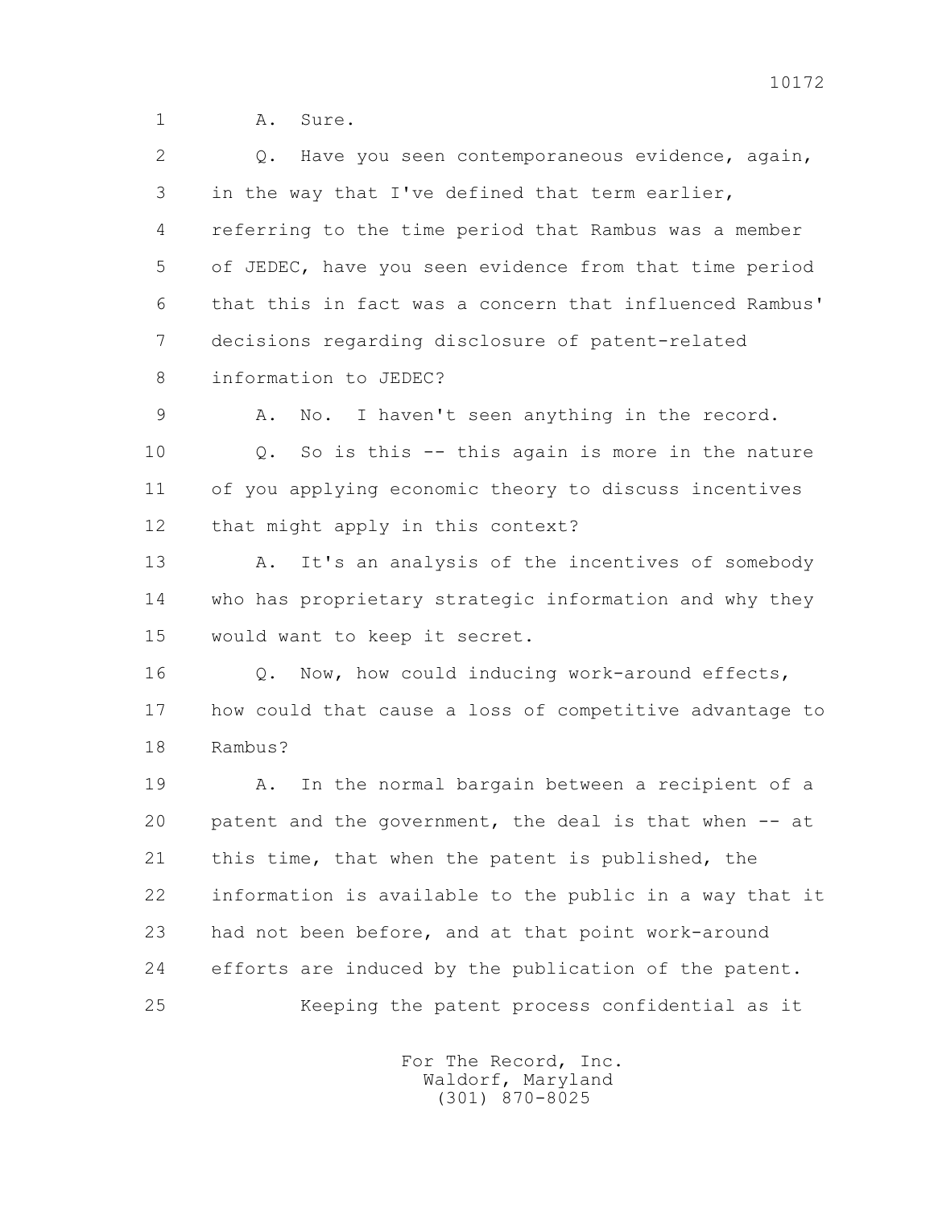1 A. Sure.

2 Q. Have you seen contemporaneous evidence, again,

3 in the way that I've defined that term earlier,

4 referring to the time period that Rambus was a member

5 of JEDEC, have you seen evidence from that time period

6 that this in fact was a concern that influenced Rambus'

7 decisions regarding disclosure of patent-related

8 information to JEDEC?

9 A. No. I haven't seen anything in the record.

10 Q. So is this -- this again is more in the nature

11 of you applying economic theory to discuss incentives

12 that might apply in this context?

13 A. It's an analysis of the incentives of somebody

14 who has proprietary strategic information and why they

15 would want to keep it secret.

16 Q. Now, how could inducing work-around effects,

17 how could that cause a loss of competitive advantage to

18 Rambus?

19 A. In the normal bargain between a recipient of a

20 patent and the government, the deal is that when -- at

21 this time, that when the patent is published, the

22 information is available to the public in a way that it

23 had not been before, and at that point work-around

24 efforts are induced by the publication of the patent.

25 Keeping the patent process confidential as it

For The Record, Inc.
Waldorf, Maryland
(301) 870-8025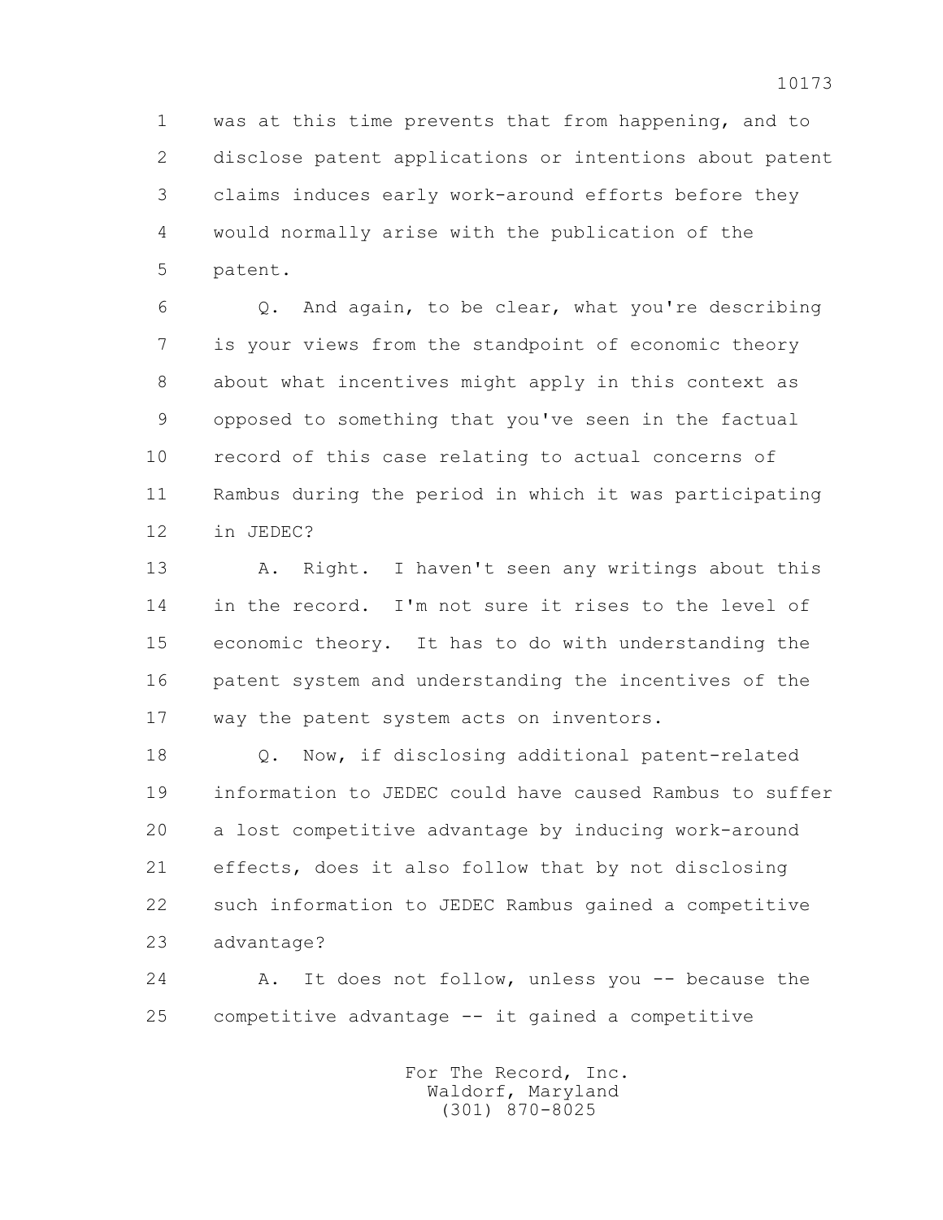was at this time prevents that from happening, and to disclose patent applications or intentions about patent claims induces early work-around efforts before they would normally arise with the publication of the patent.

Q. And again, to be clear, what you're describing is your views from the standpoint of economic theory about what incentives might apply in this context as opposed to something that you've seen in the factual record of this case relating to actual concerns of Rambus during the period in which it was participating in JEDEC?

A. Right. I haven't seen any writings about this in the record. I'm not sure it rises to the level of economic theory. It has to do with understanding the patent system and understanding the incentives of the way the patent system acts on inventors.

Q. Now, if disclosing additional patent-related information to JEDEC could have caused Rambus to suffer a lost competitive advantage by inducing work-around effects, does it also follow that by not disclosing such information to JEDEC Rambus gained a competitive advantage?

A. It does not follow, unless you -- because the competitive advantage -- it gained a competitive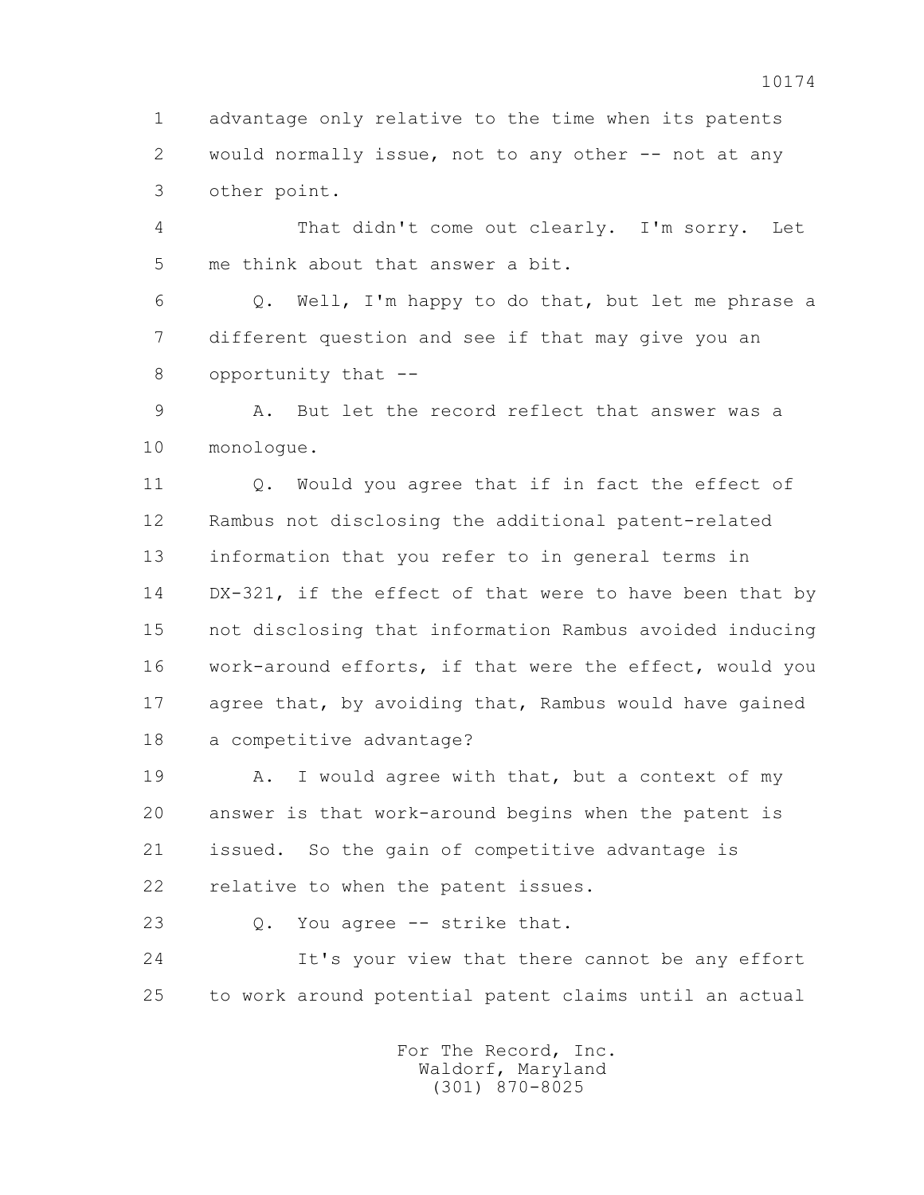1 advantage only relative to the time when its patents
2 would normally issue, not to any other -- not at any
3 other point.

4 That didn't come out clearly. I'm sorry. Let
5 me think about that answer a bit.

6 Q. Well, I'm happy to do that, but let me phrase a
7 different question and see if that may give you an
8 opportunity that --

9 A. But let the record reflect that answer was a
10 monologue.

11 Q. Would you agree that if in fact the effect of
12 Rambus not disclosing the additional patent-related
13 information that you refer to in general terms in
14 DX-321, if the effect of that were to have been that by
15 not disclosing that information Rambus avoided inducing
16 work-around efforts, if that were the effect, would you
17 agree that, by avoiding that, Rambus would have gained
18 a competitive advantage?

19 A. I would agree with that, but a context of my
20 answer is that work-around begins when the patent is
21 issued. So the gain of competitive advantage is
22 relative to when the patent issues.

23 Q. You agree -- strike that.

24 It's your view that there cannot be any effort
25 to work around potential patent claims until an actual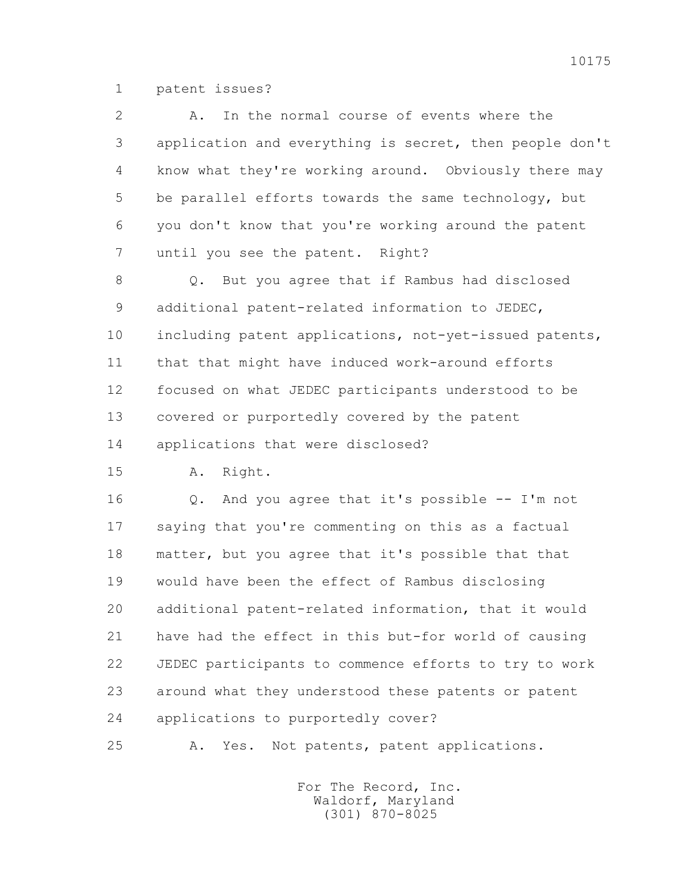patent issues?

A. In the normal course of events where the application and everything is secret, then people don't know what they're working around. Obviously there may be parallel efforts towards the same technology, but you don't know that you're working around the patent until you see the patent. Right?

Q. But you agree that if Rambus had disclosed additional patent-related information to JEDEC, including patent applications, not-yet-issued patents, that that might have induced work-around efforts focused on what JEDEC participants understood to be covered or purportedly covered by the patent applications that were disclosed?

A. Right.

Q. And you agree that it's possible -- I'm not saying that you're commenting on this as a factual matter, but you agree that it's possible that that would have been the effect of Rambus disclosing additional patent-related information, that it would have had the effect in this but-for world of causing JEDEC participants to commence efforts to try to work around what they understood these patents or patent applications to purportedly cover?

A. Yes. Not patents, patent applications.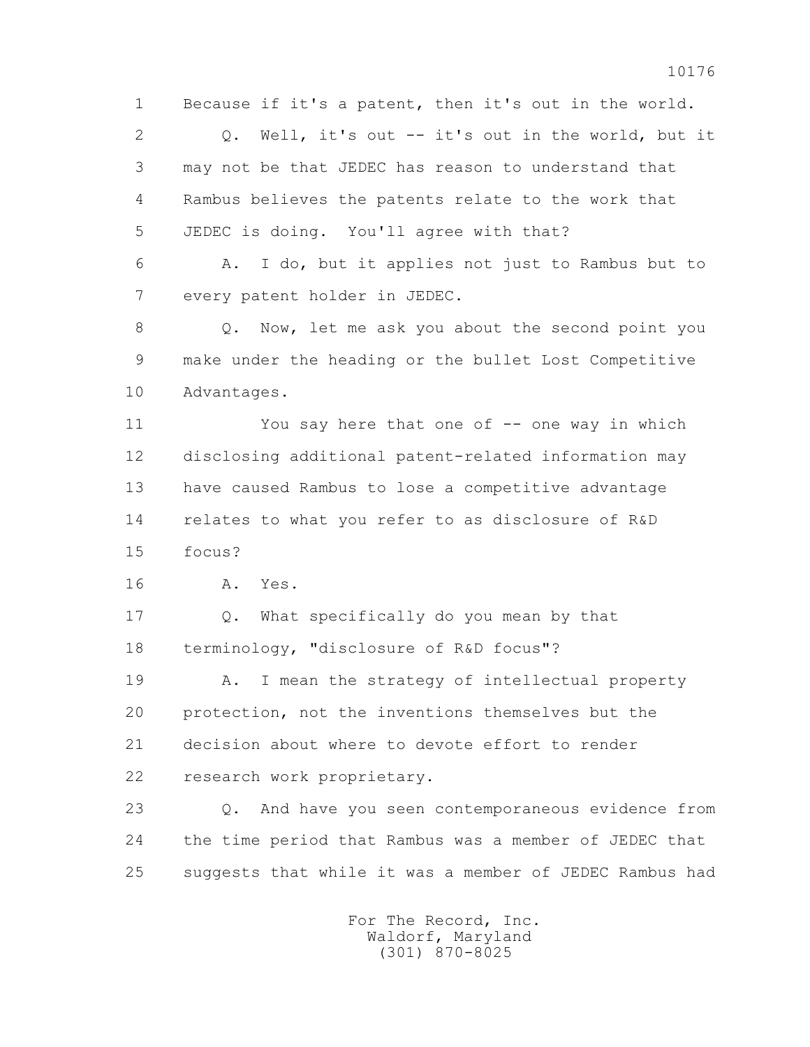1 Because if it's a patent, then it's out in the world.

2 Q. Well, it's out -- it's out in the world, but it

3 may not be that JEDEC has reason to understand that

4 Rambus believes the patents relate to the work that

5 JEDEC is doing. You'll agree with that?

6 A. I do, but it applies not just to Rambus but to

7 every patent holder in JEDEC.

8 Q. Now, let me ask you about the second point you

9 make under the heading or the bullet Lost Competitive

10 Advantages.

11 You say here that one of -- one way in which

12 disclosing additional patent-related information may

13 have caused Rambus to lose a competitive advantage

14 relates to what you refer to as disclosure of R&D

15 focus?

16 A. Yes.

17 Q. What specifically do you mean by that

18 terminology, "disclosure of R&D focus"?

19 A. I mean the strategy of intellectual property

20 protection, not the inventions themselves but the

21 decision about where to devote effort to render

22 research work proprietary.

23 Q. And have you seen contemporaneous evidence from

24 the time period that Rambus was a member of JEDEC that

25 suggests that while it was a member of JEDEC Rambus had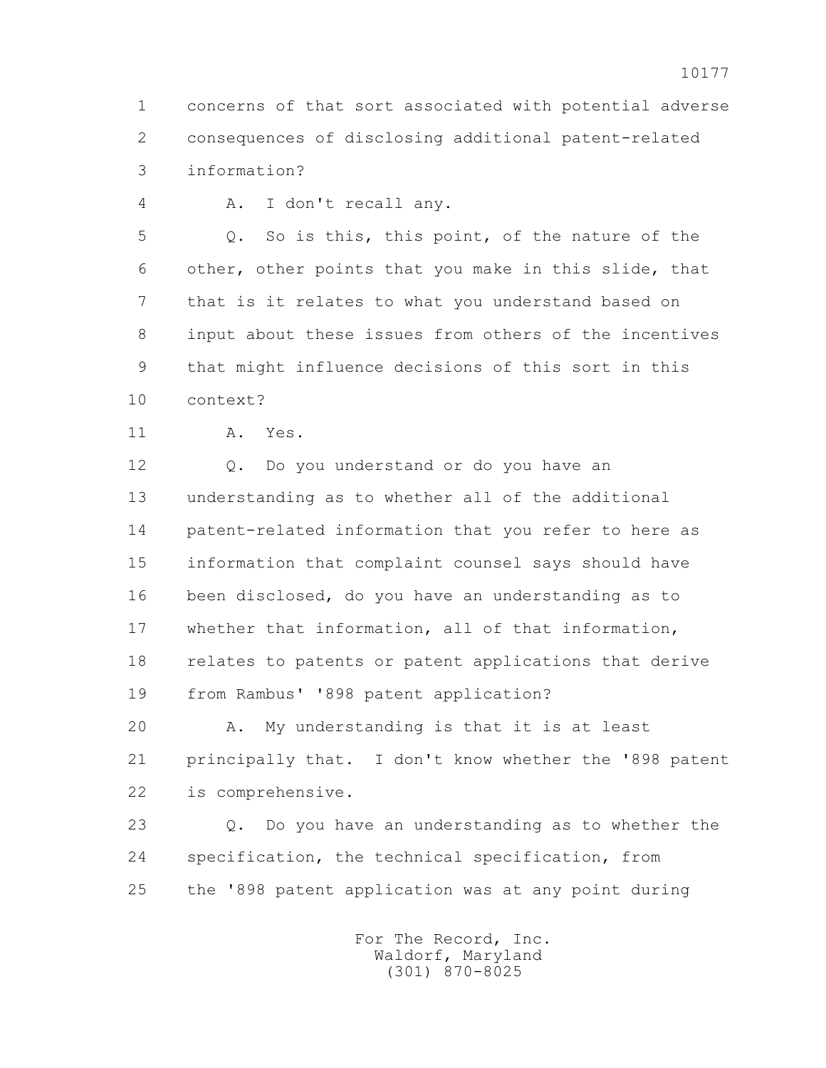1 concerns of that sort associated with potential adverse
2 consequences of disclosing additional patent-related
3 information?

4 A. I don't recall any.

5 Q. So is this, this point, of the nature of the
6 other, other points that you make in this slide, that
7 that is it relates to what you understand based on
8 input about these issues from others of the incentives
9 that might influence decisions of this sort in this
10 context?

11 A. Yes.

12 Q. Do you understand or do you have an
13 understanding as to whether all of the additional
14 patent-related information that you refer to here as
15 information that complaint counsel says should have
16 been disclosed, do you have an understanding as to
17 whether that information, all of that information,
18 relates to patents or patent applications that derive
19 from Rambus' '898 patent application?

20 A. My understanding is that it is at least
21 principally that. I don't know whether the '898 patent
22 is comprehensive.

23 Q. Do you have an understanding as to whether the
24 specification, the technical specification, from
25 the '898 patent application was at any point during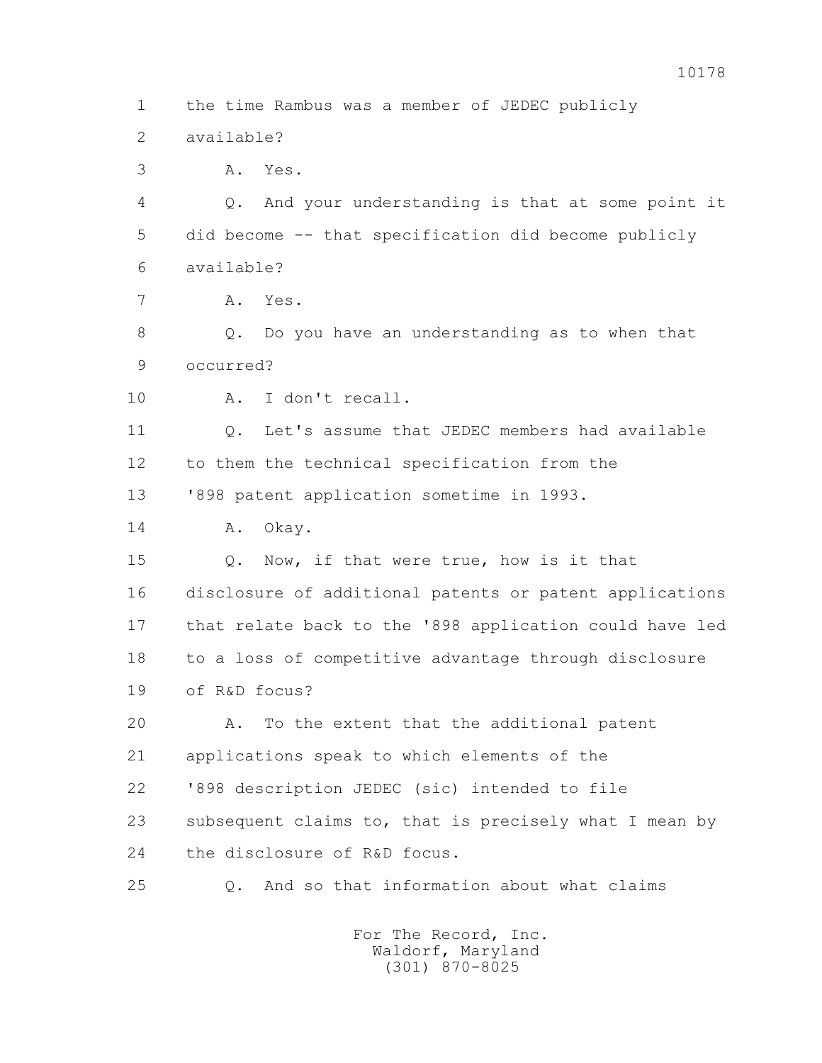1 the time Rambus was a member of JEDEC publicly
2 available?
3 A. Yes.
4 Q. And your understanding is that at some point it
5 did become -- that specification did become publicly
6 available?
7 A. Yes.
8 Q. Do you have an understanding as to when that
9 occurred?
10 A. I don't recall.
11 Q. Let's assume that JEDEC members had available
12 to them the technical specification from the
13 '898 patent application sometime in 1993.
14 A. Okay.
15 Q. Now, if that were true, how is it that
16 disclosure of additional patents or patent applications
17 that relate back to the '898 application could have led
18 to a loss of competitive advantage through disclosure
19 of R&D focus?
20 A. To the extent that the additional patent
21 applications speak to which elements of the
22 '898 description JEDEC (sic) intended to file
23 subsequent claims to, that is precisely what I mean by
24 the disclosure of R&D focus.
25 Q. And so that information about what claims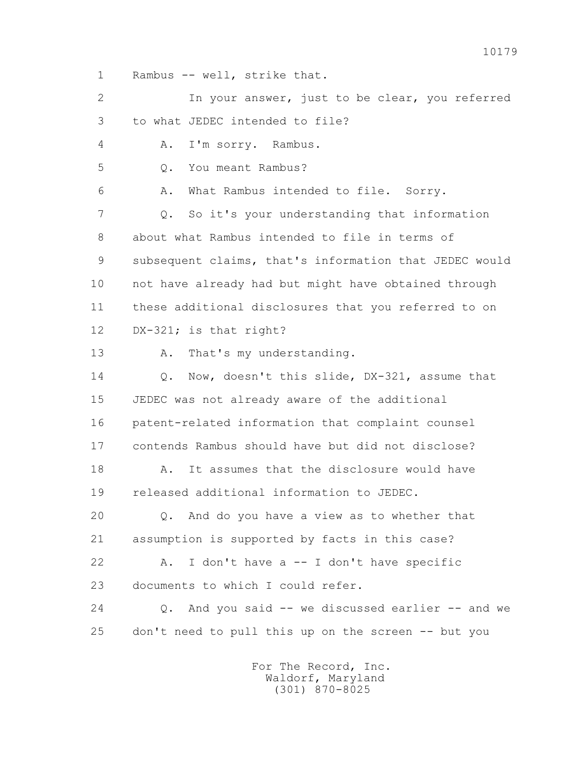1 Rambus -- well, strike that.

2 In your answer, just to be clear, you referred

3 to what JEDEC intended to file?

4 A. I'm sorry. Rambus.

5 Q. You meant Rambus?

6 A. What Rambus intended to file. Sorry.

7 Q. So it's your understanding that information

8 about what Rambus intended to file in terms of

9 subsequent claims, that's information that JEDEC would

10 not have already had but might have obtained through

11 these additional disclosures that you referred to on

12 DX-321; is that right?

13 A. That's my understanding.

14 Q. Now, doesn't this slide, DX-321, assume that

15 JEDEC was not already aware of the additional

16 patent-related information that complaint counsel

17 contends Rambus should have but did not disclose?

18 A. It assumes that the disclosure would have

19 released additional information to JEDEC.

20 Q. And do you have a view as to whether that

21 assumption is supported by facts in this case?

22 A. I don't have a -- I don't have specific

23 documents to which I could refer.

24 Q. And you said -- we discussed earlier -- and we

25 don't need to pull this up on the screen -- but you

For The Record, Inc.
Waldorf, Maryland
(301) 870-8025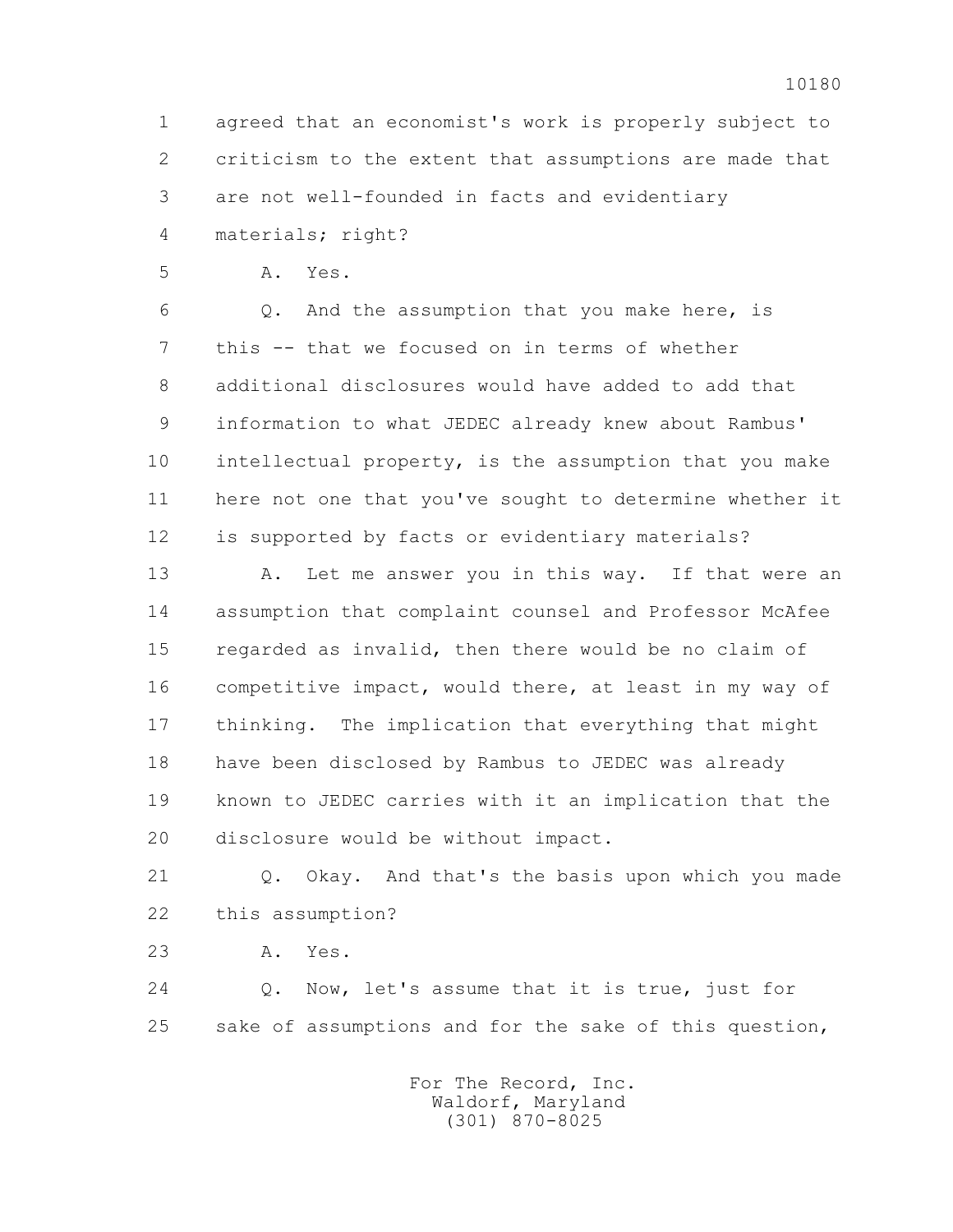1 agreed that an economist's work is properly subject to
2 criticism to the extent that assumptions are made that
3 are not well-founded in facts and evidentiary
4 materials; right?

5 A. Yes.

6 Q. And the assumption that you make here, is
7 this -- that we focused on in terms of whether
8 additional disclosures would have added to add that
9 information to what JEDEC already knew about Rambus'
10 intellectual property, is the assumption that you make
11 here not one that you've sought to determine whether it
12 is supported by facts or evidentiary materials?

13 A. Let me answer you in this way. If that were an
14 assumption that complaint counsel and Professor McAfee
15 regarded as invalid, then there would be no claim of
16 competitive impact, would there, at least in my way of
17 thinking. The implication that everything that might
18 have been disclosed by Rambus to JEDEC was already
19 known to JEDEC carries with it an implication that the
20 disclosure would be without impact.

21 Q. Okay. And that's the basis upon which you made
22 this assumption?

23 A. Yes.

24 Q. Now, let's assume that it is true, just for
25 sake of assumptions and for the sake of this question,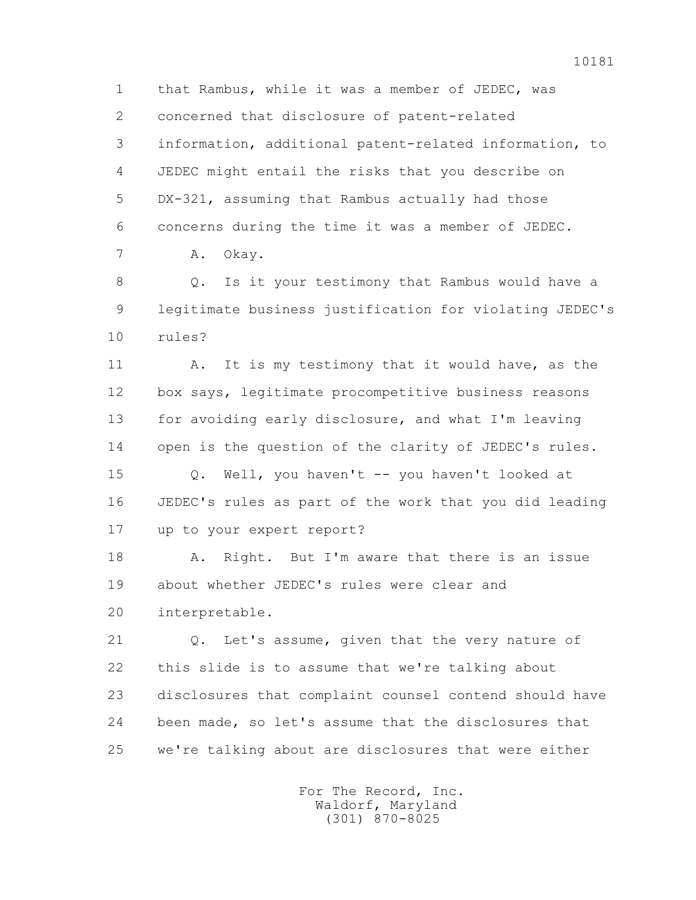1 that Rambus, while it was a member of JEDEC, was
2 concerned that disclosure of patent-related
3 information, additional patent-related information, to
4 JEDEC might entail the risks that you describe on
5 DX-321, assuming that Rambus actually had those
6 concerns during the time it was a member of JEDEC.

7 A. Okay.

8 Q. Is it your testimony that Rambus would have a
9 legitimate business justification for violating JEDEC's
10 rules?

11 A. It is my testimony that it would have, as the
12 box says, legitimate procompetitive business reasons
13 for avoiding early disclosure, and what I'm leaving
14 open is the question of the clarity of JEDEC's rules.

15 Q. Well, you haven't -- you haven't looked at
16 JEDEC's rules as part of the work that you did leading
17 up to your expert report?

18 A. Right. But I'm aware that there is an issue
19 about whether JEDEC's rules were clear and
20 interpretable.

21 Q. Let's assume, given that the very nature of
22 this slide is to assume that we're talking about
23 disclosures that complaint counsel contend should have
24 been made, so let's assume that the disclosures that
25 we're talking about are disclosures that were either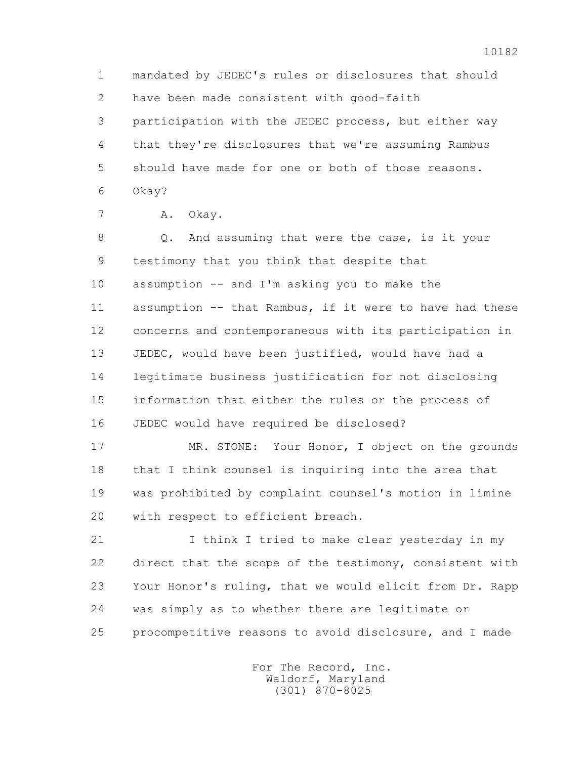1 mandated by JEDEC's rules or disclosures that should
2 have been made consistent with good-faith
3 participation with the JEDEC process, but either way
4 that they're disclosures that we're assuming Rambus
5 should have made for one or both of those reasons.
6 Okay?

7 A. Okay.

8 Q. And assuming that were the case, is it your
9 testimony that you think that despite that
10 assumption -- and I'm asking you to make the
11 assumption -- that Rambus, if it were to have had these
12 concerns and contemporaneous with its participation in
13 JEDEC, would have been justified, would have had a
14 legitimate business justification for not disclosing
15 information that either the rules or the process of
16 JEDEC would have required be disclosed?

17 MR. STONE: Your Honor, I object on the grounds
18 that I think counsel is inquiring into the area that
19 was prohibited by complaint counsel's motion in limine
20 with respect to efficient breach.

21 I think I tried to make clear yesterday in my
22 direct that the scope of the testimony, consistent with
23 Your Honor's ruling, that we would elicit from Dr. Rapp
24 was simply as to whether there are legitimate or
25 procompetitive reasons to avoid disclosure, and I made

For The Record, Inc.
Waldorf, Maryland
(301) 870-8025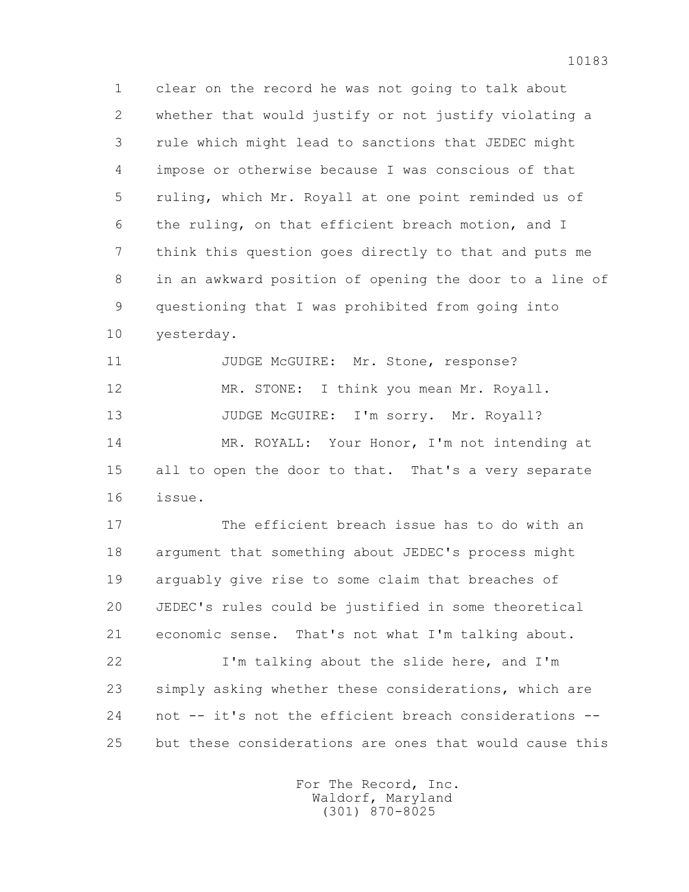1 clear on the record he was not going to talk about
2 whether that would justify or not justify violating a
3 rule which might lead to sanctions that JEDEC might
4 impose or otherwise because I was conscious of that
5 ruling, which Mr. Royall at one point reminded us of
6 the ruling, on that efficient breach motion, and I
7 think this question goes directly to that and puts me
8 in an awkward position of opening the door to a line of
9 questioning that I was prohibited from going into
10 yesterday.

11 JUDGE McGUIRE: Mr. Stone, response?

12 MR. STONE: I think you mean Mr. Royall.

13 JUDGE McGUIRE: I'm sorry. Mr. Royall?

14 MR. ROYALL: Your Honor, I'm not intending at
15 all to open the door to that. That's a very separate
16 issue.

17 The efficient breach issue has to do with an
18 argument that something about JEDEC's process might
19 arguably give rise to some claim that breaches of
20 JEDEC's rules could be justified in some theoretical
21 economic sense. That's not what I'm talking about.

22 I'm talking about the slide here, and I'm
23 simply asking whether these considerations, which are
24 not -- it's not the efficient breach considerations --
25 but these considerations are ones that would cause this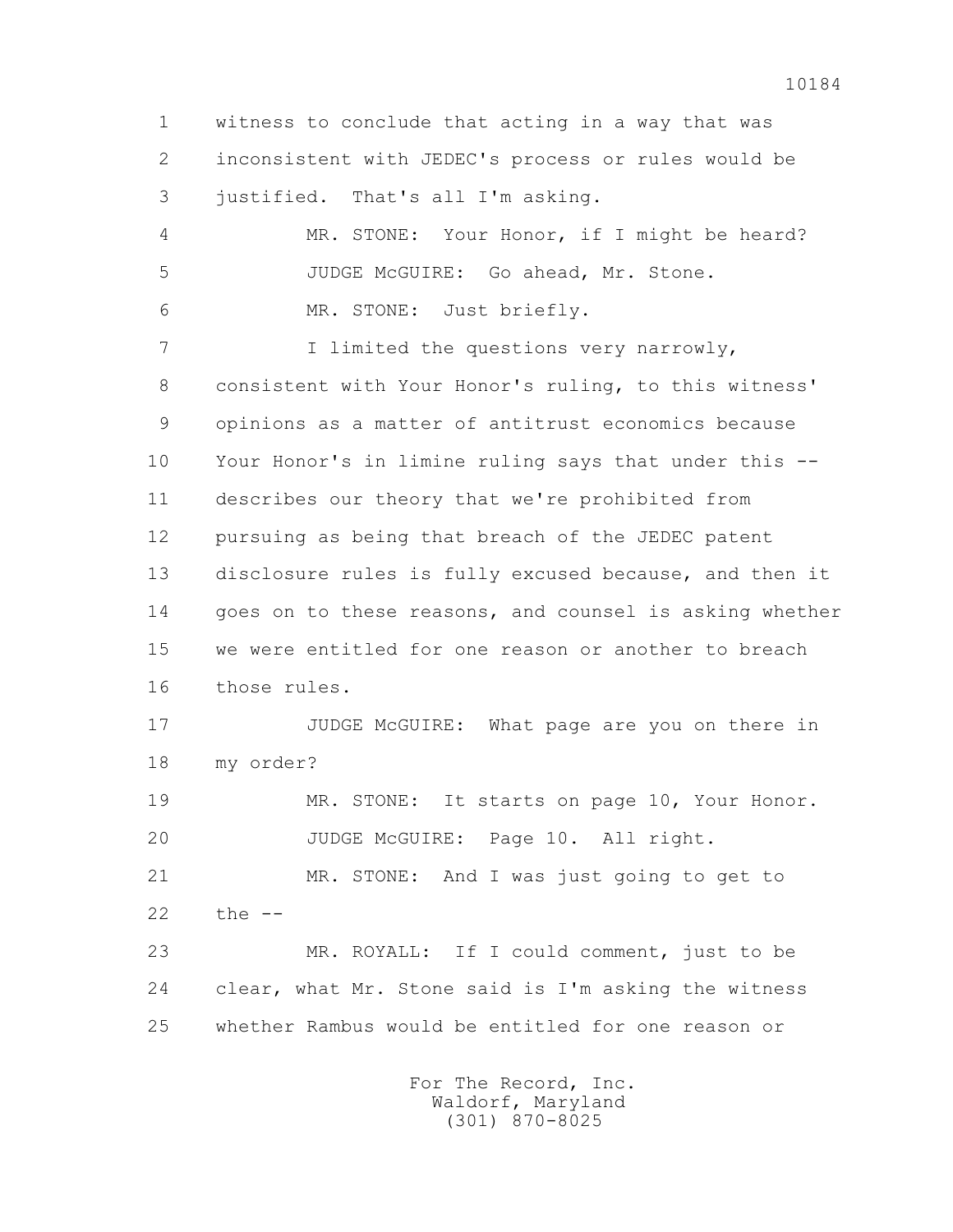witness to conclude that acting in a way that was inconsistent with JEDEC's process or rules would be justified. That's all I'm asking.

MR. STONE: Your Honor, if I might be heard?

JUDGE McGUIRE: Go ahead, Mr. Stone.

MR. STONE: Just briefly.

I limited the questions very narrowly, consistent with Your Honor's ruling, to this witness' opinions as a matter of antitrust economics because Your Honor's in limine ruling says that under this -- describes our theory that we're prohibited from pursuing as being that breach of the JEDEC patent disclosure rules is fully excused because, and then it goes on to these reasons, and counsel is asking whether we were entitled for one reason or another to breach those rules.

JUDGE McGUIRE: What page are you on there in my order?

MR. STONE: It starts on page 10, Your Honor.

JUDGE McGUIRE: Page 10. All right.

MR. STONE: And I was just going to get to the --

MR. ROYALL: If I could comment, just to be clear, what Mr. Stone said is I'm asking the witness whether Rambus would be entitled for one reason or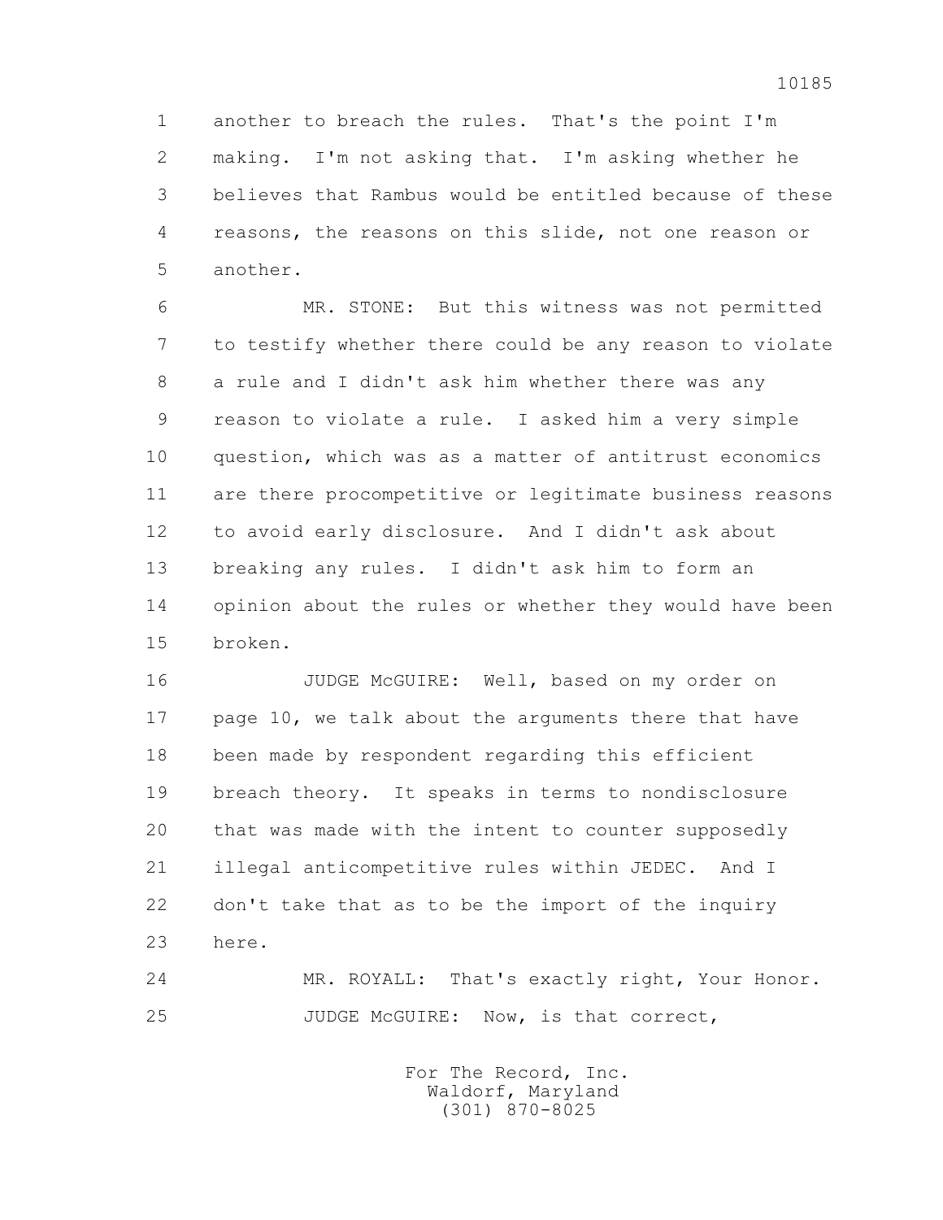another to breach the rules. That's the point I'm making. I'm not asking that. I'm asking whether he believes that Rambus would be entitled because of these reasons, the reasons on this slide, not one reason or another.

MR. STONE: But this witness was not permitted to testify whether there could be any reason to violate a rule and I didn't ask him whether there was any reason to violate a rule. I asked him a very simple question, which was as a matter of antitrust economics are there procompetitive or legitimate business reasons to avoid early disclosure. And I didn't ask about breaking any rules. I didn't ask him to form an opinion about the rules or whether they would have been broken.

JUDGE McGUIRE: Well, based on my order on page 10, we talk about the arguments there that have been made by respondent regarding this efficient breach theory. It speaks in terms to nondisclosure that was made with the intent to counter supposedly illegal anticompetitive rules within JEDEC. And I don't take that as to be the import of the inquiry here.

MR. ROYALL: That's exactly right, Your Honor.

JUDGE McGUIRE: Now, is that correct,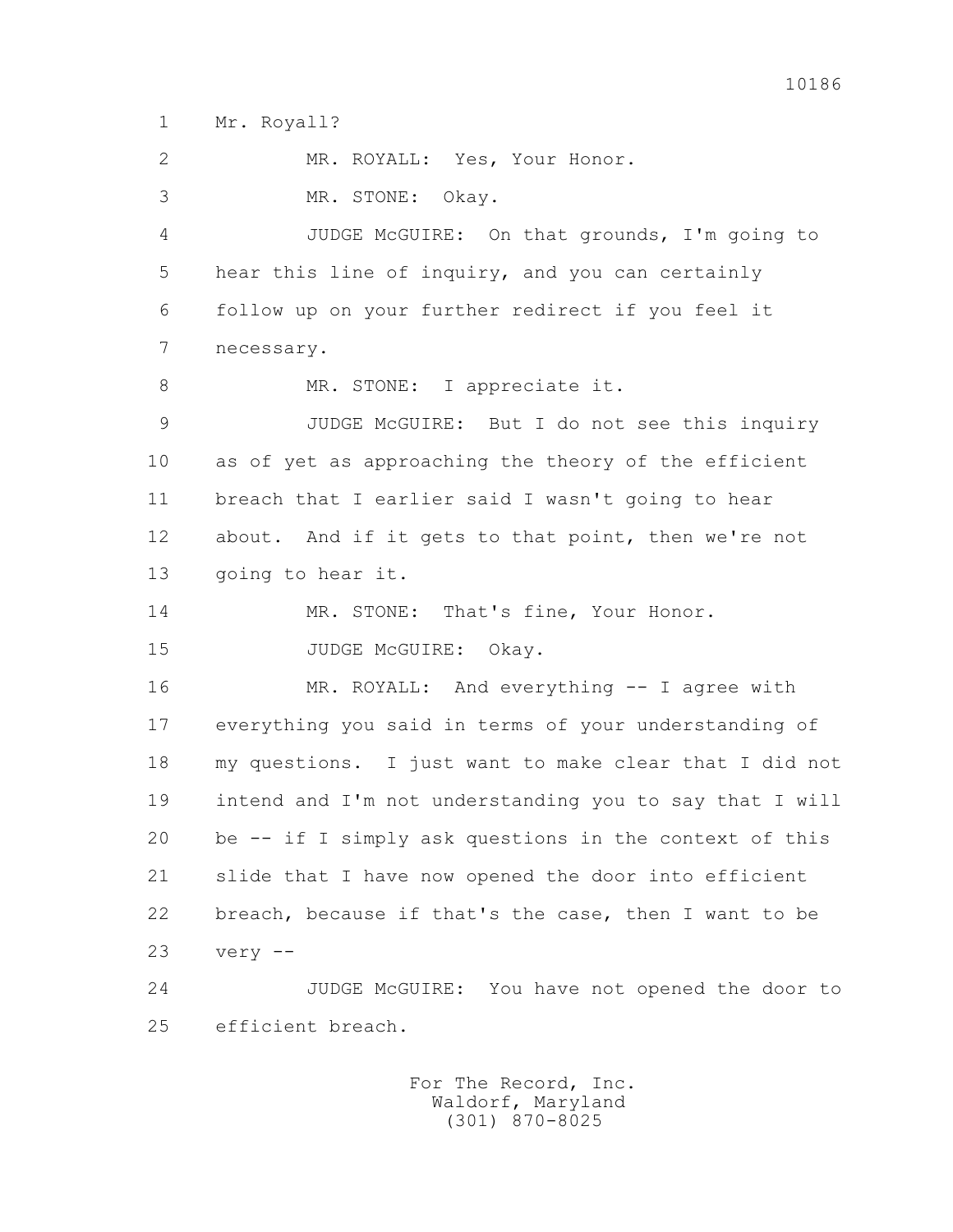1 Mr. Royall?

2 MR. ROYALL: Yes, Your Honor.

3 MR. STONE: Okay.

4 JUDGE McGUIRE: On that grounds, I'm going to

5 hear this line of inquiry, and you can certainly

6 follow up on your further redirect if you feel it

7 necessary.

8 MR. STONE: I appreciate it.

9 JUDGE McGUIRE: But I do not see this inquiry

10 as of yet as approaching the theory of the efficient

11 breach that I earlier said I wasn't going to hear

12 about. And if it gets to that point, then we're not

13 going to hear it.

14 MR. STONE: That's fine, Your Honor.

15 JUDGE McGUIRE: Okay.

16 MR. ROYALL: And everything -- I agree with

17 everything you said in terms of your understanding of

18 my questions. I just want to make clear that I did not

19 intend and I'm not understanding you to say that I will

20 be -- if I simply ask questions in the context of this

21 slide that I have now opened the door into efficient

22 breach, because if that's the case, then I want to be

23 very --

24 JUDGE McGUIRE: You have not opened the door to

25 efficient breach.

For The Record, Inc.
Waldorf, Maryland
(301) 870-8025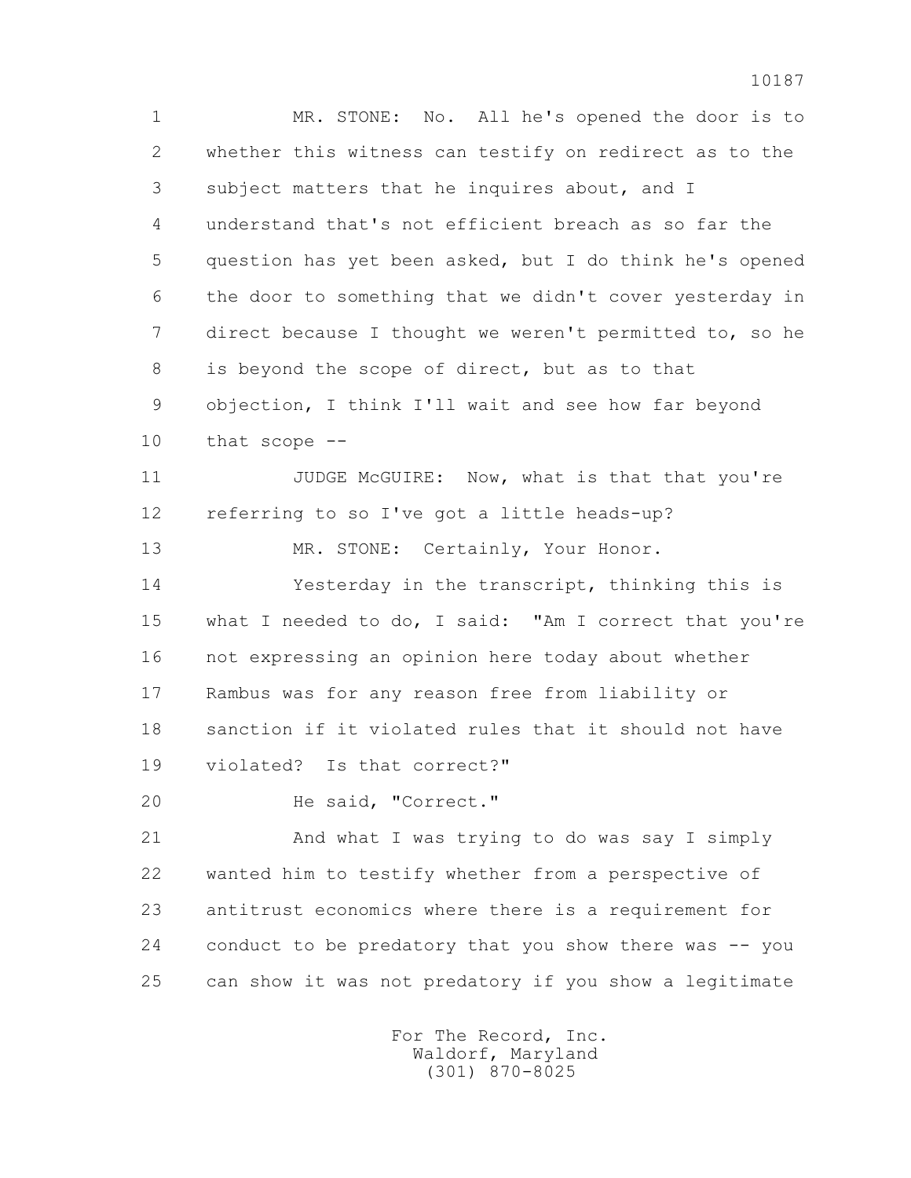MR. STONE: No. All he's opened the door is to whether this witness can testify on redirect as to the subject matters that he inquires about, and I understand that's not efficient breach as so far the question has yet been asked, but I do think he's opened the door to something that we didn't cover yesterday in direct because I thought we weren't permitted to, so he is beyond the scope of direct, but as to that objection, I think I'll wait and see how far beyond that scope --

JUDGE McGUIRE: Now, what is that that you're referring to so I've got a little heads-up?

MR. STONE: Certainly, Your Honor.

Yesterday in the transcript, thinking this is what I needed to do, I said: "Am I correct that you're not expressing an opinion here today about whether Rambus was for any reason free from liability or sanction if it violated rules that it should not have violated? Is that correct?"

He said, "Correct."

And what I was trying to do was say I simply wanted him to testify whether from a perspective of antitrust economics where there is a requirement for conduct to be predatory that you show there was -- you can show it was not predatory if you show a legitimate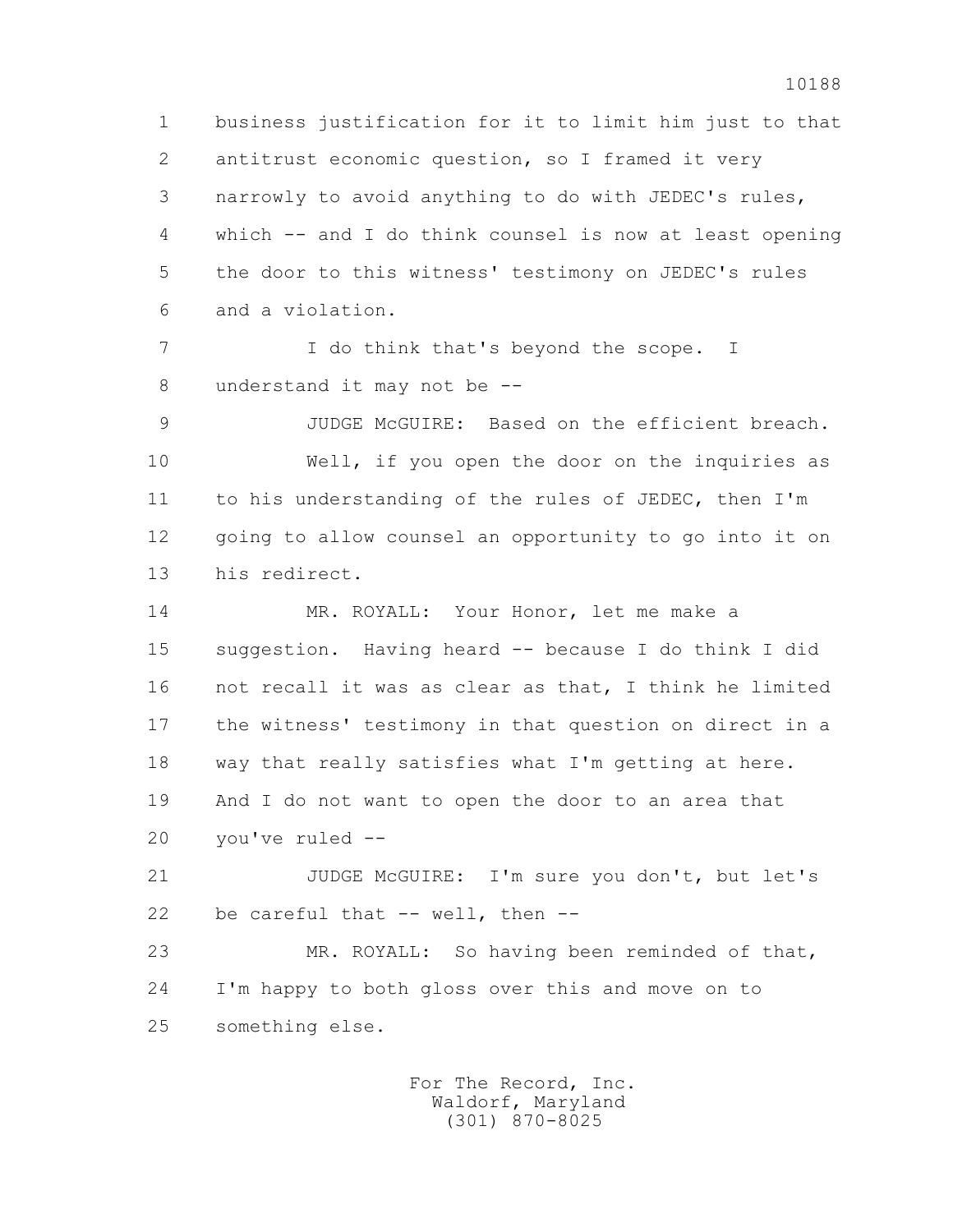1 business justification for it to limit him just to that
2 antitrust economic question, so I framed it very
3 narrowly to avoid anything to do with JEDEC's rules,
4 which -- and I do think counsel is now at least opening
5 the door to this witness' testimony on JEDEC's rules
6 and a violation.

7 I do think that's beyond the scope. I
8 understand it may not be --

9 JUDGE McGUIRE: Based on the efficient breach.

10 Well, if you open the door on the inquiries as
11 to his understanding of the rules of JEDEC, then I'm
12 going to allow counsel an opportunity to go into it on
13 his redirect.

14 MR. ROYALL: Your Honor, let me make a
15 suggestion. Having heard -- because I do think I did
16 not recall it was as clear as that, I think he limited
17 the witness' testimony in that question on direct in a
18 way that really satisfies what I'm getting at here.
19 And I do not want to open the door to an area that
20 you've ruled --

21 JUDGE McGUIRE: I'm sure you don't, but let's
22 be careful that -- well, then --

23 MR. ROYALL: So having been reminded of that,
24 I'm happy to both gloss over this and move on to
25 something else.

For The Record, Inc.
Waldorf, Maryland
(301) 870-8025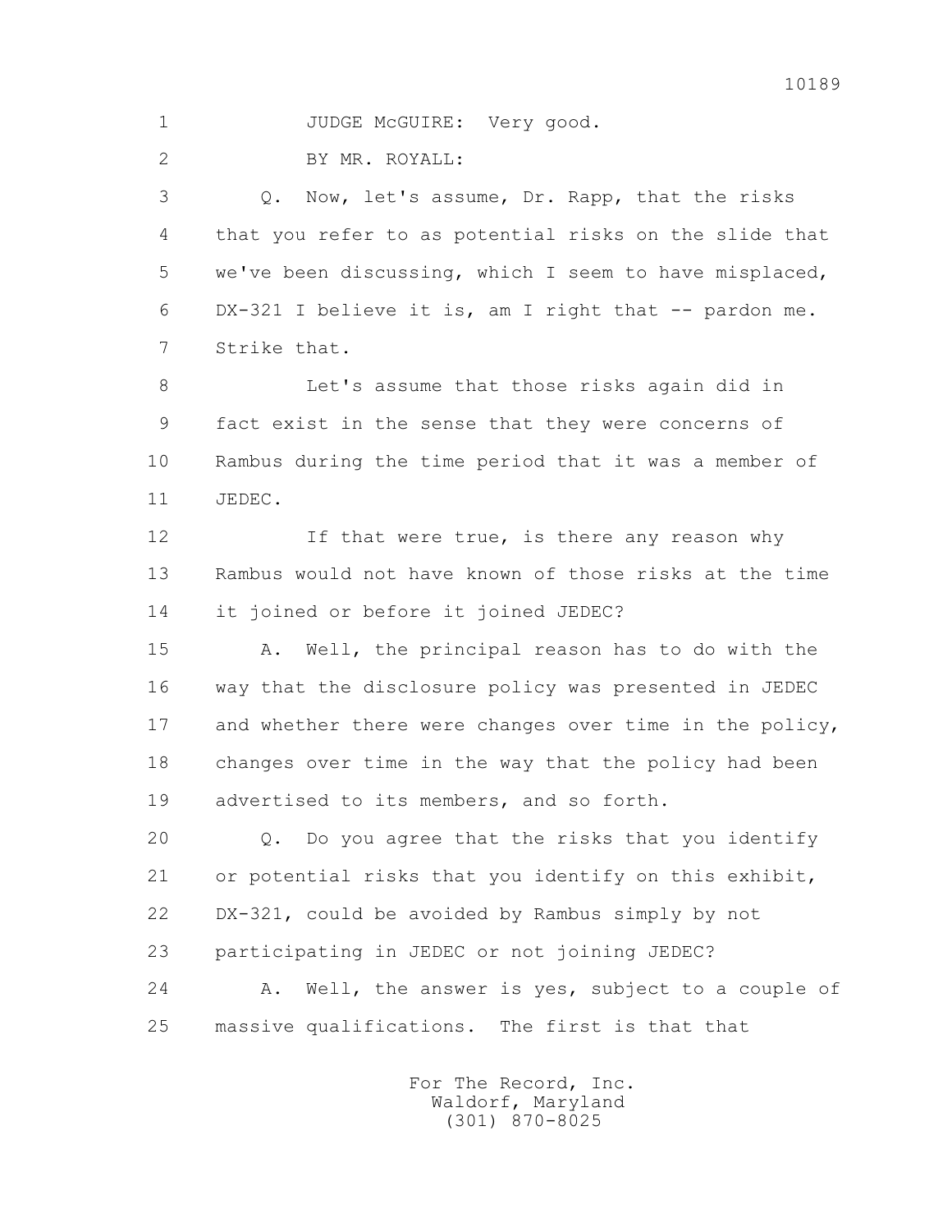1 JUDGE McGUIRE: Very good.

2 BY MR. ROYALL:

3 Q. Now, let's assume, Dr. Rapp, that the risks

4 that you refer to as potential risks on the slide that

5 we've been discussing, which I seem to have misplaced,

6 DX-321 I believe it is, am I right that -- pardon me.

7 Strike that.

8 Let's assume that those risks again did in

9 fact exist in the sense that they were concerns of

10 Rambus during the time period that it was a member of

11 JEDEC.

12 If that were true, is there any reason why

13 Rambus would not have known of those risks at the time

14 it joined or before it joined JEDEC?

15 A. Well, the principal reason has to do with the

16 way that the disclosure policy was presented in JEDEC

17 and whether there were changes over time in the policy,

18 changes over time in the way that the policy had been

19 advertised to its members, and so forth.

20 Q. Do you agree that the risks that you identify

21 or potential risks that you identify on this exhibit,

22 DX-321, could be avoided by Rambus simply by not

23 participating in JEDEC or not joining JEDEC?

24 A. Well, the answer is yes, subject to a couple of

25 massive qualifications. The first is that that

For The Record, Inc.
Waldorf, Maryland
(301) 870-8025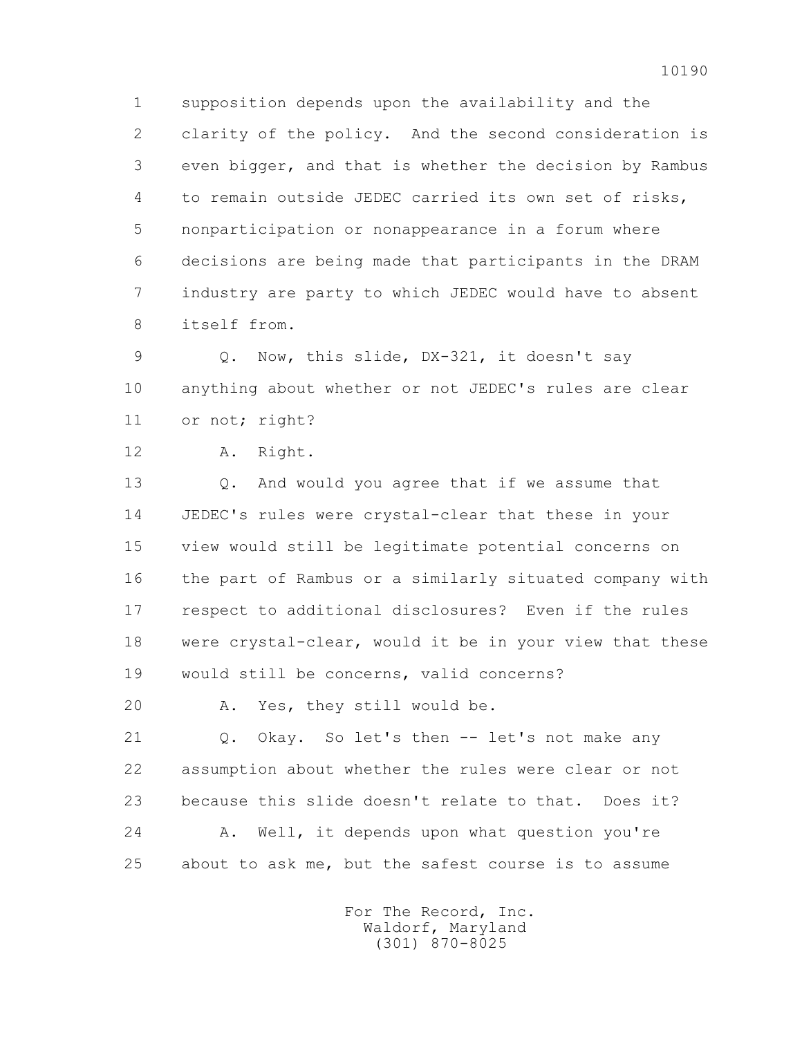supposition depends upon the availability and the clarity of the policy. And the second consideration is even bigger, and that is whether the decision by Rambus to remain outside JEDEC carried its own set of risks, nonparticipation or nonappearance in a forum where decisions are being made that participants in the DRAM industry are party to which JEDEC would have to absent itself from.

Q. Now, this slide, DX-321, it doesn't say anything about whether or not JEDEC's rules are clear or not; right?

A. Right.

Q. And would you agree that if we assume that JEDEC's rules were crystal-clear that these in your view would still be legitimate potential concerns on the part of Rambus or a similarly situated company with respect to additional disclosures? Even if the rules were crystal-clear, would it be in your view that these would still be concerns, valid concerns?

A. Yes, they still would be.

Q. Okay. So let's then -- let's not make any assumption about whether the rules were clear or not because this slide doesn't relate to that. Does it?

A. Well, it depends upon what question you're about to ask me, but the safest course is to assume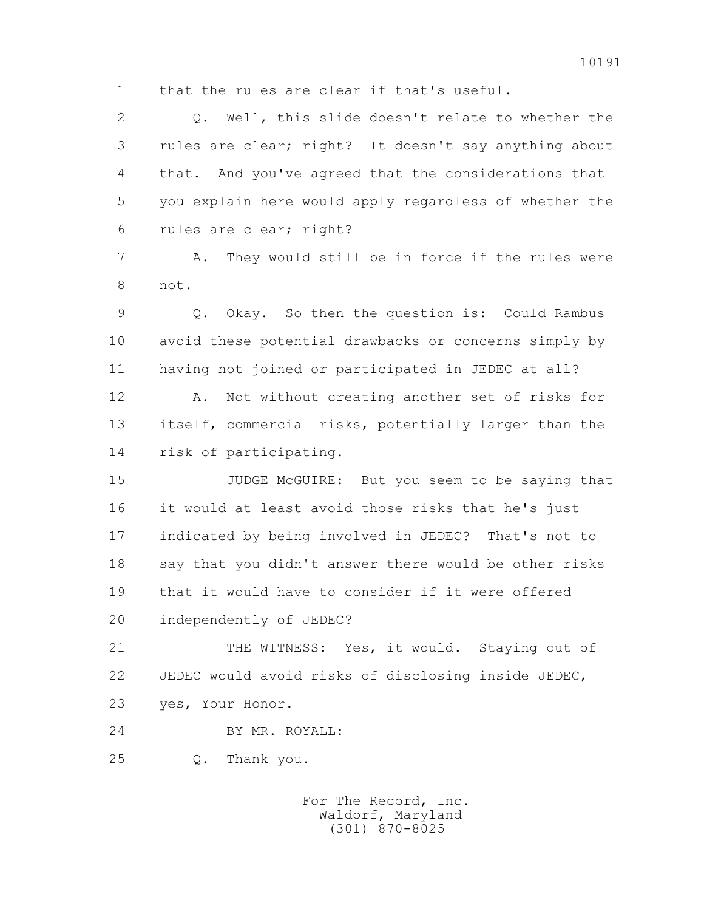that the rules are clear if that's useful.

Q. Well, this slide doesn't relate to whether the rules are clear; right? It doesn't say anything about that. And you've agreed that the considerations that you explain here would apply regardless of whether the rules are clear; right?

A. They would still be in force if the rules were not.

Q. Okay. So then the question is: Could Rambus avoid these potential drawbacks or concerns simply by having not joined or participated in JEDEC at all?

A. Not without creating another set of risks for itself, commercial risks, potentially larger than the risk of participating.

JUDGE McGUIRE: But you seem to be saying that it would at least avoid those risks that he's just indicated by being involved in JEDEC? That's not to say that you didn't answer there would be other risks that it would have to consider if it were offered independently of JEDEC?

THE WITNESS: Yes, it would. Staying out of JEDEC would avoid risks of disclosing inside JEDEC, yes, Your Honor.

BY MR. ROYALL:

Q. Thank you.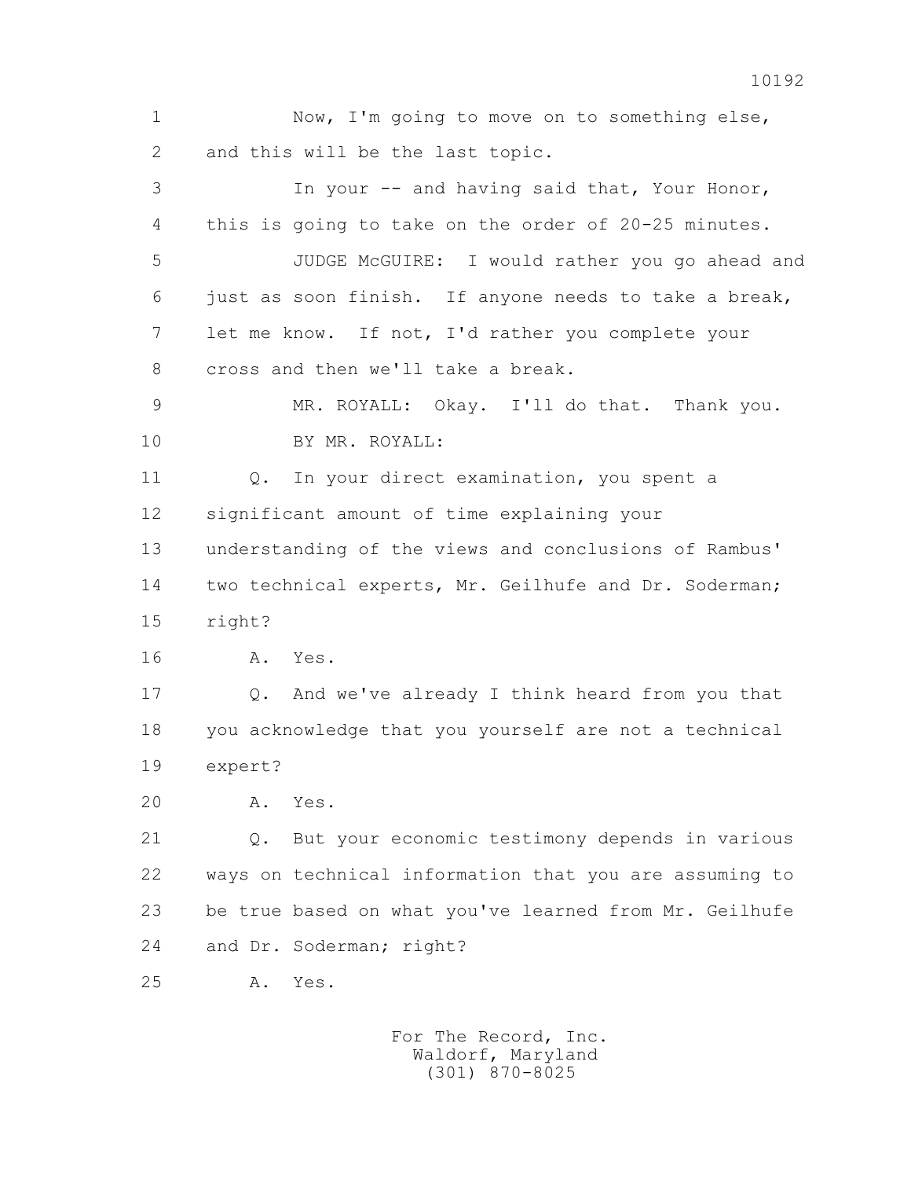1 Now, I'm going to move on to something else,
2 and this will be the last topic.
3 In your -- and having said that, Your Honor,
4 this is going to take on the order of 20-25 minutes.
5 JUDGE McGUIRE: I would rather you go ahead and
6 just as soon finish. If anyone needs to take a break,
7 let me know. If not, I'd rather you complete your
8 cross and then we'll take a break.
9 MR. ROYALL: Okay. I'll do that. Thank you.
10 BY MR. ROYALL:
11 Q. In your direct examination, you spent a
12 significant amount of time explaining your
13 understanding of the views and conclusions of Rambus'
14 two technical experts, Mr. Geilhufe and Dr. Soderman;
15 right?
16 A. Yes.
17 Q. And we've already I think heard from you that
18 you acknowledge that you yourself are not a technical
19 expert?
20 A. Yes.
21 Q. But your economic testimony depends in various
22 ways on technical information that you are assuming to
23 be true based on what you've learned from Mr. Geilhufe
24 and Dr. Soderman; right?
25 A. Yes.

For The Record, Inc.
Waldorf, Maryland
(301) 870-8025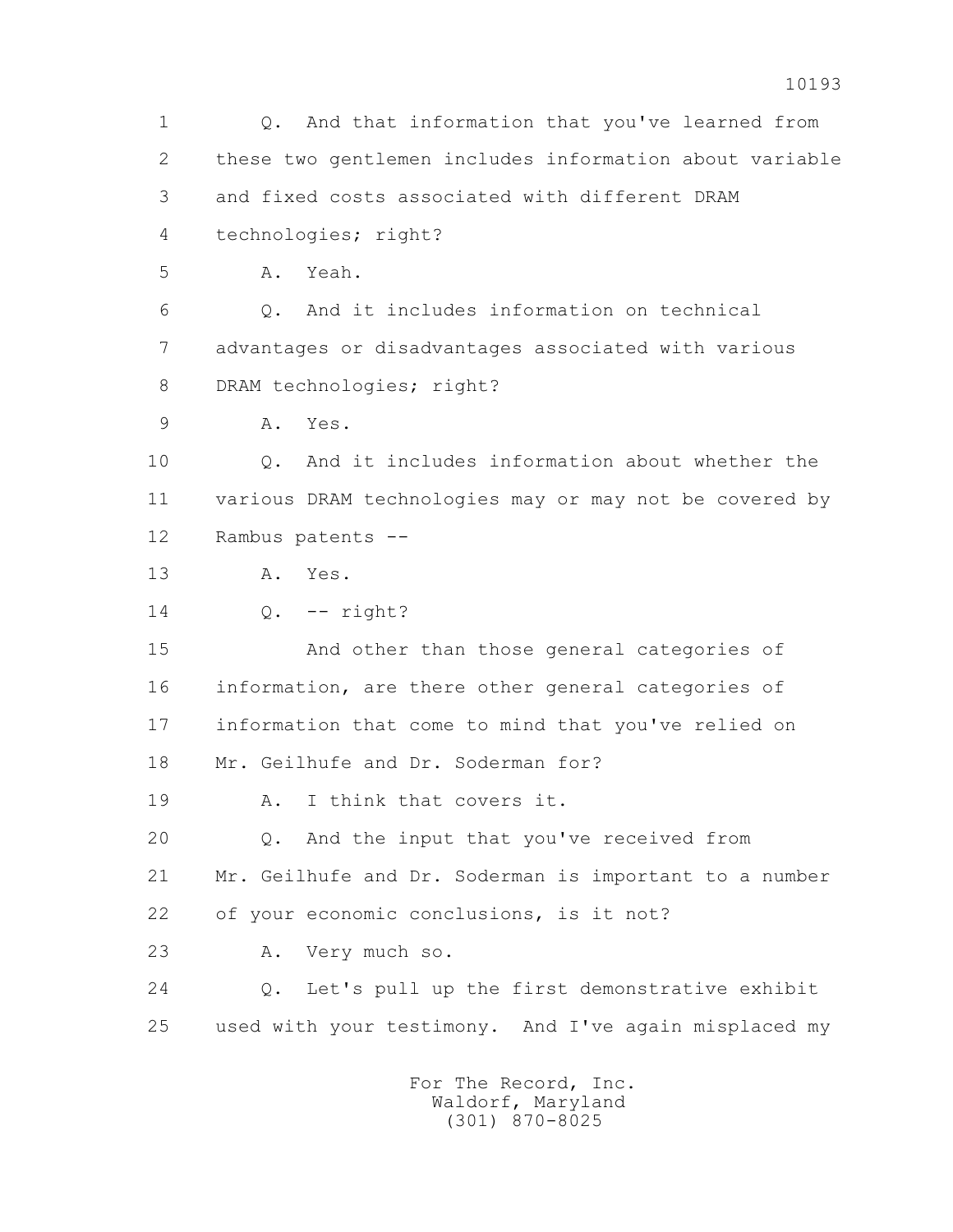1 Q. And that information that you've learned from
2 these two gentlemen includes information about variable
3 and fixed costs associated with different DRAM
4 technologies; right?
5 A. Yeah.
6 Q. And it includes information on technical
7 advantages or disadvantages associated with various
8 DRAM technologies; right?
9 A. Yes.
10 Q. And it includes information about whether the
11 various DRAM technologies may or may not be covered by
12 Rambus patents --
13 A. Yes.
14 Q. -- right?
15 And other than those general categories of
16 information, are there other general categories of
17 information that come to mind that you've relied on
18 Mr. Geilhufe and Dr. Soderman for?
19 A. I think that covers it.
20 Q. And the input that you've received from
21 Mr. Geilhufe and Dr. Soderman is important to a number
22 of your economic conclusions, is it not?
23 A. Very much so.
24 Q. Let's pull up the first demonstrative exhibit
25 used with your testimony. And I've again misplaced my

For The Record, Inc.
Waldorf, Maryland
(301) 870-8025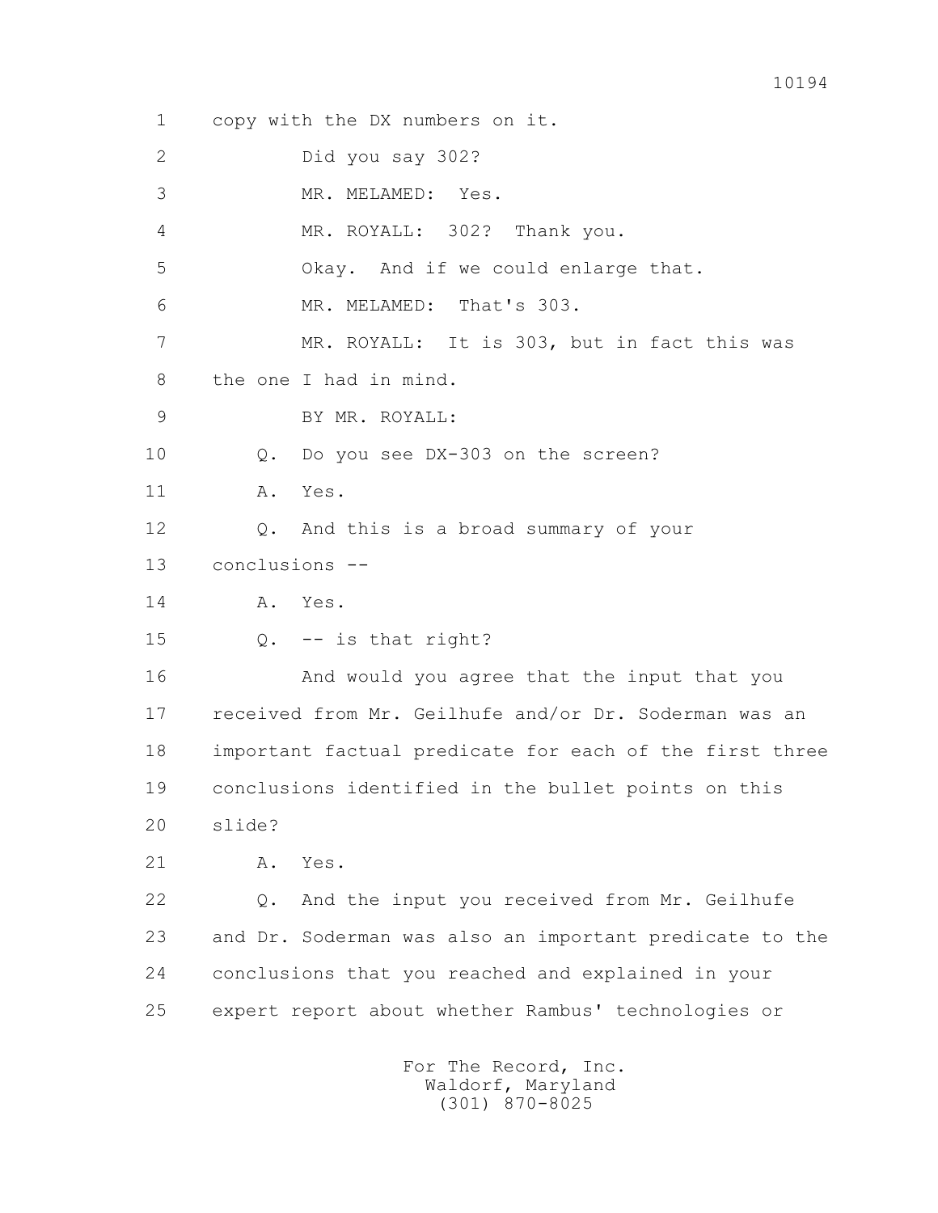1 copy with the DX numbers on it.

2 Did you say 302?

3 MR. MELAMED: Yes.

4 MR. ROYALL: 302? Thank you.

5 Okay. And if we could enlarge that.

6 MR. MELAMED: That's 303.

7 MR. ROYALL: It is 303, but in fact this was

8 the one I had in mind.

9 BY MR. ROYALL:

10 Q. Do you see DX-303 on the screen?

11 A. Yes.

12 Q. And this is a broad summary of your

13 conclusions --

14 A. Yes.

15 Q. -- is that right?

16 And would you agree that the input that you

17 received from Mr. Geilhufe and/or Dr. Soderman was an

18 important factual predicate for each of the first three

19 conclusions identified in the bullet points on this

20 slide?

21 A. Yes.

22 Q. And the input you received from Mr. Geilhufe

23 and Dr. Soderman was also an important predicate to the

24 conclusions that you reached and explained in your

25 expert report about whether Rambus' technologies or

For The Record, Inc.
Waldorf, Maryland
(301) 870-8025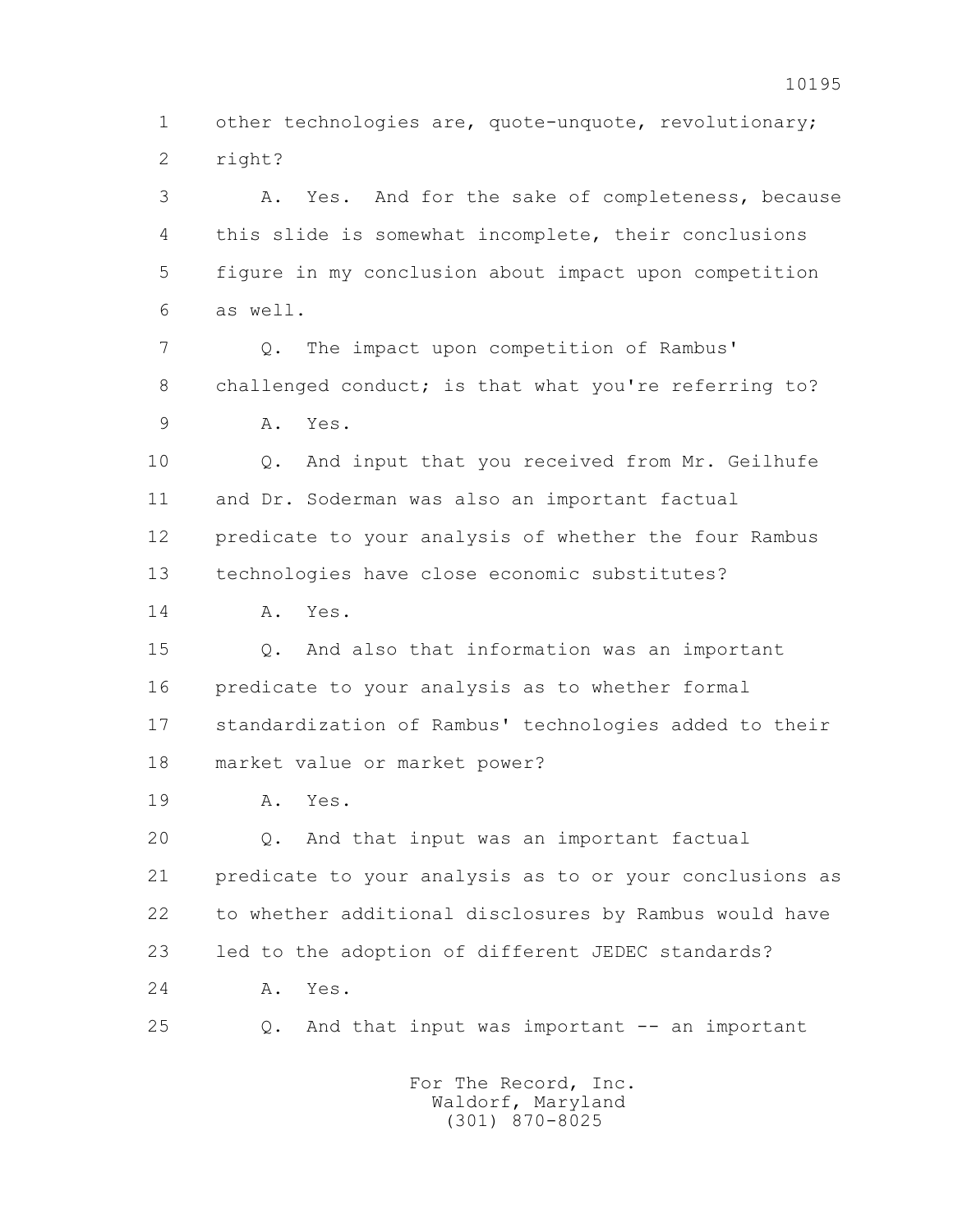1 other technologies are, quote-unquote, revolutionary;
2 right?

3 A. Yes. And for the sake of completeness, because
4 this slide is somewhat incomplete, their conclusions
5 figure in my conclusion about impact upon competition
6 as well.

7 Q. The impact upon competition of Rambus'
8 challenged conduct; is that what you're referring to?

9 A. Yes.

10 Q. And input that you received from Mr. Geilhufe
11 and Dr. Soderman was also an important factual
12 predicate to your analysis of whether the four Rambus
13 technologies have close economic substitutes?

14 A. Yes.

15 Q. And also that information was an important
16 predicate to your analysis as to whether formal
17 standardization of Rambus' technologies added to their
18 market value or market power?

19 A. Yes.

20 Q. And that input was an important factual
21 predicate to your analysis as to or your conclusions as
22 to whether additional disclosures by Rambus would have
23 led to the adoption of different JEDEC standards?

24 A. Yes.

25 Q. And that input was important -- an important

For The Record, Inc.
Waldorf, Maryland
(301) 870-8025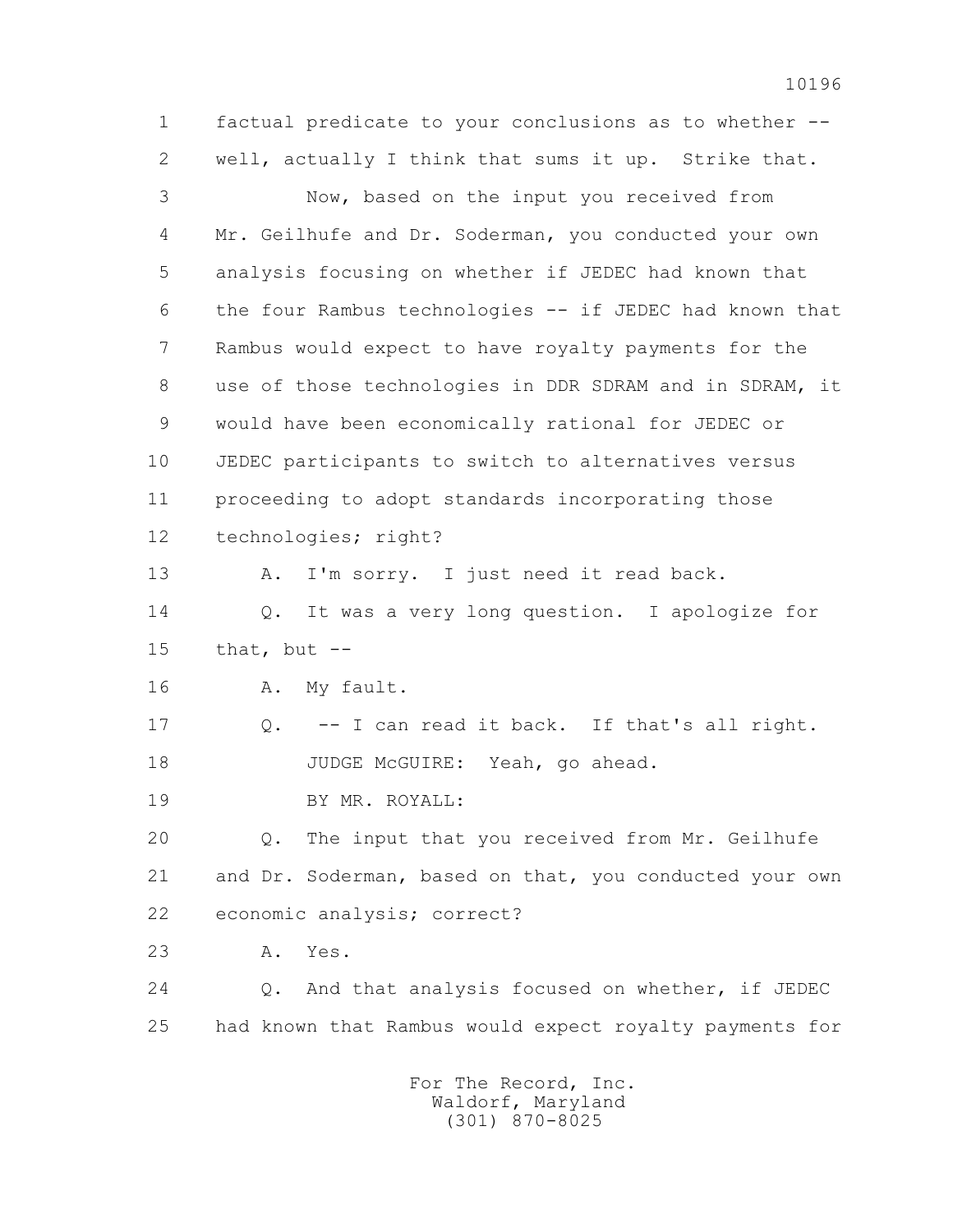1 factual predicate to your conclusions as to whether --
2 well, actually I think that sums it up. Strike that.
3 Now, based on the input you received from
4 Mr. Geilhufe and Dr. Soderman, you conducted your own
5 analysis focusing on whether if JEDEC had known that
6 the four Rambus technologies -- if JEDEC had known that
7 Rambus would expect to have royalty payments for the
8 use of those technologies in DDR SDRAM and in SDRAM, it
9 would have been economically rational for JEDEC or
10 JEDEC participants to switch to alternatives versus
11 proceeding to adopt standards incorporating those
12 technologies; right?
13 A. I'm sorry. I just need it read back.
14 Q. It was a very long question. I apologize for
15 that, but --
16 A. My fault.
17 Q. -- I can read it back. If that's all right.
18 JUDGE McGUIRE: Yeah, go ahead.
19 BY MR. ROYALL:
20 Q. The input that you received from Mr. Geilhufe
21 and Dr. Soderman, based on that, you conducted your own
22 economic analysis; correct?
23 A. Yes.
24 Q. And that analysis focused on whether, if JEDEC
25 had known that Rambus would expect royalty payments for

For The Record, Inc.
Waldorf, Maryland
(301) 870-8025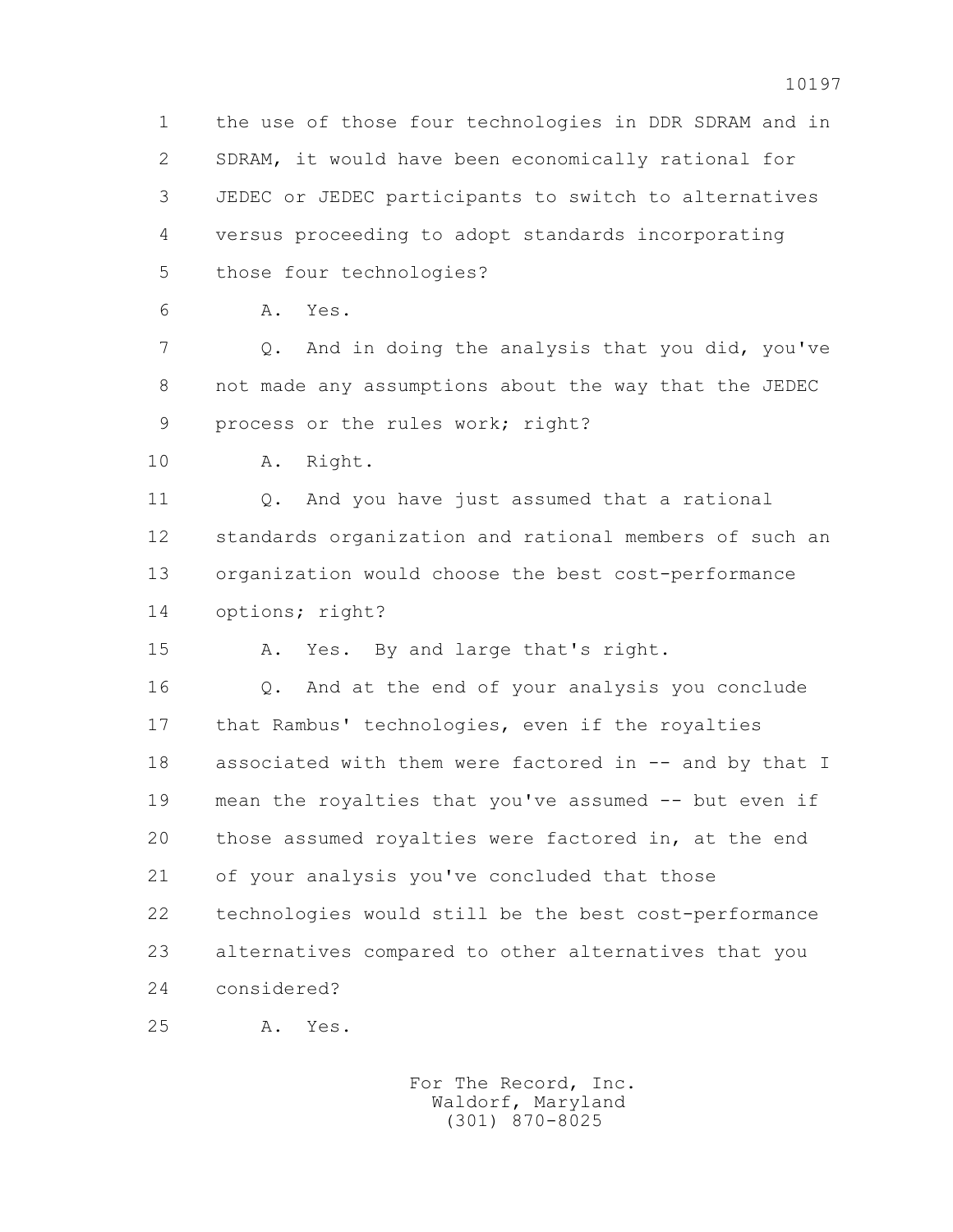1 the use of those four technologies in DDR SDRAM and in
2 SDRAM, it would have been economically rational for
3 JEDEC or JEDEC participants to switch to alternatives
4 versus proceeding to adopt standards incorporating
5 those four technologies?

6 A. Yes.

7 Q. And in doing the analysis that you did, you've
8 not made any assumptions about the way that the JEDEC
9 process or the rules work; right?

10 A. Right.

11 Q. And you have just assumed that a rational
12 standards organization and rational members of such an
13 organization would choose the best cost-performance
14 options; right?

15 A. Yes. By and large that's right.

16 Q. And at the end of your analysis you conclude
17 that Rambus' technologies, even if the royalties
18 associated with them were factored in -- and by that I
19 mean the royalties that you've assumed -- but even if
20 those assumed royalties were factored in, at the end
21 of your analysis you've concluded that those
22 technologies would still be the best cost-performance
23 alternatives compared to other alternatives that you
24 considered?

25 A. Yes.

For The Record, Inc.
Waldorf, Maryland
(301) 870-8025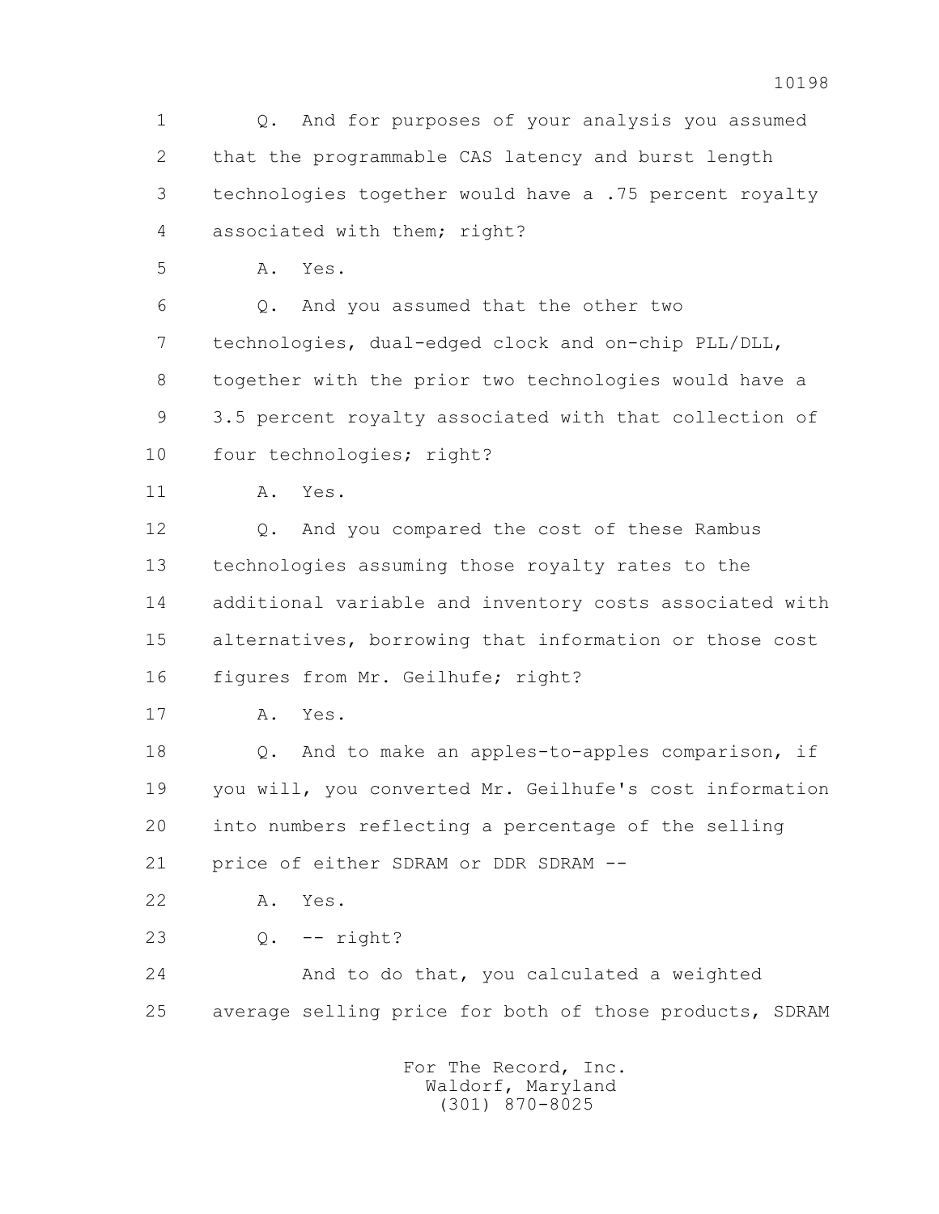Q. And for purposes of your analysis you assumed that the programmable CAS latency and burst length technologies together would have a .75 percent royalty associated with them; right?

A. Yes.

Q. And you assumed that the other two technologies, dual-edged clock and on-chip PLL/DLL, together with the prior two technologies would have a 3.5 percent royalty associated with that collection of four technologies; right?

A. Yes.

Q. And you compared the cost of these Rambus technologies assuming those royalty rates to the additional variable and inventory costs associated with alternatives, borrowing that information or those cost figures from Mr. Geilhufe; right?

A. Yes.

Q. And to make an apples-to-apples comparison, if you will, you converted Mr. Geilhufe's cost information into numbers reflecting a percentage of the selling price of either SDRAM or DDR SDRAM --

A. Yes.

Q. -- right?

And to do that, you calculated a weighted average selling price for both of those products, SDRAM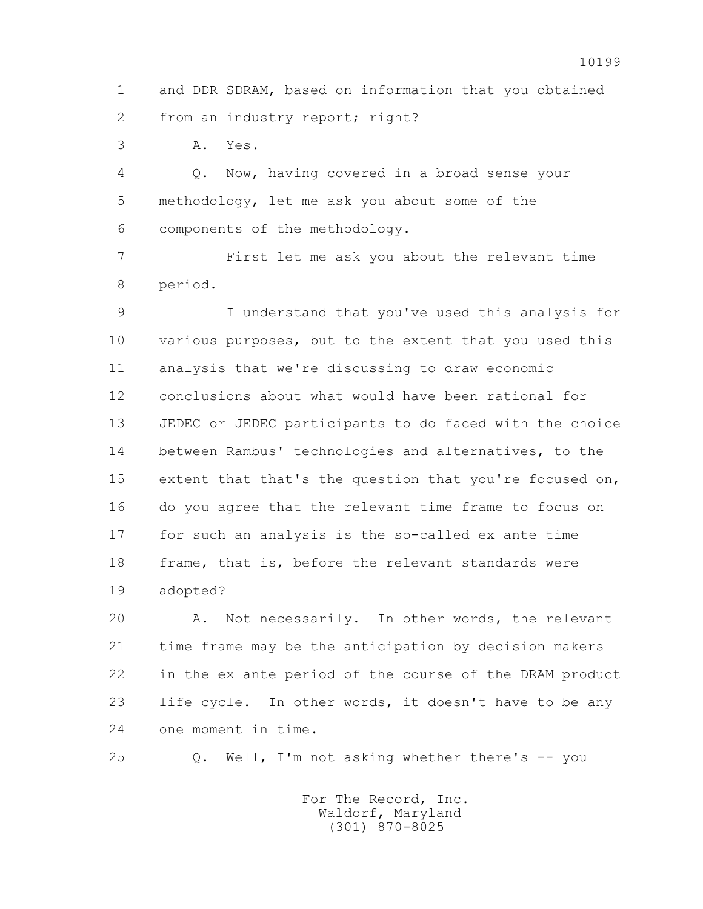1 and DDR SDRAM, based on information that you obtained
2 from an industry report; right?
3 A. Yes.
4 Q. Now, having covered in a broad sense your
5 methodology, let me ask you about some of the
6 components of the methodology.
7 First let me ask you about the relevant time
8 period.
9 I understand that you've used this analysis for
10 various purposes, but to the extent that you used this
11 analysis that we're discussing to draw economic
12 conclusions about what would have been rational for
13 JEDEC or JEDEC participants to do faced with the choice
14 between Rambus' technologies and alternatives, to the
15 extent that that's the question that you're focused on,
16 do you agree that the relevant time frame to focus on
17 for such an analysis is the so-called ex ante time
18 frame, that is, before the relevant standards were
19 adopted?
20 A. Not necessarily. In other words, the relevant
21 time frame may be the anticipation by decision makers
22 in the ex ante period of the course of the DRAM product
23 life cycle. In other words, it doesn't have to be any
24 one moment in time.
25 Q. Well, I'm not asking whether there's -- you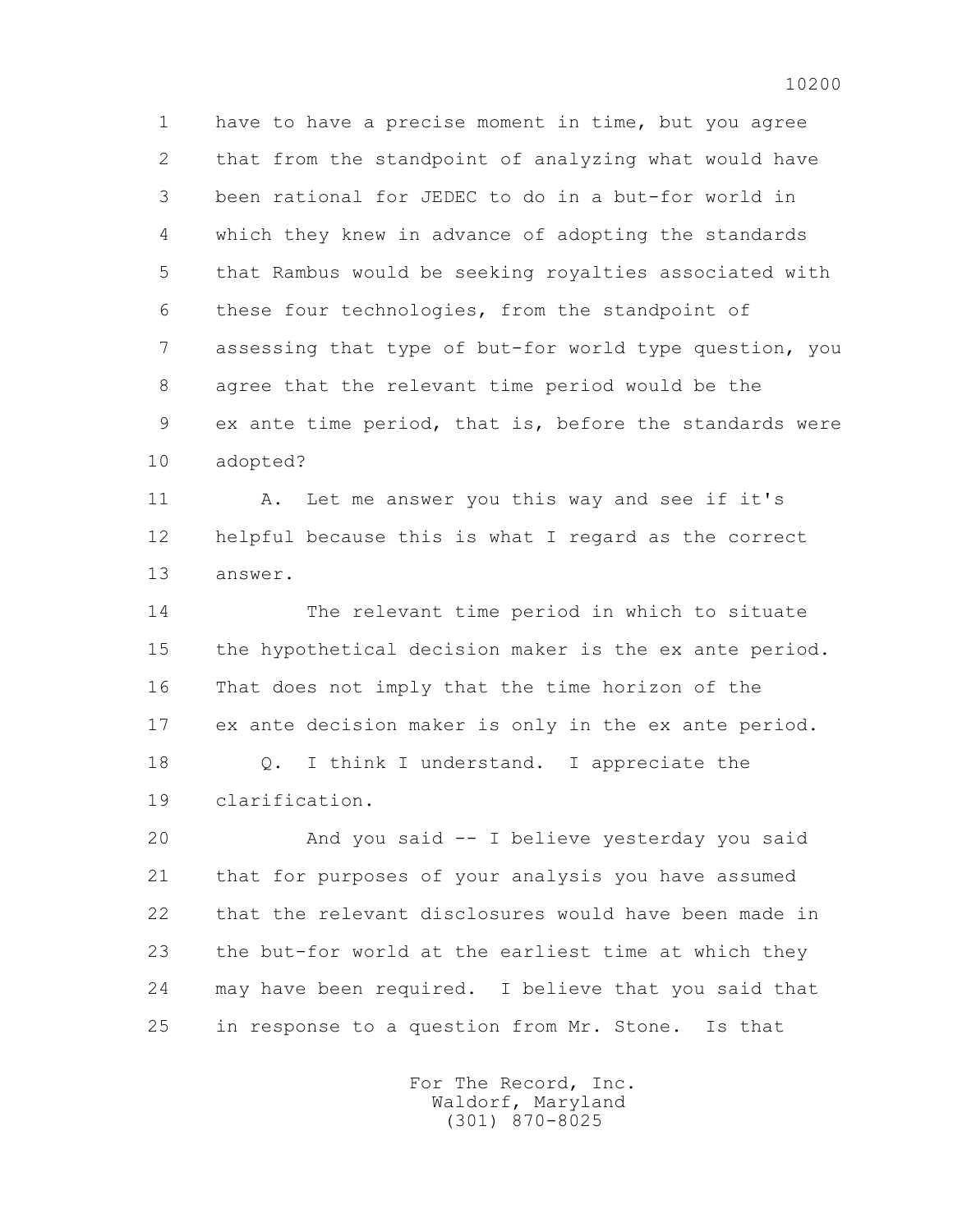1 have to have a precise moment in time, but you agree
2 that from the standpoint of analyzing what would have
3 been rational for JEDEC to do in a but-for world in
4 which they knew in advance of adopting the standards
5 that Rambus would be seeking royalties associated with
6 these four technologies, from the standpoint of
7 assessing that type of but-for world type question, you
8 agree that the relevant time period would be the
9 ex ante time period, that is, before the standards were
10 adopted?

11 A. Let me answer you this way and see if it's
12 helpful because this is what I regard as the correct
13 answer.

14 The relevant time period in which to situate
15 the hypothetical decision maker is the ex ante period.
16 That does not imply that the time horizon of the
17 ex ante decision maker is only in the ex ante period.

18 Q. I think I understand. I appreciate the
19 clarification.

20 And you said -- I believe yesterday you said
21 that for purposes of your analysis you have assumed
22 that the relevant disclosures would have been made in
23 the but-for world at the earliest time at which they
24 may have been required. I believe that you said that
25 in response to a question from Mr. Stone. Is that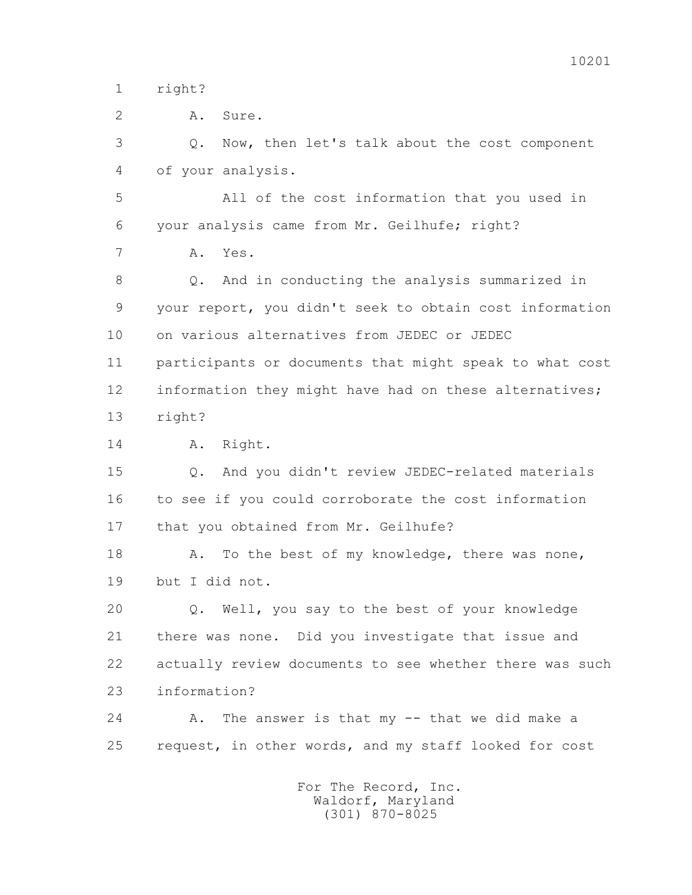1 right?

2 A. Sure.

3 Q. Now, then let's talk about the cost component

4 of your analysis.

5 All of the cost information that you used in

6 your analysis came from Mr. Geilhufe; right?

7 A. Yes.

8 Q. And in conducting the analysis summarized in

9 your report, you didn't seek to obtain cost information

10 on various alternatives from JEDEC or JEDEC

11 participants or documents that might speak to what cost

12 information they might have had on these alternatives;

13 right?

14 A. Right.

15 Q. And you didn't review JEDEC-related materials

16 to see if you could corroborate the cost information

17 that you obtained from Mr. Geilhufe?

18 A. To the best of my knowledge, there was none,

19 but I did not.

20 Q. Well, you say to the best of your knowledge

21 there was none. Did you investigate that issue and

22 actually review documents to see whether there was such

23 information?

24 A. The answer is that my -- that we did make a

25 request, in other words, and my staff looked for cost

For The Record, Inc.
Waldorf, Maryland
(301) 870-8025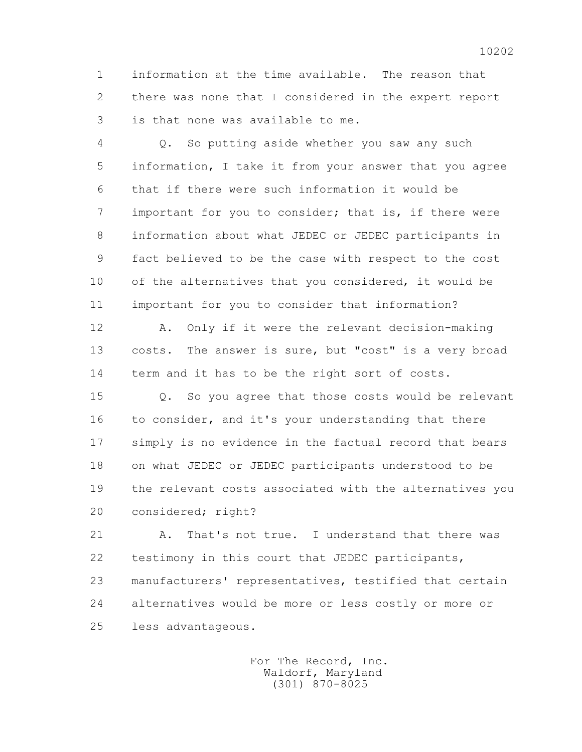information at the time available. The reason that there was none that I considered in the expert report is that none was available to me.

Q. So putting aside whether you saw any such information, I take it from your answer that you agree that if there were such information it would be important for you to consider; that is, if there were information about what JEDEC or JEDEC participants in fact believed to be the case with respect to the cost of the alternatives that you considered, it would be important for you to consider that information?

A. Only if it were the relevant decision-making costs. The answer is sure, but "cost" is a very broad term and it has to be the right sort of costs.

Q. So you agree that those costs would be relevant to consider, and it's your understanding that there simply is no evidence in the factual record that bears on what JEDEC or JEDEC participants understood to be the relevant costs associated with the alternatives you considered; right?

A. That's not true. I understand that there was testimony in this court that JEDEC participants, manufacturers' representatives, testified that certain alternatives would be more or less costly or more or less advantageous.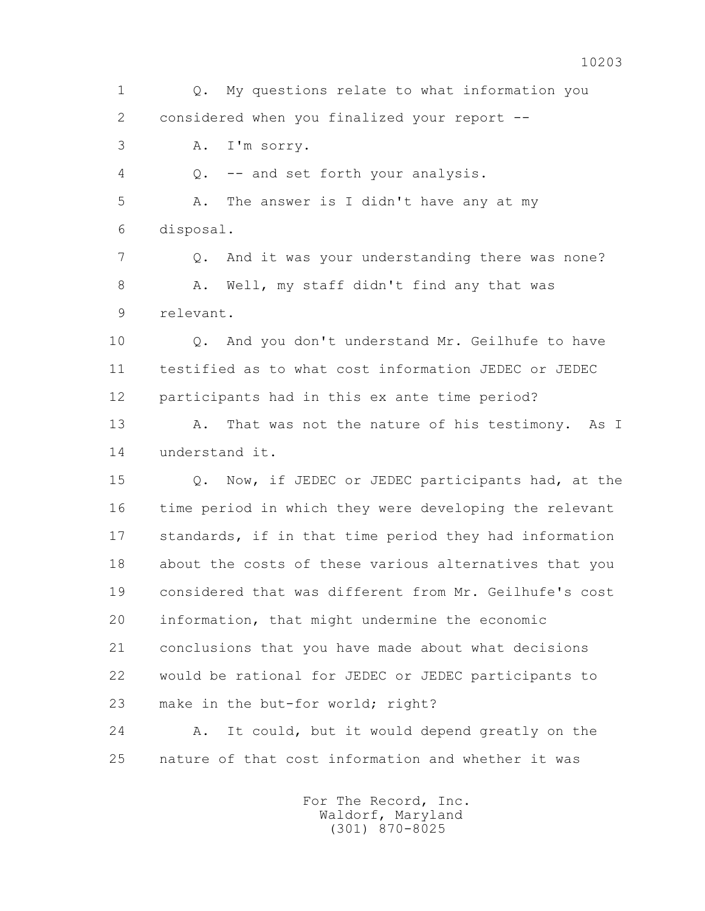1 Q. My questions relate to what information you
2 considered when you finalized your report --
3 A. I'm sorry.
4 Q. -- and set forth your analysis.
5 A. The answer is I didn't have any at my
6 disposal.
7 Q. And it was your understanding there was none?
8 A. Well, my staff didn't find any that was
9 relevant.
10 Q. And you don't understand Mr. Geilhufe to have
11 testified as to what cost information JEDEC or JEDEC
12 participants had in this ex ante time period?
13 A. That was not the nature of his testimony. As I
14 understand it.
15 Q. Now, if JEDEC or JEDEC participants had, at the
16 time period in which they were developing the relevant
17 standards, if in that time period they had information
18 about the costs of these various alternatives that you
19 considered that was different from Mr. Geilhufe's cost
20 information, that might undermine the economic
21 conclusions that you have made about what decisions
22 would be rational for JEDEC or JEDEC participants to
23 make in the but-for world; right?
24 A. It could, but it would depend greatly on the
25 nature of that cost information and whether it was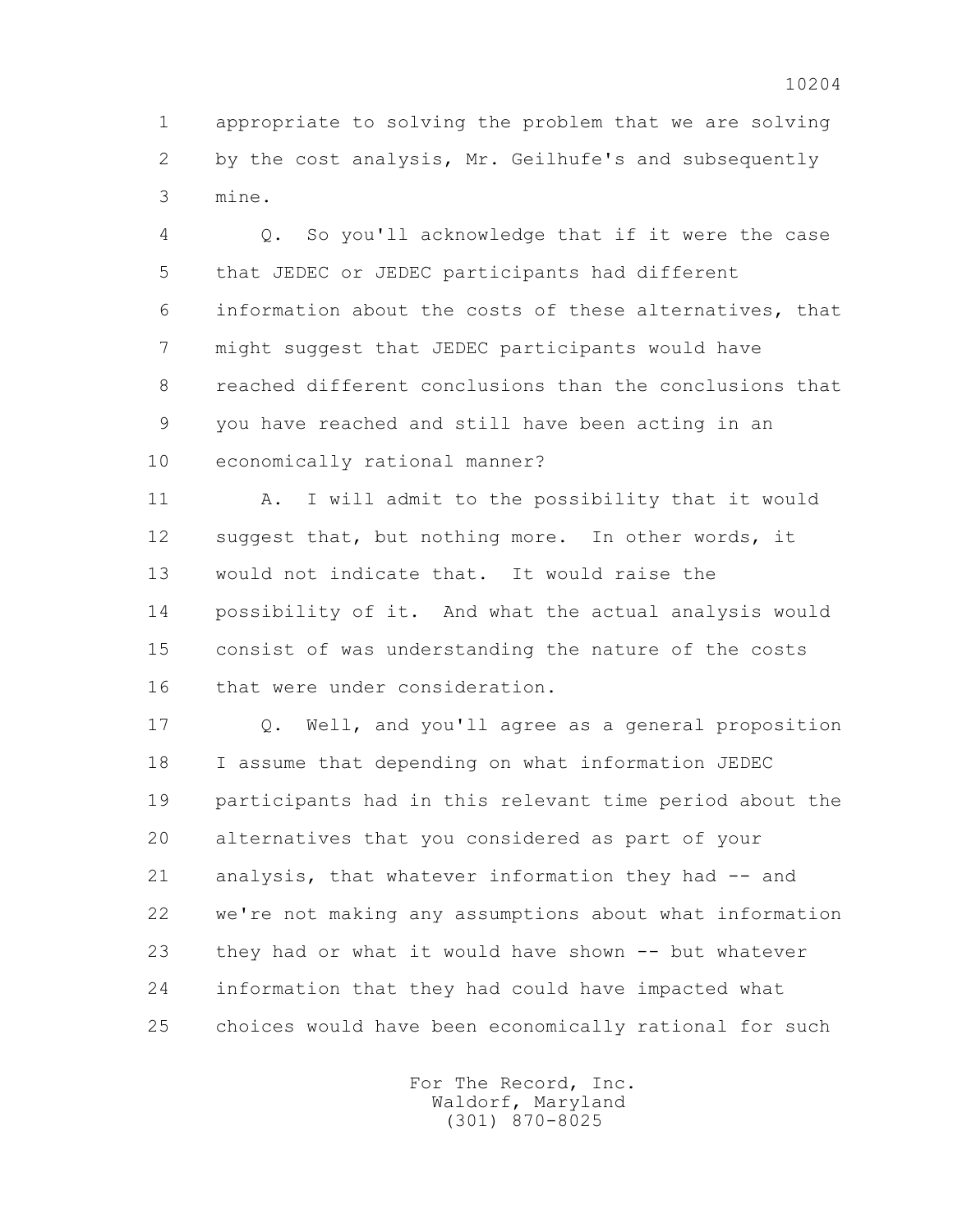1 appropriate to solving the problem that we are solving
2 by the cost analysis, Mr. Geilhufe's and subsequently
3 mine.

4 Q. So you'll acknowledge that if it were the case
5 that JEDEC or JEDEC participants had different
6 information about the costs of these alternatives, that
7 might suggest that JEDEC participants would have
8 reached different conclusions than the conclusions that
9 you have reached and still have been acting in an
10 economically rational manner?

11 A. I will admit to the possibility that it would
12 suggest that, but nothing more. In other words, it
13 would not indicate that. It would raise the
14 possibility of it. And what the actual analysis would
15 consist of was understanding the nature of the costs
16 that were under consideration.

17 Q. Well, and you'll agree as a general proposition
18 I assume that depending on what information JEDEC
19 participants had in this relevant time period about the
20 alternatives that you considered as part of your
21 analysis, that whatever information they had -- and
22 we're not making any assumptions about what information
23 they had or what it would have shown -- but whatever
24 information that they had could have impacted what
25 choices would have been economically rational for such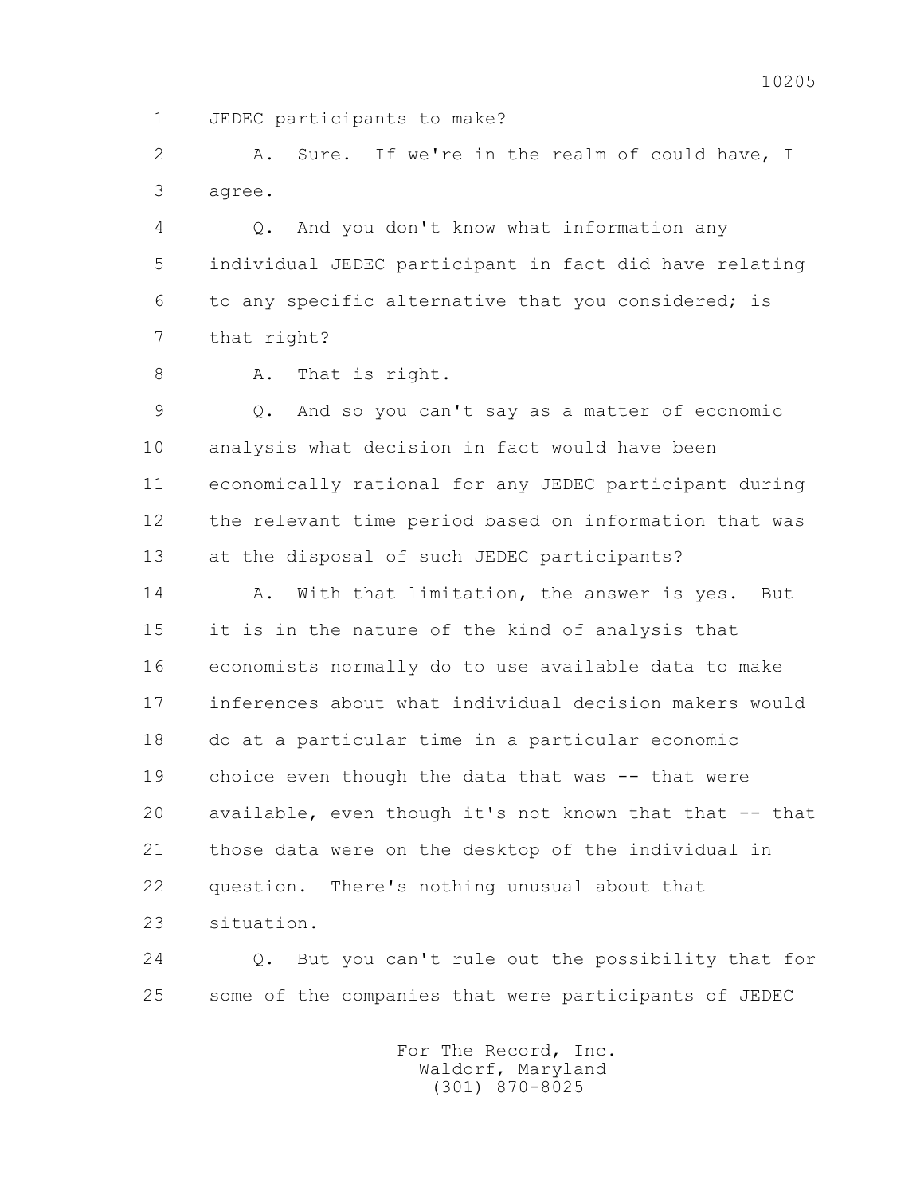1 JEDEC participants to make?

2 A. Sure. If we're in the realm of could have, I
3 agree.

4 Q. And you don't know what information any
5 individual JEDEC participant in fact did have relating
6 to any specific alternative that you considered; is
7 that right?

8 A. That is right.

9 Q. And so you can't say as a matter of economic
10 analysis what decision in fact would have been
11 economically rational for any JEDEC participant during
12 the relevant time period based on information that was
13 at the disposal of such JEDEC participants?

14 A. With that limitation, the answer is yes. But
15 it is in the nature of the kind of analysis that
16 economists normally do to use available data to make
17 inferences about what individual decision makers would
18 do at a particular time in a particular economic
19 choice even though the data that was -- that were
20 available, even though it's not known that that -- that
21 those data were on the desktop of the individual in
22 question. There's nothing unusual about that
23 situation.

24 Q. But you can't rule out the possibility that for
25 some of the companies that were participants of JEDEC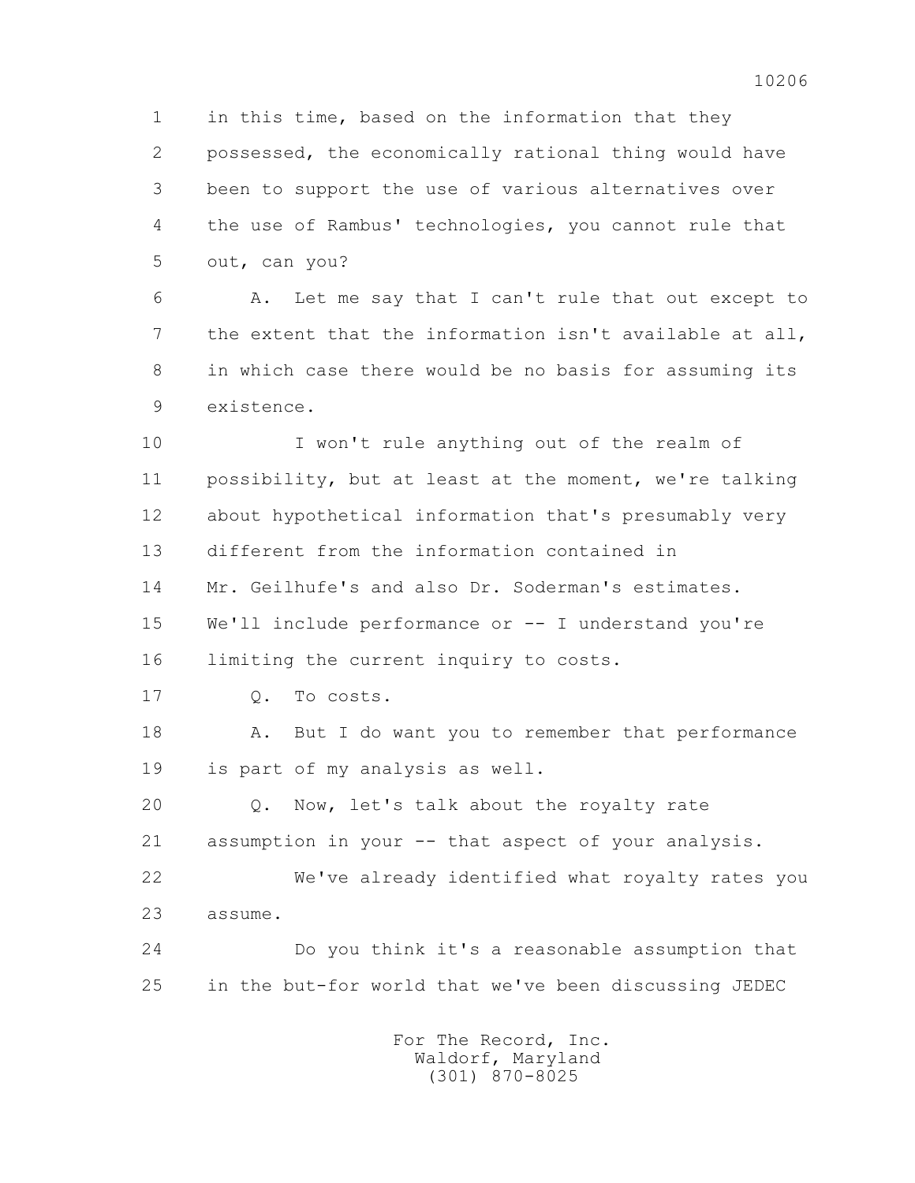1 in this time, based on the information that they
2 possessed, the economically rational thing would have
3 been to support the use of various alternatives over
4 the use of Rambus' technologies, you cannot rule that
5 out, can you?

6 A. Let me say that I can't rule that out except to
7 the extent that the information isn't available at all,
8 in which case there would be no basis for assuming its
9 existence.

10 I won't rule anything out of the realm of
11 possibility, but at least at the moment, we're talking
12 about hypothetical information that's presumably very
13 different from the information contained in
14 Mr. Geilhufe's and also Dr. Soderman's estimates.
15 We'll include performance or -- I understand you're
16 limiting the current inquiry to costs.

17 Q. To costs.

18 A. But I do want you to remember that performance
19 is part of my analysis as well.

20 Q. Now, let's talk about the royalty rate
21 assumption in your -- that aspect of your analysis.

22 We've already identified what royalty rates you
23 assume.

24 Do you think it's a reasonable assumption that
25 in the but-for world that we've been discussing JEDEC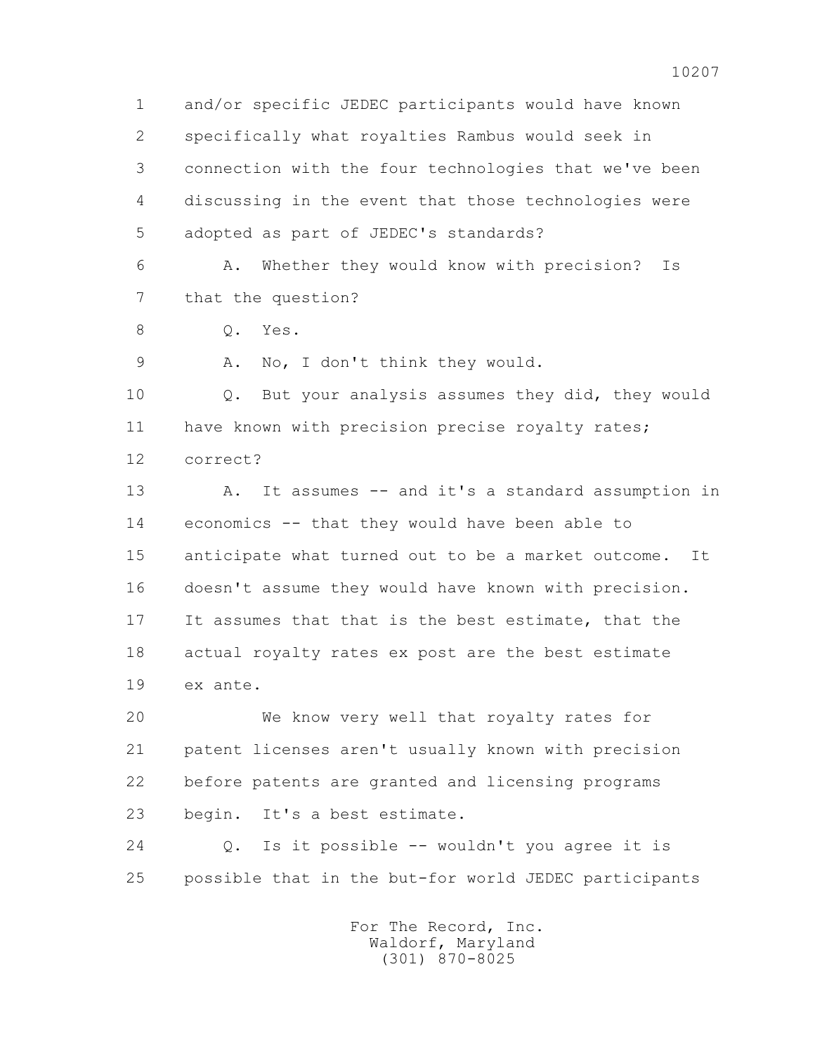1 and/or specific JEDEC participants would have known
2 specifically what royalties Rambus would seek in
3 connection with the four technologies that we've been
4 discussing in the event that those technologies were
5 adopted as part of JEDEC's standards?

6 A. Whether they would know with precision? Is
7 that the question?

8 Q. Yes.

9 A. No, I don't think they would.

10 Q. But your analysis assumes they did, they would
11 have known with precision precise royalty rates;
12 correct?

13 A. It assumes -- and it's a standard assumption in
14 economics -- that they would have been able to
15 anticipate what turned out to be a market outcome. It
16 doesn't assume they would have known with precision.
17 It assumes that that is the best estimate, that the
18 actual royalty rates ex post are the best estimate
19 ex ante.

20 We know very well that royalty rates for
21 patent licenses aren't usually known with precision
22 before patents are granted and licensing programs
23 begin. It's a best estimate.

24 Q. Is it possible -- wouldn't you agree it is
25 possible that in the but-for world JEDEC participants

For The Record, Inc.
Waldorf, Maryland
(301) 870-8025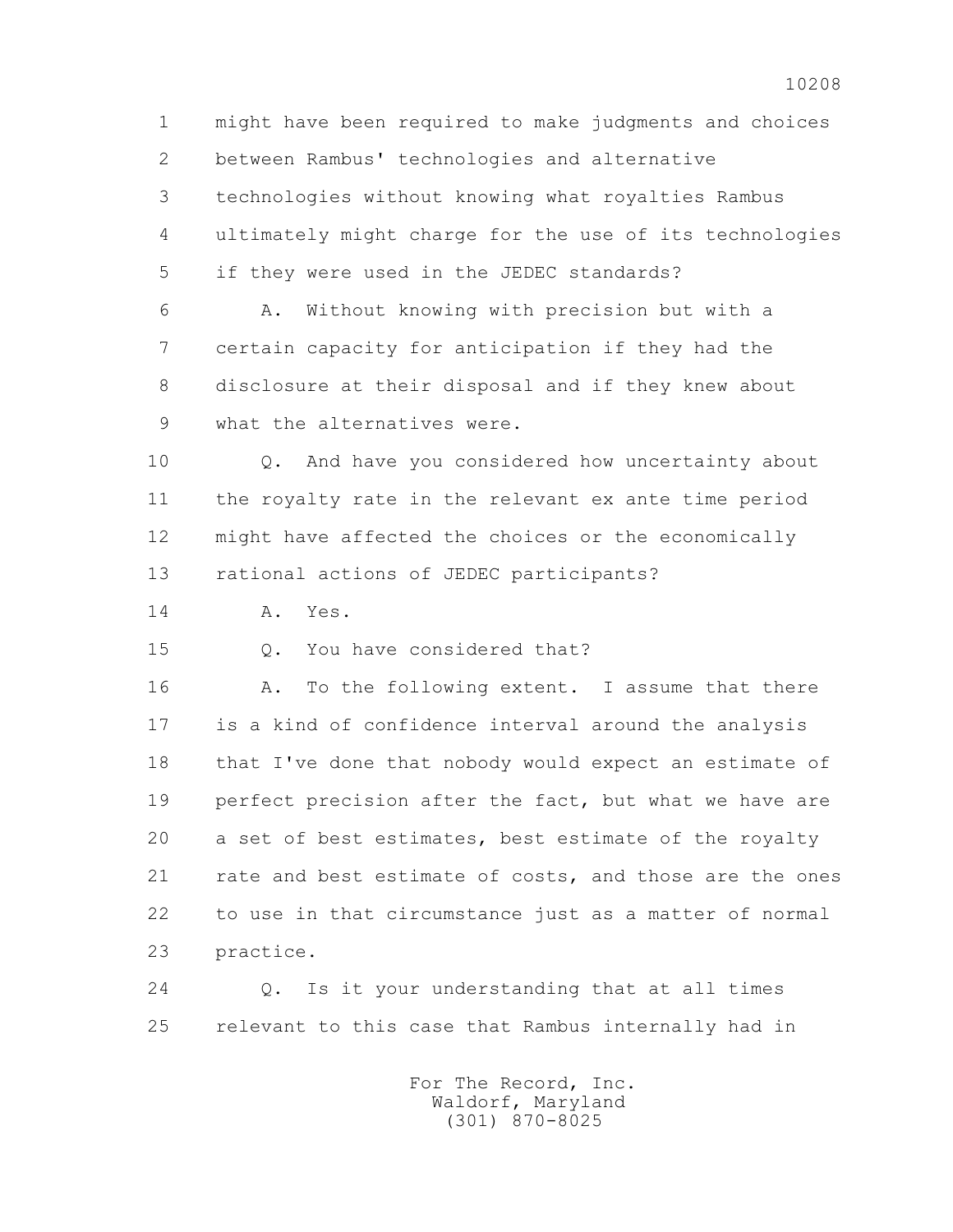might have been required to make judgments and choices between Rambus' technologies and alternative technologies without knowing what royalties Rambus ultimately might charge for the use of its technologies if they were used in the JEDEC standards?

A. Without knowing with precision but with a certain capacity for anticipation if they had the disclosure at their disposal and if they knew about what the alternatives were.

Q. And have you considered how uncertainty about the royalty rate in the relevant ex ante time period might have affected the choices or the economically rational actions of JEDEC participants?

A. Yes.

Q. You have considered that?

A. To the following extent. I assume that there is a kind of confidence interval around the analysis that I've done that nobody would expect an estimate of perfect precision after the fact, but what we have are a set of best estimates, best estimate of the royalty rate and best estimate of costs, and those are the ones to use in that circumstance just as a matter of normal practice.

Q. Is it your understanding that at all times relevant to this case that Rambus internally had in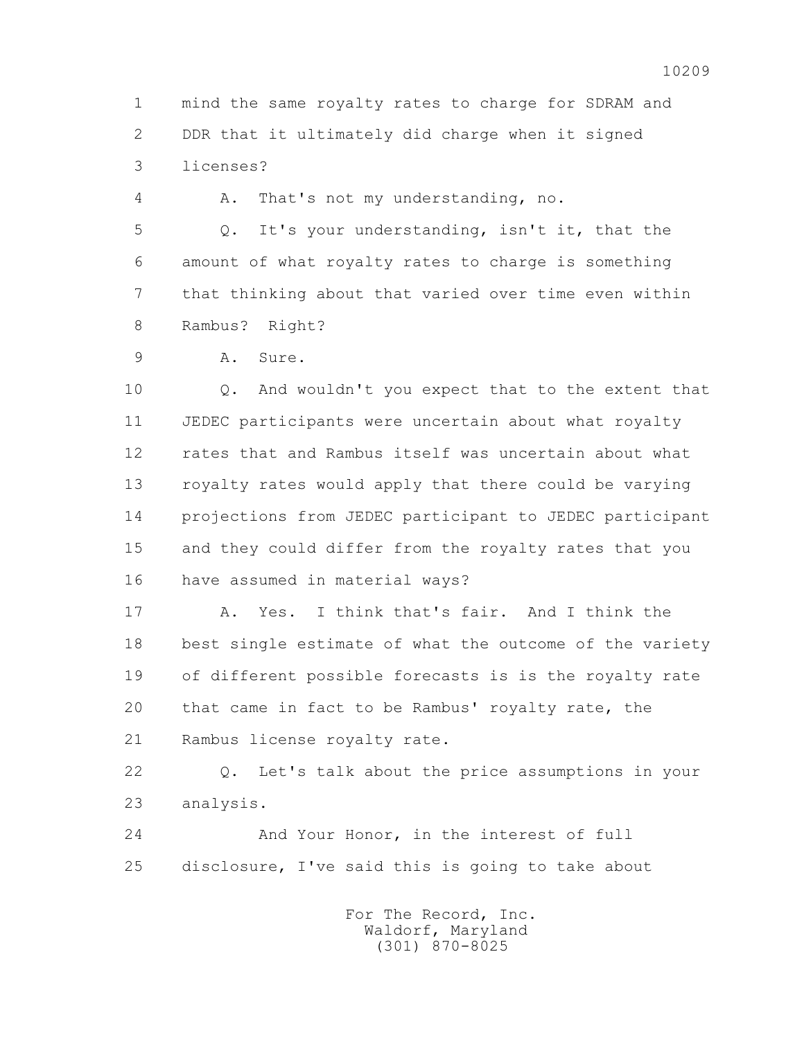1 mind the same royalty rates to charge for SDRAM and
2 DDR that it ultimately did charge when it signed
3 licenses?

4 A. That's not my understanding, no.

5 Q. It's your understanding, isn't it, that the
6 amount of what royalty rates to charge is something
7 that thinking about that varied over time even within
8 Rambus? Right?

9 A. Sure.

10 Q. And wouldn't you expect that to the extent that
11 JEDEC participants were uncertain about what royalty
12 rates that and Rambus itself was uncertain about what
13 royalty rates would apply that there could be varying
14 projections from JEDEC participant to JEDEC participant
15 and they could differ from the royalty rates that you
16 have assumed in material ways?

17 A. Yes. I think that's fair. And I think the
18 best single estimate of what the outcome of the variety
19 of different possible forecasts is is the royalty rate
20 that came in fact to be Rambus' royalty rate, the
21 Rambus license royalty rate.

22 Q. Let's talk about the price assumptions in your
23 analysis.

24 And Your Honor, in the interest of full
25 disclosure, I've said this is going to take about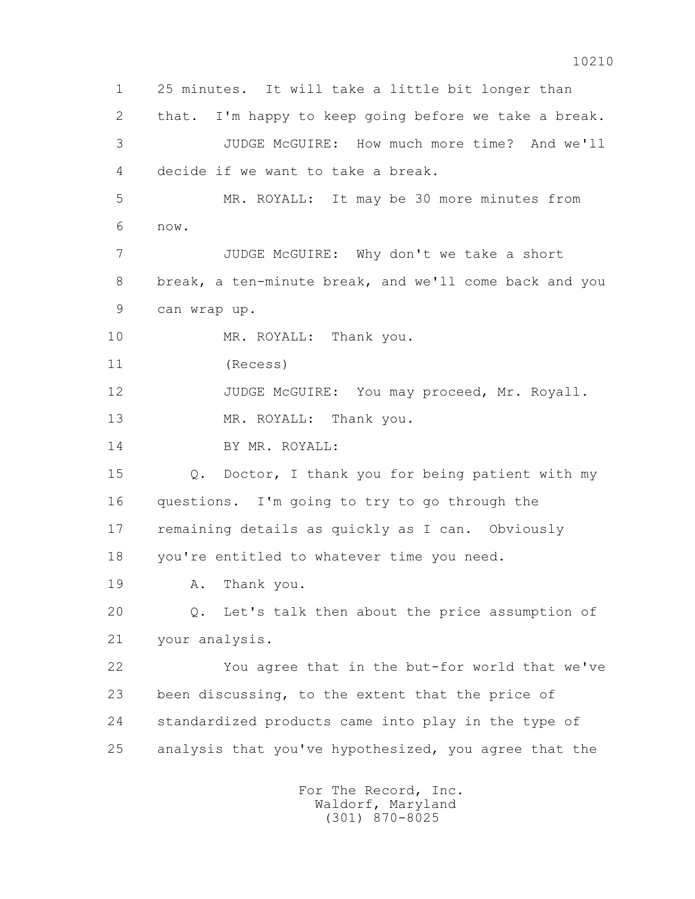1 25 minutes. It will take a little bit longer than

2 that. I'm happy to keep going before we take a break.

3 JUDGE McGUIRE: How much more time? And we'll

4 decide if we want to take a break.

5 MR. ROYALL: It may be 30 more minutes from

6 now.

7 JUDGE McGUIRE: Why don't we take a short

8 break, a ten-minute break, and we'll come back and you

9 can wrap up.

10 MR. ROYALL: Thank you.

11 (Recess)

12 JUDGE McGUIRE: You may proceed, Mr. Royall.

13 MR. ROYALL: Thank you.

14 BY MR. ROYALL:

15 Q. Doctor, I thank you for being patient with my

16 questions. I'm going to try to go through the

17 remaining details as quickly as I can. Obviously

18 you're entitled to whatever time you need.

19 A. Thank you.

20 Q. Let's talk then about the price assumption of

21 your analysis.

22 You agree that in the but-for world that we've

23 been discussing, to the extent that the price of

24 standardized products came into play in the type of

25 analysis that you've hypothesized, you agree that the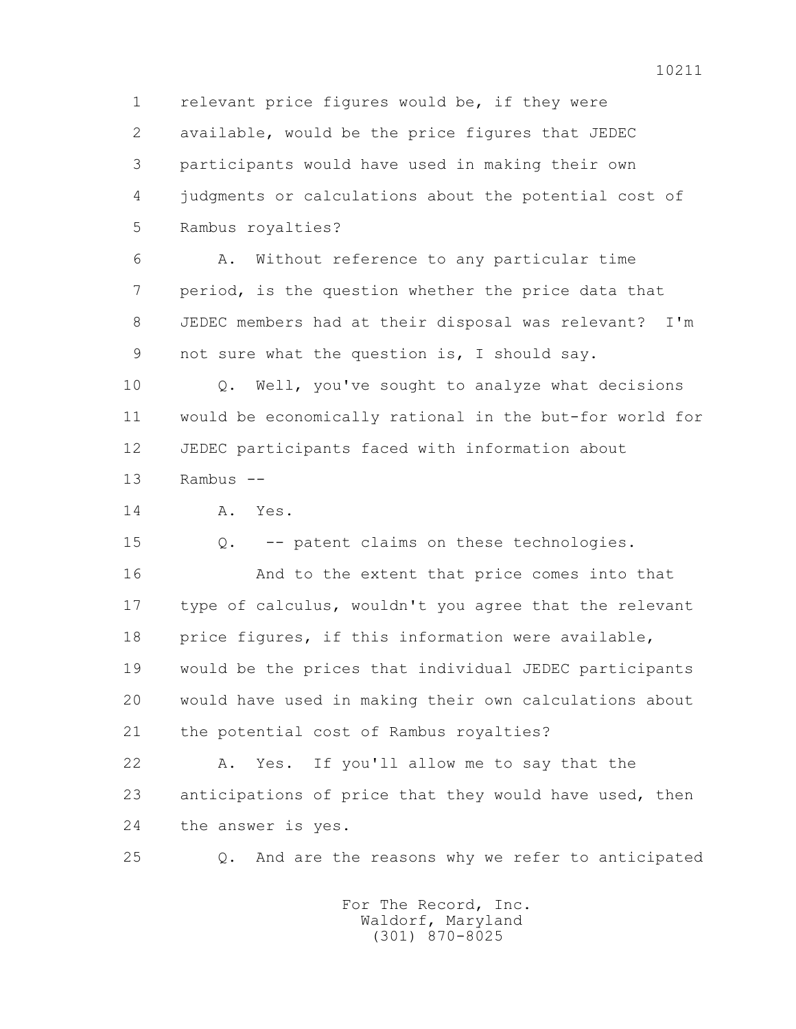relevant price figures would be, if they were available, would be the price figures that JEDEC participants would have used in making their own judgments or calculations about the potential cost of Rambus royalties?

A. Without reference to any particular time period, is the question whether the price data that JEDEC members had at their disposal was relevant? I'm not sure what the question is, I should say.

Q. Well, you've sought to analyze what decisions would be economically rational in the but-for world for JEDEC participants faced with information about Rambus --

A. Yes.

Q. -- patent claims on these technologies.

And to the extent that price comes into that type of calculus, wouldn't you agree that the relevant price figures, if this information were available, would be the prices that individual JEDEC participants would have used in making their own calculations about the potential cost of Rambus royalties?

A. Yes. If you'll allow me to say that the anticipations of price that they would have used, then the answer is yes.

Q. And are the reasons why we refer to anticipated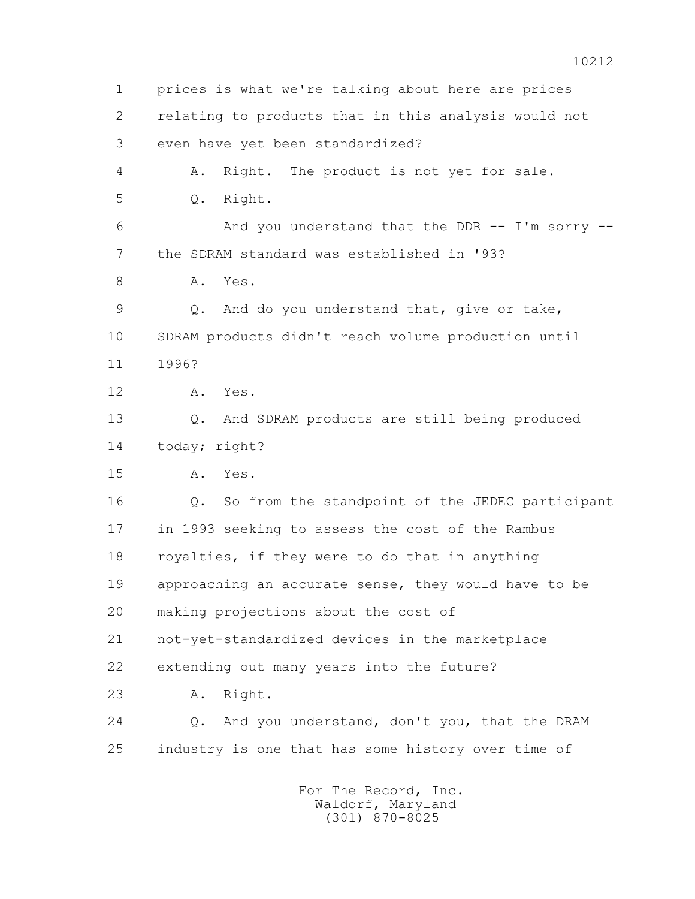1 prices is what we're talking about here are prices
2 relating to products that in this analysis would not
3 even have yet been standardized?

4 A. Right. The product is not yet for sale.

5 Q. Right.

6 And you understand that the DDR -- I'm sorry --
7 the SDRAM standard was established in '93?

8 A. Yes.

9 Q. And do you understand that, give or take,
10 SDRAM products didn't reach volume production until
11 1996?

12 A. Yes.

13 Q. And SDRAM products are still being produced
14 today; right?

15 A. Yes.

16 Q. So from the standpoint of the JEDEC participant
17 in 1993 seeking to assess the cost of the Rambus
18 royalties, if they were to do that in anything
19 approaching an accurate sense, they would have to be
20 making projections about the cost of
21 not-yet-standardized devices in the marketplace
22 extending out many years into the future?

23 A. Right.

24 Q. And you understand, don't you, that the DRAM
25 industry is one that has some history over time of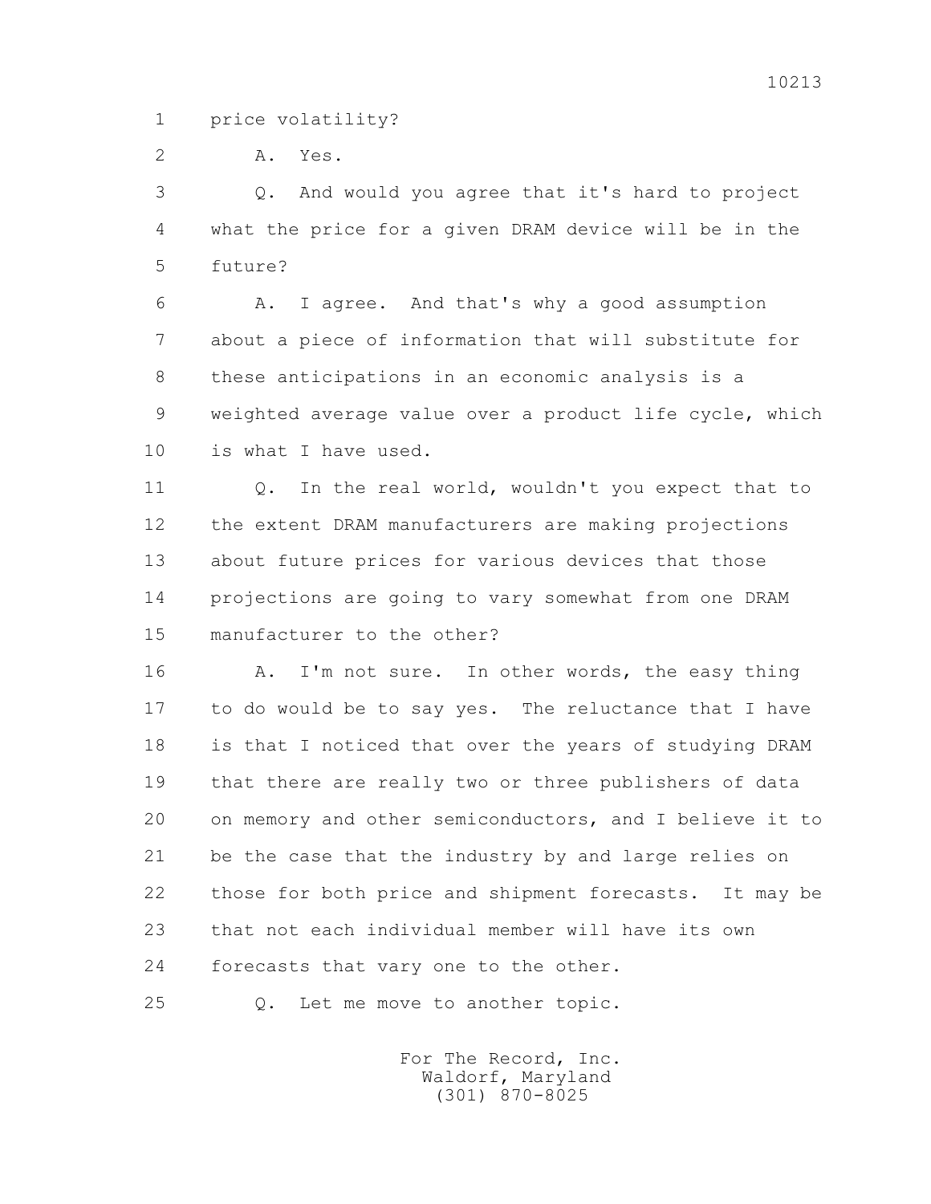1 price volatility?

2 A. Yes.

3 Q. And would you agree that it's hard to project
4 what the price for a given DRAM device will be in the
5 future?

6 A. I agree. And that's why a good assumption
7 about a piece of information that will substitute for
8 these anticipations in an economic analysis is a
9 weighted average value over a product life cycle, which
10 is what I have used.

11 Q. In the real world, wouldn't you expect that to
12 the extent DRAM manufacturers are making projections
13 about future prices for various devices that those
14 projections are going to vary somewhat from one DRAM
15 manufacturer to the other?

16 A. I'm not sure. In other words, the easy thing
17 to do would be to say yes. The reluctance that I have
18 is that I noticed that over the years of studying DRAM
19 that there are really two or three publishers of data
20 on memory and other semiconductors, and I believe it to
21 be the case that the industry by and large relies on
22 those for both price and shipment forecasts. It may be
23 that not each individual member will have its own
24 forecasts that vary one to the other.

25 Q. Let me move to another topic.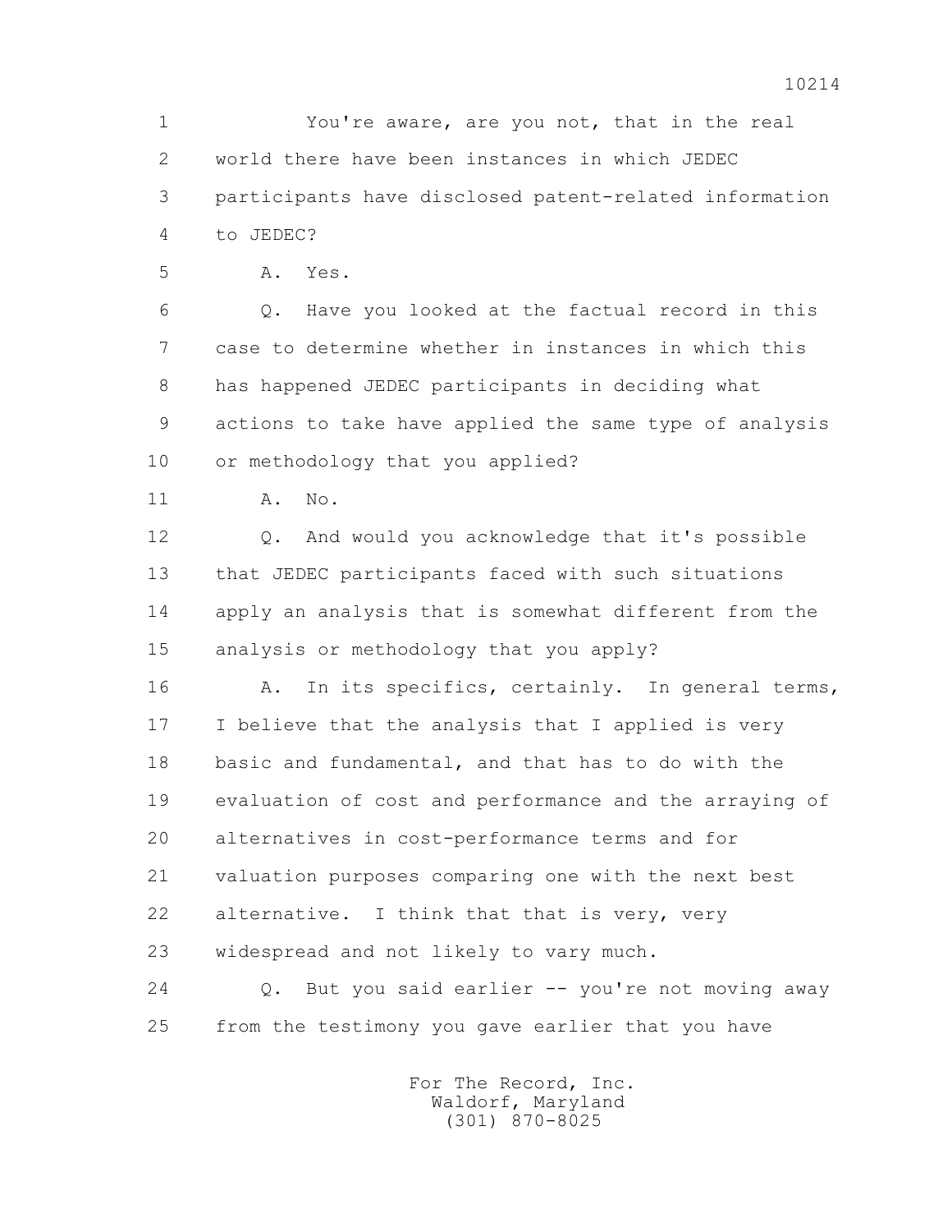1 You're aware, are you not, that in the real
2 world there have been instances in which JEDEC
3 participants have disclosed patent-related information
4 to JEDEC?
5 A. Yes.
6 Q. Have you looked at the factual record in this
7 case to determine whether in instances in which this
8 has happened JEDEC participants in deciding what
9 actions to take have applied the same type of analysis
10 or methodology that you applied?
11 A. No.
12 Q. And would you acknowledge that it's possible
13 that JEDEC participants faced with such situations
14 apply an analysis that is somewhat different from the
15 analysis or methodology that you apply?
16 A. In its specifics, certainly. In general terms,
17 I believe that the analysis that I applied is very
18 basic and fundamental, and that has to do with the
19 evaluation of cost and performance and the arraying of
20 alternatives in cost-performance terms and for
21 valuation purposes comparing one with the next best
22 alternative. I think that that is very, very
23 widespread and not likely to vary much.
24 Q. But you said earlier -- you're not moving away
25 from the testimony you gave earlier that you have

For The Record, Inc.
Waldorf, Maryland
(301) 870-8025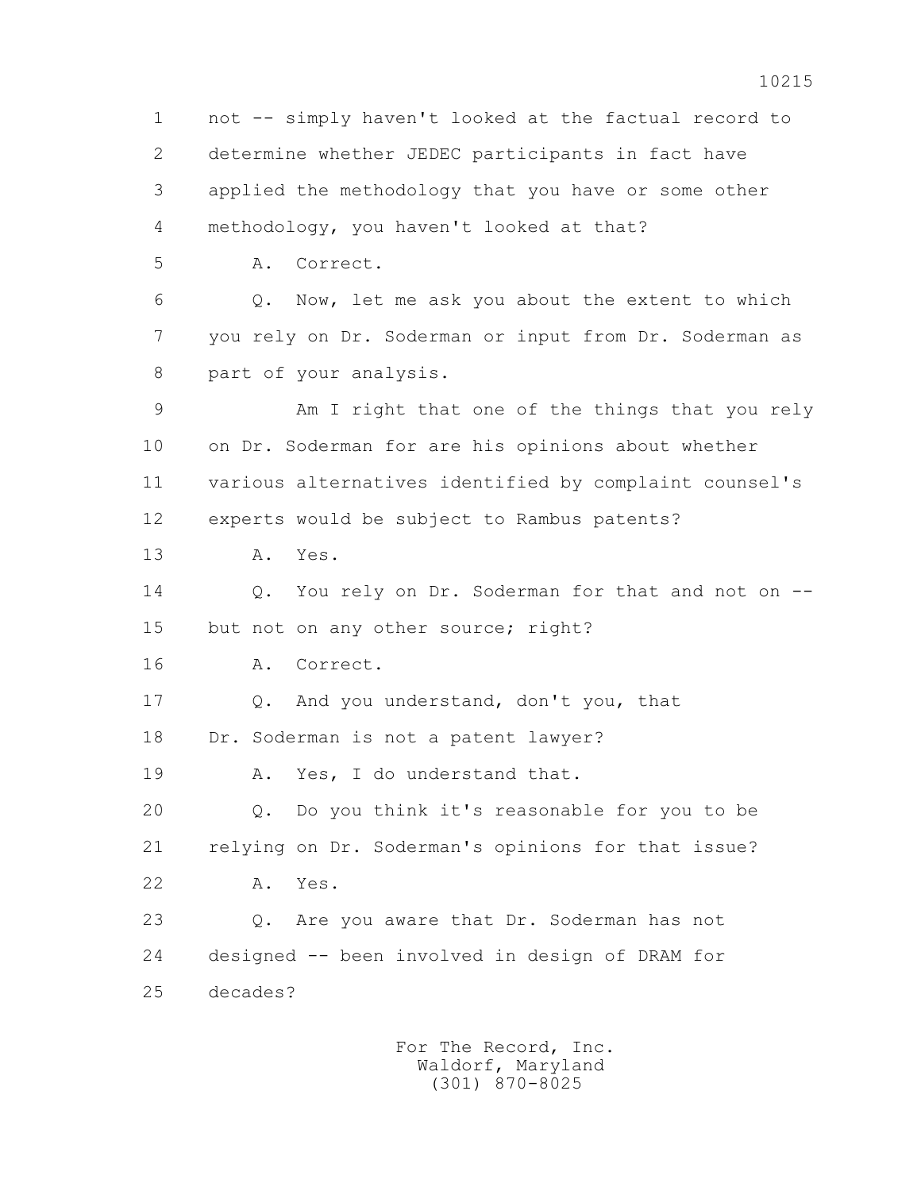1 not -- simply haven't looked at the factual record to
2 determine whether JEDEC participants in fact have
3 applied the methodology that you have or some other
4 methodology, you haven't looked at that?

5 A. Correct.

6 Q. Now, let me ask you about the extent to which
7 you rely on Dr. Soderman or input from Dr. Soderman as
8 part of your analysis.

9 Am I right that one of the things that you rely
10 on Dr. Soderman for are his opinions about whether
11 various alternatives identified by complaint counsel's
12 experts would be subject to Rambus patents?

13 A. Yes.

14 Q. You rely on Dr. Soderman for that and not on --
15 but not on any other source; right?

16 A. Correct.

17 Q. And you understand, don't you, that
18 Dr. Soderman is not a patent lawyer?

19 A. Yes, I do understand that.

20 Q. Do you think it's reasonable for you to be
21 relying on Dr. Soderman's opinions for that issue?

22 A. Yes.

23 Q. Are you aware that Dr. Soderman has not
24 designed -- been involved in design of DRAM for
25 decades?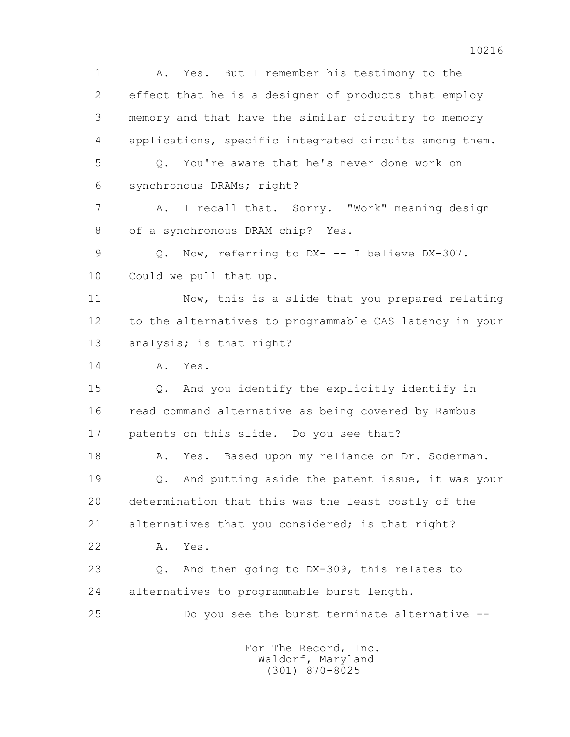1 A. Yes. But I remember his testimony to the
2 effect that he is a designer of products that employ
3 memory and that have the similar circuitry to memory
4 applications, specific integrated circuits among them.
5 Q. You're aware that he's never done work on
6 synchronous DRAMs; right?
7 A. I recall that. Sorry. "Work" meaning design
8 of a synchronous DRAM chip? Yes.
9 Q. Now, referring to DX- -- I believe DX-307.
10 Could we pull that up.
11 Now, this is a slide that you prepared relating
12 to the alternatives to programmable CAS latency in your
13 analysis; is that right?
14 A. Yes.
15 Q. And you identify the explicitly identify in
16 read command alternative as being covered by Rambus
17 patents on this slide. Do you see that?
18 A. Yes. Based upon my reliance on Dr. Soderman.
19 Q. And putting aside the patent issue, it was your
20 determination that this was the least costly of the
21 alternatives that you considered; is that right?
22 A. Yes.
23 Q. And then going to DX-309, this relates to
24 alternatives to programmable burst length.
25 Do you see the burst terminate alternative --

For The Record, Inc.
Waldorf, Maryland
(301) 870-8025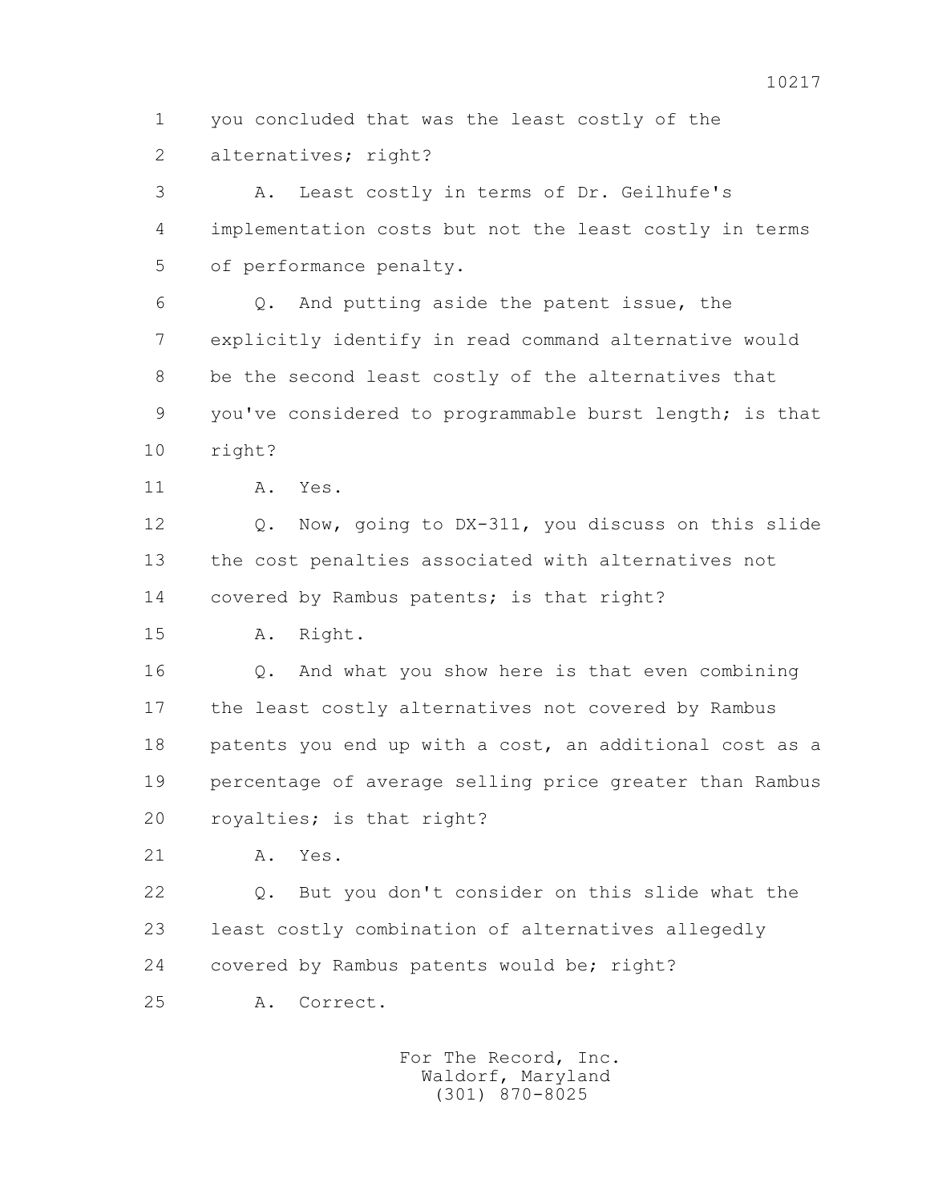1 you concluded that was the least costly of the
2 alternatives; right?

3 A. Least costly in terms of Dr. Geilhufe's
4 implementation costs but not the least costly in terms
5 of performance penalty.

6 Q. And putting aside the patent issue, the
7 explicitly identify in read command alternative would
8 be the second least costly of the alternatives that
9 you've considered to programmable burst length; is that
10 right?

11 A. Yes.

12 Q. Now, going to DX-311, you discuss on this slide
13 the cost penalties associated with alternatives not
14 covered by Rambus patents; is that right?

15 A. Right.

16 Q. And what you show here is that even combining
17 the least costly alternatives not covered by Rambus
18 patents you end up with a cost, an additional cost as a
19 percentage of average selling price greater than Rambus
20 royalties; is that right?

21 A. Yes.

22 Q. But you don't consider on this slide what the
23 least costly combination of alternatives allegedly
24 covered by Rambus patents would be; right?

25 A. Correct.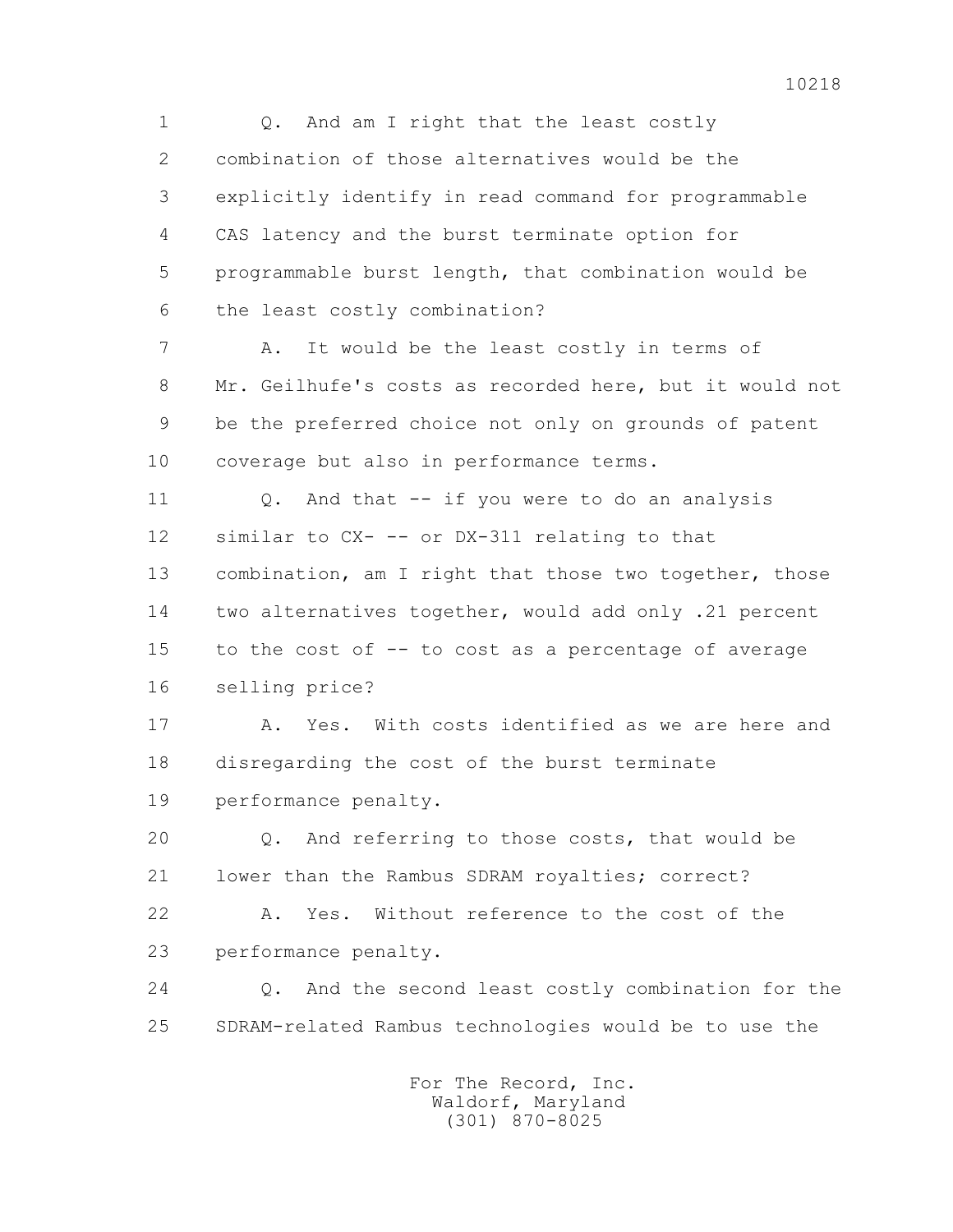Q. And am I right that the least costly combination of those alternatives would be the explicitly identify in read command for programmable CAS latency and the burst terminate option for programmable burst length, that combination would be the least costly combination?

A. It would be the least costly in terms of Mr. Geilhufe's costs as recorded here, but it would not be the preferred choice not only on grounds of patent coverage but also in performance terms.

Q. And that -- if you were to do an analysis similar to CX- -- or DX-311 relating to that combination, am I right that those two together, those two alternatives together, would add only .21 percent to the cost of -- to cost as a percentage of average selling price?

A. Yes. With costs identified as we are here and disregarding the cost of the burst terminate performance penalty.

Q. And referring to those costs, that would be lower than the Rambus SDRAM royalties; correct?

A. Yes. Without reference to the cost of the performance penalty.

Q. And the second least costly combination for the SDRAM-related Rambus technologies would be to use the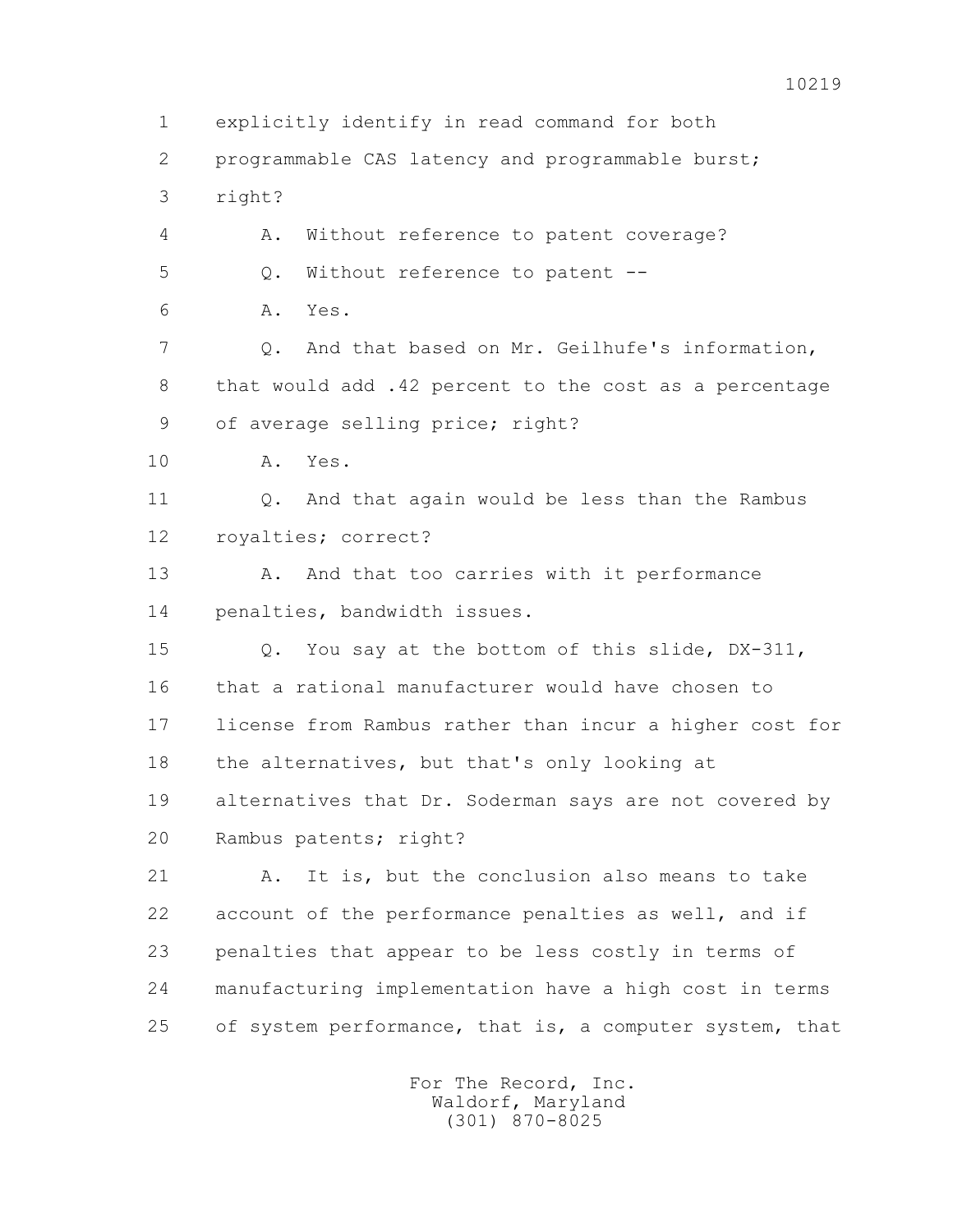1 explicitly identify in read command for both
2 programmable CAS latency and programmable burst;
3 right?

4 A. Without reference to patent coverage?

5 Q. Without reference to patent --

6 A. Yes.

7 Q. And that based on Mr. Geilhufe's information,
8 that would add .42 percent to the cost as a percentage
9 of average selling price; right?

10 A. Yes.

11 Q. And that again would be less than the Rambus
12 royalties; correct?

13 A. And that too carries with it performance
14 penalties, bandwidth issues.

15 Q. You say at the bottom of this slide, DX-311,
16 that a rational manufacturer would have chosen to
17 license from Rambus rather than incur a higher cost for
18 the alternatives, but that's only looking at
19 alternatives that Dr. Soderman says are not covered by
20 Rambus patents; right?

21 A. It is, but the conclusion also means to take
22 account of the performance penalties as well, and if
23 penalties that appear to be less costly in terms of
24 manufacturing implementation have a high cost in terms
25 of system performance, that is, a computer system, that

For The Record, Inc.
Waldorf, Maryland
(301) 870-8025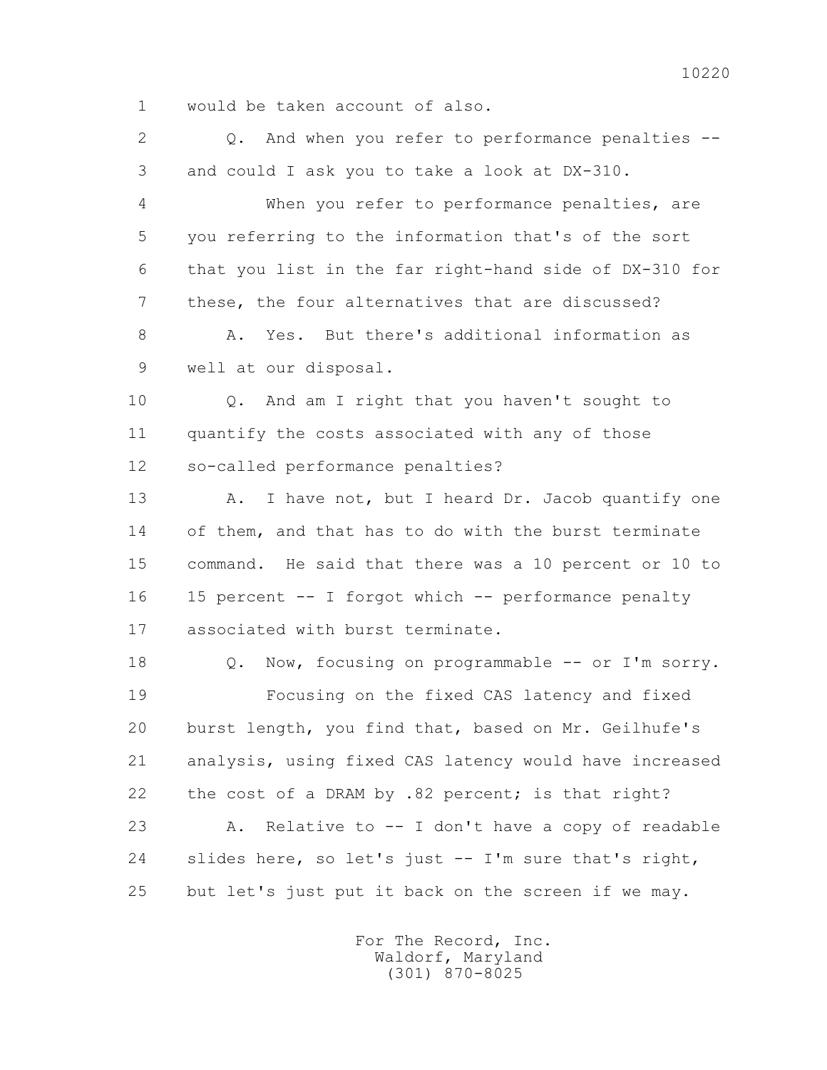1 would be taken account of also.

2 Q. And when you refer to performance penalties --

3 and could I ask you to take a look at DX-310.

4 When you refer to performance penalties, are

5 you referring to the information that's of the sort

6 that you list in the far right-hand side of DX-310 for

7 these, the four alternatives that are discussed?

8 A. Yes. But there's additional information as

9 well at our disposal.

10 Q. And am I right that you haven't sought to

11 quantify the costs associated with any of those

12 so-called performance penalties?

13 A. I have not, but I heard Dr. Jacob quantify one

14 of them, and that has to do with the burst terminate

15 command. He said that there was a 10 percent or 10 to

16 15 percent -- I forgot which -- performance penalty

17 associated with burst terminate.

18 Q. Now, focusing on programmable -- or I'm sorry.

19 Focusing on the fixed CAS latency and fixed

20 burst length, you find that, based on Mr. Geilhufe's

21 analysis, using fixed CAS latency would have increased

22 the cost of a DRAM by .82 percent; is that right?

23 A. Relative to -- I don't have a copy of readable

24 slides here, so let's just -- I'm sure that's right,

25 but let's just put it back on the screen if we may.

For The Record, Inc.
Waldorf, Maryland
(301) 870-8025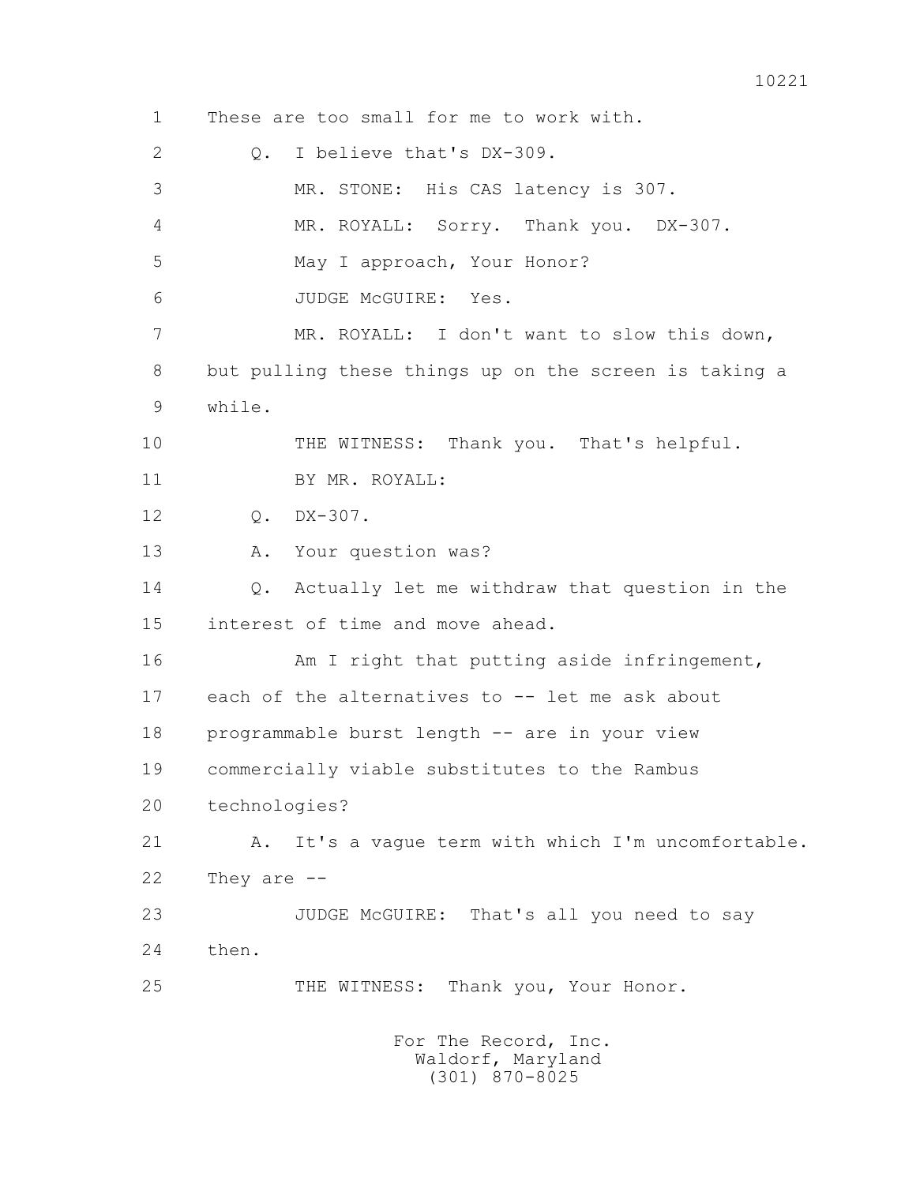1 These are too small for me to work with.

2 Q. I believe that's DX-309.

3 MR. STONE: His CAS latency is 307.

4 MR. ROYALL: Sorry. Thank you. DX-307.

5 May I approach, Your Honor?

6 JUDGE McGUIRE: Yes.

7 MR. ROYALL: I don't want to slow this down,

8 but pulling these things up on the screen is taking a

9 while.

10 THE WITNESS: Thank you. That's helpful.

11 BY MR. ROYALL:

12 Q. DX-307.

13 A. Your question was?

14 Q. Actually let me withdraw that question in the

15 interest of time and move ahead.

16 Am I right that putting aside infringement,

17 each of the alternatives to -- let me ask about

18 programmable burst length -- are in your view

19 commercially viable substitutes to the Rambus

20 technologies?

21 A. It's a vague term with which I'm uncomfortable.

22 They are --

23 JUDGE McGUIRE: That's all you need to say

24 then.

25 THE WITNESS: Thank you, Your Honor.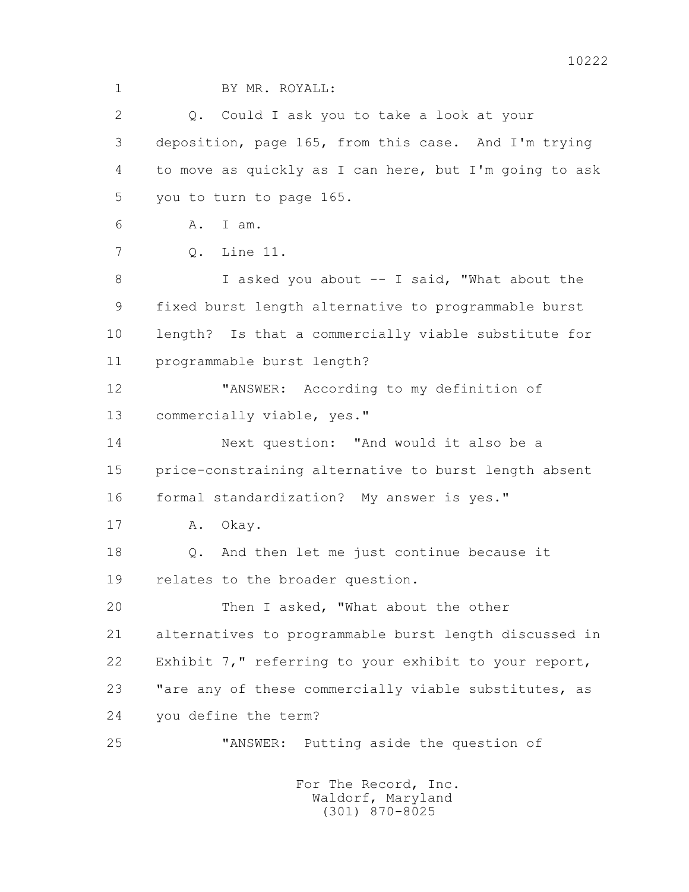BY MR. ROYALL:

Q. Could I ask you to take a look at your deposition, page 165, from this case. And I'm trying to move as quickly as I can here, but I'm going to ask you to turn to page 165.

A. I am.

Q. Line 11.

I asked you about -- I said, "What about the fixed burst length alternative to programmable burst length? Is that a commercially viable substitute for programmable burst length?

"ANSWER: According to my definition of commercially viable, yes."

Next question: "And would it also be a price-constraining alternative to burst length absent formal standardization? My answer is yes."

A. Okay.

Q. And then let me just continue because it relates to the broader question.

Then I asked, "What about the other alternatives to programmable burst length discussed in Exhibit 7," referring to your exhibit to your report, "are any of these commercially viable substitutes, as you define the term?

"ANSWER: Putting aside the question of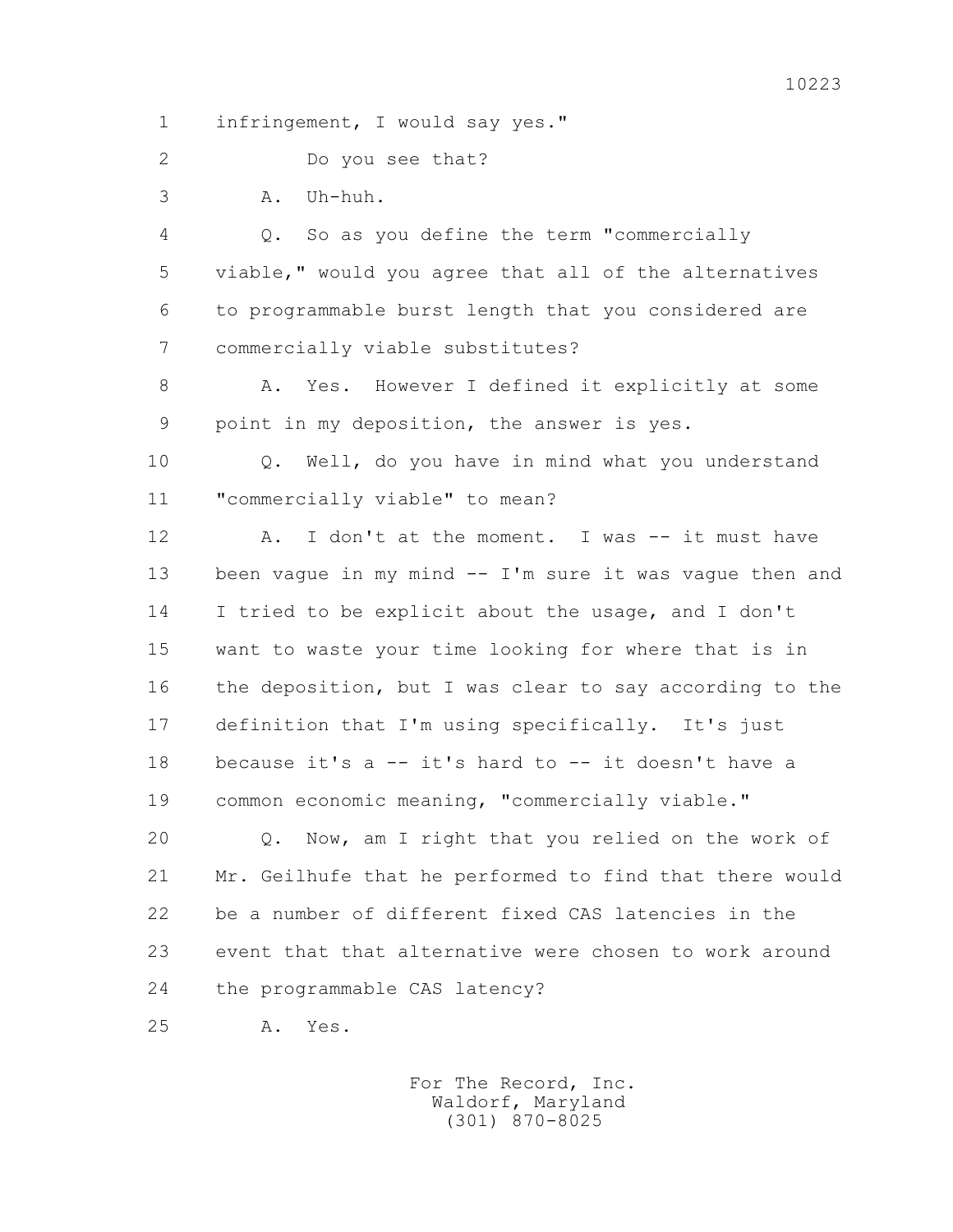1 infringement, I would say yes."

2 Do you see that?

3 A. Uh-huh.

4 Q. So as you define the term "commercially

5 viable," would you agree that all of the alternatives

6 to programmable burst length that you considered are

7 commercially viable substitutes?

8 A. Yes. However I defined it explicitly at some

9 point in my deposition, the answer is yes.

10 Q. Well, do you have in mind what you understand

11 "commercially viable" to mean?

12 A. I don't at the moment. I was -- it must have

13 been vague in my mind -- I'm sure it was vague then and

14 I tried to be explicit about the usage, and I don't

15 want to waste your time looking for where that is in

16 the deposition, but I was clear to say according to the

17 definition that I'm using specifically. It's just

18 because it's a -- it's hard to -- it doesn't have a

19 common economic meaning, "commercially viable."

20 Q. Now, am I right that you relied on the work of

21 Mr. Geilhufe that he performed to find that there would

22 be a number of different fixed CAS latencies in the

23 event that that alternative were chosen to work around

24 the programmable CAS latency?

25 A. Yes.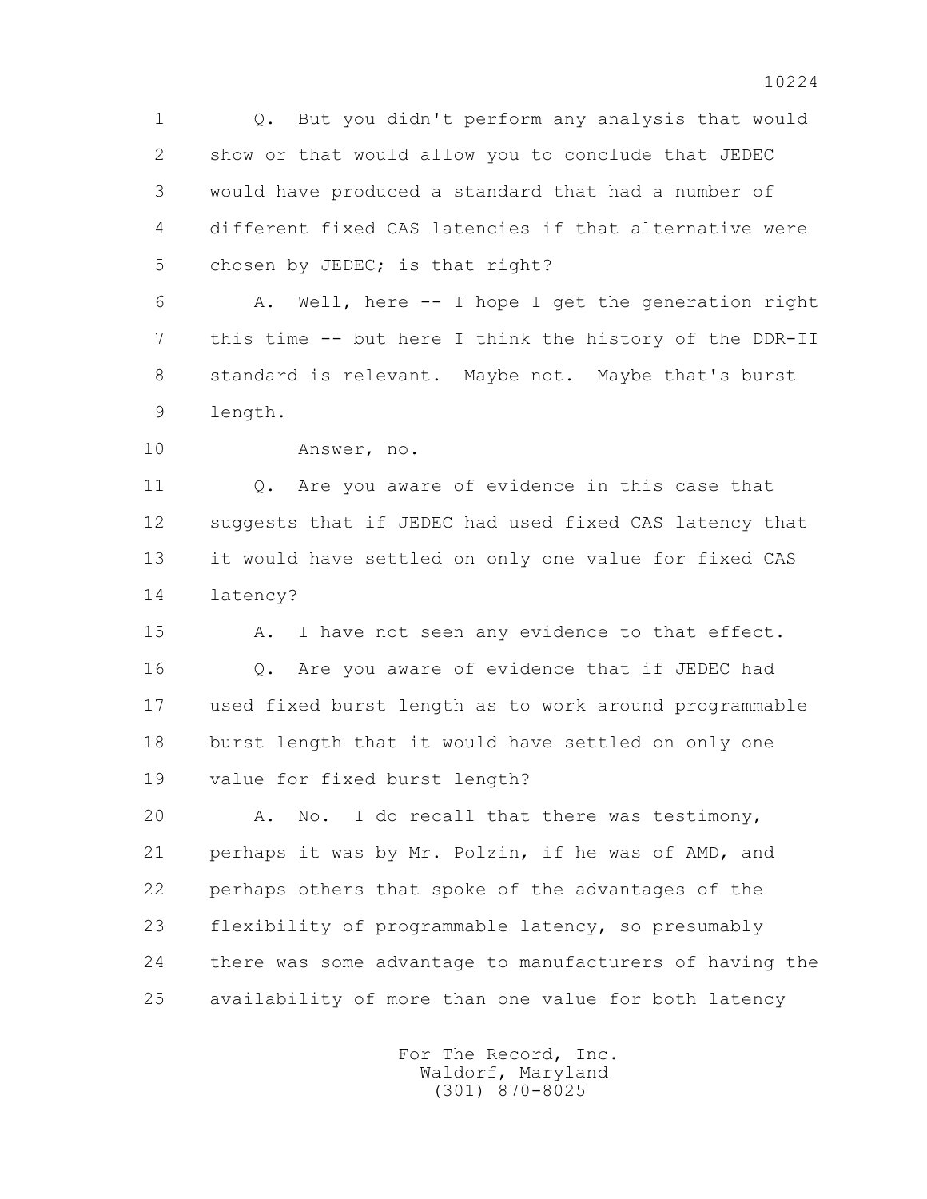1 Q. But you didn't perform any analysis that would
2 show or that would allow you to conclude that JEDEC
3 would have produced a standard that had a number of
4 different fixed CAS latencies if that alternative were
5 chosen by JEDEC; is that right?

6 A. Well, here -- I hope I get the generation right
7 this time -- but here I think the history of the DDR-II
8 standard is relevant. Maybe not. Maybe that's burst
9 length.

10 Answer, no.

11 Q. Are you aware of evidence in this case that
12 suggests that if JEDEC had used fixed CAS latency that
13 it would have settled on only one value for fixed CAS
14 latency?

15 A. I have not seen any evidence to that effect.

16 Q. Are you aware of evidence that if JEDEC had
17 used fixed burst length as to work around programmable
18 burst length that it would have settled on only one
19 value for fixed burst length?

20 A. No. I do recall that there was testimony,
21 perhaps it was by Mr. Polzin, if he was of AMD, and
22 perhaps others that spoke of the advantages of the
23 flexibility of programmable latency, so presumably
24 there was some advantage to manufacturers of having the
25 availability of more than one value for both latency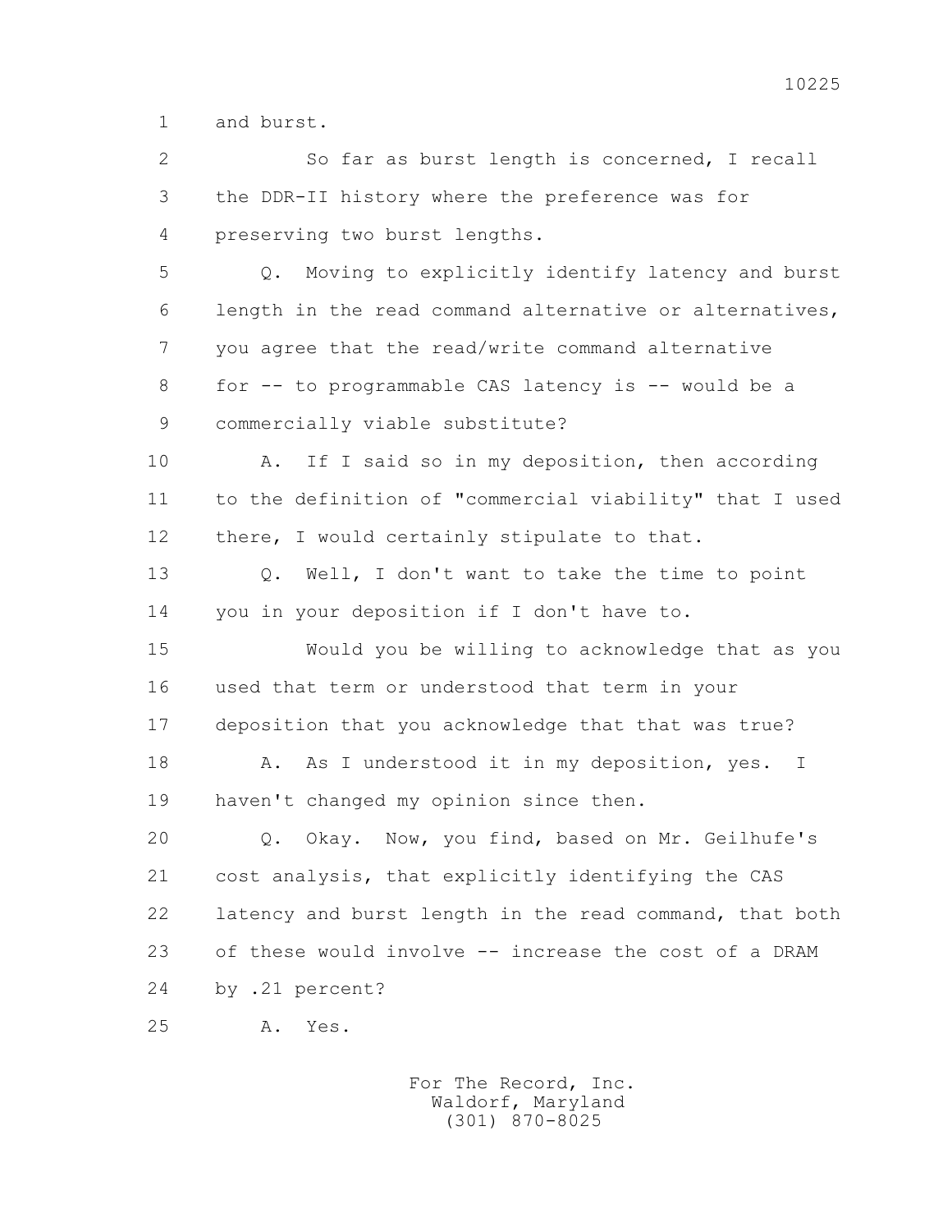1 and burst.

2 So far as burst length is concerned, I recall

3 the DDR-II history where the preference was for

4 preserving two burst lengths.

5 Q. Moving to explicitly identify latency and burst

6 length in the read command alternative or alternatives,

7 you agree that the read/write command alternative

8 for -- to programmable CAS latency is -- would be a

9 commercially viable substitute?

10 A. If I said so in my deposition, then according

11 to the definition of "commercial viability" that I used

12 there, I would certainly stipulate to that.

13 Q. Well, I don't want to take the time to point

14 you in your deposition if I don't have to.

15 Would you be willing to acknowledge that as you

16 used that term or understood that term in your

17 deposition that you acknowledge that that was true?

18 A. As I understood it in my deposition, yes. I

19 haven't changed my opinion since then.

20 Q. Okay. Now, you find, based on Mr. Geilhufe's

21 cost analysis, that explicitly identifying the CAS

22 latency and burst length in the read command, that both

23 of these would involve -- increase the cost of a DRAM

24 by .21 percent?

25 A. Yes.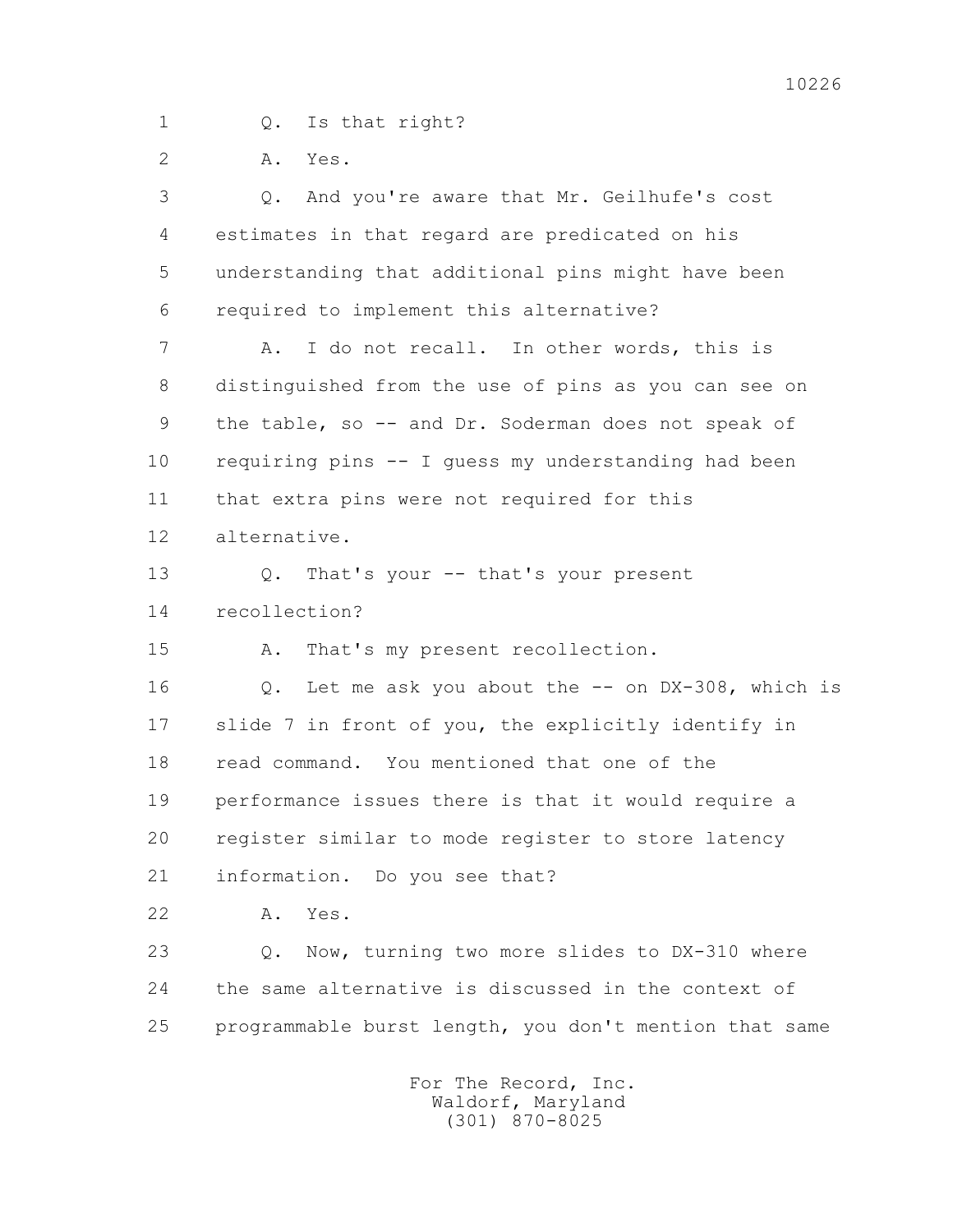1 Q. Is that right?

2 A. Yes.

3 Q. And you're aware that Mr. Geilhufe's cost

4 estimates in that regard are predicated on his

5 understanding that additional pins might have been

6 required to implement this alternative?

7 A. I do not recall. In other words, this is

8 distinguished from the use of pins as you can see on

9 the table, so -- and Dr. Soderman does not speak of

10 requiring pins -- I guess my understanding had been

11 that extra pins were not required for this

12 alternative.

13 Q. That's your -- that's your present

14 recollection?

15 A. That's my present recollection.

16 Q. Let me ask you about the -- on DX-308, which is

17 slide 7 in front of you, the explicitly identify in

18 read command. You mentioned that one of the

19 performance issues there is that it would require a

20 register similar to mode register to store latency

21 information. Do you see that?

22 A. Yes.

23 Q. Now, turning two more slides to DX-310 where

24 the same alternative is discussed in the context of

25 programmable burst length, you don't mention that same

For The Record, Inc.
Waldorf, Maryland
(301) 870-8025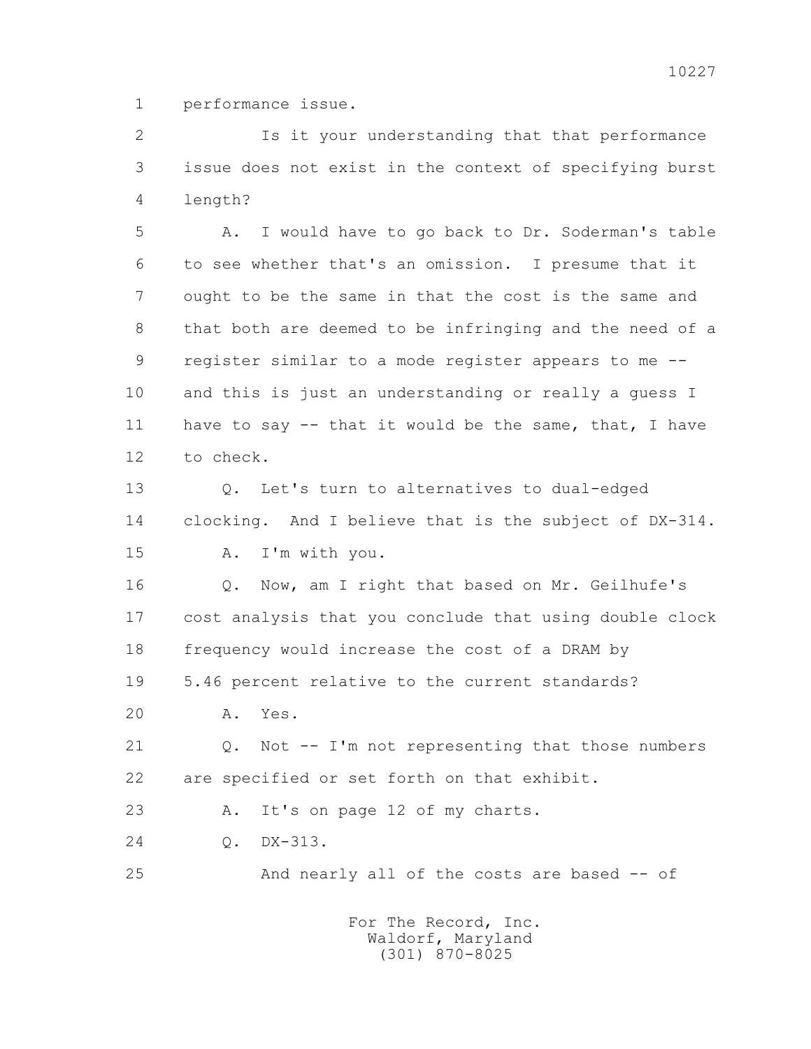1 performance issue.

2 Is it your understanding that that performance
3 issue does not exist in the context of specifying burst
4 length?

5 A. I would have to go back to Dr. Soderman's table
6 to see whether that's an omission. I presume that it
7 ought to be the same in that the cost is the same and
8 that both are deemed to be infringing and the need of a
9 register similar to a mode register appears to me --
10 and this is just an understanding or really a guess I
11 have to say -- that it would be the same, that, I have
12 to check.

13 Q. Let's turn to alternatives to dual-edged
14 clocking. And I believe that is the subject of DX-314.

15 A. I'm with you.

16 Q. Now, am I right that based on Mr. Geilhufe's
17 cost analysis that you conclude that using double clock
18 frequency would increase the cost of a DRAM by
19 5.46 percent relative to the current standards?

20 A. Yes.

21 Q. Not -- I'm not representing that those numbers
22 are specified or set forth on that exhibit.

23 A. It's on page 12 of my charts.

24 Q. DX-313.

25 And nearly all of the costs are based -- of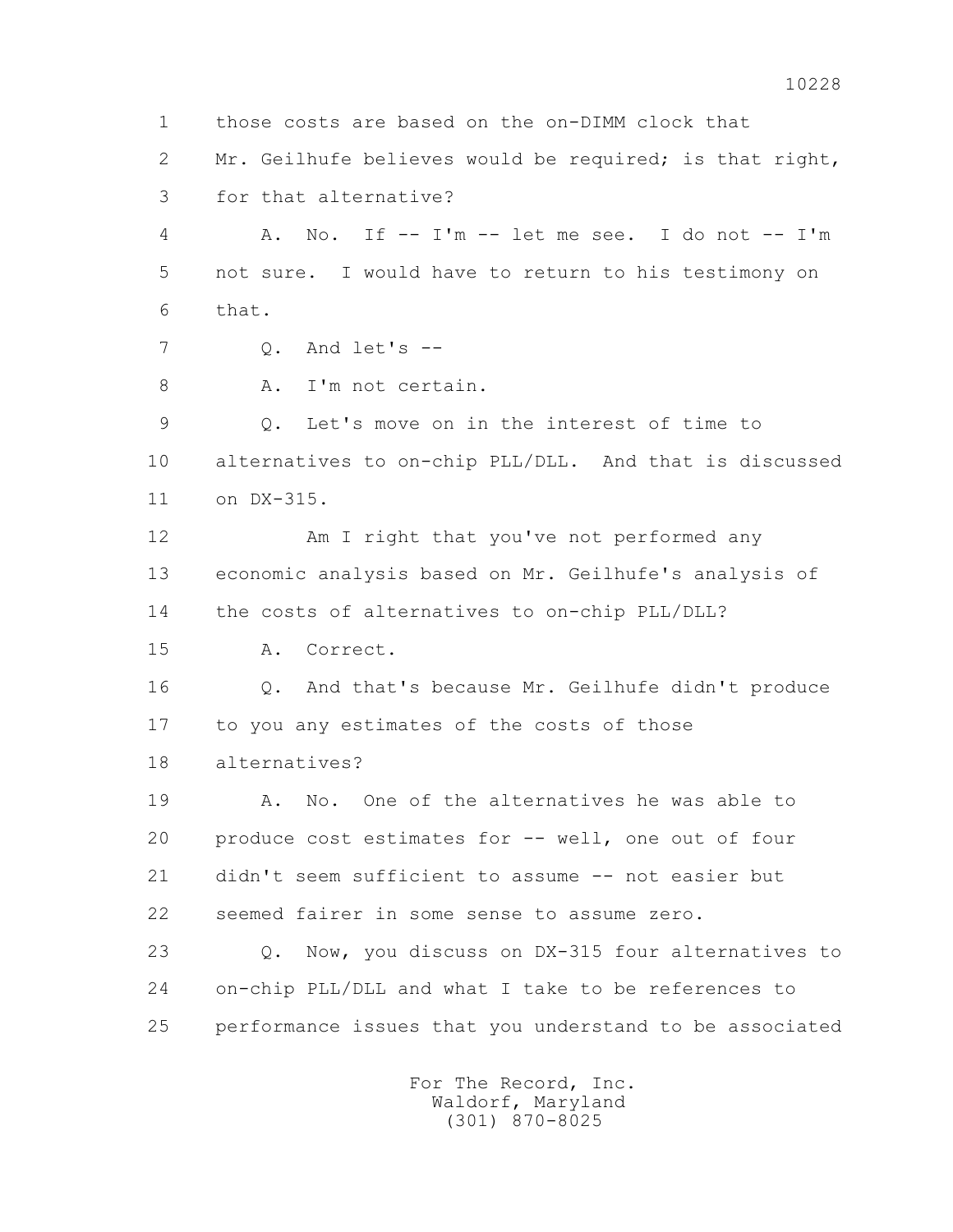1 those costs are based on the on-DIMM clock that
2 Mr. Geilhufe believes would be required; is that right,
3 for that alternative?
4 A. No. If -- I'm -- let me see. I do not -- I'm
5 not sure. I would have to return to his testimony on
6 that.
7 Q. And let's --
8 A. I'm not certain.
9 Q. Let's move on in the interest of time to
10 alternatives to on-chip PLL/DLL. And that is discussed
11 on DX-315.
12 Am I right that you've not performed any
13 economic analysis based on Mr. Geilhufe's analysis of
14 the costs of alternatives to on-chip PLL/DLL?
15 A. Correct.
16 Q. And that's because Mr. Geilhufe didn't produce
17 to you any estimates of the costs of those
18 alternatives?
19 A. No. One of the alternatives he was able to
20 produce cost estimates for -- well, one out of four
21 didn't seem sufficient to assume -- not easier but
22 seemed fairer in some sense to assume zero.
23 Q. Now, you discuss on DX-315 four alternatives to
24 on-chip PLL/DLL and what I take to be references to
25 performance issues that you understand to be associated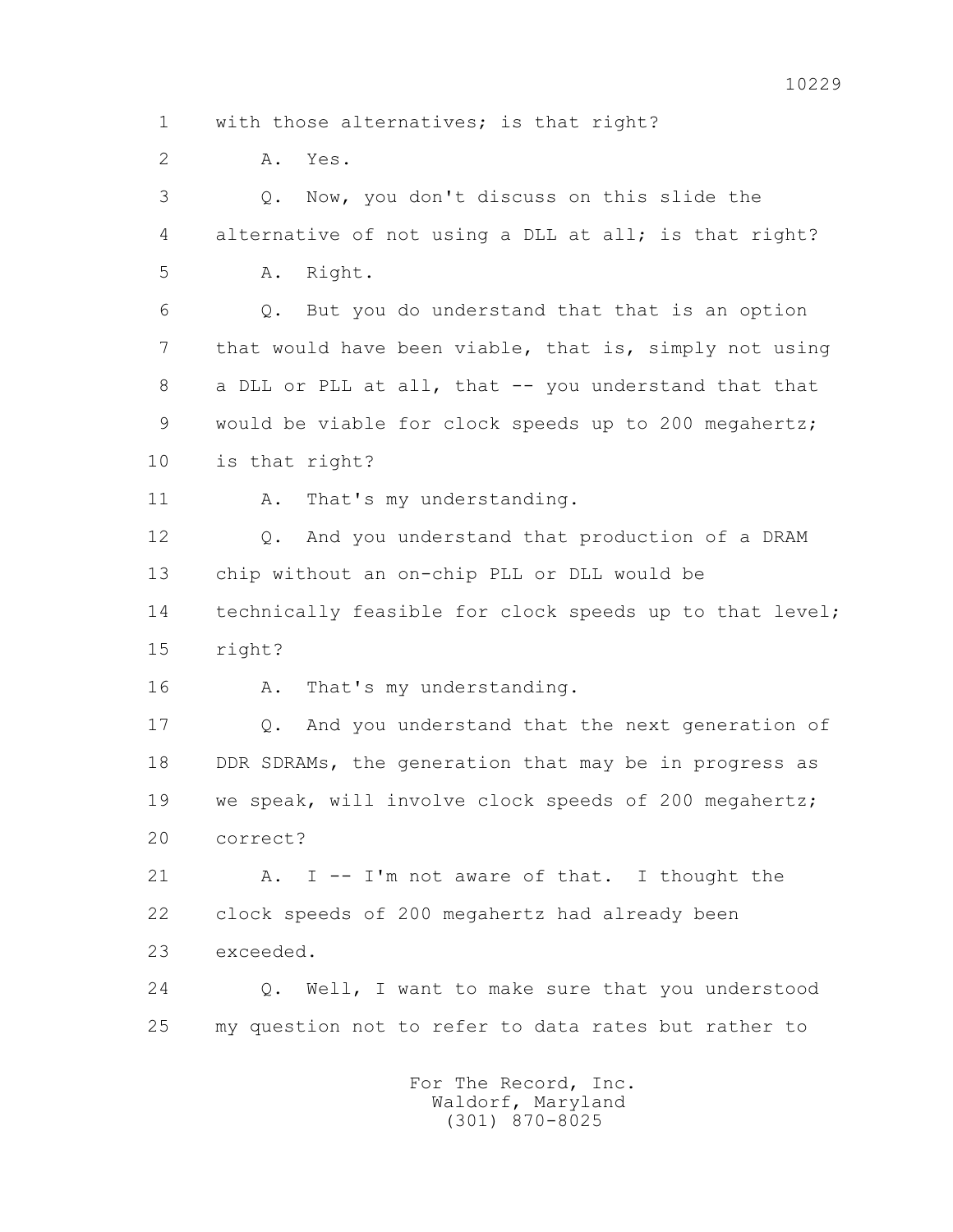1 with those alternatives; is that right?

2 A. Yes.

3 Q. Now, you don't discuss on this slide the

4 alternative of not using a DLL at all; is that right?

5 A. Right.

6 Q. But you do understand that that is an option

7 that would have been viable, that is, simply not using

8 a DLL or PLL at all, that -- you understand that that

9 would be viable for clock speeds up to 200 megahertz;

10 is that right?

11 A. That's my understanding.

12 Q. And you understand that production of a DRAM

13 chip without an on-chip PLL or DLL would be

14 technically feasible for clock speeds up to that level;

15 right?

16 A. That's my understanding.

17 Q. And you understand that the next generation of

18 DDR SDRAMs, the generation that may be in progress as

19 we speak, will involve clock speeds of 200 megahertz;

20 correct?

21 A. I -- I'm not aware of that. I thought the

22 clock speeds of 200 megahertz had already been

23 exceeded.

24 Q. Well, I want to make sure that you understood

25 my question not to refer to data rates but rather to

For The Record, Inc.
Waldorf, Maryland
(301) 870-8025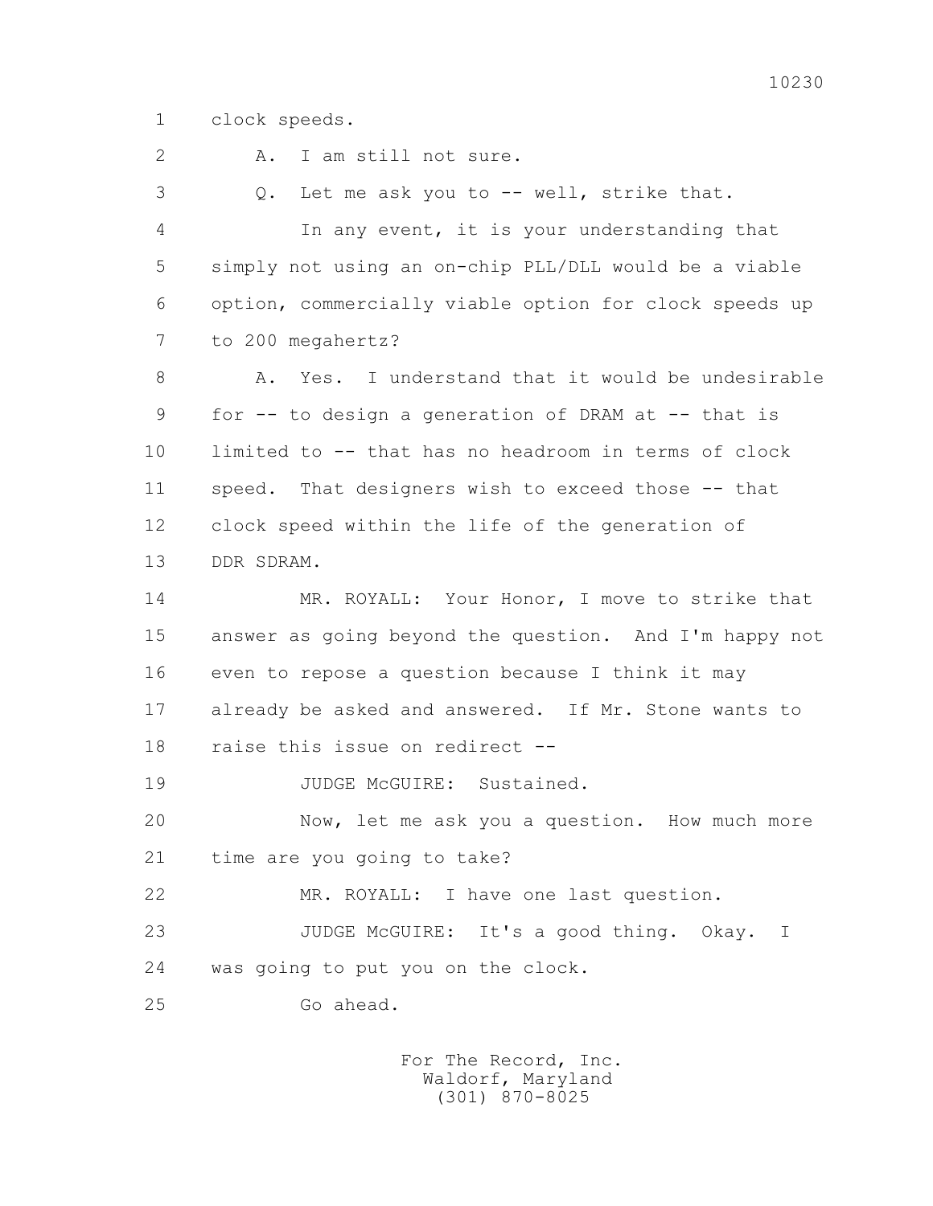1 clock speeds.

2 A. I am still not sure.

3 Q. Let me ask you to -- well, strike that.

4 In any event, it is your understanding that

5 simply not using an on-chip PLL/DLL would be a viable

6 option, commercially viable option for clock speeds up

7 to 200 megahertz?

8 A. Yes. I understand that it would be undesirable

9 for -- to design a generation of DRAM at -- that is

10 limited to -- that has no headroom in terms of clock

11 speed. That designers wish to exceed those -- that

12 clock speed within the life of the generation of

13 DDR SDRAM.

14 MR. ROYALL: Your Honor, I move to strike that

15 answer as going beyond the question. And I'm happy not

16 even to repose a question because I think it may

17 already be asked and answered. If Mr. Stone wants to

18 raise this issue on redirect --

19 JUDGE McGUIRE: Sustained.

20 Now, let me ask you a question. How much more

21 time are you going to take?

22 MR. ROYALL: I have one last question.

23 JUDGE McGUIRE: It's a good thing. Okay. I

24 was going to put you on the clock.

25 Go ahead.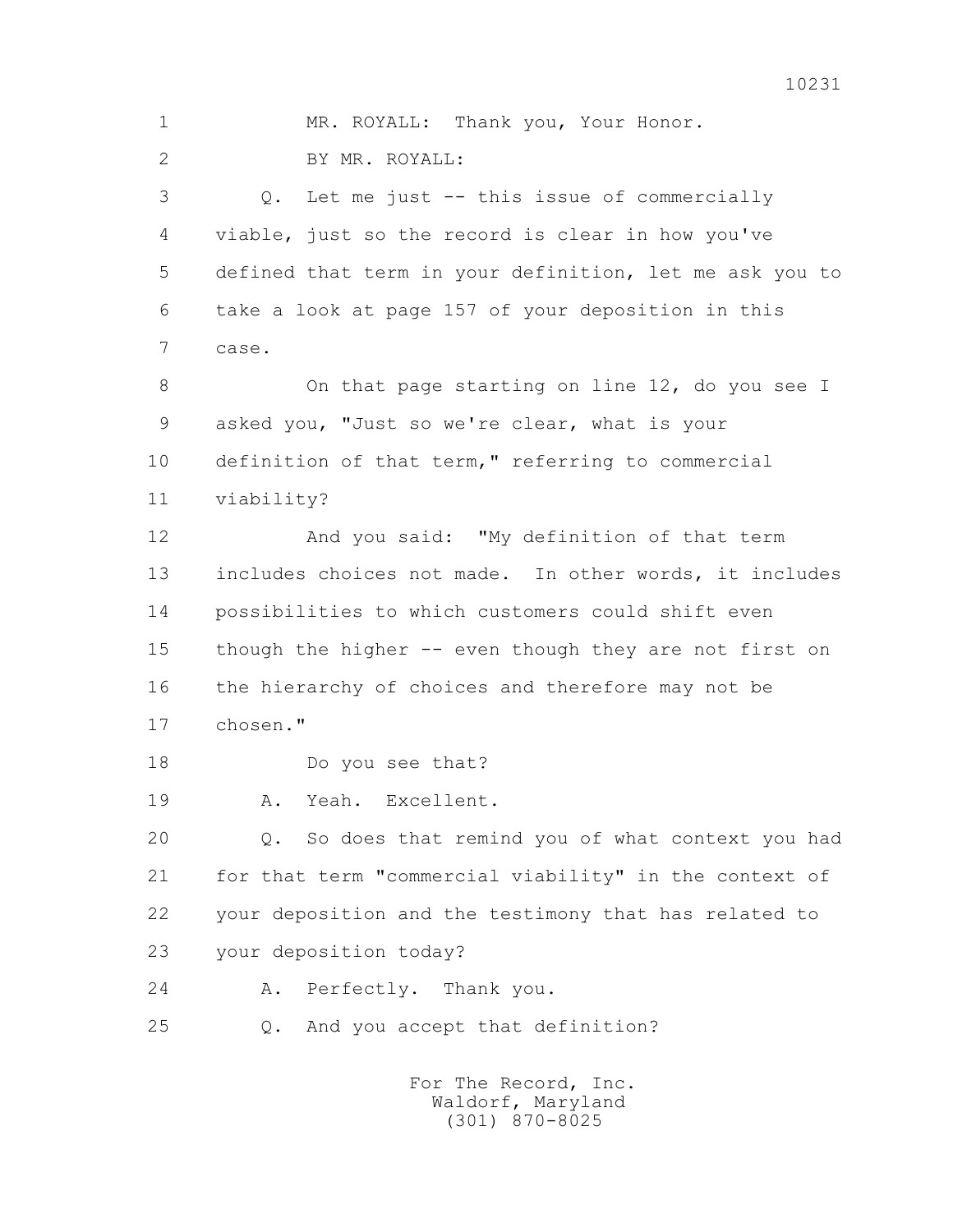1 MR. ROYALL: Thank you, Your Honor.

2 BY MR. ROYALL:

3 Q. Let me just -- this issue of commercially

4 viable, just so the record is clear in how you've

5 defined that term in your definition, let me ask you to

6 take a look at page 157 of your deposition in this

7 case.

8 On that page starting on line 12, do you see I

9 asked you, "Just so we're clear, what is your

10 definition of that term," referring to commercial

11 viability?

12 And you said: "My definition of that term

13 includes choices not made. In other words, it includes

14 possibilities to which customers could shift even

15 though the higher -- even though they are not first on

16 the hierarchy of choices and therefore may not be

17 chosen."

18 Do you see that?

19 A. Yeah. Excellent.

20 Q. So does that remind you of what context you had

21 for that term "commercial viability" in the context of

22 your deposition and the testimony that has related to

23 your deposition today?

24 A. Perfectly. Thank you.

25 Q. And you accept that definition?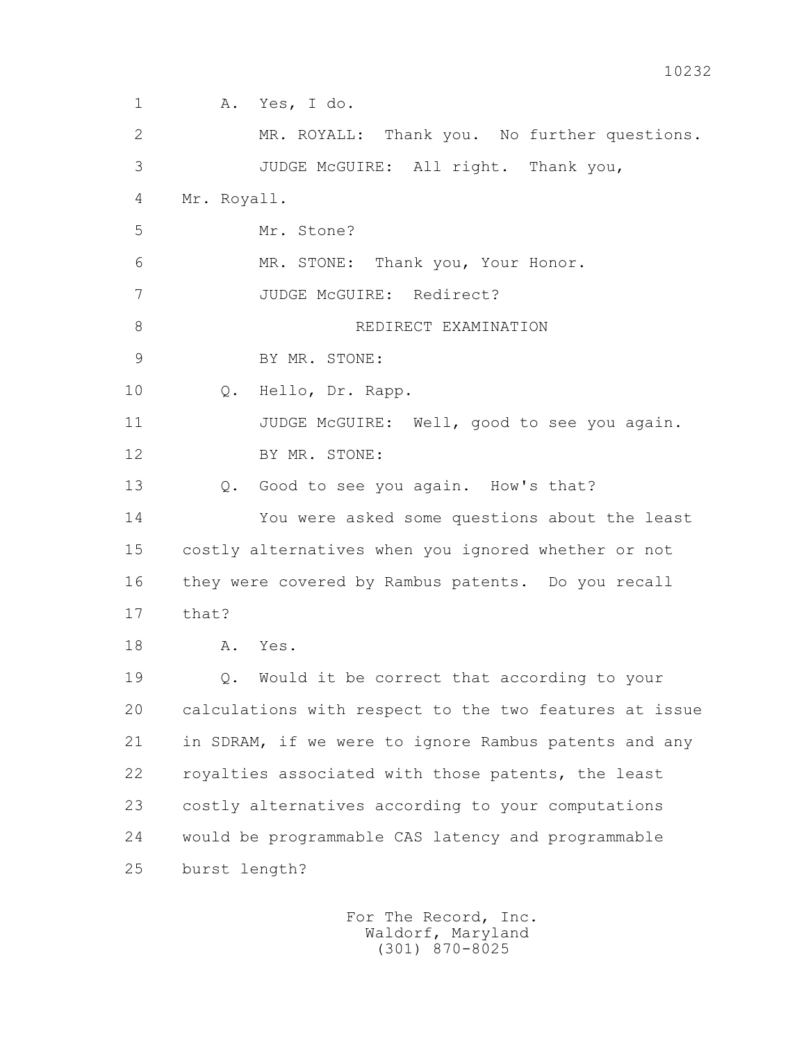1 A. Yes, I do.

2 MR. ROYALL: Thank you. No further questions.

3 JUDGE McGUIRE: All right. Thank you,

4 Mr. Royall.

5 Mr. Stone?

6 MR. STONE: Thank you, Your Honor.

7 JUDGE McGUIRE: Redirect?

8 REDIRECT EXAMINATION

9 BY MR. STONE:

10 Q. Hello, Dr. Rapp.

11 JUDGE McGUIRE: Well, good to see you again.

12 BY MR. STONE:

13 Q. Good to see you again. How's that?

14 You were asked some questions about the least

15 costly alternatives when you ignored whether or not

16 they were covered by Rambus patents. Do you recall

17 that?

18 A. Yes.

19 Q. Would it be correct that according to your

20 calculations with respect to the two features at issue

21 in SDRAM, if we were to ignore Rambus patents and any

22 royalties associated with those patents, the least

23 costly alternatives according to your computations

24 would be programmable CAS latency and programmable

25 burst length?

For The Record, Inc.
Waldorf, Maryland
(301) 870-8025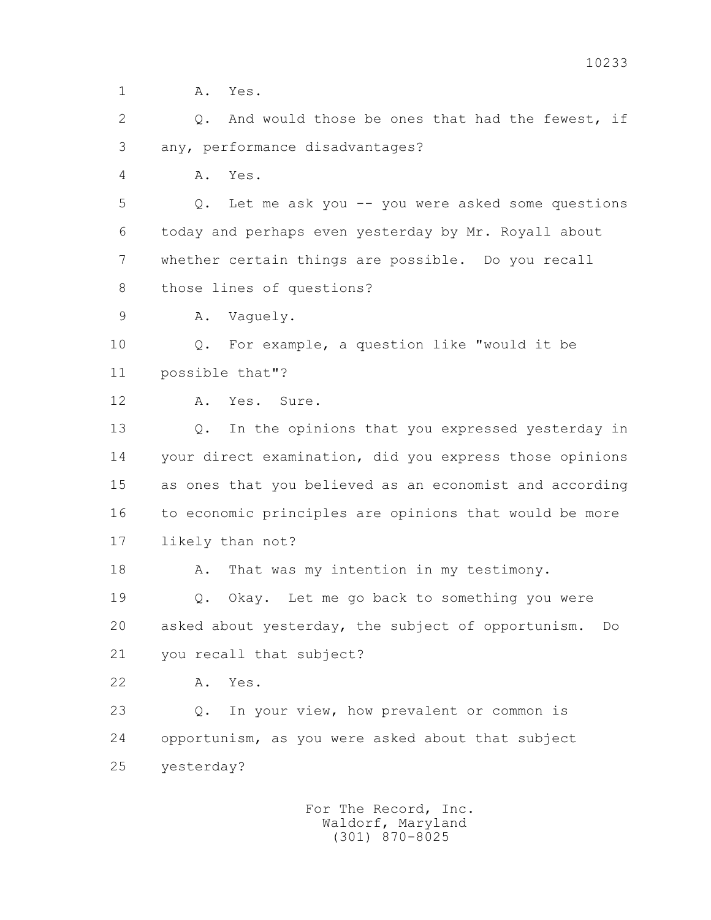1 A. Yes.

2 Q. And would those be ones that had the fewest, if

3 any, performance disadvantages?

4 A. Yes.

5 Q. Let me ask you -- you were asked some questions

6 today and perhaps even yesterday by Mr. Royall about

7 whether certain things are possible. Do you recall

8 those lines of questions?

9 A. Vaguely.

10 Q. For example, a question like "would it be

11 possible that"?

12 A. Yes. Sure.

13 Q. In the opinions that you expressed yesterday in

14 your direct examination, did you express those opinions

15 as ones that you believed as an economist and according

16 to economic principles are opinions that would be more

17 likely than not?

18 A. That was my intention in my testimony.

19 Q. Okay. Let me go back to something you were

20 asked about yesterday, the subject of opportunism. Do

21 you recall that subject?

22 A. Yes.

23 Q. In your view, how prevalent or common is

24 opportunism, as you were asked about that subject

25 yesterday?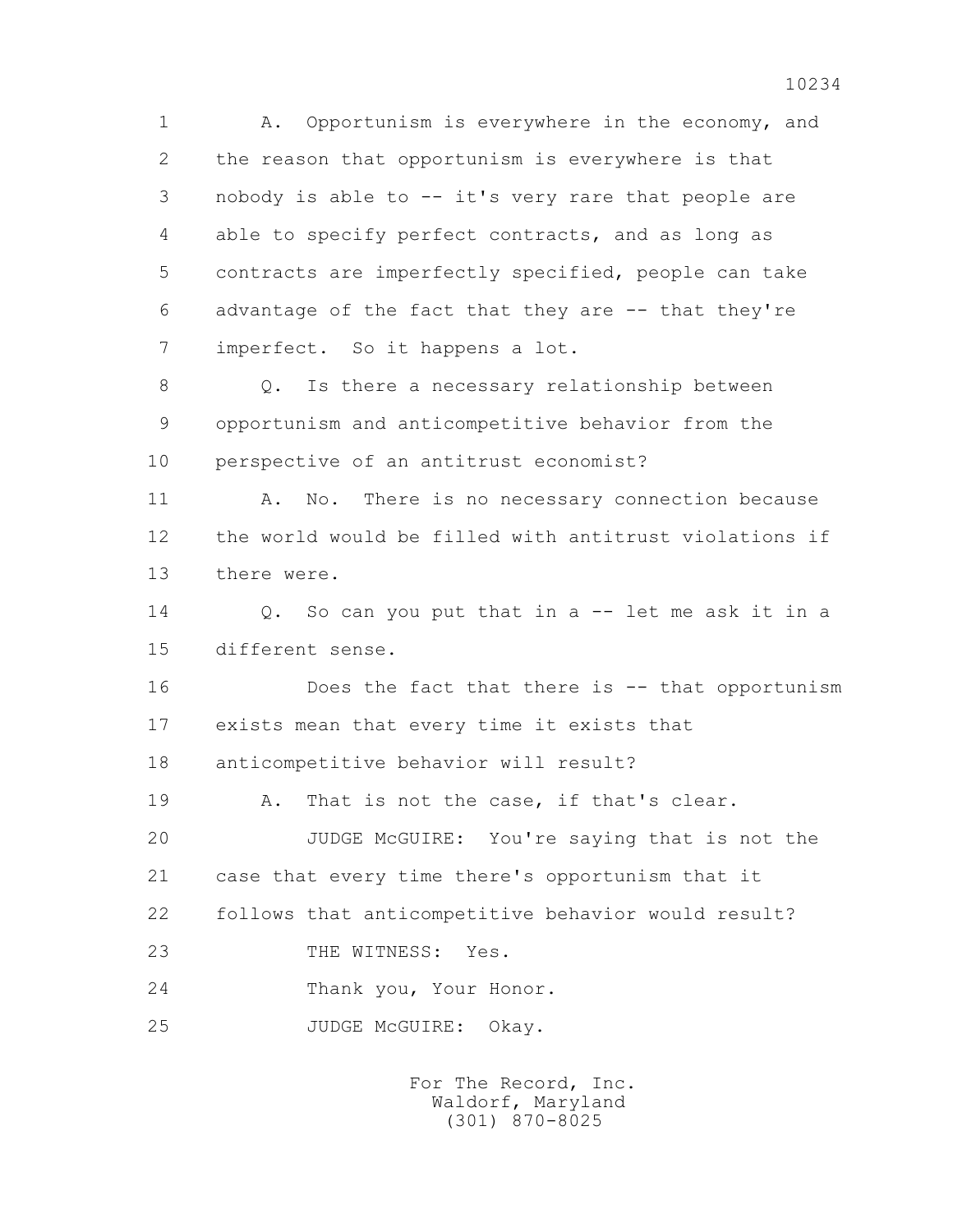A. Opportunism is everywhere in the economy, and the reason that opportunism is everywhere is that nobody is able to -- it's very rare that people are able to specify perfect contracts, and as long as contracts are imperfectly specified, people can take advantage of the fact that they are -- that they're imperfect. So it happens a lot.

Q. Is there a necessary relationship between opportunism and anticompetitive behavior from the perspective of an antitrust economist?

A. No. There is no necessary connection because the world would be filled with antitrust violations if there were.

Q. So can you put that in a -- let me ask it in a different sense.

Does the fact that there is -- that opportunism exists mean that every time it exists that anticompetitive behavior will result?

A. That is not the case, if that's clear.

JUDGE McGUIRE: You're saying that is not the case that every time there's opportunism that it follows that anticompetitive behavior would result?

THE WITNESS: Yes.

Thank you, Your Honor.

JUDGE McGUIRE: Okay.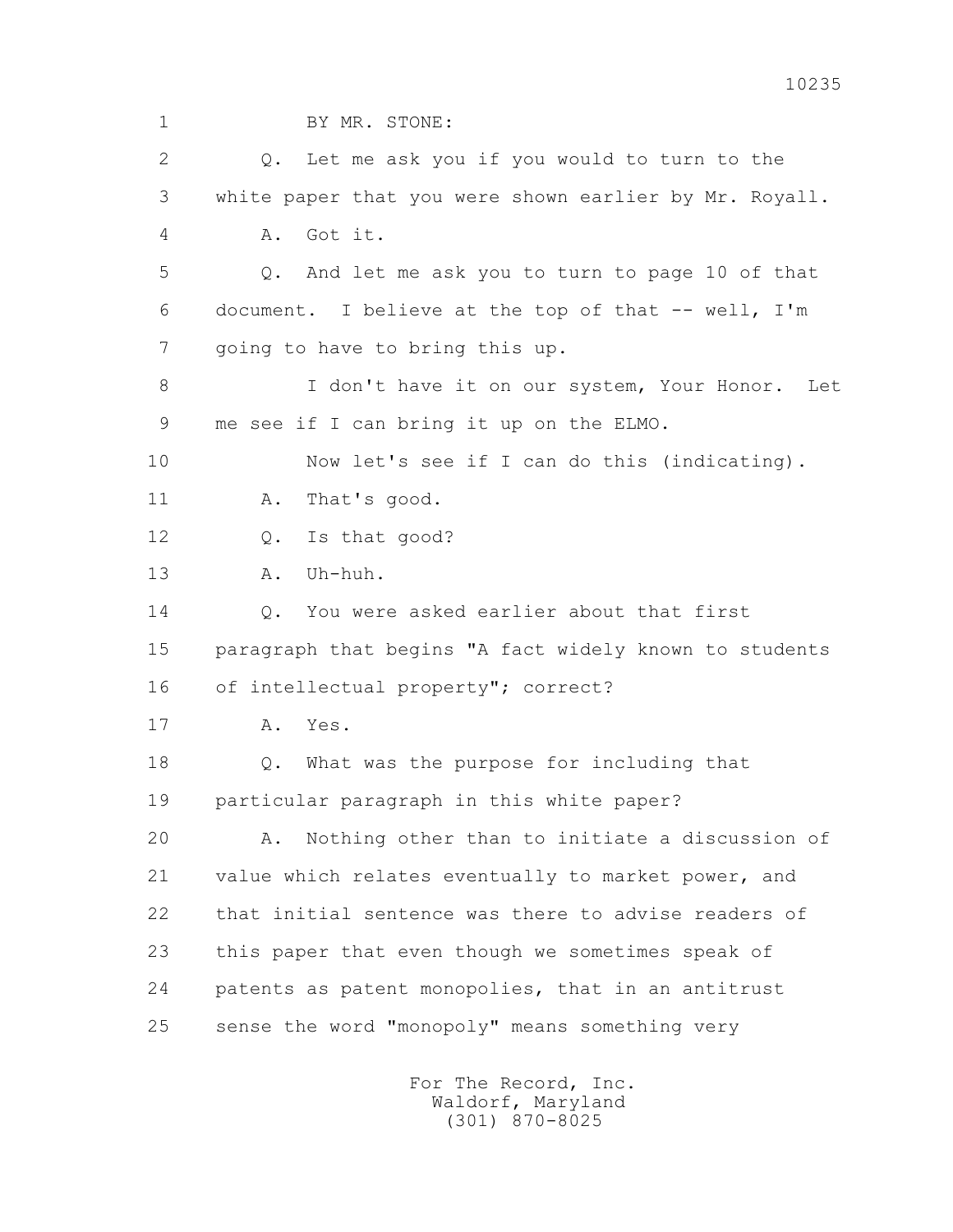BY MR. STONE:

Q. Let me ask you if you would to turn to the white paper that you were shown earlier by Mr. Royall.

A. Got it.

Q. And let me ask you to turn to page 10 of that document. I believe at the top of that -- well, I'm going to have to bring this up.

I don't have it on our system, Your Honor. Let me see if I can bring it up on the ELMO.

Now let's see if I can do this (indicating).

A. That's good.

Q. Is that good?

A. Uh-huh.

Q. You were asked earlier about that first paragraph that begins "A fact widely known to students of intellectual property"; correct?

A. Yes.

Q. What was the purpose for including that particular paragraph in this white paper?

A. Nothing other than to initiate a discussion of value which relates eventually to market power, and that initial sentence was there to advise readers of this paper that even though we sometimes speak of patents as patent monopolies, that in an antitrust sense the word "monopoly" means something very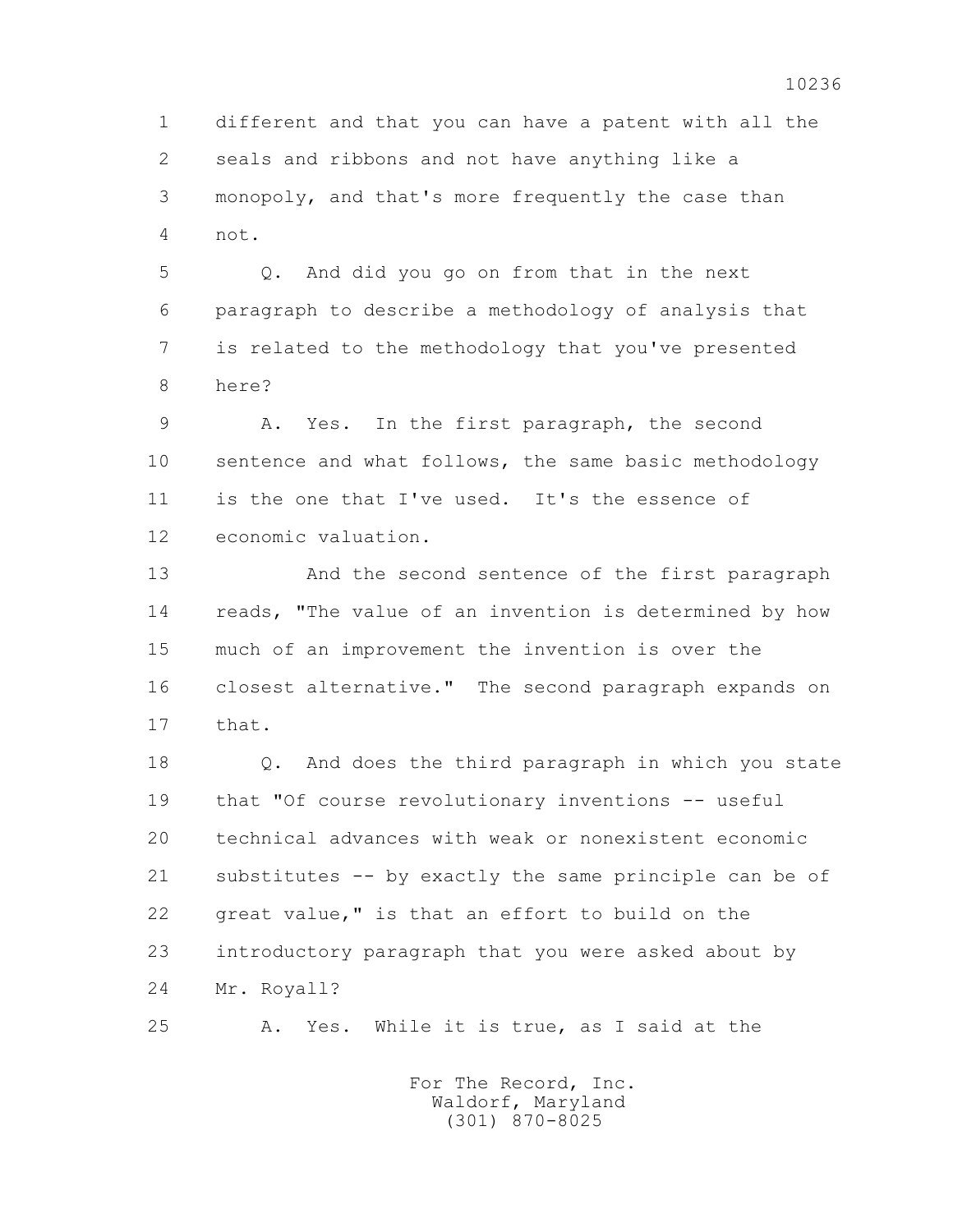1 different and that you can have a patent with all the
2 seals and ribbons and not have anything like a
3 monopoly, and that's more frequently the case than
4 not.

5 Q. And did you go on from that in the next
6 paragraph to describe a methodology of analysis that
7 is related to the methodology that you've presented
8 here?

9 A. Yes. In the first paragraph, the second
10 sentence and what follows, the same basic methodology
11 is the one that I've used. It's the essence of
12 economic valuation.

13 And the second sentence of the first paragraph
14 reads, "The value of an invention is determined by how
15 much of an improvement the invention is over the
16 closest alternative." The second paragraph expands on
17 that.

18 Q. And does the third paragraph in which you state
19 that "Of course revolutionary inventions -- useful
20 technical advances with weak or nonexistent economic
21 substitutes -- by exactly the same principle can be of
22 great value," is that an effort to build on the
23 introductory paragraph that you were asked about by
24 Mr. Royall?

25 A. Yes. While it is true, as I said at the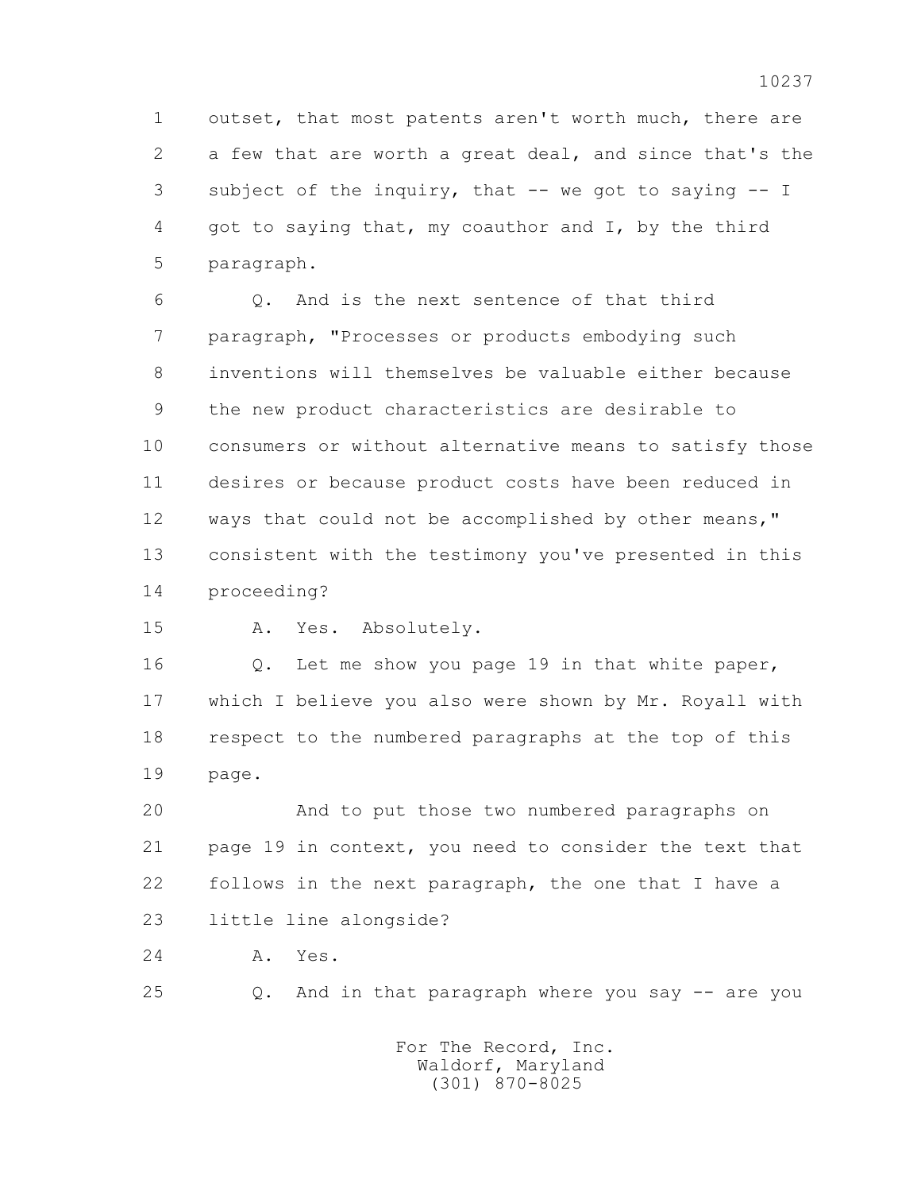1 outset, that most patents aren't worth much, there are
2 a few that are worth a great deal, and since that's the
3 subject of the inquiry, that -- we got to saying -- I
4 got to saying that, my coauthor and I, by the third
5 paragraph.

6 Q. And is the next sentence of that third
7 paragraph, "Processes or products embodying such
8 inventions will themselves be valuable either because
9 the new product characteristics are desirable to
10 consumers or without alternative means to satisfy those
11 desires or because product costs have been reduced in
12 ways that could not be accomplished by other means,"
13 consistent with the testimony you've presented in this
14 proceeding?

15 A. Yes. Absolutely.

16 Q. Let me show you page 19 in that white paper,
17 which I believe you also were shown by Mr. Royall with
18 respect to the numbered paragraphs at the top of this
19 page.

20 And to put those two numbered paragraphs on
21 page 19 in context, you need to consider the text that
22 follows in the next paragraph, the one that I have a
23 little line alongside?

24 A. Yes.

25 Q. And in that paragraph where you say -- are you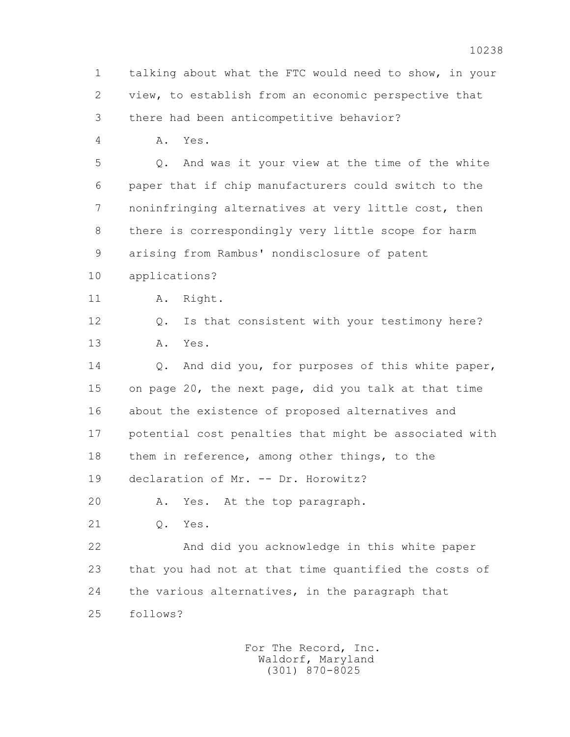1 talking about what the FTC would need to show, in your
2 view, to establish from an economic perspective that
3 there had been anticompetitive behavior?

4 A. Yes.

5 Q. And was it your view at the time of the white
6 paper that if chip manufacturers could switch to the
7 noninfringing alternatives at very little cost, then
8 there is correspondingly very little scope for harm
9 arising from Rambus' nondisclosure of patent
10 applications?

11 A. Right.

12 Q. Is that consistent with your testimony here?

13 A. Yes.

14 Q. And did you, for purposes of this white paper,
15 on page 20, the next page, did you talk at that time
16 about the existence of proposed alternatives and
17 potential cost penalties that might be associated with
18 them in reference, among other things, to the
19 declaration of Mr. -- Dr. Horowitz?

20 A. Yes. At the top paragraph.

21 Q. Yes.

22 And did you acknowledge in this white paper
23 that you had not at that time quantified the costs of
24 the various alternatives, in the paragraph that
25 follows?

For The Record, Inc.
Waldorf, Maryland
(301) 870-8025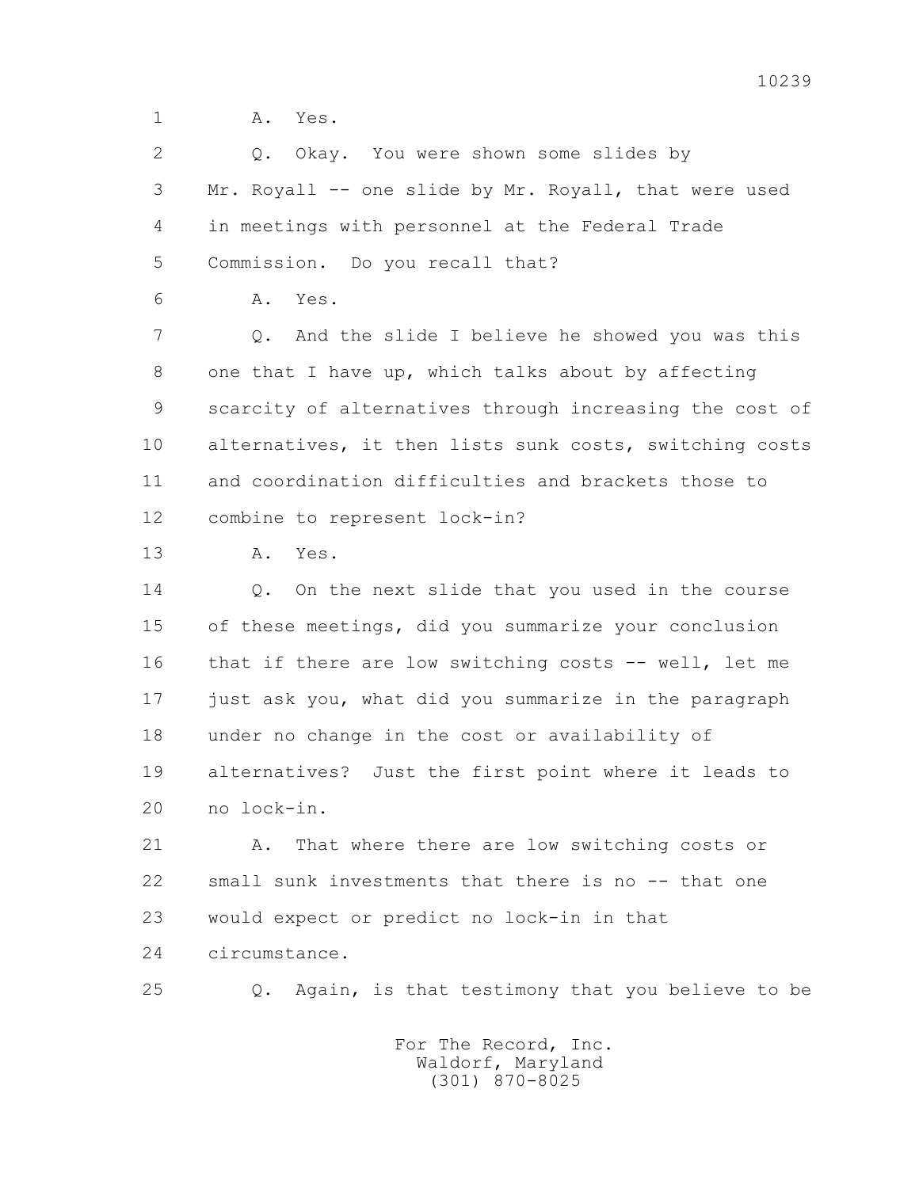1 A. Yes.

2 Q. Okay. You were shown some slides by

3 Mr. Royall -- one slide by Mr. Royall, that were used

4 in meetings with personnel at the Federal Trade

5 Commission. Do you recall that?

6 A. Yes.

7 Q. And the slide I believe he showed you was this

8 one that I have up, which talks about by affecting

9 scarcity of alternatives through increasing the cost of

10 alternatives, it then lists sunk costs, switching costs

11 and coordination difficulties and brackets those to

12 combine to represent lock-in?

13 A. Yes.

14 Q. On the next slide that you used in the course

15 of these meetings, did you summarize your conclusion

16 that if there are low switching costs -- well, let me

17 just ask you, what did you summarize in the paragraph

18 under no change in the cost or availability of

19 alternatives? Just the first point where it leads to

20 no lock-in.

21 A. That where there are low switching costs or

22 small sunk investments that there is no -- that one

23 would expect or predict no lock-in in that

24 circumstance.

25 Q. Again, is that testimony that you believe to be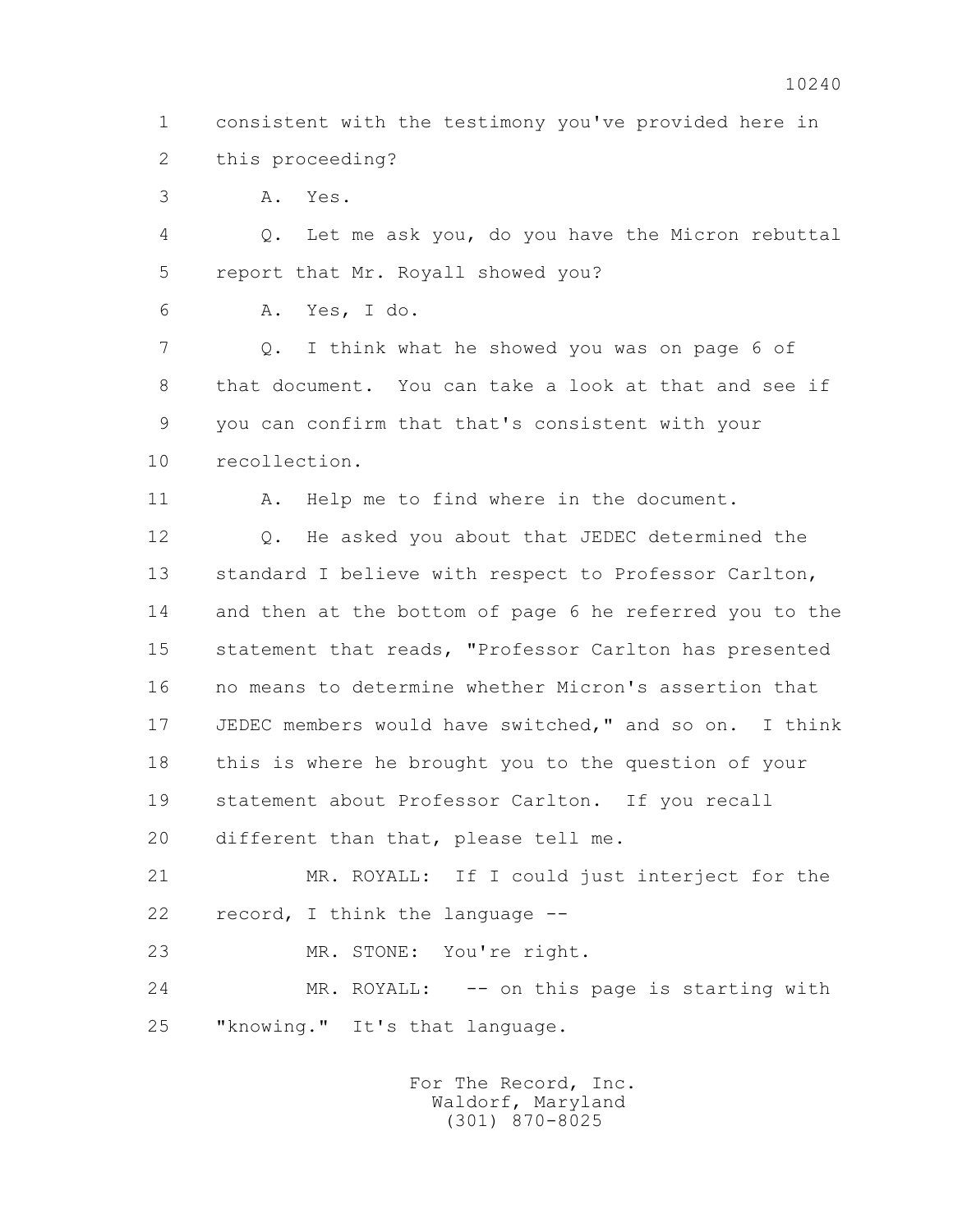1 consistent with the testimony you've provided here in
2 this proceeding?

3 A. Yes.

4 Q. Let me ask you, do you have the Micron rebuttal
5 report that Mr. Royall showed you?

6 A. Yes, I do.

7 Q. I think what he showed you was on page 6 of
8 that document. You can take a look at that and see if
9 you can confirm that that's consistent with your
10 recollection.

11 A. Help me to find where in the document.

12 Q. He asked you about that JEDEC determined the
13 standard I believe with respect to Professor Carlton,
14 and then at the bottom of page 6 he referred you to the
15 statement that reads, "Professor Carlton has presented
16 no means to determine whether Micron's assertion that
17 JEDEC members would have switched," and so on. I think
18 this is where he brought you to the question of your
19 statement about Professor Carlton. If you recall
20 different than that, please tell me.

21 MR. ROYALL: If I could just interject for the
22 record, I think the language --

23 MR. STONE: You're right.

24 MR. ROYALL: -- on this page is starting with
25 "knowing." It's that language.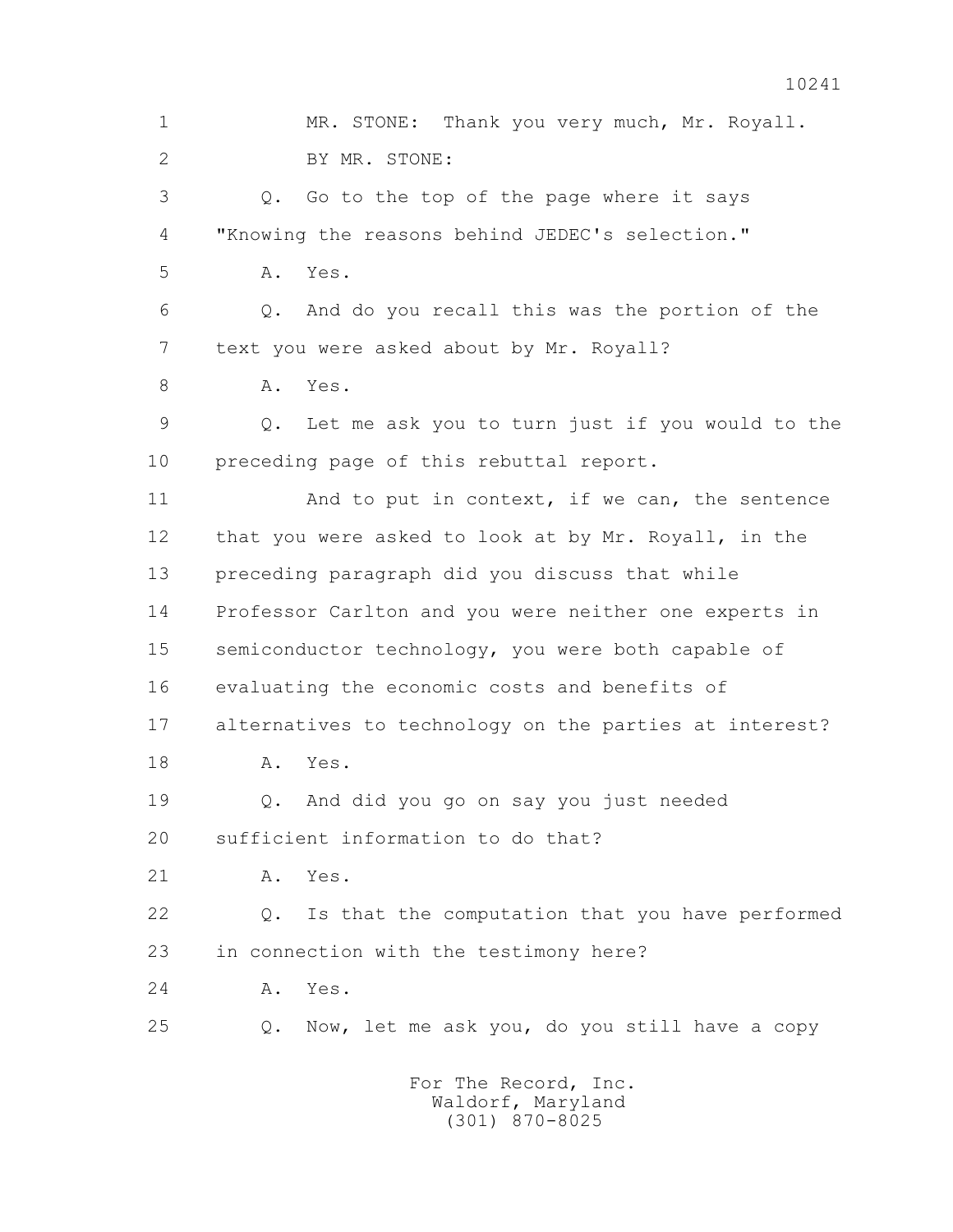1 MR. STONE: Thank you very much, Mr. Royall.

2 BY MR. STONE:

3 Q. Go to the top of the page where it says

4 "Knowing the reasons behind JEDEC's selection."

5 A. Yes.

6 Q. And do you recall this was the portion of the

7 text you were asked about by Mr. Royall?

8 A. Yes.

9 Q. Let me ask you to turn just if you would to the

10 preceding page of this rebuttal report.

11 And to put in context, if we can, the sentence

12 that you were asked to look at by Mr. Royall, in the

13 preceding paragraph did you discuss that while

14 Professor Carlton and you were neither one experts in

15 semiconductor technology, you were both capable of

16 evaluating the economic costs and benefits of

17 alternatives to technology on the parties at interest?

18 A. Yes.

19 Q. And did you go on say you just needed

20 sufficient information to do that?

21 A. Yes.

22 Q. Is that the computation that you have performed

23 in connection with the testimony here?

24 A. Yes.

25 Q. Now, let me ask you, do you still have a copy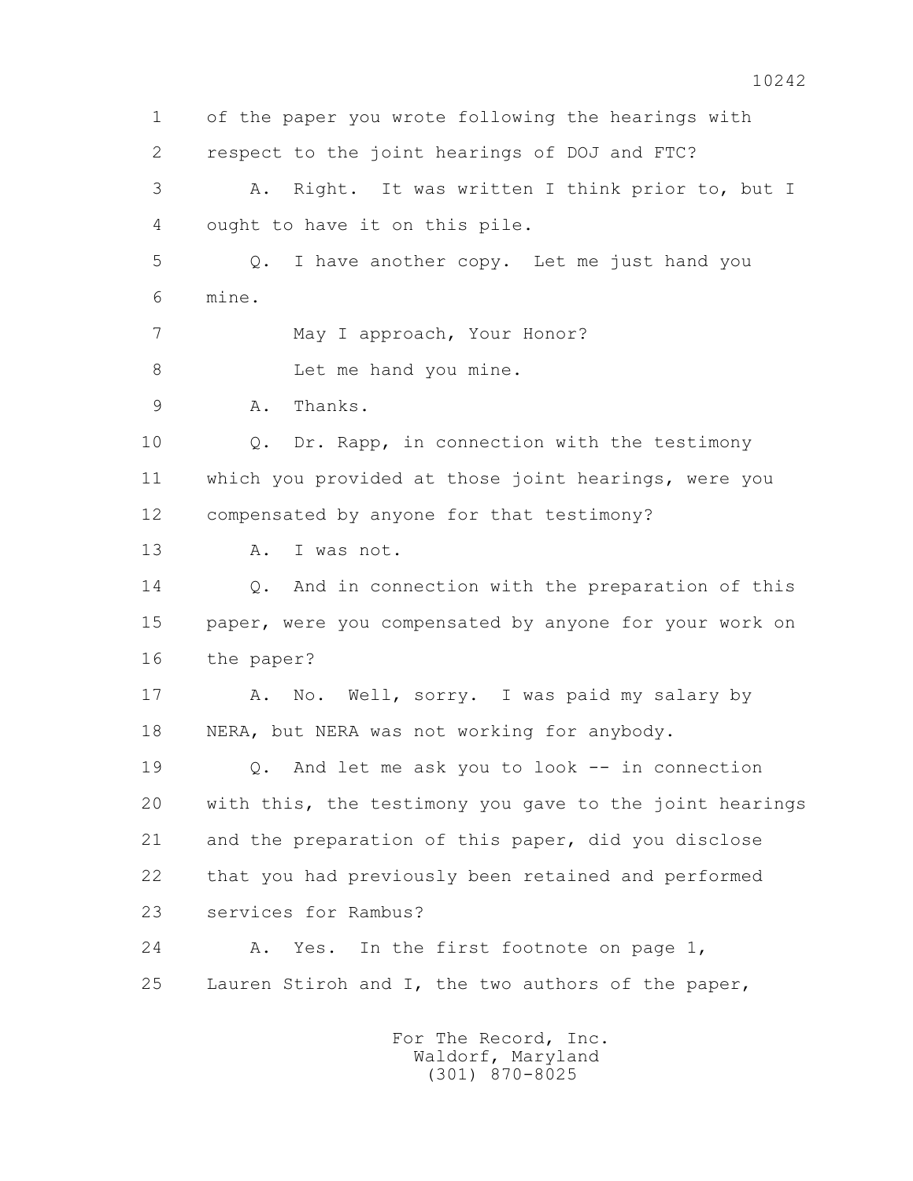1 of the paper you wrote following the hearings with
2 respect to the joint hearings of DOJ and FTC?

3 A. Right. It was written I think prior to, but I
4 ought to have it on this pile.

5 Q. I have another copy. Let me just hand you
6 mine.

7 May I approach, Your Honor?

8 Let me hand you mine.

9 A. Thanks.

10 Q. Dr. Rapp, in connection with the testimony
11 which you provided at those joint hearings, were you
12 compensated by anyone for that testimony?

13 A. I was not.

14 Q. And in connection with the preparation of this
15 paper, were you compensated by anyone for your work on
16 the paper?

17 A. No. Well, sorry. I was paid my salary by
18 NERA, but NERA was not working for anybody.

19 Q. And let me ask you to look -- in connection
20 with this, the testimony you gave to the joint hearings
21 and the preparation of this paper, did you disclose
22 that you had previously been retained and performed
23 services for Rambus?

24 A. Yes. In the first footnote on page 1,
25 Lauren Stiroh and I, the two authors of the paper,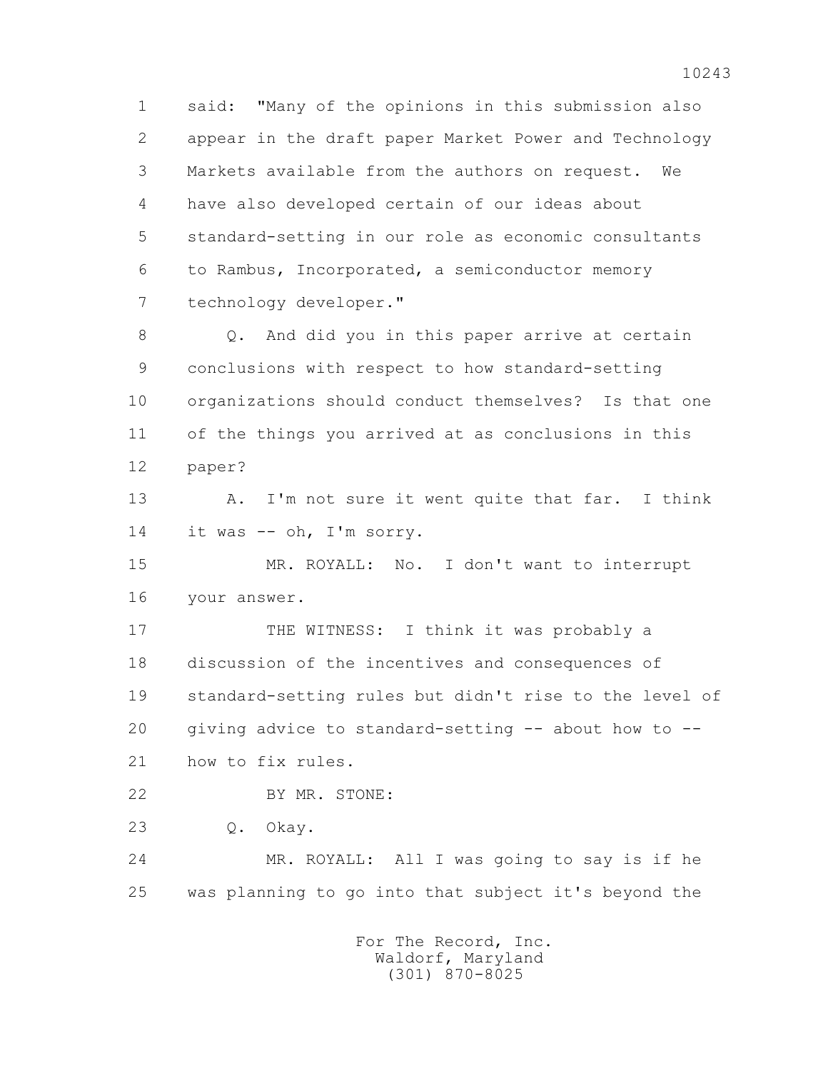said: "Many of the opinions in this submission also appear in the draft paper Market Power and Technology Markets available from the authors on request. We have also developed certain of our ideas about standard-setting in our role as economic consultants to Rambus, Incorporated, a semiconductor memory technology developer."

Q. And did you in this paper arrive at certain conclusions with respect to how standard-setting organizations should conduct themselves? Is that one of the things you arrived at as conclusions in this paper?

A. I'm not sure it went quite that far. I think it was -- oh, I'm sorry.

MR. ROYALL: No. I don't want to interrupt your answer.

THE WITNESS: I think it was probably a discussion of the incentives and consequences of standard-setting rules but didn't rise to the level of giving advice to standard-setting -- about how to -- how to fix rules.

BY MR. STONE:

Q. Okay.

MR. ROYALL: All I was going to say is if he was planning to go into that subject it's beyond the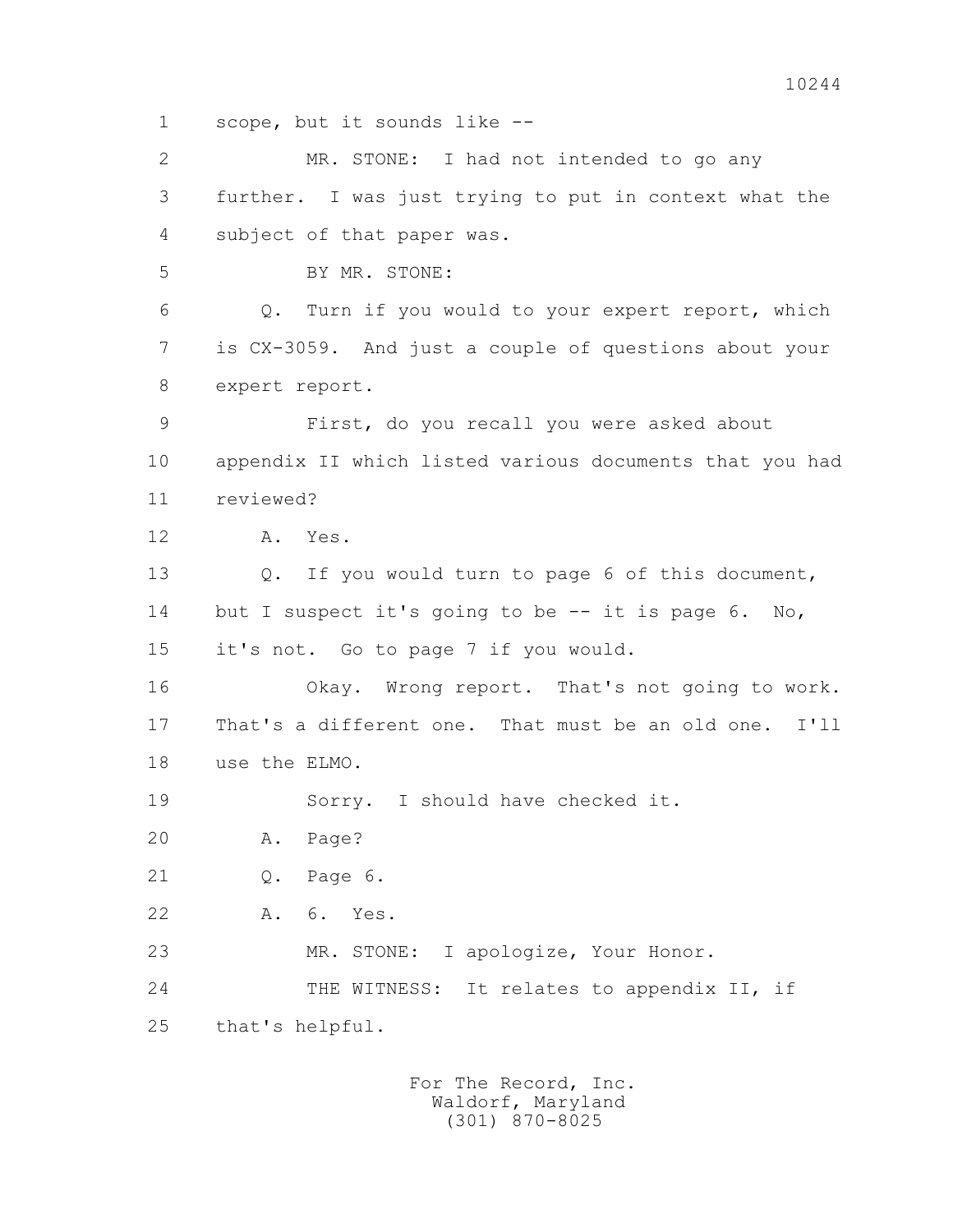1 scope, but it sounds like --

2 MR. STONE: I had not intended to go any

3 further. I was just trying to put in context what the

4 subject of that paper was.

5 BY MR. STONE:

6 Q. Turn if you would to your expert report, which

7 is CX-3059. And just a couple of questions about your

8 expert report.

9 First, do you recall you were asked about

10 appendix II which listed various documents that you had

11 reviewed?

12 A. Yes.

13 Q. If you would turn to page 6 of this document,

14 but I suspect it's going to be -- it is page 6. No,

15 it's not. Go to page 7 if you would.

16 Okay. Wrong report. That's not going to work.

17 That's a different one. That must be an old one. I'll

18 use the ELMO.

19 Sorry. I should have checked it.

20 A. Page?

21 Q. Page 6.

22 A. 6. Yes.

23 MR. STONE: I apologize, Your Honor.

24 THE WITNESS: It relates to appendix II, if

25 that's helpful.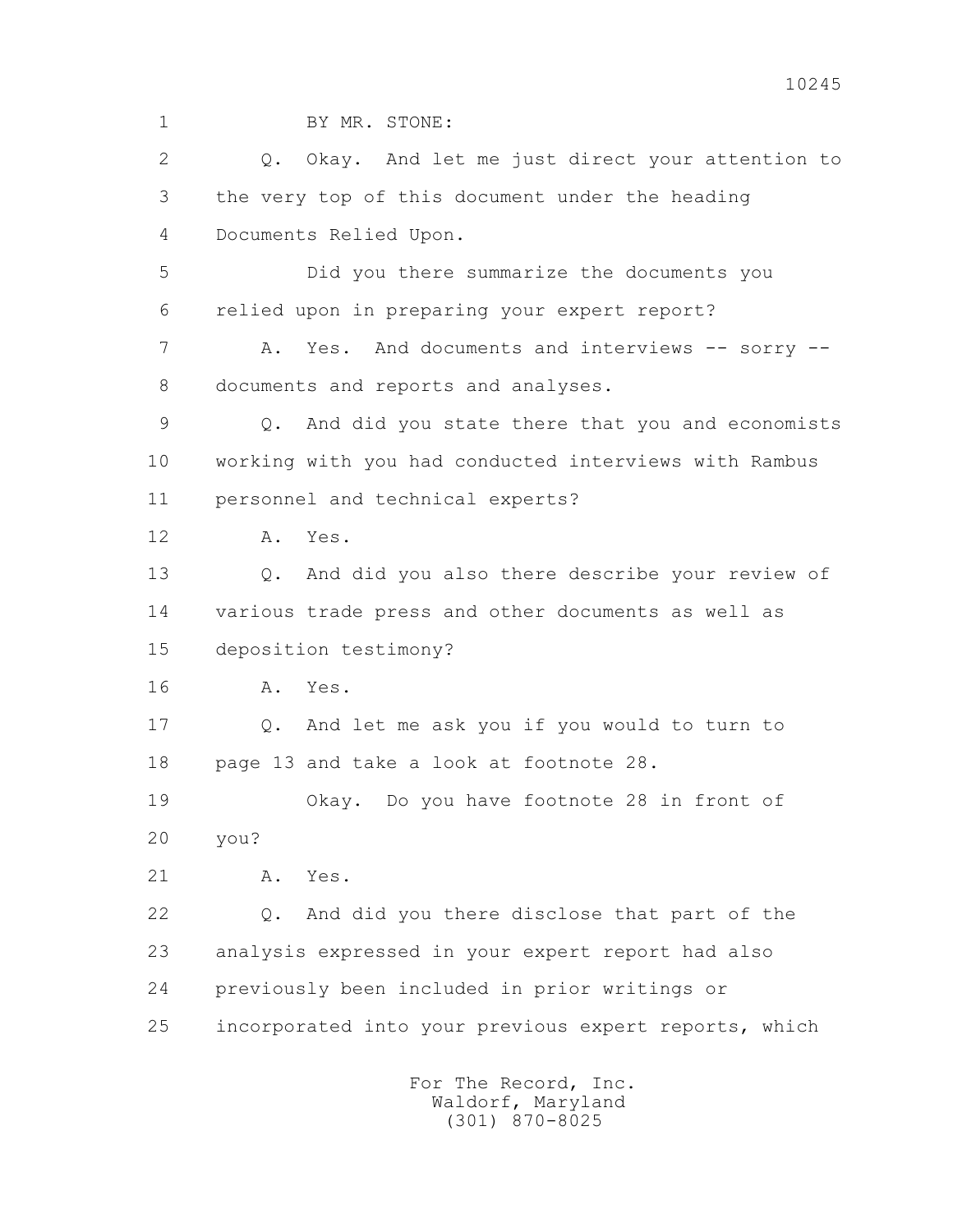1 BY MR. STONE:

2 Q. Okay. And let me just direct your attention to

3 the very top of this document under the heading

4 Documents Relied Upon.

5 Did you there summarize the documents you

6 relied upon in preparing your expert report?

7 A. Yes. And documents and interviews -- sorry --

8 documents and reports and analyses.

9 Q. And did you state there that you and economists

10 working with you had conducted interviews with Rambus

11 personnel and technical experts?

12 A. Yes.

13 Q. And did you also there describe your review of

14 various trade press and other documents as well as

15 deposition testimony?

16 A. Yes.

17 Q. And let me ask you if you would to turn to

18 page 13 and take a look at footnote 28.

19 Okay. Do you have footnote 28 in front of

20 you?

21 A. Yes.

22 Q. And did you there disclose that part of the

23 analysis expressed in your expert report had also

24 previously been included in prior writings or

25 incorporated into your previous expert reports, which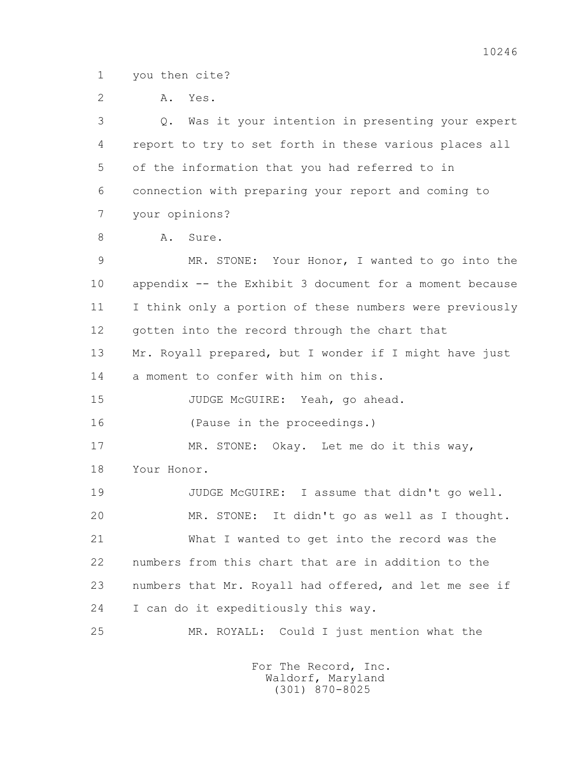1 you then cite?

2 A. Yes.

3 Q. Was it your intention in presenting your expert

4 report to try to set forth in these various places all

5 of the information that you had referred to in

6 connection with preparing your report and coming to

7 your opinions?

8 A. Sure.

9 MR. STONE: Your Honor, I wanted to go into the

10 appendix -- the Exhibit 3 document for a moment because

11 I think only a portion of these numbers were previously

12 gotten into the record through the chart that

13 Mr. Royall prepared, but I wonder if I might have just

14 a moment to confer with him on this.

15 JUDGE McGUIRE: Yeah, go ahead.

16 (Pause in the proceedings.)

17 MR. STONE: Okay. Let me do it this way,

18 Your Honor.

19 JUDGE McGUIRE: I assume that didn't go well.

20 MR. STONE: It didn't go as well as I thought.

21 What I wanted to get into the record was the

22 numbers from this chart that are in addition to the

23 numbers that Mr. Royall had offered, and let me see if

24 I can do it expeditiously this way.

25 MR. ROYALL: Could I just mention what the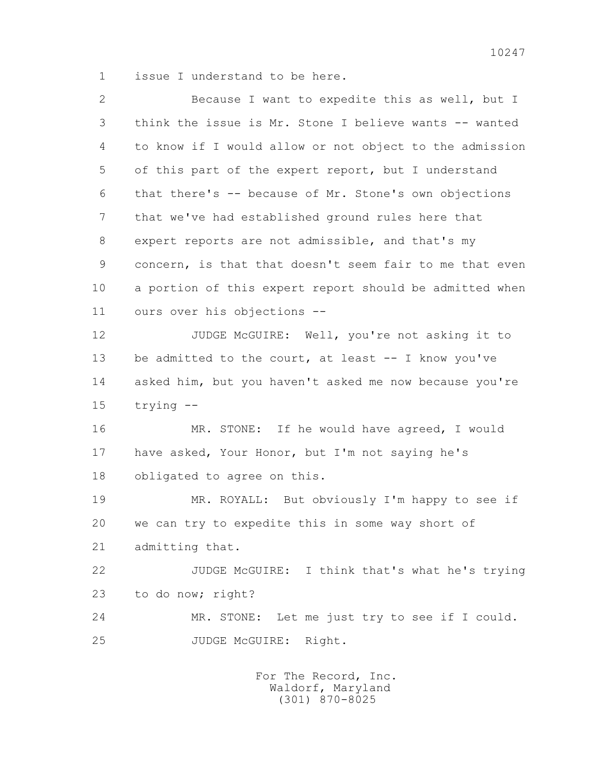1 issue I understand to be here.

2 Because I want to expedite this as well, but I
3 think the issue is Mr. Stone I believe wants -- wanted
4 to know if I would allow or not object to the admission
5 of this part of the expert report, but I understand
6 that there's -- because of Mr. Stone's own objections
7 that we've had established ground rules here that
8 expert reports are not admissible, and that's my
9 concern, is that that doesn't seem fair to me that even
10 a portion of this expert report should be admitted when
11 ours over his objections --

12 JUDGE McGUIRE: Well, you're not asking it to
13 be admitted to the court, at least -- I know you've
14 asked him, but you haven't asked me now because you're
15 trying --

16 MR. STONE: If he would have agreed, I would
17 have asked, Your Honor, but I'm not saying he's
18 obligated to agree on this.

19 MR. ROYALL: But obviously I'm happy to see if
20 we can try to expedite this in some way short of
21 admitting that.

22 JUDGE McGUIRE: I think that's what he's trying
23 to do now; right?

24 MR. STONE: Let me just try to see if I could.

25 JUDGE McGUIRE: Right.

For The Record, Inc.
Waldorf, Maryland
(301) 870-8025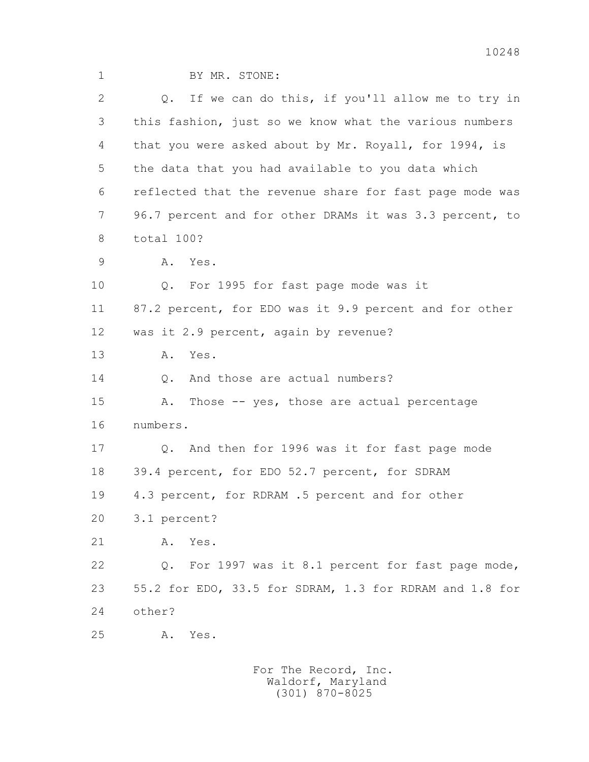1 BY MR. STONE:

2 Q. If we can do this, if you'll allow me to try in

3 this fashion, just so we know what the various numbers

4 that you were asked about by Mr. Royall, for 1994, is

5 the data that you had available to you data which

6 reflected that the revenue share for fast page mode was

7 96.7 percent and for other DRAMs it was 3.3 percent, to

8 total 100?

9 A. Yes.

10 Q. For 1995 for fast page mode was it

11 87.2 percent, for EDO was it 9.9 percent and for other

12 was it 2.9 percent, again by revenue?

13 A. Yes.

14 Q. And those are actual numbers?

15 A. Those -- yes, those are actual percentage

16 numbers.

17 Q. And then for 1996 was it for fast page mode

18 39.4 percent, for EDO 52.7 percent, for SDRAM

19 4.3 percent, for RDRAM .5 percent and for other

20 3.1 percent?

21 A. Yes.

22 Q. For 1997 was it 8.1 percent for fast page mode,

23 55.2 for EDO, 33.5 for SDRAM, 1.3 for RDRAM and 1.8 for

24 other?

25 A. Yes.

For The Record, Inc.
Waldorf, Maryland
(301) 870-8025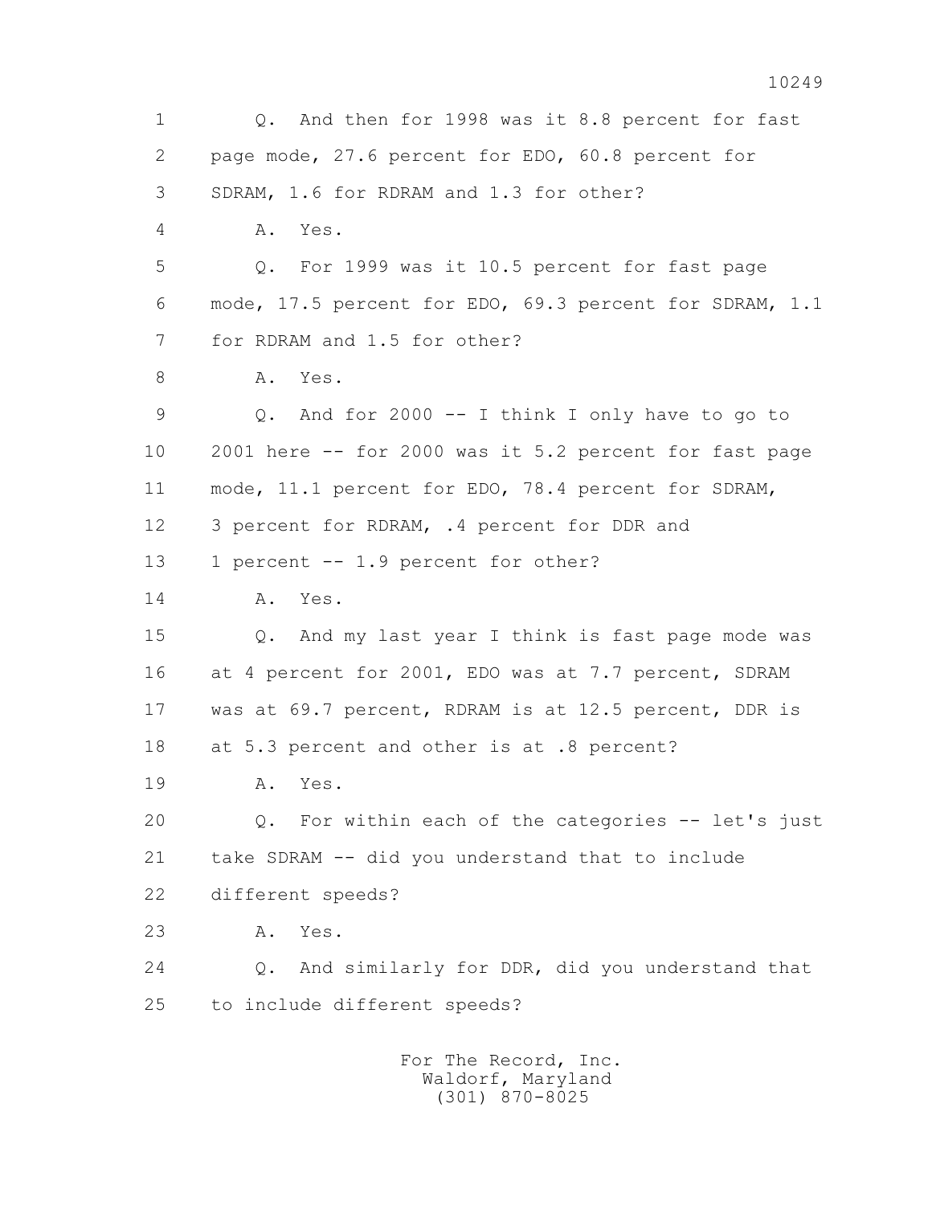1 Q. And then for 1998 was it 8.8 percent for fast
2 page mode, 27.6 percent for EDO, 60.8 percent for
3 SDRAM, 1.6 for RDRAM and 1.3 for other?
4 A. Yes.
5 Q. For 1999 was it 10.5 percent for fast page
6 mode, 17.5 percent for EDO, 69.3 percent for SDRAM, 1.1
7 for RDRAM and 1.5 for other?
8 A. Yes.
9 Q. And for 2000 -- I think I only have to go to
10 2001 here -- for 2000 was it 5.2 percent for fast page
11 mode, 11.1 percent for EDO, 78.4 percent for SDRAM,
12 3 percent for RDRAM, .4 percent for DDR and
13 1 percent -- 1.9 percent for other?
14 A. Yes.
15 Q. And my last year I think is fast page mode was
16 at 4 percent for 2001, EDO was at 7.7 percent, SDRAM
17 was at 69.7 percent, RDRAM is at 12.5 percent, DDR is
18 at 5.3 percent and other is at .8 percent?
19 A. Yes.
20 Q. For within each of the categories -- let's just
21 take SDRAM -- did you understand that to include
22 different speeds?
23 A. Yes.
24 Q. And similarly for DDR, did you understand that
25 to include different speeds?

For The Record, Inc.
Waldorf, Maryland
(301) 870-8025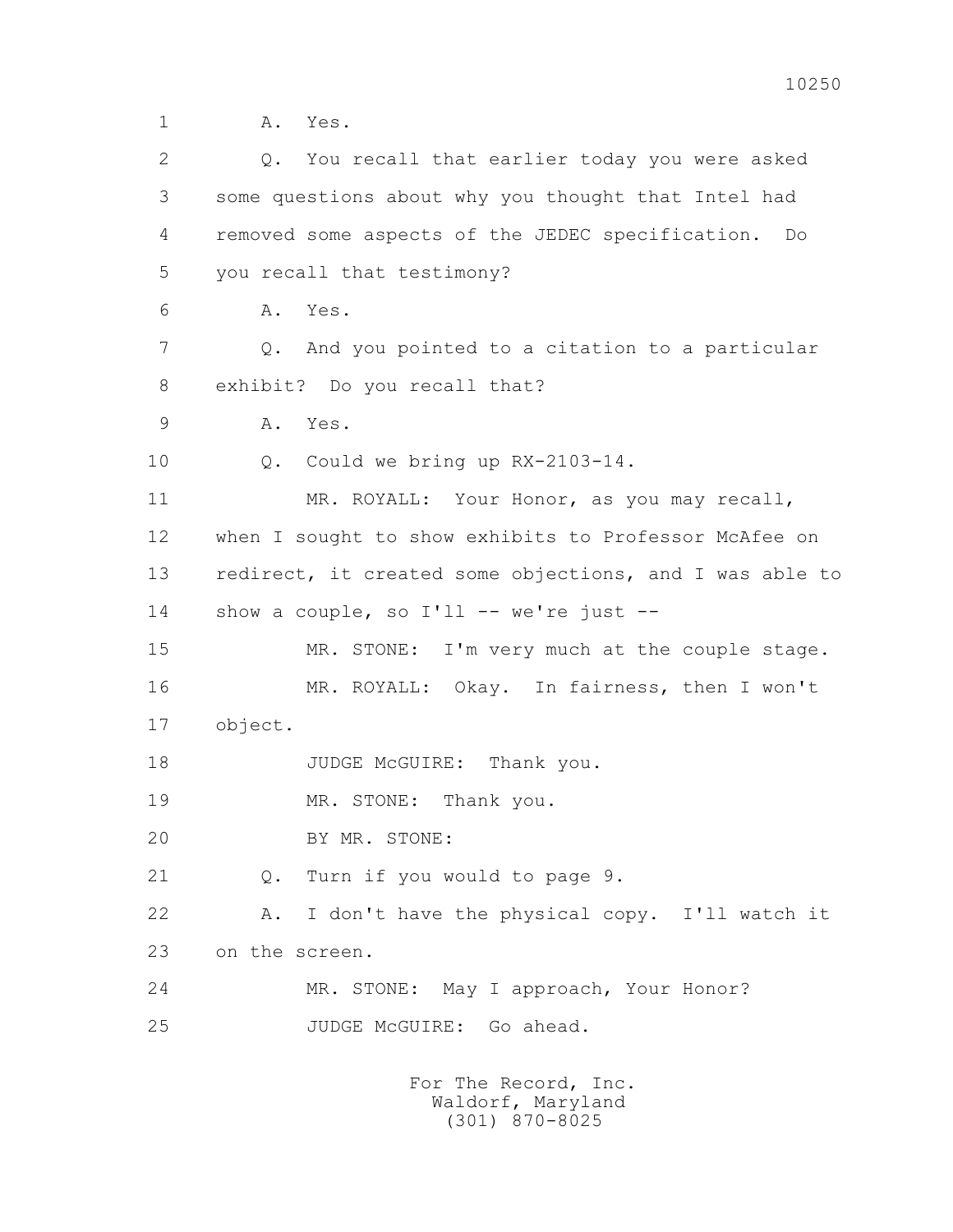1 A. Yes.

2 Q. You recall that earlier today you were asked

3 some questions about why you thought that Intel had

4 removed some aspects of the JEDEC specification. Do

5 you recall that testimony?

6 A. Yes.

7 Q. And you pointed to a citation to a particular

8 exhibit? Do you recall that?

9 A. Yes.

10 Q. Could we bring up RX-2103-14.

11 MR. ROYALL: Your Honor, as you may recall,

12 when I sought to show exhibits to Professor McAfee on

13 redirect, it created some objections, and I was able to

14 show a couple, so I'll -- we're just --

15 MR. STONE: I'm very much at the couple stage.

16 MR. ROYALL: Okay. In fairness, then I won't

17 object.

18 JUDGE McGUIRE: Thank you.

19 MR. STONE: Thank you.

20 BY MR. STONE:

21 Q. Turn if you would to page 9.

22 A. I don't have the physical copy. I'll watch it

23 on the screen.

24 MR. STONE: May I approach, Your Honor?

25 JUDGE McGUIRE: Go ahead.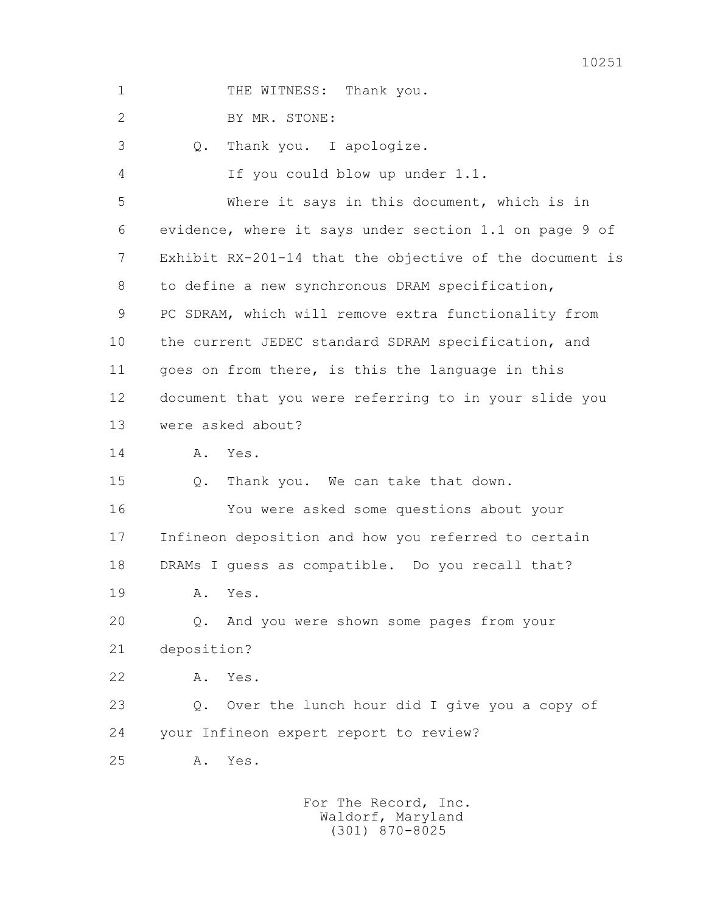THE WITNESS: Thank you.

BY MR. STONE:

Q. Thank you. I apologize.

If you could blow up under 1.1.

Where it says in this document, which is in evidence, where it says under section 1.1 on page 9 of Exhibit RX-201-14 that the objective of the document is to define a new synchronous DRAM specification, PC SDRAM, which will remove extra functionality from the current JEDEC standard SDRAM specification, and goes on from there, is this the language in this document that you were referring to in your slide you were asked about?

A. Yes.

Q. Thank you. We can take that down.

You were asked some questions about your Infineon deposition and how you referred to certain DRAMs I guess as compatible. Do you recall that?

A. Yes.

Q. And you were shown some pages from your deposition?

A. Yes.

Q. Over the lunch hour did I give you a copy of your Infineon expert report to review?

A. Yes.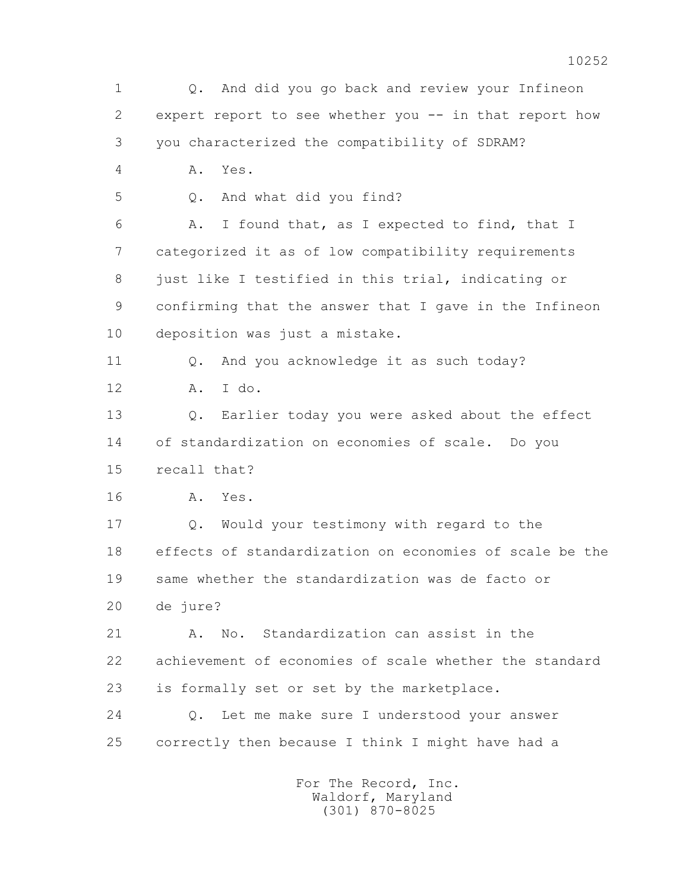1 Q. And did you go back and review your Infineon
2 expert report to see whether you -- in that report how
3 you characterized the compatibility of SDRAM?
4 A. Yes.
5 Q. And what did you find?
6 A. I found that, as I expected to find, that I
7 categorized it as of low compatibility requirements
8 just like I testified in this trial, indicating or
9 confirming that the answer that I gave in the Infineon
10 deposition was just a mistake.
11 Q. And you acknowledge it as such today?
12 A. I do.
13 Q. Earlier today you were asked about the effect
14 of standardization on economies of scale. Do you
15 recall that?
16 A. Yes.
17 Q. Would your testimony with regard to the
18 effects of standardization on economies of scale be the
19 same whether the standardization was de facto or
20 de jure?
21 A. No. Standardization can assist in the
22 achievement of economies of scale whether the standard
23 is formally set or set by the marketplace.
24 Q. Let me make sure I understood your answer
25 correctly then because I think I might have had a

For The Record, Inc.
Waldorf, Maryland
(301) 870-8025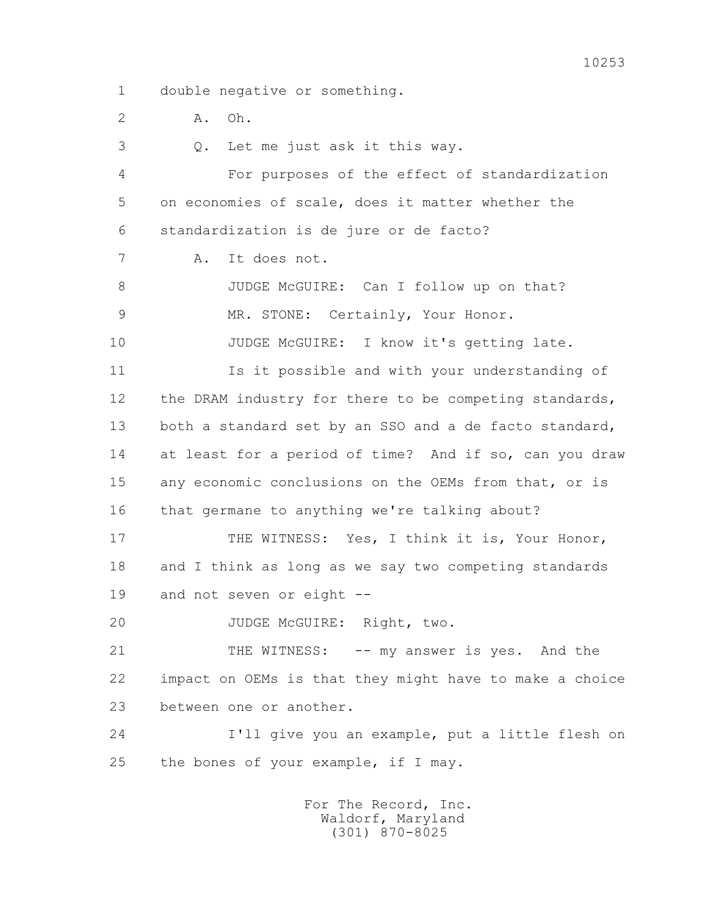double negative or something.

A. Oh.

Q. Let me just ask it this way.

For purposes of the effect of standardization on economies of scale, does it matter whether the standardization is de jure or de facto?

A. It does not.

JUDGE McGUIRE: Can I follow up on that?

MR. STONE: Certainly, Your Honor.

JUDGE McGUIRE: I know it's getting late.

Is it possible and with your understanding of the DRAM industry for there to be competing standards, both a standard set by an SSO and a de facto standard, at least for a period of time? And if so, can you draw any economic conclusions on the OEMs from that, or is that germane to anything we're talking about?

THE WITNESS: Yes, I think it is, Your Honor, and I think as long as we say two competing standards and not seven or eight --

JUDGE McGUIRE: Right, two.

THE WITNESS: -- my answer is yes. And the impact on OEMs is that they might have to make a choice between one or another.

I'll give you an example, put a little flesh on the bones of your example, if I may.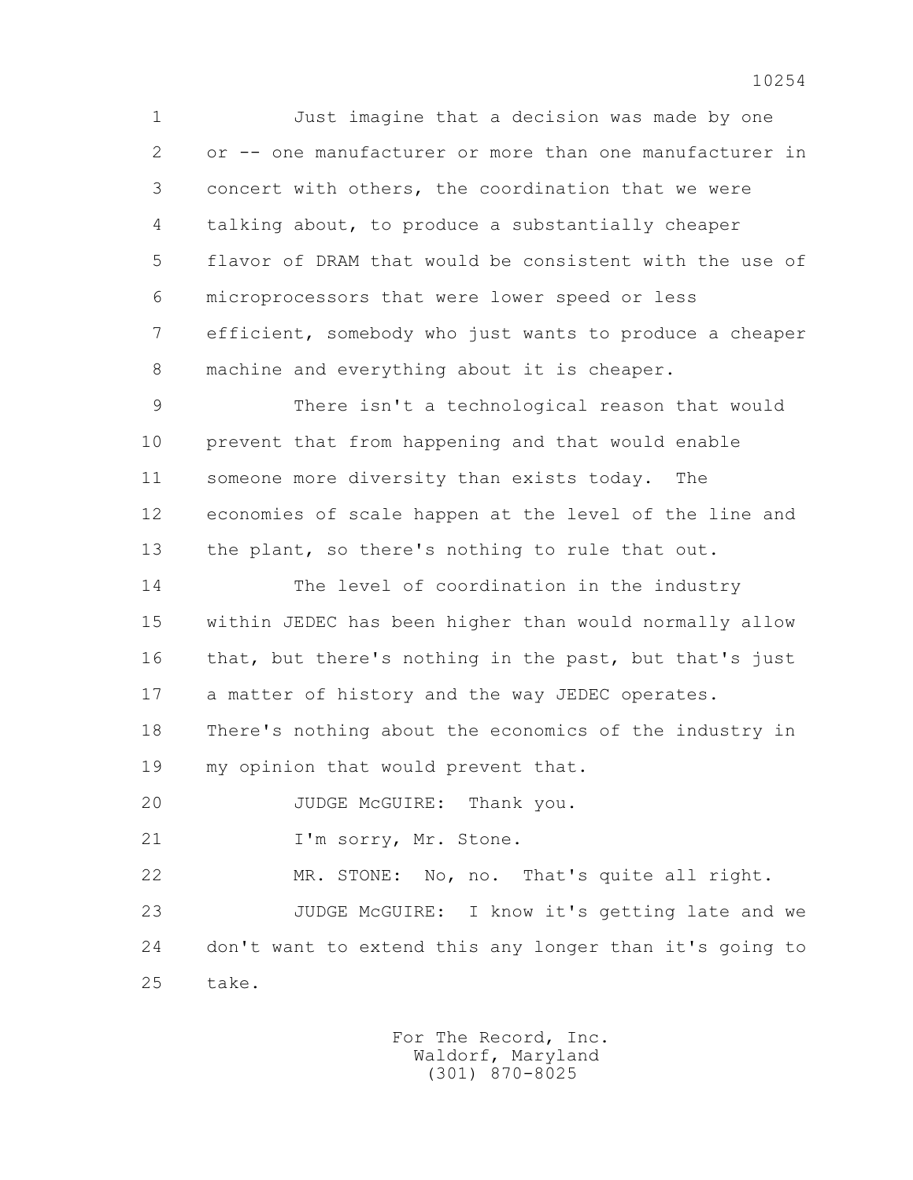Just imagine that a decision was made by one or -- one manufacturer or more than one manufacturer in concert with others, the coordination that we were talking about, to produce a substantially cheaper flavor of DRAM that would be consistent with the use of microprocessors that were lower speed or less efficient, somebody who just wants to produce a cheaper machine and everything about it is cheaper.

There isn't a technological reason that would prevent that from happening and that would enable someone more diversity than exists today. The economies of scale happen at the level of the line and the plant, so there's nothing to rule that out.

The level of coordination in the industry within JEDEC has been higher than would normally allow that, but there's nothing in the past, but that's just a matter of history and the way JEDEC operates. There's nothing about the economics of the industry in my opinion that would prevent that.

JUDGE McGUIRE: Thank you.

I'm sorry, Mr. Stone.

MR. STONE: No, no. That's quite all right.

JUDGE McGUIRE: I know it's getting late and we don't want to extend this any longer than it's going to take.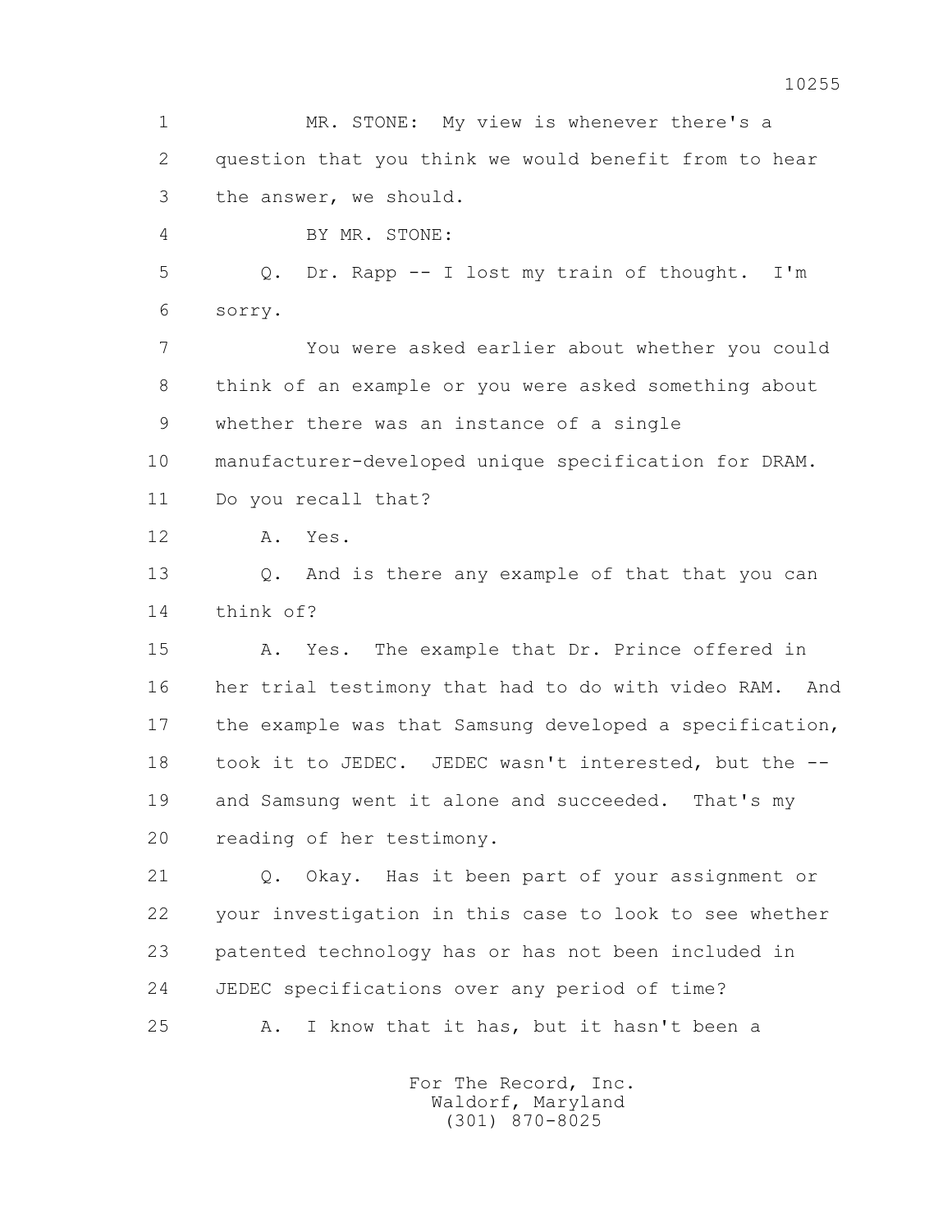MR. STONE: My view is whenever there's a question that you think we would benefit from to hear the answer, we should.

BY MR. STONE:

Q. Dr. Rapp -- I lost my train of thought. I'm sorry.

You were asked earlier about whether you could think of an example or you were asked something about whether there was an instance of a single manufacturer-developed unique specification for DRAM. Do you recall that?

A. Yes.

Q. And is there any example of that that you can think of?

A. Yes. The example that Dr. Prince offered in her trial testimony that had to do with video RAM. And the example was that Samsung developed a specification, took it to JEDEC. JEDEC wasn't interested, but the -- and Samsung went it alone and succeeded. That's my reading of her testimony.

Q. Okay. Has it been part of your assignment or your investigation in this case to look to see whether patented technology has or has not been included in JEDEC specifications over any period of time?

A. I know that it has, but it hasn't been a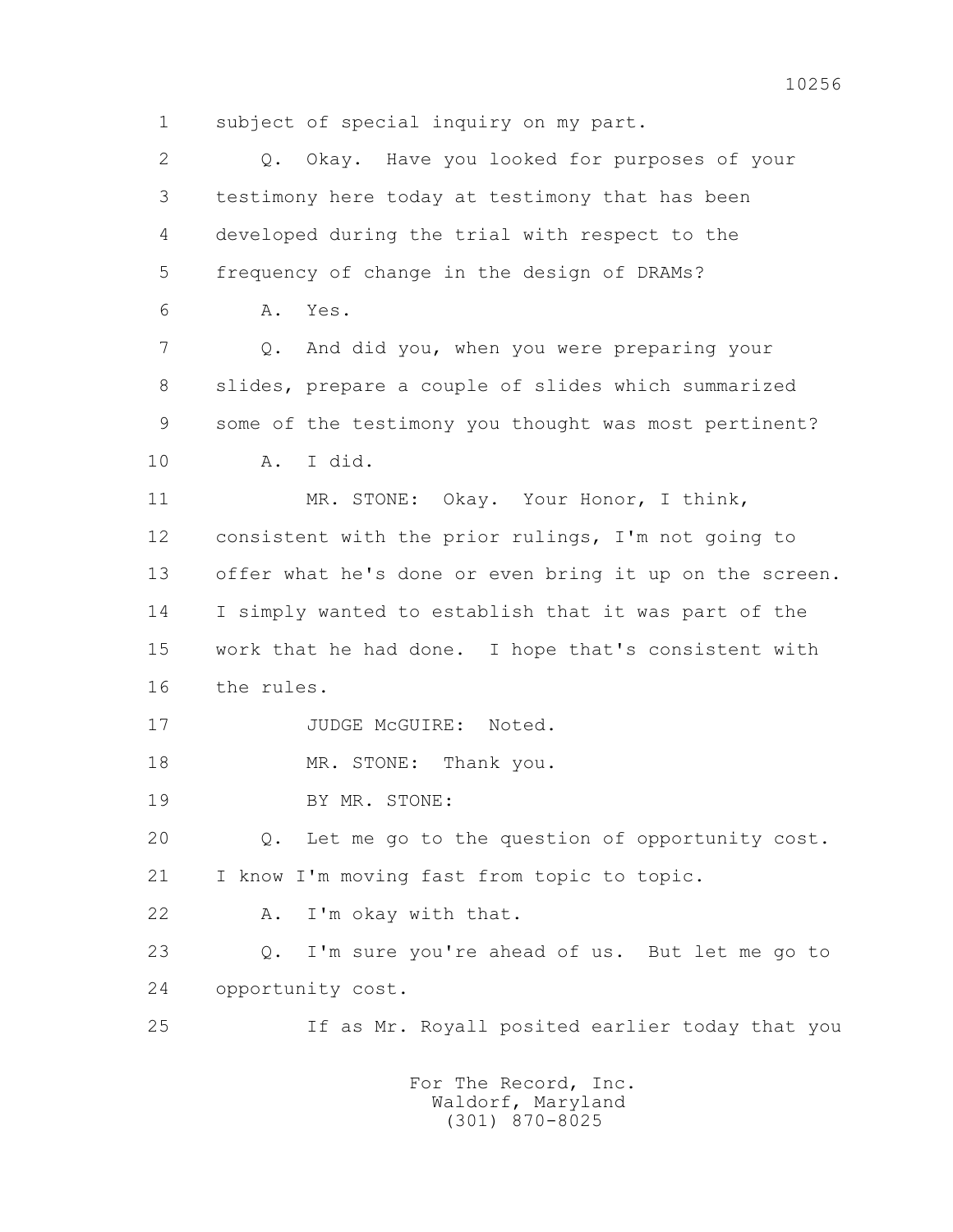1 subject of special inquiry on my part.

2 Q. Okay. Have you looked for purposes of your

3 testimony here today at testimony that has been

4 developed during the trial with respect to the

5 frequency of change in the design of DRAMs?

6 A. Yes.

7 Q. And did you, when you were preparing your

8 slides, prepare a couple of slides which summarized

9 some of the testimony you thought was most pertinent?

10 A. I did.

11 MR. STONE: Okay. Your Honor, I think,

12 consistent with the prior rulings, I'm not going to

13 offer what he's done or even bring it up on the screen.

14 I simply wanted to establish that it was part of the

15 work that he had done. I hope that's consistent with

16 the rules.

17 JUDGE McGUIRE: Noted.

18 MR. STONE: Thank you.

19 BY MR. STONE:

20 Q. Let me go to the question of opportunity cost.

21 I know I'm moving fast from topic to topic.

22 A. I'm okay with that.

23 Q. I'm sure you're ahead of us. But let me go to

24 opportunity cost.

25 If as Mr. Royall posited earlier today that you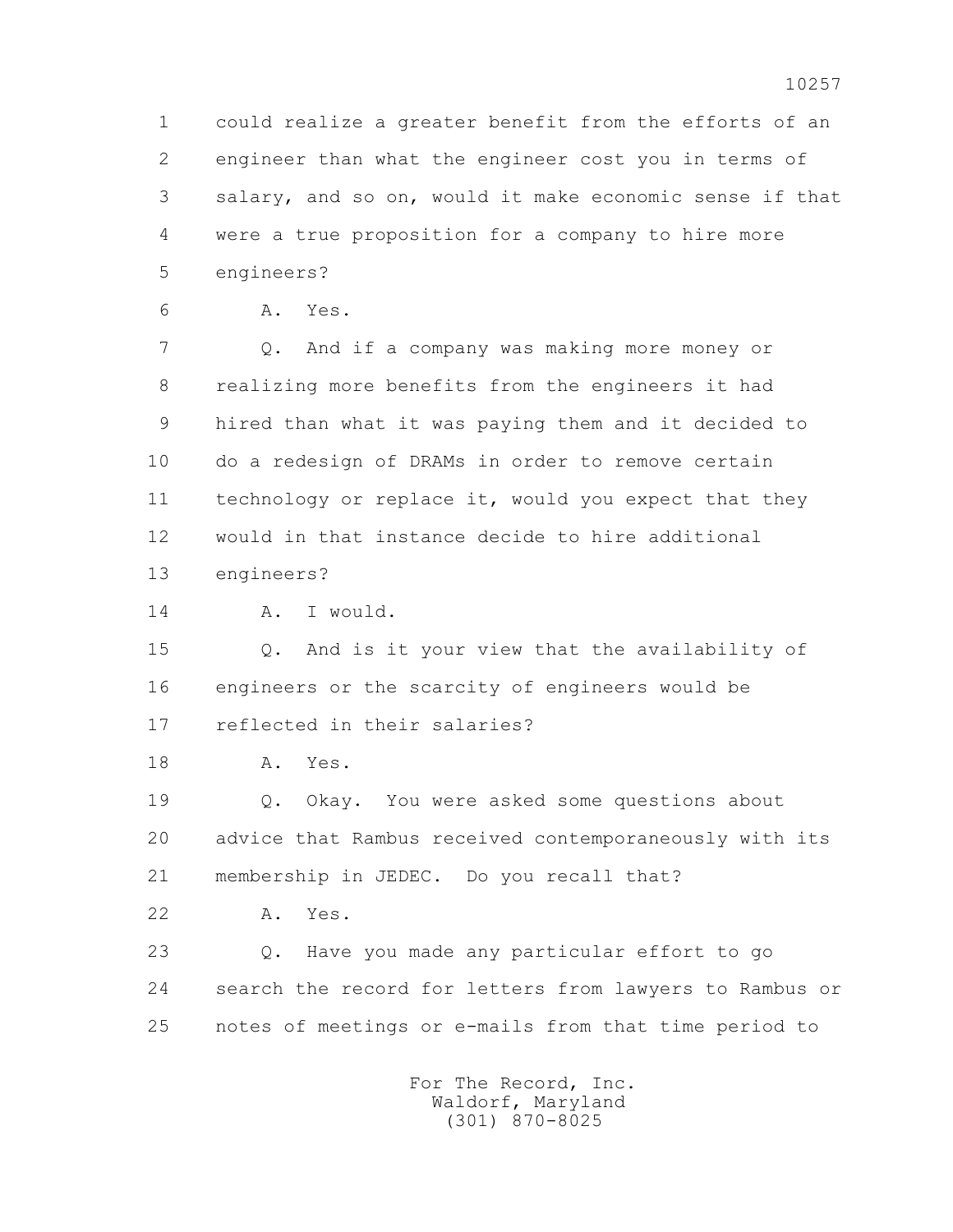1 could realize a greater benefit from the efforts of an
2 engineer than what the engineer cost you in terms of
3 salary, and so on, would it make economic sense if that
4 were a true proposition for a company to hire more
5 engineers?

6 A. Yes.

7 Q. And if a company was making more money or
8 realizing more benefits from the engineers it had
9 hired than what it was paying them and it decided to
10 do a redesign of DRAMs in order to remove certain
11 technology or replace it, would you expect that they
12 would in that instance decide to hire additional
13 engineers?

14 A. I would.

15 Q. And is it your view that the availability of
16 engineers or the scarcity of engineers would be
17 reflected in their salaries?

18 A. Yes.

19 Q. Okay. You were asked some questions about
20 advice that Rambus received contemporaneously with its
21 membership in JEDEC. Do you recall that?

22 A. Yes.

23 Q. Have you made any particular effort to go
24 search the record for letters from lawyers to Rambus or
25 notes of meetings or e-mails from that time period to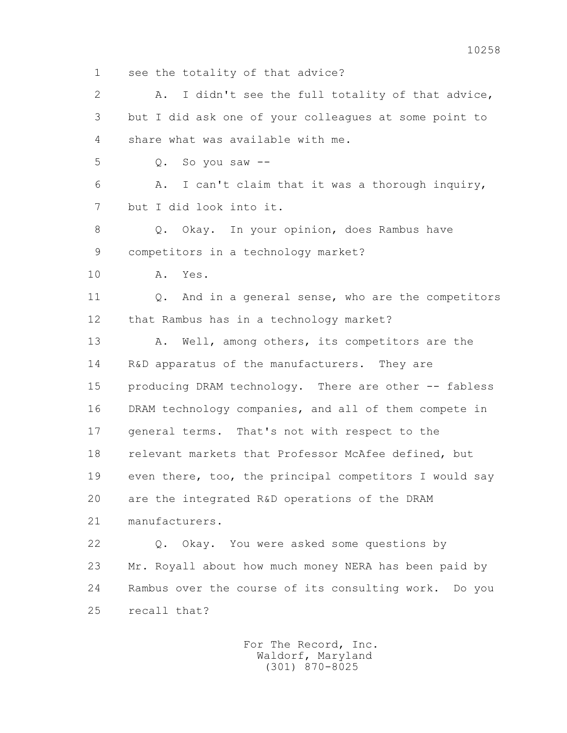1 see the totality of that advice?

2 A. I didn't see the full totality of that advice,

3 but I did ask one of your colleagues at some point to

4 share what was available with me.

5 Q. So you saw --

6 A. I can't claim that it was a thorough inquiry,

7 but I did look into it.

8 Q. Okay. In your opinion, does Rambus have

9 competitors in a technology market?

10 A. Yes.

11 Q. And in a general sense, who are the competitors

12 that Rambus has in a technology market?

13 A. Well, among others, its competitors are the

14 R&D apparatus of the manufacturers. They are

15 producing DRAM technology. There are other -- fabless

16 DRAM technology companies, and all of them compete in

17 general terms. That's not with respect to the

18 relevant markets that Professor McAfee defined, but

19 even there, too, the principal competitors I would say

20 are the integrated R&D operations of the DRAM

21 manufacturers.

22 Q. Okay. You were asked some questions by

23 Mr. Royall about how much money NERA has been paid by

24 Rambus over the course of its consulting work. Do you

25 recall that?

For The Record, Inc.
Waldorf, Maryland
(301) 870-8025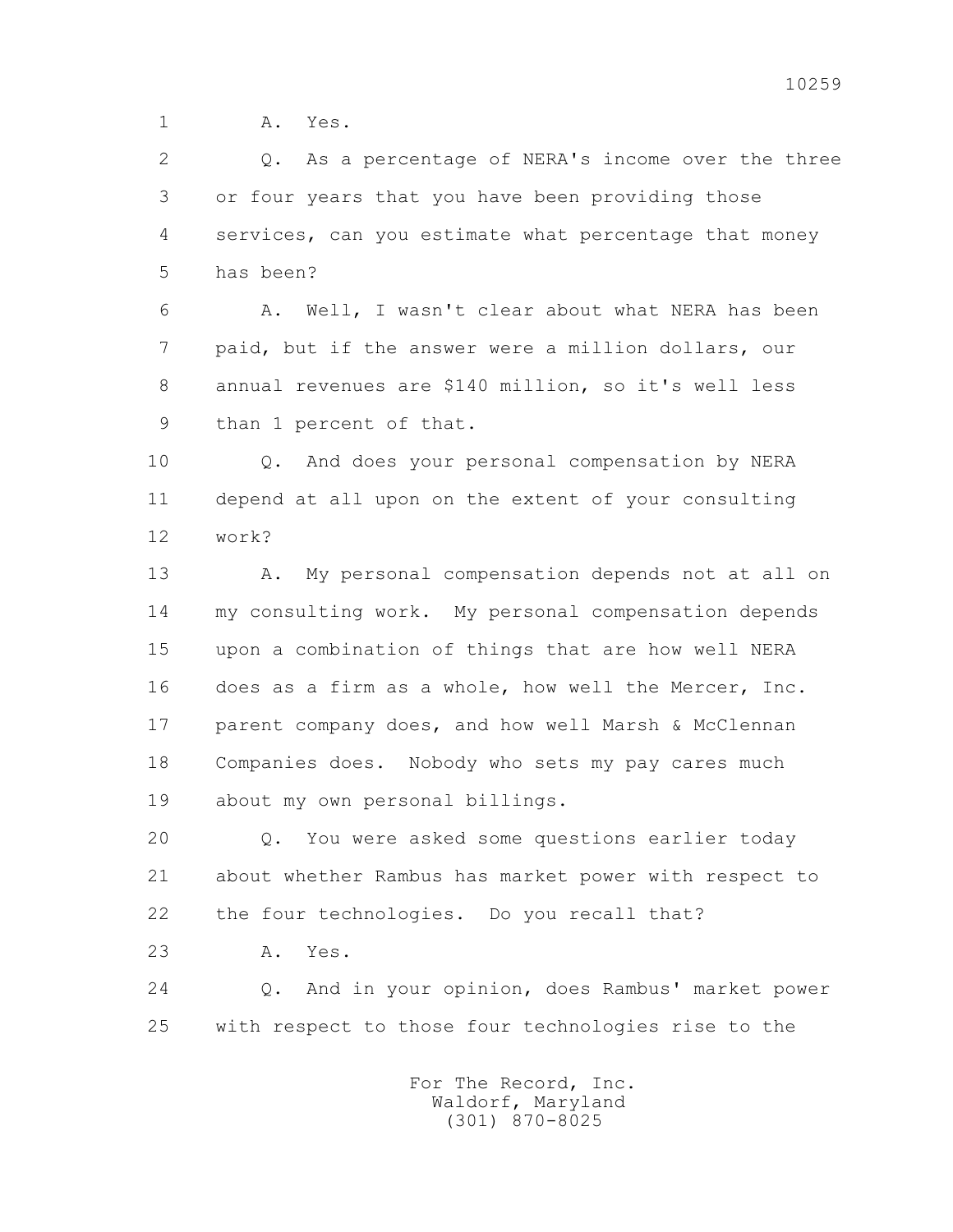1 A. Yes.

2 Q. As a percentage of NERA's income over the three

3 or four years that you have been providing those

4 services, can you estimate what percentage that money

5 has been?

6 A. Well, I wasn't clear about what NERA has been

7 paid, but if the answer were a million dollars, our

8 annual revenues are $140 million, so it's well less

9 than 1 percent of that.

10 Q. And does your personal compensation by NERA

11 depend at all upon on the extent of your consulting

12 work?

13 A. My personal compensation depends not at all on

14 my consulting work. My personal compensation depends

15 upon a combination of things that are how well NERA

16 does as a firm as a whole, how well the Mercer, Inc.

17 parent company does, and how well Marsh & McClennan

18 Companies does. Nobody who sets my pay cares much

19 about my own personal billings.

20 Q. You were asked some questions earlier today

21 about whether Rambus has market power with respect to

22 the four technologies. Do you recall that?

23 A. Yes.

24 Q. And in your opinion, does Rambus' market power

25 with respect to those four technologies rise to the

For The Record, Inc.
Waldorf, Maryland
(301) 870-8025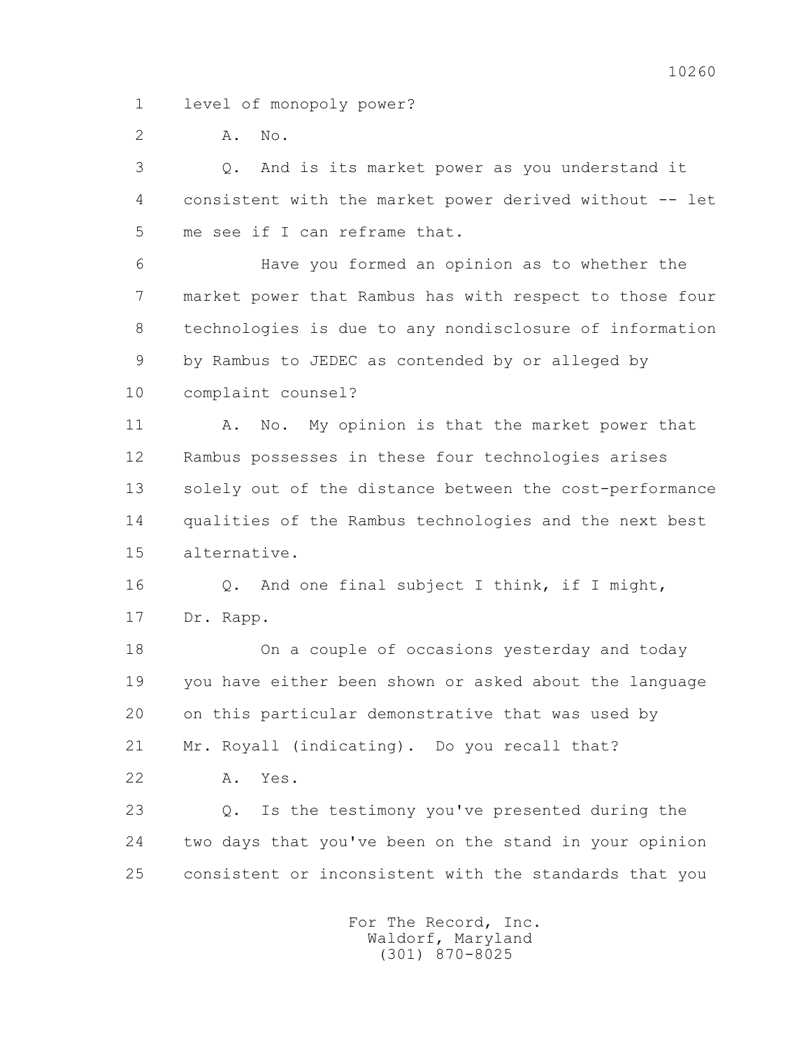1 level of monopoly power?

2 A. No.

3 Q. And is its market power as you understand it

4 consistent with the market power derived without -- let

5 me see if I can reframe that.

6 Have you formed an opinion as to whether the

7 market power that Rambus has with respect to those four

8 technologies is due to any nondisclosure of information

9 by Rambus to JEDEC as contended by or alleged by

10 complaint counsel?

11 A. No. My opinion is that the market power that

12 Rambus possesses in these four technologies arises

13 solely out of the distance between the cost-performance

14 qualities of the Rambus technologies and the next best

15 alternative.

16 Q. And one final subject I think, if I might,

17 Dr. Rapp.

18 On a couple of occasions yesterday and today

19 you have either been shown or asked about the language

20 on this particular demonstrative that was used by

21 Mr. Royall (indicating). Do you recall that?

22 A. Yes.

23 Q. Is the testimony you've presented during the

24 two days that you've been on the stand in your opinion

25 consistent or inconsistent with the standards that you

For The Record, Inc.
Waldorf, Maryland
(301) 870-8025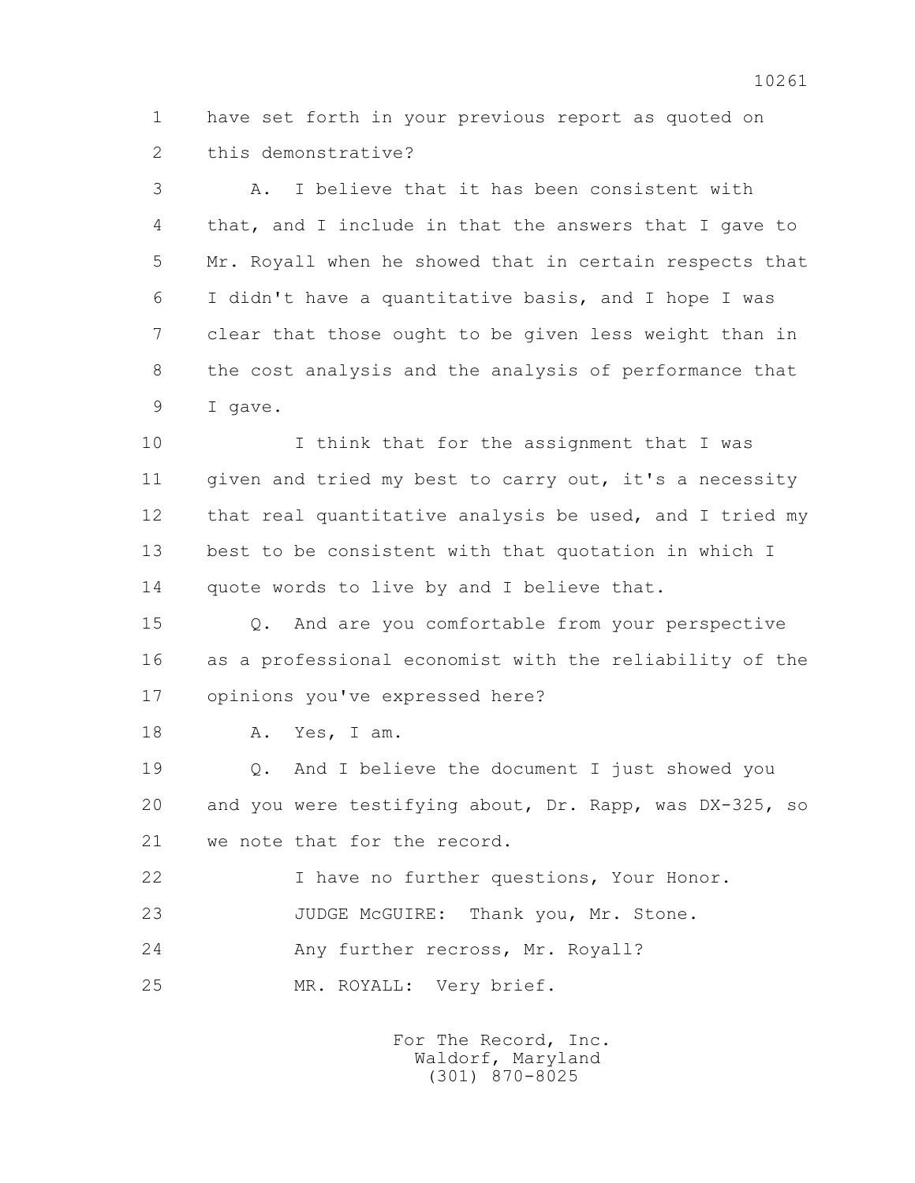1 have set forth in your previous report as quoted on
2 this demonstrative?

3 A. I believe that it has been consistent with
4 that, and I include in that the answers that I gave to
5 Mr. Royall when he showed that in certain respects that
6 I didn't have a quantitative basis, and I hope I was
7 clear that those ought to be given less weight than in
8 the cost analysis and the analysis of performance that
9 I gave.

10 I think that for the assignment that I was
11 given and tried my best to carry out, it's a necessity
12 that real quantitative analysis be used, and I tried my
13 best to be consistent with that quotation in which I
14 quote words to live by and I believe that.

15 Q. And are you comfortable from your perspective
16 as a professional economist with the reliability of the
17 opinions you've expressed here?

18 A. Yes, I am.

19 Q. And I believe the document I just showed you
20 and you were testifying about, Dr. Rapp, was DX-325, so
21 we note that for the record.

22 I have no further questions, Your Honor.

23 JUDGE McGUIRE: Thank you, Mr. Stone.

24 Any further recross, Mr. Royall?

25 MR. ROYALL: Very brief.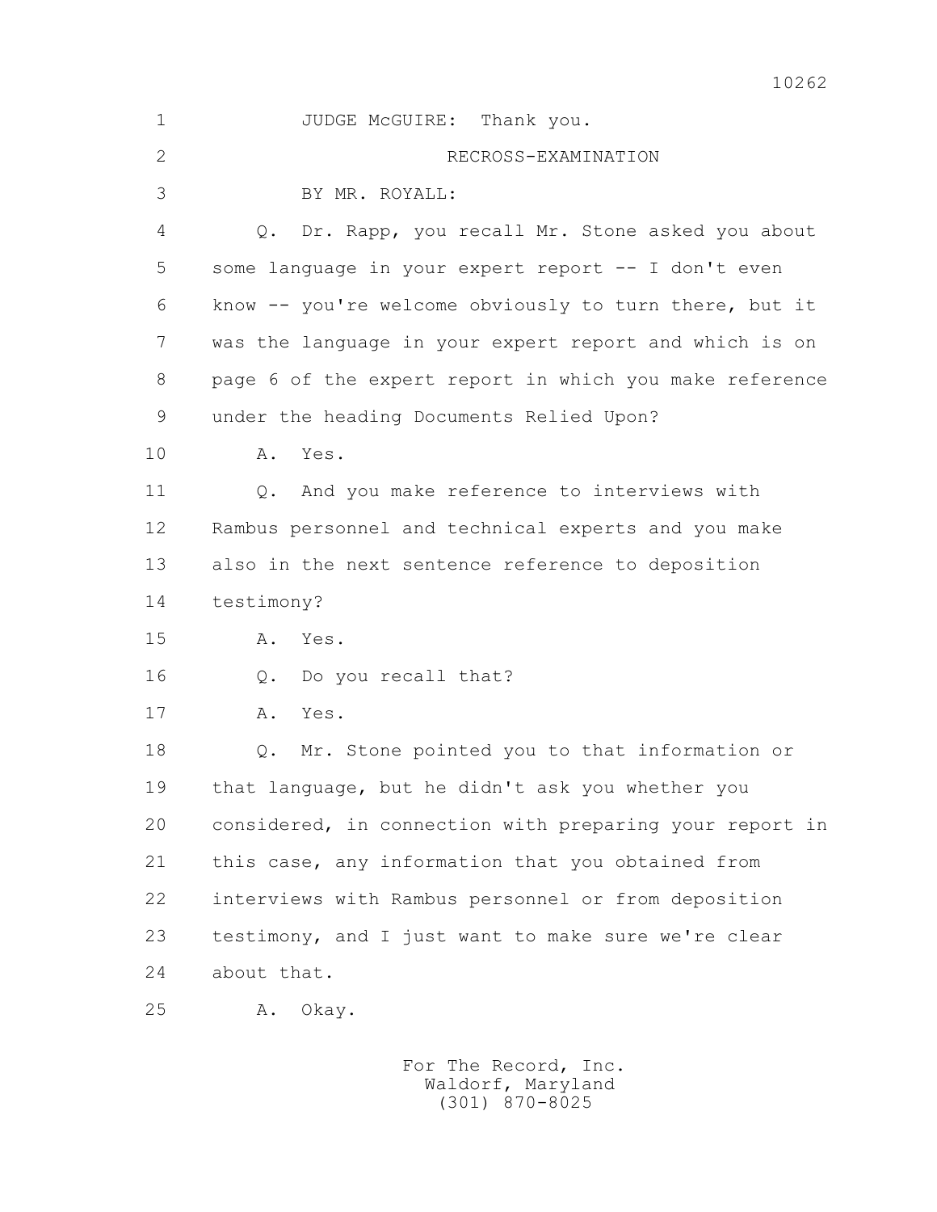1 JUDGE McGUIRE: Thank you.

2 RECROSS-EXAMINATION

3 BY MR. ROYALL:

4 Q. Dr. Rapp, you recall Mr. Stone asked you about

5 some language in your expert report -- I don't even

6 know -- you're welcome obviously to turn there, but it

7 was the language in your expert report and which is on

8 page 6 of the expert report in which you make reference

9 under the heading Documents Relied Upon?

10 A. Yes.

11 Q. And you make reference to interviews with

12 Rambus personnel and technical experts and you make

13 also in the next sentence reference to deposition

14 testimony?

15 A. Yes.

16 Q. Do you recall that?

17 A. Yes.

18 Q. Mr. Stone pointed you to that information or

19 that language, but he didn't ask you whether you

20 considered, in connection with preparing your report in

21 this case, any information that you obtained from

22 interviews with Rambus personnel or from deposition

23 testimony, and I just want to make sure we're clear

24 about that.

25 A. Okay.

For The Record, Inc.
Waldorf, Maryland
(301) 870-8025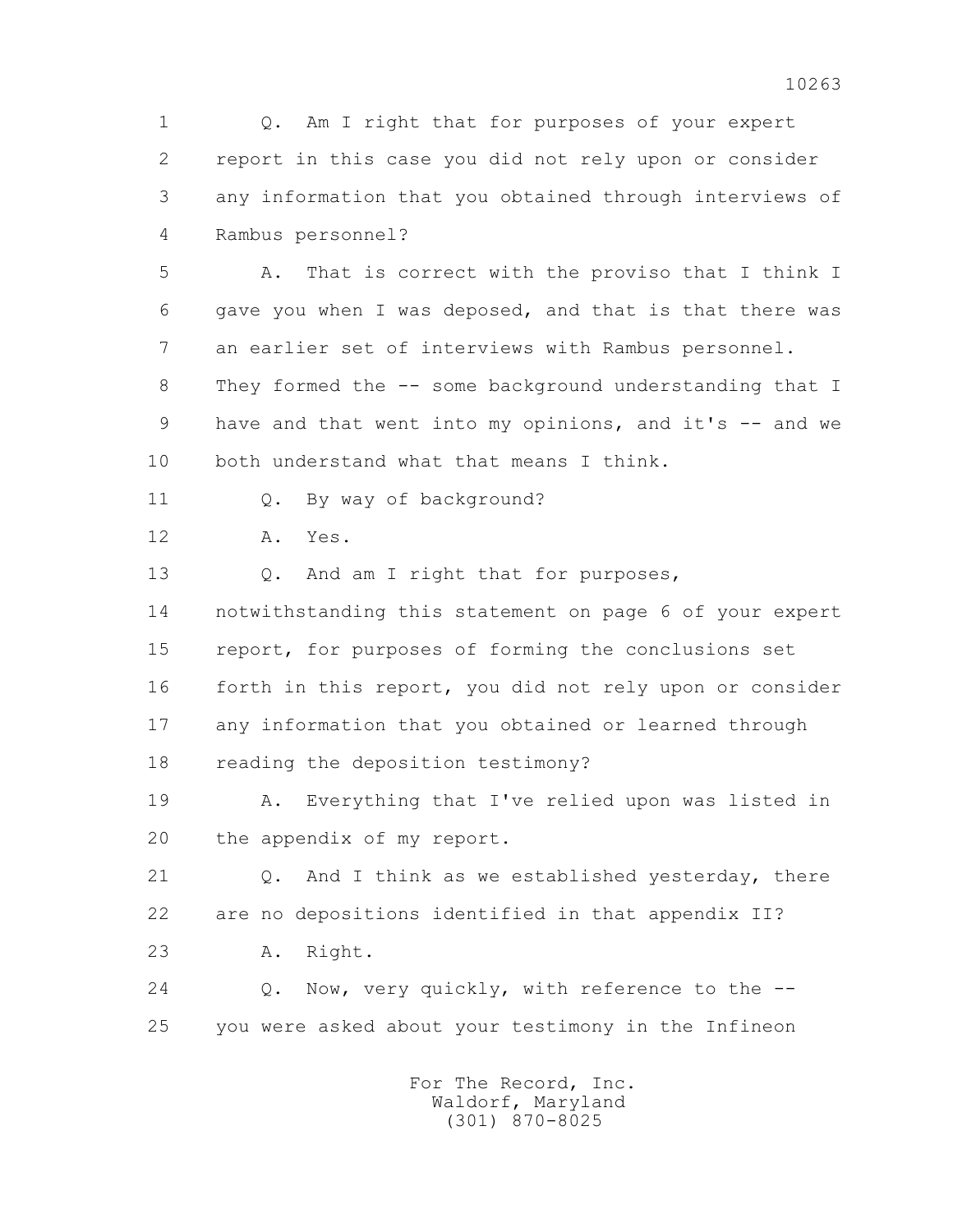1 Q. Am I right that for purposes of your expert
2 report in this case you did not rely upon or consider
3 any information that you obtained through interviews of
4 Rambus personnel?

5 A. That is correct with the proviso that I think I
6 gave you when I was deposed, and that is that there was
7 an earlier set of interviews with Rambus personnel.
8 They formed the -- some background understanding that I
9 have and that went into my opinions, and it's -- and we
10 both understand what that means I think.

11 Q. By way of background?

12 A. Yes.

13 Q. And am I right that for purposes,
14 notwithstanding this statement on page 6 of your expert
15 report, for purposes of forming the conclusions set
16 forth in this report, you did not rely upon or consider
17 any information that you obtained or learned through
18 reading the deposition testimony?

19 A. Everything that I've relied upon was listed in
20 the appendix of my report.

21 Q. And I think as we established yesterday, there
22 are no depositions identified in that appendix II?

23 A. Right.

24 Q. Now, very quickly, with reference to the --
25 you were asked about your testimony in the Infineon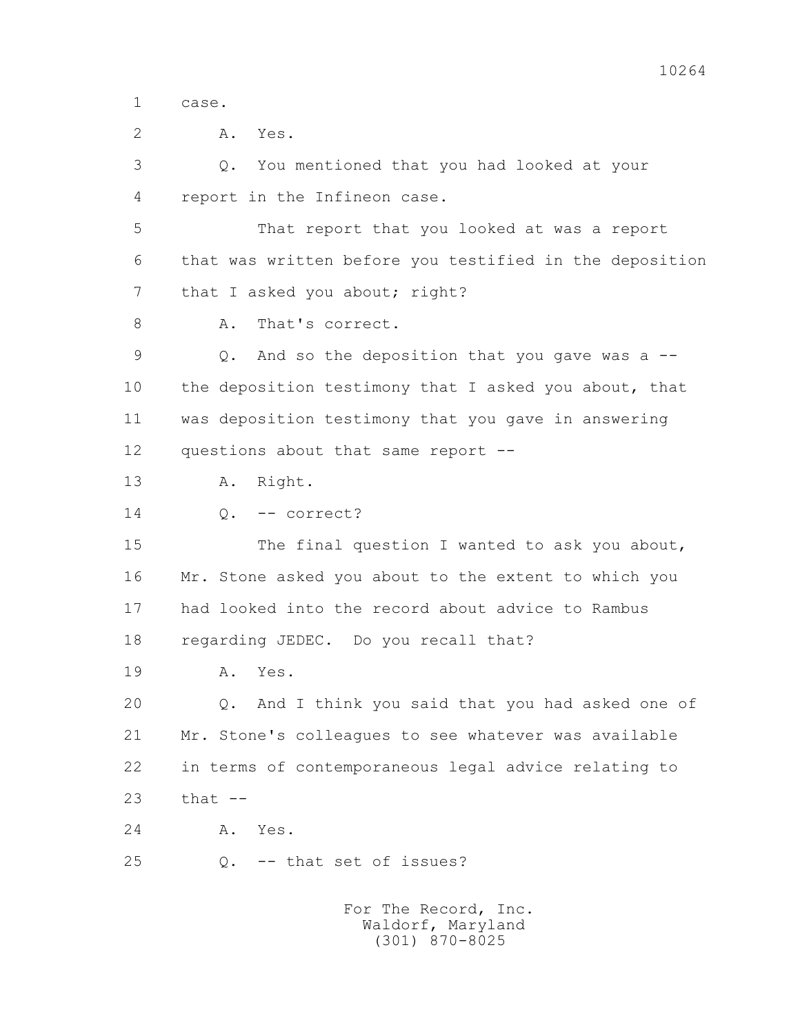1 case.

2 A. Yes.

3 Q. You mentioned that you had looked at your

4 report in the Infineon case.

5 That report that you looked at was a report

6 that was written before you testified in the deposition

7 that I asked you about; right?

8 A. That's correct.

9 Q. And so the deposition that you gave was a --

10 the deposition testimony that I asked you about, that

11 was deposition testimony that you gave in answering

12 questions about that same report --

13 A. Right.

14 Q. -- correct?

15 The final question I wanted to ask you about,

16 Mr. Stone asked you about to the extent to which you

17 had looked into the record about advice to Rambus

18 regarding JEDEC. Do you recall that?

19 A. Yes.

20 Q. And I think you said that you had asked one of

21 Mr. Stone's colleagues to see whatever was available

22 in terms of contemporaneous legal advice relating to

23 that --

24 A. Yes.

25 Q. -- that set of issues?

For The Record, Inc.
Waldorf, Maryland
(301) 870-8025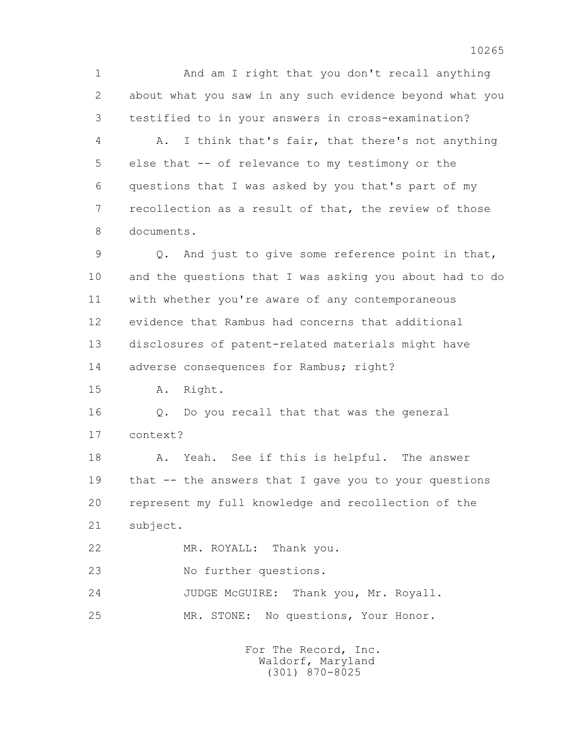1 And am I right that you don't recall anything
2 about what you saw in any such evidence beyond what you
3 testified to in your answers in cross-examination?
4 A. I think that's fair, that there's not anything
5 else that -- of relevance to my testimony or the
6 questions that I was asked by you that's part of my
7 recollection as a result of that, the review of those
8 documents.
9 Q. And just to give some reference point in that,
10 and the questions that I was asking you about had to do
11 with whether you're aware of any contemporaneous
12 evidence that Rambus had concerns that additional
13 disclosures of patent-related materials might have
14 adverse consequences for Rambus; right?
15 A. Right.
16 Q. Do you recall that that was the general
17 context?
18 A. Yeah. See if this is helpful. The answer
19 that -- the answers that I gave you to your questions
20 represent my full knowledge and recollection of the
21 subject.
22 MR. ROYALL: Thank you.
23 No further questions.
24 JUDGE McGUIRE: Thank you, Mr. Royall.
25 MR. STONE: No questions, Your Honor.

For The Record, Inc.
Waldorf, Maryland
(301) 870-8025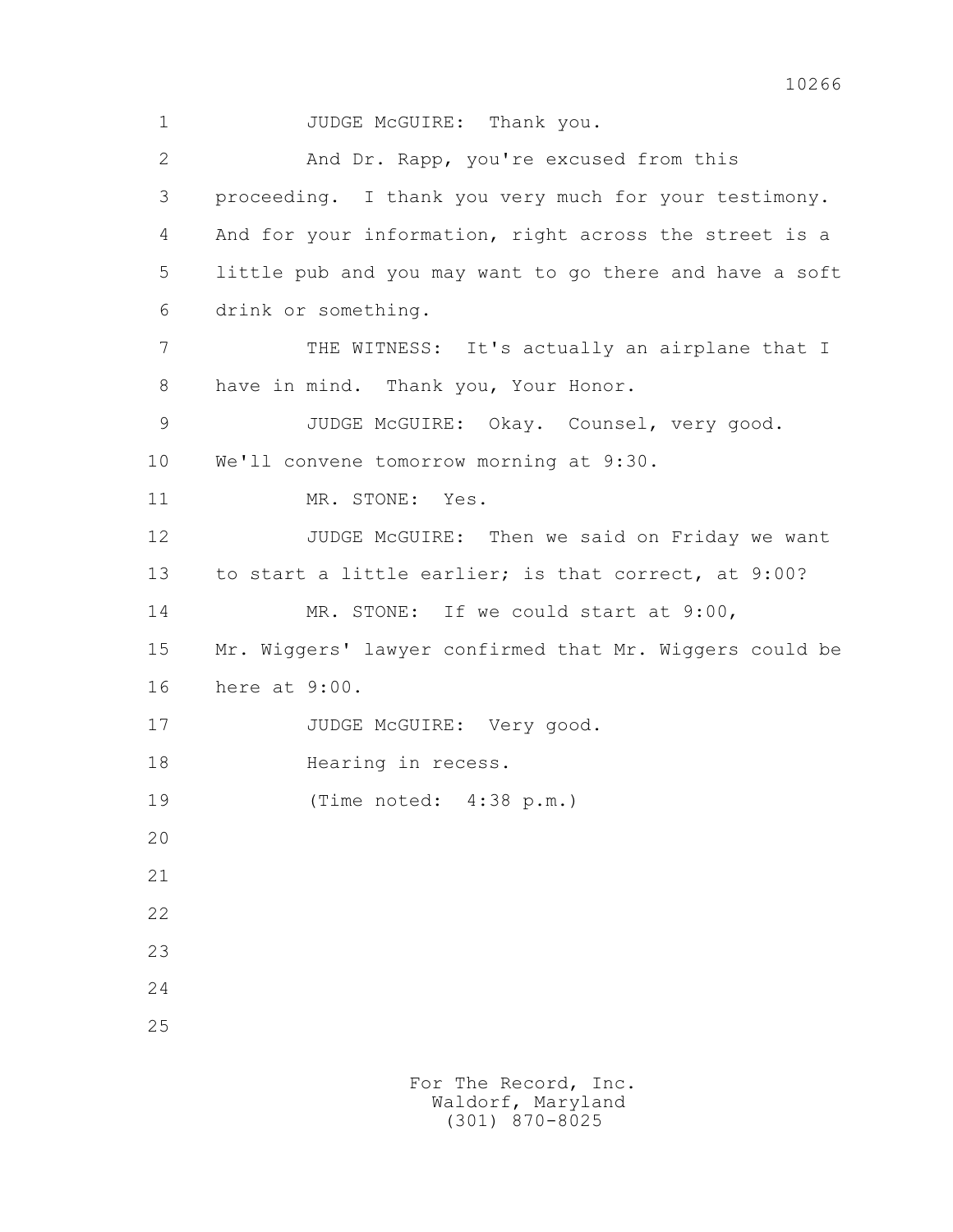JUDGE McGUIRE: Thank you.

And Dr. Rapp, you're excused from this proceeding. I thank you very much for your testimony. And for your information, right across the street is a little pub and you may want to go there and have a soft drink or something.

THE WITNESS: It's actually an airplane that I have in mind. Thank you, Your Honor.

JUDGE McGUIRE: Okay. Counsel, very good. We'll convene tomorrow morning at 9:30.

MR. STONE: Yes.

JUDGE McGUIRE: Then we said on Friday we want to start a little earlier; is that correct, at 9:00?

MR. STONE: If we could start at 9:00, Mr. Wiggers' lawyer confirmed that Mr. Wiggers could be here at 9:00.

JUDGE McGUIRE: Very good.

Hearing in recess.

(Time noted: 4:38 p.m.)

For The Record, Inc.
Waldorf, Maryland
(301) 870-8025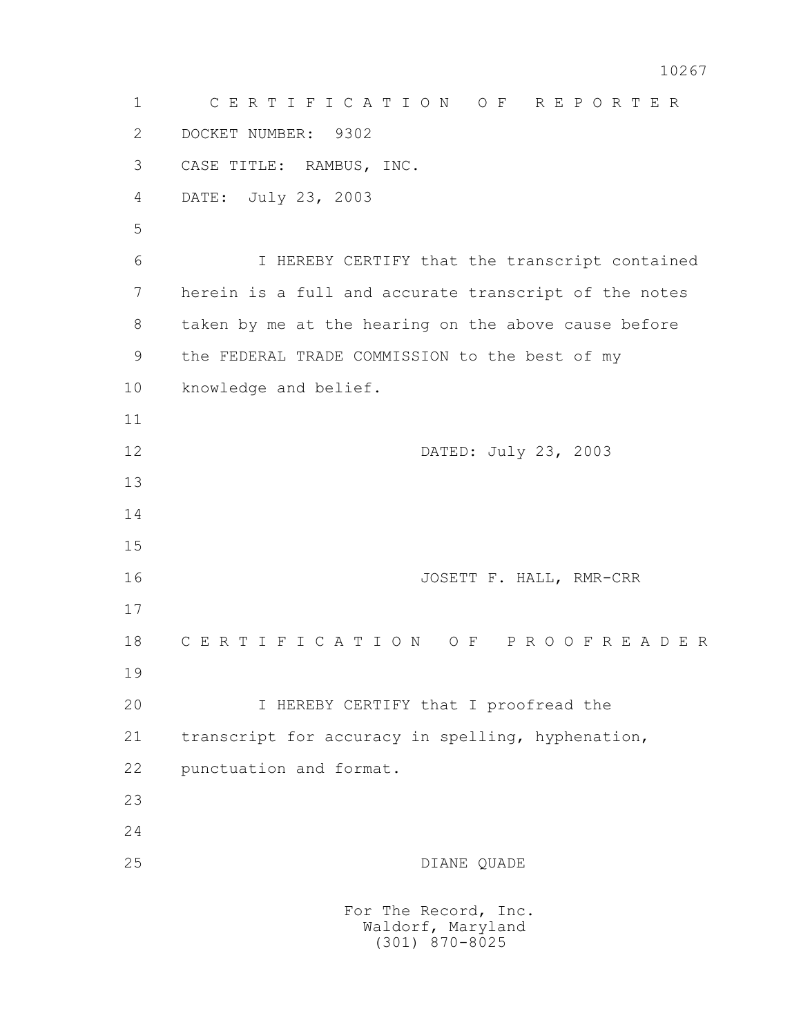# C E R T I F I C A T I O N   O F   R E P O R T E R

DOCKET NUMBER: 9302

CASE TITLE: RAMBUS, INC.

DATE: July 23, 2003

I HEREBY CERTIFY that the transcript contained herein is a full and accurate transcript of the notes taken by me at the hearing on the above cause before the FEDERAL TRADE COMMISSION to the best of my knowledge and belief.

DATED: July 23, 2003

JOSETT F. HALL, RMR-CRR

# C E R T I F I C A T I O N   O F   P R O O F R E A D E R

I HEREBY CERTIFY that I proofread the transcript for accuracy in spelling, hyphenation, punctuation and format.

DIANE QUADE

For The Record, Inc.
Waldorf, Maryland
(301) 870-8025